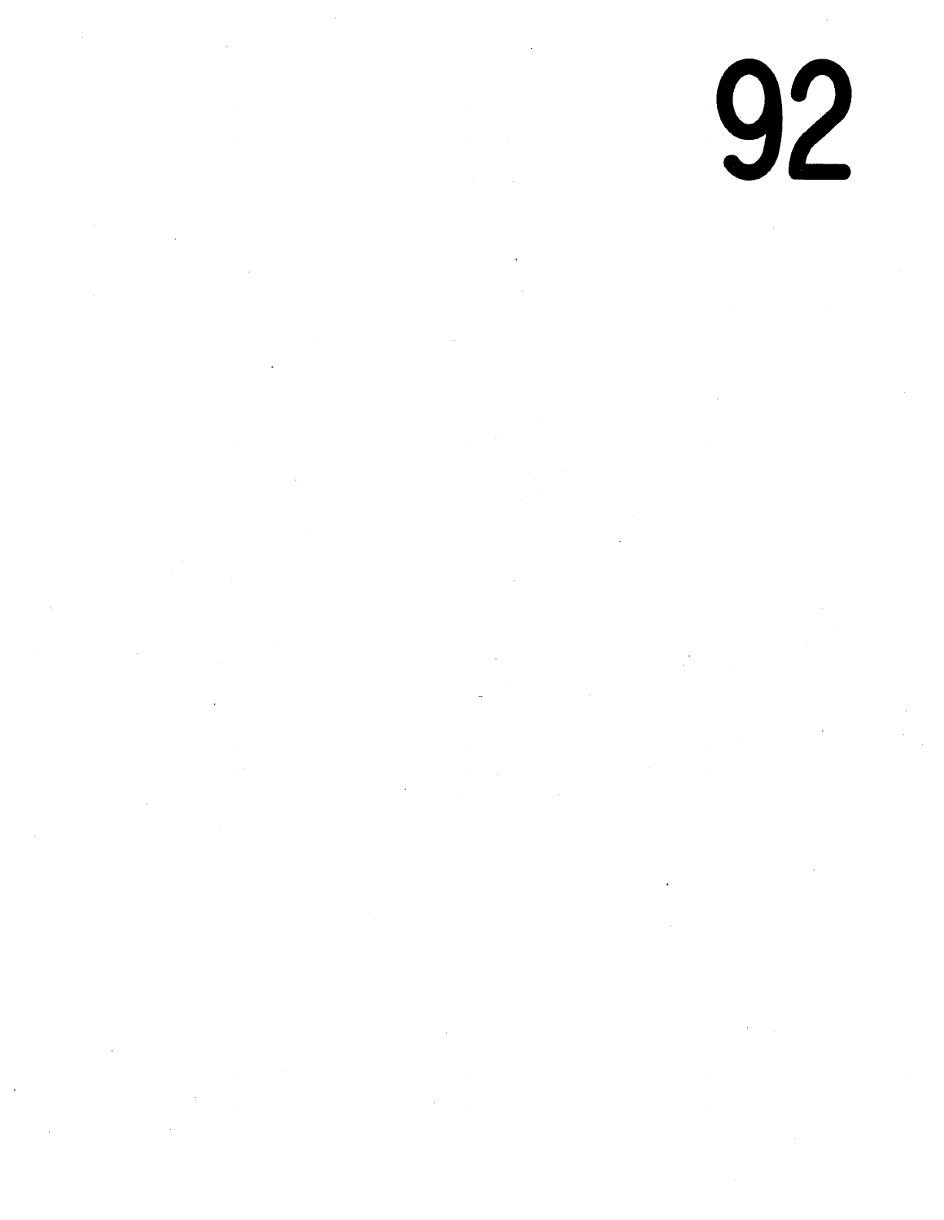# 92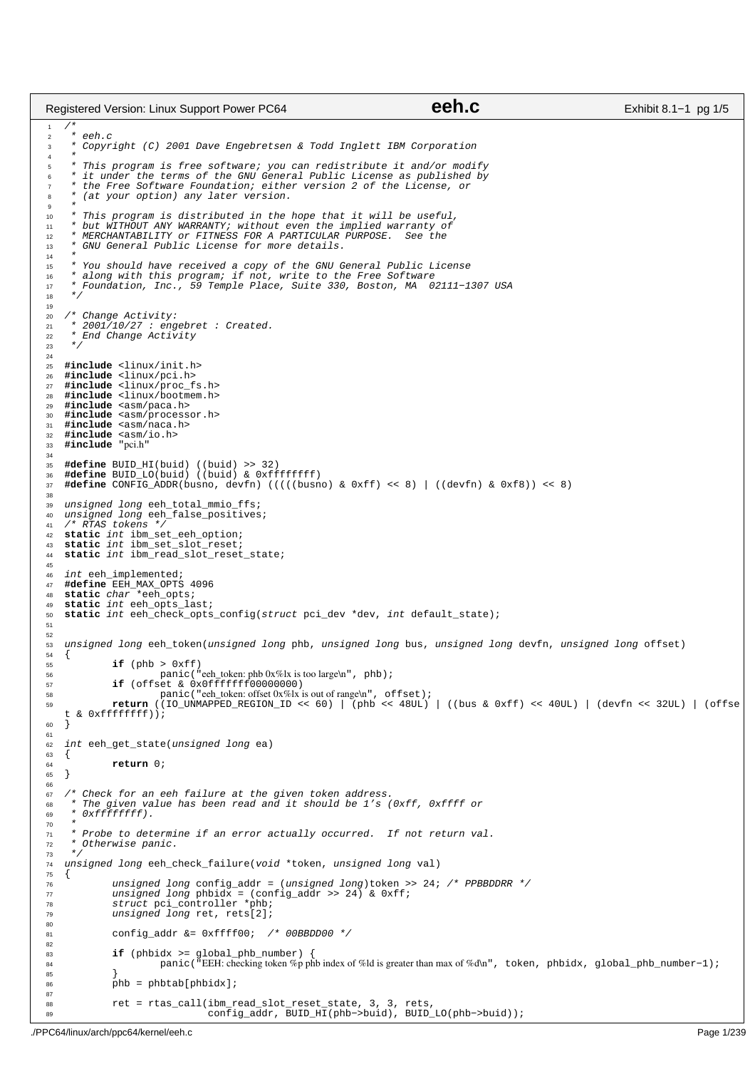```c
/*
 * eeh.c
 * Copyright (C) 2001 Dave Engebretsen & Todd Inglett IBM Corporation
 *
 * This program is free software; you can redistribute it and/or modify
 * it under the terms of the GNU General Public License as published by
 * the Free Software Foundation; either version 2 of the License, or
 * (at your option) any later version.
 *
 * This program is distributed in the hope that it will be useful,
 * but WITHOUT ANY WARRANTY; without even the implied warranty of
 * MERCHANTABILITY or FITNESS FOR A PARTICULAR PURPOSE.  See the
 * GNU General Public License for more details.
 *
 * You should have received a copy of the GNU General Public License
 * along with this program; if not, write to the Free Software
 * Foundation, Inc., 59 Temple Place, Suite 330, Boston, MA  02111-1307 USA
 */

/* Change Activity:
 * 2001/10/27 : engebret : Created.
 * End Change Activity
 */

#include <linux/init.h>
#include <linux/pci.h>
#include <linux/proc_fs.h>
#include <linux/bootmem.h>
#include <asm/paca.h>
#include <asm/processor.h>
#include <asm/naca.h>
#include <asm/io.h>
#include "pci.h"

#define BUID_HI(buid) ((buid) >> 32)
#define BUID_LO(buid) ((buid) & 0xffffffff)
#define CONFIG_ADDR(busno, devfn) (((((busno) & 0xff) << 8) | ((devfn) & 0xf8)) << 8)

unsigned long eeh_total_mmio_ffs;
unsigned long eeh_false_positives;
/* RTAS tokens */
static int ibm_set_eeh_option;
static int ibm_set_slot_reset;
static int ibm_read_slot_reset_state;

int eeh_implemented;
#define EEH_MAX_OPTS 4096
static char *eeh_opts;
static int eeh_opts_last;
static int eeh_check_opts_config(struct pci_dev *dev, int default_state);


unsigned long eeh_token(unsigned long phb, unsigned long bus, unsigned long devfn, unsigned long offset)
{
	if (phb > 0xff)
		panic("eeh_token: phb 0x%lx is too large\n", phb);
	if (offset & 0x0fffffff00000000)
		panic("eeh_token: offset 0x%lx is out of range\n", offset);
	return ((IO_UNMAPPED_REGION_ID << 60) | (phb << 48UL) | ((bus & 0xff) << 40UL) | (devfn << 32UL) | (offset & 0xffffffff));
}

int eeh_get_state(unsigned long ea)
{
	return 0;
}

/* Check for an eeh failure at the given token address.
 * The given value has been read and it should be 1's (0xff, 0xffff or
 * 0xffffffff).
 *
 * Probe to determine if an error actually occurred.  If not return val.
 * Otherwise panic.
 */
unsigned long eeh_check_failure(void *token, unsigned long val)
{
	unsigned long config_addr = (unsigned long)token >> 24; /* PPBBDDRR */
	unsigned long phbidx = (config_addr >> 24) & 0xff;
	struct pci_controller *phb;
	unsigned long ret, rets[2];

	config_addr &= 0xffff00;  /* 00BBDD00 */

	if (phbidx >= global_phb_number) {
		panic("EEH: checking token %p phb index of %ld is greater than max of %d\n", token, phbidx, global_phb_number-1);
	}
	phb = phbtab[phbidx];

	ret = rtas_call(ibm_read_slot_reset_state, 3, 3, rets,
			config_addr, BUID_HI(phb->buid), BUID_LO(phb->buid));
```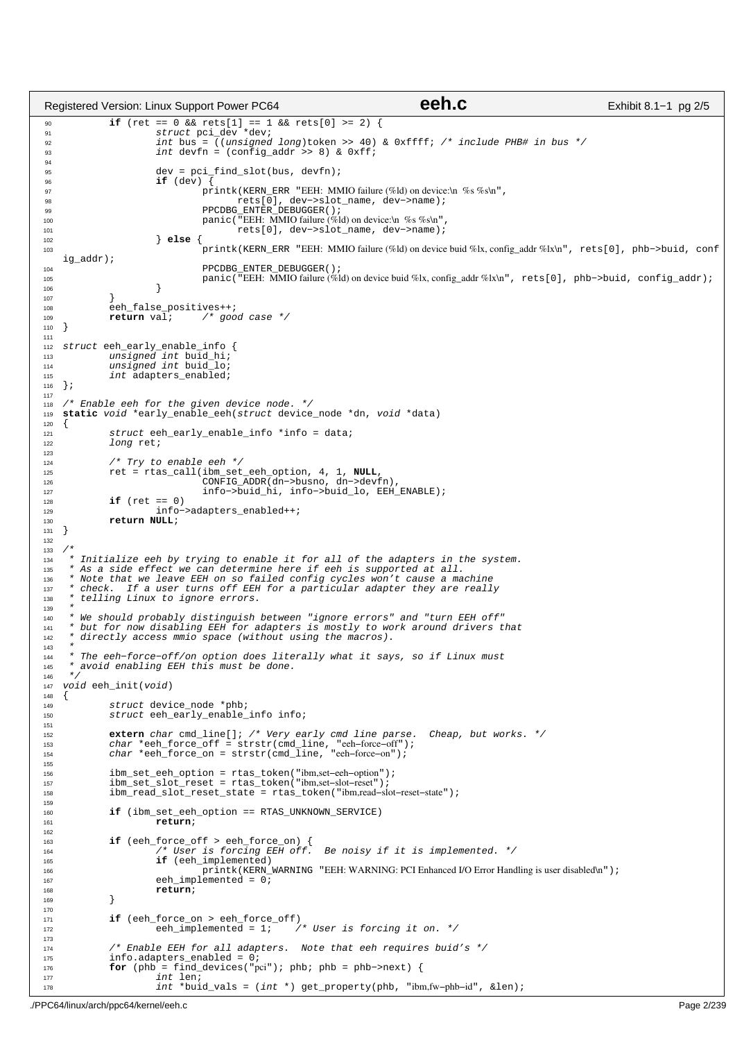```c
	if (ret == 0 && rets[1] == 1 && rets[0] >= 2) {
		struct pci_dev *dev;
		int bus = ((unsigned long)token >> 40) & 0xffff; /* include PHB# in bus */
		int devfn = (config_addr >> 8) & 0xff;

		dev = pci_find_slot(bus, devfn);
		if (dev) {
			printk(KERN_ERR "EEH: MMIO failure (%ld) on device:\n  %s %s\n",
			       rets[0], dev->slot_name, dev->name);
			PPCDBG_ENTER_DEBUGGER();
			panic("EEH: MMIO failure (%ld) on device:\n  %s %s\n",
			      rets[0], dev->slot_name, dev->name);
		} else {
			printk(KERN_ERR "EEH: MMIO failure (%ld) on device buid %lx, config_addr %lx\n", rets[0], phb->buid, config_addr);
			PPCDBG_ENTER_DEBUGGER();
			panic("EEH: MMIO failure (%ld) on device buid %lx, config_addr %lx\n", rets[0], phb->buid, config_addr);
		}
	}
	eeh_false_positives++;
	return val;	/* good case */
}

struct eeh_early_enable_info {
	unsigned int buid_hi;
	unsigned int buid_lo;
	int adapters_enabled;
};

/* Enable eeh for the given device node. */
static void *early_enable_eeh(struct device_node *dn, void *data)
{
	struct eeh_early_enable_info *info = data;
	long ret;

	/* Try to enable eeh */
	ret = rtas_call(ibm_set_eeh_option, 4, 1, NULL,
			CONFIG_ADDR(dn->busno, dn->devfn),
			info->buid_hi, info->buid_lo, EEH_ENABLE);
	if (ret == 0)
		info->adapters_enabled++;
	return NULL;
}

/*
 * Initialize eeh by trying to enable it for all of the adapters in the system.
 * As a side effect we can determine here if eeh is supported at all.
 * Note that we leave EEH on so failed config cycles won't cause a machine
 * check.  If a user turns off EEH for a particular adapter they are really
 * telling Linux to ignore errors.
 *
 * We should probably distinguish between "ignore errors" and "turn EEH off"
 * but for now disabling EEH for adapters is mostly to work around drivers that
 * directly access mmio space (without using the macros).
 *
 * The eeh-force-off/on option does literally what it says, so if Linux must
 * avoid enabling EEH this must be done.
 */
void eeh_init(void)
{
	struct device_node *phb;
	struct eeh_early_enable_info info;

	extern char cmd_line[]; /* Very early cmd line parse.  Cheap, but works. */
	char *eeh_force_off = strstr(cmd_line, "eeh-force-off");
	char *eeh_force_on = strstr(cmd_line, "eeh-force-on");

	ibm_set_eeh_option = rtas_token("ibm,set-eeh-option");
	ibm_set_slot_reset = rtas_token("ibm,set-slot-reset");
	ibm_read_slot_reset_state = rtas_token("ibm,read-slot-reset-state");

	if (ibm_set_eeh_option == RTAS_UNKNOWN_SERVICE)
		return;

	if (eeh_force_off > eeh_force_on) {
		/* User is forcing EEH off.  Be noisy if it is implemented. */
		if (eeh_implemented)
			printk(KERN_WARNING "EEH: WARNING: PCI Enhanced I/O Error Handling is user disabled\n");
		eeh_implemented = 0;
		return;
	}

	if (eeh_force_on > eeh_force_off)
		eeh_implemented = 1;	/* User is forcing it on. */

	/* Enable EEH for all adapters.  Note that eeh requires buid's */
	info.adapters_enabled = 0;
	for (phb = find_devices("pci"); phb; phb = phb->next) {
		int len;
		int *buid_vals = (int *) get_property(phb, "ibm,fw-phb-id", &len);
```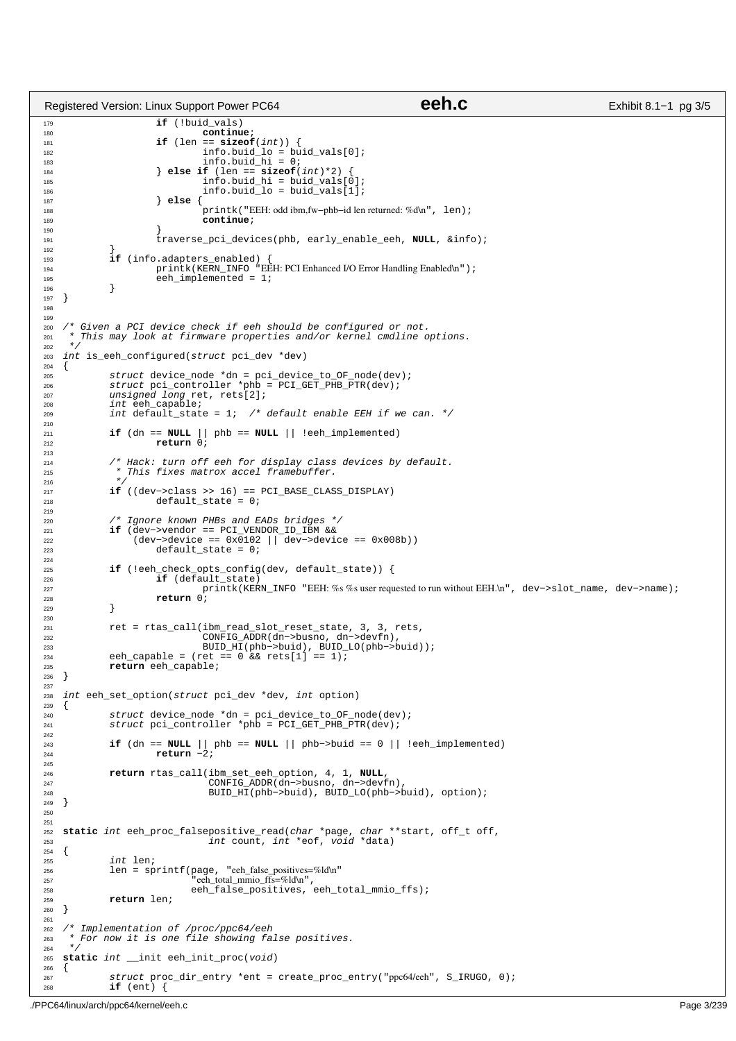```c
		if (!buid_vals)
			continue;
		if (len == sizeof(int)) {
			info.buid_lo = buid_vals[0];
			info.buid_hi = 0;
		} else if (len == sizeof(int)*2) {
			info.buid_hi = buid_vals[0];
			info.buid_lo = buid_vals[1];
		} else {
			printk("EEH: odd ibm,fw-phb-id len returned: %d\n", len);
			continue;
		}
		traverse_pci_devices(phb, early_enable_eeh, NULL, &info);
	}
	if (info.adapters_enabled) {
		printk(KERN_INFO "EEH: PCI Enhanced I/O Error Handling Enabled\n");
		eeh_implemented = 1;
	}
}


/* Given a PCI device check if eeh should be configured or not.
 * This may look at firmware properties and/or kernel cmdline options.
 */
int is_eeh_configured(struct pci_dev *dev)
{
	struct device_node *dn = pci_device_to_OF_node(dev);
	struct pci_controller *phb = PCI_GET_PHB_PTR(dev);
	unsigned long ret, rets[2];
	int eeh_capable;
	int default_state = 1;  /* default enable EEH if we can. */

	if (dn == NULL || phb == NULL || !eeh_implemented)
		return 0;

	/* Hack: turn off eeh for display class devices by default.
	 * This fixes matrox accel framebuffer.
	 */
	if ((dev->class >> 16) == PCI_BASE_CLASS_DISPLAY)
		default_state = 0;

	/* Ignore known PHBs and EADs bridges */
	if (dev->vendor == PCI_VENDOR_ID_IBM &&
	    (dev->device == 0x0102 || dev->device == 0x008b))
		default_state = 0;

	if (!eeh_check_opts_config(dev, default_state)) {
		if (default_state)
			printk(KERN_INFO "EEH: %s %s user requested to run without EEH.\n", dev->slot_name, dev->name);
		return 0;
	}

	ret = rtas_call(ibm_read_slot_reset_state, 3, 3, rets,
			CONFIG_ADDR(dn->busno, dn->devfn),
			BUID_HI(phb->buid), BUID_LO(phb->buid));
	eeh_capable = (ret == 0 && rets[1] == 1);
	return eeh_capable;
}

int eeh_set_option(struct pci_dev *dev, int option)
{
	struct device_node *dn = pci_device_to_OF_node(dev);
	struct pci_controller *phb = PCI_GET_PHB_PTR(dev);

	if (dn == NULL || phb == NULL || phb->buid == 0 || !eeh_implemented)
		return -2;

	return rtas_call(ibm_set_eeh_option, 4, 1, NULL,
			 CONFIG_ADDR(dn->busno, dn->devfn),
			 BUID_HI(phb->buid), BUID_LO(phb->buid), option);
}


static int eeh_proc_falsepositive_read(char *page, char **start, off_t off,
			 int count, int *eof, void *data)
{
	int len;
	len = sprintf(page, "eeh_false_positives=%ld\n"
		      "eeh_total_mmio_ffs=%ld\n",
		      eeh_false_positives, eeh_total_mmio_ffs);
	return len;
}

/* Implementation of /proc/ppc64/eeh
 * For now it is one file showing false positives.
 */
static int __init eeh_init_proc(void)
{
	struct proc_dir_entry *ent = create_proc_entry("ppc64/eeh", S_IRUGO, 0);
	if (ent) {
```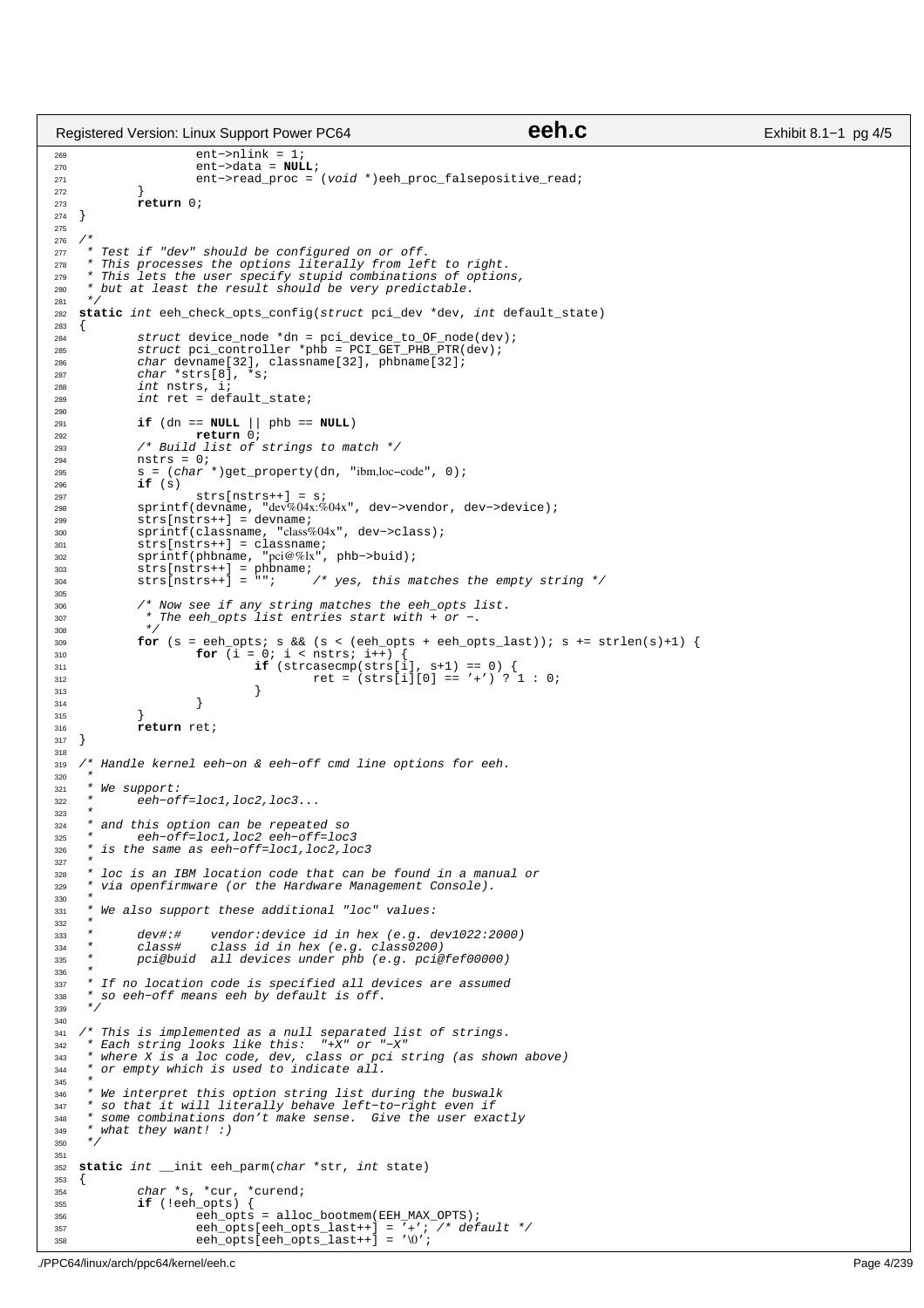```c
269                 ent->nlink = 1;
270                 ent->data = NULL;
271                 ent->read_proc = (void *)eeh_proc_falsepositive_read;
272         }
273         return 0;
274 }
275 
276 /*
277  * Test if "dev" should be configured on or off.
278  * This processes the options literally from left to right.
279  * This lets the user specify stupid combinations of options,
280  * but at least the result should be very predictable.
281  */
282 static int eeh_check_opts_config(struct pci_dev *dev, int default_state)
283 {
284         struct device_node *dn = pci_device_to_OF_node(dev);
285         struct pci_controller *phb = PCI_GET_PHB_PTR(dev);
286         char devname[32], classname[32], phbname[32];
287         char *strs[8], *s;
288         int nstrs, i;
289         int ret = default_state;
290 
291         if (dn == NULL || phb == NULL)
292                 return 0;
293         /* Build list of strings to match */
294         nstrs = 0;
295         s = (char *)get_property(dn, "ibm,loc-code", 0);
296         if (s)
297                 strs[nstrs++] = s;
298         sprintf(devname, "dev%04x:%04x", dev->vendor, dev->device);
299         strs[nstrs++] = devname;
300         sprintf(classname, "class%04x", dev->class);
301         strs[nstrs++] = classname;
302         sprintf(phbname, "pci@%lx", phb->buid);
303         strs[nstrs++] = phbname;
304         strs[nstrs++] = "";     /* yes, this matches the empty string */
305 
306         /* Now see if any string matches the eeh_opts list.
307          * The eeh_opts list entries start with + or -.
308          */
309         for (s = eeh_opts; s && (s < (eeh_opts + eeh_opts_last)); s += strlen(s)+1) {
310                 for (i = 0; i < nstrs; i++) {
311                         if (strcasecmp(strs[i], s+1) == 0) {
312                                 ret = (strs[i][0] == '+') ? 1 : 0;
313                         }
314                 }
315         }
316         return ret;
317 }
318 
319 /* Handle kernel eeh-on & eeh-off cmd line options for eeh.
320  *
321  * We support:
322  *      eeh-off=loc1,loc2,loc3...
323  *
324  * and this option can be repeated so
325  *      eeh-off=loc1,loc2 eeh-off=loc3
326  * is the same as eeh-off=loc1,loc2,loc3
327  *
328  * loc is an IBM location code that can be found in a manual or
329  * via openfirmware (or the Hardware Management Console).
330  *
331  * We also support these additional "loc" values:
332  *
333  *      dev#:#    vendor:device id in hex (e.g. dev1022:2000)
334  *      class#    class id in hex (e.g. class0200)
335  *      pci@buid  all devices under phb (e.g. pci@fef00000)
336  *
337  * If no location code is specified all devices are assumed
338  * so eeh-off means eeh by default is off.
339  */
340 
341 /* This is implemented as a null separated list of strings.
342  * Each string looks like this:  "+X" or "-X"
343  * where X is a loc code, dev, class or pci string (as shown above)
344  * or empty which is used to indicate all.
345  *
346  * We interpret this option string list during the buswalk
347  * so that it will literally behave left-to-right even if
348  * some combinations don't make sense.  Give the user exactly
349  * what they want! :)
350  */
351 
352 static int __init eeh_parm(char *str, int state)
353 {
354         char *s, *cur, *curend;
355         if (!eeh_opts) {
356                 eeh_opts = alloc_bootmem(EEH_MAX_OPTS);
357                 eeh_opts[eeh_opts_last++] = '+'; /* default */
358                 eeh_opts[eeh_opts_last++] = '\0';
```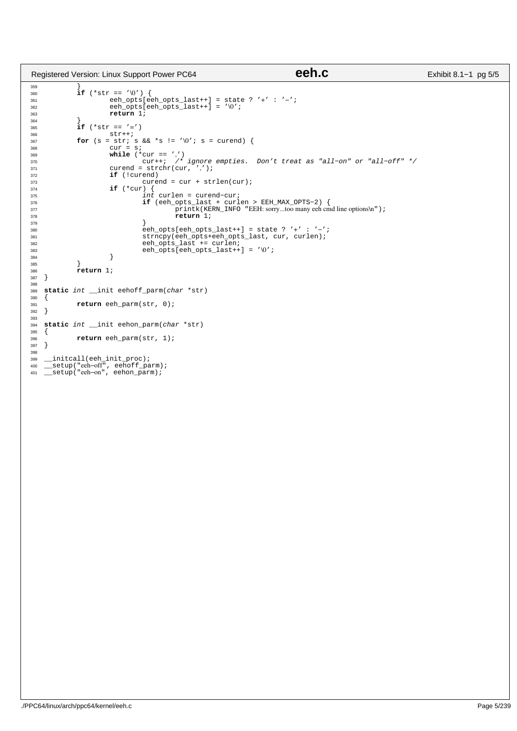```c
	}
	if (*str == '\0') {
		eeh_opts[eeh_opts_last++] = state ? '+' : '-';
		eeh_opts[eeh_opts_last++] = '\0';
		return 1;
	}
	if (*str == '=')
		str++;
	for (s = str; s && *s != '\0'; s = curend) {
		cur = s;
		while (*cur == ',')
			cur++;	/* ignore empties.  Don't treat as "all-on" or "all-off" */
		curend = strchr(cur, ',');
		if (!curend)
			curend = cur + strlen(cur);
		if (*cur) {
			int curlen = curend-cur;
			if (eeh_opts_last + curlen > EEH_MAX_OPTS-2) {
				printk(KERN_INFO "EEH: sorry...too many eeh cmd line options\n");
				return 1;
			}
			eeh_opts[eeh_opts_last++] = state ? '+' : '-';
			strncpy(eeh_opts+eeh_opts_last, cur, curlen);
			eeh_opts_last += curlen;
			eeh_opts[eeh_opts_last++] = '\0';
		}
	}
	return 1;
}

static int __init eehoff_parm(char *str)
{
	return eeh_parm(str, 0);
}

static int __init eehon_parm(char *str)
{
	return eeh_parm(str, 1);
}

__initcall(eeh_init_proc);
__setup("eeh-off", eehoff_parm);
__setup("eeh-on", eehon_parm);
```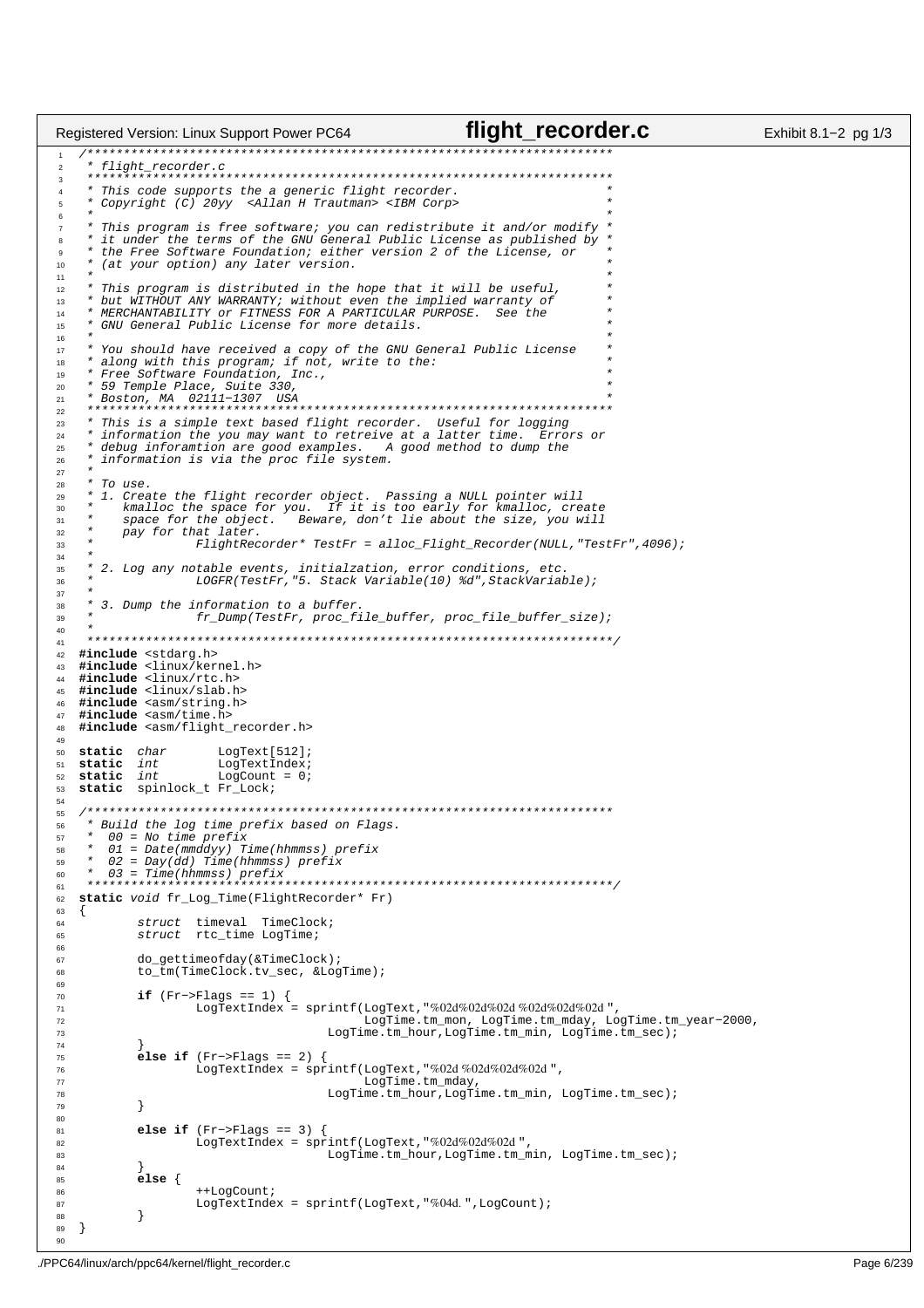```c
/**********************************************************************
 * flight_recorder.c
 **********************************************************************
 * This code supports the a generic flight recorder.                  *
 * Copyright (C) 20yy  <Allan H Trautman> <IBM Corp>                  *
 *                                                                    *
 * This program is free software; you can redistribute it and/or modify *
 * it under the terms of the GNU General Public License as published by *
 * the Free Software Foundation; either version 2 of the License, or    *
 * (at your option) any later version.                                *
 *                                                                    *
 * This program is distributed in the hope that it will be useful,    *
 * but WITHOUT ANY WARRANTY; without even the implied warranty of     *
 * MERCHANTABILITY or FITNESS FOR A PARTICULAR PURPOSE.  See the      *
 * GNU General Public License for more details.                       *
 *                                                                    *
 * You should have received a copy of the GNU General Public License  *
 * along with this program; if not, write to the:                     *
 * Free Software Foundation, Inc.,                                    *
 * 59 Temple Place, Suite 330,                                        *
 * Boston, MA  02111-1307  USA                                        *
 **********************************************************************
 * This is a simple text based flight recorder.  Useful for logging
 * information the you may want to retreive at a latter time.  Errors or
 * debug inforamtion are good examples.   A good method to dump the
 * information is via the proc file system.
 *
 * To use.
 * 1. Create the flight recorder object.  Passing a NULL pointer will
 *    kmalloc the space for you.  If it is too early for kmalloc, create
 *    space for the object.   Beware, don't lie about the size, you will
 *    pay for that later.
 *              FlightRecorder* TestFr = alloc_Flight_Recorder(NULL,"TestFr",4096);
 *
 * 2. Log any notable events, initialzation, error conditions, etc.
 *              LOGFR(TestFr,"5. Stack Variable(10) %d",StackVariable);
 *
 * 3. Dump the information to a buffer.
 *              fr_Dump(TestFr, proc_file_buffer, proc_file_buffer_size);
 *
 **********************************************************************/
#include <stdarg.h>
#include <linux/kernel.h>
#include <linux/rtc.h>
#include <linux/slab.h>
#include <asm/string.h>
#include <asm/time.h>
#include <asm/flight_recorder.h>

static  char        LogText[512];
static  int         LogTextIndex;
static  int         LogCount = 0;
static  spinlock_t Fr_Lock;

/**********************************************************************
 * Build the log time prefix based on Flags.
 *  00 = No time prefix
 *  01 = Date(mmddyy) Time(hhmmss) prefix
 *  02 = Day(dd) Time(hhmmss) prefix
 *  03 = Time(hhmmss) prefix
 **********************************************************************/
static void fr_Log_Time(FlightRecorder* Fr)
{
        struct  timeval  TimeClock;
        struct  rtc_time LogTime;

        do_gettimeofday(&TimeClock);
        to_tm(TimeClock.tv_sec, &LogTime);

        if (Fr->Flags == 1) {
                LogTextIndex = sprintf(LogText,"%02d%02d%02d %02d%02d%02d ",
                                   LogTime.tm_mon, LogTime.tm_mday, LogTime.tm_year-2000,
                              LogTime.tm_hour,LogTime.tm_min, LogTime.tm_sec);
        }
        else if (Fr->Flags == 2) {
                LogTextIndex = sprintf(LogText,"%02d %02d%02d%02d ",
                                   LogTime.tm_mday,
                              LogTime.tm_hour,LogTime.tm_min, LogTime.tm_sec);
        }

        else if (Fr->Flags == 3) {
                LogTextIndex = sprintf(LogText,"%02d%02d%02d ",
                              LogTime.tm_hour,LogTime.tm_min, LogTime.tm_sec);
        }
        else {
                ++LogCount;
                LogTextIndex = sprintf(LogText,"%04d. ",LogCount);
        }
}

```

./PPC64/linux/arch/ppc64/kernel/flight_recorder.c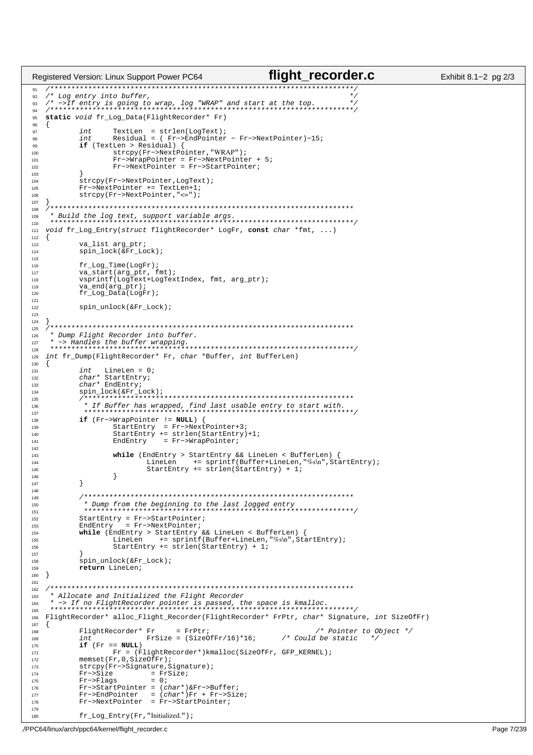```c
/***********************************************************************/
/* Log entry into buffer,                                              */
/* ->If entry is going to wrap, log "WRAP" and start at the top.       */
/***********************************************************************/
static void fr_Log_Data(FlightRecorder* Fr)
{
	int	TextLen  = strlen(LogText);
	int	Residual = ( Fr->EndPointer - Fr->NextPointer)-15;
	if (TextLen > Residual) {
		strcpy(Fr->NextPointer,"WRAP");
		Fr->WrapPointer = Fr->NextPointer + 5;
		Fr->NextPointer = Fr->StartPointer;

	}
	strcpy(Fr->NextPointer,LogText);
	Fr->NextPointer += TextLen+1;
	strcpy(Fr->NextPointer,"<=");
}
/************************************************************************
 * Build the log text, support variable args.
 ***********************************************************************/
void fr_Log_Entry(struct flightRecorder* LogFr, const char *fmt, ...)
{
	va_list arg_ptr;
	spin_lock(&Fr_Lock);

	fr_Log_Time(LogFr);
	va_start(arg_ptr, fmt);
	vsprintf(LogText+LogTextIndex, fmt, arg_ptr);
	va_end(arg_ptr);
	fr_Log_Data(LogFr);

	spin_unlock(&Fr_Lock);

}
/************************************************************************
 * Dump Flight Recorder into buffer.
 * -> Handles the buffer wrapping.
 ***********************************************************************/
int fr_Dump(FlightRecorder* Fr, char *Buffer, int BufferLen)
{
	int   LineLen = 0;
	char* StartEntry;
	char* EndEntry;
	spin_lock(&Fr_Lock);
	/****************************************************************
	 * If Buffer has wrapped, find last usable entry to start with.
	 ***************************************************************/
	if (Fr->WrapPointer != NULL) {
		StartEntry  = Fr->NextPointer+3;
		StartEntry += strlen(StartEntry)+1;
		EndEntry    = Fr->WrapPointer;

		while (EndEntry > StartEntry && LineLen < BufferLen) {
			LineLen    += sprintf(Buffer+LineLen,"%s\n",StartEntry);
			StartEntry += strlen(StartEntry) + 1;
		}
	}

	/****************************************************************
	 * Dump from the beginning to the last logged entry
	 ***************************************************************/
	StartEntry = Fr->StartPointer;
	EndEntry   = Fr->NextPointer;
	while (EndEntry > StartEntry && LineLen < BufferLen) {
		LineLen    += sprintf(Buffer+LineLen,"%s\n",StartEntry);
		StartEntry += strlen(StartEntry) + 1;
	}
	spin_unlock(&Fr_Lock);
	return LineLen;
}

/************************************************************************
 * Allocate and Initialized the Flight Recorder
 * -> If no FlightRecorder pointer is passed, the space is kmalloc.
 ***********************************************************************/
FlightRecorder* alloc_Flight_Recorder(FlightRecorder* FrPtr, char* Signature, int SizeOfFr)
{
	FlightRecorder* Fr     = FrPtr;                          /* Pointer to Object */
	int             FrSize = (SizeOfFr/16)*16;      /* Could be static   */
	if (Fr == NULL)
		Fr = (FlightRecorder*)kmalloc(SizeOfFr, GFP_KERNEL);
	memset(Fr,0,SizeOfFr);
	strcpy(Fr->Signature,Signature);
	Fr->Size         = FrSize;
	Fr->Flags        = 0;
	Fr->StartPointer = (char*)&Fr->Buffer;
	Fr->EndPointer   = (char*)Fr + Fr->Size;
	Fr->NextPointer  = Fr->StartPointer;

	fr_Log_Entry(Fr,"Initialized.");
```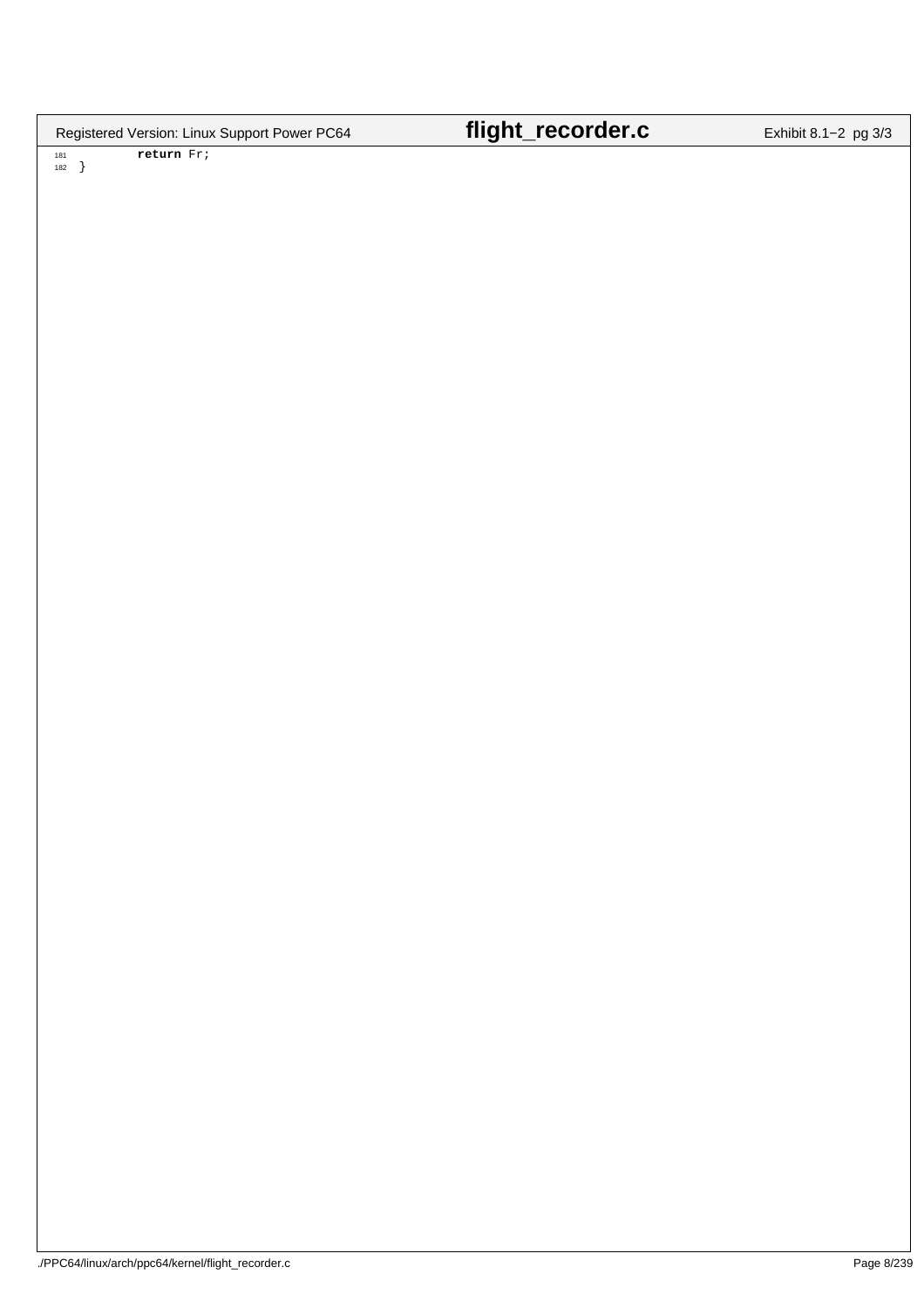```
181         return Fr;
182 }
```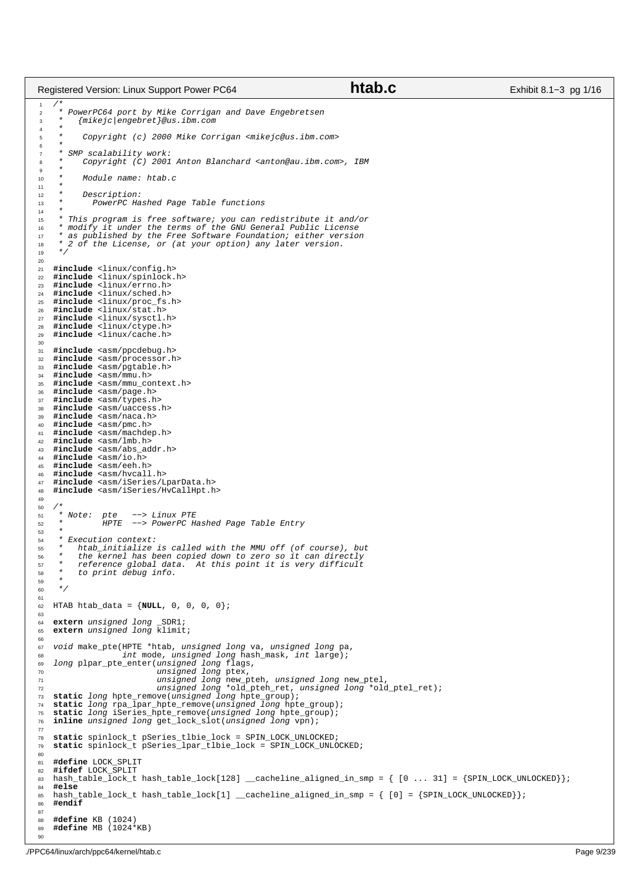```c
/*
 * PowerPC64 port by Mike Corrigan and Dave Engebretsen
 *   {mikejc|engebret}@us.ibm.com
 *
 *    Copyright (c) 2000 Mike Corrigan <mikejc@us.ibm.com>
 *
 * SMP scalability work:
 *    Copyright (C) 2001 Anton Blanchard <anton@au.ibm.com>, IBM
 *
 *    Module name: htab.c
 *
 *    Description:
 *      PowerPC Hashed Page Table functions
 *
 * This program is free software; you can redistribute it and/or
 * modify it under the terms of the GNU General Public License
 * as published by the Free Software Foundation; either version
 * 2 of the License, or (at your option) any later version.
 */

#include <linux/config.h>
#include <linux/spinlock.h>
#include <linux/errno.h>
#include <linux/sched.h>
#include <linux/proc_fs.h>
#include <linux/stat.h>
#include <linux/sysctl.h>
#include <linux/ctype.h>
#include <linux/cache.h>

#include <asm/ppcdebug.h>
#include <asm/processor.h>
#include <asm/pgtable.h>
#include <asm/mmu.h>
#include <asm/mmu_context.h>
#include <asm/page.h>
#include <asm/types.h>
#include <asm/uaccess.h>
#include <asm/naca.h>
#include <asm/pmc.h>
#include <asm/machdep.h>
#include <asm/lmb.h>
#include <asm/abs_addr.h>
#include <asm/io.h>
#include <asm/eeh.h>
#include <asm/hvcall.h>
#include <asm/iSeries/LparData.h>
#include <asm/iSeries/HvCallHpt.h>

/*
 * Note:  pte   --> Linux PTE
 *        HPTE  --> PowerPC Hashed Page Table Entry
 *
 * Execution context:
 *   htab_initialize is called with the MMU off (of course), but
 *   the kernel has been copied down to zero so it can directly
 *   reference global data.  At this point it is very difficult
 *   to print debug info.
 *
 */

HTAB htab_data = {NULL, 0, 0, 0, 0};

extern unsigned long _SDR1;
extern unsigned long klimit;

void make_pte(HPTE *htab, unsigned long va, unsigned long pa,
              int mode, unsigned long hash_mask, int large);
long plpar_pte_enter(unsigned long flags,
                     unsigned long ptex,
                     unsigned long new_pteh, unsigned long new_ptel,
                     unsigned long *old_pteh_ret, unsigned long *old_ptel_ret);
static long hpte_remove(unsigned long hpte_group);
static long rpa_lpar_hpte_remove(unsigned long hpte_group);
static long iSeries_hpte_remove(unsigned long hpte_group);
inline unsigned long get_lock_slot(unsigned long vpn);

static spinlock_t pSeries_tlbie_lock = SPIN_LOCK_UNLOCKED;
static spinlock_t pSeries_lpar_tlbie_lock = SPIN_LOCK_UNLOCKED;

#define LOCK_SPLIT
#ifdef LOCK_SPLIT
hash_table_lock_t hash_table_lock[128] __cacheline_aligned_in_smp = { [0 ... 31] = {SPIN_LOCK_UNLOCKED}};
#else
hash_table_lock_t hash_table_lock[1] __cacheline_aligned_in_smp = { [0] = {SPIN_LOCK_UNLOCKED}};
#endif

#define KB (1024)
#define MB (1024*KB)
```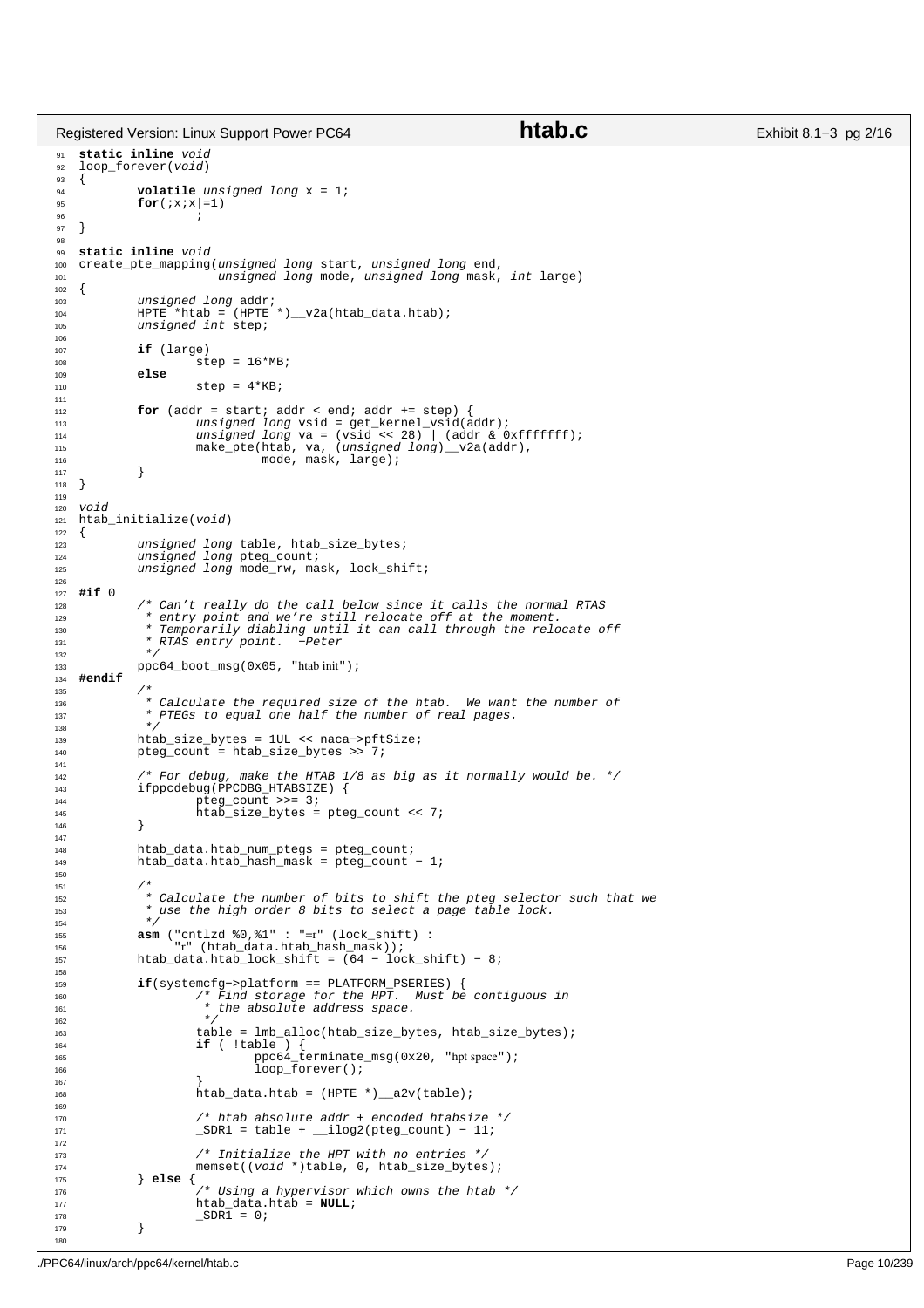```c
static inline void
loop_forever(void)
{
	volatile unsigned long x = 1;
	for(;x;x|=1)
		;
}

static inline void
create_pte_mapping(unsigned long start, unsigned long end,
		   unsigned long mode, unsigned long mask, int large)
{
	unsigned long addr;
	HPTE *htab = (HPTE *)__v2a(htab_data.htab);
	unsigned int step;

	if (large)
		step = 16*MB;
	else
		step = 4*KB;

	for (addr = start; addr < end; addr += step) {
		unsigned long vsid = get_kernel_vsid(addr);
		unsigned long va = (vsid << 28) | (addr & 0xfffffff);
		make_pte(htab, va, (unsigned long)__v2a(addr),
			 mode, mask, large);
	}
}

void
htab_initialize(void)
{
	unsigned long table, htab_size_bytes;
	unsigned long pteg_count;
	unsigned long mode_rw, mask, lock_shift;

#if 0
	/* Can't really do the call below since it calls the normal RTAS
	 * entry point and we're still relocate off at the moment.
	 * Temporarily diabling until it can call through the relocate off
	 * RTAS entry point.  -Peter
	 */
	ppc64_boot_msg(0x05, "htab init");
#endif
	/*
	 * Calculate the required size of the htab.  We want the number of
	 * PTEGs to equal one half the number of real pages.
	 */
	htab_size_bytes = 1UL << naca->pftSize;
	pteg_count = htab_size_bytes >> 7;

	/* For debug, make the HTAB 1/8 as big as it normally would be. */
	ifppcdebug(PPCDBG_HTABSIZE) {
		pteg_count >>= 3;
		htab_size_bytes = pteg_count << 7;
	}

	htab_data.htab_num_ptegs = pteg_count;
	htab_data.htab_hash_mask = pteg_count - 1;

	/*
	 * Calculate the number of bits to shift the pteg selector such that we
	 * use the high order 8 bits to select a page table lock.
	 */
	asm ("cntlzd %0,%1" : "=r" (lock_shift) :
	     "r" (htab_data.htab_hash_mask));
	htab_data.htab_lock_shift = (64 - lock_shift) - 8;

	if(systemcfg->platform == PLATFORM_PSERIES) {
		/* Find storage for the HPT.  Must be contiguous in
		 * the absolute address space.
		 */
		table = lmb_alloc(htab_size_bytes, htab_size_bytes);
		if ( !table ) {
			ppc64_terminate_msg(0x20, "hpt space");
			loop_forever();
		}
		htab_data.htab = (HPTE *)__a2v(table);

		/* htab absolute addr + encoded htabsize */
		_SDR1 = table + __ilog2(pteg_count) - 11;

		/* Initialize the HPT with no entries */
		memset((void *)table, 0, htab_size_bytes);
	} else {
		/* Using a hypervisor which owns the htab */
		htab_data.htab = NULL;
		_SDR1 = 0;
	}

```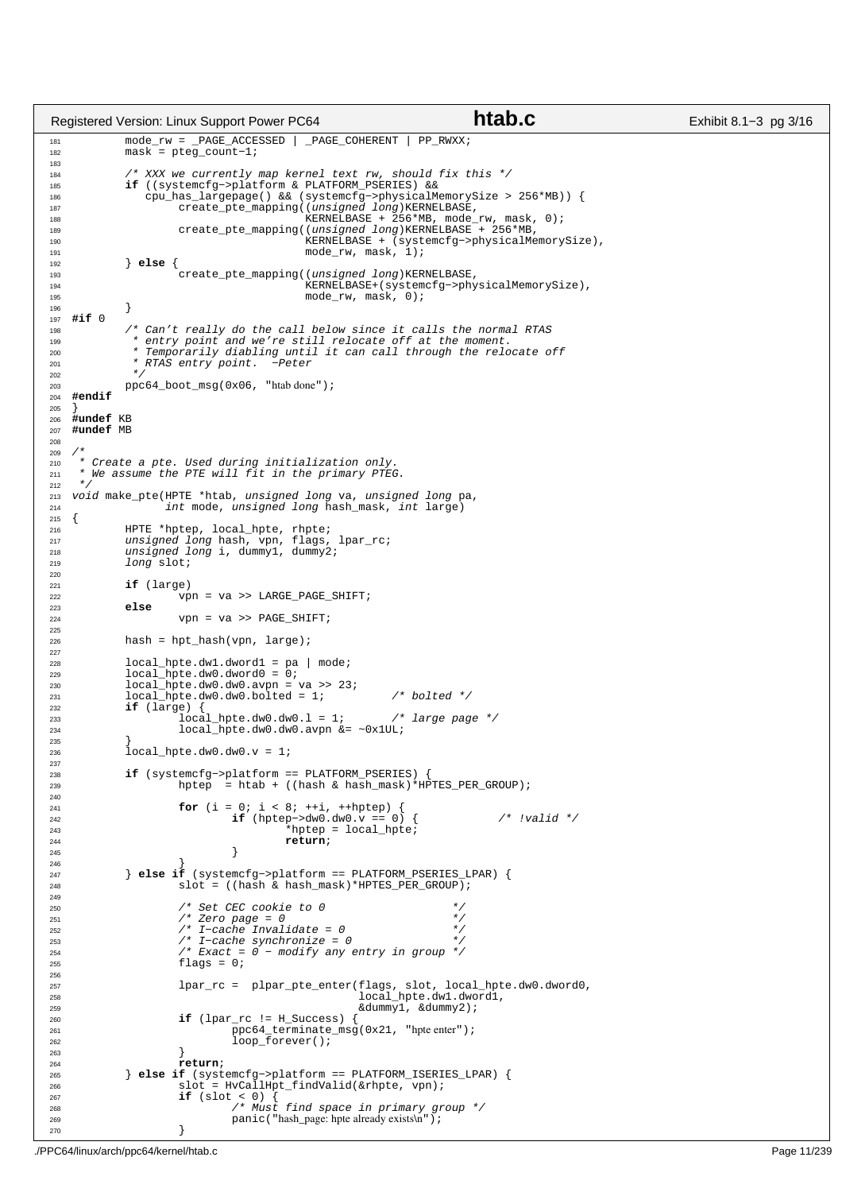```c
        mode_rw = _PAGE_ACCESSED | _PAGE_COHERENT | PP_RWXX;
        mask = pteg_count-1;

        /* XXX we currently map kernel text rw, should fix this */
        if ((systemcfg->platform & PLATFORM_PSERIES) &&
           cpu_has_largepage() && (systemcfg->physicalMemorySize > 256*MB)) {
                create_pte_mapping((unsigned long)KERNELBASE,
                                   KERNELBASE + 256*MB, mode_rw, mask, 0);
                create_pte_mapping((unsigned long)KERNELBASE + 256*MB,
                                   KERNELBASE + (systemcfg->physicalMemorySize),
                                   mode_rw, mask, 1);
        } else {
                create_pte_mapping((unsigned long)KERNELBASE,
                                   KERNELBASE+(systemcfg->physicalMemorySize),
                                   mode_rw, mask, 0);
        }
#if 0
        /* Can't really do the call below since it calls the normal RTAS
         * entry point and we're still relocate off at the moment.
         * Temporarily diabling until it can call through the relocate off
         * RTAS entry point.  -Peter
         */
        ppc64_boot_msg(0x06, "htab done");
#endif
}
#undef KB
#undef MB

/*
 * Create a pte. Used during initialization only.
 * We assume the PTE will fit in the primary PTEG.
 */
void make_pte(HPTE *htab, unsigned long va, unsigned long pa,
              int mode, unsigned long hash_mask, int large)
{
        HPTE *hptep, local_hpte, rhpte;
        unsigned long hash, vpn, flags, lpar_rc;
        unsigned long i, dummy1, dummy2;
        long slot;

        if (large)
                vpn = va >> LARGE_PAGE_SHIFT;
        else
                vpn = va >> PAGE_SHIFT;

        hash = hpt_hash(vpn, large);

        local_hpte.dw1.dword1 = pa | mode;
        local_hpte.dw0.dword0 = 0;
        local_hpte.dw0.dw0.avpn = va >> 23;
        local_hpte.dw0.dw0.bolted = 1;          /* bolted */
        if (large) {
                local_hpte.dw0.dw0.l = 1;       /* large page */
                local_hpte.dw0.dw0.avpn &= ~0x1UL;
        }
        local_hpte.dw0.dw0.v = 1;

        if (systemcfg->platform == PLATFORM_PSERIES) {
                hptep  = htab + ((hash & hash_mask)*HPTES_PER_GROUP);

                for (i = 0; i < 8; ++i, ++hptep) {
                        if (hptep->dw0.dw0.v == 0) {            /* !valid */
                                *hptep = local_hpte;
                                return;
                        }
                }
        } else if (systemcfg->platform == PLATFORM_PSERIES_LPAR) {
                slot = ((hash & hash_mask)*HPTES_PER_GROUP);

                /* Set CEC cookie to 0                   */
                /* Zero page = 0                         */
                /* I-cache Invalidate = 0                */
                /* I-cache synchronize = 0               */
                /* Exact = 0 - modify any entry in group */
                flags = 0;

                lpar_rc =  plpar_pte_enter(flags, slot, local_hpte.dw0.dword0,
                                           local_hpte.dw1.dword1,
                                           &dummy1, &dummy2);
                if (lpar_rc != H_Success) {
                        ppc64_terminate_msg(0x21, "hpte enter");
                        loop_forever();
                }
                return;
        } else if (systemcfg->platform == PLATFORM_ISERIES_LPAR) {
                slot = HvCallHpt_findValid(&rhpte, vpn);
                if (slot < 0) {
                        /* Must find space in primary group */
                        panic("hash_page: hpte already exists\n");
                }
```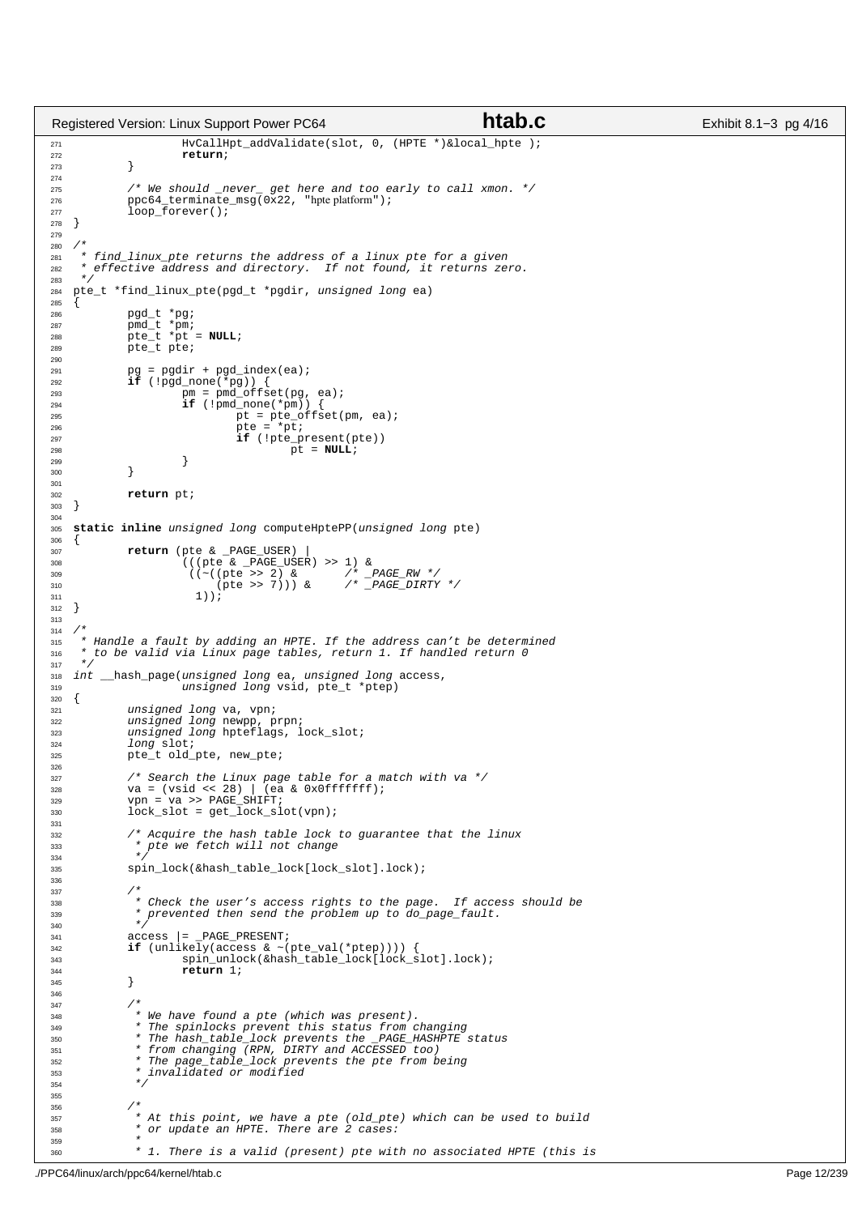```c
                HvCallHpt_addValidate(slot, 0, (HPTE *)&local_hpte );
                return;
        }

        /* We should _never_ get here and too early to call xmon. */
        ppc64_terminate_msg(0x22, "hpte platform");
        loop_forever();
}

/*
 * find_linux_pte returns the address of a linux pte for a given
 * effective address and directory.  If not found, it returns zero.
 */
pte_t *find_linux_pte(pgd_t *pgdir, unsigned long ea)
{
        pgd_t *pg;
        pmd_t *pm;
        pte_t *pt = NULL;
        pte_t pte;

        pg = pgdir + pgd_index(ea);
        if (!pgd_none(*pg)) {
                pm = pmd_offset(pg, ea);
                if (!pmd_none(*pm)) {
                        pt = pte_offset(pm, ea);
                        pte = *pt;
                        if (!pte_present(pte))
                                pt = NULL;
                }
        }

        return pt;
}

static inline unsigned long computeHptePP(unsigned long pte)
{
        return (pte & _PAGE_USER) |
                (((pte & _PAGE_USER) >> 1) &
                 ((~((pte >> 2) &       /* _PAGE_RW */
                     (pte >> 7))) &     /* _PAGE_DIRTY */
                  1));
}

/*
 * Handle a fault by adding an HPTE. If the address can't be determined
 * to be valid via Linux page tables, return 1. If handled return 0
 */
int __hash_page(unsigned long ea, unsigned long access,
                unsigned long vsid, pte_t *ptep)
{
        unsigned long va, vpn;
        unsigned long newpp, prpn;
        unsigned long hpteflags, lock_slot;
        long slot;
        pte_t old_pte, new_pte;

        /* Search the Linux page table for a match with va */
        va = (vsid << 28) | (ea & 0x0fffffff);
        vpn = va >> PAGE_SHIFT;
        lock_slot = get_lock_slot(vpn);

        /* Acquire the hash table lock to guarantee that the linux
         * pte we fetch will not change
         */
        spin_lock(&hash_table_lock[lock_slot].lock);

        /*
         * Check the user's access rights to the page.  If access should be
         * prevented then send the problem up to do_page_fault.
         */
        access |= _PAGE_PRESENT;
        if (unlikely(access & ~(pte_val(*ptep)))) {
                spin_unlock(&hash_table_lock[lock_slot].lock);
                return 1;
        }

        /*
         * We have found a pte (which was present).
         * The spinlocks prevent this status from changing
         * The hash_table_lock prevents the _PAGE_HASHPTE status
         * from changing (RPN, DIRTY and ACCESSED too)
         * The page_table_lock prevents the pte from being
         * invalidated or modified
         */

        /*
         * At this point, we have a pte (old_pte) which can be used to build
         * or update an HPTE. There are 2 cases:
         *
         * 1. There is a valid (present) pte with no associated HPTE (this is
```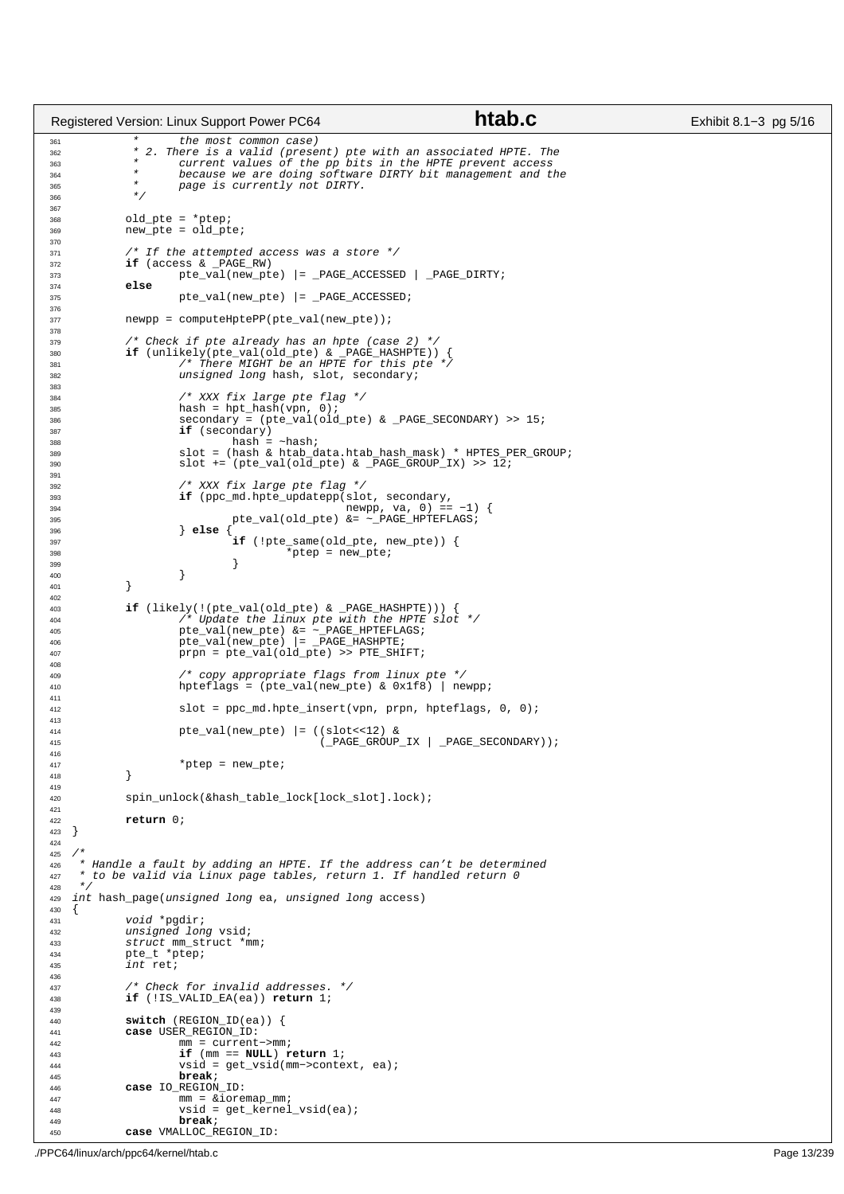```c
	 *	the most common case)
	 * 2. There is a valid (present) pte with an associated HPTE. The
	 *	current values of the pp bits in the HPTE prevent access
	 *	because we are doing software DIRTY bit management and the
	 *	page is currently not DIRTY.
	 */

	old_pte = *ptep;
	new_pte = old_pte;

	/* If the attempted access was a store */
	if (access & _PAGE_RW)
		pte_val(new_pte) |= _PAGE_ACCESSED | _PAGE_DIRTY;
	else
		pte_val(new_pte) |= _PAGE_ACCESSED;

	newpp = computeHptePP(pte_val(new_pte));

	/* Check if pte already has an hpte (case 2) */
	if (unlikely(pte_val(old_pte) & _PAGE_HASHPTE)) {
		/* There MIGHT be an HPTE for this pte */
		unsigned long hash, slot, secondary;

		/* XXX fix large pte flag */
		hash = hpt_hash(vpn, 0);
		secondary = (pte_val(old_pte) & _PAGE_SECONDARY) >> 15;
		if (secondary)
			hash = ~hash;
		slot = (hash & htab_data.htab_hash_mask) * HPTES_PER_GROUP;
		slot += (pte_val(old_pte) & _PAGE_GROUP_IX) >> 12;

		/* XXX fix large pte flag */
		if (ppc_md.hpte_updatepp(slot, secondary,
					 newpp, va, 0) == -1) {
			pte_val(old_pte) &= ~_PAGE_HPTEFLAGS;
		} else {
			if (!pte_same(old_pte, new_pte)) {
				*ptep = new_pte;
			}
		}
	}

	if (likely(!(pte_val(old_pte) & _PAGE_HASHPTE))) {
		/* Update the linux pte with the HPTE slot */
		pte_val(new_pte) &= ~_PAGE_HPTEFLAGS;
		pte_val(new_pte) |= _PAGE_HASHPTE;
		prpn = pte_val(old_pte) >> PTE_SHIFT;

		/* copy appropriate flags from linux pte */
		hpteflags = (pte_val(new_pte) & 0x1f8) | newpp;

		slot = ppc_md.hpte_insert(vpn, prpn, hpteflags, 0, 0);

		pte_val(new_pte) |= ((slot<<12) &
				     (_PAGE_GROUP_IX | _PAGE_SECONDARY));

		*ptep = new_pte;
	}

	spin_unlock(&hash_table_lock[lock_slot].lock);

	return 0;
}

/*
 * Handle a fault by adding an HPTE. If the address can't be determined
 * to be valid via Linux page tables, return 1. If handled return 0
 */
int hash_page(unsigned long ea, unsigned long access)
{
	void *pgdir;
	unsigned long vsid;
	struct mm_struct *mm;
	pte_t *ptep;
	int ret;

	/* Check for invalid addresses. */
	if (!IS_VALID_EA(ea)) return 1;

	switch (REGION_ID(ea)) {
	case USER_REGION_ID:
		mm = current->mm;
		if (mm == NULL) return 1;
		vsid = get_vsid(mm->context, ea);
		break;
	case IO_REGION_ID:
		mm = &ioremap_mm;
		vsid = get_kernel_vsid(ea);
		break;
	case VMALLOC_REGION_ID:
```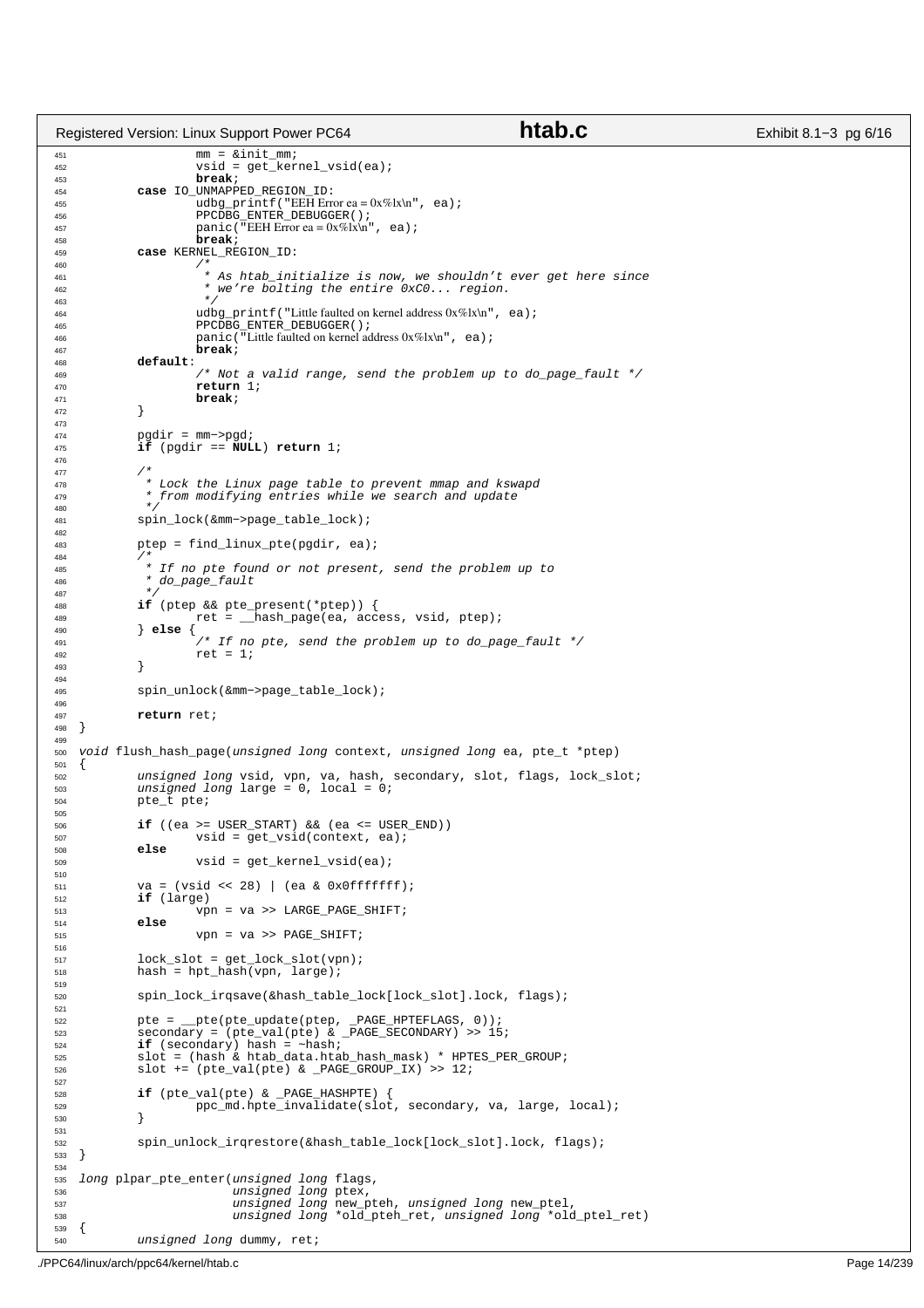```c
451                 mm = &init_mm;
452                 vsid = get_kernel_vsid(ea);
453                 break;
454         case IO_UNMAPPED_REGION_ID:
455                 udbg_printf("EEH Error ea = 0x%lx\n", ea);
456                 PPCDBG_ENTER_DEBUGGER();
457                 panic("EEH Error ea = 0x%lx\n", ea);
458                 break;
459         case KERNEL_REGION_ID:
460                 /*
461                  * As htab_initialize is now, we shouldn't ever get here since
462                  * we're bolting the entire 0xC0... region.
463                  */
464                 udbg_printf("Little faulted on kernel address 0x%lx\n", ea);
465                 PPCDBG_ENTER_DEBUGGER();
466                 panic("Little faulted on kernel address 0x%lx\n", ea);
467                 break;
468         default:
469                 /* Not a valid range, send the problem up to do_page_fault */
470                 return 1;
471                 break;
472         }
473 
474         pgdir = mm->pgd;
475         if (pgdir == NULL) return 1;
476 
477         /*
478          * Lock the Linux page table to prevent mmap and kswapd
479          * from modifying entries while we search and update
480          */
481         spin_lock(&mm->page_table_lock);
482 
483         ptep = find_linux_pte(pgdir, ea);
484         /*
485          * If no pte found or not present, send the problem up to
486          * do_page_fault
487          */
488         if (ptep && pte_present(*ptep)) {
489                 ret = __hash_page(ea, access, vsid, ptep);
490         } else {
491                 /* If no pte, send the problem up to do_page_fault */
492                 ret = 1;
493         }
494 
495         spin_unlock(&mm->page_table_lock);
496 
497         return ret;
498 }
499 
500 void flush_hash_page(unsigned long context, unsigned long ea, pte_t *ptep)
501 {
502         unsigned long vsid, vpn, va, hash, secondary, slot, flags, lock_slot;
503         unsigned long large = 0, local = 0;
504         pte_t pte;
505 
506         if ((ea >= USER_START) && (ea <= USER_END))
507                 vsid = get_vsid(context, ea);
508         else
509                 vsid = get_kernel_vsid(ea);
510 
511         va = (vsid << 28) | (ea & 0x0fffffff);
512         if (large)
513                 vpn = va >> LARGE_PAGE_SHIFT;
514         else
515                 vpn = va >> PAGE_SHIFT;
516 
517         lock_slot = get_lock_slot(vpn);
518         hash = hpt_hash(vpn, large);
519 
520         spin_lock_irqsave(&hash_table_lock[lock_slot].lock, flags);
521 
522         pte = __pte(pte_update(ptep, _PAGE_HPTEFLAGS, 0));
523         secondary = (pte_val(pte) & _PAGE_SECONDARY) >> 15;
524         if (secondary) hash = ~hash;
525         slot = (hash & htab_data.htab_hash_mask) * HPTES_PER_GROUP;
526         slot += (pte_val(pte) & _PAGE_GROUP_IX) >> 12;
527 
528         if (pte_val(pte) & _PAGE_HASHPTE) {
529                 ppc_md.hpte_invalidate(slot, secondary, va, large, local);
530         }
531 
532         spin_unlock_irqrestore(&hash_table_lock[lock_slot].lock, flags);
533 }
534 
535 long plpar_pte_enter(unsigned long flags,
536                      unsigned long ptex,
537                      unsigned long new_pteh, unsigned long new_ptel,
538                      unsigned long *old_pteh_ret, unsigned long *old_ptel_ret)
539 {
540         unsigned long dummy, ret;
```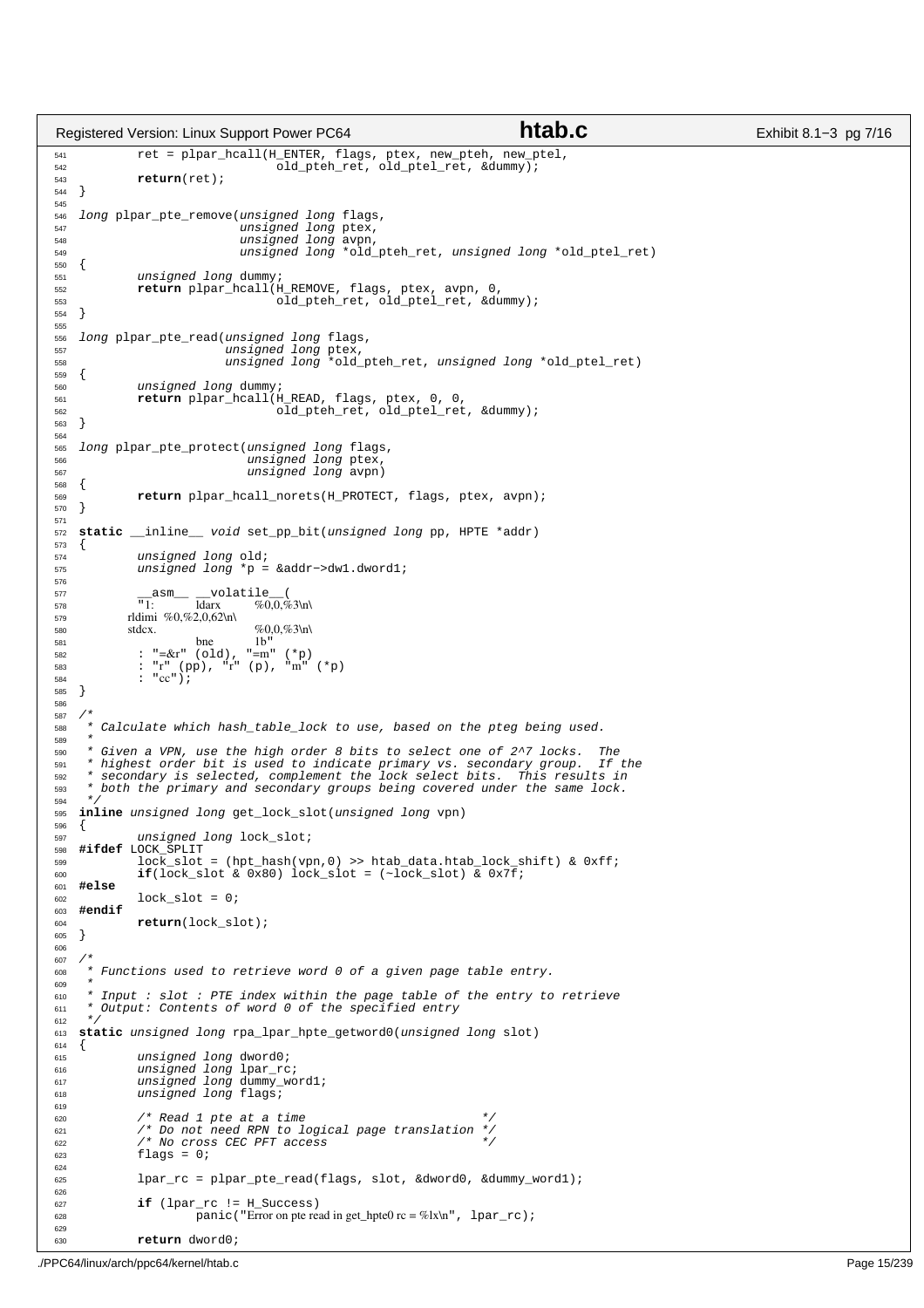```c
541         ret = plpar_hcall(H_ENTER, flags, ptex, new_pteh, new_ptel,
542                           old_pteh_ret, old_ptel_ret, &dummy);
543         return(ret);
544 }
545 
546 long plpar_pte_remove(unsigned long flags,
547                       unsigned long ptex,
548                       unsigned long avpn,
549                       unsigned long *old_pteh_ret, unsigned long *old_ptel_ret)
550 {
551         unsigned long dummy;
552         return plpar_hcall(H_REMOVE, flags, ptex, avpn, 0,
553                            old_pteh_ret, old_ptel_ret, &dummy);
554 }
555 
556 long plpar_pte_read(unsigned long flags,
557                     unsigned long ptex,
558                     unsigned long *old_pteh_ret, unsigned long *old_ptel_ret)
559 {
560         unsigned long dummy;
561         return plpar_hcall(H_READ, flags, ptex, 0, 0,
562                            old_pteh_ret, old_ptel_ret, &dummy);
563 }
564 
565 long plpar_pte_protect(unsigned long flags,
566                        unsigned long ptex,
567                        unsigned long avpn)
568 {
569         return plpar_hcall_norets(H_PROTECT, flags, ptex, avpn);
570 }
571 
572 static __inline__ void set_pp_bit(unsigned long pp, HPTE *addr)
573 {
574         unsigned long old;
575         unsigned long *p = &addr->dw1.dword1;
576 
577         __asm__ __volatile__(
578         "1:     ldarx   %0,0,%3\n\
579         rldimi  %0,%2,0,62\n\
580         stdcx.  %0,0,%3\n\
581                 bne     1b"
582         : "=&r" (old), "=m" (*p)
583         : "r" (pp), "r" (p), "m" (*p)
584         : "cc");
585 }
586 
587 /*
588  * Calculate which hash_table_lock to use, based on the pteg being used.
589  *
590  * Given a VPN, use the high order 8 bits to select one of 2^7 locks.  The
591  * highest order bit is used to indicate primary vs. secondary group.  If the
592  * secondary is selected, complement the lock select bits.  This results in
593  * both the primary and secondary groups being covered under the same lock.
594  */
595 inline unsigned long get_lock_slot(unsigned long vpn)
596 {
597         unsigned long lock_slot;
598 #ifdef LOCK_SPLIT
599         lock_slot = (hpt_hash(vpn,0) >> htab_data.htab_lock_shift) & 0xff;
600         if(lock_slot & 0x80) lock_slot = (~lock_slot) & 0x7f;
601 #else
602         lock_slot = 0;
603 #endif
604         return(lock_slot);
605 }
606 
607 /*
608  * Functions used to retrieve word 0 of a given page table entry.
609  *
610  * Input : slot : PTE index within the page table of the entry to retrieve
611  * Output: Contents of word 0 of the specified entry
612  */
613 static unsigned long rpa_lpar_hpte_getword0(unsigned long slot)
614 {
615         unsigned long dword0;
616         unsigned long lpar_rc;
617         unsigned long dummy_word1;
618         unsigned long flags;
619 
620         /* Read 1 pte at a time                        */
621         /* Do not need RPN to logical page translation */
622         /* No cross CEC PFT access                     */
623         flags = 0;
624 
625         lpar_rc = plpar_pte_read(flags, slot, &dword0, &dummy_word1);
626 
627         if (lpar_rc != H_Success)
628                 panic("Error on pte read in get_hpte0 rc = %lx\n", lpar_rc);
629 
630         return dword0;
```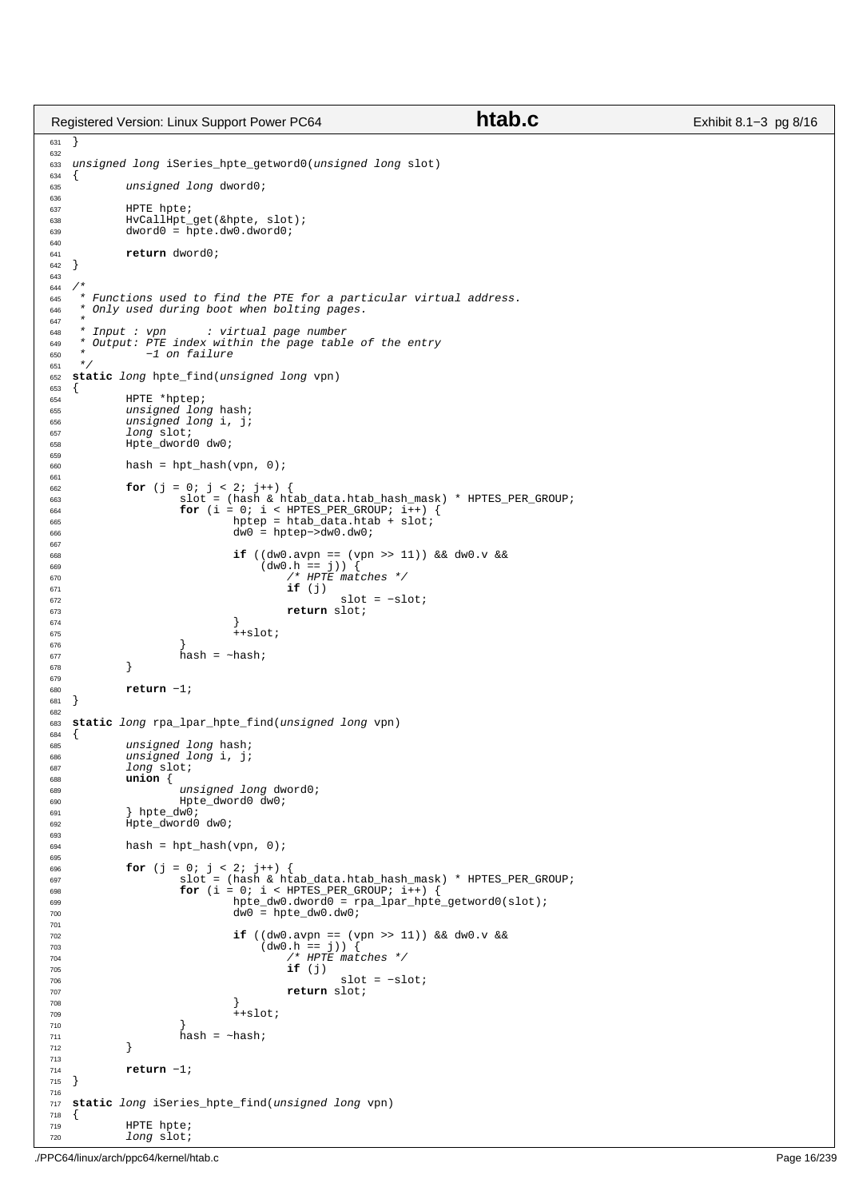```c
}

unsigned long iSeries_hpte_getword0(unsigned long slot)
{
	unsigned long dword0;

	HPTE hpte;
	HvCallHpt_get(&hpte, slot);
	dword0 = hpte.dw0.dword0;

	return dword0;
}

/*
 * Functions used to find the PTE for a particular virtual address.
 * Only used during boot when bolting pages.
 *
 * Input : vpn      : virtual page number
 * Output: PTE index within the page table of the entry
 *         -1 on failure
 */
static long hpte_find(unsigned long vpn)
{
	HPTE *hptep;
	unsigned long hash;
	unsigned long i, j;
	long slot;
	Hpte_dword0 dw0;

	hash = hpt_hash(vpn, 0);

	for (j = 0; j < 2; j++) {
		slot = (hash & htab_data.htab_hash_mask) * HPTES_PER_GROUP;
		for (i = 0; i < HPTES_PER_GROUP; i++) {
			hptep = htab_data.htab + slot;
			dw0 = hptep->dw0.dw0;

			if ((dw0.avpn == (vpn >> 11)) && dw0.v &&
			    (dw0.h == j)) {
				/* HPTE matches */
				if (j)
					slot = -slot;
				return slot;
			}
			++slot;
		}
		hash = ~hash;
	}

	return -1;
}

static long rpa_lpar_hpte_find(unsigned long vpn)
{
	unsigned long hash;
	unsigned long i, j;
	long slot;
	union {
		unsigned long dword0;
		Hpte_dword0 dw0;
	} hpte_dw0;
	Hpte_dword0 dw0;

	hash = hpt_hash(vpn, 0);

	for (j = 0; j < 2; j++) {
		slot = (hash & htab_data.htab_hash_mask) * HPTES_PER_GROUP;
		for (i = 0; i < HPTES_PER_GROUP; i++) {
			hpte_dw0.dword0 = rpa_lpar_hpte_getword0(slot);
			dw0 = hpte_dw0.dw0;

			if ((dw0.avpn == (vpn >> 11)) && dw0.v &&
			    (dw0.h == j)) {
				/* HPTE matches */
				if (j)
					slot = -slot;
				return slot;
			}
			++slot;
		}
		hash = ~hash;
	}

	return -1;
}

static long iSeries_hpte_find(unsigned long vpn)
{
	HPTE hpte;
	long slot;
```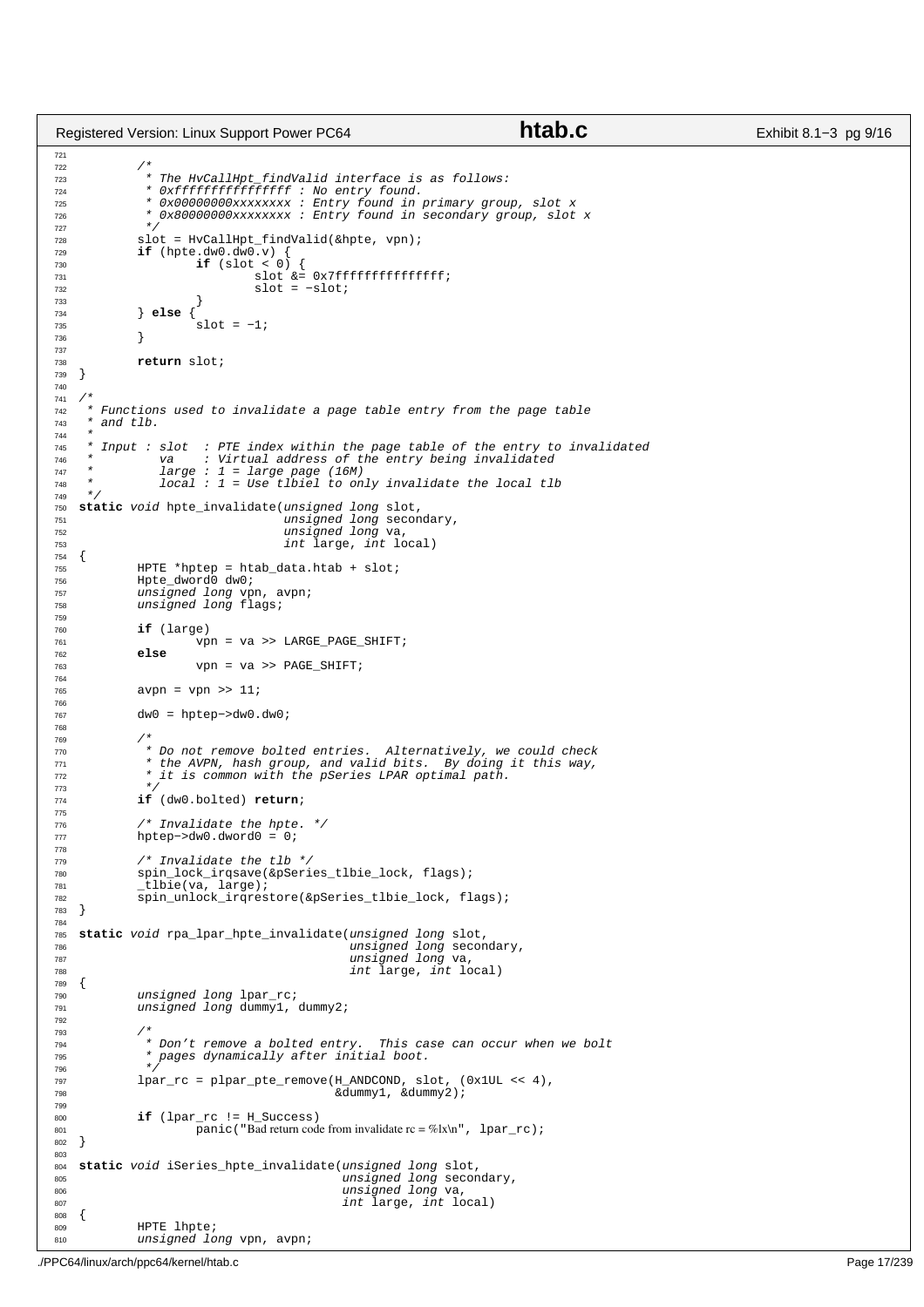```c
        /*
         * The HvCallHpt_findValid interface is as follows:
         * 0xffffffffffffffff : No entry found.
         * 0x00000000xxxxxxxx : Entry found in primary group, slot x
         * 0x80000000xxxxxxxx : Entry found in secondary group, slot x
         */
        slot = HvCallHpt_findValid(&hpte, vpn);
        if (hpte.dw0.dw0.v) {
                if (slot < 0) {
                        slot &= 0x7fffffffffffffff;
                        slot = -slot;
                }
        } else {
                slot = -1;
        }

        return slot;
}

/*
 * Functions used to invalidate a page table entry from the page table
 * and tlb.
 *
 * Input : slot  : PTE index within the page table of the entry to invalidated
 *         va    : Virtual address of the entry being invalidated
 *         large : 1 = large page (16M)
 *         local : 1 = Use tlbiel to only invalidate the local tlb
 */
static void hpte_invalidate(unsigned long slot,
                            unsigned long secondary,
                            unsigned long va,
                            int large, int local)
{
        HPTE *hptep = htab_data.htab + slot;
        Hpte_dword0 dw0;
        unsigned long vpn, avpn;
        unsigned long flags;

        if (large)
                vpn = va >> LARGE_PAGE_SHIFT;
        else
                vpn = va >> PAGE_SHIFT;

        avpn = vpn >> 11;

        dw0 = hptep->dw0.dw0;

        /*
         * Do not remove bolted entries.  Alternatively, we could check
         * the AVPN, hash group, and valid bits.  By doing it this way,
         * it is common with the pSeries LPAR optimal path.
         */
        if (dw0.bolted) return;

        /* Invalidate the hpte. */
        hptep->dw0.dword0 = 0;

        /* Invalidate the tlb */
        spin_lock_irqsave(&pSeries_tlbie_lock, flags);
        _tlbie(va, large);
        spin_unlock_irqrestore(&pSeries_tlbie_lock, flags);
}

static void rpa_lpar_hpte_invalidate(unsigned long slot,
                                     unsigned long secondary,
                                     unsigned long va,
                                     int large, int local)
{
        unsigned long lpar_rc;
        unsigned long dummy1, dummy2;

        /*
         * Don't remove a bolted entry.  This case can occur when we bolt
         * pages dynamically after initial boot.
         */
        lpar_rc = plpar_pte_remove(H_ANDCOND, slot, (0x1UL << 4),
                                   &dummy1, &dummy2);

        if (lpar_rc != H_Success)
                panic("Bad return code from invalidate rc = %lx\n", lpar_rc);
}

static void iSeries_hpte_invalidate(unsigned long slot,
                                    unsigned long secondary,
                                    unsigned long va,
                                    int large, int local)
{
        HPTE lhpte;
        unsigned long vpn, avpn;
```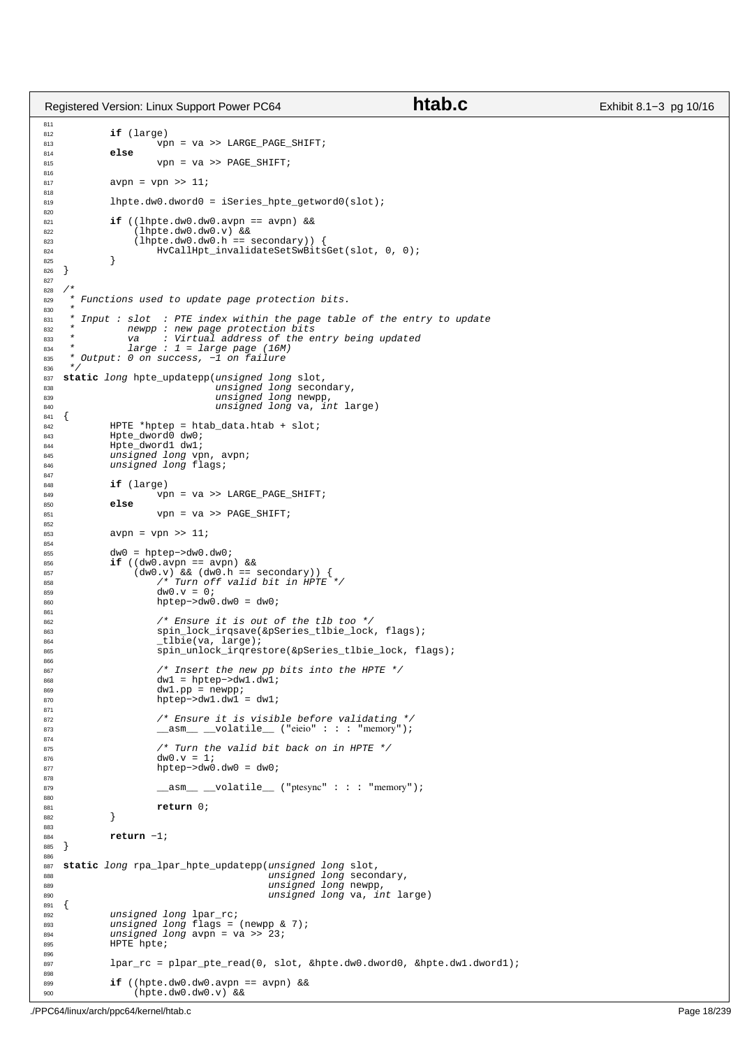```c
        if (large)
                vpn = va >> LARGE_PAGE_SHIFT;
        else
                vpn = va >> PAGE_SHIFT;

        avpn = vpn >> 11;

        lhpte.dw0.dword0 = iSeries_hpte_getword0(slot);

        if ((lhpte.dw0.dw0.avpn == avpn) &&
            (lhpte.dw0.dw0.v) &&
            (lhpte.dw0.dw0.h == secondary)) {
                HvCallHpt_invalidateSetSwBitsGet(slot, 0, 0);
        }
}

/*
 * Functions used to update page protection bits.
 *
 * Input : slot  : PTE index within the page table of the entry to update
 *         newpp : new page protection bits
 *         va    : Virtual address of the entry being updated
 *         large : 1 = large page (16M)
 * Output: 0 on success, -1 on failure
 */
static long hpte_updatepp(unsigned long slot,
                          unsigned long secondary,
                          unsigned long newpp,
                          unsigned long va, int large)
{
        HPTE *hptep = htab_data.htab + slot;
        Hpte_dword0 dw0;
        Hpte_dword1 dw1;
        unsigned long vpn, avpn;
        unsigned long flags;

        if (large)
                vpn = va >> LARGE_PAGE_SHIFT;
        else
                vpn = va >> PAGE_SHIFT;

        avpn = vpn >> 11;

        dw0 = hptep->dw0.dw0;
        if ((dw0.avpn == avpn) &&
            (dw0.v) && (dw0.h == secondary)) {
                /* Turn off valid bit in HPTE */
                dw0.v = 0;
                hptep->dw0.dw0 = dw0;

                /* Ensure it is out of the tlb too */
                spin_lock_irqsave(&pSeries_tlbie_lock, flags);
                _tlbie(va, large);
                spin_unlock_irqrestore(&pSeries_tlbie_lock, flags);

                /* Insert the new pp bits into the HPTE */
                dw1 = hptep->dw1.dw1;
                dw1.pp = newpp;
                hptep->dw1.dw1 = dw1;

                /* Ensure it is visible before validating */
                __asm__ __volatile__ ("eieio" : : : "memory");

                /* Turn the valid bit back on in HPTE */
                dw0.v = 1;
                hptep->dw0.dw0 = dw0;

                __asm__ __volatile__ ("ptesync" : : : "memory");

                return 0;
        }

        return -1;
}

static long rpa_lpar_hpte_updatepp(unsigned long slot,
                                   unsigned long secondary,
                                   unsigned long newpp,
                                   unsigned long va, int large)
{
        unsigned long lpar_rc;
        unsigned long flags = (newpp & 7);
        unsigned long avpn = va >> 23;
        HPTE hpte;

        lpar_rc = plpar_pte_read(0, slot, &hpte.dw0.dword0, &hpte.dw1.dword1);

        if ((hpte.dw0.dw0.avpn == avpn) &&
            (hpte.dw0.dw0.v) &&
```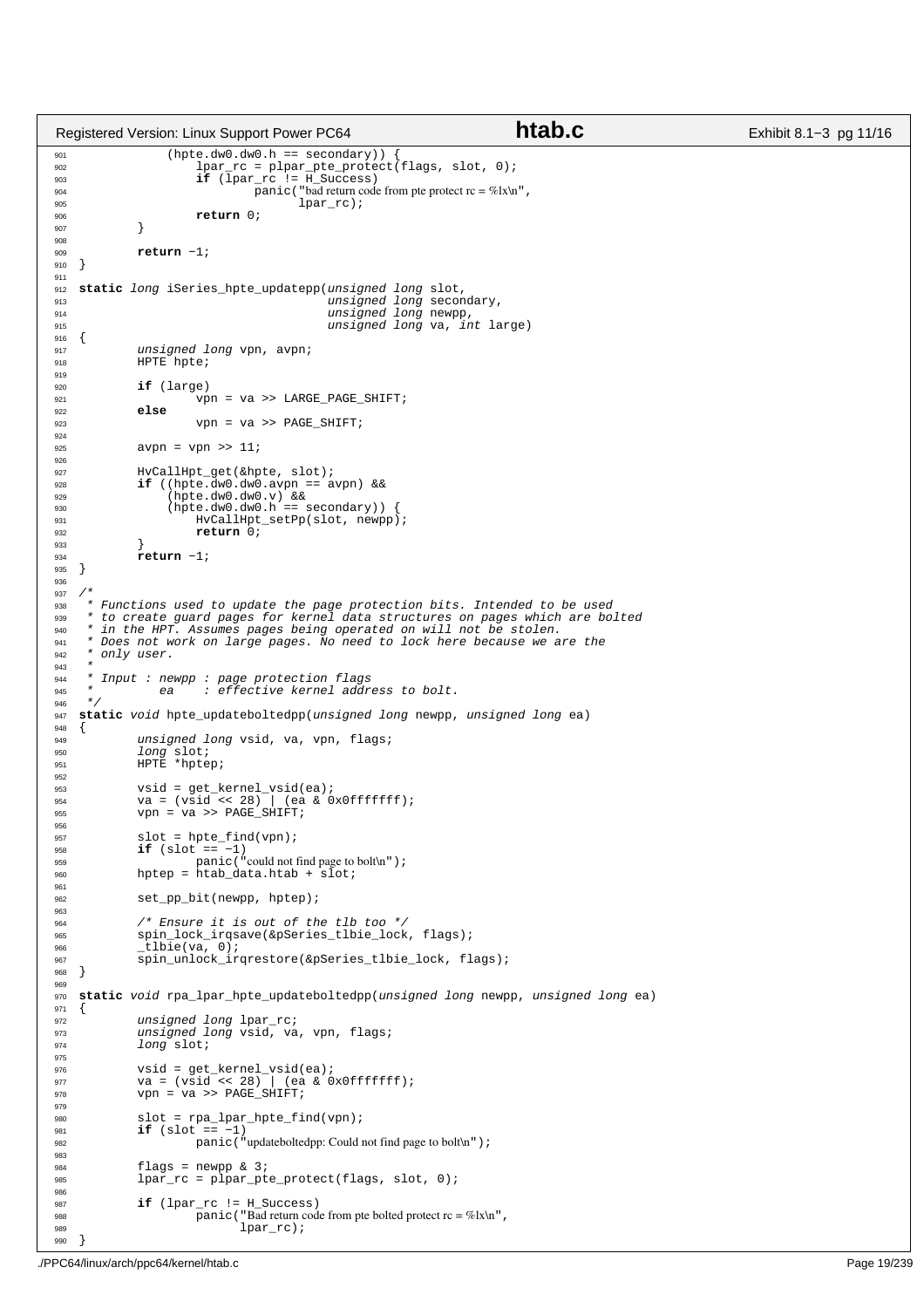```c
                (hpte.dw0.dw0.h == secondary)) {
                        lpar_rc = plpar_pte_protect(flags, slot, 0);
                        if (lpar_rc != H_Success)
                                panic("bad return code from pte protect rc = %lx\n",
                                      lpar_rc);
                        return 0;
                }

        return -1;
}

static long iSeries_hpte_updatepp(unsigned long slot,
                                  unsigned long secondary,
                                  unsigned long newpp,
                                  unsigned long va, int large)
{
        unsigned long vpn, avpn;
        HPTE hpte;

        if (large)
                vpn = va >> LARGE_PAGE_SHIFT;
        else
                vpn = va >> PAGE_SHIFT;

        avpn = vpn >> 11;

        HvCallHpt_get(&hpte, slot);
        if ((hpte.dw0.dw0.avpn == avpn) &&
            (hpte.dw0.dw0.v) &&
            (hpte.dw0.dw0.h == secondary)) {
                HvCallHpt_setPp(slot, newpp);
                return 0;
        }
        return -1;
}

/*
 * Functions used to update the page protection bits. Intended to be used
 * to create guard pages for kernel data structures on pages which are bolted
 * in the HPT. Assumes pages being operated on will not be stolen.
 * Does not work on large pages. No need to lock here because we are the
 * only user.
 *
 * Input : newpp : page protection flags
 *         ea    : effective kernel address to bolt.
 */
static void hpte_updateboltedpp(unsigned long newpp, unsigned long ea)
{
        unsigned long vsid, va, vpn, flags;
        long slot;
        HPTE *hptep;

        vsid = get_kernel_vsid(ea);
        va = (vsid << 28) | (ea & 0x0fffffff);
        vpn = va >> PAGE_SHIFT;

        slot = hpte_find(vpn);
        if (slot == -1)
                panic("could not find page to bolt\n");
        hptep = htab_data.htab + slot;

        set_pp_bit(newpp, hptep);

        /* Ensure it is out of the tlb too */
        spin_lock_irqsave(&pSeries_tlbie_lock, flags);
        _tlbie(va, 0);
        spin_unlock_irqrestore(&pSeries_tlbie_lock, flags);
}

static void rpa_lpar_hpte_updateboltedpp(unsigned long newpp, unsigned long ea)
{
        unsigned long lpar_rc;
        unsigned long vsid, va, vpn, flags;
        long slot;

        vsid = get_kernel_vsid(ea);
        va = (vsid << 28) | (ea & 0x0fffffff);
        vpn = va >> PAGE_SHIFT;

        slot = rpa_lpar_hpte_find(vpn);
        if (slot == -1)
                panic("updateboltedpp: Could not find page to bolt\n");

        flags = newpp & 3;
        lpar_rc = plpar_pte_protect(flags, slot, 0);

        if (lpar_rc != H_Success)
                panic("Bad return code from pte bolted protect rc = %lx\n",
                      lpar_rc);
}
```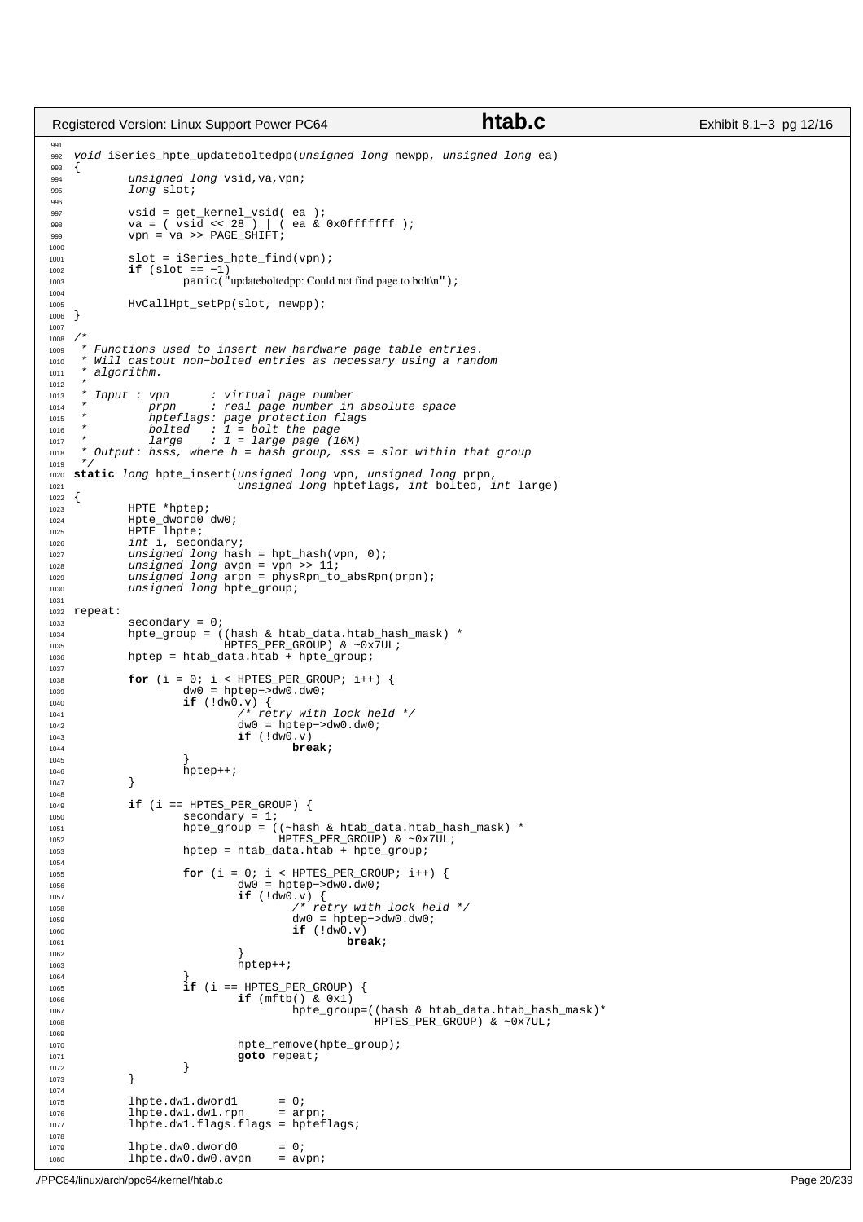```c
void iSeries_hpte_updateboltedpp(unsigned long newpp, unsigned long ea)
{
        unsigned long vsid,va,vpn;
        long slot;

        vsid = get_kernel_vsid( ea );
        va = ( vsid << 28 ) | ( ea & 0x0fffffff );
        vpn = va >> PAGE_SHIFT;

        slot = iSeries_hpte_find(vpn);
        if (slot == -1)
                panic("updateboltedpp: Could not find page to bolt\n");

        HvCallHpt_setPp(slot, newpp);
}

/*
 * Functions used to insert new hardware page table entries.
 * Will castout non-bolted entries as necessary using a random
 * algorithm.
 *
 * Input : vpn      : virtual page number
 *         prpn     : real page number in absolute space
 *         hpteflags: page protection flags
 *         bolted   : 1 = bolt the page
 *         large    : 1 = large page (16M)
 * Output: hsss, where h = hash group, sss = slot within that group
 */
static long hpte_insert(unsigned long vpn, unsigned long prpn,
                        unsigned long hpteflags, int bolted, int large)
{
        HPTE *hptep;
        Hpte_dword0 dw0;
        HPTE lhpte;
        int i, secondary;
        unsigned long hash = hpt_hash(vpn, 0);
        unsigned long avpn = vpn >> 11;
        unsigned long arpn = physRpn_to_absRpn(prpn);
        unsigned long hpte_group;

repeat:
        secondary = 0;
        hpte_group = ((hash & htab_data.htab_hash_mask) *
                      HPTES_PER_GROUP) & ~0x7UL;
        hptep = htab_data.htab + hpte_group;

        for (i = 0; i < HPTES_PER_GROUP; i++) {
                dw0 = hptep->dw0.dw0;
                if (!dw0.v) {
                        /* retry with lock held */
                        dw0 = hptep->dw0.dw0;
                        if (!dw0.v)
                                break;
                }
                hptep++;
        }

        if (i == HPTES_PER_GROUP) {
                secondary = 1;
                hpte_group = ((~hash & htab_data.htab_hash_mask) *
                              HPTES_PER_GROUP) & ~0x7UL;
                hptep = htab_data.htab + hpte_group;

                for (i = 0; i < HPTES_PER_GROUP; i++) {
                        dw0 = hptep->dw0.dw0;
                        if (!dw0.v) {
                                /* retry with lock held */
                                dw0 = hptep->dw0.dw0;
                                if (!dw0.v)
                                        break;
                        }
                        hptep++;
                }
                if (i == HPTES_PER_GROUP) {
                        if (mftb() & 0x1)
                                hpte_group=((hash & htab_data.htab_hash_mask)*
                                            HPTES_PER_GROUP) & ~0x7UL;

                        hpte_remove(hpte_group);
                        goto repeat;
                }
        }

        lhpte.dw1.dword1      = 0;
        lhpte.dw1.dw1.rpn     = arpn;
        lhpte.dw1.flags.flags = hpteflags;

        lhpte.dw0.dword0      = 0;
        lhpte.dw0.dw0.avpn    = avpn;
```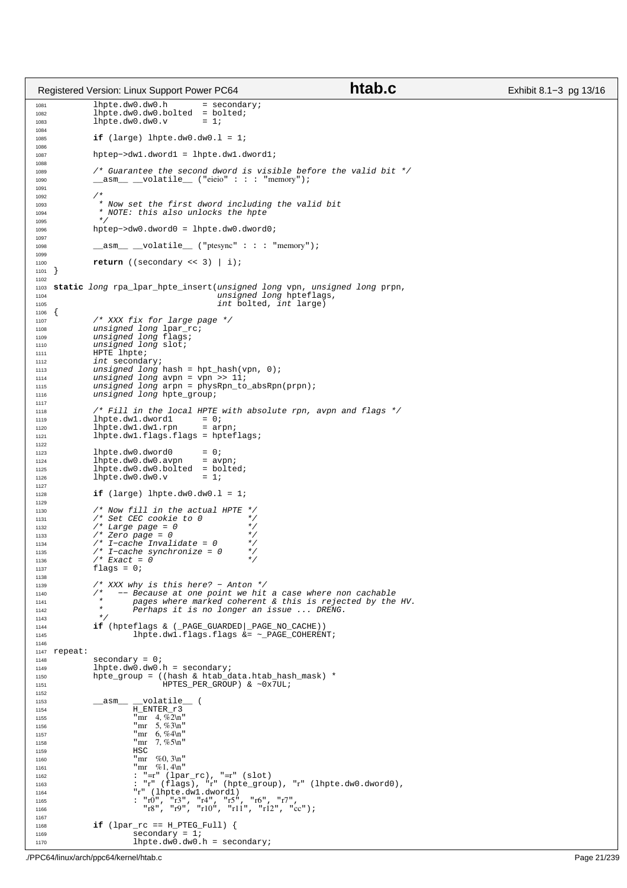```c
1081        lhpte.dw0.dw0.h       = secondary;
1082        lhpte.dw0.dw0.bolted  = bolted;
1083        lhpte.dw0.dw0.v       = 1;
1084
1085        if (large) lhpte.dw0.dw0.l = 1;
1086
1087        hptep->dw1.dword1 = lhpte.dw1.dword1;
1088
1089        /* Guarantee the second dword is visible before the valid bit */
1090        __asm__ __volatile__ ("eieio" : : : "memory");
1091
1092        /*
1093         * Now set the first dword including the valid bit
1094         * NOTE: this also unlocks the hpte
1095         */
1096        hptep->dw0.dword0 = lhpte.dw0.dword0;
1097
1098        __asm__ __volatile__ ("ptesync" : : : "memory");
1099
1100        return ((secondary << 3) | i);
1101 }
1102
1103 static long rpa_lpar_hpte_insert(unsigned long vpn, unsigned long prpn,
1104                                  unsigned long hpteflags,
1105                                  int bolted, int large)
1106 {
1107        /* XXX fix for large page */
1108        unsigned long lpar_rc;
1109        unsigned long flags;
1110        unsigned long slot;
1111        HPTE lhpte;
1112        int secondary;
1113        unsigned long hash = hpt_hash(vpn, 0);
1114        unsigned long avpn = vpn >> 11;
1115        unsigned long arpn = physRpn_to_absRpn(prpn);
1116        unsigned long hpte_group;
1117
1118        /* Fill in the local HPTE with absolute rpn, avpn and flags */
1119        lhpte.dw1.dword1      = 0;
1120        lhpte.dw1.dw1.rpn     = arpn;
1121        lhpte.dw1.flags.flags = hpteflags;
1122
1123        lhpte.dw0.dword0      = 0;
1124        lhpte.dw0.dw0.avpn    = avpn;
1125        lhpte.dw0.dw0.bolted  = bolted;
1126        lhpte.dw0.dw0.v       = 1;
1127
1128        if (large) lhpte.dw0.dw0.l = 1;
1129
1130        /* Now fill in the actual HPTE */
1131        /* Set CEC cookie to 0         */
1132        /* Large page = 0              */
1133        /* Zero page = 0               */
1134        /* I-cache Invalidate = 0      */
1135        /* I-cache synchronize = 0     */
1136        /* Exact = 0                   */
1137        flags = 0;
1138
1139        /* XXX why is this here? - Anton */
1140        /*   -- Because at one point we hit a case where non cachable
1141         *      pages where marked coherent & this is rejected by the HV.
1142         *      Perhaps it is no longer an issue ... DRENG.
1143         */
1144        if (hpteflags & (_PAGE_GUARDED|_PAGE_NO_CACHE))
1145                lhpte.dw1.flags.flags &= ~_PAGE_COHERENT;
1146
1147 repeat:
1148        secondary = 0;
1149        lhpte.dw0.dw0.h = secondary;
1150        hpte_group = ((hash & htab_data.htab_hash_mask) *
1151                      HPTES_PER_GROUP) & ~0x7UL;
1152
1153        __asm__ __volatile__ (
1154                H_ENTER_r3
1155                "mr    4, %2\n"
1156                "mr    5, %3\n"
1157                "mr    6, %4\n"
1158                "mr    7, %5\n"
1159                HSC
1160                "mr    %0, 3\n"
1161                "mr    %1, 4\n"
1162                : "=r" (lpar_rc), "=r" (slot)
1163                : "r" (flags), "r" (hpte_group), "r" (lhpte.dw0.dword0),
1164                "r" (lhpte.dw1.dword1)
1165                : "r0", "r3", "r4", "r5", "r6", "r7",
1166                  "r8", "r9", "r10", "r11", "r12", "cc");
1167
1168        if (lpar_rc == H_PTEG_Full) {
1169                secondary = 1;
1170                lhpte.dw0.dw0.h = secondary;
```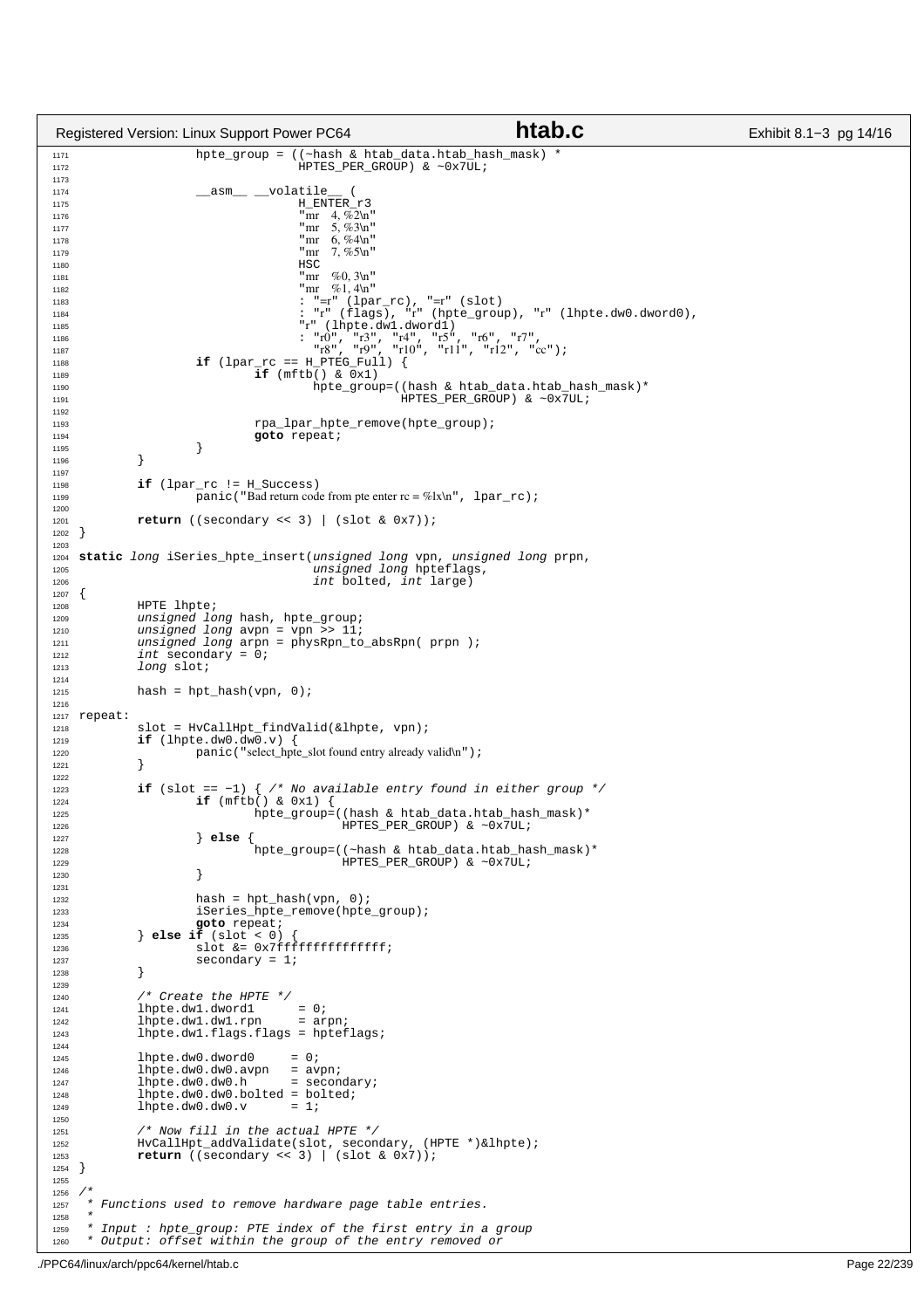```c
		hpte_group = ((~hash & htab_data.htab_hash_mask) *
				HPTES_PER_GROUP) & ~0x7UL;

		__asm__ __volatile__ (
				H_ENTER_r3
				"mr    4, %2\n"
				"mr    5, %3\n"
				"mr    6, %4\n"
				"mr    7, %5\n"
				HSC
				"mr    %0, 3\n"
				"mr    %1, 4\n"
				: "=r" (lpar_rc), "=r" (slot)
				: "r" (flags), "r" (hpte_group), "r" (lhpte.dw0.dword0),
				"r" (lhpte.dw1.dword1)
				: "r0", "r3", "r4", "r5", "r6", "r7",
				  "r8", "r9", "r10", "r11", "r12", "cc");
		if (lpar_rc == H_PTEG_Full) {
			if (mftb() & 0x1)
				hpte_group=((hash & htab_data.htab_hash_mask)*
						HPTES_PER_GROUP) & ~0x7UL;

			rpa_lpar_hpte_remove(hpte_group);
			goto repeat;
		}
	}

	if (lpar_rc != H_Success)
		panic("Bad return code from pte enter rc = %lx\n", lpar_rc);

	return ((secondary << 3) | (slot & 0x7));
}

static long iSeries_hpte_insert(unsigned long vpn, unsigned long prpn,
				unsigned long hpteflags,
				int bolted, int large)
{
	HPTE lhpte;
	unsigned long hash, hpte_group;
	unsigned long avpn = vpn >> 11;
	unsigned long arpn = physRpn_to_absRpn( prpn );
	int secondary = 0;
	long slot;

	hash = hpt_hash(vpn, 0);

repeat:
	slot = HvCallHpt_findValid(&lhpte, vpn);
	if (lhpte.dw0.dw0.v) {
		panic("select_hpte_slot found entry already valid\n");
	}

	if (slot == -1) { /* No available entry found in either group */
		if (mftb() & 0x1) {
			hpte_group=((hash & htab_data.htab_hash_mask)*
					HPTES_PER_GROUP) & ~0x7UL;
		} else {
			hpte_group=((~hash & htab_data.htab_hash_mask)*
					HPTES_PER_GROUP) & ~0x7UL;
		}

		hash = hpt_hash(vpn, 0);
		iSeries_hpte_remove(hpte_group);
		goto repeat;
	} else if (slot < 0) {
		slot &= 0x7fffffffffffffff;
		secondary = 1;
	}

	/* Create the HPTE */
	lhpte.dw1.dword1      = 0;
	lhpte.dw1.dw1.rpn     = arpn;
	lhpte.dw1.flags.flags = hpteflags;

	lhpte.dw0.dword0      = 0;
	lhpte.dw0.dw0.avpn    = avpn;
	lhpte.dw0.dw0.h       = secondary;
	lhpte.dw0.dw0.bolted  = bolted;
	lhpte.dw0.dw0.v       = 1;

	/* Now fill in the actual HPTE */
	HvCallHpt_addValidate(slot, secondary, (HPTE *)&lhpte);
	return ((secondary << 3) | (slot & 0x7));
}

/*
 * Functions used to remove hardware page table entries.
 *
 * Input : hpte_group: PTE index of the first entry in a group
 * Output: offset within the group of the entry removed or
```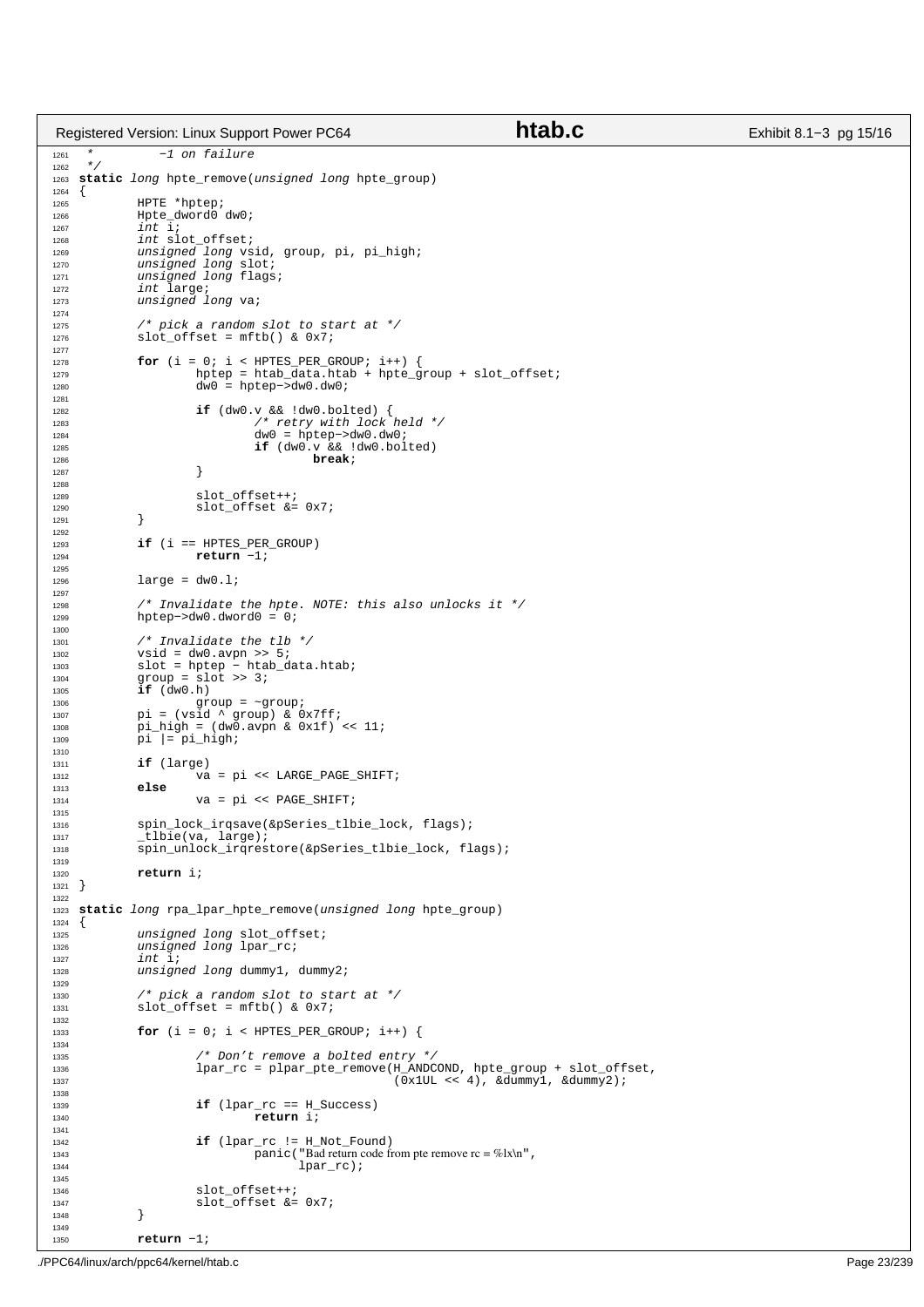```c
 *          -1 on failure
 */
static long hpte_remove(unsigned long hpte_group)
{
        HPTE *hptep;
        Hpte_dword0 dw0;
        int i;
        int slot_offset;
        unsigned long vsid, group, pi, pi_high;
        unsigned long slot;
        unsigned long flags;
        int large;
        unsigned long va;

        /* pick a random slot to start at */
        slot_offset = mftb() & 0x7;

        for (i = 0; i < HPTES_PER_GROUP; i++) {
                hptep = htab_data.htab + hpte_group + slot_offset;
                dw0 = hptep->dw0.dw0;

                if (dw0.v && !dw0.bolted) {
                        /* retry with lock held */
                        dw0 = hptep->dw0.dw0;
                        if (dw0.v && !dw0.bolted)
                                break;
                }

                slot_offset++;
                slot_offset &= 0x7;
        }

        if (i == HPTES_PER_GROUP)
                return -1;

        large = dw0.l;

        /* Invalidate the hpte. NOTE: this also unlocks it */
        hptep->dw0.dword0 = 0;

        /* Invalidate the tlb */
        vsid = dw0.avpn >> 5;
        slot = hptep - htab_data.htab;
        group = slot >> 3;
        if (dw0.h)
                group = ~group;
        pi = (vsid ^ group) & 0x7ff;
        pi_high = (dw0.avpn & 0x1f) << 11;
        pi |= pi_high;

        if (large)
                va = pi << LARGE_PAGE_SHIFT;
        else
                va = pi << PAGE_SHIFT;

        spin_lock_irqsave(&pSeries_tlbie_lock, flags);
        _tlbie(va, large);
        spin_unlock_irqrestore(&pSeries_tlbie_lock, flags);

        return i;
}

static long rpa_lpar_hpte_remove(unsigned long hpte_group)
{
        unsigned long slot_offset;
        unsigned long lpar_rc;
        int i;
        unsigned long dummy1, dummy2;

        /* pick a random slot to start at */
        slot_offset = mftb() & 0x7;

        for (i = 0; i < HPTES_PER_GROUP; i++) {

                /* Don't remove a bolted entry */
                lpar_rc = plpar_pte_remove(H_ANDCOND, hpte_group + slot_offset,
                                           (0x1UL << 4), &dummy1, &dummy2);

                if (lpar_rc == H_Success)
                        return i;

                if (lpar_rc != H_Not_Found)
                        panic("Bad return code from pte remove rc = %lx\n",
                              lpar_rc);

                slot_offset++;
                slot_offset &= 0x7;
        }

        return -1;
```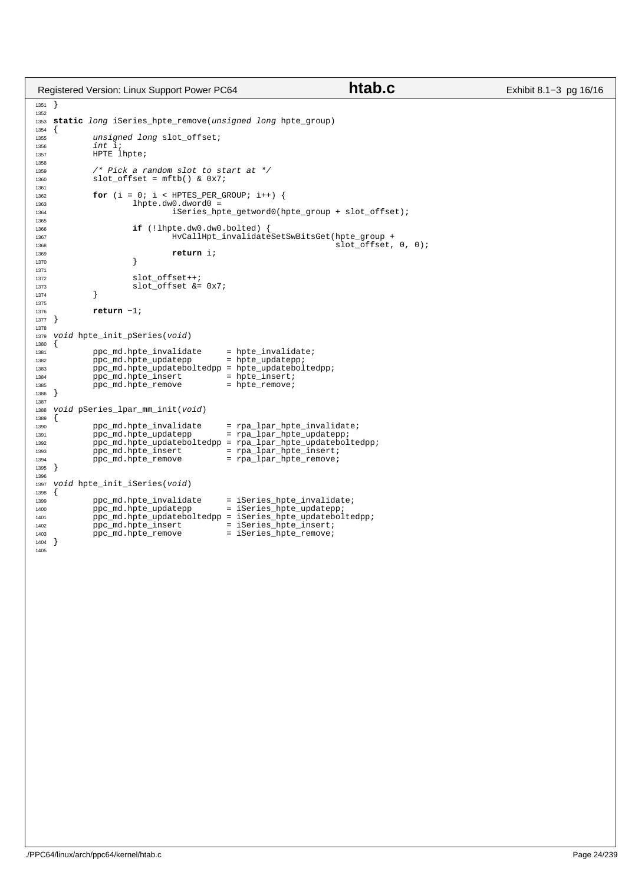```c
}

static long iSeries_hpte_remove(unsigned long hpte_group)
{
        unsigned long slot_offset;
        int i;
        HPTE lhpte;

        /* Pick a random slot to start at */
        slot_offset = mftb() & 0x7;

        for (i = 0; i < HPTES_PER_GROUP; i++) {
                lhpte.dw0.dword0 =
                        iSeries_hpte_getword0(hpte_group + slot_offset);

                if (!lhpte.dw0.dw0.bolted) {
                        HvCallHpt_invalidateSetSwBitsGet(hpte_group +
                                                         slot_offset, 0, 0);
                        return i;
                }

                slot_offset++;
                slot_offset &= 0x7;
        }

        return -1;
}

void hpte_init_pSeries(void)
{
        ppc_md.hpte_invalidate     = hpte_invalidate;
        ppc_md.hpte_updatepp       = hpte_updatepp;
        ppc_md.hpte_updateboltedpp = hpte_updateboltedpp;
        ppc_md.hpte_insert         = hpte_insert;
        ppc_md.hpte_remove         = hpte_remove;
}

void pSeries_lpar_mm_init(void)
{
        ppc_md.hpte_invalidate     = rpa_lpar_hpte_invalidate;
        ppc_md.hpte_updatepp       = rpa_lpar_hpte_updatepp;
        ppc_md.hpte_updateboltedpp = rpa_lpar_hpte_updateboltedpp;
        ppc_md.hpte_insert         = rpa_lpar_hpte_insert;
        ppc_md.hpte_remove         = rpa_lpar_hpte_remove;
}

void hpte_init_iSeries(void)
{
        ppc_md.hpte_invalidate     = iSeries_hpte_invalidate;
        ppc_md.hpte_updatepp       = iSeries_hpte_updatepp;
        ppc_md.hpte_updateboltedpp = iSeries_hpte_updateboltedpp;
        ppc_md.hpte_insert         = iSeries_hpte_insert;
        ppc_md.hpte_remove         = iSeries_hpte_remove;
}
```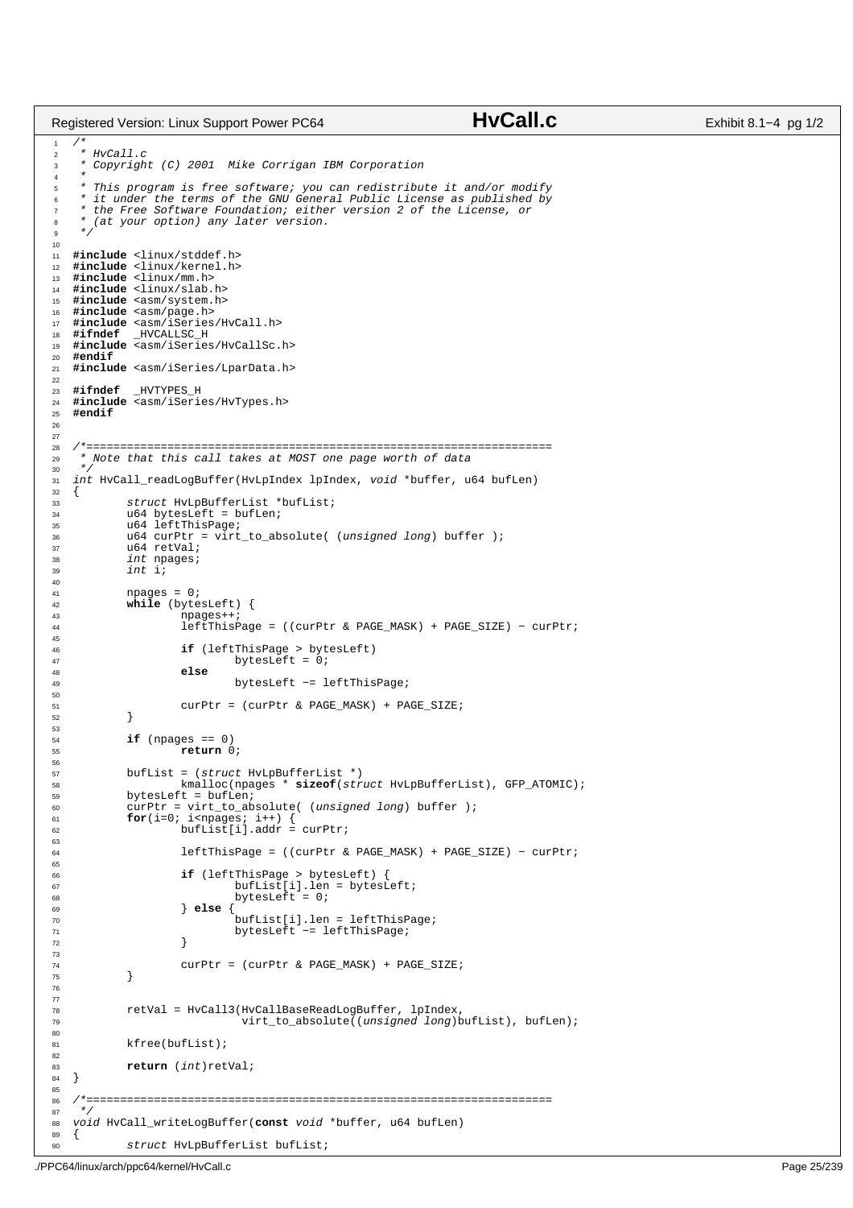```c
/*
 * HvCall.c
 * Copyright (C) 2001  Mike Corrigan IBM Corporation
 *
 * This program is free software; you can redistribute it and/or modify
 * it under the terms of the GNU General Public License as published by
 * the Free Software Foundation; either version 2 of the License, or
 * (at your option) any later version.
 */

#include <linux/stddef.h>
#include <linux/kernel.h>
#include <linux/mm.h>
#include <linux/slab.h>
#include <asm/system.h>
#include <asm/page.h>
#include <asm/iSeries/HvCall.h>
#ifndef  _HVCALLSC_H
#include <asm/iSeries/HvCallSc.h>
#endif
#include <asm/iSeries/LparData.h>

#ifndef  _HVTYPES_H
#include <asm/iSeries/HvTypes.h>
#endif


/*=====================================================================
 * Note that this call takes at MOST one page worth of data
 */
int HvCall_readLogBuffer(HvLpIndex lpIndex, void *buffer, u64 bufLen)
{
        struct HvLpBufferList *bufList;
        u64 bytesLeft = bufLen;
        u64 leftThisPage;
        u64 curPtr = virt_to_absolute( (unsigned long) buffer );
        u64 retVal;
        int npages;
        int i;

        npages = 0;
        while (bytesLeft) {
                npages++;
                leftThisPage = ((curPtr & PAGE_MASK) + PAGE_SIZE) - curPtr;

                if (leftThisPage > bytesLeft)
                        bytesLeft = 0;
                else
                        bytesLeft -= leftThisPage;

                curPtr = (curPtr & PAGE_MASK) + PAGE_SIZE;
        }

        if (npages == 0)
                return 0;

        bufList = (struct HvLpBufferList *)
                kmalloc(npages * sizeof(struct HvLpBufferList), GFP_ATOMIC);
        bytesLeft = bufLen;
        curPtr = virt_to_absolute( (unsigned long) buffer );
        for(i=0; i<npages; i++) {
                bufList[i].addr = curPtr;

                leftThisPage = ((curPtr & PAGE_MASK) + PAGE_SIZE) - curPtr;

                if (leftThisPage > bytesLeft) {
                        bufList[i].len = bytesLeft;
                        bytesLeft = 0;
                } else {
                        bufList[i].len = leftThisPage;
                        bytesLeft -= leftThisPage;
                }

                curPtr = (curPtr & PAGE_MASK) + PAGE_SIZE;
        }


        retVal = HvCall3(HvCallBaseReadLogBuffer, lpIndex,
                         virt_to_absolute((unsigned long)bufList), bufLen);

        kfree(bufList);

        return (int)retVal;
}

/*=====================================================================
 */
void HvCall_writeLogBuffer(const void *buffer, u64 bufLen)
{
        struct HvLpBufferList bufList;
```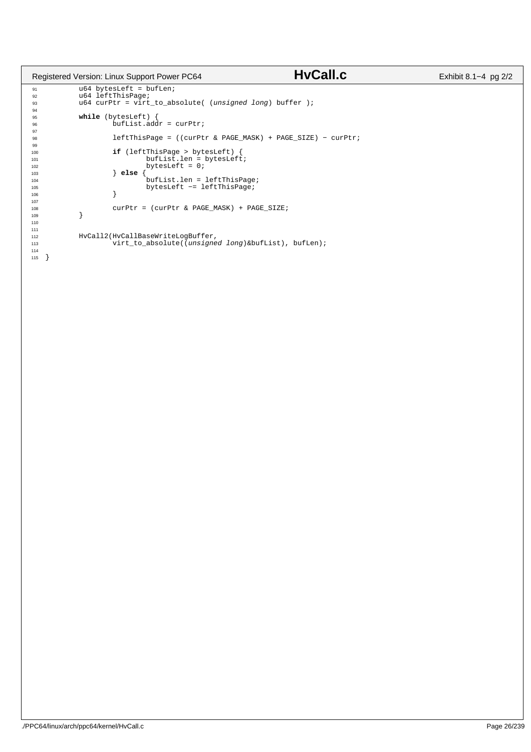```c
	u64 bytesLeft = bufLen;
	u64 leftThisPage;
	u64 curPtr = virt_to_absolute( (unsigned long) buffer );

	while (bytesLeft) {
		bufList.addr = curPtr;

		leftThisPage = ((curPtr & PAGE_MASK) + PAGE_SIZE) - curPtr;

		if (leftThisPage > bytesLeft) {
			bufList.len = bytesLeft;
			bytesLeft = 0;
		} else {
			bufList.len = leftThisPage;
			bytesLeft -= leftThisPage;
		}

		curPtr = (curPtr & PAGE_MASK) + PAGE_SIZE;
	}


	HvCall2(HvCallBaseWriteLogBuffer,
		virt_to_absolute((unsigned long)&bufList), bufLen);

}
```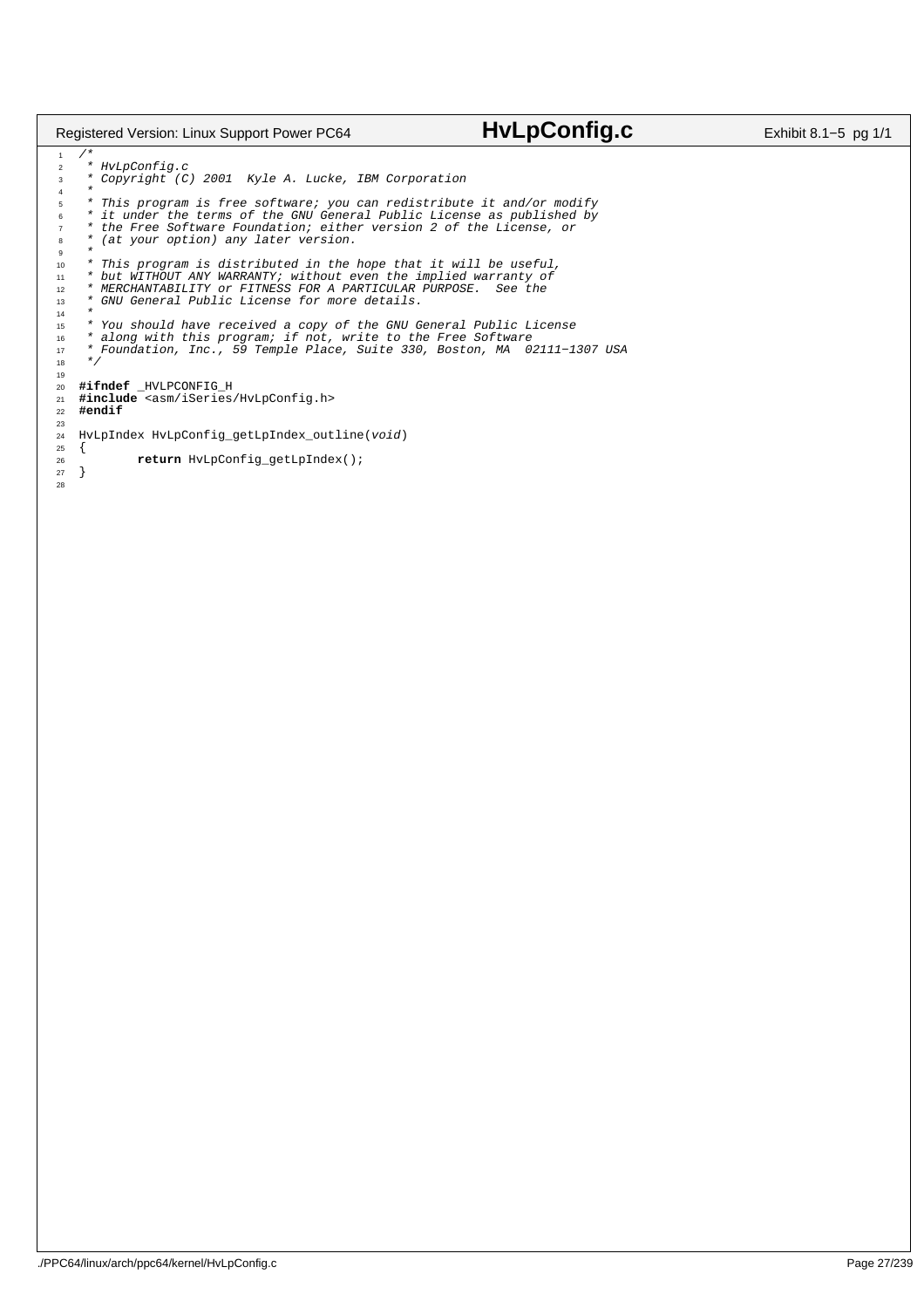```c
/*
 * HvLpConfig.c
 * Copyright (C) 2001  Kyle A. Lucke, IBM Corporation
 *
 * This program is free software; you can redistribute it and/or modify
 * it under the terms of the GNU General Public License as published by
 * the Free Software Foundation; either version 2 of the License, or
 * (at your option) any later version.
 *
 * This program is distributed in the hope that it will be useful,
 * but WITHOUT ANY WARRANTY; without even the implied warranty of
 * MERCHANTABILITY or FITNESS FOR A PARTICULAR PURPOSE.  See the
 * GNU General Public License for more details.
 *
 * You should have received a copy of the GNU General Public License
 * along with this program; if not, write to the Free Software
 * Foundation, Inc., 59 Temple Place, Suite 330, Boston, MA  02111-1307 USA
 */

#ifndef _HVLPCONFIG_H
#include <asm/iSeries/HvLpConfig.h>
#endif

HvLpIndex HvLpConfig_getLpIndex_outline(void)
{
        return HvLpConfig_getLpIndex();
}

```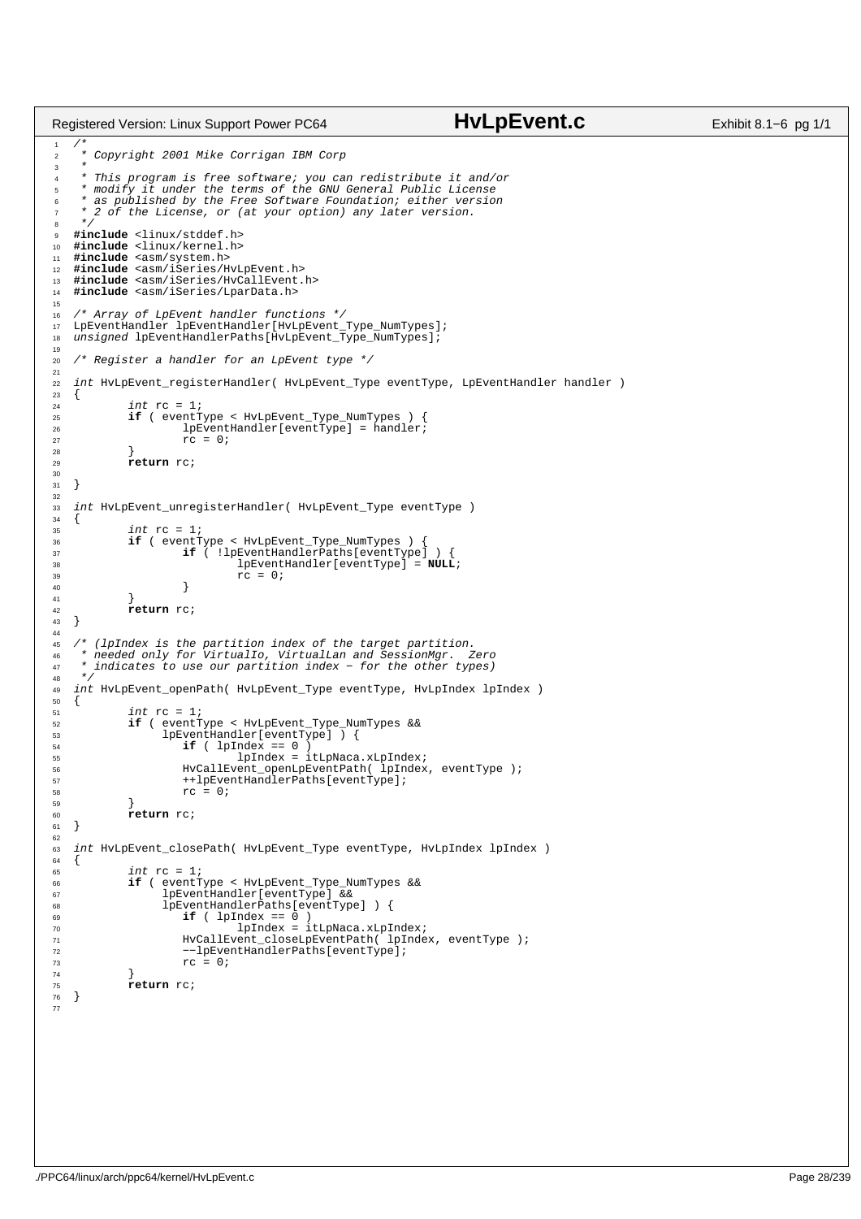# HvLpEvent.c

```c
/*
 * Copyright 2001 Mike Corrigan IBM Corp
 *
 * This program is free software; you can redistribute it and/or
 * modify it under the terms of the GNU General Public License
 * as published by the Free Software Foundation; either version
 * 2 of the License, or (at your option) any later version.
 */
#include <linux/stddef.h>
#include <linux/kernel.h>
#include <asm/system.h>
#include <asm/iSeries/HvLpEvent.h>
#include <asm/iSeries/HvCallEvent.h>
#include <asm/iSeries/LparData.h>

/* Array of LpEvent handler functions */
LpEventHandler lpEventHandler[HvLpEvent_Type_NumTypes];
unsigned lpEventHandlerPaths[HvLpEvent_Type_NumTypes];

/* Register a handler for an LpEvent type */

int HvLpEvent_registerHandler( HvLpEvent_Type eventType, LpEventHandler handler )
{
	int rc = 1;
	if ( eventType < HvLpEvent_Type_NumTypes ) {
		lpEventHandler[eventType] = handler;
		rc = 0;
	}
	return rc;

}

int HvLpEvent_unregisterHandler( HvLpEvent_Type eventType )
{
	int rc = 1;
	if ( eventType < HvLpEvent_Type_NumTypes ) {
		if ( !lpEventHandlerPaths[eventType] ) {
			lpEventHandler[eventType] = NULL;
			rc = 0;
		}
	}
	return rc;
}

/* (lpIndex is the partition index of the target partition.
 * needed only for VirtualIo, VirtualLan and SessionMgr.  Zero
 * indicates to use our partition index - for the other types)
 */
int HvLpEvent_openPath( HvLpEvent_Type eventType, HvLpIndex lpIndex )
{
	int rc = 1;
	if ( eventType < HvLpEvent_Type_NumTypes &&
	     lpEventHandler[eventType] ) {
		if ( lpIndex == 0 )
			lpIndex = itLpNaca.xLpIndex;
		HvCallEvent_openLpEventPath( lpIndex, eventType );
		++lpEventHandlerPaths[eventType];
		rc = 0;
	}
	return rc;
}

int HvLpEvent_closePath( HvLpEvent_Type eventType, HvLpIndex lpIndex )
{
	int rc = 1;
	if ( eventType < HvLpEvent_Type_NumTypes &&
	     lpEventHandler[eventType] &&
	     lpEventHandlerPaths[eventType] ) {
		if ( lpIndex == 0 )
			lpIndex = itLpNaca.xLpIndex;
		HvCallEvent_closeLpEventPath( lpIndex, eventType );
		--lpEventHandlerPaths[eventType];
		rc = 0;
	}
	return rc;
}
```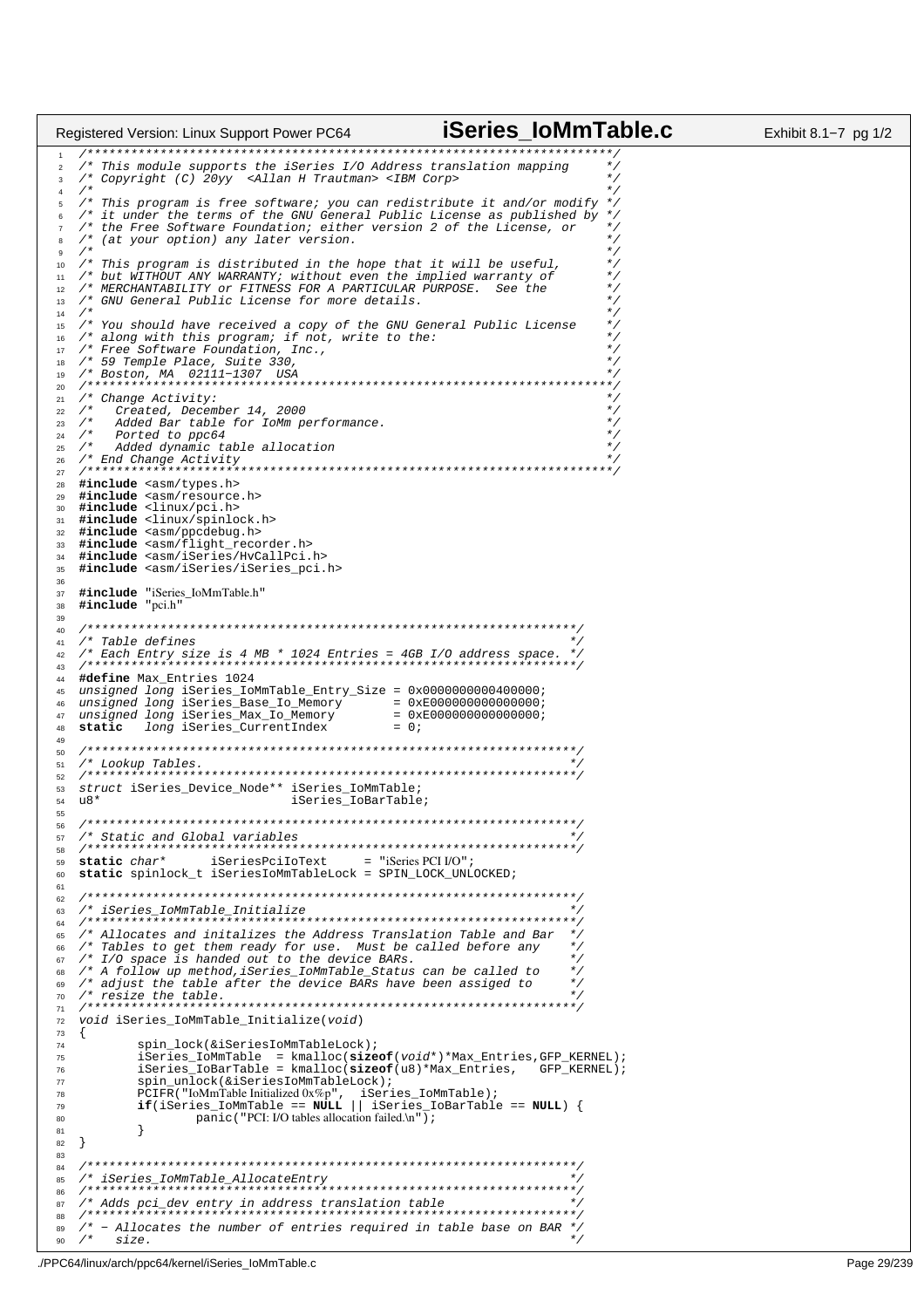```c
/************************************************************************/
/* This module supports the iSeries I/O Address translation mapping     */
/* Copyright (C) 20yy  <Allan H Trautman> <IBM Corp>                    */
/*                                                                      */
/* This program is free software; you can redistribute it and/or modify */
/* it under the terms of the GNU General Public License as published by */
/* the Free Software Foundation; either version 2 of the License, or    */
/* (at your option) any later version.                                  */
/*                                                                      */
/* This program is distributed in the hope that it will be useful,      */
/* but WITHOUT ANY WARRANTY; without even the implied warranty of       */
/* MERCHANTABILITY or FITNESS FOR A PARTICULAR PURPOSE.  See the        */
/* GNU General Public License for more details.                         */
/*                                                                      */
/* You should have received a copy of the GNU General Public License    */
/* along with this program; if not, write to the:                       */
/* Free Software Foundation, Inc.,                                      */
/* 59 Temple Place, Suite 330,                                          */
/* Boston, MA  02111-1307  USA                                          */
/************************************************************************/
/* Change Activity:                                                     */
/*   Created, December 14, 2000                                         */
/*   Added Bar table for IoMm performance.                              */
/*   Ported to ppc64                                                    */
/*   Added dynamic table allocation                                     */
/* End Change Activity                                                  */
/************************************************************************/
#include <asm/types.h>
#include <asm/resource.h>
#include <linux/pci.h>
#include <linux/spinlock.h>
#include <asm/ppcdebug.h>
#include <asm/flight_recorder.h>
#include <asm/iSeries/HvCallPci.h>
#include <asm/iSeries/iSeries_pci.h>

#include "iSeries_IoMmTable.h"
#include "pci.h"

/*******************************************************************/
/* Table defines                                                   */
/* Each Entry size is 4 MB * 1024 Entries = 4GB I/O address space. */
/*******************************************************************/
#define Max_Entries 1024
unsigned long iSeries_IoMmTable_Entry_Size = 0x0000000000400000;
unsigned long iSeries_Base_Io_Memory       = 0xE000000000000000;
unsigned long iSeries_Max_Io_Memory        = 0xE000000000000000;
static   long iSeries_CurrentIndex         = 0;

/*******************************************************************/
/* Lookup Tables.                                                  */
/*******************************************************************/
struct iSeries_Device_Node** iSeries_IoMmTable;
u8*                          iSeries_IoBarTable;

/*******************************************************************/
/* Static and Global variables                                     */
/*******************************************************************/
static char*      iSeriesPciIoText     = "iSeries PCI I/O";
static spinlock_t iSeriesIoMmTableLock = SPIN_LOCK_UNLOCKED;

/*******************************************************************/
/* iSeries_IoMmTable_Initialize                                    */
/*******************************************************************/
/* Allocates and initalizes the Address Translation Table and Bar  */
/* Tables to get them ready for use.  Must be called before any    */
/* I/O space is handed out to the device BARs.                     */
/* A follow up method,iSeries_IoMmTable_Status can be called to    */
/* adjust the table after the device BARs have been assiged to     */
/* resize the table.                                               */
/*******************************************************************/
void iSeries_IoMmTable_Initialize(void)
{
        spin_lock(&iSeriesIoMmTableLock);
        iSeries_IoMmTable  = kmalloc(sizeof(void*)*Max_Entries,GFP_KERNEL);
        iSeries_IoBarTable = kmalloc(sizeof(u8)*Max_Entries,   GFP_KERNEL);
        spin_unlock(&iSeriesIoMmTableLock);
        PCIFR("IoMmTable Initialized 0x%p",  iSeries_IoMmTable);
        if(iSeries_IoMmTable == NULL || iSeries_IoBarTable == NULL) {
                panic("PCI: I/O tables allocation failed.\n");
        }
}

/*******************************************************************/
/* iSeries_IoMmTable_AllocateEntry                                 */
/*******************************************************************/
/* Adds pci_dev entry in address translation table                 */
/*******************************************************************/
/* - Allocates the number of entries required in table base on BAR */
/*   size.                                                         */
```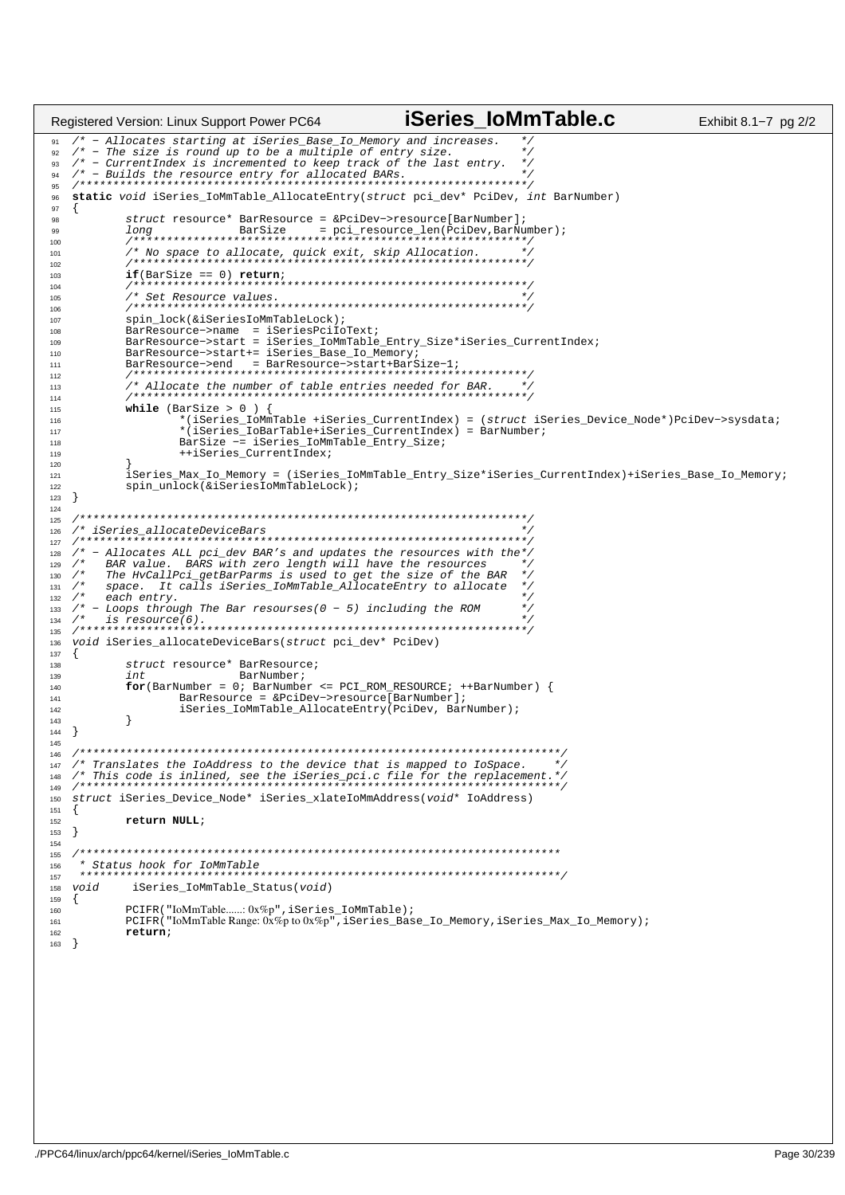```c
/* - Allocates starting at iSeries_Base_Io_Memory and increases.   */
/* - The size is round up to be a multiple of entry size.          */
/* - CurrentIndex is incremented to keep track of the last entry.  */
/* - Builds the resource entry for allocated BARs.                 */
/*******************************************************************/
static void iSeries_IoMmTable_AllocateEntry(struct pci_dev* PciDev, int BarNumber)
{
	struct resource* BarResource = &PciDev->resource[BarNumber];
	long             BarSize     = pci_resource_len(PciDev,BarNumber);
	/***********************************************************/
	/* No space to allocate, quick exit, skip Allocation.      */
	/***********************************************************/
	if(BarSize == 0) return;
	/***********************************************************/
	/* Set Resource values.                                    */
	/***********************************************************/
	spin_lock(&iSeriesIoMmTableLock);
	BarResource->name  = iSeriesPciIoText;
	BarResource->start = iSeries_IoMmTable_Entry_Size*iSeries_CurrentIndex;
	BarResource->start+= iSeries_Base_Io_Memory;
	BarResource->end   = BarResource->start+BarSize-1;
	/***********************************************************/
	/* Allocate the number of table entries needed for BAR.    */
	/***********************************************************/
	while (BarSize > 0 ) {
		*(iSeries_IoMmTable +iSeries_CurrentIndex) = (struct iSeries_Device_Node*)PciDev->sysdata;
		*(iSeries_IoBarTable+iSeries_CurrentIndex) = BarNumber;
		BarSize -= iSeries_IoMmTable_Entry_Size;
		++iSeries_CurrentIndex;
	}
	iSeries_Max_Io_Memory = (iSeries_IoMmTable_Entry_Size*iSeries_CurrentIndex)+iSeries_Base_Io_Memory;
	spin_unlock(&iSeriesIoMmTableLock);
}

/*******************************************************************/
/* iSeries_allocateDeviceBars                                      */
/*******************************************************************/
/* - Allocates ALL pci_dev BAR's and updates the resources with the*/
/*   BAR value.  BARS with zero length will have the resources     */
/*   The HvCallPci_getBarParms is used to get the size of the BAR  */
/*   space.  It calls iSeries_IoMmTable_AllocateEntry to allocate  */
/*   each entry.                                                   */
/* - Loops through The Bar resourses(0 - 5) including the ROM      */
/*   is resource(6).                                               */
/*******************************************************************/
void iSeries_allocateDeviceBars(struct pci_dev* PciDev)
{
	struct resource* BarResource;
	int              BarNumber;
	for(BarNumber = 0; BarNumber <= PCI_ROM_RESOURCE; ++BarNumber) {
		BarResource = &PciDev->resource[BarNumber];
		iSeries_IoMmTable_AllocateEntry(PciDev, BarNumber);
	}
}

/************************************************************************/
/* Translates the IoAddress to the device that is mapped to IoSpace.    */
/* This code is inlined, see the iSeries_pci.c file for the replacement.*/
/************************************************************************/
struct iSeries_Device_Node* iSeries_xlateIoMmAddress(void* IoAddress)
{
	return NULL;
}

/************************************************************************
 * Status hook for IoMmTable
 ************************************************************************/
void     iSeries_IoMmTable_Status(void)
{
	PCIFR("IoMmTable......: 0x%p",iSeries_IoMmTable);
	PCIFR("IoMmTable Range: 0x%p to 0x%p",iSeries_Base_Io_Memory,iSeries_Max_Io_Memory);
	return;
}
```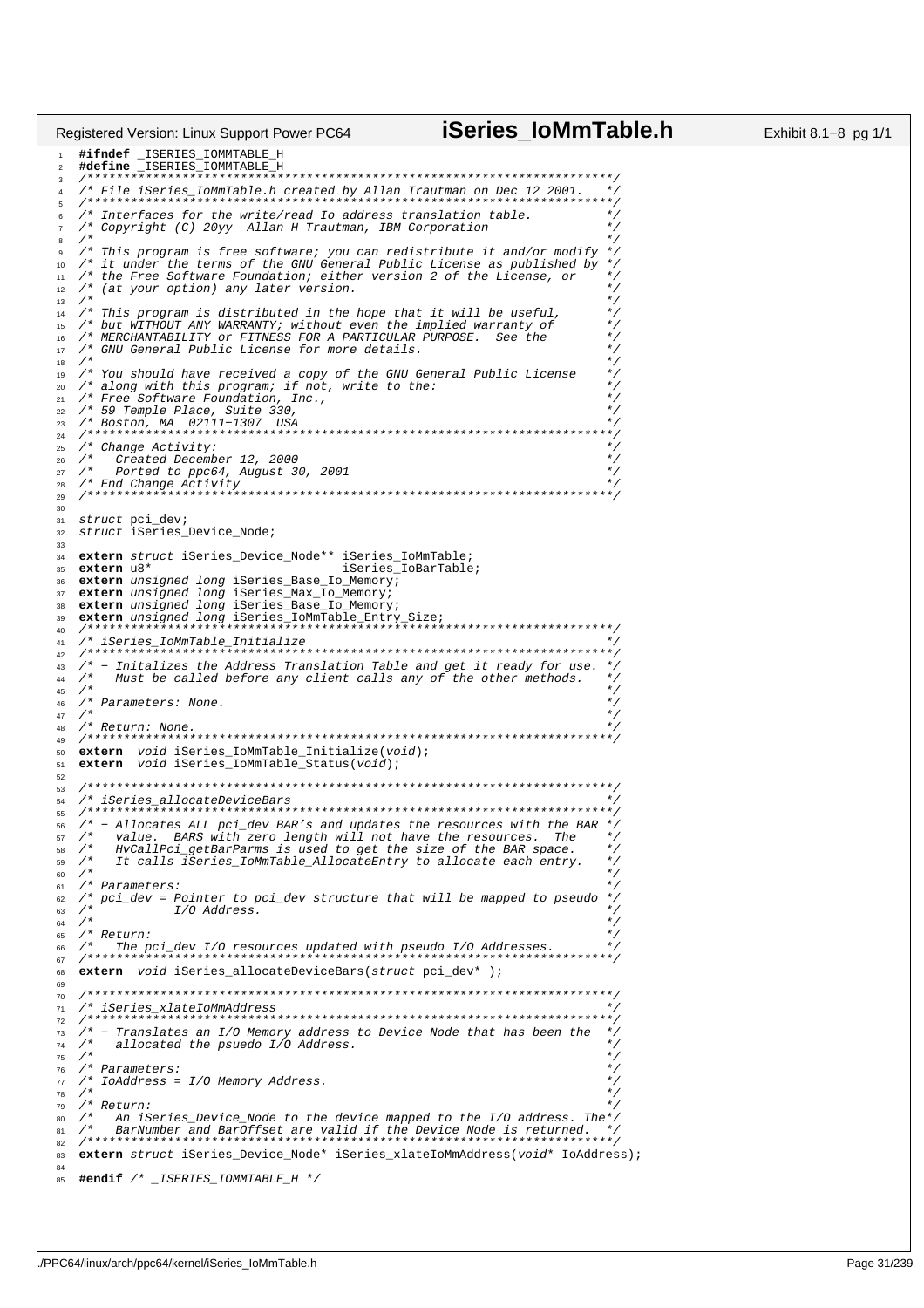```c
#ifndef _ISERIES_IOMMTABLE_H
#define _ISERIES_IOMMTABLE_H
/************************************************************************/
/* File iSeries_IoMmTable.h created by Allan Trautman on Dec 12 2001.   */
/************************************************************************/
/* Interfaces for the write/read Io address translation table.          */
/* Copyright (C) 20yy  Allan H Trautman, IBM Corporation                */
/*                                                                      */
/* This program is free software; you can redistribute it and/or modify */
/* it under the terms of the GNU General Public License as published by */
/* the Free Software Foundation; either version 2 of the License, or    */
/* (at your option) any later version.                                  */
/*                                                                      */
/* This program is distributed in the hope that it will be useful,      */
/* but WITHOUT ANY WARRANTY; without even the implied warranty of       */
/* MERCHANTABILITY or FITNESS FOR A PARTICULAR PURPOSE.  See the        */
/* GNU General Public License for more details.                         */
/*                                                                      */
/* You should have received a copy of the GNU General Public License    */
/* along with this program; if not, write to the:                       */
/* Free Software Foundation, Inc.,                                      */
/* 59 Temple Place, Suite 330,                                          */
/* Boston, MA  02111-1307  USA                                          */
/************************************************************************/
/* Change Activity:                                                     */
/*   Created December 12, 2000                                          */
/*   Ported to ppc64, August 30, 2001                                   */
/* End Change Activity                                                  */
/************************************************************************/

struct pci_dev;
struct iSeries_Device_Node;

extern struct iSeries_Device_Node** iSeries_IoMmTable;
extern u8*                          iSeries_IoBarTable;
extern unsigned long iSeries_Base_Io_Memory;
extern unsigned long iSeries_Max_Io_Memory;
extern unsigned long iSeries_Base_Io_Memory;
extern unsigned long iSeries_IoMmTable_Entry_Size;
/************************************************************************/
/* iSeries_IoMmTable_Initialize                                         */
/************************************************************************/
/* - Initalizes the Address Translation Table and get it ready for use. */
/*   Must be called before any client calls any of the other methods.   */
/*                                                                      */
/* Parameters: None.                                                    */
/*                                                                      */
/* Return: None.                                                        */
/************************************************************************/
extern  void iSeries_IoMmTable_Initialize(void);
extern  void iSeries_IoMmTable_Status(void);

/************************************************************************/
/* iSeries_allocateDeviceBars                                           */
/************************************************************************/
/* - Allocates ALL pci_dev BAR's and updates the resources with the BAR */
/*   value.  BARS with zero length will not have the resources.  The    */
/*   HvCallPci_getBarParms is used to get the size of the BAR space.    */
/*   It calls iSeries_IoMmTable_AllocateEntry to allocate each entry.   */
/*                                                                      */
/* Parameters:                                                          */
/* pci_dev = Pointer to pci_dev structure that will be mapped to pseudo */
/*           I/O Address.                                               */
/*                                                                      */
/* Return:                                                              */
/*   The pci_dev I/O resources updated with pseudo I/O Addresses.       */
/************************************************************************/
extern  void iSeries_allocateDeviceBars(struct pci_dev* );

/************************************************************************/
/* iSeries_xlateIoMmAddress                                             */
/************************************************************************/
/* - Translates an I/O Memory address to Device Node that has been the  */
/*   allocated the psuedo I/O Address.                                  */
/*                                                                      */
/* Parameters:                                                          */
/* IoAddress = I/O Memory Address.                                      */
/*                                                                      */
/* Return:                                                              */
/*   An iSeries_Device_Node to the device mapped to the I/O address. The*/
/*   BarNumber and BarOffset are valid if the Device Node is returned.  */
/************************************************************************/
extern struct iSeries_Device_Node* iSeries_xlateIoMmAddress(void* IoAddress);

#endif /* _ISERIES_IOMMTABLE_H */
```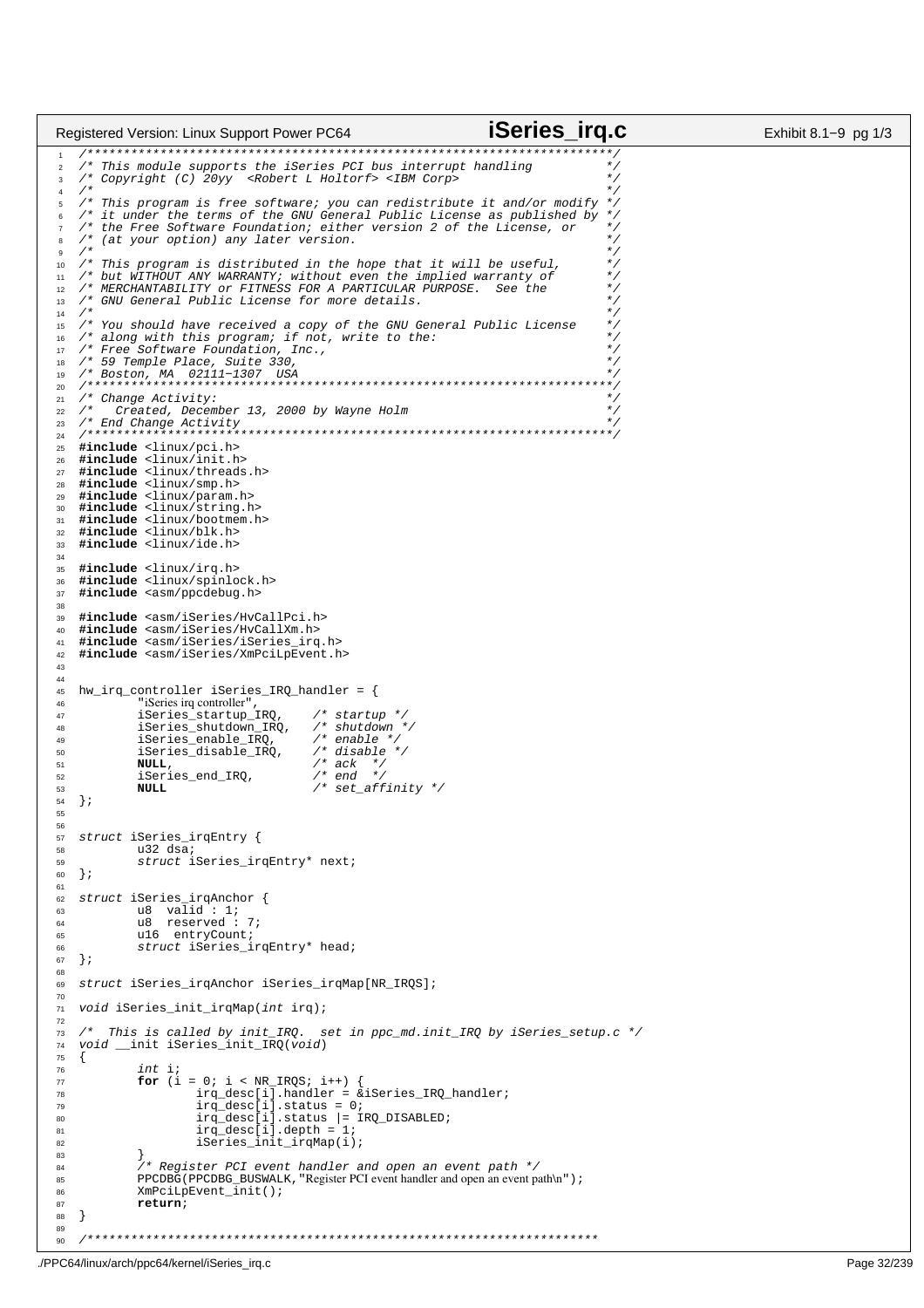```c
/************************************************************************/
/* This module supports the iSeries PCI bus interrupt handling         */
/* Copyright (C) 20yy  <Robert L Holtorf> <IBM Corp>                   */
/*                                                                      */
/* This program is free software; you can redistribute it and/or modify */
/* it under the terms of the GNU General Public License as published by */
/* the Free Software Foundation; either version 2 of the License, or    */
/* (at your option) any later version.                                  */
/*                                                                      */
/* This program is distributed in the hope that it will be useful,      */
/* but WITHOUT ANY WARRANTY; without even the implied warranty of       */
/* MERCHANTABILITY or FITNESS FOR A PARTICULAR PURPOSE.  See the        */
/* GNU General Public License for more details.                         */
/*                                                                      */
/* You should have received a copy of the GNU General Public License    */
/* along with this program; if not, write to the:                       */
/* Free Software Foundation, Inc.,                                      */
/* 59 Temple Place, Suite 330,                                          */
/* Boston, MA  02111-1307  USA                                          */
/************************************************************************/
/* Change Activity:                                                     */
/*   Created, December 13, 2000 by Wayne Holm                           */
/* End Change Activity                                                  */
/************************************************************************/
#include <linux/pci.h>
#include <linux/init.h>
#include <linux/threads.h>
#include <linux/smp.h>
#include <linux/param.h>
#include <linux/string.h>
#include <linux/bootmem.h>
#include <linux/blk.h>
#include <linux/ide.h>

#include <linux/irq.h>
#include <linux/spinlock.h>
#include <asm/ppcdebug.h>

#include <asm/iSeries/HvCallPci.h>
#include <asm/iSeries/HvCallXm.h>
#include <asm/iSeries/iSeries_irq.h>
#include <asm/iSeries/XmPciLpEvent.h>


hw_irq_controller iSeries_IRQ_handler = {
        "iSeries irq controller",
        iSeries_startup_IRQ,    /* startup */
        iSeries_shutdown_IRQ,   /* shutdown */
        iSeries_enable_IRQ,     /* enable */
        iSeries_disable_IRQ,    /* disable */
        NULL,                   /* ack  */
        iSeries_end_IRQ,        /* end  */
        NULL                    /* set_affinity */
};


struct iSeries_irqEntry {
        u32 dsa;
        struct iSeries_irqEntry* next;
};

struct iSeries_irqAnchor {
        u8  valid : 1;
        u8  reserved : 7;
        u16  entryCount;
        struct iSeries_irqEntry* head;
};

struct iSeries_irqAnchor iSeries_irqMap[NR_IRQS];

void iSeries_init_irqMap(int irq);

/*  This is called by init_IRQ.  set in ppc_md.init_IRQ by iSeries_setup.c */
void __init iSeries_init_IRQ(void)
{
        int i;
        for (i = 0; i < NR_IRQS; i++) {
                irq_desc[i].handler = &iSeries_IRQ_handler;
                irq_desc[i].status = 0;
                irq_desc[i].status |= IRQ_DISABLED;
                irq_desc[i].depth = 1;
                iSeries_init_irqMap(i);
        }
        /* Register PCI event handler and open an event path */
        PPCDBG(PPCDBG_BUSWALK,"Register PCI event handler and open an event path\n");
        XmPciLpEvent_init();
        return;
}

/**********************************************************************
```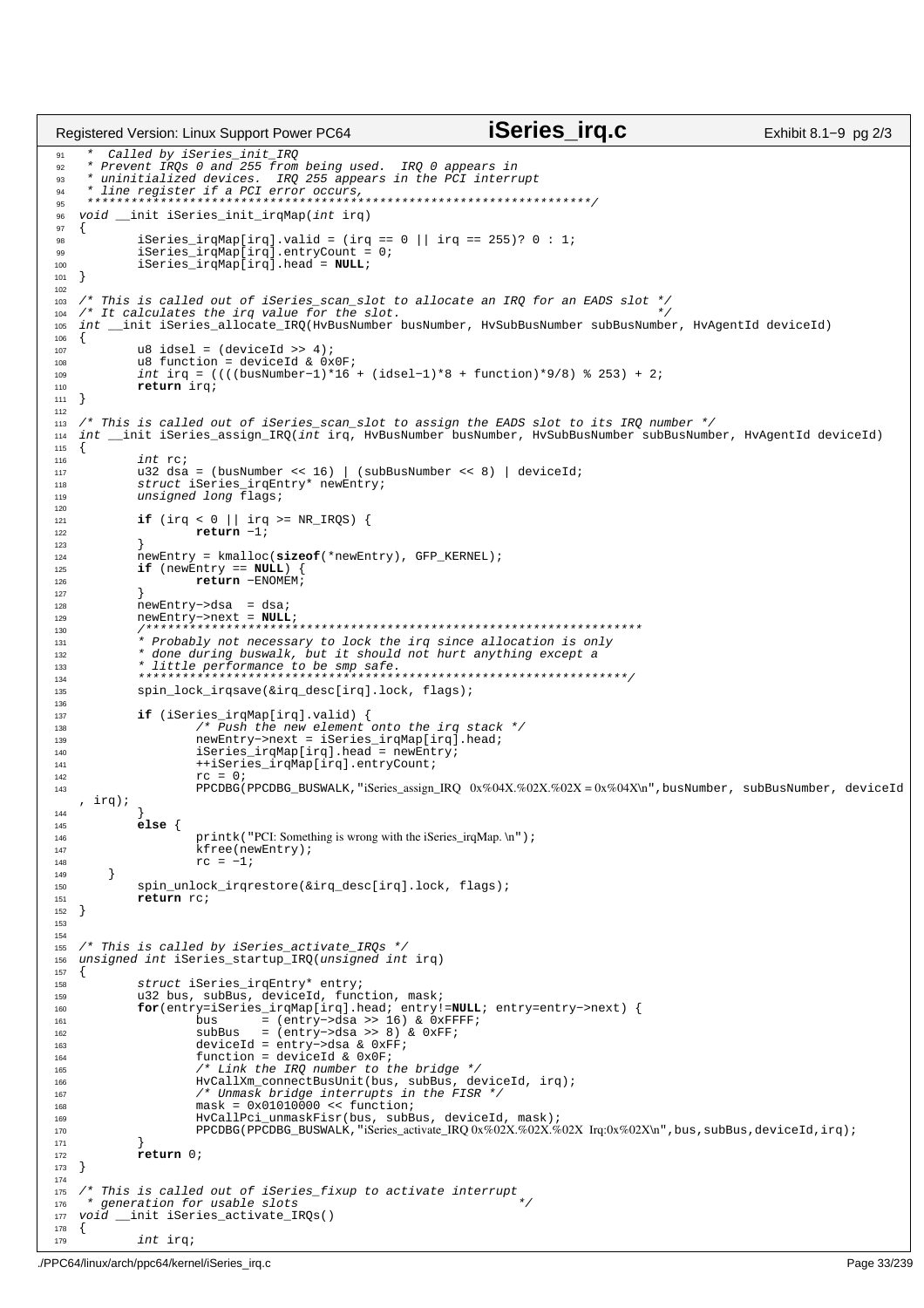```c
 *  Called by iSeries_init_IRQ
 * Prevent IRQs 0 and 255 from being used.  IRQ 0 appears in
 * uninitialized devices.  IRQ 255 appears in the PCI interrupt
 * line register if a PCI error occurs,
 *********************************************************************/
void __init iSeries_init_irqMap(int irq)
{
        iSeries_irqMap[irq].valid = (irq == 0 || irq == 255)? 0 : 1;
        iSeries_irqMap[irq].entryCount = 0;
        iSeries_irqMap[irq].head = NULL;
}

/* This is called out of iSeries_scan_slot to allocate an IRQ for an EADS slot */
/* It calculates the irq value for the slot.                                    */
int __init iSeries_allocate_IRQ(HvBusNumber busNumber, HvSubBusNumber subBusNumber, HvAgentId deviceId)
{
        u8 idsel = (deviceId >> 4);
        u8 function = deviceId & 0x0F;
        int irq = ((((busNumber-1)*16 + (idsel-1)*8 + function)*9/8) % 253) + 2;
        return irq;
}

/* This is called out of iSeries_scan_slot to assign the EADS slot to its IRQ number */
int __init iSeries_assign_IRQ(int irq, HvBusNumber busNumber, HvSubBusNumber subBusNumber, HvAgentId deviceId)
{
        int rc;
        u32 dsa = (busNumber << 16) | (subBusNumber << 8) | deviceId;
        struct iSeries_irqEntry* newEntry;
        unsigned long flags;

        if (irq < 0 || irq >= NR_IRQS) {
                return -1;
        }
        newEntry = kmalloc(sizeof(*newEntry), GFP_KERNEL);
        if (newEntry == NULL) {
                return -ENOMEM;
        }
        newEntry->dsa  = dsa;
        newEntry->next = NULL;
        /********************************************************************
        * Probably not necessary to lock the irq since allocation is only
        * done during buswalk, but it should not hurt anything except a
        * little performance to be smp safe.
        *******************************************************************/
        spin_lock_irqsave(&irq_desc[irq].lock, flags);

        if (iSeries_irqMap[irq].valid) {
                /* Push the new element onto the irq stack */
                newEntry->next = iSeries_irqMap[irq].head;
                iSeries_irqMap[irq].head = newEntry;
                ++iSeries_irqMap[irq].entryCount;
                rc = 0;
                PPCDBG(PPCDBG_BUSWALK,"iSeries_assign_IRQ  0x%04X.%02X.%02X = 0x%04X\n",busNumber, subBusNumber, deviceId
, irq);
        }
        else {
                printk("PCI: Something is wrong with the iSeries_irqMap. \n");
                kfree(newEntry);
                rc = -1;
    }
        spin_unlock_irqrestore(&irq_desc[irq].lock, flags);
        return rc;
}


/* This is called by iSeries_activate_IRQs */
unsigned int iSeries_startup_IRQ(unsigned int irq)
{
        struct iSeries_irqEntry* entry;
        u32 bus, subBus, deviceId, function, mask;
        for(entry=iSeries_irqMap[irq].head; entry!=NULL; entry=entry->next) {
                bus      = (entry->dsa >> 16) & 0xFFFF;
                subBus   = (entry->dsa >> 8) & 0xFF;
                deviceId = entry->dsa & 0xFF;
                function = deviceId & 0x0F;
                /* Link the IRQ number to the bridge */
                HvCallXm_connectBusUnit(bus, subBus, deviceId, irq);
                /* Unmask bridge interrupts in the FISR */
                mask = 0x01010000 << function;
                HvCallPci_unmaskFisr(bus, subBus, deviceId, mask);
                PPCDBG(PPCDBG_BUSWALK,"iSeries_activate_IRQ 0x%02X.%02X.%02X  Irq:0x%02X\n",bus,subBus,deviceId,irq);
        }
        return 0;
}

/* This is called out of iSeries_fixup to activate interrupt
 * generation for usable slots                                */
void __init iSeries_activate_IRQs()
{
        int irq;
```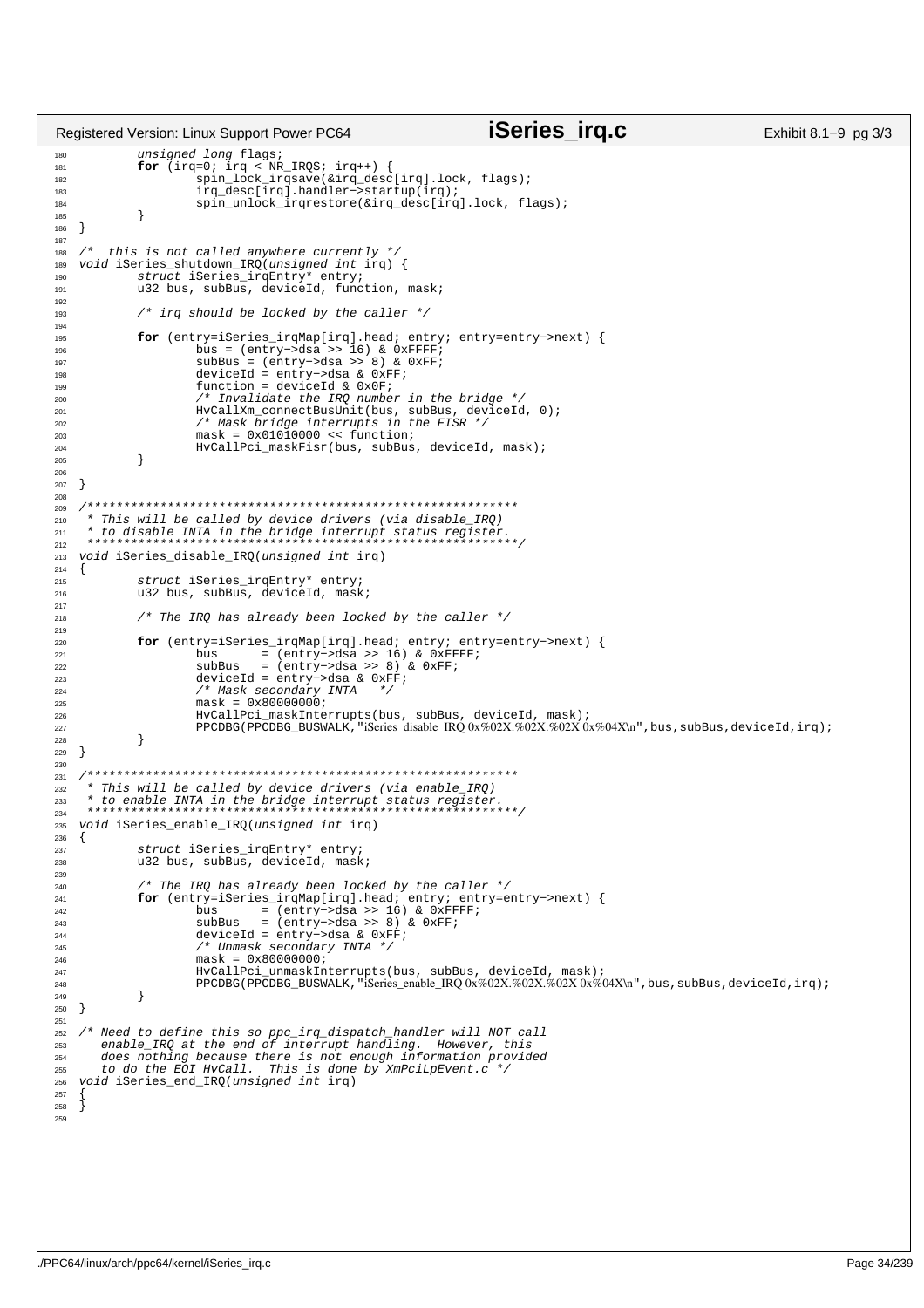```c
        unsigned long flags;
        for (irq=0; irq < NR_IRQS; irq++) {
                spin_lock_irqsave(&irq_desc[irq].lock, flags);
                irq_desc[irq].handler->startup(irq);
                spin_unlock_irqrestore(&irq_desc[irq].lock, flags);
        }
}

/*  this is not called anywhere currently */
void iSeries_shutdown_IRQ(unsigned int irq) {
        struct iSeries_irqEntry* entry;
        u32 bus, subBus, deviceId, function, mask;

        /* irq should be locked by the caller */

        for (entry=iSeries_irqMap[irq].head; entry; entry=entry->next) {
                bus = (entry->dsa >> 16) & 0xFFFF;
                subBus = (entry->dsa >> 8) & 0xFF;
                deviceId = entry->dsa & 0xFF;
                function = deviceId & 0x0F;
                /* Invalidate the IRQ number in the bridge */
                HvCallXm_connectBusUnit(bus, subBus, deviceId, 0);
                /* Mask bridge interrupts in the FISR */
                mask = 0x01010000 << function;
                HvCallPci_maskFisr(bus, subBus, deviceId, mask);
        }

}

/***********************************************************
 * This will be called by device drivers (via disable_IRQ)
 * to disable INTA in the bridge interrupt status register.
 ***********************************************************/
void iSeries_disable_IRQ(unsigned int irq)
{
        struct iSeries_irqEntry* entry;
        u32 bus, subBus, deviceId, mask;

        /* The IRQ has already been locked by the caller */

        for (entry=iSeries_irqMap[irq].head; entry; entry=entry->next) {
                bus      = (entry->dsa >> 16) & 0xFFFF;
                subBus   = (entry->dsa >> 8) & 0xFF;
                deviceId = entry->dsa & 0xFF;
                /* Mask secondary INTA   */
                mask = 0x80000000;
                HvCallPci_maskInterrupts(bus, subBus, deviceId, mask);
                PPCDBG(PPCDBG_BUSWALK,"iSeries_disable_IRQ 0x%02X.%02X.%02X 0x%04X\n",bus,subBus,deviceId,irq);
        }
}

/***********************************************************
 * This will be called by device drivers (via enable_IRQ)
 * to enable INTA in the bridge interrupt status register.
 ***********************************************************/
void iSeries_enable_IRQ(unsigned int irq)
{
        struct iSeries_irqEntry* entry;
        u32 bus, subBus, deviceId, mask;

        /* The IRQ has already been locked by the caller */
        for (entry=iSeries_irqMap[irq].head; entry; entry=entry->next) {
                bus      = (entry->dsa >> 16) & 0xFFFF;
                subBus   = (entry->dsa >> 8) & 0xFF;
                deviceId = entry->dsa & 0xFF;
                /* Unmask secondary INTA */
                mask = 0x80000000;
                HvCallPci_unmaskInterrupts(bus, subBus, deviceId, mask);
                PPCDBG(PPCDBG_BUSWALK,"iSeries_enable_IRQ 0x%02X.%02X.%02X 0x%04X\n",bus,subBus,deviceId,irq);
        }
}

/* Need to define this so ppc_irq_dispatch_handler will NOT call
   enable_IRQ at the end of interrupt handling.  However, this
   does nothing because there is not enough information provided
   to do the EOI HvCall.  This is done by XmPciLpEvent.c */
void iSeries_end_IRQ(unsigned int irq)
{
}
```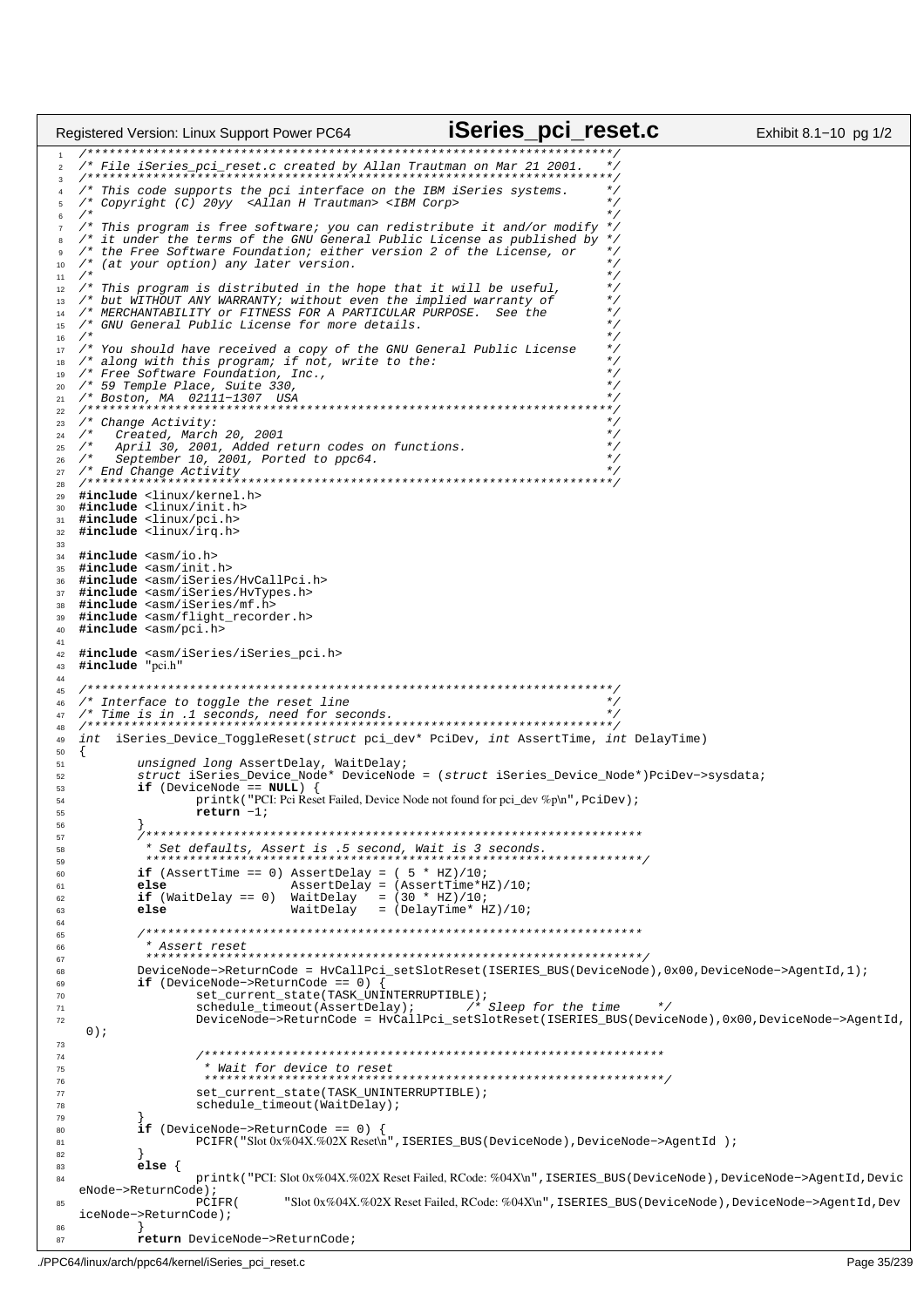```c
/************************************************************************/
/* File iSeries_pci_reset.c created by Allan Trautman on Mar 21 2001.   */
/************************************************************************/
/* This code supports the pci interface on the IBM iSeries systems.     */
/* Copyright (C) 20yy  <Allan H Trautman> <IBM Corp>                    */
/*                                                                      */
/* This program is free software; you can redistribute it and/or modify */
/* it under the terms of the GNU General Public License as published by */
/* the Free Software Foundation; either version 2 of the License, or    */
/* (at your option) any later version.                                  */
/*                                                                      */
/* This program is distributed in the hope that it will be useful,      */
/* but WITHOUT ANY WARRANTY; without even the implied warranty of       */
/* MERCHANTABILITY or FITNESS FOR A PARTICULAR PURPOSE.  See the        */
/* GNU General Public License for more details.                         */
/*                                                                      */
/* You should have received a copy of the GNU General Public License    */
/* along with this program; if not, write to the:                       */
/* Free Software Foundation, Inc.,                                      */
/* 59 Temple Place, Suite 330,                                          */
/* Boston, MA  02111-1307  USA                                          */
/************************************************************************/
/* Change Activity:                                                     */
/*   Created, March 20, 2001                                            */
/*   April 30, 2001, Added return codes on functions.                   */
/*   September 10, 2001, Ported to ppc64.                               */
/* End Change Activity                                                  */
/************************************************************************/
#include <linux/kernel.h>
#include <linux/init.h>
#include <linux/pci.h>
#include <linux/irq.h>

#include <asm/io.h>
#include <asm/init.h>
#include <asm/iSeries/HvCallPci.h>
#include <asm/iSeries/HvTypes.h>
#include <asm/iSeries/mf.h>
#include <asm/flight_recorder.h>
#include <asm/pci.h>

#include <asm/iSeries/iSeries_pci.h>
#include "pci.h"

/************************************************************************/
/* Interface to toggle the reset line                                   */
/* Time is in .1 seconds, need for seconds.                             */
/************************************************************************/
int  iSeries_Device_ToggleReset(struct pci_dev* PciDev, int AssertTime, int DelayTime)
{
        unsigned long AssertDelay, WaitDelay;
        struct iSeries_Device_Node* DeviceNode = (struct iSeries_Device_Node*)PciDev->sysdata;
        if (DeviceNode == NULL) {
                printk("PCI: Pci Reset Failed, Device Node not found for pci_dev %p\n",PciDev);
                return -1;
        }
        /********************************************************************
         * Set defaults, Assert is .5 second, Wait is 3 seconds.
         ********************************************************************/
        if (AssertTime == 0) AssertDelay = ( 5 * HZ)/10;
        else                 AssertDelay = (AssertTime*HZ)/10;
        if (WaitDelay == 0)  WaitDelay   = (30 * HZ)/10;
        else                 WaitDelay   = (DelayTime* HZ)/10;

        /********************************************************************
         * Assert reset
         ********************************************************************/
        DeviceNode->ReturnCode = HvCallPci_setSlotReset(ISERIES_BUS(DeviceNode),0x00,DeviceNode->AgentId,1);
        if (DeviceNode->ReturnCode == 0) {
                set_current_state(TASK_UNINTERRUPTIBLE);
                schedule_timeout(AssertDelay);      /* Sleep for the time     */
                DeviceNode->ReturnCode = HvCallPci_setSlotReset(ISERIES_BUS(DeviceNode),0x00,DeviceNode->AgentId,
 0);

                /***************************************************************
                 * Wait for device to reset
                 ***************************************************************/
                set_current_state(TASK_UNINTERRUPTIBLE);
                schedule_timeout(WaitDelay);
        }
        if (DeviceNode->ReturnCode == 0) {
                PCIFR("Slot 0x%04X.%02X Reset\n",ISERIES_BUS(DeviceNode),DeviceNode->AgentId );
        }
        else {
                printk("PCI: Slot 0x%04X.%02X Reset Failed, RCode: %04X\n",ISERIES_BUS(DeviceNode),DeviceNode->AgentId,Devic
eNode->ReturnCode);
                PCIFR(     "Slot 0x%04X.%02X Reset Failed, RCode: %04X\n",ISERIES_BUS(DeviceNode),DeviceNode->AgentId,Dev
iceNode->ReturnCode);
        }
        return DeviceNode->ReturnCode;
```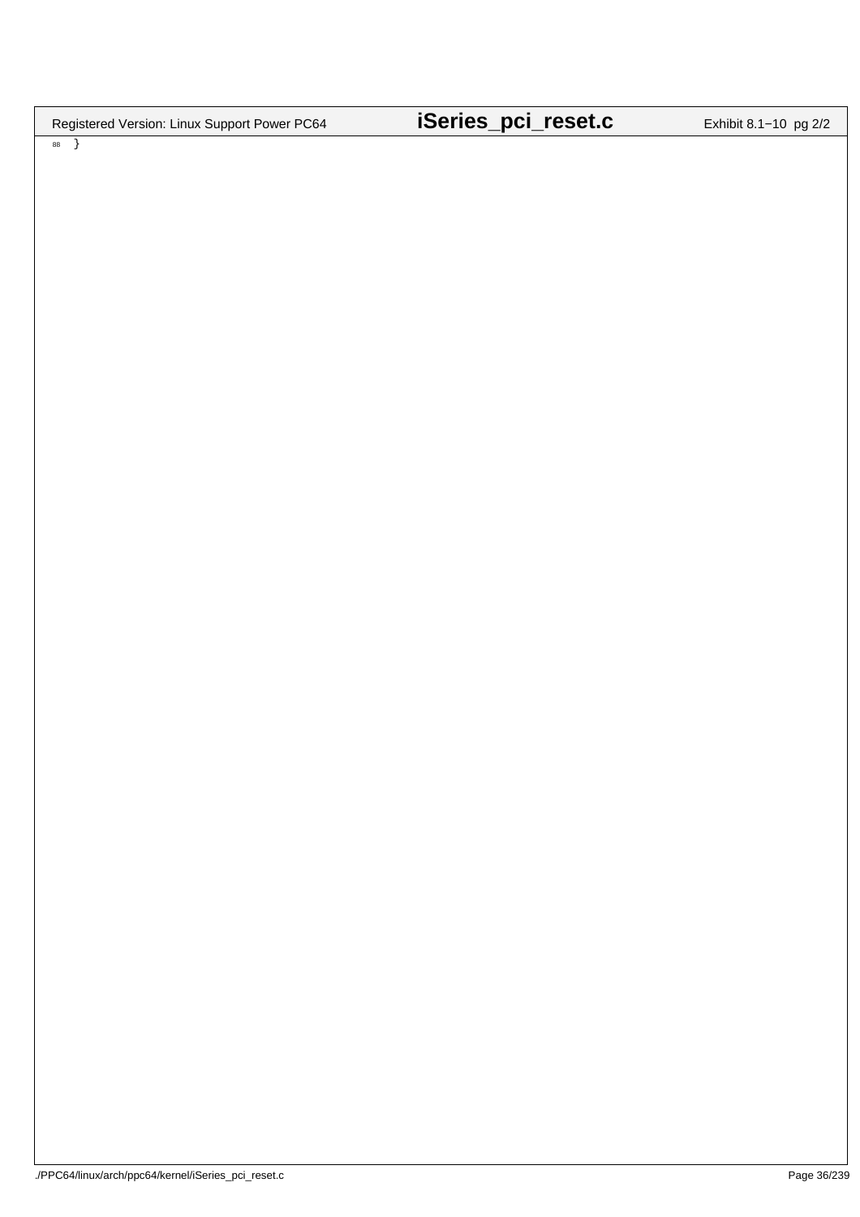```
88 }
```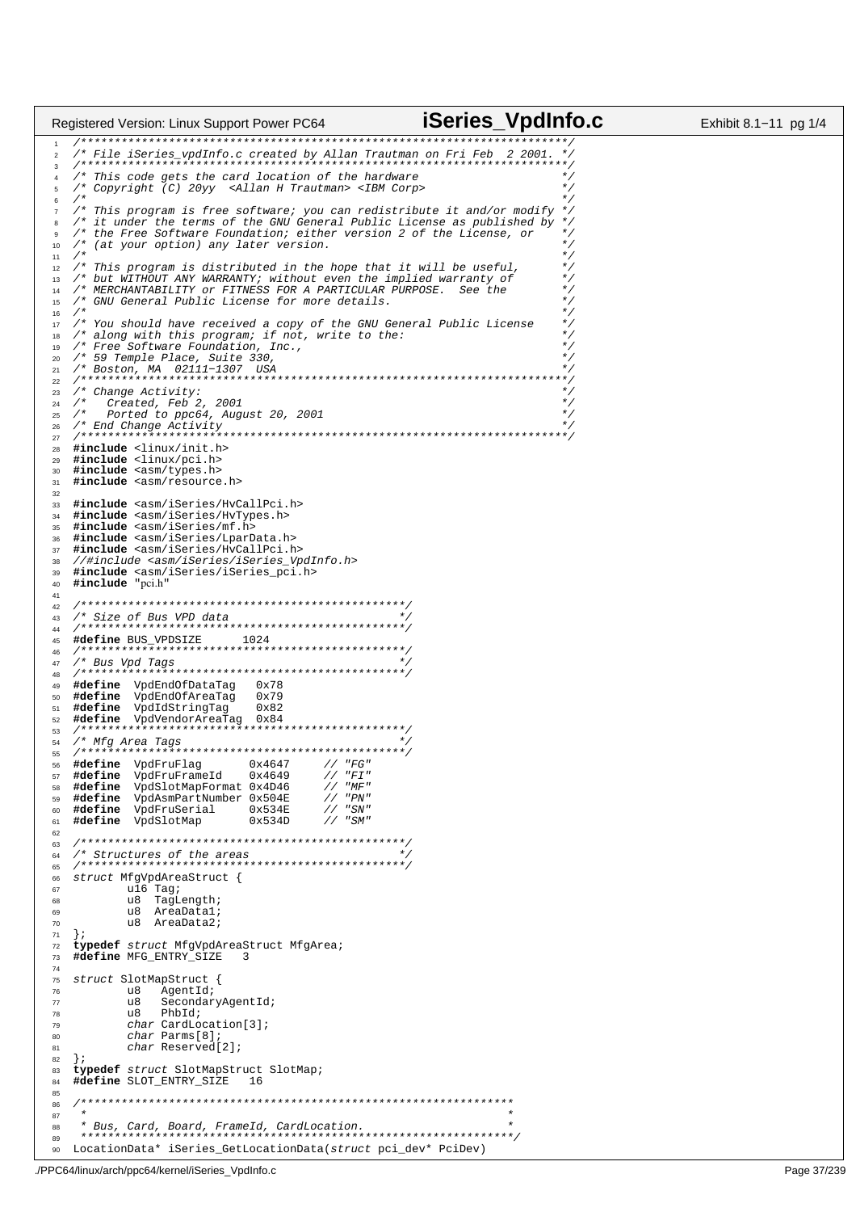```c
/************************************************************************/
/* File iSeries_vpdInfo.c created by Allan Trautman on Fri Feb  2 2001. */
/************************************************************************/
/* This code gets the card location of the hardware                     */
/* Copyright (C) 20yy  <Allan H Trautman> <IBM Corp>                    */
/*                                                                      */
/* This program is free software; you can redistribute it and/or modify */
/* it under the terms of the GNU General Public License as published by */
/* the Free Software Foundation; either version 2 of the License, or    */
/* (at your option) any later version.                                  */
/*                                                                      */
/* This program is distributed in the hope that it will be useful,      */
/* but WITHOUT ANY WARRANTY; without even the implied warranty of       */
/* MERCHANTABILITY or FITNESS FOR A PARTICULAR PURPOSE.  See the        */
/* GNU General Public License for more details.                         */
/*                                                                      */
/* You should have received a copy of the GNU General Public License    */
/* along with this program; if not, write to the:                       */
/* Free Software Foundation, Inc.,                                      */
/* 59 Temple Place, Suite 330,                                          */
/* Boston, MA  02111-1307  USA                                          */
/************************************************************************/
/* Change Activity:                                                     */
/*   Created, Feb 2, 2001                                               */
/*   Ported to ppc64, August 20, 2001                                   */
/* End Change Activity                                                  */
/************************************************************************/
#include <linux/init.h>
#include <linux/pci.h>
#include <asm/types.h>
#include <asm/resource.h>

#include <asm/iSeries/HvCallPci.h>
#include <asm/iSeries/HvTypes.h>
#include <asm/iSeries/mf.h>
#include <asm/iSeries/LparData.h>
#include <asm/iSeries/HvCallPci.h>
//#include <asm/iSeries/iSeries_VpdInfo.h>
#include <asm/iSeries/iSeries_pci.h>
#include "pci.h"

/************************************************/
/* Size of Bus VPD data                         */
/************************************************/
#define BUS_VPDSIZE      1024
/************************************************/
/* Bus Vpd Tags                                 */
/************************************************/
#define  VpdEndOfDataTag   0x78
#define  VpdEndOfAreaTag   0x79
#define  VpdIdStringTag    0x82
#define  VpdVendorAreaTag  0x84
/************************************************/
/* Mfg Area Tags                                */
/************************************************/
#define  VpdFruFlag       0x4647     // "FG"
#define  VpdFruFrameId    0x4649     // "FI"
#define  VpdSlotMapFormat 0x4D46     // "MF"
#define  VpdAsmPartNumber 0x504E     // "PN"
#define  VpdFruSerial     0x534E     // "SN"
#define  VpdSlotMap       0x534D     // "SM"

/************************************************/
/* Structures of the areas                      */
/************************************************/
struct MfgVpdAreaStruct {
        u16 Tag;
        u8  TagLength;
        u8  AreaData1;
        u8  AreaData2;
};
typedef struct MfgVpdAreaStruct MfgArea;
#define MFG_ENTRY_SIZE   3

struct SlotMapStruct {
        u8   AgentId;
        u8   SecondaryAgentId;
        u8   PhbId;
        char CardLocation[3];
        char Parms[8];
        char Reserved[2];
};
typedef struct SlotMapStruct SlotMap;
#define SLOT_ENTRY_SIZE   16

/****************************************************************
 *                                                              *
 * Bus, Card, Board, FrameId, CardLocation.                     *
 ****************************************************************/
LocationData* iSeries_GetLocationData(struct pci_dev* PciDev)
```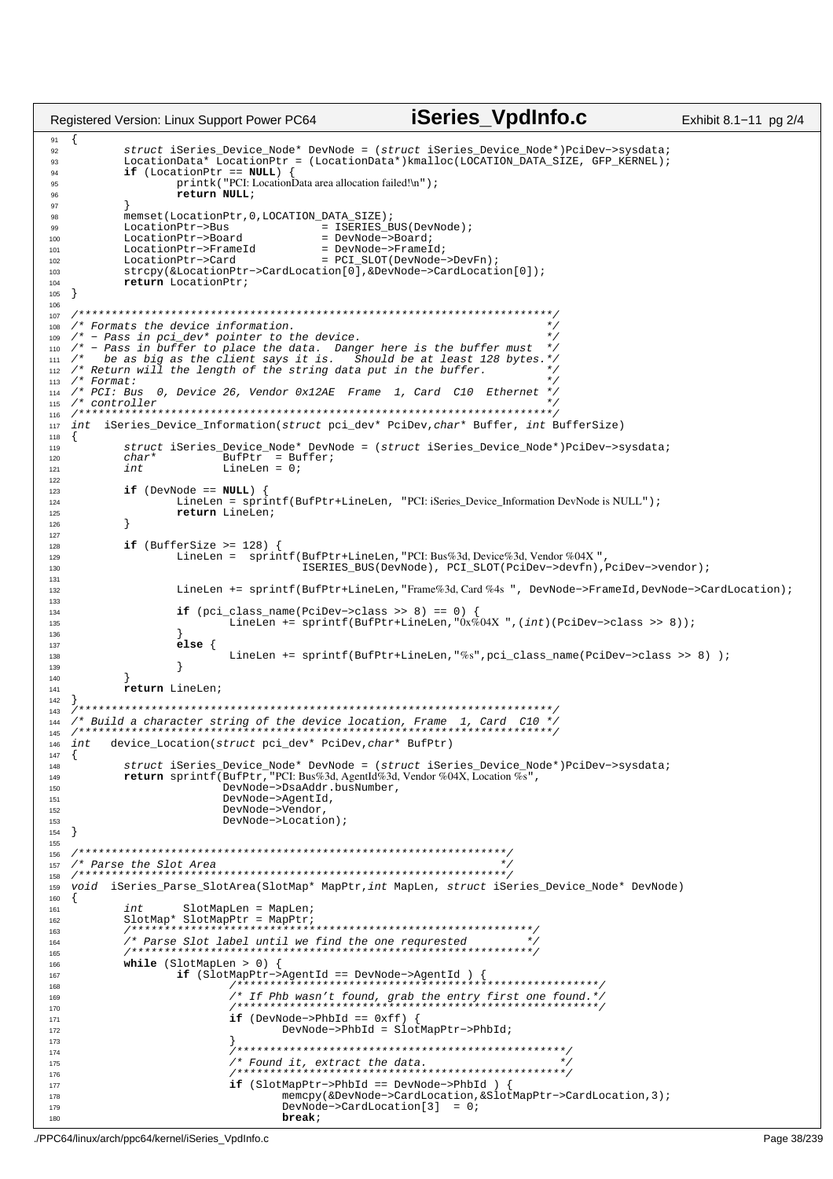```c
{
        struct iSeries_Device_Node* DevNode = (struct iSeries_Device_Node*)PciDev->sysdata;
        LocationData* LocationPtr = (LocationData*)kmalloc(LOCATION_DATA_SIZE, GFP_KERNEL);
        if (LocationPtr == NULL) {
                printk("PCI: LocationData area allocation failed!\n");
                return NULL;
        }
        memset(LocationPtr,0,LOCATION_DATA_SIZE);
        LocationPtr->Bus              = ISERIES_BUS(DevNode);
        LocationPtr->Board            = DevNode->Board;
        LocationPtr->FrameId          = DevNode->FrameId;
        LocationPtr->Card             = PCI_SLOT(DevNode->DevFn);
        strcpy(&LocationPtr->CardLocation[0],&DevNode->CardLocation[0]);
        return LocationPtr;
}

/************************************************************************/
/* Formats the device information.                                      */
/* - Pass in pci_dev* pointer to the device.                            */
/* - Pass in buffer to place the data.  Danger here is the buffer must  */
/*   be as big as the client says it is.   Should be at least 128 bytes.*/
/* Return will the length of the string data put in the buffer.         */
/* Format:                                                              */
/* PCI: Bus  0, Device 26, Vendor 0x12AE  Frame  1, Card  C10  Ethernet */
/* controller                                                           */
/************************************************************************/
int  iSeries_Device_Information(struct pci_dev* PciDev,char* Buffer, int BufferSize)
{
        struct iSeries_Device_Node* DevNode = (struct iSeries_Device_Node*)PciDev->sysdata;
        char*           BufPtr  = Buffer;
        int             LineLen = 0;

        if (DevNode == NULL) {
                LineLen = sprintf(BufPtr+LineLen, "PCI: iSeries_Device_Information DevNode is NULL");
                return LineLen;
        }

        if (BufferSize >= 128) {
                LineLen =  sprintf(BufPtr+LineLen,"PCI: Bus%3d, Device%3d, Vendor %04X ",
                                   ISERIES_BUS(DevNode), PCI_SLOT(PciDev->devfn),PciDev->vendor);

                LineLen += sprintf(BufPtr+LineLen,"Frame%3d, Card %4s ", DevNode->FrameId,DevNode->CardLocation);

                if (pci_class_name(PciDev->class >> 8) == 0) {
                        LineLen += sprintf(BufPtr+LineLen,"0x%04X ",(int)(PciDev->class >> 8));
                }
                else {
                        LineLen += sprintf(BufPtr+LineLen,"%s",pci_class_name(PciDev->class >> 8) );
                }
        }
        return LineLen;
}
/************************************************************************/
/* Build a character string of the device location, Frame  1, Card  C10 */
/************************************************************************/
int   device_Location(struct pci_dev* PciDev,char* BufPtr)
{
        struct iSeries_Device_Node* DevNode = (struct iSeries_Device_Node*)PciDev->sysdata;
        return sprintf(BufPtr,"PCI: Bus%3d, AgentId%3d, Vendor %04X, Location %s",
                       DevNode->DsaAddr.busNumber,
                       DevNode->AgentId,
                       DevNode->Vendor,
                       DevNode->Location);
}

/*****************************************************************/
/* Parse the Slot Area                                           */
/*****************************************************************/
void  iSeries_Parse_SlotArea(SlotMap* MapPtr,int MapLen, struct iSeries_Device_Node* DevNode)
{
        int      SlotMapLen = MapLen;
        SlotMap* SlotMapPtr = MapPtr;
        /*************************************************************/
        /* Parse Slot label until we find the one requrested         */
        /*************************************************************/
        while (SlotMapLen > 0) {
                if (SlotMapPtr->AgentId == DevNode->AgentId ) {
                        /*******************************************************/
                        /* If Phb wasn't found, grab the entry first one found.*/
                        /*******************************************************/
                        if (DevNode->PhbId == 0xff) {
                                DevNode->PhbId = SlotMapPtr->PhbId;
                        }
                        /**************************************************/
                        /* Found it, extract the data.                    */
                        /**************************************************/
                        if (SlotMapPtr->PhbId == DevNode->PhbId ) {
                                memcpy(&DevNode->CardLocation,&SlotMapPtr->CardLocation,3);
                                DevNode->CardLocation[3]  = 0;
                                break;
```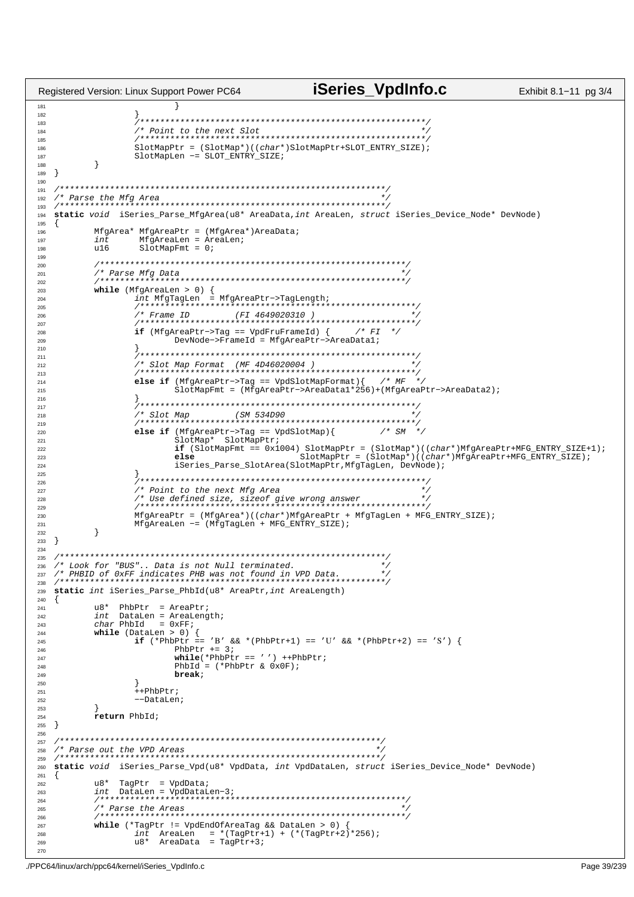```c
                        }
                }
                /**********************************************************/
                /* Point to the next Slot                                 */
                /**********************************************************/
                SlotMapPtr = (SlotMap*)((char*)SlotMapPtr+SLOT_ENTRY_SIZE);
                SlotMapLen -= SLOT_ENTRY_SIZE;
        }
}

/****************************************************************/
/* Parse the Mfg Area                                           */
/****************************************************************/
static void  iSeries_Parse_MfgArea(u8* AreaData,int AreaLen, struct iSeries_Device_Node* DevNode)
{
        MfgArea* MfgAreaPtr = (MfgArea*)AreaData;
        int      MfgAreaLen = AreaLen;
        u16      SlotMapFmt = 0;

        /************************************************************/
        /* Parse Mfg Data                                           */
        /************************************************************/
        while (MfgAreaLen > 0) {
                int MfgTagLen  = MfgAreaPtr->TagLength;
                /*******************************************************/
                /* Frame ID         (FI 4649020310 )                   */
                /*******************************************************/
                if (MfgAreaPtr->Tag == VpdFruFrameId) {     /* FI  */
                        DevNode->FrameId = MfgAreaPtr->AreaData1;
                }
                /*******************************************************/
                /* Slot Map Format  (MF 4D46020004 )                   */
                /*******************************************************/
                else if (MfgAreaPtr->Tag == VpdSlotMapFormat){   /* MF  */
                        SlotMapFmt = (MfgAreaPtr->AreaData1*256)+(MfgAreaPtr->AreaData2);
                }
                /*******************************************************/
                /* Slot Map         (SM 534D90                         */
                /*******************************************************/
                else if (MfgAreaPtr->Tag == VpdSlotMap){         /* SM  */
                        SlotMap*  SlotMapPtr;
                        if (SlotMapFmt == 0x1004) SlotMapPtr = (SlotMap*)((char*)MfgAreaPtr+MFG_ENTRY_SIZE+1);
                        else                      SlotMapPtr = (SlotMap*)((char*)MfgAreaPtr+MFG_ENTRY_SIZE);
                        iSeries_Parse_SlotArea(SlotMapPtr,MfgTagLen, DevNode);
                }
                /*********************************************************/
                /* Point to the next Mfg Area                            */
                /* Use defined size, sizeof give wrong answer            */
                /*********************************************************/
                MfgAreaPtr = (MfgArea*)((char*)MfgAreaPtr + MfgTagLen + MFG_ENTRY_SIZE);
                MfgAreaLen -= (MfgTagLen + MFG_ENTRY_SIZE);
        }
}

/****************************************************************/
/* Look for "BUS".. Data is not Null terminated.                */
/* PHBID of 0xFF indicates PHB was not found in VPD Data.       */
/****************************************************************/
static int iSeries_Parse_PhbId(u8* AreaPtr,int AreaLength)
{
        u8*  PhbPtr  = AreaPtr;
        int  DataLen = AreaLength;
        char PhbId   = 0xFF;
        while (DataLen > 0) {
                if (*PhbPtr == 'B' && *(PhbPtr+1) == 'U' && *(PhbPtr+2) == 'S') {
                        PhbPtr += 3;
                        while(*PhbPtr == ' ') ++PhbPtr;
                        PhbId = (*PhbPtr & 0x0F);
                        break;
                }
                ++PhbPtr;
                --DataLen;
        }
        return PhbId;
}

/****************************************************************/
/* Parse out the VPD Areas                                      */
/****************************************************************/
static void  iSeries_Parse_Vpd(u8* VpdData, int VpdDataLen, struct iSeries_Device_Node* DevNode)
{
        u8*  TagPtr  = VpdData;
        int  DataLen = VpdDataLen-3;
        /************************************************************/
        /* Parse the Areas                                          */
        /************************************************************/
        while (*TagPtr != VpdEndOfAreaTag && DataLen > 0) {
                int  AreaLen   = *(TagPtr+1) + (*(TagPtr+2)*256);
                u8*  AreaData  = TagPtr+3;

```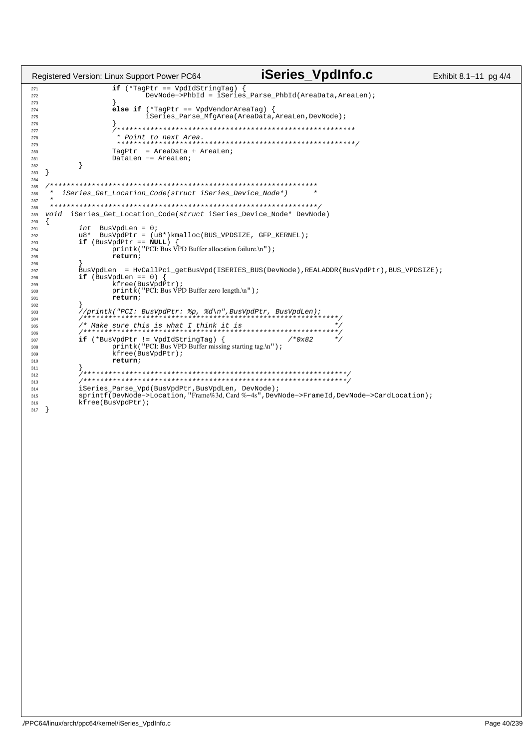```c
		if (*TagPtr == VpdIdStringTag) {
			DevNode->PhbId = iSeries_Parse_PhbId(AreaData,AreaLen);
		}
		else if (*TagPtr == VpdVendorAreaTag) {
			iSeries_Parse_MfgArea(AreaData,AreaLen,DevNode);
		}
		/*********************************************************
		 * Point to next Area.
		 *********************************************************/
		TagPtr  = AreaData + AreaLen;
		DataLen -= AreaLen;
	}
}

/****************************************************************
 *  iSeries_Get_Location_Code(struct iSeries_Device_Node*)      *
 *
 ****************************************************************/
void  iSeries_Get_Location_Code(struct iSeries_Device_Node* DevNode)
{
	int  BusVpdLen = 0;
	u8*  BusVpdPtr = (u8*)kmalloc(BUS_VPDSIZE, GFP_KERNEL);
	if (BusVpdPtr == NULL) {
		printk("PCI: Bus VPD Buffer allocation failure.\n");
		return;
	}
	BusVpdLen  = HvCallPci_getBusVpd(ISERIES_BUS(DevNode),REALADDR(BusVpdPtr),BUS_VPDSIZE);
	if (BusVpdLen == 0) {
		kfree(BusVpdPtr);
		printk("PCI: Bus VPD Buffer zero length.\n");
		return;
	}
	//printk("PCI: BusVpdPtr: %p, %d\n",BusVpdPtr, BusVpdLen);
	/*************************************************************/
	/* Make sure this is what I think it is                      */
	/*************************************************************/
	if (*BusVpdPtr != VpdIdStringTag) {               /*0x82     */
		printk("PCI: Bus VPD Buffer missing starting tag.\n");
		kfree(BusVpdPtr);
		return;
	}
	/***************************************************************/
	/***************************************************************/
	iSeries_Parse_Vpd(BusVpdPtr,BusVpdLen, DevNode);
	sprintf(DevNode->Location,"Frame%3d, Card %-4s",DevNode->FrameId,DevNode->CardLocation);
	kfree(BusVpdPtr);
}
```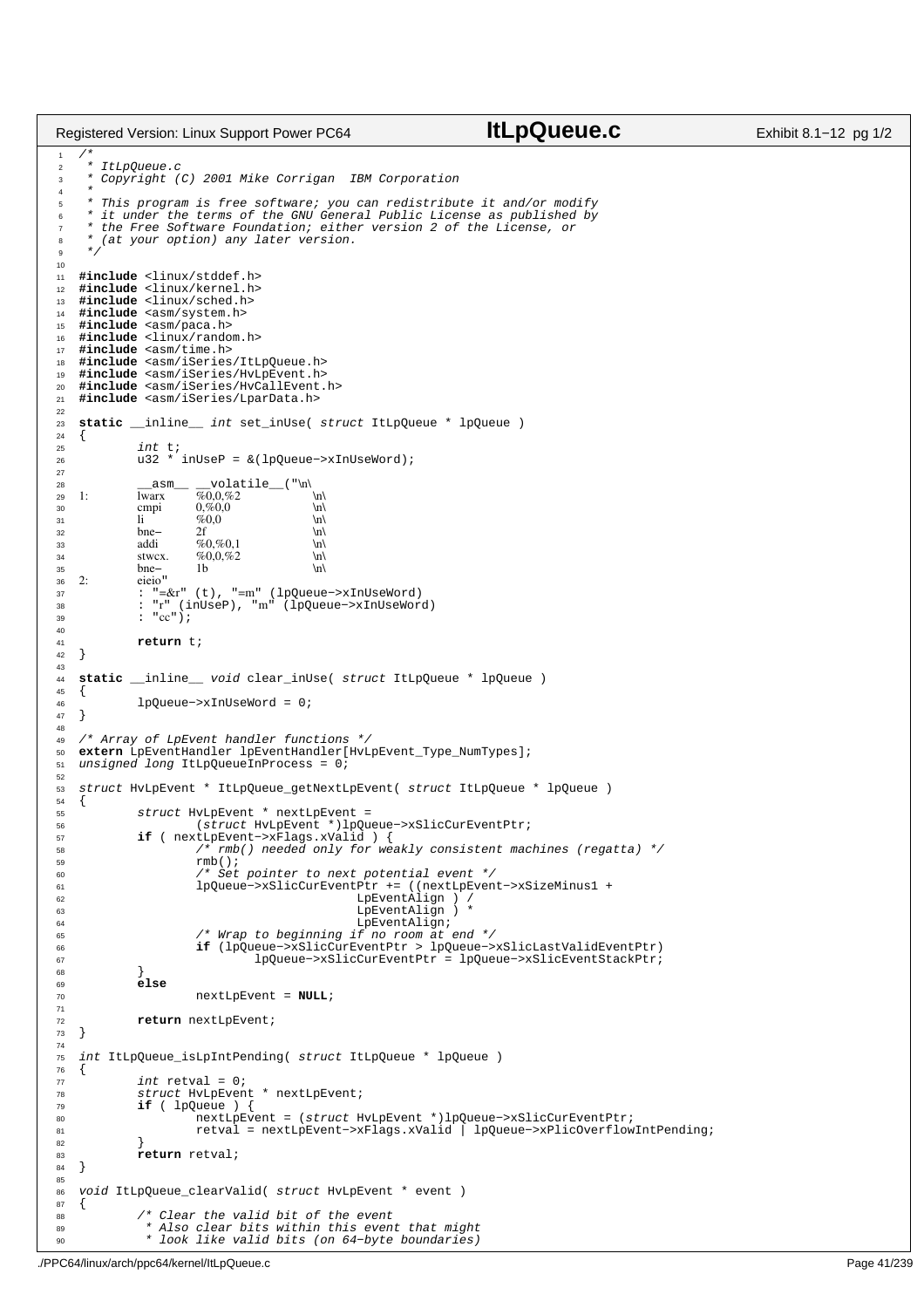```c
/*
 * ItLpQueue.c
 * Copyright (C) 2001 Mike Corrigan  IBM Corporation
 *
 * This program is free software; you can redistribute it and/or modify
 * it under the terms of the GNU General Public License as published by
 * the Free Software Foundation; either version 2 of the License, or
 * (at your option) any later version.
 */

#include <linux/stddef.h>
#include <linux/kernel.h>
#include <linux/sched.h>
#include <asm/system.h>
#include <asm/paca.h>
#include <linux/random.h>
#include <asm/time.h>
#include <asm/iSeries/ItLpQueue.h>
#include <asm/iSeries/HvLpEvent.h>
#include <asm/iSeries/HvCallEvent.h>
#include <asm/iSeries/LparData.h>

static __inline__ int set_inUse( struct ItLpQueue * lpQueue )
{
	int t;
	u32 * inUseP = &(lpQueue->xInUseWord);

	__asm__ __volatile__("\n\
1:	lwarx	%0,0,%2		\n\
	cmpi	0,%0,0		\n\
	li	%0,0		\n\
	bne-	2f		\n\
	addi	%0,%0,1		\n\
	stwcx.	%0,0,%2		\n\
	bne-	1b		\n\
2:	eieio"
	: "=&r" (t), "=m" (lpQueue->xInUseWord)
	: "r" (inUseP), "m" (lpQueue->xInUseWord)
	: "cc");

	return t;
}

static __inline__ void clear_inUse( struct ItLpQueue * lpQueue )
{
	lpQueue->xInUseWord = 0;
}

/* Array of LpEvent handler functions */
extern LpEventHandler lpEventHandler[HvLpEvent_Type_NumTypes];
unsigned long ItLpQueueInProcess = 0;

struct HvLpEvent * ItLpQueue_getNextLpEvent( struct ItLpQueue * lpQueue )
{
	struct HvLpEvent * nextLpEvent =
		(struct HvLpEvent *)lpQueue->xSlicCurEventPtr;
	if ( nextLpEvent->xFlags.xValid ) {
		/* rmb() needed only for weakly consistent machines (regatta) */
		rmb();
		/* Set pointer to next potential event */
		lpQueue->xSlicCurEventPtr += ((nextLpEvent->xSizeMinus1 +
				      LpEventAlign ) /
				      LpEventAlign ) *
				      LpEventAlign;
		/* Wrap to beginning if no room at end */
		if (lpQueue->xSlicCurEventPtr > lpQueue->xSlicLastValidEventPtr)
			lpQueue->xSlicCurEventPtr = lpQueue->xSlicEventStackPtr;
	}
	else
		nextLpEvent = NULL;

	return nextLpEvent;
}

int ItLpQueue_isLpIntPending( struct ItLpQueue * lpQueue )
{
	int retval = 0;
	struct HvLpEvent * nextLpEvent;
	if ( lpQueue ) {
		nextLpEvent = (struct HvLpEvent *)lpQueue->xSlicCurEventPtr;
		retval = nextLpEvent->xFlags.xValid | lpQueue->xPlicOverflowIntPending;
	}
	return retval;
}

void ItLpQueue_clearValid( struct HvLpEvent * event )
{
	/* Clear the valid bit of the event
	 * Also clear bits within this event that might
	 * look like valid bits (on 64-byte boundaries)
```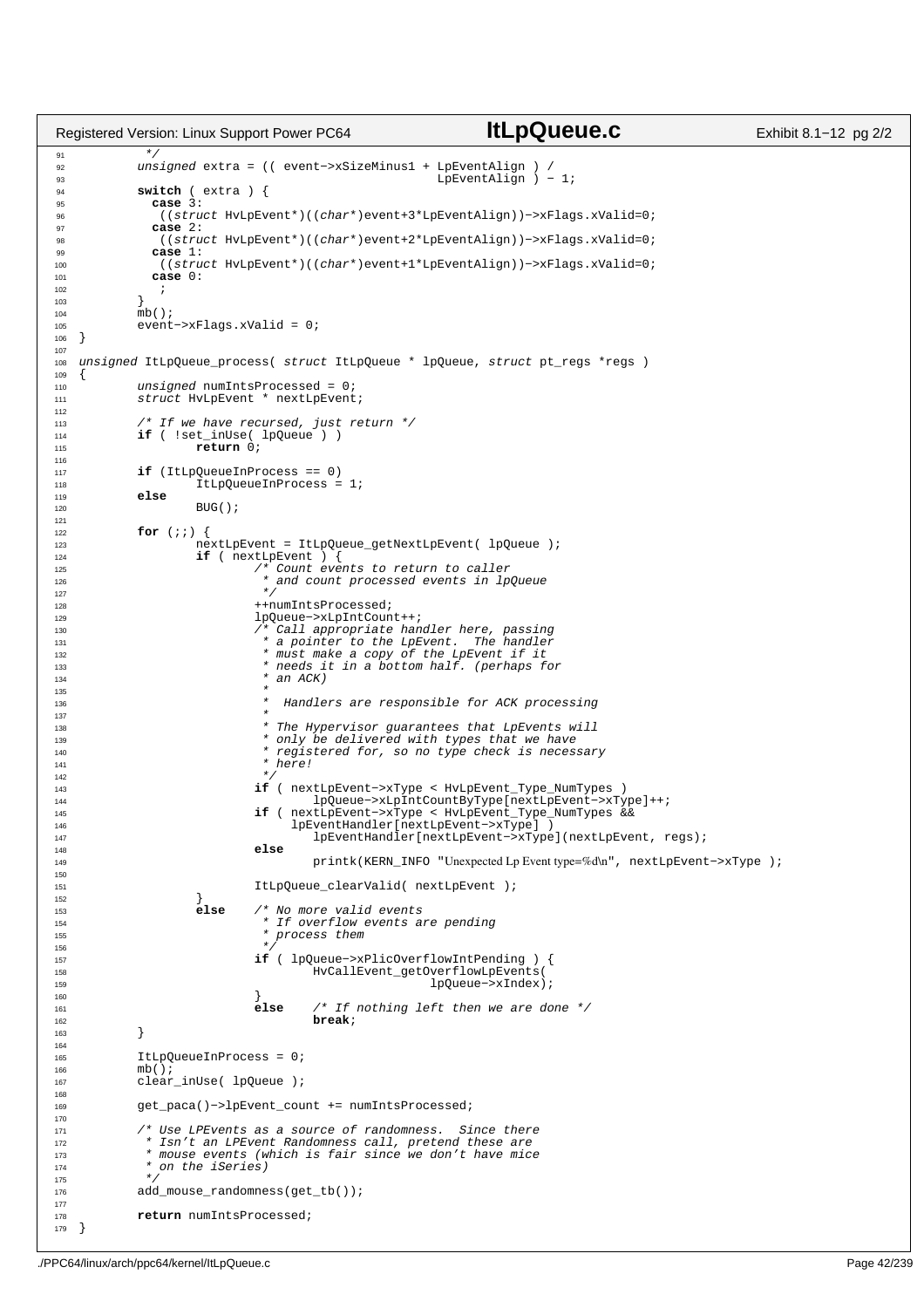```c
	 */
	unsigned extra = (( event->xSizeMinus1 + LpEventAlign ) /
						 LpEventAlign ) - 1;
	switch ( extra ) {
	  case 3:
	   ((struct HvLpEvent*)((char*)event+3*LpEventAlign))->xFlags.xValid=0;
	  case 2:
	   ((struct HvLpEvent*)((char*)event+2*LpEventAlign))->xFlags.xValid=0;
	  case 1:
	   ((struct HvLpEvent*)((char*)event+1*LpEventAlign))->xFlags.xValid=0;
	  case 0:
	   ;
	}
	mb();
	event->xFlags.xValid = 0;
}

unsigned ItLpQueue_process( struct ItLpQueue * lpQueue, struct pt_regs *regs )
{
	unsigned numIntsProcessed = 0;
	struct HvLpEvent * nextLpEvent;

	/* If we have recursed, just return */
	if ( !set_inUse( lpQueue ) )
		return 0;

	if (ItLpQueueInProcess == 0)
		ItLpQueueInProcess = 1;
	else
		BUG();

	for (;;) {
		nextLpEvent = ItLpQueue_getNextLpEvent( lpQueue );
		if ( nextLpEvent ) {
			/* Count events to return to caller
			 * and count processed events in lpQueue
			 */
			++numIntsProcessed;
			lpQueue->xLpIntCount++;
			/* Call appropriate handler here, passing
			 * a pointer to the LpEvent.  The handler
			 * must make a copy of the LpEvent if it
			 * needs it in a bottom half. (perhaps for
			 * an ACK)
			 *
			 *  Handlers are responsible for ACK processing
			 *
			 * The Hypervisor guarantees that LpEvents will
			 * only be delivered with types that we have
			 * registered for, so no type check is necessary
			 * here!
			 */
			if ( nextLpEvent->xType < HvLpEvent_Type_NumTypes )
				lpQueue->xLpIntCountByType[nextLpEvent->xType]++;
			if ( nextLpEvent->xType < HvLpEvent_Type_NumTypes &&
			     lpEventHandler[nextLpEvent->xType] )
				lpEventHandler[nextLpEvent->xType](nextLpEvent, regs);
			else
				printk(KERN_INFO "Unexpected Lp Event type=%d\n", nextLpEvent->xType );

			ItLpQueue_clearValid( nextLpEvent );
		}
		else	/* No more valid events
			 * If overflow events are pending
			 * process them
			 */
			if ( lpQueue->xPlicOverflowIntPending ) {
				HvCallEvent_getOverflowLpEvents(
						lpQueue->xIndex);
			}
			else	/* If nothing left then we are done */
				break;
	}

	ItLpQueueInProcess = 0;
	mb();
	clear_inUse( lpQueue );

	get_paca()->lpEvent_count += numIntsProcessed;

	/* Use LPEvents as a source of randomness.  Since there
	 * Isn't an LPEvent Randomness call, pretend these are
	 * mouse events (which is fair since we don't have mice
	 * on the iSeries)
	 */
	add_mouse_randomness(get_tb());

	return numIntsProcessed;
}
```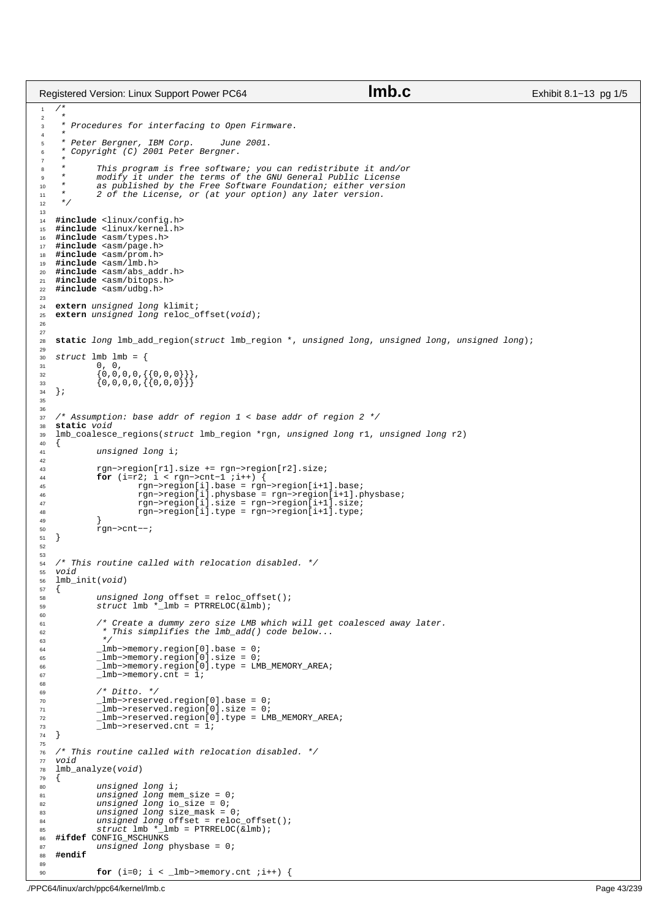```c
/*
 *
 * Procedures for interfacing to Open Firmware.
 *
 * Peter Bergner, IBM Corp.     June 2001.
 * Copyright (C) 2001 Peter Bergner.
 *
 *      This program is free software; you can redistribute it and/or
 *      modify it under the terms of the GNU General Public License
 *      as published by the Free Software Foundation; either version
 *      2 of the License, or (at your option) any later version.
 */

#include <linux/config.h>
#include <linux/kernel.h>
#include <asm/types.h>
#include <asm/page.h>
#include <asm/prom.h>
#include <asm/lmb.h>
#include <asm/abs_addr.h>
#include <asm/bitops.h>
#include <asm/udbg.h>

extern unsigned long klimit;
extern unsigned long reloc_offset(void);


static long lmb_add_region(struct lmb_region *, unsigned long, unsigned long, unsigned long);

struct lmb lmb = {
        0, 0,
        {0,0,0,0,{{0,0,0}}},
        {0,0,0,0,{{0,0,0}}}
};


/* Assumption: base addr of region 1 < base addr of region 2 */
static void
lmb_coalesce_regions(struct lmb_region *rgn, unsigned long r1, unsigned long r2)
{
        unsigned long i;

        rgn->region[r1].size += rgn->region[r2].size;
        for (i=r2; i < rgn->cnt-1 ;i++) {
                rgn->region[i].base = rgn->region[i+1].base;
                rgn->region[i].physbase = rgn->region[i+1].physbase;
                rgn->region[i].size = rgn->region[i+1].size;
                rgn->region[i].type = rgn->region[i+1].type;
        }
        rgn->cnt--;
}


/* This routine called with relocation disabled. */
void
lmb_init(void)
{
        unsigned long offset = reloc_offset();
        struct lmb *_lmb = PTRRELOC(&lmb);

        /* Create a dummy zero size LMB which will get coalesced away later.
         * This simplifies the lmb_add() code below...
         */
        _lmb->memory.region[0].base = 0;
        _lmb->memory.region[0].size = 0;
        _lmb->memory.region[0].type = LMB_MEMORY_AREA;
        _lmb->memory.cnt = 1;

        /* Ditto. */
        _lmb->reserved.region[0].base = 0;
        _lmb->reserved.region[0].size = 0;
        _lmb->reserved.region[0].type = LMB_MEMORY_AREA;
        _lmb->reserved.cnt = 1;
}

/* This routine called with relocation disabled. */
void
lmb_analyze(void)
{
        unsigned long i;
        unsigned long mem_size = 0;
        unsigned long io_size = 0;
        unsigned long size_mask = 0;
        unsigned long offset = reloc_offset();
        struct lmb *_lmb = PTRRELOC(&lmb);
#ifdef CONFIG_MSCHUNKS
        unsigned long physbase = 0;
#endif

        for (i=0; i < _lmb->memory.cnt ;i++) {
```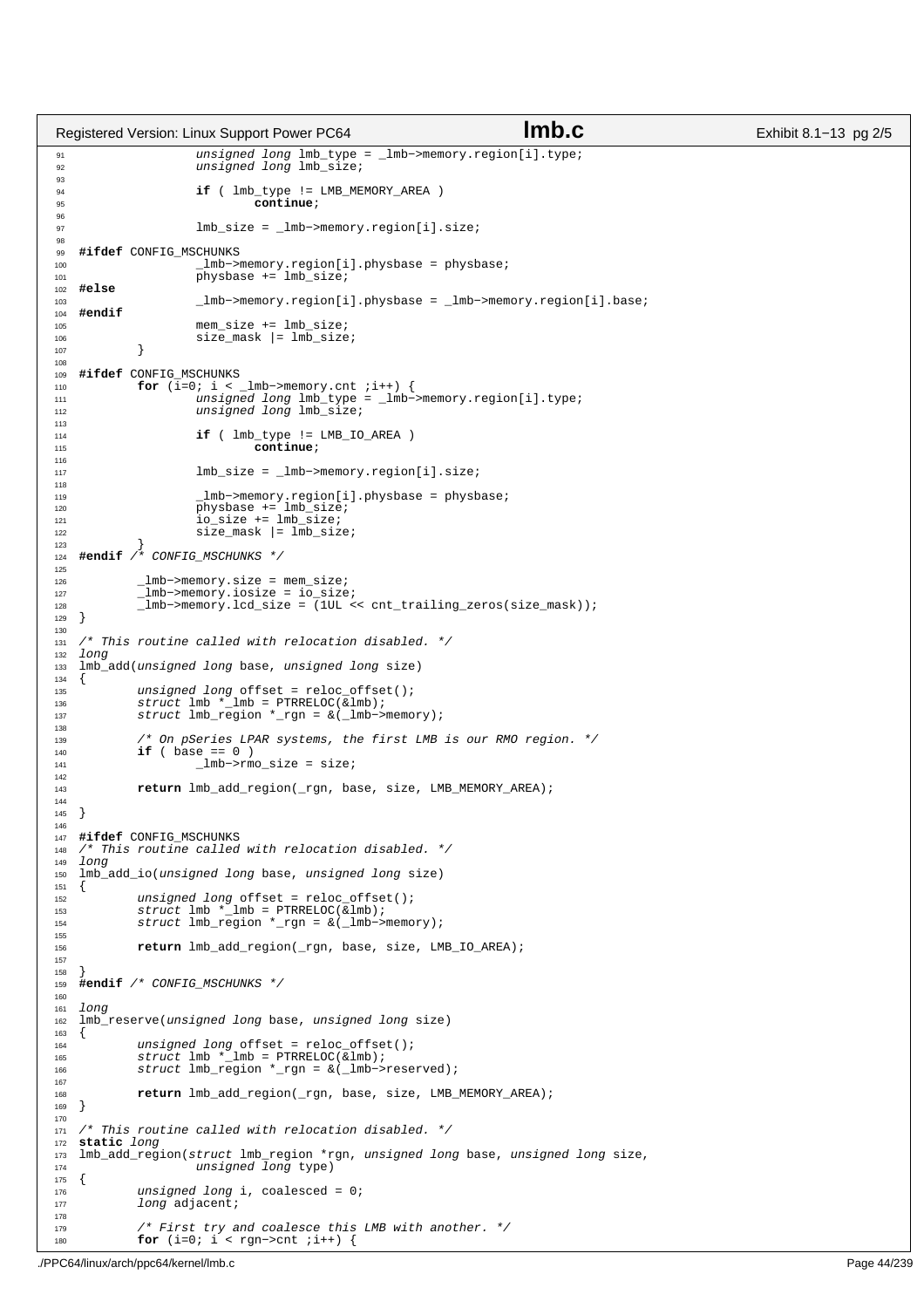```c
                unsigned long lmb_type = _lmb->memory.region[i].type;
                unsigned long lmb_size;

                if ( lmb_type != LMB_MEMORY_AREA )
                        continue;

                lmb_size = _lmb->memory.region[i].size;

#ifdef CONFIG_MSCHUNKS
                _lmb->memory.region[i].physbase = physbase;
                physbase += lmb_size;
#else
                _lmb->memory.region[i].physbase = _lmb->memory.region[i].base;
#endif
                mem_size += lmb_size;
                size_mask |= lmb_size;
        }

#ifdef CONFIG_MSCHUNKS
        for (i=0; i < _lmb->memory.cnt ;i++) {
                unsigned long lmb_type = _lmb->memory.region[i].type;
                unsigned long lmb_size;

                if ( lmb_type != LMB_IO_AREA )
                        continue;

                lmb_size = _lmb->memory.region[i].size;

                _lmb->memory.region[i].physbase = physbase;
                physbase += lmb_size;
                io_size += lmb_size;
                size_mask |= lmb_size;
        }
#endif /* CONFIG_MSCHUNKS */

        _lmb->memory.size = mem_size;
        _lmb->memory.iosize = io_size;
        _lmb->memory.lcd_size = (1UL << cnt_trailing_zeros(size_mask));
}

/* This routine called with relocation disabled. */
long
lmb_add(unsigned long base, unsigned long size)
{
        unsigned long offset = reloc_offset();
        struct lmb *_lmb = PTRRELOC(&lmb);
        struct lmb_region *_rgn = &(_lmb->memory);

        /* On pSeries LPAR systems, the first LMB is our RMO region. */
        if ( base == 0 )
                _lmb->rmo_size = size;

        return lmb_add_region(_rgn, base, size, LMB_MEMORY_AREA);

}

#ifdef CONFIG_MSCHUNKS
/* This routine called with relocation disabled. */
long
lmb_add_io(unsigned long base, unsigned long size)
{
        unsigned long offset = reloc_offset();
        struct lmb *_lmb = PTRRELOC(&lmb);
        struct lmb_region *_rgn = &(_lmb->memory);

        return lmb_add_region(_rgn, base, size, LMB_IO_AREA);

}
#endif /* CONFIG_MSCHUNKS */

long
lmb_reserve(unsigned long base, unsigned long size)
{
        unsigned long offset = reloc_offset();
        struct lmb *_lmb = PTRRELOC(&lmb);
        struct lmb_region *_rgn = &(_lmb->reserved);

        return lmb_add_region(_rgn, base, size, LMB_MEMORY_AREA);
}

/* This routine called with relocation disabled. */
static long
lmb_add_region(struct lmb_region *rgn, unsigned long base, unsigned long size,
                unsigned long type)
{
        unsigned long i, coalesced = 0;
        long adjacent;

        /* First try and coalesce this LMB with another. */
        for (i=0; i < rgn->cnt ;i++) {
```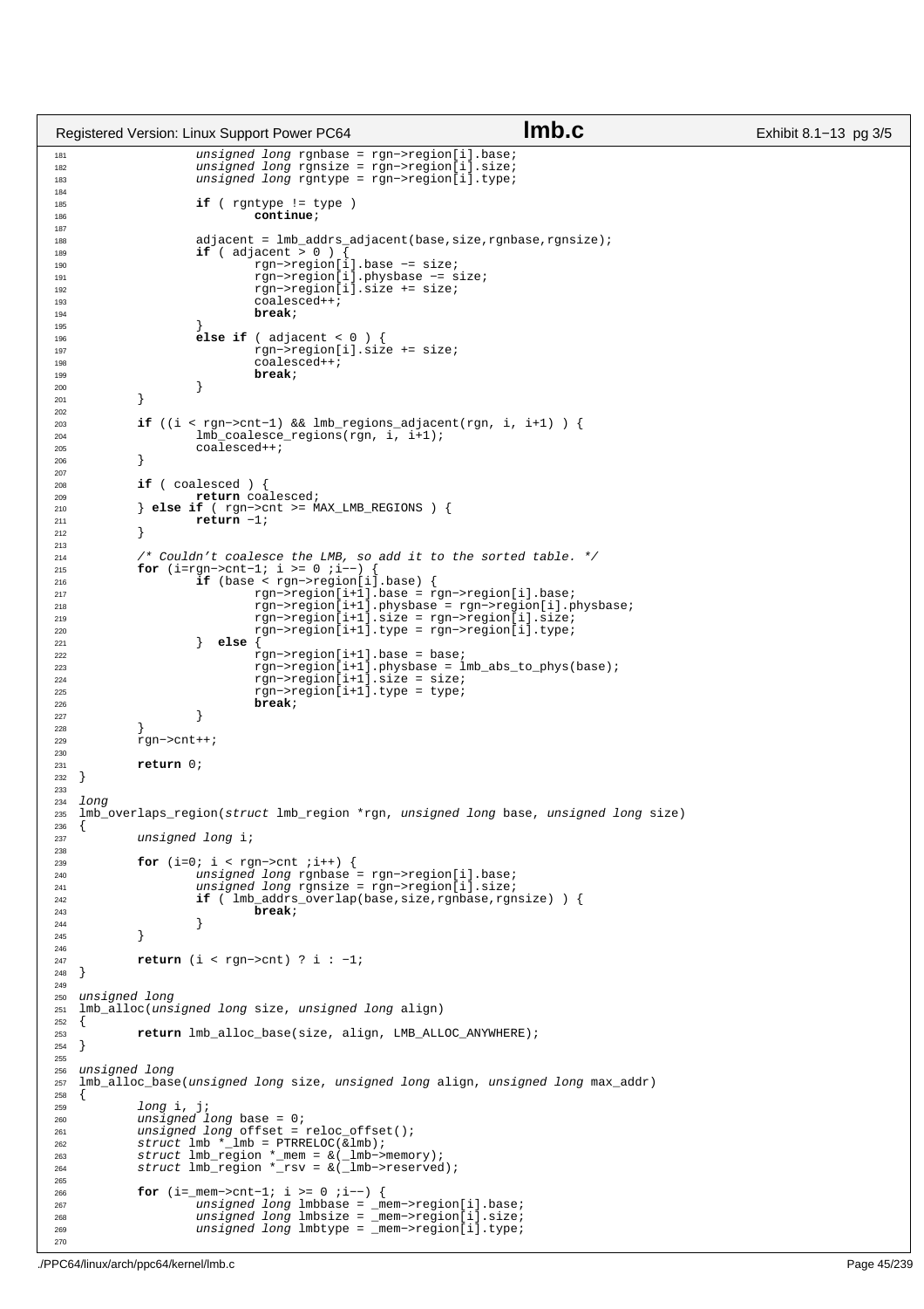```c
                unsigned long rgnbase = rgn->region[i].base;
                unsigned long rgnsize = rgn->region[i].size;
                unsigned long rgntype = rgn->region[i].type;

                if ( rgntype != type )
                        continue;

                adjacent = lmb_addrs_adjacent(base,size,rgnbase,rgnsize);
                if ( adjacent > 0 ) {
                        rgn->region[i].base -= size;
                        rgn->region[i].physbase -= size;
                        rgn->region[i].size += size;
                        coalesced++;
                        break;
                }
                else if ( adjacent < 0 ) {
                        rgn->region[i].size += size;
                        coalesced++;
                        break;
                }
        }

        if ((i < rgn->cnt-1) && lmb_regions_adjacent(rgn, i, i+1) ) {
                lmb_coalesce_regions(rgn, i, i+1);
                coalesced++;
        }

        if ( coalesced ) {
                return coalesced;
        } else if ( rgn->cnt >= MAX_LMB_REGIONS ) {
                return -1;
        }

        /* Couldn't coalesce the LMB, so add it to the sorted table. */
        for (i=rgn->cnt-1; i >= 0 ;i--) {
                if (base < rgn->region[i].base) {
                        rgn->region[i+1].base = rgn->region[i].base;
                        rgn->region[i+1].physbase = rgn->region[i].physbase;
                        rgn->region[i+1].size = rgn->region[i].size;
                        rgn->region[i+1].type = rgn->region[i].type;
                }  else {
                        rgn->region[i+1].base = base;
                        rgn->region[i+1].physbase = lmb_abs_to_phys(base);
                        rgn->region[i+1].size = size;
                        rgn->region[i+1].type = type;
                        break;
                }
        }
        rgn->cnt++;

        return 0;
}

long
lmb_overlaps_region(struct lmb_region *rgn, unsigned long base, unsigned long size)
{
        unsigned long i;

        for (i=0; i < rgn->cnt ;i++) {
                unsigned long rgnbase = rgn->region[i].base;
                unsigned long rgnsize = rgn->region[i].size;
                if ( lmb_addrs_overlap(base,size,rgnbase,rgnsize) ) {
                        break;
                }
        }

        return (i < rgn->cnt) ? i : -1;
}

unsigned long
lmb_alloc(unsigned long size, unsigned long align)
{
        return lmb_alloc_base(size, align, LMB_ALLOC_ANYWHERE);
}

unsigned long
lmb_alloc_base(unsigned long size, unsigned long align, unsigned long max_addr)
{
        long i, j;
        unsigned long base = 0;
        unsigned long offset = reloc_offset();
        struct lmb *_lmb = PTRRELOC(&lmb);
        struct lmb_region *_mem = &(_lmb->memory);
        struct lmb_region *_rsv = &(_lmb->reserved);

        for (i=_mem->cnt-1; i >= 0 ;i--) {
                unsigned long lmbbase = _mem->region[i].base;
                unsigned long lmbsize = _mem->region[i].size;
                unsigned long lmbtype = _mem->region[i].type;

```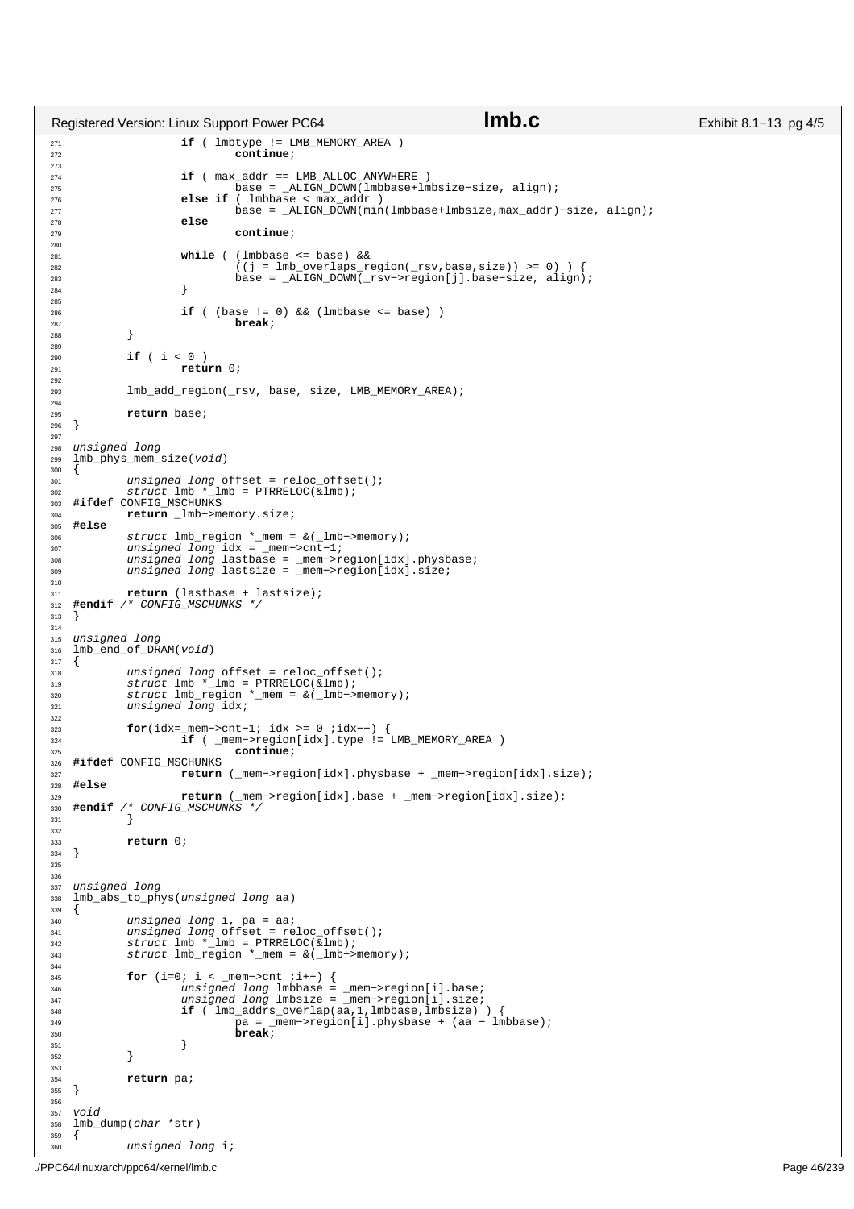```c
		if ( lmbtype != LMB_MEMORY_AREA )
			continue;

		if ( max_addr == LMB_ALLOC_ANYWHERE )
			base = _ALIGN_DOWN(lmbbase+lmbsize-size, align);
		else if ( lmbbase < max_addr )
			base = _ALIGN_DOWN(min(lmbbase+lmbsize,max_addr)-size, align);
		else
			continue;

		while ( (lmbbase <= base) &&
			((j = lmb_overlaps_region(_rsv,base,size)) >= 0) ) {
			base = _ALIGN_DOWN(_rsv->region[j].base-size, align);
		}

		if ( (base != 0) && (lmbbase <= base) )
			break;
	}

	if ( i < 0 )
		return 0;

	lmb_add_region(_rsv, base, size, LMB_MEMORY_AREA);

	return base;
}

unsigned long
lmb_phys_mem_size(void)
{
	unsigned long offset = reloc_offset();
	struct lmb *_lmb = PTRRELOC(&lmb);
#ifdef CONFIG_MSCHUNKS
	return _lmb->memory.size;
#else
	struct lmb_region *_mem = &(_lmb->memory);
	unsigned long idx = _mem->cnt-1;
	unsigned long lastbase = _mem->region[idx].physbase;
	unsigned long lastsize = _mem->region[idx].size;

	return (lastbase + lastsize);
#endif /* CONFIG_MSCHUNKS */
}

unsigned long
lmb_end_of_DRAM(void)
{
	unsigned long offset = reloc_offset();
	struct lmb *_lmb = PTRRELOC(&lmb);
	struct lmb_region *_mem = &(_lmb->memory);
	unsigned long idx;

	for(idx=_mem->cnt-1; idx >= 0 ;idx--) {
		if ( _mem->region[idx].type != LMB_MEMORY_AREA )
			continue;
#ifdef CONFIG_MSCHUNKS
		return (_mem->region[idx].physbase + _mem->region[idx].size);
#else
		return (_mem->region[idx].base + _mem->region[idx].size);
#endif /* CONFIG_MSCHUNKS */
	}

	return 0;
}


unsigned long
lmb_abs_to_phys(unsigned long aa)
{
	unsigned long i, pa = aa;
	unsigned long offset = reloc_offset();
	struct lmb *_lmb = PTRRELOC(&lmb);
	struct lmb_region *_mem = &(_lmb->memory);

	for (i=0; i < _mem->cnt ;i++) {
		unsigned long lmbbase = _mem->region[i].base;
		unsigned long lmbsize = _mem->region[i].size;
		if ( lmb_addrs_overlap(aa,1,lmbbase,lmbsize) ) {
			pa = _mem->region[i].physbase + (aa - lmbbase);
			break;
		}
	}

	return pa;
}

void
lmb_dump(char *str)
{
	unsigned long i;
```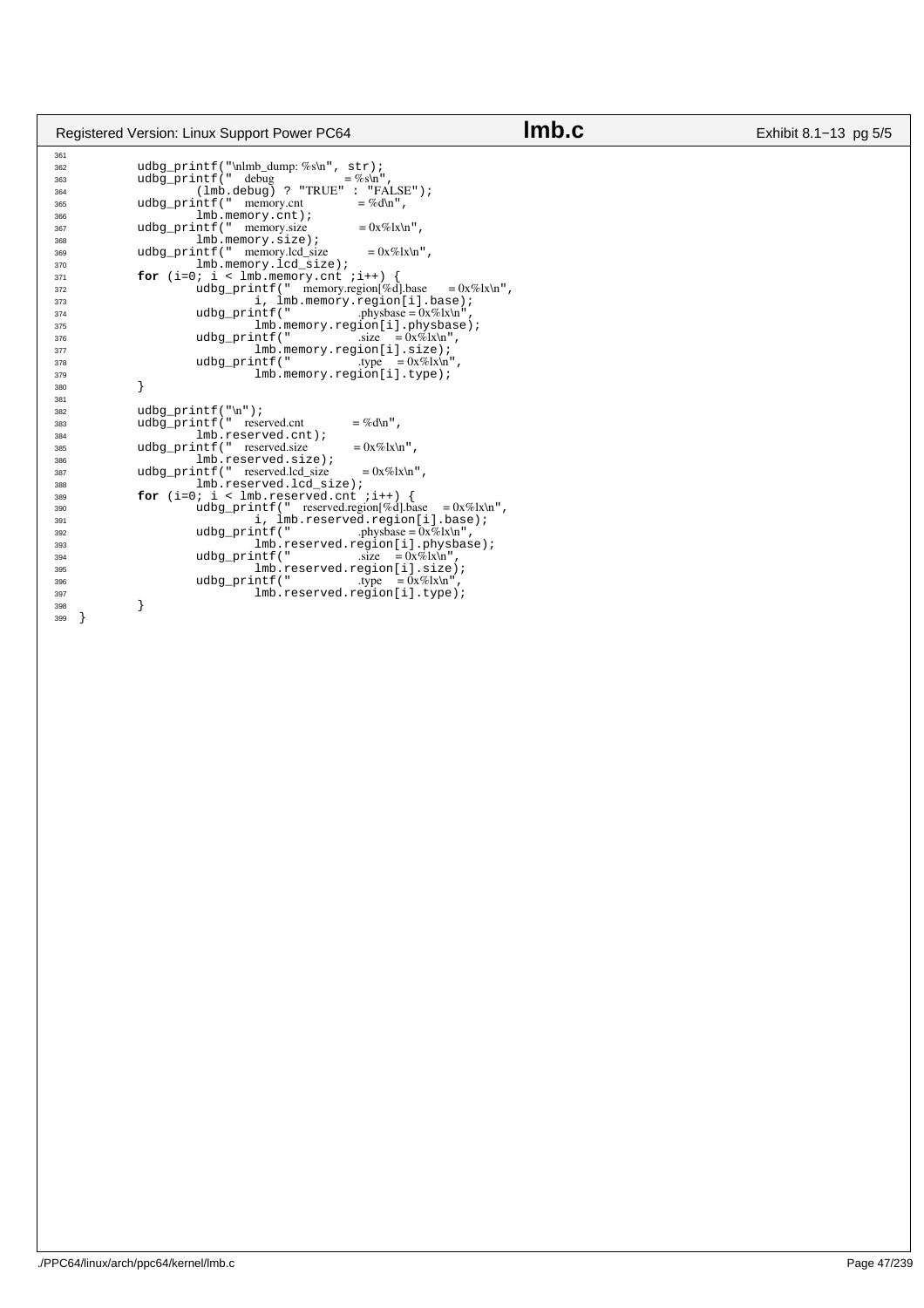```c
	udbg_printf("\nlmb_dump: %s\n", str);
	udbg_printf("    debug                     = %s\n",
		(lmb.debug) ? "TRUE" : "FALSE");
	udbg_printf("    memory.cnt                = %d\n",
		lmb.memory.cnt);
	udbg_printf("    memory.size               = 0x%lx\n",
		lmb.memory.size);
	udbg_printf("    memory.lcd_size           = 0x%lx\n",
		lmb.memory.lcd_size);
	for (i=0; i < lmb.memory.cnt ;i++) {
		udbg_printf("    memory.region[%d].base       = 0x%lx\n",
			i, lmb.memory.region[i].base);
		udbg_printf("                 .physbase = 0x%lx\n",
			lmb.memory.region[i].physbase);
		udbg_printf("                 .size     = 0x%lx\n",
			lmb.memory.region[i].size);
		udbg_printf("                 .type     = 0x%lx\n",
			lmb.memory.region[i].type);
	}

	udbg_printf("\n");
	udbg_printf("    reserved.cnt              = %d\n",
		lmb.reserved.cnt);
	udbg_printf("    reserved.size             = 0x%lx\n",
		lmb.reserved.size);
	udbg_printf("    reserved.lcd_size         = 0x%lx\n",
		lmb.reserved.lcd_size);
	for (i=0; i < lmb.reserved.cnt ;i++) {
		udbg_printf("    reserved.region[%d].base     = 0x%lx\n",
			i, lmb.reserved.region[i].base);
		udbg_printf("                 .physbase = 0x%lx\n",
			lmb.reserved.region[i].physbase);
		udbg_printf("                 .size     = 0x%lx\n",
			lmb.reserved.region[i].size);
		udbg_printf("                 .type     = 0x%lx\n",
			lmb.reserved.region[i].type);
	}
}
```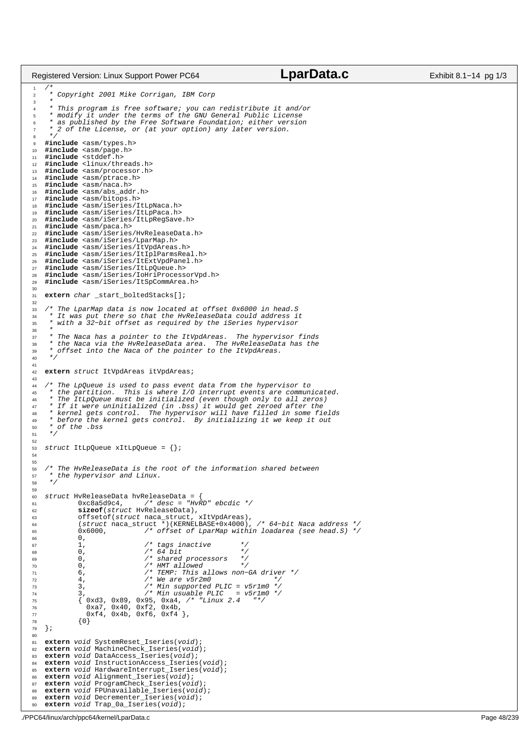```c
/*
 * Copyright 2001 Mike Corrigan, IBM Corp
 *
 * This program is free software; you can redistribute it and/or
 * modify it under the terms of the GNU General Public License
 * as published by the Free Software Foundation; either version
 * 2 of the License, or (at your option) any later version.
 */
#include <asm/types.h>
#include <asm/page.h>
#include <stddef.h>
#include <linux/threads.h>
#include <asm/processor.h>
#include <asm/ptrace.h>
#include <asm/naca.h>
#include <asm/abs_addr.h>
#include <asm/bitops.h>
#include <asm/iSeries/ItLpNaca.h>
#include <asm/iSeries/ItLpPaca.h>
#include <asm/iSeries/ItLpRegSave.h>
#include <asm/paca.h>
#include <asm/iSeries/HvReleaseData.h>
#include <asm/iSeries/LparMap.h>
#include <asm/iSeries/ItVpdAreas.h>
#include <asm/iSeries/ItIplParmsReal.h>
#include <asm/iSeries/ItExtVpdPanel.h>
#include <asm/iSeries/ItLpQueue.h>
#include <asm/iSeries/IoHriProcessorVpd.h>
#include <asm/iSeries/ItSpCommArea.h>

extern char _start_boltedStacks[];

/* The LparMap data is now located at offset 0x6000 in head.S
 * It was put there so that the HvReleaseData could address it
 * with a 32-bit offset as required by the iSeries hypervisor
 *
 * The Naca has a pointer to the ItVpdAreas.  The hypervisor finds
 * the Naca via the HvReleaseData area.  The HvReleaseData has the
 * offset into the Naca of the pointer to the ItVpdAreas.
 */

extern struct ItVpdAreas itVpdAreas;

/* The LpQueue is used to pass event data from the hypervisor to
 * the partition.  This is where I/O interrupt events are communicated.
 * The ItLpQueue must be initialized (even though only to all zeros)
 * If it were uninitialized (in .bss) it would get zeroed after the
 * kernel gets control.  The hypervisor will have filled in some fields
 * before the kernel gets control.  By initializing it we keep it out
 * of the .bss
 */

struct ItLpQueue xItLpQueue = {};


/* The HvReleaseData is the root of the information shared between
 * the hypervisor and Linux.
 */

struct HvReleaseData hvReleaseData = {
	0xc8a5d9c4,	/* desc = "HvRD" ebcdic */
	sizeof(struct HvReleaseData),
	offsetof(struct naca_struct, xItVpdAreas),
	(struct naca_struct *)(KERNELBASE+0x4000), /* 64-bit Naca address */
	0x6000,		/* offset of LparMap within loadarea (see head.S) */
	0,
	1,		/* tags inactive       */
	0,		/* 64 bit              */
	0,		/* shared processors   */
	0,		/* HMT allowed         */
	6,		/* TEMP: This allows non-GA driver */
	4,		/* We are v5r2m0               */
	3,		/* Min supported PLIC = v5r1m0 */
	3,		/* Min usuable PLIC   = v5r1m0 */
	{ 0xd3, 0x89, 0x95, 0xa4, /* "Linux 2.4   "*/
	  0xa7, 0x40, 0xf2, 0x4b,
	  0xf4, 0x4b, 0xf6, 0xf4 },
	{0}
};

extern void SystemReset_Iseries(void);
extern void MachineCheck_Iseries(void);
extern void DataAccess_Iseries(void);
extern void InstructionAccess_Iseries(void);
extern void HardwareInterrupt_Iseries(void);
extern void Alignment_Iseries(void);
extern void ProgramCheck_Iseries(void);
extern void FPUnavailable_Iseries(void);
extern void Decrementer_Iseries(void);
extern void Trap_0a_Iseries(void);
```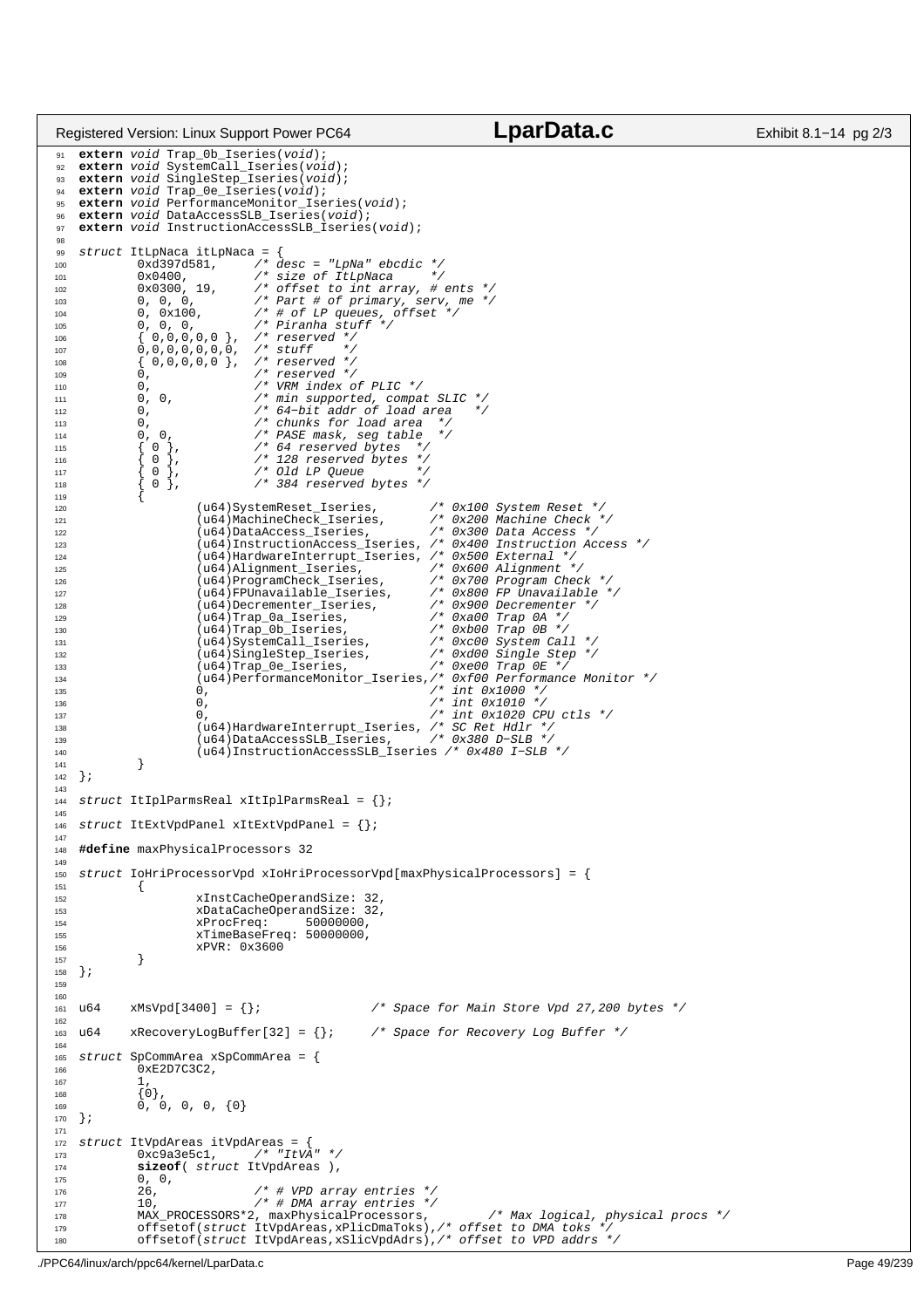```c
extern void Trap_0b_Iseries(void);
extern void SystemCall_Iseries(void);
extern void SingleStep_Iseries(void);
extern void Trap_0e_Iseries(void);
extern void PerformanceMonitor_Iseries(void);
extern void DataAccessSLB_Iseries(void);
extern void InstructionAccessSLB_Iseries(void);

struct ItLpNaca itLpNaca = {
	0xd397d581,	/* desc = "LpNa" ebcdic */
	0x0400,		/* size of ItLpNaca     */
	0x0300, 19,	/* offset to int array, # ents */
	0, 0, 0,	/* Part # of primary, serv, me */
	0, 0x100,	/* # of LP queues, offset */
	0, 0, 0,	/* Piranha stuff */
	{ 0,0,0,0,0 },	/* reserved */
	0,0,0,0,0,0,0,	/* stuff    */
	{ 0,0,0,0,0 },	/* reserved */
	0,		/* reserved */
	0,		/* VRM index of PLIC */
	0, 0,		/* min supported, compat SLIC */
	0,		/* 64-bit addr of load area   */
	0,		/* chunks for load area  */
	0, 0,		/* PASE mask, seg table  */
	{ 0 },		/* 64 reserved bytes  */
	{ 0 },		/* 128 reserved bytes */
	{ 0 },		/* Old LP Queue       */
	{ 0 },		/* 384 reserved bytes */
	{
		(u64)SystemReset_Iseries,	/* 0x100 System Reset */
		(u64)MachineCheck_Iseries,	/* 0x200 Machine Check */
		(u64)DataAccess_Iseries,	/* 0x300 Data Access */
		(u64)InstructionAccess_Iseries, /* 0x400 Instruction Access */
		(u64)HardwareInterrupt_Iseries, /* 0x500 External */
		(u64)Alignment_Iseries,		/* 0x600 Alignment */
		(u64)ProgramCheck_Iseries,	/* 0x700 Program Check */
		(u64)FPUnavailable_Iseries,	/* 0x800 FP Unavailable */
		(u64)Decrementer_Iseries,	/* 0x900 Decrementer */
		(u64)Trap_0a_Iseries,		/* 0xa00 Trap 0A */
		(u64)Trap_0b_Iseries,		/* 0xb00 Trap 0B */
		(u64)SystemCall_Iseries,	/* 0xc00 System Call */
		(u64)SingleStep_Iseries,	/* 0xd00 Single Step */
		(u64)Trap_0e_Iseries,		/* 0xe00 Trap 0E */
		(u64)PerformanceMonitor_Iseries,/* 0xf00 Performance Monitor */
		0,				/* int 0x1000 */
		0,				/* int 0x1010 */
		0,				/* int 0x1020 CPU ctls */
		(u64)HardwareInterrupt_Iseries, /* SC Ret Hdlr */
		(u64)DataAccessSLB_Iseries,	/* 0x380 D-SLB */
		(u64)InstructionAccessSLB_Iseries /* 0x480 I-SLB */
	}
};

struct ItIplParmsReal xItIplParmsReal = {};

struct ItExtVpdPanel xItExtVpdPanel = {};

#define maxPhysicalProcessors 32

struct IoHriProcessorVpd xIoHriProcessorVpd[maxPhysicalProcessors] = {
	{
		xInstCacheOperandSize: 32,
		xDataCacheOperandSize: 32,
		xProcFreq:     50000000,
		xTimeBaseFreq: 50000000,
		xPVR: 0x3600
	}
};


u64    xMsVpd[3400] = {};		/* Space for Main Store Vpd 27,200 bytes */

u64    xRecoveryLogBuffer[32] = {};	/* Space for Recovery Log Buffer */

struct SpCommArea xSpCommArea = {
	0xE2D7C3C2,
	1,
	{0},
	0, 0, 0, 0, {0}
};

struct ItVpdAreas itVpdAreas = {
	0xc9a3e5c1,	/* "ItVA" */
	sizeof( struct ItVpdAreas ),
	0, 0,
	26,		/* # VPD array entries */
	10,		/* # DMA array entries */
	MAX_PROCESSORS*2, maxPhysicalProcessors,	/* Max logical, physical procs */
	offsetof(struct ItVpdAreas,xPlicDmaToks),/* offset to DMA toks */
	offsetof(struct ItVpdAreas,xSlicVpdAdrs),/* offset to VPD addrs */
```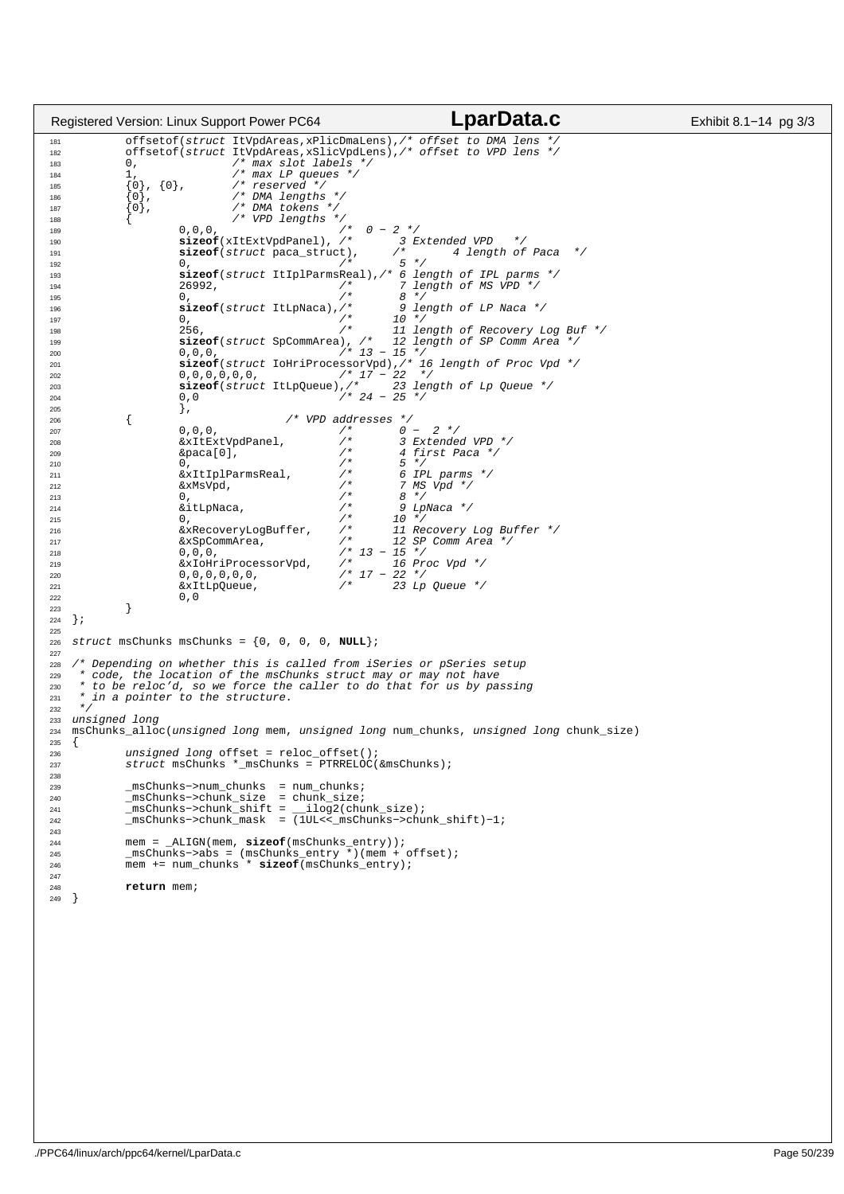```c
        offsetof(struct ItVpdAreas,xPlicDmaLens),/* offset to DMA lens */
        offsetof(struct ItVpdAreas,xSlicVpdLens),/* offset to VPD lens */
        0,              /* max slot labels */
        1,              /* max LP queues */
        {0}, {0},       /* reserved */
        {0},            /* DMA lengths */
        {0},            /* DMA tokens */
        {               /* VPD lengths */
                0,0,0,                  /*  0 - 2 */
                sizeof(xItExtVpdPanel), /*       3 Extended VPD   */
                sizeof(struct paca_struct),     /*       4 length of Paca  */
                0,                      /*       5 */
                sizeof(struct ItIplParmsReal),/* 6 length of IPL parms */
                26992,                  /*       7 length of MS VPD */
                0,                      /*       8 */
                sizeof(struct ItLpNaca),/*       9 length of LP Naca */
                0,                      /*      10 */
                256,                    /*      11 length of Recovery Log Buf */
                sizeof(struct SpCommArea), /*   12 length of SP Comm Area */
                0,0,0,                  /* 13 - 15 */
                sizeof(struct IoHriProcessorVpd),/* 16 length of Proc Vpd */
                0,0,0,0,0,0,            /* 17 - 22  */
                sizeof(struct ItLpQueue),/*     23 length of Lp Queue */
                0,0                     /* 24 - 25 */
                },
        {                       /* VPD addresses */
                0,0,0,                  /*       0 -  2 */
                &xItExtVpdPanel,        /*       3 Extended VPD */
                &paca[0],               /*       4 first Paca */
                0,                      /*       5 */
                &xItIplParmsReal,       /*       6 IPL parms */
                &xMsVpd,                /*       7 MS Vpd */
                0,                      /*       8 */
                &itLpNaca,              /*       9 LpNaca */
                0,                      /*      10 */
                &xRecoveryLogBuffer,    /*      11 Recovery Log Buffer */
                &xSpCommArea,           /*      12 SP Comm Area */
                0,0,0,                  /* 13 - 15 */
                &xIoHriProcessorVpd,    /*      16 Proc Vpd */
                0,0,0,0,0,0,            /* 17 - 22 */
                &xItLpQueue,            /*      23 Lp Queue */
                0,0
        }
};

struct msChunks msChunks = {0, 0, 0, 0, NULL};

/* Depending on whether this is called from iSeries or pSeries setup
 * code, the location of the msChunks struct may or may not have
 * to be reloc'd, so we force the caller to do that for us by passing
 * in a pointer to the structure.
 */
unsigned long
msChunks_alloc(unsigned long mem, unsigned long num_chunks, unsigned long chunk_size)
{
        unsigned long offset = reloc_offset();
        struct msChunks *_msChunks = PTRRELOC(&msChunks);

        _msChunks->num_chunks  = num_chunks;
        _msChunks->chunk_size  = chunk_size;
        _msChunks->chunk_shift = __ilog2(chunk_size);
        _msChunks->chunk_mask  = (1UL<<_msChunks->chunk_shift)-1;

        mem = _ALIGN(mem, sizeof(msChunks_entry));
        _msChunks->abs = (msChunks_entry *)(mem + offset);
        mem += num_chunks * sizeof(msChunks_entry);

        return mem;
}
```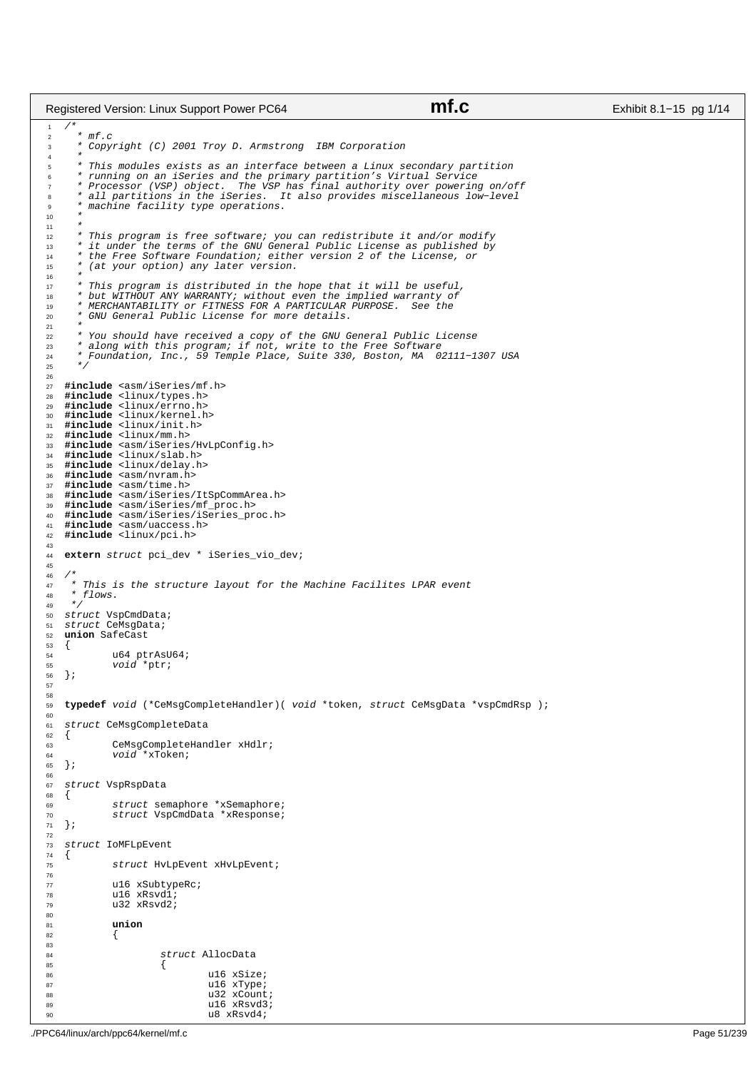```c
/*
 * mf.c
 * Copyright (C) 2001 Troy D. Armstrong  IBM Corporation
 *
 * This modules exists as an interface between a Linux secondary partition
 * running on an iSeries and the primary partition's Virtual Service
 * Processor (VSP) object.  The VSP has final authority over powering on/off
 * all partitions in the iSeries.  It also provides miscellaneous low-level
 * machine facility type operations.
 *
 *
 * This program is free software; you can redistribute it and/or modify
 * it under the terms of the GNU General Public License as published by
 * the Free Software Foundation; either version 2 of the License, or
 * (at your option) any later version.
 *
 * This program is distributed in the hope that it will be useful,
 * but WITHOUT ANY WARRANTY; without even the implied warranty of
 * MERCHANTABILITY or FITNESS FOR A PARTICULAR PURPOSE.  See the
 * GNU General Public License for more details.
 *
 * You should have received a copy of the GNU General Public License
 * along with this program; if not, write to the Free Software
 * Foundation, Inc., 59 Temple Place, Suite 330, Boston, MA  02111-1307 USA
 */

#include <asm/iSeries/mf.h>
#include <linux/types.h>
#include <linux/errno.h>
#include <linux/kernel.h>
#include <linux/init.h>
#include <linux/mm.h>
#include <asm/iSeries/HvLpConfig.h>
#include <linux/slab.h>
#include <linux/delay.h>
#include <asm/nvram.h>
#include <asm/time.h>
#include <asm/iSeries/ItSpCommArea.h>
#include <asm/iSeries/mf_proc.h>
#include <asm/iSeries/iSeries_proc.h>
#include <asm/uaccess.h>
#include <linux/pci.h>

extern struct pci_dev * iSeries_vio_dev;

/*
 * This is the structure layout for the Machine Facilites LPAR event
 * flows.
 */
struct VspCmdData;
struct CeMsgData;
union SafeCast
{
        u64 ptrAsU64;
        void *ptr;
};


typedef void (*CeMsgCompleteHandler)( void *token, struct CeMsgData *vspCmdRsp );

struct CeMsgCompleteData
{
        CeMsgCompleteHandler xHdlr;
        void *xToken;
};

struct VspRspData
{
        struct semaphore *xSemaphore;
        struct VspCmdData *xResponse;
};

struct IoMFLpEvent
{
        struct HvLpEvent xHvLpEvent;

        u16 xSubtypeRc;
        u16 xRsvd1;
        u32 xRsvd2;

        union
        {

                struct AllocData
                {
                        u16 xSize;
                        u16 xType;
                        u32 xCount;
                        u16 xRsvd3;
                        u8 xRsvd4;
```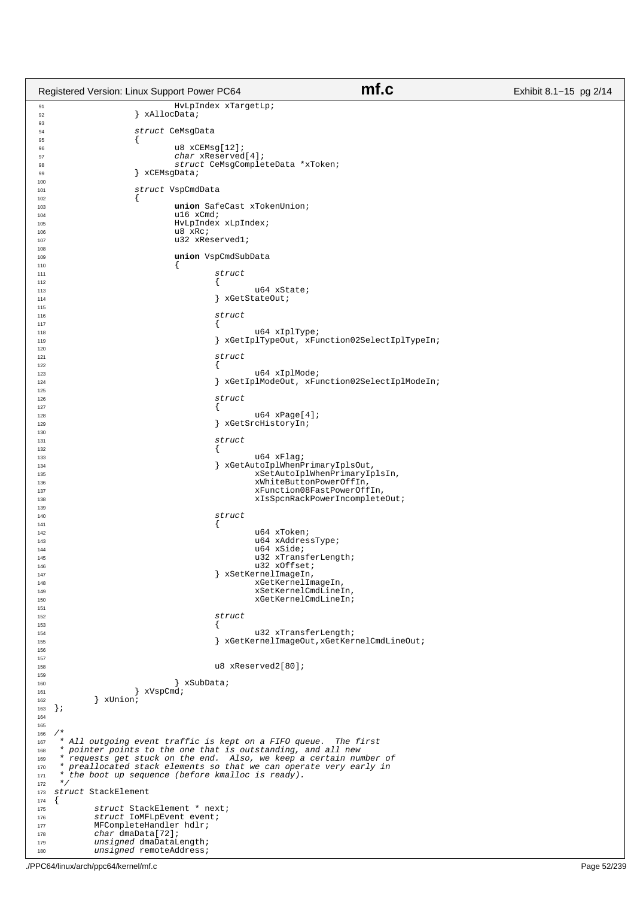```c
				HvLpIndex xTargetLp;
		} xAllocData;

		struct CeMsgData
		{
			u8 xCEMsg[12];
			char xReserved[4];
			struct CeMsgCompleteData *xToken;
		} xCEMsgData;

		struct VspCmdData
		{
			union SafeCast xTokenUnion;
			u16 xCmd;
			HvLpIndex xLpIndex;
			u8 xRc;
			u32 xReserved1;

			union VspCmdSubData
			{
				struct
				{
					u64 xState;
				} xGetStateOut;

				struct
				{
					u64 xIplType;
				} xGetIplTypeOut, xFunction02SelectIplTypeIn;

				struct
				{
					u64 xIplMode;
				} xGetIplModeOut, xFunction02SelectIplModeIn;

				struct
				{
					u64 xPage[4];
				} xGetSrcHistoryIn;

				struct
				{
					u64 xFlag;
				} xGetAutoIplWhenPrimaryIplsOut,
					xSetAutoIplWhenPrimaryIplsIn,
					xWhiteButtonPowerOffIn,
					xFunction08FastPowerOffIn,
					xIsSpcnRackPowerIncompleteOut;

				struct
				{
					u64 xToken;
					u64 xAddressType;
					u64 xSide;
					u32 xTransferLength;
					u32 xOffset;
				} xSetKernelImageIn,
					xGetKernelImageIn,
					xSetKernelCmdLineIn,
					xGetKernelCmdLineIn;

				struct
				{
					u32 xTransferLength;
				} xGetKernelImageOut,xGetKernelCmdLineOut;


				u8 xReserved2[80];

			} xSubData;
		} xVspCmd;
	} xUnion;
};


/*
 * All outgoing event traffic is kept on a FIFO queue.  The first
 * pointer points to the one that is outstanding, and all new
 * requests get stuck on the end.  Also, we keep a certain number of
 * preallocated stack elements so that we can operate very early in
 * the boot up sequence (before kmalloc is ready).
 */
struct StackElement
{
	struct StackElement * next;
	struct IoMFLpEvent event;
	MFCompleteHandler hdlr;
	char dmaData[72];
	unsigned dmaDataLength;
	unsigned remoteAddress;
```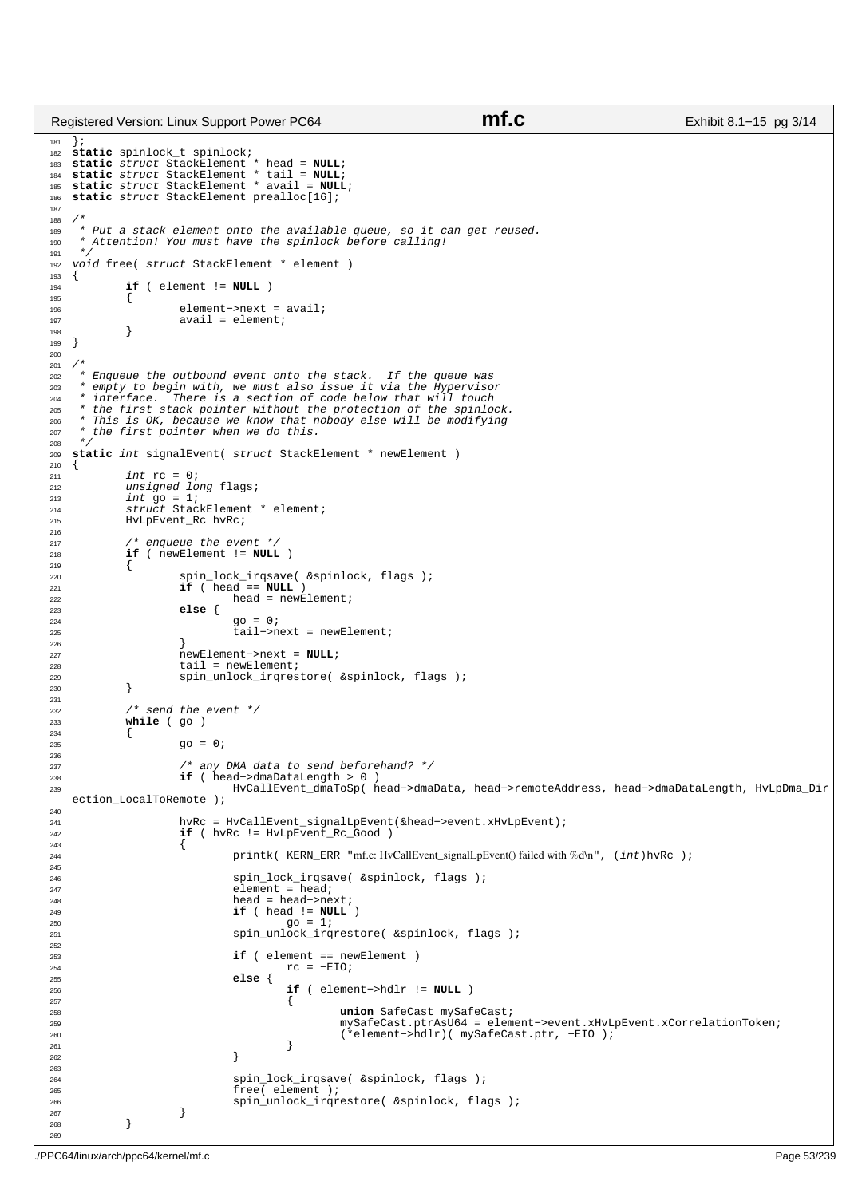```c
};
static spinlock_t spinlock;
static struct StackElement * head = NULL;
static struct StackElement * tail = NULL;
static struct StackElement * avail = NULL;
static struct StackElement prealloc[16];

/*
 * Put a stack element onto the available queue, so it can get reused.
 * Attention! You must have the spinlock before calling!
 */
void free( struct StackElement * element )
{
        if ( element != NULL )
        {
                element->next = avail;
                avail = element;
        }
}

/*
 * Enqueue the outbound event onto the stack.  If the queue was
 * empty to begin with, we must also issue it via the Hypervisor
 * interface.  There is a section of code below that will touch
 * the first stack pointer without the protection of the spinlock.
 * This is OK, because we know that nobody else will be modifying
 * the first pointer when we do this.
 */
static int signalEvent( struct StackElement * newElement )
{
        int rc = 0;
        unsigned long flags;
        int go = 1;
        struct StackElement * element;
        HvLpEvent_Rc hvRc;

        /* enqueue the event */
        if ( newElement != NULL )
        {
                spin_lock_irqsave( &spinlock, flags );
                if ( head == NULL )
                        head = newElement;
                else {
                        go = 0;
                        tail->next = newElement;
                }
                newElement->next = NULL;
                tail = newElement;
                spin_unlock_irqrestore( &spinlock, flags );
        }

        /* send the event */
        while ( go )
        {
                go = 0;

                /* any DMA data to send beforehand? */
                if ( head->dmaDataLength > 0 )
                        HvCallEvent_dmaToSp( head->dmaData, head->remoteAddress, head->dmaDataLength, HvLpDma_Dir
ection_LocalToRemote );

                hvRc = HvCallEvent_signalLpEvent(&head->event.xHvLpEvent);
                if ( hvRc != HvLpEvent_Rc_Good )
                {
                        printk( KERN_ERR "mf.c: HvCallEvent_signalLpEvent() failed with %d\n", (int)hvRc );

                        spin_lock_irqsave( &spinlock, flags );
                        element = head;
                        head = head->next;
                        if ( head != NULL )
                                go = 1;
                        spin_unlock_irqrestore( &spinlock, flags );

                        if ( element == newElement )
                                rc = -EIO;
                        else {
                                if ( element->hdlr != NULL )
                                {
                                        union SafeCast mySafeCast;
                                        mySafeCast.ptrAsU64 = element->event.xHvLpEvent.xCorrelationToken;
                                        (*element->hdlr)( mySafeCast.ptr, -EIO );
                                }
                        }

                        spin_lock_irqsave( &spinlock, flags );
                        free( element );
                        spin_unlock_irqrestore( &spinlock, flags );
                }
        }

```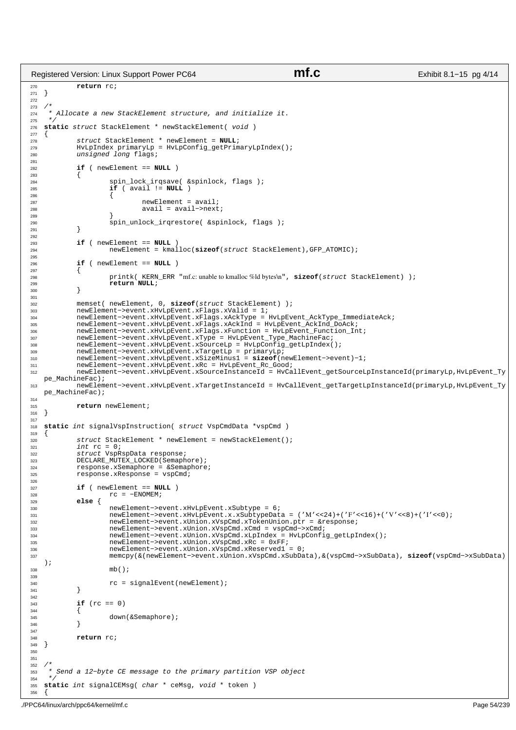```c
        return rc;
}

/*
 * Allocate a new StackElement structure, and initialize it.
 */
static struct StackElement * newStackElement( void )
{
        struct StackElement * newElement = NULL;
        HvLpIndex primaryLp = HvLpConfig_getPrimaryLpIndex();
        unsigned long flags;

        if ( newElement == NULL )
        {
                spin_lock_irqsave( &spinlock, flags );
                if ( avail != NULL )
                {
                        newElement = avail;
                        avail = avail->next;
                }
                spin_unlock_irqrestore( &spinlock, flags );
        }

        if ( newElement == NULL )
                newElement = kmalloc(sizeof(struct StackElement),GFP_ATOMIC);

        if ( newElement == NULL )
        {
                printk( KERN_ERR "mf.c: unable to kmalloc %ld bytes\n", sizeof(struct StackElement) );
                return NULL;
        }

        memset( newElement, 0, sizeof(struct StackElement) );
        newElement->event.xHvLpEvent.xFlags.xValid = 1;
        newElement->event.xHvLpEvent.xFlags.xAckType = HvLpEvent_AckType_ImmediateAck;
        newElement->event.xHvLpEvent.xFlags.xAckInd = HvLpEvent_AckInd_DoAck;
        newElement->event.xHvLpEvent.xFlags.xFunction = HvLpEvent_Function_Int;
        newElement->event.xHvLpEvent.xType = HvLpEvent_Type_MachineFac;
        newElement->event.xHvLpEvent.xSourceLp = HvLpConfig_getLpIndex();
        newElement->event.xHvLpEvent.xTargetLp = primaryLp;
        newElement->event.xHvLpEvent.xSizeMinus1 = sizeof(newElement->event)-1;
        newElement->event.xHvLpEvent.xRc = HvLpEvent_Rc_Good;
        newElement->event.xHvLpEvent.xSourceInstanceId = HvCallEvent_getSourceLpInstanceId(primaryLp,HvLpEvent_Type_MachineFac);
        newElement->event.xHvLpEvent.xTargetInstanceId = HvCallEvent_getTargetLpInstanceId(primaryLp,HvLpEvent_Type_MachineFac);

        return newElement;
}

static int signalVspInstruction( struct VspCmdData *vspCmd )
{
        struct StackElement * newElement = newStackElement();
        int rc = 0;
        struct VspRspData response;
        DECLARE_MUTEX_LOCKED(Semaphore);
        response.xSemaphore = &Semaphore;
        response.xResponse = vspCmd;

        if ( newElement == NULL )
                rc = -ENOMEM;
        else {
                newElement->event.xHvLpEvent.xSubtype = 6;
                newElement->event.xHvLpEvent.x.xSubtypeData = ('M'<<24)+('F'<<16)+('V'<<8)+('I'<<0);
                newElement->event.xUnion.xVspCmd.xTokenUnion.ptr = &response;
                newElement->event.xUnion.xVspCmd.xCmd = vspCmd->xCmd;
                newElement->event.xUnion.xVspCmd.xLpIndex = HvLpConfig_getLpIndex();
                newElement->event.xUnion.xVspCmd.xRc = 0xFF;
                newElement->event.xUnion.xVspCmd.xReserved1 = 0;
                memcpy(&(newElement->event.xUnion.xVspCmd.xSubData),&(vspCmd->xSubData), sizeof(vspCmd->xSubData));
                mb();

                rc = signalEvent(newElement);
        }

        if (rc == 0)
        {
                down(&Semaphore);
        }

        return rc;
}


/*
 * Send a 12-byte CE message to the primary partition VSP object
 */
static int signalCEMsg( char * ceMsg, void * token )
{
```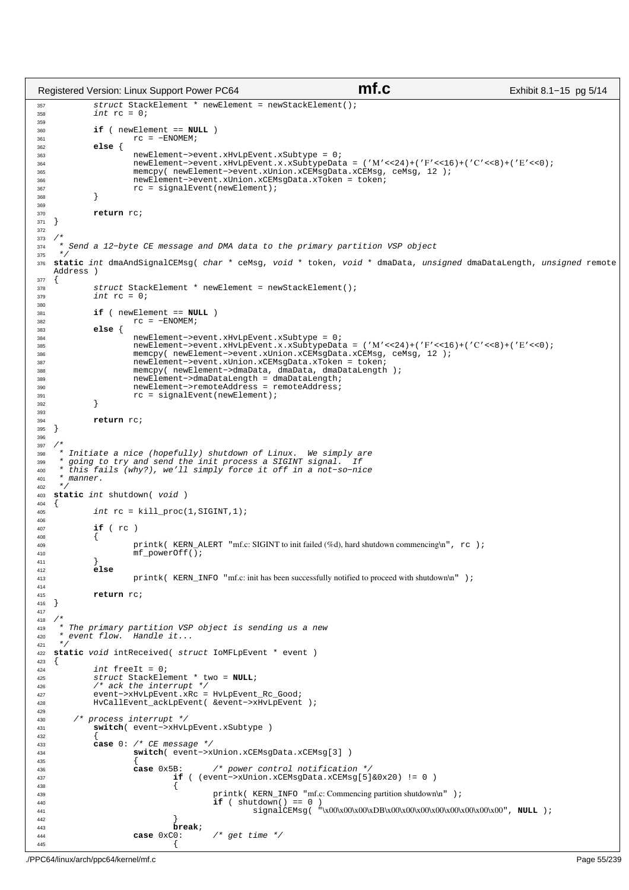```c
        struct StackElement * newElement = newStackElement();
        int rc = 0;

        if ( newElement == NULL )
                rc = -ENOMEM;
        else {
                newElement->event.xHvLpEvent.xSubtype = 0;
                newElement->event.xHvLpEvent.x.xSubtypeData = ('M'<<24)+('F'<<16)+('C'<<8)+('E'<<0);
                memcpy( newElement->event.xUnion.xCEMsgData.xCEMsg, ceMsg, 12 );
                newElement->event.xUnion.xCEMsgData.xToken = token;
                rc = signalEvent(newElement);
        }

        return rc;
}

/*
 * Send a 12-byte CE message and DMA data to the primary partition VSP object
 */
static int dmaAndSignalCEMsg( char * ceMsg, void * token, void * dmaData, unsigned dmaDataLength, unsigned remoteAddress )
{
        struct StackElement * newElement = newStackElement();
        int rc = 0;

        if ( newElement == NULL )
                rc = -ENOMEM;
        else {
                newElement->event.xHvLpEvent.xSubtype = 0;
                newElement->event.xHvLpEvent.x.xSubtypeData = ('M'<<24)+('F'<<16)+('C'<<8)+('E'<<0);
                memcpy( newElement->event.xUnion.xCEMsgData.xCEMsg, ceMsg, 12 );
                newElement->event.xUnion.xCEMsgData.xToken = token;
                memcpy( newElement->dmaData, dmaData, dmaDataLength );
                newElement->dmaDataLength = dmaDataLength;
                newElement->remoteAddress = remoteAddress;
                rc = signalEvent(newElement);
        }

        return rc;
}

/*
 * Initiate a nice (hopefully) shutdown of Linux.  We simply are
 * going to try and send the init process a SIGINT signal.  If
 * this fails (why?), we'll simply force it off in a not-so-nice
 * manner.
 */
static int shutdown( void )
{
        int rc = kill_proc(1,SIGINT,1);

        if ( rc )
        {
                printk( KERN_ALERT "mf.c: SIGINT to init failed (%d), hard shutdown commencing\n", rc );
                mf_powerOff();
        }
        else
                printk( KERN_INFO "mf.c: init has been successfully notified to proceed with shutdown\n" );

        return rc;
}

/*
 * The primary partition VSP object is sending us a new
 * event flow.  Handle it...
 */
static void intReceived( struct IoMFLpEvent * event )
{
        int freeIt = 0;
        struct StackElement * two = NULL;
        /* ack the interrupt */
        event->xHvLpEvent.xRc = HvLpEvent_Rc_Good;
        HvCallEvent_ackLpEvent( &event->xHvLpEvent );

    /* process interrupt */
        switch( event->xHvLpEvent.xSubtype )
        {
        case 0: /* CE message */
                switch( event->xUnion.xCEMsgData.xCEMsg[3] )
                {
                case 0x5B:      /* power control notification */
                        if ( (event->xUnion.xCEMsgData.xCEMsg[5]&0x20) != 0 )
                        {
                                printk( KERN_INFO "mf.c: Commencing partition shutdown\n" );
                                if ( shutdown() == 0 )
                                        signalCEMsg( "\x00\x00\x00\xDB\x00\x00\x00\x00\x00\x00\x00\x00", NULL );
                        }
                        break;
                case 0xC0:      /* get time */
                        {
```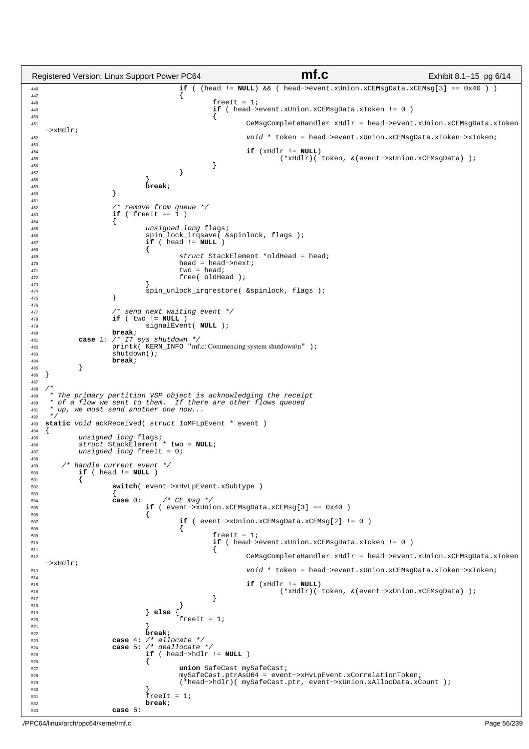```c
446                                 if ( (head != NULL) && ( head->event.xUnion.xCEMsgData.xCEMsg[3] == 0x40 ) )
447                                 {
448                                         freeIt = 1;
449                                         if ( head->event.xUnion.xCEMsgData.xToken != 0 )
450                                         {
451                                                 CeMsgCompleteHandler xHdlr = head->event.xUnion.xCEMsgData.xToken
    ->xHdlr;
452                                                 void * token = head->event.xUnion.xCEMsgData.xToken->xToken;
453 
454                                                 if (xHdlr != NULL)
455                                                         (*xHdlr)( token, &(event->xUnion.xCEMsgData) );
456                                         }
457                                 }
458                         }
459                         break;
460                 }
461 
462                 /* remove from queue */
463                 if ( freeIt == 1 )
464                 {
465                         unsigned long flags;
466                         spin_lock_irqsave( &spinlock, flags );
467                         if ( head != NULL )
468                         {
469                                 struct StackElement *oldHead = head;
470                                 head = head->next;
471                                 two = head;
472                                 free( oldHead );
473                         }
474                         spin_unlock_irqrestore( &spinlock, flags );
475                 }
476 
477                 /* send next waiting event */
478                 if ( two != NULL )
479                         signalEvent( NULL );
480                 break;
481         case 1: /* IT sys shutdown */
482                 printk( KERN_INFO "mf.c: Commencing system shutdown\n" );
483                 shutdown();
484                 break;
485         }
486 }
487 
488 /*
489  * The primary partition VSP object is acknowledging the receipt
490  * of a flow we sent to them.  If there are other flows queued
491  * up, we must send another one now...
492  */
493 static void ackReceived( struct IoMFLpEvent * event )
494 {
495         unsigned long flags;
496         struct StackElement * two = NULL;
497         unsigned long freeIt = 0;
498 
499     /* handle current event */
500         if ( head != NULL )
501         {
502                 switch( event->xHvLpEvent.xSubtype )
503                 {
504                 case 0:     /* CE msg */
505                         if ( event->xUnion.xCEMsgData.xCEMsg[3] == 0x40 )
506                         {
507                                 if ( event->xUnion.xCEMsgData.xCEMsg[2] != 0 )
508                                 {
509                                         freeIt = 1;
510                                         if ( head->event.xUnion.xCEMsgData.xToken != 0 )
511                                         {
512                                                 CeMsgCompleteHandler xHdlr = head->event.xUnion.xCEMsgData.xToken
    ->xHdlr;
513                                                 void * token = head->event.xUnion.xCEMsgData.xToken->xToken;
514 
515                                                 if (xHdlr != NULL)
516                                                         (*xHdlr)( token, &(event->xUnion.xCEMsgData) );
517                                         }
518                                 }
519                         } else {
520                                 freeIt = 1;
521                         }
522                         break;
523                 case 4: /* allocate */
524                 case 5: /* deallocate */
525                         if ( head->hdlr != NULL )
526                         {
527                                 union SafeCast mySafeCast;
528                                 mySafeCast.ptrAsU64 = event->xHvLpEvent.xCorrelationToken;
529                                 (*head->hdlr)( mySafeCast.ptr, event->xUnion.xAllocData.xCount );
530                         }
531                         freeIt = 1;
532                         break;
533                 case 6:
```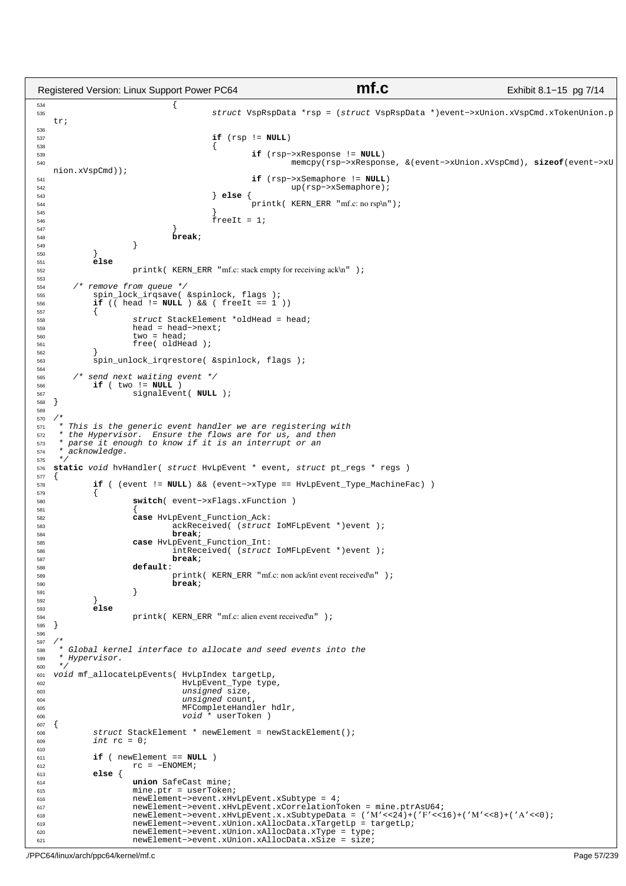```c
534                         {
535                                 struct VspRspData *rsp = (struct VspRspData *)event->xUnion.xVspCmd.xTokenUnion.ptr;
536 
537                                 if (rsp != NULL)
538                                 {
539                                         if (rsp->xResponse != NULL)
540                                                 memcpy(rsp->xResponse, &(event->xUnion.xVspCmd), sizeof(event->xUnion.xVspCmd));
541                                         if (rsp->xSemaphore != NULL)
542                                                 up(rsp->xSemaphore);
543                                 } else {
544                                         printk( KERN_ERR "mf.c: no rsp\n");
545                                 }
546                                 freeIt = 1;
547                         }
548                         break;
549                 }
550         }
551         else
552                 printk( KERN_ERR "mf.c: stack empty for receiving ack\n" );
553 
554     /* remove from queue */
555         spin_lock_irqsave( &spinlock, flags );
556         if (( head != NULL ) && ( freeIt == 1 ))
557         {
558                 struct StackElement *oldHead = head;
559                 head = head->next;
560                 two = head;
561                 free( oldHead );
562         }
563         spin_unlock_irqrestore( &spinlock, flags );
564 
565     /* send next waiting event */
566         if ( two != NULL )
567                 signalEvent( NULL );
568 }
569 
570 /*
571  * This is the generic event handler we are registering with
572  * the Hypervisor.  Ensure the flows are for us, and then
573  * parse it enough to know if it is an interrupt or an
574  * acknowledge.
575  */
576 static void hvHandler( struct HvLpEvent * event, struct pt_regs * regs )
577 {
578         if ( (event != NULL) && (event->xType == HvLpEvent_Type_MachineFac) )
579         {
580                 switch( event->xFlags.xFunction )
581                 {
582                 case HvLpEvent_Function_Ack:
583                         ackReceived( (struct IoMFLpEvent *)event );
584                         break;
585                 case HvLpEvent_Function_Int:
586                         intReceived( (struct IoMFLpEvent *)event );
587                         break;
588                 default:
589                         printk( KERN_ERR "mf.c: non ack/int event received\n" );
590                         break;
591                 }
592         }
593         else
594                 printk( KERN_ERR "mf.c: alien event received\n" );
595 }
596 
597 /*
598  * Global kernel interface to allocate and seed events into the
599  * Hypervisor.
600  */
601 void mf_allocateLpEvents( HvLpIndex targetLp,
602                           HvLpEvent_Type type,
603                           unsigned size,
604                           unsigned count,
605                           MFCompleteHandler hdlr,
606                           void * userToken )
607 {
608         struct StackElement * newElement = newStackElement();
609         int rc = 0;
610 
611         if ( newElement == NULL )
612                 rc = -ENOMEM;
613         else {
614                 union SafeCast mine;
615                 mine.ptr = userToken;
616                 newElement->event.xHvLpEvent.xSubtype = 4;
617                 newElement->event.xHvLpEvent.xCorrelationToken = mine.ptrAsU64;
618                 newElement->event.xHvLpEvent.x.xSubtypeData = ('M'<<24)+('F'<<16)+('M'<<8)+('A'<<0);
619                 newElement->event.xUnion.xAllocData.xTargetLp = targetLp;
620                 newElement->event.xUnion.xAllocData.xType = type;
621                 newElement->event.xUnion.xAllocData.xSize = size;
```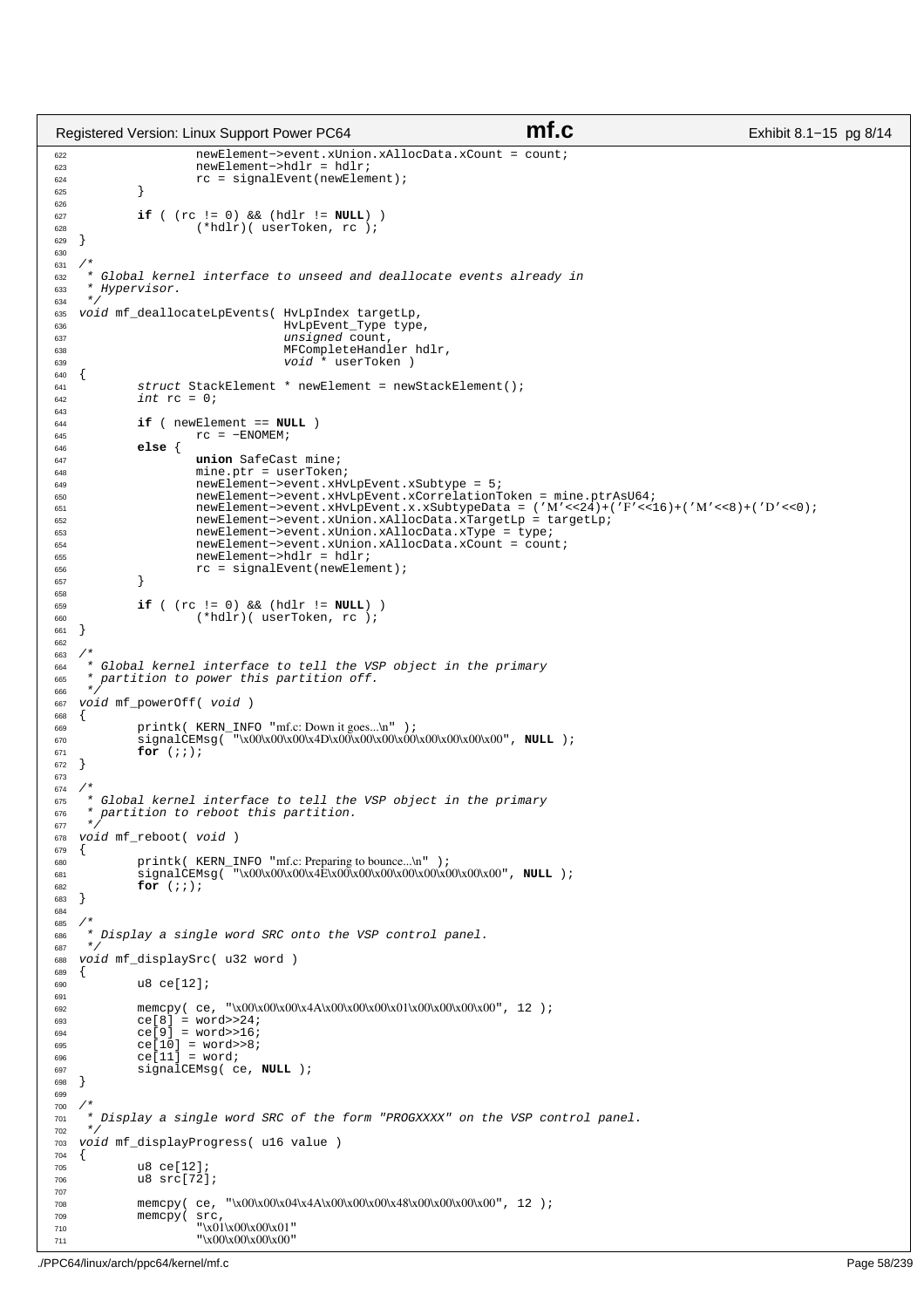```c
                newElement->event.xUnion.xAllocData.xCount = count;
                newElement->hdlr = hdlr;
                rc = signalEvent(newElement);
        }

        if ( (rc != 0) && (hdlr != NULL) )
                (*hdlr)( userToken, rc );
}

/*
 * Global kernel interface to unseed and deallocate events already in
 * Hypervisor.
 */
void mf_deallocateLpEvents( HvLpIndex targetLp,
                            HvLpEvent_Type type,
                            unsigned count,
                            MFCompleteHandler hdlr,
                            void * userToken )
{
        struct StackElement * newElement = newStackElement();
        int rc = 0;

        if ( newElement == NULL )
                rc = -ENOMEM;
        else {
                union SafeCast mine;
                mine.ptr = userToken;
                newElement->event.xHvLpEvent.xSubtype = 5;
                newElement->event.xHvLpEvent.xCorrelationToken = mine.ptrAsU64;
                newElement->event.xHvLpEvent.x.xSubtypeData = ('M'<<24)+('F'<<16)+('M'<<8)+('D'<<0);
                newElement->event.xUnion.xAllocData.xTargetLp = targetLp;
                newElement->event.xUnion.xAllocData.xType = type;
                newElement->event.xUnion.xAllocData.xCount = count;
                newElement->hdlr = hdlr;
                rc = signalEvent(newElement);
        }

        if ( (rc != 0) && (hdlr != NULL) )
                (*hdlr)( userToken, rc );
}

/*
 * Global kernel interface to tell the VSP object in the primary
 * partition to power this partition off.
 */
void mf_powerOff( void )
{
        printk( KERN_INFO "mf.c: Down it goes...\n" );
        signalCEMsg( "\x00\x00\x00\x4D\x00\x00\x00\x00\x00\x00\x00\x00", NULL );
        for (;;);
}

/*
 * Global kernel interface to tell the VSP object in the primary
 * partition to reboot this partition.
 */
void mf_reboot( void )
{
        printk( KERN_INFO "mf.c: Preparing to bounce...\n" );
        signalCEMsg( "\x00\x00\x00\x4E\x00\x00\x00\x00\x00\x00\x00\x00", NULL );
        for (;;);
}

/*
 * Display a single word SRC onto the VSP control panel.
 */
void mf_displaySrc( u32 word )
{
        u8 ce[12];

        memcpy( ce, "\x00\x00\x00\x4A\x00\x00\x00\x01\x00\x00\x00\x00", 12 );
        ce[8] = word>>24;
        ce[9] = word>>16;
        ce[10] = word>>8;
        ce[11] = word;
        signalCEMsg( ce, NULL );
}

/*
 * Display a single word SRC of the form "PROGXXXX" on the VSP control panel.
 */
void mf_displayProgress( u16 value )
{
        u8 ce[12];
        u8 src[72];

        memcpy( ce, "\x00\x00\x04\x4A\x00\x00\x00\x48\x00\x00\x00\x00", 12 );
        memcpy( src,
                "\x01\x00\x00\x01"
                "\x00\x00\x00\x00"
```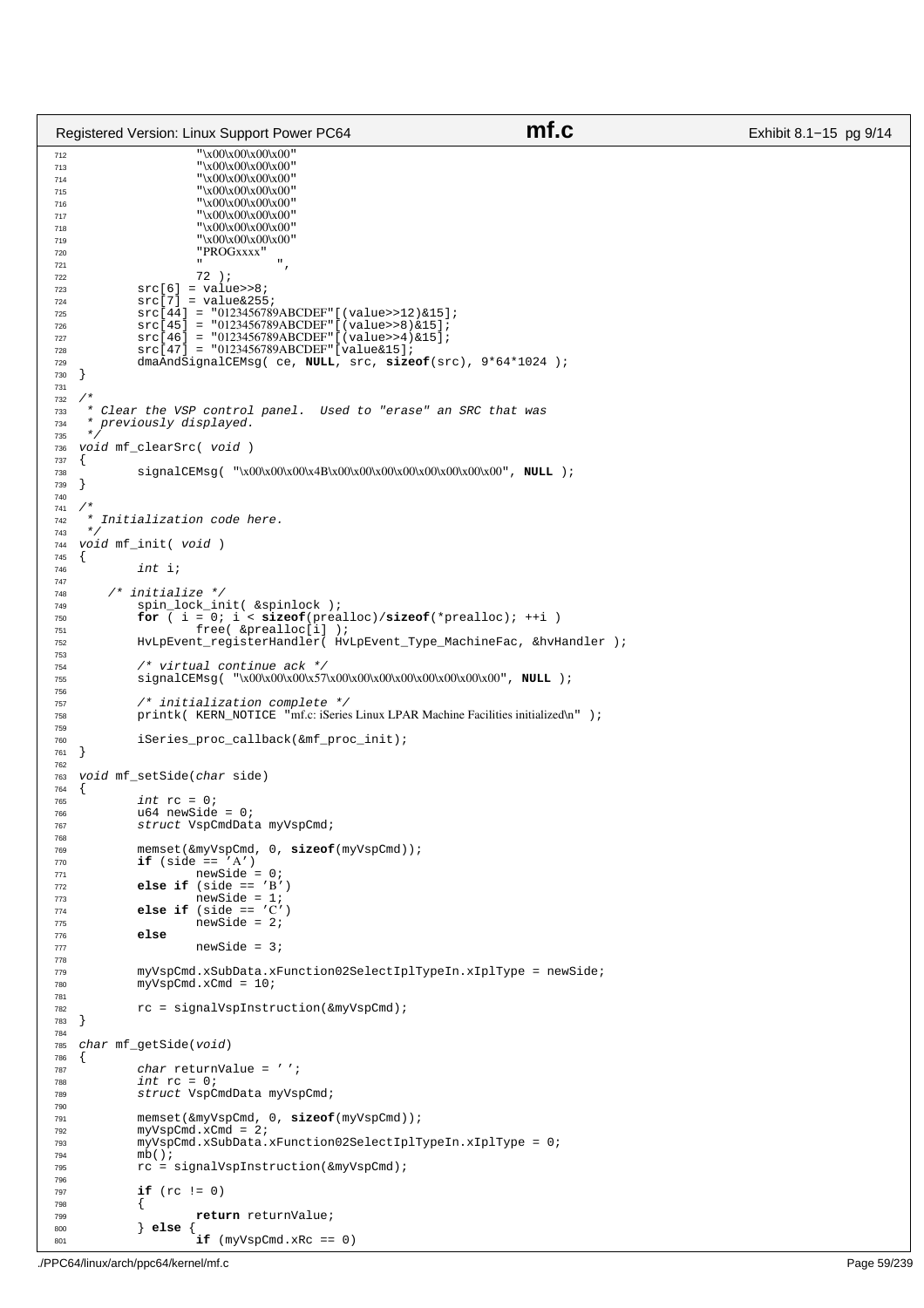```c
                "\x00\x00\x00\x00"
                "\x00\x00\x00\x00"
                "\x00\x00\x00\x00"
                "\x00\x00\x00\x00"
                "\x00\x00\x00\x00"
                "\x00\x00\x00\x00"
                "\x00\x00\x00\x00"
                "\x00\x00\x00\x00"
                "PROGxxxx"
                "                ",
                72 );
        src[6] = value>>8;
        src[7] = value&255;
        src[44] = "0123456789ABCDEF"[(value>>12)&15];
        src[45] = "0123456789ABCDEF"[(value>>8)&15];
        src[46] = "0123456789ABCDEF"[(value>>4)&15];
        src[47] = "0123456789ABCDEF"[value&15];
        dmaAndSignalCEMsg( ce, NULL, src, sizeof(src), 9*64*1024 );
}

/*
 * Clear the VSP control panel.  Used to "erase" an SRC that was
 * previously displayed.
 */
void mf_clearSrc( void )
{
        signalCEMsg( "\x00\x00\x00\x4B\x00\x00\x00\x00\x00\x00\x00\x00", NULL );
}

/*
 * Initialization code here.
 */
void mf_init( void )
{
        int i;

    /* initialize */
        spin_lock_init( &spinlock );
        for ( i = 0; i < sizeof(prealloc)/sizeof(*prealloc); ++i )
                free( &prealloc[i] );
        HvLpEvent_registerHandler( HvLpEvent_Type_MachineFac, &hvHandler );

        /* virtual continue ack */
        signalCEMsg( "\x00\x00\x00\x57\x00\x00\x00\x00\x00\x00\x00\x00", NULL );

        /* initialization complete */
        printk( KERN_NOTICE "mf.c: iSeries Linux LPAR Machine Facilities initialized\n" );

        iSeries_proc_callback(&mf_proc_init);
}

void mf_setSide(char side)
{
        int rc = 0;
        u64 newSide = 0;
        struct VspCmdData myVspCmd;

        memset(&myVspCmd, 0, sizeof(myVspCmd));
        if (side == 'A')
                newSide = 0;
        else if (side == 'B')
                newSide = 1;
        else if (side == 'C')
                newSide = 2;
        else
                newSide = 3;

        myVspCmd.xSubData.xFunction02SelectIplTypeIn.xIplType = newSide;
        myVspCmd.xCmd = 10;

        rc = signalVspInstruction(&myVspCmd);
}

char mf_getSide(void)
{
        char returnValue = ' ';
        int rc = 0;
        struct VspCmdData myVspCmd;

        memset(&myVspCmd, 0, sizeof(myVspCmd));
        myVspCmd.xCmd = 2;
        myVspCmd.xSubData.xFunction02SelectIplTypeIn.xIplType = 0;
        mb();
        rc = signalVspInstruction(&myVspCmd);

        if (rc != 0)
        {
                return returnValue;
        } else {
                if (myVspCmd.xRc == 0)
```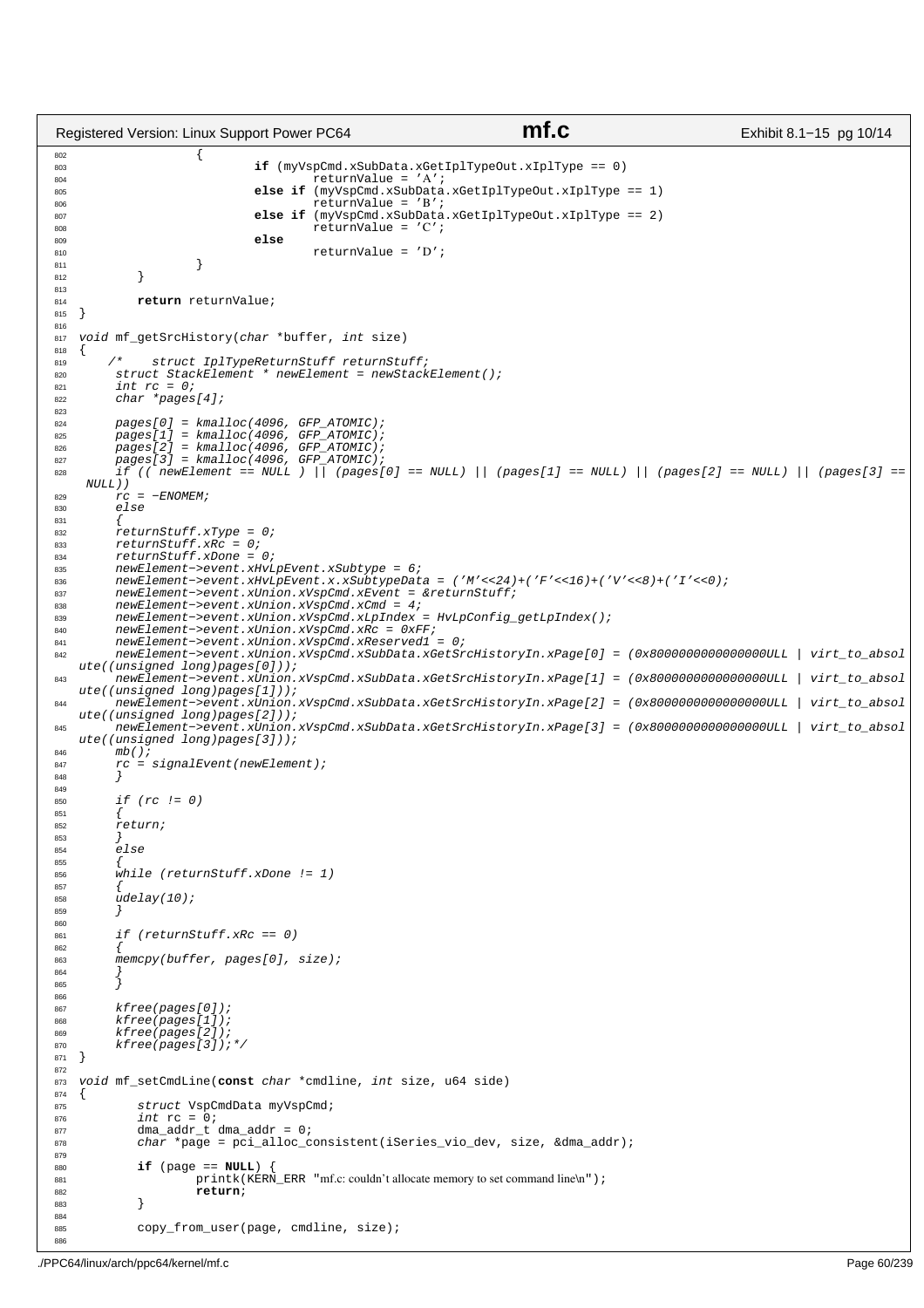```c
                {
                        if (myVspCmd.xSubData.xGetIplTypeOut.xIplType == 0)
                                returnValue = 'A';
                        else if (myVspCmd.xSubData.xGetIplTypeOut.xIplType == 1)
                                returnValue = 'B';
                        else if (myVspCmd.xSubData.xGetIplTypeOut.xIplType == 2)
                                returnValue = 'C';
                        else
                                returnValue = 'D';
                }
        }

        return returnValue;
}

void mf_getSrcHistory(char *buffer, int size)
{
    /*    struct IplTypeReturnStuff returnStuff;
      struct StackElement * newElement = newStackElement();
      int rc = 0;
      char *pages[4];

      pages[0] = kmalloc(4096, GFP_ATOMIC);
      pages[1] = kmalloc(4096, GFP_ATOMIC);
      pages[2] = kmalloc(4096, GFP_ATOMIC);
      pages[3] = kmalloc(4096, GFP_ATOMIC);
      if (( newElement == NULL ) || (pages[0] == NULL) || (pages[1] == NULL) || (pages[2] == NULL) || (pages[3] == NULL))
      rc = -ENOMEM;
      else
      {
      returnStuff.xType = 0;
      returnStuff.xRc = 0;
      returnStuff.xDone = 0;
      newElement->event.xHvLpEvent.xSubtype = 6;
      newElement->event.xHvLpEvent.x.xSubtypeData = ('M'<<24)+('F'<<16)+('V'<<8)+('I'<<0);
      newElement->event.xUnion.xVspCmd.xEvent = &returnStuff;
      newElement->event.xUnion.xVspCmd.xCmd = 4;
      newElement->event.xUnion.xVspCmd.xLpIndex = HvLpConfig_getLpIndex();
      newElement->event.xUnion.xVspCmd.xRc = 0xFF;
      newElement->event.xUnion.xVspCmd.xReserved1 = 0;
      newElement->event.xUnion.xVspCmd.xSubData.xGetSrcHistoryIn.xPage[0] = (0x8000000000000000ULL | virt_to_absolute((unsigned long)pages[0]));
      newElement->event.xUnion.xVspCmd.xSubData.xGetSrcHistoryIn.xPage[1] = (0x8000000000000000ULL | virt_to_absolute((unsigned long)pages[1]));
      newElement->event.xUnion.xVspCmd.xSubData.xGetSrcHistoryIn.xPage[2] = (0x8000000000000000ULL | virt_to_absolute((unsigned long)pages[2]));
      newElement->event.xUnion.xVspCmd.xSubData.xGetSrcHistoryIn.xPage[3] = (0x8000000000000000ULL | virt_to_absolute((unsigned long)pages[3]));
      mb();
      rc = signalEvent(newElement);
      }

      if (rc != 0)
      {
      return;
      }
      else
      {
      while (returnStuff.xDone != 1)
      {
      udelay(10);
      }

      if (returnStuff.xRc == 0)
      {
      memcpy(buffer, pages[0], size);
      }
      }

      kfree(pages[0]);
      kfree(pages[1]);
      kfree(pages[2]);
      kfree(pages[3]);*/
}

void mf_setCmdLine(const char *cmdline, int size, u64 side)
{
        struct VspCmdData myVspCmd;
        int rc = 0;
        dma_addr_t dma_addr = 0;
        char *page = pci_alloc_consistent(iSeries_vio_dev, size, &dma_addr);

        if (page == NULL) {
                printk(KERN_ERR "mf.c: couldn't allocate memory to set command line\n");
                return;
        }

        copy_from_user(page, cmdline, size);
```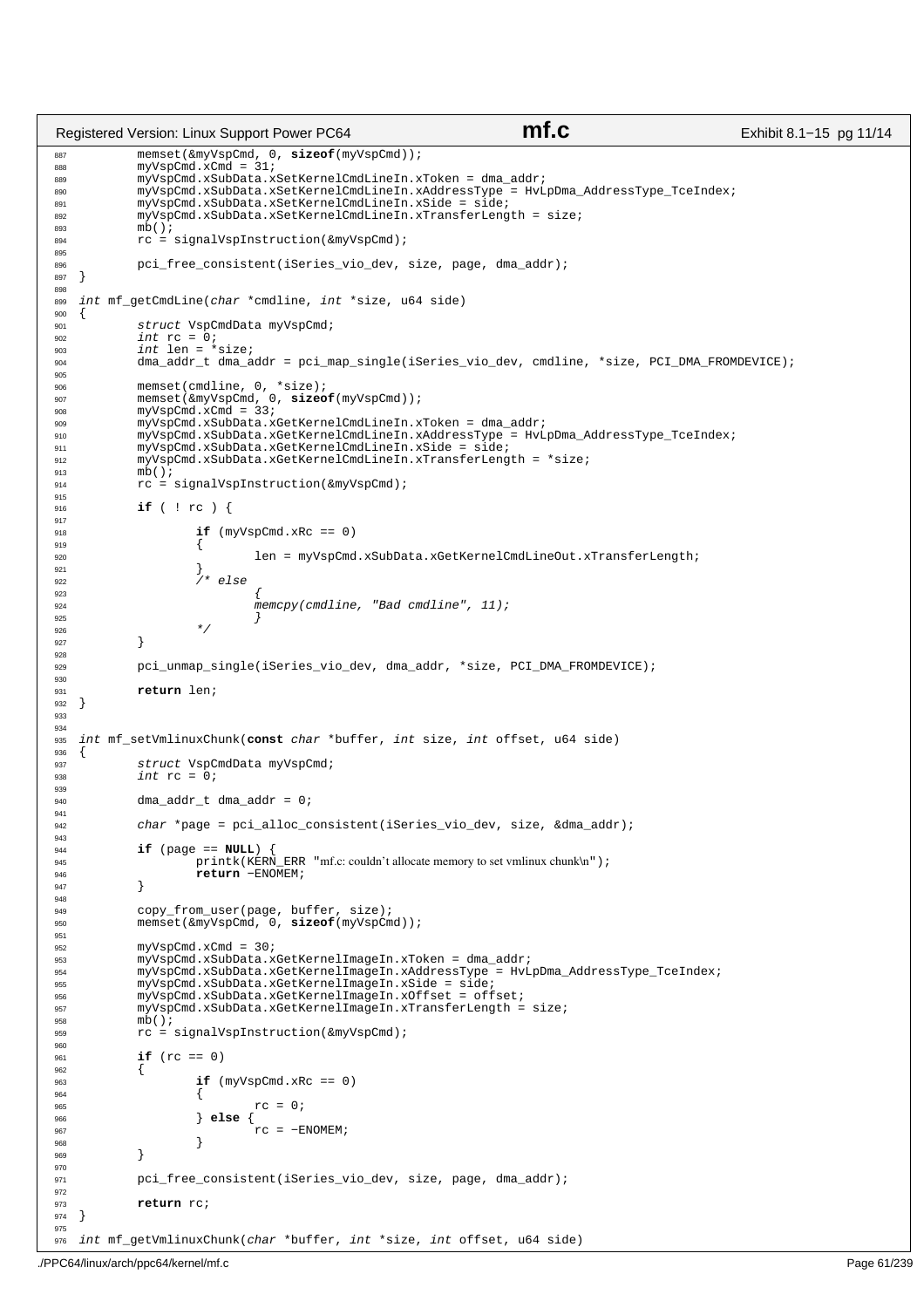```c
	memset(&myVspCmd, 0, sizeof(myVspCmd));
	myVspCmd.xCmd = 31;
	myVspCmd.xSubData.xSetKernelCmdLineIn.xToken = dma_addr;
	myVspCmd.xSubData.xSetKernelCmdLineIn.xAddressType = HvLpDma_AddressType_TceIndex;
	myVspCmd.xSubData.xSetKernelCmdLineIn.xSide = side;
	myVspCmd.xSubData.xSetKernelCmdLineIn.xTransferLength = size;
	mb();
	rc = signalVspInstruction(&myVspCmd);

	pci_free_consistent(iSeries_vio_dev, size, page, dma_addr);
}

int mf_getCmdLine(char *cmdline, int *size, u64 side)
{
	struct VspCmdData myVspCmd;
	int rc = 0;
	int len = *size;
	dma_addr_t dma_addr = pci_map_single(iSeries_vio_dev, cmdline, *size, PCI_DMA_FROMDEVICE);

	memset(cmdline, 0, *size);
	memset(&myVspCmd, 0, sizeof(myVspCmd));
	myVspCmd.xCmd = 33;
	myVspCmd.xSubData.xGetKernelCmdLineIn.xToken = dma_addr;
	myVspCmd.xSubData.xGetKernelCmdLineIn.xAddressType = HvLpDma_AddressType_TceIndex;
	myVspCmd.xSubData.xGetKernelCmdLineIn.xSide = side;
	myVspCmd.xSubData.xGetKernelCmdLineIn.xTransferLength = *size;
	mb();
	rc = signalVspInstruction(&myVspCmd);

	if ( ! rc ) {

		if (myVspCmd.xRc == 0)
		{
			len = myVspCmd.xSubData.xGetKernelCmdLineOut.xTransferLength;
		}
		/* else
			{
			memcpy(cmdline, "Bad cmdline", 11);
			}
		*/
	}

	pci_unmap_single(iSeries_vio_dev, dma_addr, *size, PCI_DMA_FROMDEVICE);

	return len;
}


int mf_setVmlinuxChunk(const char *buffer, int size, int offset, u64 side)
{
	struct VspCmdData myVspCmd;
	int rc = 0;

	dma_addr_t dma_addr = 0;

	char *page = pci_alloc_consistent(iSeries_vio_dev, size, &dma_addr);

	if (page == NULL) {
		printk(KERN_ERR "mf.c: couldn't allocate memory to set vmlinux chunk\n");
		return -ENOMEM;
	}

	copy_from_user(page, buffer, size);
	memset(&myVspCmd, 0, sizeof(myVspCmd));

	myVspCmd.xCmd = 30;
	myVspCmd.xSubData.xGetKernelImageIn.xToken = dma_addr;
	myVspCmd.xSubData.xGetKernelImageIn.xAddressType = HvLpDma_AddressType_TceIndex;
	myVspCmd.xSubData.xGetKernelImageIn.xSide = side;
	myVspCmd.xSubData.xGetKernelImageIn.xOffset = offset;
	myVspCmd.xSubData.xGetKernelImageIn.xTransferLength = size;
	mb();
	rc = signalVspInstruction(&myVspCmd);

	if (rc == 0)
	{
		if (myVspCmd.xRc == 0)
		{
			rc = 0;
		} else {
			rc = -ENOMEM;
		}
	}

	pci_free_consistent(iSeries_vio_dev, size, page, dma_addr);

	return rc;
}

int mf_getVmlinuxChunk(char *buffer, int *size, int offset, u64 side)
```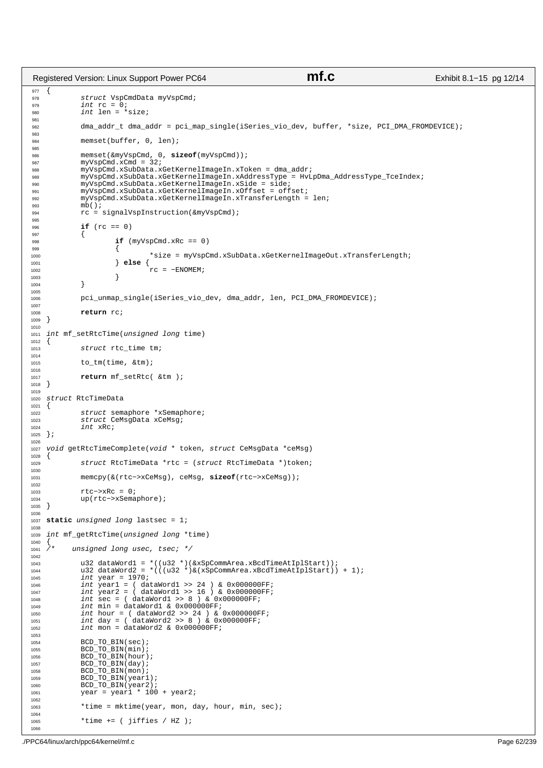```c
{
	struct VspCmdData myVspCmd;
	int rc = 0;
	int len = *size;

	dma_addr_t dma_addr = pci_map_single(iSeries_vio_dev, buffer, *size, PCI_DMA_FROMDEVICE);

	memset(buffer, 0, len);

	memset(&myVspCmd, 0, sizeof(myVspCmd));
	myVspCmd.xCmd = 32;
	myVspCmd.xSubData.xGetKernelImageIn.xToken = dma_addr;
	myVspCmd.xSubData.xGetKernelImageIn.xAddressType = HvLpDma_AddressType_TceIndex;
	myVspCmd.xSubData.xGetKernelImageIn.xSide = side;
	myVspCmd.xSubData.xGetKernelImageIn.xOffset = offset;
	myVspCmd.xSubData.xGetKernelImageIn.xTransferLength = len;
	mb();
	rc = signalVspInstruction(&myVspCmd);

	if (rc == 0)
	{
		if (myVspCmd.xRc == 0)
		{
			*size = myVspCmd.xSubData.xGetKernelImageOut.xTransferLength;
		} else {
			rc = -ENOMEM;
		}
	}

	pci_unmap_single(iSeries_vio_dev, dma_addr, len, PCI_DMA_FROMDEVICE);

	return rc;
}

int mf_setRtcTime(unsigned long time)
{
	struct rtc_time tm;

	to_tm(time, &tm);

	return mf_setRtc( &tm );
}

struct RtcTimeData
{
	struct semaphore *xSemaphore;
	struct CeMsgData xCeMsg;
	int xRc;
};

void getRtcTimeComplete(void * token, struct CeMsgData *ceMsg)
{
	struct RtcTimeData *rtc = (struct RtcTimeData *)token;

	memcpy(&(rtc->xCeMsg), ceMsg, sizeof(rtc->xCeMsg));

	rtc->xRc = 0;
	up(rtc->xSemaphore);
}

static unsigned long lastsec = 1;

int mf_getRtcTime(unsigned long *time)
{
/*	unsigned long usec, tsec; */

	u32 dataWord1 = *((u32 *)(&xSpCommArea.xBcdTimeAtIplStart));
	u32 dataWord2 = *(((u32 *)&(xSpCommArea.xBcdTimeAtIplStart)) + 1);
	int year = 1970;
	int year1 = ( dataWord1 >> 24 ) & 0x000000FF;
	int year2 = ( dataWord1 >> 16 ) & 0x000000FF;
	int sec = ( dataWord1 >> 8 ) & 0x000000FF;
	int min = dataWord1 & 0x000000FF;
	int hour = ( dataWord2 >> 24 ) & 0x000000FF;
	int day = ( dataWord2 >> 8 ) & 0x000000FF;
	int mon = dataWord2 & 0x000000FF;

	BCD_TO_BIN(sec);
	BCD_TO_BIN(min);
	BCD_TO_BIN(hour);
	BCD_TO_BIN(day);
	BCD_TO_BIN(mon);
	BCD_TO_BIN(year1);
	BCD_TO_BIN(year2);
	year = year1 * 100 + year2;

	*time = mktime(year, mon, day, hour, min, sec);

	*time += ( jiffies / HZ );

```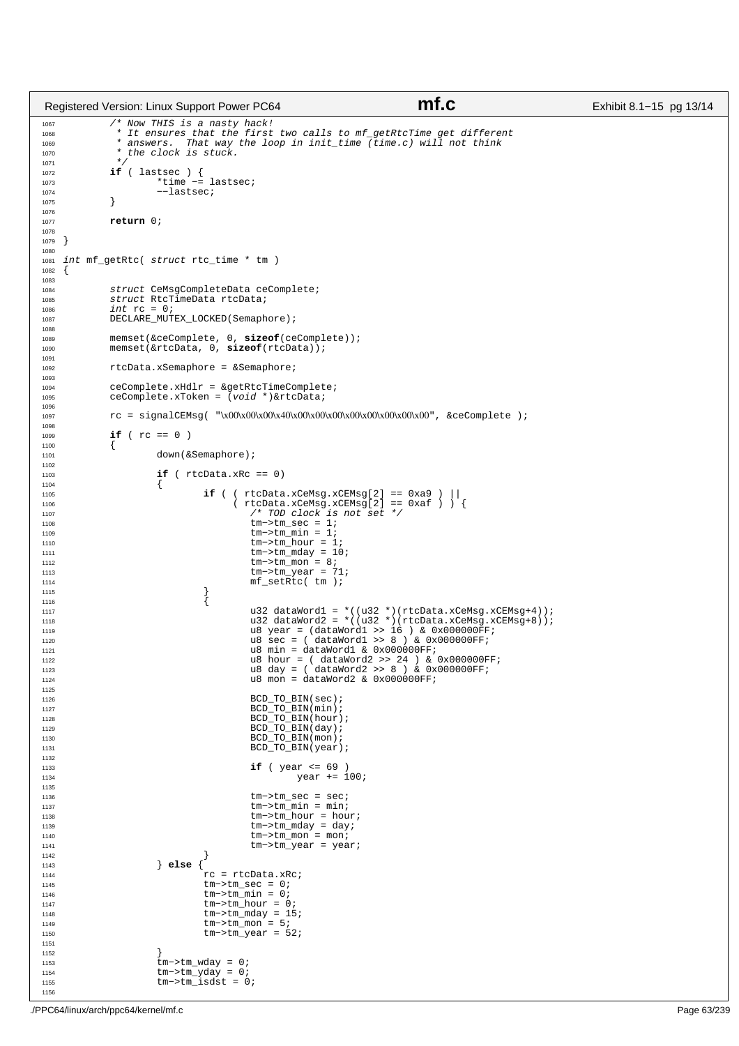```c
        /* Now THIS is a nasty hack!
         * It ensures that the first two calls to mf_getRtcTime get different
         * answers.  That way the loop in init_time (time.c) will not think
         * the clock is stuck.
         */
        if ( lastsec ) {
                *time -= lastsec;
                --lastsec;
        }

        return 0;

}

int mf_getRtc( struct rtc_time * tm )
{

        struct CeMsgCompleteData ceComplete;
        struct RtcTimeData rtcData;
        int rc = 0;
        DECLARE_MUTEX_LOCKED(Semaphore);

        memset(&ceComplete, 0, sizeof(ceComplete));
        memset(&rtcData, 0, sizeof(rtcData));

        rtcData.xSemaphore = &Semaphore;

        ceComplete.xHdlr = &getRtcTimeComplete;
        ceComplete.xToken = (void *)&rtcData;

        rc = signalCEMsg( "\x00\x00\x00\x40\x00\x00\x00\x00\x00\x00\x00\x00", &ceComplete );

        if ( rc == 0 )
        {
                down(&Semaphore);

                if ( rtcData.xRc == 0)
                {
                        if ( ( rtcData.xCeMsg.xCEMsg[2] == 0xa9 ) ||
                             ( rtcData.xCeMsg.xCEMsg[2] == 0xaf ) ) {
                                /* TOD clock is not set */
                                tm->tm_sec = 1;
                                tm->tm_min = 1;
                                tm->tm_hour = 1;
                                tm->tm_mday = 10;
                                tm->tm_mon = 8;
                                tm->tm_year = 71;
                                mf_setRtc( tm );
                        }
                        {
                                u32 dataWord1 = *((u32 *)(rtcData.xCeMsg.xCEMsg+4));
                                u32 dataWord2 = *((u32 *)(rtcData.xCeMsg.xCEMsg+8));
                                u8 year = (dataWord1 >> 16 ) & 0x000000FF;
                                u8 sec = ( dataWord1 >> 8 ) & 0x000000FF;
                                u8 min = dataWord1 & 0x000000FF;
                                u8 hour = ( dataWord2 >> 24 ) & 0x000000FF;
                                u8 day = ( dataWord2 >> 8 ) & 0x000000FF;
                                u8 mon = dataWord2 & 0x000000FF;

                                BCD_TO_BIN(sec);
                                BCD_TO_BIN(min);
                                BCD_TO_BIN(hour);
                                BCD_TO_BIN(day);
                                BCD_TO_BIN(mon);
                                BCD_TO_BIN(year);

                                if ( year <= 69 )
                                        year += 100;

                                tm->tm_sec = sec;
                                tm->tm_min = min;
                                tm->tm_hour = hour;
                                tm->tm_mday = day;
                                tm->tm_mon = mon;
                                tm->tm_year = year;
                        }
                } else {
                        rc = rtcData.xRc;
                        tm->tm_sec = 0;
                        tm->tm_min = 0;
                        tm->tm_hour = 0;
                        tm->tm_mday = 15;
                        tm->tm_mon = 5;
                        tm->tm_year = 52;

                }
                tm->tm_wday = 0;
                tm->tm_yday = 0;
                tm->tm_isdst = 0;

```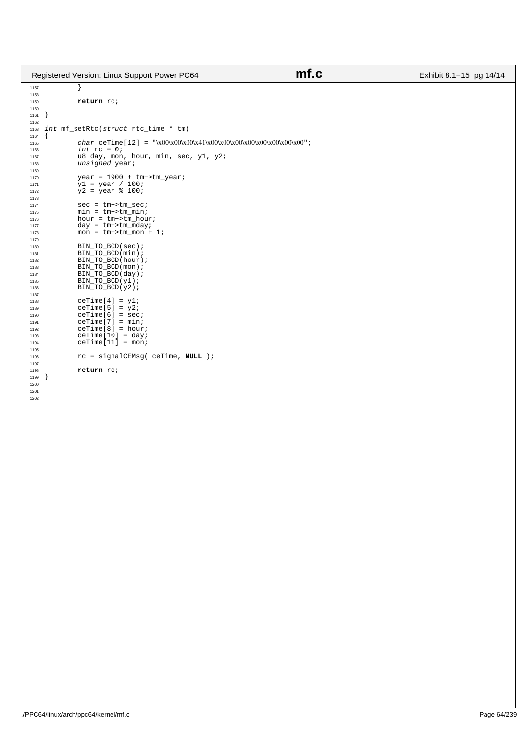```c
	}

	return rc;
}

int mf_setRtc(struct rtc_time * tm)
{
	char ceTime[12] = "\x00\x00\x00\x41\x00\x00\x00\x00\x00\x00\x00\x00";
	int rc = 0;
	u8 day, mon, hour, min, sec, y1, y2;
	unsigned year;

	year = 1900 + tm->tm_year;
	y1 = year / 100;
	y2 = year % 100;

	sec = tm->tm_sec;
	min = tm->tm_min;
	hour = tm->tm_hour;
	day = tm->tm_mday;
	mon = tm->tm_mon + 1;

	BIN_TO_BCD(sec);
	BIN_TO_BCD(min);
	BIN_TO_BCD(hour);
	BIN_TO_BCD(mon);
	BIN_TO_BCD(day);
	BIN_TO_BCD(y1);
	BIN_TO_BCD(y2);

	ceTime[4] = y1;
	ceTime[5] = y2;
	ceTime[6] = sec;
	ceTime[7] = min;
	ceTime[8] = hour;
	ceTime[10] = day;
	ceTime[11] = mon;

	rc = signalCEMsg( ceTime, NULL );

	return rc;
}
```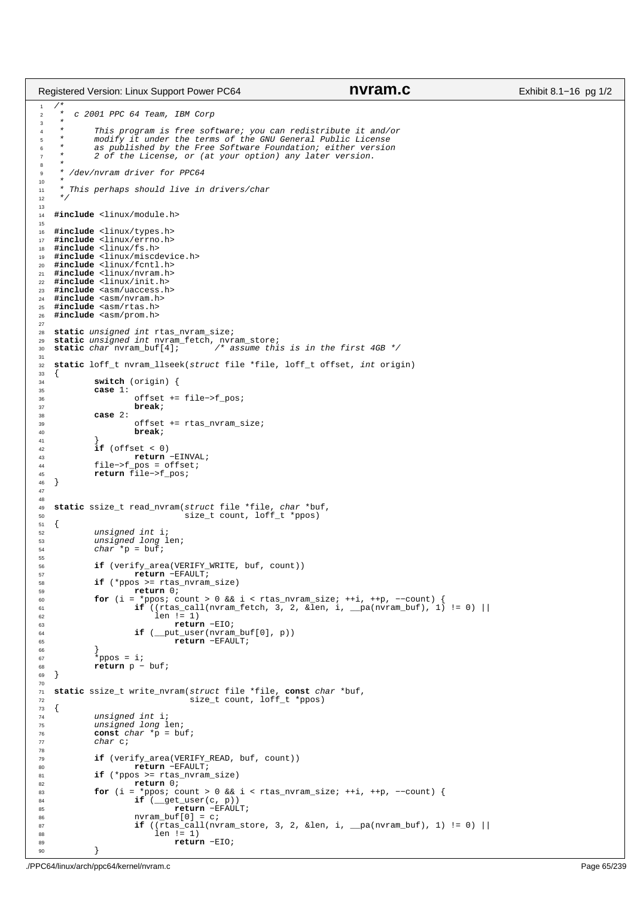```c
/*
 *  c 2001 PPC 64 Team, IBM Corp
 *
 *      This program is free software; you can redistribute it and/or
 *      modify it under the terms of the GNU General Public License
 *      as published by the Free Software Foundation; either version
 *      2 of the License, or (at your option) any later version.
 *
 * /dev/nvram driver for PPC64
 *
 * This perhaps should live in drivers/char
 */

#include <linux/module.h>

#include <linux/types.h>
#include <linux/errno.h>
#include <linux/fs.h>
#include <linux/miscdevice.h>
#include <linux/fcntl.h>
#include <linux/nvram.h>
#include <linux/init.h>
#include <asm/uaccess.h>
#include <asm/nvram.h>
#include <asm/rtas.h>
#include <asm/prom.h>

static unsigned int rtas_nvram_size;
static unsigned int nvram_fetch, nvram_store;
static char nvram_buf[4];       /* assume this is in the first 4GB */

static loff_t nvram_llseek(struct file *file, loff_t offset, int origin)
{
        switch (origin) {
        case 1:
                offset += file->f_pos;
                break;
        case 2:
                offset += rtas_nvram_size;
                break;
        }
        if (offset < 0)
                return -EINVAL;
        file->f_pos = offset;
        return file->f_pos;
}


static ssize_t read_nvram(struct file *file, char *buf,
                          size_t count, loff_t *ppos)
{
        unsigned int i;
        unsigned long len;
        char *p = buf;

        if (verify_area(VERIFY_WRITE, buf, count))
                return -EFAULT;
        if (*ppos >= rtas_nvram_size)
                return 0;
        for (i = *ppos; count > 0 && i < rtas_nvram_size; ++i, ++p, --count) {
                if ((rtas_call(nvram_fetch, 3, 2, &len, i, __pa(nvram_buf), 1) != 0) ||
                    len != 1)
                        return -EIO;
                if (__put_user(nvram_buf[0], p))
                        return -EFAULT;
        }
        *ppos = i;
        return p - buf;
}

static ssize_t write_nvram(struct file *file, const char *buf,
                           size_t count, loff_t *ppos)
{
        unsigned int i;
        unsigned long len;
        const char *p = buf;
        char c;

        if (verify_area(VERIFY_READ, buf, count))
                return -EFAULT;
        if (*ppos >= rtas_nvram_size)
                return 0;
        for (i = *ppos; count > 0 && i < rtas_nvram_size; ++i, ++p, --count) {
                if (__get_user(c, p))
                        return -EFAULT;
                nvram_buf[0] = c;
                if ((rtas_call(nvram_store, 3, 2, &len, i, __pa(nvram_buf), 1) != 0) ||
                    len != 1)
                        return -EIO;
        }
```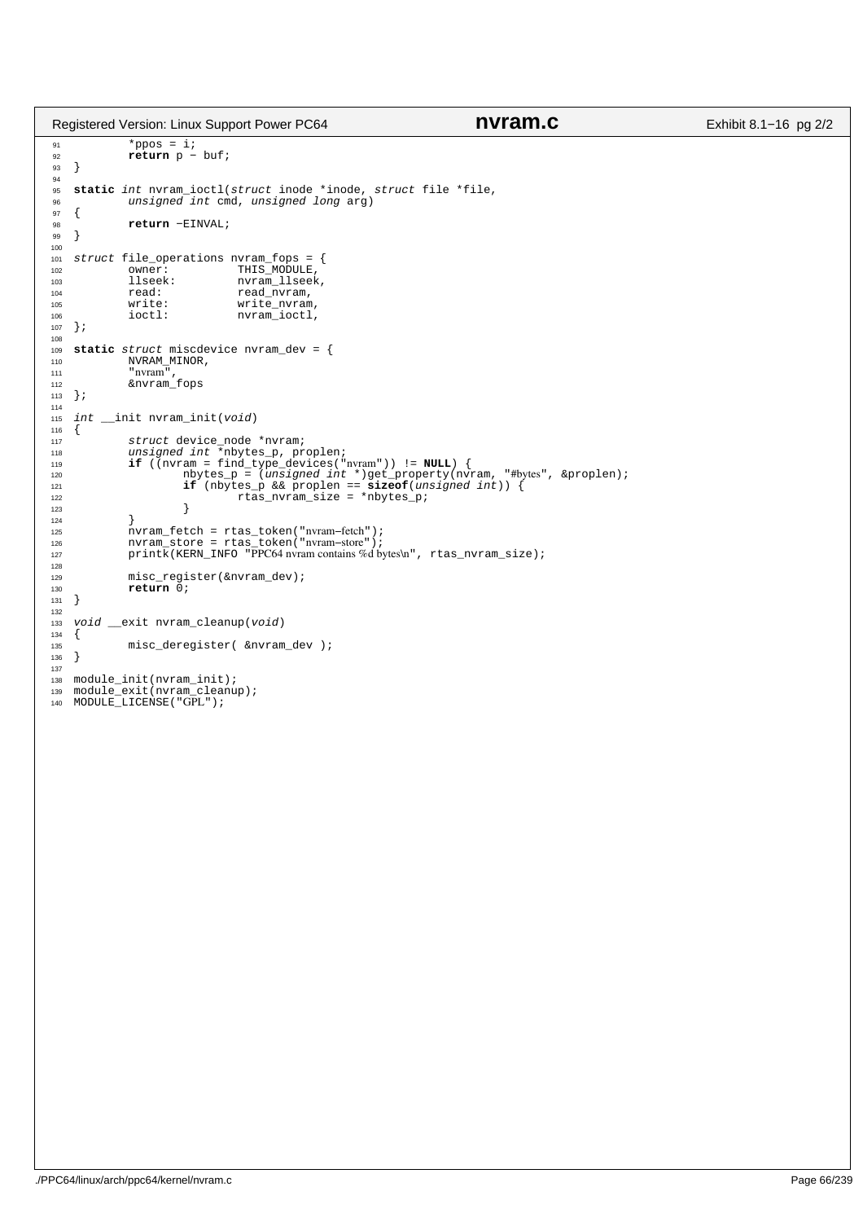```c
	*ppos = i;
	return p - buf;
}

static int nvram_ioctl(struct inode *inode, struct file *file,
	unsigned int cmd, unsigned long arg)
{
	return -EINVAL;
}

struct file_operations nvram_fops = {
	owner:		THIS_MODULE,
	llseek:		nvram_llseek,
	read:		read_nvram,
	write:		write_nvram,
	ioctl:		nvram_ioctl,
};

static struct miscdevice nvram_dev = {
	NVRAM_MINOR,
	"nvram",
	&nvram_fops
};

int __init nvram_init(void)
{
	struct device_node *nvram;
	unsigned int *nbytes_p, proplen;
	if ((nvram = find_type_devices("nvram")) != NULL) {
		nbytes_p = (unsigned int *)get_property(nvram, "#bytes", &proplen);
		if (nbytes_p && proplen == sizeof(unsigned int)) {
			rtas_nvram_size = *nbytes_p;
		}
	}
	nvram_fetch = rtas_token("nvram-fetch");
	nvram_store = rtas_token("nvram-store");
	printk(KERN_INFO "PPC64 nvram contains %d bytes\n", rtas_nvram_size);

	misc_register(&nvram_dev);
	return 0;
}

void __exit nvram_cleanup(void)
{
	misc_deregister( &nvram_dev );
}

module_init(nvram_init);
module_exit(nvram_cleanup);
MODULE_LICENSE("GPL");
```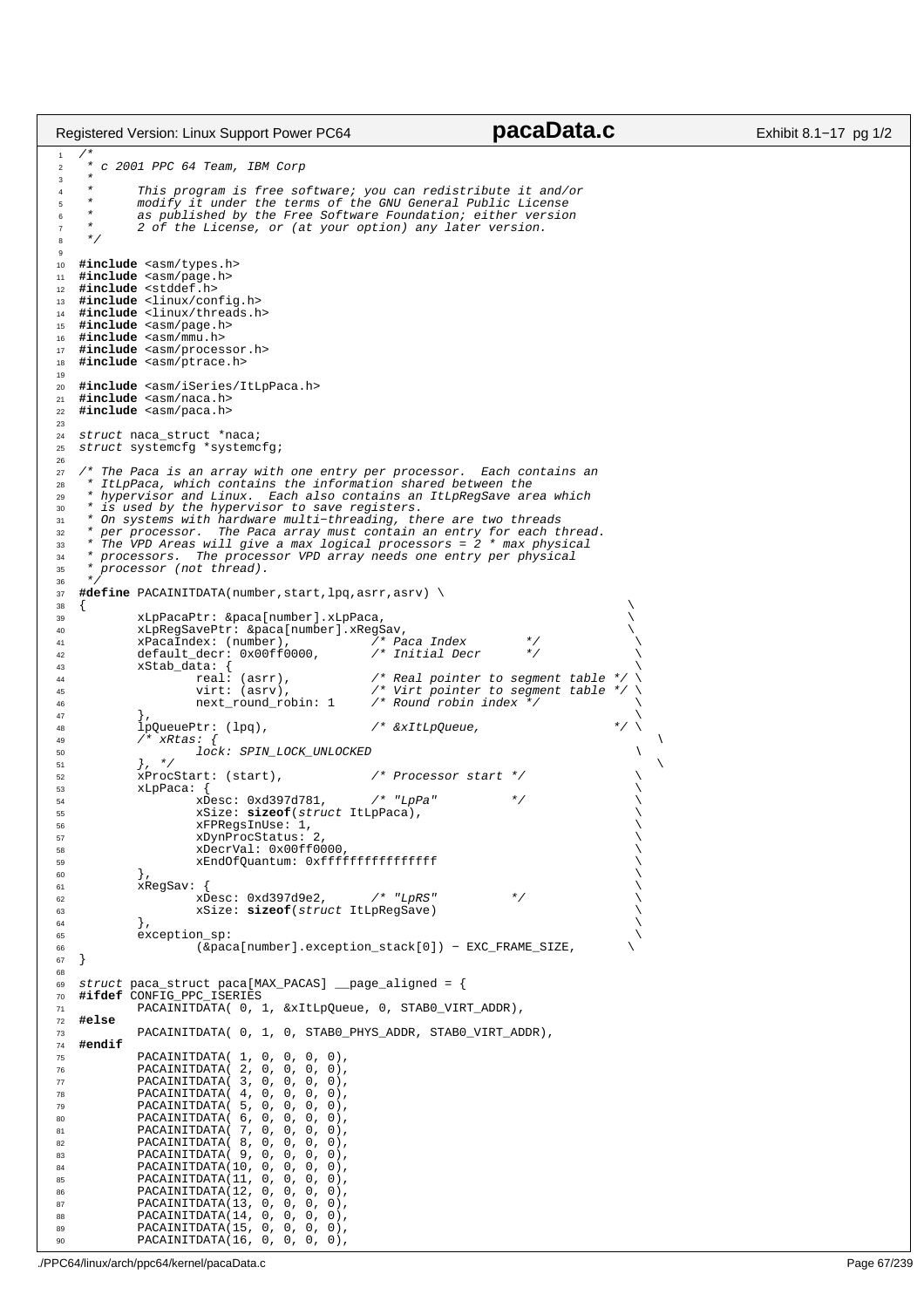```c
/*
 * c 2001 PPC 64 Team, IBM Corp
 *
 *      This program is free software; you can redistribute it and/or
 *      modify it under the terms of the GNU General Public License
 *      as published by the Free Software Foundation; either version
 *      2 of the License, or (at your option) any later version.
 */

#include <asm/types.h>
#include <asm/page.h>
#include <stddef.h>
#include <linux/config.h>
#include <linux/threads.h>
#include <asm/page.h>
#include <asm/mmu.h>
#include <asm/processor.h>
#include <asm/ptrace.h>

#include <asm/iSeries/ItLpPaca.h>
#include <asm/naca.h>
#include <asm/paca.h>

struct naca_struct *naca;
struct systemcfg *systemcfg;

/* The Paca is an array with one entry per processor.  Each contains an
 * ItLpPaca, which contains the information shared between the
 * hypervisor and Linux.  Each also contains an ItLpRegSave area which
 * is used by the hypervisor to save registers.
 * On systems with hardware multi-threading, there are two threads
 * per processor.  The Paca array must contain an entry for each thread.
 * The VPD Areas will give a max logical processors = 2 * max physical
 * processors.  The processor VPD array needs one entry per physical
 * processor (not thread).
 */
#define PACAINITDATA(number,start,lpq,asrr,asrv) \
{                                                                       \
        xLpPacaPtr: &paca[number].xLpPaca,                              \
        xLpRegSavePtr: &paca[number].xRegSav,                           \
        xPacaIndex: (number),           /* Paca Index        */         \
        default_decr: 0x00ff0000,       /* Initial Decr      */         \
        xStab_data: {                                                   \
                real: (asrr),           /* Real pointer to segment table */ \
                virt: (asrv),           /* Virt pointer to segment table */ \
                next_round_robin: 1     /* Round robin index */         \
        },                                                              \
        lpQueuePtr: (lpq),              /* &xItLpQueue,               */ \
        /* xRtas: {                                                      \
                lock: SPIN_LOCK_UNLOCKED                                \
        }, */                                                            \
        xProcStart: (start),            /* Processor start */           \
        xLpPaca: {                                                      \
                xDesc: 0xd397d781,      /* "LpPa"          */           \
                xSize: sizeof(struct ItLpPaca),                         \
                xFPRegsInUse: 1,                                        \
                xDynProcStatus: 2,                                      \
                xDecrVal: 0x00ff0000,                                   \
                xEndOfQuantum: 0xffffffffffffffff                       \
        },                                                              \
        xRegSav: {                                                      \
                xDesc: 0xd397d9e2,      /* "LpRS"          */           \
                xSize: sizeof(struct ItLpRegSave)                       \
        },                                                              \
        exception_sp:                                                   \
                (&paca[number].exception_stack[0]) - EXC_FRAME_SIZE,    \
}

struct paca_struct paca[MAX_PACAS] __page_aligned = {
#ifdef CONFIG_PPC_ISERIES
        PACAINITDATA( 0, 1, &xItLpQueue, 0, STAB0_VIRT_ADDR),
#else
        PACAINITDATA( 0, 1, 0, STAB0_PHYS_ADDR, STAB0_VIRT_ADDR),
#endif
        PACAINITDATA( 1, 0, 0, 0, 0),
        PACAINITDATA( 2, 0, 0, 0, 0),
        PACAINITDATA( 3, 0, 0, 0, 0),
        PACAINITDATA( 4, 0, 0, 0, 0),
        PACAINITDATA( 5, 0, 0, 0, 0),
        PACAINITDATA( 6, 0, 0, 0, 0),
        PACAINITDATA( 7, 0, 0, 0, 0),
        PACAINITDATA( 8, 0, 0, 0, 0),
        PACAINITDATA( 9, 0, 0, 0, 0),
        PACAINITDATA(10, 0, 0, 0, 0),
        PACAINITDATA(11, 0, 0, 0, 0),
        PACAINITDATA(12, 0, 0, 0, 0),
        PACAINITDATA(13, 0, 0, 0, 0),
        PACAINITDATA(14, 0, 0, 0, 0),
        PACAINITDATA(15, 0, 0, 0, 0),
        PACAINITDATA(16, 0, 0, 0, 0),
```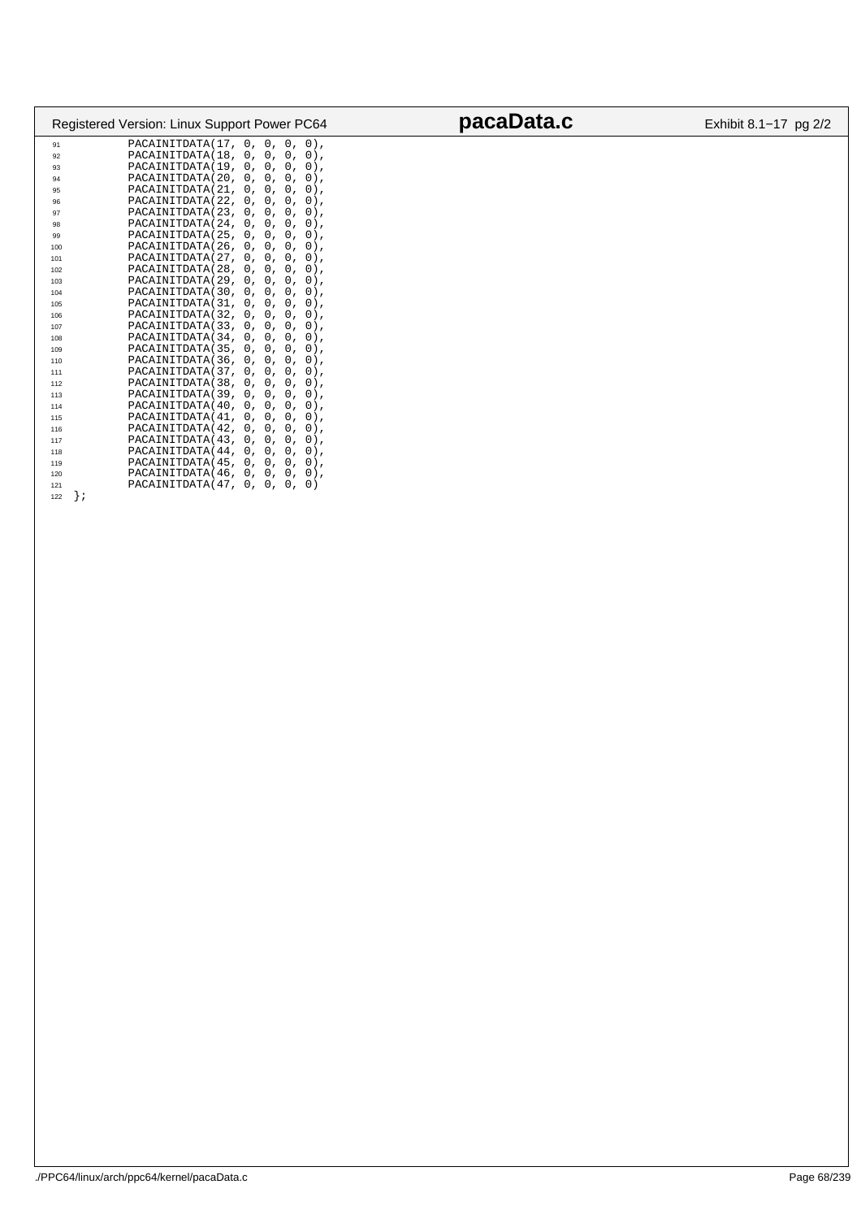```c
        PACAINITDATA(17, 0, 0, 0, 0),
        PACAINITDATA(18, 0, 0, 0, 0),
        PACAINITDATA(19, 0, 0, 0, 0),
        PACAINITDATA(20, 0, 0, 0, 0),
        PACAINITDATA(21, 0, 0, 0, 0),
        PACAINITDATA(22, 0, 0, 0, 0),
        PACAINITDATA(23, 0, 0, 0, 0),
        PACAINITDATA(24, 0, 0, 0, 0),
        PACAINITDATA(25, 0, 0, 0, 0),
        PACAINITDATA(26, 0, 0, 0, 0),
        PACAINITDATA(27, 0, 0, 0, 0),
        PACAINITDATA(28, 0, 0, 0, 0),
        PACAINITDATA(29, 0, 0, 0, 0),
        PACAINITDATA(30, 0, 0, 0, 0),
        PACAINITDATA(31, 0, 0, 0, 0),
        PACAINITDATA(32, 0, 0, 0, 0),
        PACAINITDATA(33, 0, 0, 0, 0),
        PACAINITDATA(34, 0, 0, 0, 0),
        PACAINITDATA(35, 0, 0, 0, 0),
        PACAINITDATA(36, 0, 0, 0, 0),
        PACAINITDATA(37, 0, 0, 0, 0),
        PACAINITDATA(38, 0, 0, 0, 0),
        PACAINITDATA(39, 0, 0, 0, 0),
        PACAINITDATA(40, 0, 0, 0, 0),
        PACAINITDATA(41, 0, 0, 0, 0),
        PACAINITDATA(42, 0, 0, 0, 0),
        PACAINITDATA(43, 0, 0, 0, 0),
        PACAINITDATA(44, 0, 0, 0, 0),
        PACAINITDATA(45, 0, 0, 0, 0),
        PACAINITDATA(46, 0, 0, 0, 0),
        PACAINITDATA(47, 0, 0, 0, 0)
};
```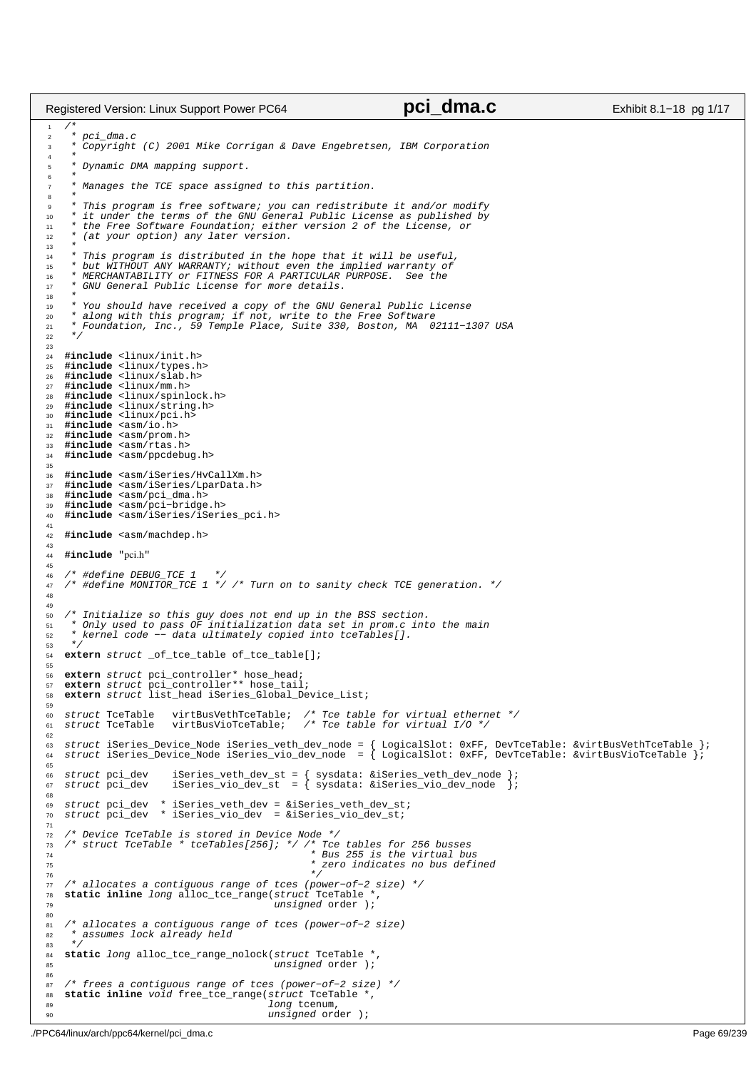```c
/*
 * pci_dma.c
 * Copyright (C) 2001 Mike Corrigan & Dave Engebretsen, IBM Corporation
 *
 * Dynamic DMA mapping support.
 *
 * Manages the TCE space assigned to this partition.
 *
 * This program is free software; you can redistribute it and/or modify
 * it under the terms of the GNU General Public License as published by
 * the Free Software Foundation; either version 2 of the License, or
 * (at your option) any later version.
 *
 * This program is distributed in the hope that it will be useful,
 * but WITHOUT ANY WARRANTY; without even the implied warranty of
 * MERCHANTABILITY or FITNESS FOR A PARTICULAR PURPOSE.  See the
 * GNU General Public License for more details.
 *
 * You should have received a copy of the GNU General Public License
 * along with this program; if not, write to the Free Software
 * Foundation, Inc., 59 Temple Place, Suite 330, Boston, MA  02111-1307 USA
 */

#include <linux/init.h>
#include <linux/types.h>
#include <linux/slab.h>
#include <linux/mm.h>
#include <linux/spinlock.h>
#include <linux/string.h>
#include <linux/pci.h>
#include <asm/io.h>
#include <asm/prom.h>
#include <asm/rtas.h>
#include <asm/ppcdebug.h>

#include <asm/iSeries/HvCallXm.h>
#include <asm/iSeries/LparData.h>
#include <asm/pci_dma.h>
#include <asm/pci-bridge.h>
#include <asm/iSeries/iSeries_pci.h>

#include <asm/machdep.h>

#include "pci.h"

/* #define DEBUG_TCE 1   */
/* #define MONITOR_TCE 1 */ /* Turn on to sanity check TCE generation. */


/* Initialize so this guy does not end up in the BSS section.
 * Only used to pass OF initialization data set in prom.c into the main
 * kernel code -- data ultimately copied into tceTables[].
 */
extern struct _of_tce_table of_tce_table[];

extern struct pci_controller* hose_head;
extern struct pci_controller** hose_tail;
extern struct list_head iSeries_Global_Device_List;

struct TceTable   virtBusVethTceTable;  /* Tce table for virtual ethernet */
struct TceTable   virtBusVioTceTable;   /* Tce table for virtual I/O */

struct iSeries_Device_Node iSeries_veth_dev_node = { LogicalSlot: 0xFF, DevTceTable: &virtBusVethTceTable };
struct iSeries_Device_Node iSeries_vio_dev_node  = { LogicalSlot: 0xFF, DevTceTable: &virtBusVioTceTable };

struct pci_dev    iSeries_veth_dev_st = { sysdata: &iSeries_veth_dev_node };
struct pci_dev    iSeries_vio_dev_st  = { sysdata: &iSeries_vio_dev_node  };

struct pci_dev  * iSeries_veth_dev = &iSeries_veth_dev_st;
struct pci_dev  * iSeries_vio_dev  = &iSeries_vio_dev_st;

/* Device TceTable is stored in Device Node */
/* struct TceTable * tceTables[256]; */ /* Tce tables for 256 busses
                                         * Bus 255 is the virtual bus
                                         * zero indicates no bus defined
                                         */
/* allocates a contiguous range of tces (power-of-2 size) */
static inline long alloc_tce_range(struct TceTable *,
                                   unsigned order );

/* allocates a contiguous range of tces (power-of-2 size)
 * assumes lock already held
 */
static long alloc_tce_range_nolock(struct TceTable *,
                                   unsigned order );

/* frees a contiguous range of tces (power-of-2 size) */
static inline void free_tce_range(struct TceTable *,
                                  long tcenum,
                                  unsigned order );
```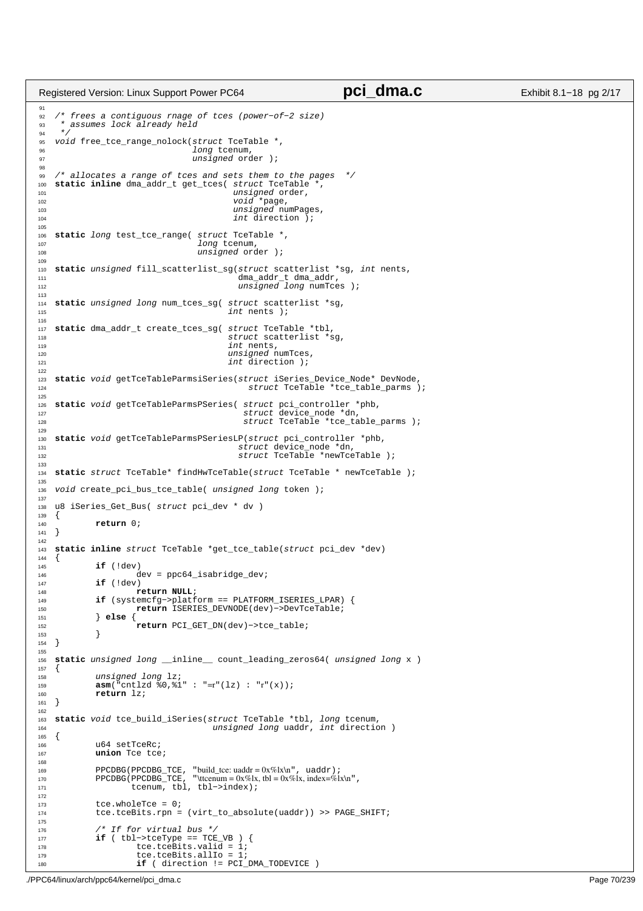```c
/* frees a contiguous rnage of tces (power-of-2 size)
 * assumes lock already held
 */
void free_tce_range_nolock(struct TceTable *,
                           long tcenum,
                           unsigned order );

/* allocates a range of tces and sets them to the pages  */
static inline dma_addr_t get_tces( struct TceTable *,
                                   unsigned order,
                                   void *page,
                                   unsigned numPages,
                                   int direction );

static long test_tce_range( struct TceTable *,
                            long tcenum,
                            unsigned order );

static unsigned fill_scatterlist_sg(struct scatterlist *sg, int nents,
                                    dma_addr_t dma_addr,
                                    unsigned long numTces );

static unsigned long num_tces_sg( struct scatterlist *sg,
                                  int nents );

static dma_addr_t create_tces_sg( struct TceTable *tbl,
                                  struct scatterlist *sg,
                                  int nents,
                                  unsigned numTces,
                                  int direction );

static void getTceTableParmsiSeries(struct iSeries_Device_Node* DevNode,
                                    struct TceTable *tce_table_parms );

static void getTceTableParmsPSeries( struct pci_controller *phb,
                                     struct device_node *dn,
                                     struct TceTable *tce_table_parms );

static void getTceTableParmsPSeriesLP(struct pci_controller *phb,
                                      struct device_node *dn,
                                      struct TceTable *newTceTable );

static struct TceTable* findHwTceTable(struct TceTable * newTceTable );

void create_pci_bus_tce_table( unsigned long token );

u8 iSeries_Get_Bus( struct pci_dev * dv )
{
        return 0;
}

static inline struct TceTable *get_tce_table(struct pci_dev *dev)
{
        if (!dev)
                dev = ppc64_isabridge_dev;
        if (!dev)
                return NULL;
        if (systemcfg->platform == PLATFORM_ISERIES_LPAR) {
                return ISERIES_DEVNODE(dev)->DevTceTable;
        } else {
                return PCI_GET_DN(dev)->tce_table;
        }
}

static unsigned long __inline__ count_leading_zeros64( unsigned long x )
{
        unsigned long lz;
        asm("cntlzd %0,%1" : "=r"(lz) : "r"(x));
        return lz;
}

static void tce_build_iSeries(struct TceTable *tbl, long tcenum,
                              unsigned long uaddr, int direction )
{
        u64 setTceRc;
        union Tce tce;

        PPCDBG(PPCDBG_TCE, "build_tce: uaddr = 0x%lx\n", uaddr);
        PPCDBG(PPCDBG_TCE, "\ttcenum = 0x%lx, tbl = 0x%lx, index=%lx\n",
               tcenum, tbl, tbl->index);

        tce.wholeTce = 0;
        tce.tceBits.rpn = (virt_to_absolute(uaddr)) >> PAGE_SHIFT;

        /* If for virtual bus */
        if ( tbl->tceType == TCE_VB ) {
                tce.tceBits.valid = 1;
                tce.tceBits.allIo = 1;
                if ( direction != PCI_DMA_TODEVICE )
```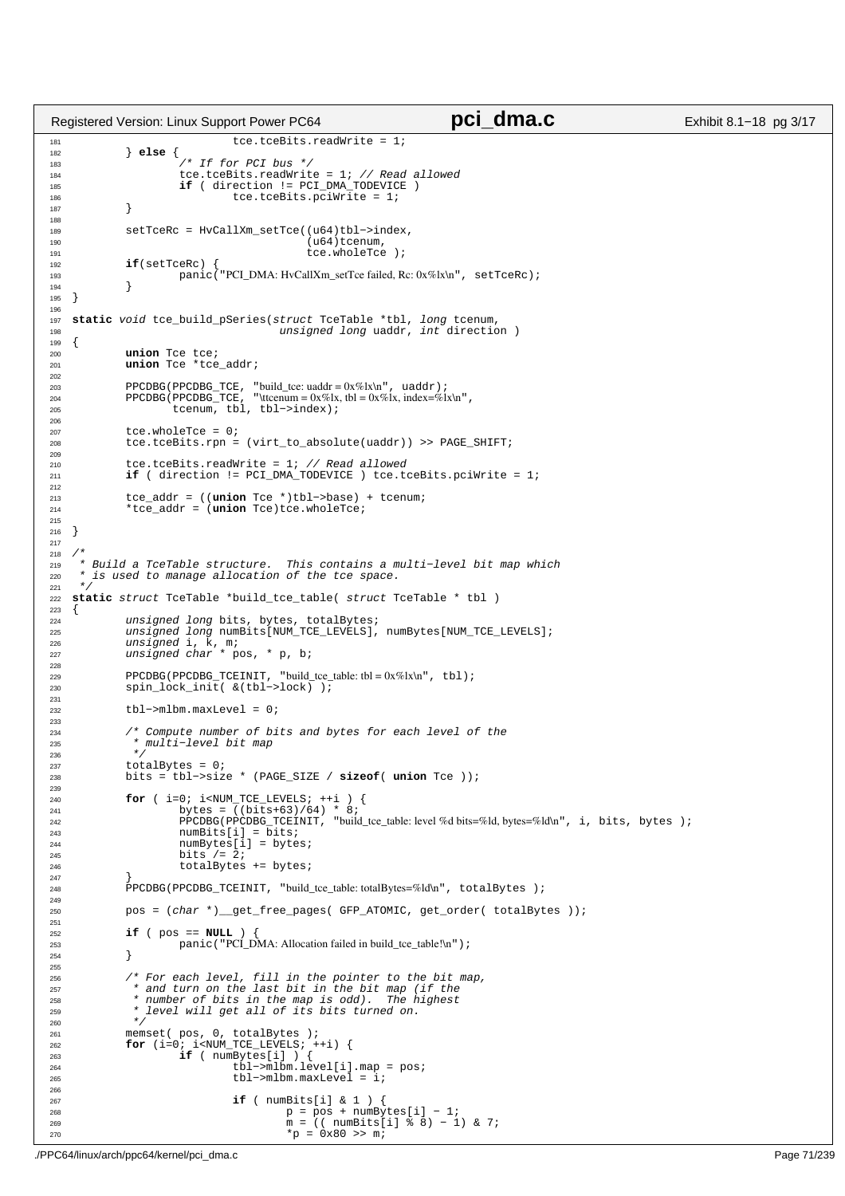```c
181                         tce.tceBits.readWrite = 1;
182         } else {
183                 /* If for PCI bus */
184                 tce.tceBits.readWrite = 1; // Read allowed
185                 if ( direction != PCI_DMA_TODEVICE )
186                         tce.tceBits.pciWrite = 1;
187         }
188 
189         setTceRc = HvCallXm_setTce((u64)tbl->index,
190                                    (u64)tcenum,
191                                    tce.wholeTce );
192         if(setTceRc) {
193                 panic("PCI_DMA: HvCallXm_setTce failed, Rc: 0x%lx\n", setTceRc);
194         }
195 }
196 
197 static void tce_build_pSeries(struct TceTable *tbl, long tcenum,
198                               unsigned long uaddr, int direction )
199 {
200         union Tce tce;
201         union Tce *tce_addr;
202 
203         PPCDBG(PPCDBG_TCE, "build_tce: uaddr = 0x%lx\n", uaddr);
204         PPCDBG(PPCDBG_TCE, "\ttcenum = 0x%lx, tbl = 0x%lx, index=%lx\n",
205                tcenum, tbl, tbl->index);
206 
207         tce.wholeTce = 0;
208         tce.tceBits.rpn = (virt_to_absolute(uaddr)) >> PAGE_SHIFT;
209 
210         tce.tceBits.readWrite = 1; // Read allowed
211         if ( direction != PCI_DMA_TODEVICE ) tce.tceBits.pciWrite = 1;
212 
213         tce_addr = ((union Tce *)tbl->base) + tcenum;
214         *tce_addr = (union Tce)tce.wholeTce;
215 
216 }
217 
218 /*
219  * Build a TceTable structure.  This contains a multi-level bit map which
220  * is used to manage allocation of the tce space.
221  */
222 static struct TceTable *build_tce_table( struct TceTable * tbl )
223 {
224         unsigned long bits, bytes, totalBytes;
225         unsigned long numBits[NUM_TCE_LEVELS], numBytes[NUM_TCE_LEVELS];
226         unsigned i, k, m;
227         unsigned char * pos, * p, b;
228 
229         PPCDBG(PPCDBG_TCEINIT, "build_tce_table: tbl = 0x%lx\n", tbl);
230         spin_lock_init( &(tbl->lock) );
231 
232         tbl->mlbm.maxLevel = 0;
233 
234         /* Compute number of bits and bytes for each level of the
235          * multi-level bit map
236          */
237         totalBytes = 0;
238         bits = tbl->size * (PAGE_SIZE / sizeof( union Tce ));
239 
240         for ( i=0; i<NUM_TCE_LEVELS; ++i ) {
241                 bytes = ((bits+63)/64) * 8;
242                 PPCDBG(PPCDBG_TCEINIT, "build_tce_table: level %d bits=%ld, bytes=%ld\n", i, bits, bytes );
243                 numBits[i] = bits;
244                 numBytes[i] = bytes;
245                 bits /= 2;
246                 totalBytes += bytes;
247         }
248         PPCDBG(PPCDBG_TCEINIT, "build_tce_table: totalBytes=%ld\n", totalBytes );
249 
250         pos = (char *)__get_free_pages( GFP_ATOMIC, get_order( totalBytes ));
251 
252         if ( pos == NULL ) {
253                 panic("PCI_DMA: Allocation failed in build_tce_table!\n");
254         }
255 
256         /* For each level, fill in the pointer to the bit map,
257          * and turn on the last bit in the bit map (if the
258          * number of bits in the map is odd).  The highest
259          * level will get all of its bits turned on.
260          */
261         memset( pos, 0, totalBytes );
262         for (i=0; i<NUM_TCE_LEVELS; ++i) {
263                 if ( numBytes[i] ) {
264                         tbl->mlbm.level[i].map = pos;
265                         tbl->mlbm.maxLevel = i;
266 
267                         if ( numBits[i] & 1 ) {
268                                 p = pos + numBytes[i] - 1;
269                                 m = (( numBits[i] % 8) - 1) & 7;
270                                 *p = 0x80 >> m;
```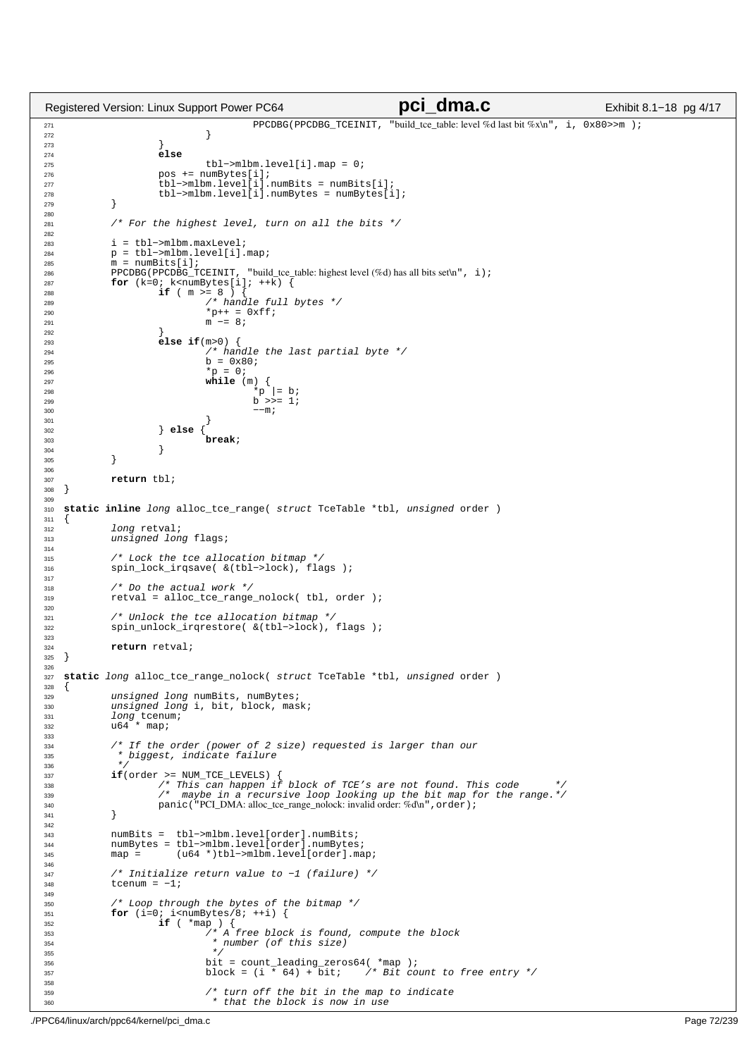```c
                                PPCDBG(PPCDBG_TCEINIT, "build_tce_table: level %d last bit %x\n", i, 0x80>>m );
                        }
                }
                else
                        tbl->mlbm.level[i].map = 0;
                pos += numBytes[i];
                tbl->mlbm.level[i].numBits = numBits[i];
                tbl->mlbm.level[i].numBytes = numBytes[i];
        }

        /* For the highest level, turn on all the bits */

        i = tbl->mlbm.maxLevel;
        p = tbl->mlbm.level[i].map;
        m = numBits[i];
        PPCDBG(PPCDBG_TCEINIT, "build_tce_table: highest level (%d) has all bits set\n", i);
        for (k=0; k<numBytes[i]; ++k) {
                if ( m >= 8 ) {
                        /* handle full bytes */
                        *p++ = 0xff;
                        m -= 8;
                }
                else if(m>0) {
                        /* handle the last partial byte */
                        b = 0x80;
                        *p = 0;
                        while (m) {
                                *p |= b;
                                b >>= 1;
                                --m;
                        }
                } else {
                        break;
                }
        }

        return tbl;
}

static inline long alloc_tce_range( struct TceTable *tbl, unsigned order )
{
        long retval;
        unsigned long flags;

        /* Lock the tce allocation bitmap */
        spin_lock_irqsave( &(tbl->lock), flags );

        /* Do the actual work */
        retval = alloc_tce_range_nolock( tbl, order );

        /* Unlock the tce allocation bitmap */
        spin_unlock_irqrestore( &(tbl->lock), flags );

        return retval;
}

static long alloc_tce_range_nolock( struct TceTable *tbl, unsigned order )
{
        unsigned long numBits, numBytes;
        unsigned long i, bit, block, mask;
        long tcenum;
        u64 * map;

        /* If the order (power of 2 size) requested is larger than our
         * biggest, indicate failure
         */
        if(order >= NUM_TCE_LEVELS) {
                /* This can happen if block of TCE's are not found. This code      */
                /*  maybe in a recursive loop looking up the bit map for the range.*/
                panic("PCI_DMA: alloc_tce_range_nolock: invalid order: %d\n",order);
        }

        numBits =  tbl->mlbm.level[order].numBits;
        numBytes = tbl->mlbm.level[order].numBytes;
        map =      (u64 *)tbl->mlbm.level[order].map;

        /* Initialize return value to -1 (failure) */
        tcenum = -1;

        /* Loop through the bytes of the bitmap */
        for (i=0; i<numBytes/8; ++i) {
                if ( *map ) {
                        /* A free block is found, compute the block
                         * number (of this size)
                         */
                        bit = count_leading_zeros64( *map );
                        block = (i * 64) + bit;    /* Bit count to free entry */

                        /* turn off the bit in the map to indicate
                         * that the block is now in use
```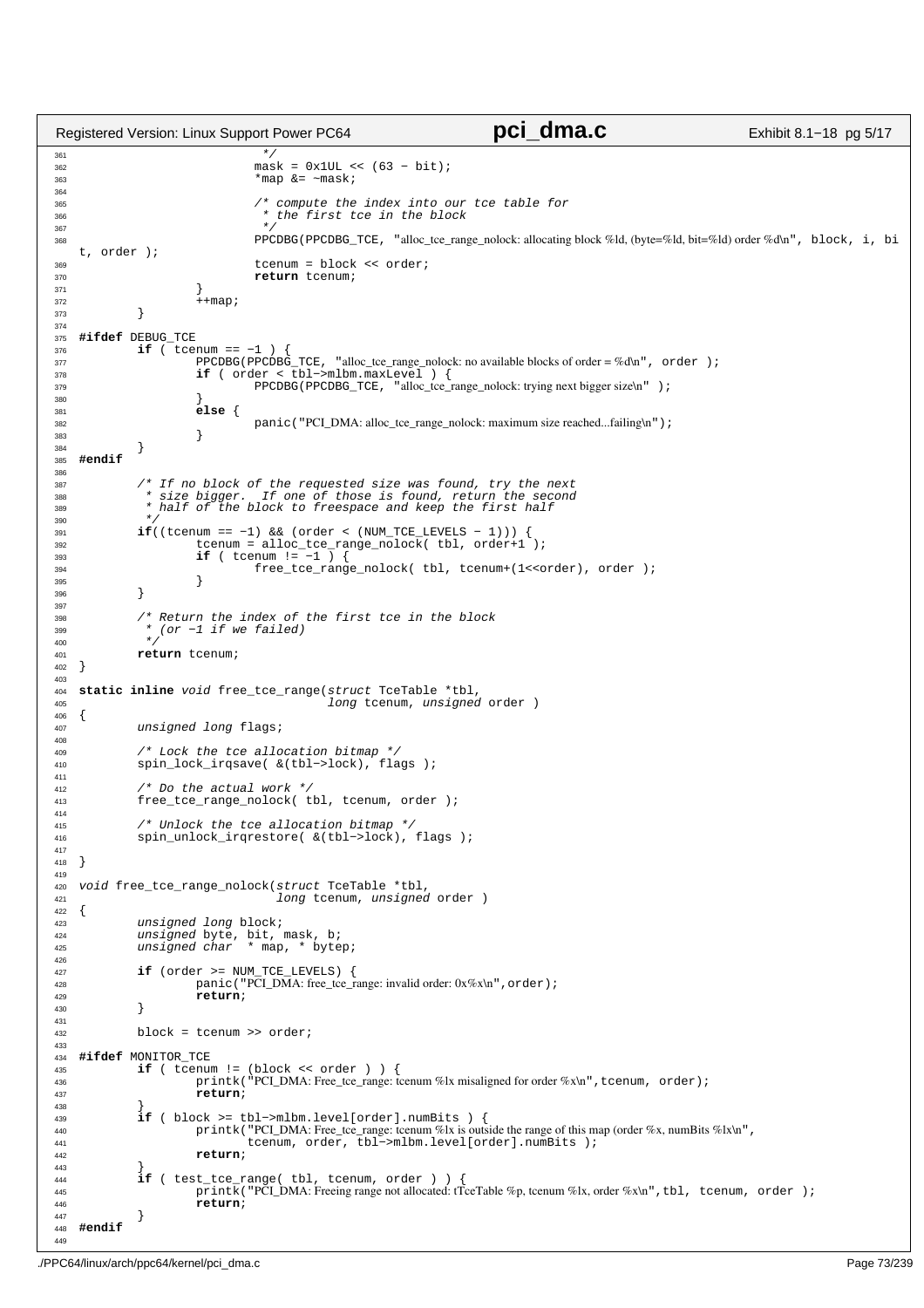```c
                         */
                        mask = 0x1UL << (63 - bit);
                        *map &= ~mask;

                        /* compute the index into our tce table for
                         * the first tce in the block
                         */
                        PPCDBG(PPCDBG_TCE, "alloc_tce_range_nolock: allocating block %ld, (byte=%ld, bit=%ld) order %d\n", block, i, bit, order );
                        tcenum = block << order;
                        return tcenum;
                }
                ++map;
        }

#ifdef DEBUG_TCE
        if ( tcenum == -1 ) {
                PPCDBG(PPCDBG_TCE, "alloc_tce_range_nolock: no available blocks of order = %d\n", order );
                if ( order < tbl->mlbm.maxLevel ) {
                        PPCDBG(PPCDBG_TCE, "alloc_tce_range_nolock: trying next bigger size\n" );
                }
                else {
                        panic("PCI_DMA: alloc_tce_range_nolock: maximum size reached...failing\n");
                }
        }
#endif

        /* If no block of the requested size was found, try the next
         * size bigger.  If one of those is found, return the second
         * half of the block to freespace and keep the first half
         */
        if((tcenum == -1) && (order < (NUM_TCE_LEVELS - 1))) {
                tcenum = alloc_tce_range_nolock( tbl, order+1 );
                if ( tcenum != -1 ) {
                        free_tce_range_nolock( tbl, tcenum+(1<<order), order );
                }
        }

        /* Return the index of the first tce in the block
         * (or -1 if we failed)
         */
        return tcenum;
}

static inline void free_tce_range(struct TceTable *tbl,
                                  long tcenum, unsigned order )
{
        unsigned long flags;

        /* Lock the tce allocation bitmap */
        spin_lock_irqsave( &(tbl->lock), flags );

        /* Do the actual work */
        free_tce_range_nolock( tbl, tcenum, order );

        /* Unlock the tce allocation bitmap */
        spin_unlock_irqrestore( &(tbl->lock), flags );

}

void free_tce_range_nolock(struct TceTable *tbl,
                           long tcenum, unsigned order )
{
        unsigned long block;
        unsigned byte, bit, mask, b;
        unsigned char  * map, * bytep;

        if (order >= NUM_TCE_LEVELS) {
                panic("PCI_DMA: free_tce_range: invalid order: 0x%x\n",order);
                return;
        }

        block = tcenum >> order;

#ifdef MONITOR_TCE
        if ( tcenum != (block << order ) ) {
                printk("PCI_DMA: Free_tce_range: tcenum %lx misaligned for order %x\n",tcenum, order);
                return;
        }
        if ( block >= tbl->mlbm.level[order].numBits ) {
                printk("PCI_DMA: Free_tce_range: tcenum %lx is outside the range of this map (order %x, numBits %lx\n",
                       tcenum, order, tbl->mlbm.level[order].numBits );
                return;
        }
        if ( test_tce_range( tbl, tcenum, order ) ) {
                printk("PCI_DMA: Freeing range not allocated: tTceTable %p, tcenum %lx, order %x\n",tbl, tcenum, order );
                return;
        }
#endif

```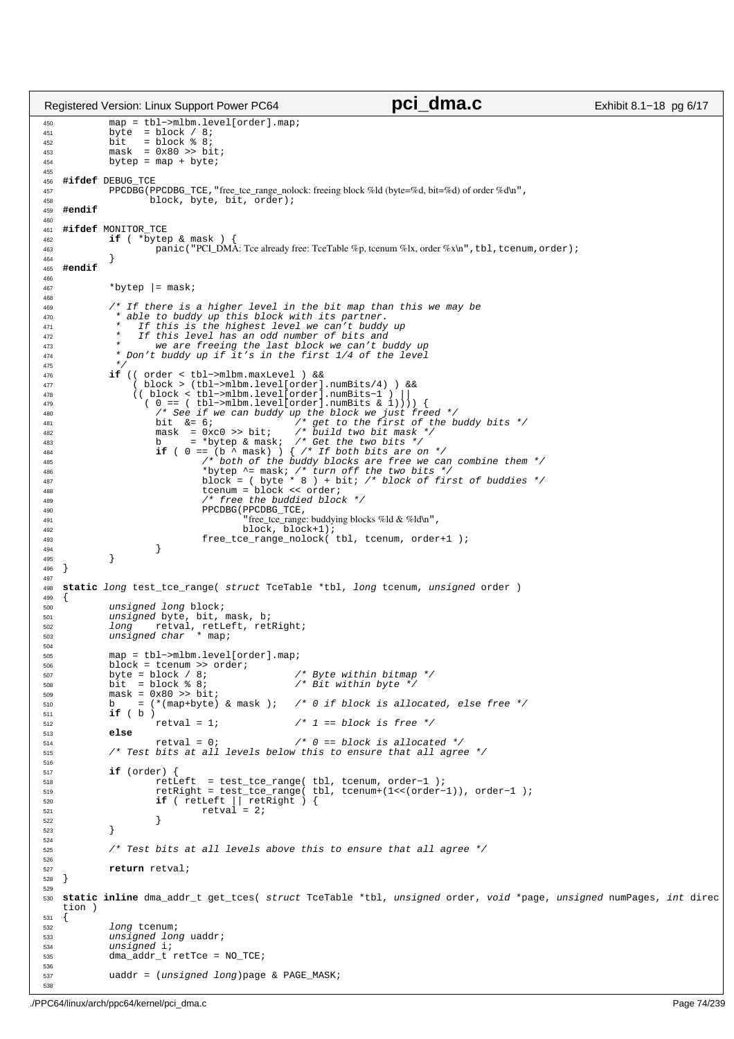```c
        map = tbl->mlbm.level[order].map;
        byte  = block / 8;
        bit   = block % 8;
        mask  = 0x80 >> bit;
        bytep = map + byte;

#ifdef DEBUG_TCE
        PPCDBG(PPCDBG_TCE,"free_tce_range_nolock: freeing block %ld (byte=%d, bit=%d) of order %d\n",
               block, byte, bit, order);
#endif

#ifdef MONITOR_TCE
        if ( *bytep & mask ) {
                panic("PCI_DMA: Tce already free: TceTable %p, tcenum %lx, order %x\n",tbl,tcenum,order);
        }
#endif

        *bytep |= mask;

        /* If there is a higher level in the bit map than this we may be
         * able to buddy up this block with its partner.
         *   If this is the highest level we can't buddy up
         *   If this level has an odd number of bits and
         *      we are freeing the last block we can't buddy up
         * Don't buddy up if it's in the first 1/4 of the level
         */
        if (( order < tbl->mlbm.maxLevel ) &&
            ( block > (tbl->mlbm.level[order].numBits/4) ) &&
            (( block < tbl->mlbm.level[order].numBits-1 ) ||
              ( 0 == ( tbl->mlbm.level[order].numBits & 1)))) {
                /* See if we can buddy up the block we just freed */
                bit  &= 6;              /* get to the first of the buddy bits */
                mask  = 0xc0 >> bit;    /* build two bit mask */
                b     = *bytep & mask;  /* Get the two bits */
                if ( 0 == (b ^ mask) ) { /* If both bits are on */
                        /* both of the buddy blocks are free we can combine them */
                        *bytep ^= mask; /* turn off the two bits */
                        block = ( byte * 8 ) + bit; /* block of first of buddies */
                        tcenum = block << order;
                        /* free the buddied block */
                        PPCDBG(PPCDBG_TCE,
                               "free_tce_range: buddying blocks %ld & %ld\n",
                               block, block+1);
                        free_tce_range_nolock( tbl, tcenum, order+1 );
                }
        }
}

static long test_tce_range( struct TceTable *tbl, long tcenum, unsigned order )
{
        unsigned long block;
        unsigned byte, bit, mask, b;
        long    retval, retLeft, retRight;
        unsigned char  * map;

        map = tbl->mlbm.level[order].map;
        block = tcenum >> order;
        byte = block / 8;               /* Byte within bitmap */
        bit  = block % 8;               /* Bit within byte */
        mask = 0x80 >> bit;
        b    = (*(map+byte) & mask );   /* 0 if block is allocated, else free */
        if ( b )
                retval = 1;             /* 1 == block is free */
        else
                retval = 0;             /* 0 == block is allocated */
        /* Test bits at all levels below this to ensure that all agree */

        if (order) {
                retLeft  = test_tce_range( tbl, tcenum, order-1 );
                retRight = test_tce_range( tbl, tcenum+(1<<(order-1)), order-1 );
                if ( retLeft || retRight ) {
                        retval = 2;
                }
        }

        /* Test bits at all levels above this to ensure that all agree */

        return retval;
}

static inline dma_addr_t get_tces( struct TceTable *tbl, unsigned order, void *page, unsigned numPages, int direction )
{
        long tcenum;
        unsigned long uaddr;
        unsigned i;
        dma_addr_t retTce = NO_TCE;

        uaddr = (unsigned long)page & PAGE_MASK;

```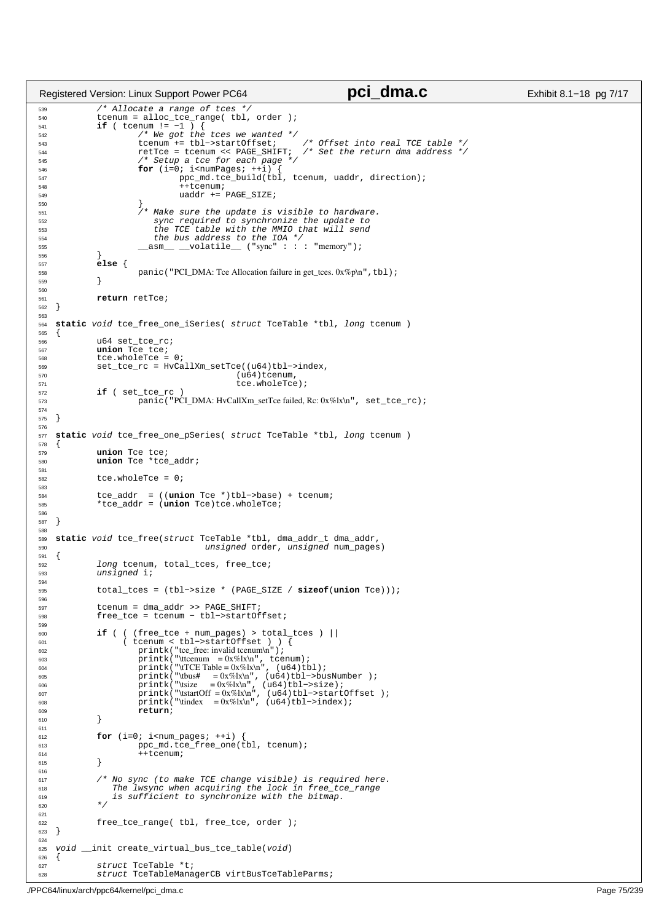```c
        /* Allocate a range of tces */
        tcenum = alloc_tce_range( tbl, order );
        if ( tcenum != -1 ) {
                /* We got the tces we wanted */
                tcenum += tbl->startOffset;     /* Offset into real TCE table */
                retTce = tcenum << PAGE_SHIFT;  /* Set the return dma address */
                /* Setup a tce for each page */
                for (i=0; i<numPages; ++i) {
                        ppc_md.tce_build(tbl, tcenum, uaddr, direction);
                        ++tcenum;
                        uaddr += PAGE_SIZE;
                }
                /* Make sure the update is visible to hardware.
                   sync required to synchronize the update to
                   the TCE table with the MMIO that will send
                   the bus address to the IOA */
                __asm__ __volatile__ ("sync" : : : "memory");
        }
        else {
                panic("PCI_DMA: Tce Allocation failure in get_tces. 0x%p\n",tbl);
        }

        return retTce;
}

static void tce_free_one_iSeries( struct TceTable *tbl, long tcenum )
{
        u64 set_tce_rc;
        union Tce tce;
        tce.wholeTce = 0;
        set_tce_rc = HvCallXm_setTce((u64)tbl->index,
                                     (u64)tcenum,
                                     tce.wholeTce);
        if ( set_tce_rc )
                panic("PCI_DMA: HvCallXm_setTce failed, Rc: 0x%lx\n", set_tce_rc);

}

static void tce_free_one_pSeries( struct TceTable *tbl, long tcenum )
{
        union Tce tce;
        union Tce *tce_addr;

        tce.wholeTce = 0;

        tce_addr  = ((union Tce *)tbl->base) + tcenum;
        *tce_addr = (union Tce)tce.wholeTce;

}

static void tce_free(struct TceTable *tbl, dma_addr_t dma_addr,
                             unsigned order, unsigned num_pages)
{
        long tcenum, total_tces, free_tce;
        unsigned i;

        total_tces = (tbl->size * (PAGE_SIZE / sizeof(union Tce)));

        tcenum = dma_addr >> PAGE_SHIFT;
        free_tce = tcenum - tbl->startOffset;

        if ( ( (free_tce + num_pages) > total_tces ) ||
             ( tcenum < tbl->startOffset ) ) {
                printk("tce_free: invalid tcenum\n");
                printk("\ttcenum    = 0x%lx\n", tcenum);
                printk("\tTCE Table = 0x%lx\n", (u64)tbl);
                printk("\tbus#      = 0x%lx\n", (u64)tbl->busNumber );
                printk("\tsize      = 0x%lx\n", (u64)tbl->size);
                printk("\tstartOff  = 0x%lx\n", (u64)tbl->startOffset );
                printk("\tindex     = 0x%lx\n", (u64)tbl->index);
                return;
        }

        for (i=0; i<num_pages; ++i) {
                ppc_md.tce_free_one(tbl, tcenum);
                ++tcenum;
        }

        /* No sync (to make TCE change visible) is required here.
           The lwsync when acquiring the lock in free_tce_range
           is sufficient to synchronize with the bitmap.
        */

        free_tce_range( tbl, free_tce, order );
}

void __init create_virtual_bus_tce_table(void)
{
        struct TceTable *t;
        struct TceTableManagerCB virtBusTceTableParms;
```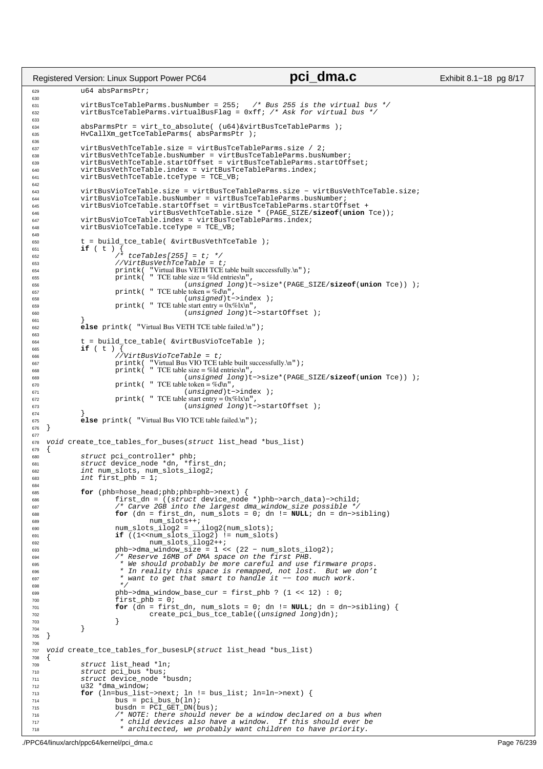```c
629         u64 absParmsPtr;
630 
631         virtBusTceTableParms.busNumber = 255;   /* Bus 255 is the virtual bus */
632         virtBusTceTableParms.virtualBusFlag = 0xff; /* Ask for virtual bus */
633 
634         absParmsPtr = virt_to_absolute( (u64)&virtBusTceTableParms );
635         HvCallXm_getTceTableParms( absParmsPtr );
636 
637         virtBusVethTceTable.size = virtBusTceTableParms.size / 2;
638         virtBusVethTceTable.busNumber = virtBusTceTableParms.busNumber;
639         virtBusVethTceTable.startOffset = virtBusTceTableParms.startOffset;
640         virtBusVethTceTable.index = virtBusTceTableParms.index;
641         virtBusVethTceTable.tceType = TCE_VB;
642 
643         virtBusVioTceTable.size = virtBusTceTableParms.size - virtBusVethTceTable.size;
644         virtBusVioTceTable.busNumber = virtBusTceTableParms.busNumber;
645         virtBusVioTceTable.startOffset = virtBusTceTableParms.startOffset +
646                         virtBusVethTceTable.size * (PAGE_SIZE/sizeof(union Tce));
647         virtBusVioTceTable.index = virtBusTceTableParms.index;
648         virtBusVioTceTable.tceType = TCE_VB;
649 
650         t = build_tce_table( &virtBusVethTceTable );
651         if ( t ) {
652                 /* tceTables[255] = t; */
653                 //VirtBusVethTceTable = t;
654                 printk( "Virtual Bus VETH TCE table built successfully.\n");
655                 printk( " TCE table size = %ld entries\n",
656                                 (unsigned long)t->size*(PAGE_SIZE/sizeof(union Tce)) );
657                 printk( " TCE table token = %d\n",
658                                 (unsigned)t->index );
659                 printk( " TCE table start entry = 0x%lx\n",
660                                 (unsigned long)t->startOffset );
661         }
662         else printk( "Virtual Bus VETH TCE table failed.\n");
663 
664         t = build_tce_table( &virtBusVioTceTable );
665         if ( t ) {
666                 //VirtBusVioTceTable = t;
667                 printk( "Virtual Bus VIO TCE table built successfully.\n");
668                 printk( " TCE table size = %ld entries\n",
669                                 (unsigned long)t->size*(PAGE_SIZE/sizeof(union Tce)) );
670                 printk( " TCE table token = %d\n",
671                                 (unsigned)t->index );
672                 printk( " TCE table start entry = 0x%lx\n",
673                                 (unsigned long)t->startOffset );
674         }
675         else printk( "Virtual Bus VIO TCE table failed.\n");
676 }
677 
678 void create_tce_tables_for_buses(struct list_head *bus_list)
679 {
680         struct pci_controller* phb;
681         struct device_node *dn, *first_dn;
682         int num_slots, num_slots_ilog2;
683         int first_phb = 1;
684 
685         for (phb=hose_head;phb;phb=phb->next) {
686                 first_dn = ((struct device_node *)phb->arch_data)->child;
687                 /* Carve 2GB into the largest dma_window_size possible */
688                 for (dn = first_dn, num_slots = 0; dn != NULL; dn = dn->sibling)
689                         num_slots++;
690                 num_slots_ilog2 = __ilog2(num_slots);
691                 if ((1<<num_slots_ilog2) != num_slots)
692                         num_slots_ilog2++;
693                 phb->dma_window_size = 1 << (22 - num_slots_ilog2);
694                 /* Reserve 16MB of DMA space on the first PHB.
695                  * We should probably be more careful and use firmware props.
696                  * In reality this space is remapped, not lost.  But we don't
697                  * want to get that smart to handle it -- too much work.
698                  */
699                 phb->dma_window_base_cur = first_phb ? (1 << 12) : 0;
700                 first_phb = 0;
701                 for (dn = first_dn, num_slots = 0; dn != NULL; dn = dn->sibling) {
702                         create_pci_bus_tce_table((unsigned long)dn);
703                 }
704         }
705 }
706 
707 void create_tce_tables_for_busesLP(struct list_head *bus_list)
708 {
709         struct list_head *ln;
710         struct pci_bus *bus;
711         struct device_node *busdn;
712         u32 *dma_window;
713         for (ln=bus_list->next; ln != bus_list; ln=ln->next) {
714                 bus = pci_bus_b(ln);
715                 busdn = PCI_GET_DN(bus);
716                 /* NOTE: there should never be a window declared on a bus when
717                  * child devices also have a window.  If this should ever be
718                  * architected, we probably want children to have priority.
```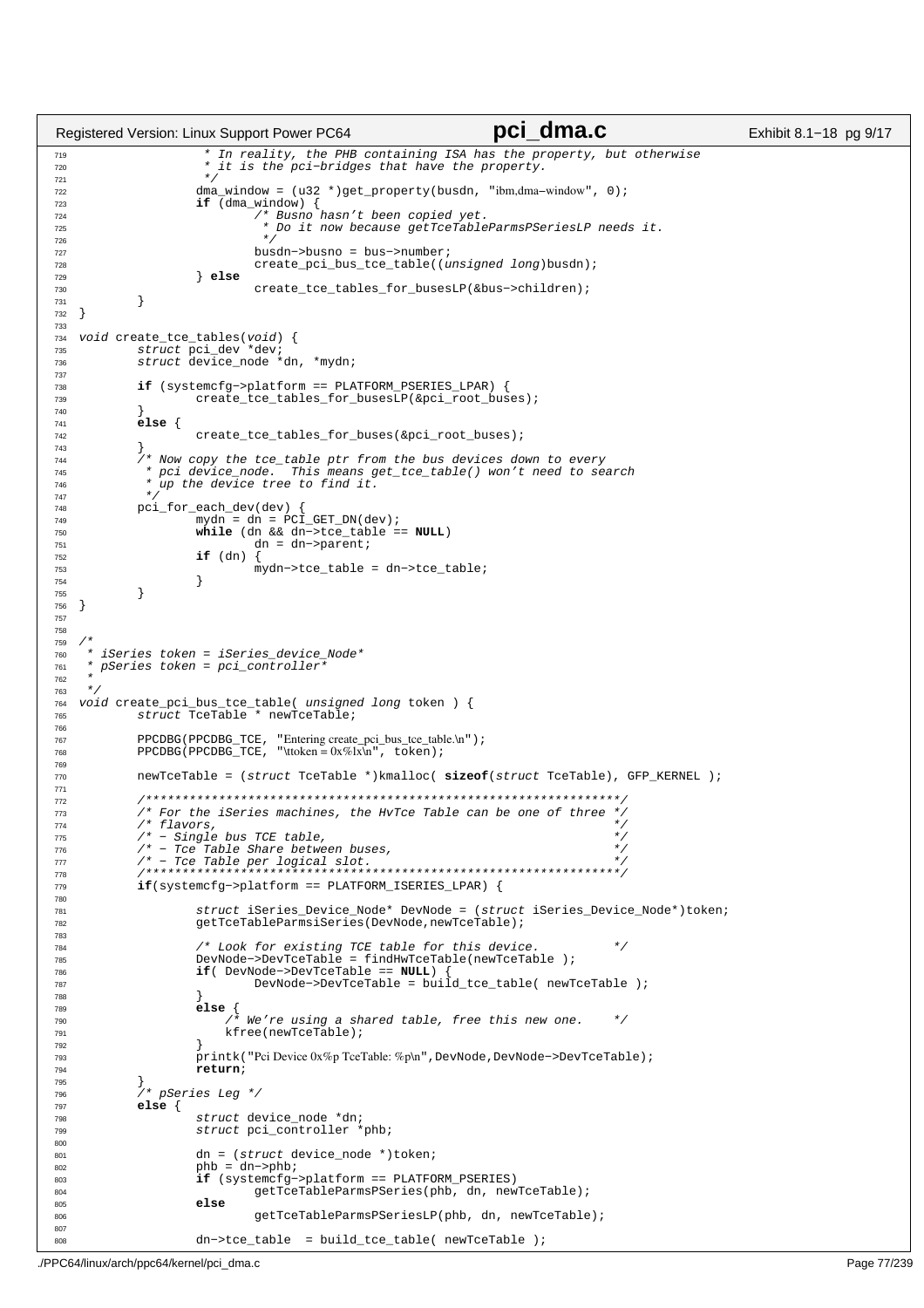```c
                 * In reality, the PHB containing ISA has the property, but otherwise
                 * it is the pci-bridges that have the property.
                 */
                dma_window = (u32 *)get_property(busdn, "ibm,dma-window", 0);
                if (dma_window) {
                        /* Busno hasn't been copied yet.
                         * Do it now because getTceTableParmsPSeriesLP needs it.
                         */
                        busdn->busno = bus->number;
                        create_pci_bus_tce_table((unsigned long)busdn);
                } else
                        create_tce_tables_for_busesLP(&bus->children);
        }
}

void create_tce_tables(void) {
        struct pci_dev *dev;
        struct device_node *dn, *mydn;

        if (systemcfg->platform == PLATFORM_PSERIES_LPAR) {
                create_tce_tables_for_busesLP(&pci_root_buses);
        }
        else {
                create_tce_tables_for_buses(&pci_root_buses);
        }
        /* Now copy the tce_table ptr from the bus devices down to every
         * pci device_node.  This means get_tce_table() won't need to search
         * up the device tree to find it.
         */
        pci_for_each_dev(dev) {
                mydn = dn = PCI_GET_DN(dev);
                while (dn && dn->tce_table == NULL)
                        dn = dn->parent;
                if (dn) {
                        mydn->tce_table = dn->tce_table;
                }
        }
}


/*
 * iSeries token = iSeries_device_Node*
 * pSeries token = pci_controller*
 *
 */
void create_pci_bus_tce_table( unsigned long token ) {
        struct TceTable * newTceTable;

        PPCDBG(PPCDBG_TCE, "Entering create_pci_bus_tce_table.\n");
        PPCDBG(PPCDBG_TCE, "\ttoken = 0x%lx\n", token);

        newTceTable = (struct TceTable *)kmalloc( sizeof(struct TceTable), GFP_KERNEL );

        /*****************************************************************/
        /* For the iSeries machines, the HvTce Table can be one of three */
        /* flavors,                                                      */
        /* - Single bus TCE table,                                       */
        /* - Tce Table Share between buses,                              */
        /* - Tce Table per logical slot.                                 */
        /*****************************************************************/
        if(systemcfg->platform == PLATFORM_ISERIES_LPAR) {

                struct iSeries_Device_Node* DevNode = (struct iSeries_Device_Node*)token;
                getTceTableParmsiSeries(DevNode,newTceTable);

                /* Look for existing TCE table for this device.          */
                DevNode->DevTceTable = findHwTceTable(newTceTable );
                if( DevNode->DevTceTable == NULL) {
                        DevNode->DevTceTable = build_tce_table( newTceTable );
                }
                else {
                    /* We're using a shared table, free this new one.    */
                    kfree(newTceTable);
                }
                printk("Pci Device 0x%p TceTable: %p\n",DevNode,DevNode->DevTceTable);
                return;
        }
        /* pSeries Leg */
        else {
                struct device_node *dn;
                struct pci_controller *phb;

                dn = (struct device_node *)token;
                phb = dn->phb;
                if (systemcfg->platform == PLATFORM_PSERIES)
                        getTceTableParmsPSeries(phb, dn, newTceTable);
                else
                        getTceTableParmsPSeriesLP(phb, dn, newTceTable);

                dn->tce_table  = build_tce_table( newTceTable );
```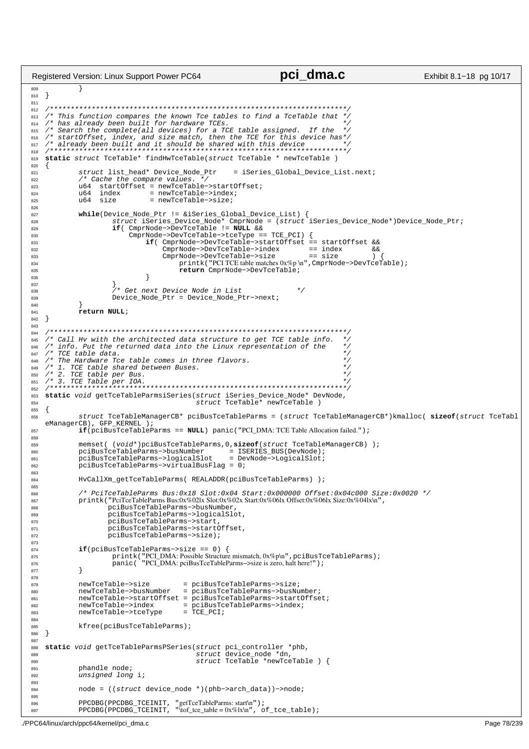```c
        }
}

/***********************************************************************/
/* This function compares the known Tce tables to find a TceTable that */
/* has already been built for hardware TCEs.                           */
/* Search the complete(all devices) for a TCE table assigned.  If the  */
/* startOffset, index, and size match, then the TCE for this device has*/
/* already been built and it should be shared with this device         */
/***********************************************************************/
static struct TceTable* findHwTceTable(struct TceTable * newTceTable )
{
        struct list_head* Device_Node_Ptr    = iSeries_Global_Device_List.next;
        /* Cache the compare values. */
        u64  startOffset = newTceTable->startOffset;
        u64  index       = newTceTable->index;
        u64  size        = newTceTable->size;

        while(Device_Node_Ptr != &iSeries_Global_Device_List) {
                struct iSeries_Device_Node* CmprNode = (struct iSeries_Device_Node*)Device_Node_Ptr;
                if( CmprNode->DevTceTable != NULL &&
                    CmprNode->DevTceTable->tceType == TCE_PCI) {
                        if( CmprNode->DevTceTable->startOffset == startOffset &&
                            CmprNode->DevTceTable->index       == index       &&
                            CmprNode->DevTceTable->size        == size        ) {
                                printk("PCI TCE table matches 0x%p \n",CmprNode->DevTceTable);
                                return CmprNode->DevTceTable;
                        }
                }
                /* Get next Device Node in List              */
                Device_Node_Ptr = Device_Node_Ptr->next;
        }
        return NULL;
}

/***********************************************************************/
/* Call Hv with the architected data structure to get TCE table info.  */
/* info. Put the returned data into the Linux representation of the    */
/* TCE table data.                                                      */
/* The Hardware Tce table comes in three flavors.                      */
/* 1. TCE table shared between Buses.                                  */
/* 2. TCE table per Bus.                                               */
/* 3. TCE Table per IOA.                                               */
/***********************************************************************/
static void getTceTableParmsiSeries(struct iSeries_Device_Node* DevNode,
                                    struct TceTable* newTceTable )
{
        struct TceTableManagerCB* pciBusTceTableParms = (struct TceTableManagerCB*)kmalloc( sizeof(struct TceTableManagerCB), GFP_KERNEL );
        if(pciBusTceTableParms == NULL) panic("PCI_DMA: TCE Table Allocation failed.");

        memset( (void*)pciBusTceTableParms,0,sizeof(struct TceTableManagerCB) );
        pciBusTceTableParms->busNumber      = ISERIES_BUS(DevNode);
        pciBusTceTableParms->logicalSlot    = DevNode->LogicalSlot;
        pciBusTceTableParms->virtualBusFlag = 0;

        HvCallXm_getTceTableParms( REALADDR(pciBusTceTableParms) );

        /* PciTceTableParms Bus:0x18 Slot:0x04 Start:0x000000 Offset:0x04c000 Size:0x0020 */
        printk("PciTceTableParms Bus:0x%02lx Slot:0x%02x Start:0x%06lx Offset:0x%06lx Size:0x%04lx\n",
               pciBusTceTableParms->busNumber,
               pciBusTceTableParms->logicalSlot,
               pciBusTceTableParms->start,
               pciBusTceTableParms->startOffset,
               pciBusTceTableParms->size);

        if(pciBusTceTableParms->size == 0) {
                printk("PCI_DMA: Possible Structure mismatch, 0x%p\n",pciBusTceTableParms);
                panic( "PCI_DMA: pciBusTceTableParms->size is zero, halt here!");
        }

        newTceTable->size        = pciBusTceTableParms->size;
        newTceTable->busNumber   = pciBusTceTableParms->busNumber;
        newTceTable->startOffset = pciBusTceTableParms->startOffset;
        newTceTable->index       = pciBusTceTableParms->index;
        newTceTable->tceType     = TCE_PCI;

        kfree(pciBusTceTableParms);
}

static void getTceTableParmsPSeries(struct pci_controller *phb,
                                    struct device_node *dn,
                                    struct TceTable *newTceTable ) {
        phandle node;
        unsigned long i;

        node = ((struct device_node *)(phb->arch_data))->node;

        PPCDBG(PPCDBG_TCEINIT, "getTceTableParms: start\n");
        PPCDBG(PPCDBG_TCEINIT, "\tof_tce_table = 0x%lx\n", of_tce_table);
```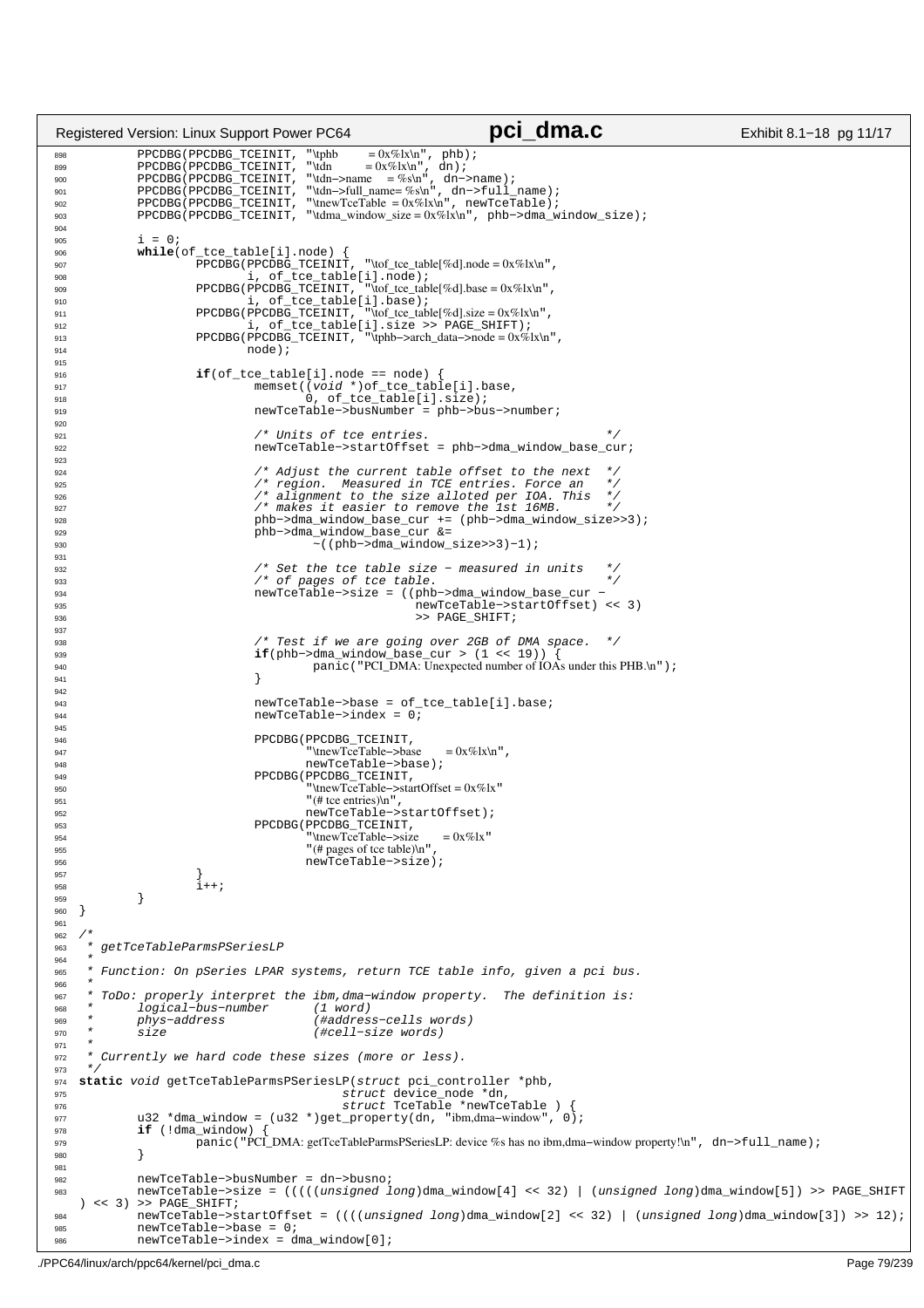```c
        PPCDBG(PPCDBG_TCEINIT, "\tphb      = 0x%lx\n", phb);
        PPCDBG(PPCDBG_TCEINIT, "\tdn       = 0x%lx\n", dn);
        PPCDBG(PPCDBG_TCEINIT, "\tdn->name    = %s\n", dn->name);
        PPCDBG(PPCDBG_TCEINIT, "\tdn->full_name= %s\n", dn->full_name);
        PPCDBG(PPCDBG_TCEINIT, "\tnewTceTable = 0x%lx\n", newTceTable);
        PPCDBG(PPCDBG_TCEINIT, "\tdma_window_size = 0x%lx\n", phb->dma_window_size);

        i = 0;
        while(of_tce_table[i].node) {
                PPCDBG(PPCDBG_TCEINIT, "\tof_tce_table[%d].node = 0x%lx\n",
                       i, of_tce_table[i].node);
                PPCDBG(PPCDBG_TCEINIT, "\tof_tce_table[%d].base = 0x%lx\n",
                       i, of_tce_table[i].base);
                PPCDBG(PPCDBG_TCEINIT, "\tof_tce_table[%d].size = 0x%lx\n",
                       i, of_tce_table[i].size >> PAGE_SHIFT);
                PPCDBG(PPCDBG_TCEINIT, "\tphb->arch_data->node = 0x%lx\n",
                       node);

                if(of_tce_table[i].node == node) {
                        memset((void *)of_tce_table[i].base,
                               0, of_tce_table[i].size);
                        newTceTable->busNumber = phb->bus->number;

                        /* Units of tce entries.                        */
                        newTceTable->startOffset = phb->dma_window_base_cur;

                        /* Adjust the current table offset to the next  */
                        /* region.  Measured in TCE entries. Force an   */
                        /* alignment to the size alloted per IOA. This  */
                        /* makes it easier to remove the 1st 16MB.      */
                        phb->dma_window_base_cur += (phb->dma_window_size>>3);
                        phb->dma_window_base_cur &=
                                ~((phb->dma_window_size>>3)-1);

                        /* Set the tce table size - measured in units   */
                        /* of pages of tce table.                       */
                        newTceTable->size = ((phb->dma_window_base_cur -
                                              newTceTable->startOffset) << 3)
                                              >> PAGE_SHIFT;

                        /* Test if we are going over 2GB of DMA space.  */
                        if(phb->dma_window_base_cur > (1 << 19)) {
                                panic("PCI_DMA: Unexpected number of IOAs under this PHB.\n");
                        }

                        newTceTable->base = of_tce_table[i].base;
                        newTceTable->index = 0;

                        PPCDBG(PPCDBG_TCEINIT,
                               "\tnewTceTable->base      = 0x%lx\n",
                               newTceTable->base);
                        PPCDBG(PPCDBG_TCEINIT,
                               "\tnewTceTable->startOffset = 0x%lx"
                               "(# tce entries)\n",
                               newTceTable->startOffset);
                        PPCDBG(PPCDBG_TCEINIT,
                               "\tnewTceTable->size      = 0x%lx"
                               "(# pages of tce table)\n",
                               newTceTable->size);
                }
                i++;
        }
}

/*
 * getTceTableParmsPSeriesLP
 *
 * Function: On pSeries LPAR systems, return TCE table info, given a pci bus.
 *
 * ToDo: properly interpret the ibm,dma-window property.  The definition is:
 *      logical-bus-number      (1 word)
 *      phys-address            (#address-cells words)
 *      size                    (#cell-size words)
 *
 * Currently we hard code these sizes (more or less).
 */
static void getTceTableParmsPSeriesLP(struct pci_controller *phb,
                                      struct device_node *dn,
                                      struct TceTable *newTceTable ) {
        u32 *dma_window = (u32 *)get_property(dn, "ibm,dma-window", 0);
        if (!dma_window) {
                panic("PCI_DMA: getTceTableParmsPSeriesLP: device %s has no ibm,dma-window property!\n", dn->full_name);
        }

        newTceTable->busNumber = dn->busno;
        newTceTable->size = (((((unsigned long)dma_window[4] << 32) | (unsigned long)dma_window[5]) >> PAGE_SHIFT
) << 3) >> PAGE_SHIFT;
        newTceTable->startOffset = ((((unsigned long)dma_window[2] << 32) | (unsigned long)dma_window[3]) >> 12);
        newTceTable->base = 0;
        newTceTable->index = dma_window[0];
```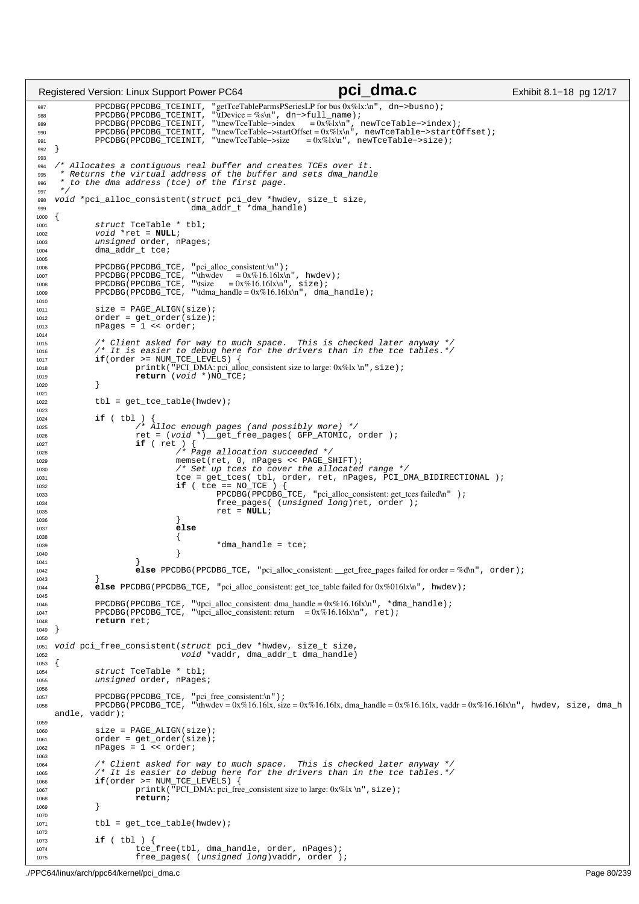```c
	PPCDBG(PPCDBG_TCEINIT, "getTceTableParmsPSeriesLP for bus 0x%lx:\n", dn->busno);
	PPCDBG(PPCDBG_TCEINIT, "\tDevice = %s\n", dn->full_name);
	PPCDBG(PPCDBG_TCEINIT, "\tnewTceTable->index      = 0x%lx\n", newTceTable->index);
	PPCDBG(PPCDBG_TCEINIT, "\tnewTceTable->startOffset = 0x%lx\n", newTceTable->startOffset);
	PPCDBG(PPCDBG_TCEINIT, "\tnewTceTable->size       = 0x%lx\n", newTceTable->size);
}

/* Allocates a contiguous real buffer and creates TCEs over it.
 * Returns the virtual address of the buffer and sets dma_handle
 * to the dma address (tce) of the first page.
 */
void *pci_alloc_consistent(struct pci_dev *hwdev, size_t size,
			   dma_addr_t *dma_handle)
{
	struct TceTable * tbl;
	void *ret = NULL;
	unsigned order, nPages;
	dma_addr_t tce;

	PPCDBG(PPCDBG_TCE, "pci_alloc_consistent:\n");
	PPCDBG(PPCDBG_TCE, "\thwdev      = 0x%16.16lx\n", hwdev);
	PPCDBG(PPCDBG_TCE, "\tsize       = 0x%16.16lx\n", size);
	PPCDBG(PPCDBG_TCE, "\tdma_handle = 0x%16.16lx\n", dma_handle);

	size = PAGE_ALIGN(size);
	order = get_order(size);
	nPages = 1 << order;

	/* Client asked for way to much space.  This is checked later anyway */
	/* It is easier to debug here for the drivers than in the tce tables.*/
	if(order >= NUM_TCE_LEVELS) {
		printk("PCI_DMA: pci_alloc_consistent size to large: 0x%lx \n",size);
		return (void *)NO_TCE;
	}

	tbl = get_tce_table(hwdev);

	if ( tbl ) {
		/* Alloc enough pages (and possibly more) */
		ret = (void *)__get_free_pages( GFP_ATOMIC, order );
		if ( ret ) {
			/* Page allocation succeeded */
			memset(ret, 0, nPages << PAGE_SHIFT);
			/* Set up tces to cover the allocated range */
			tce = get_tces( tbl, order, ret, nPages, PCI_DMA_BIDIRECTIONAL );
			if ( tce == NO_TCE ) {
				PPCDBG(PPCDBG_TCE, "pci_alloc_consistent: get_tces failed\n" );
				free_pages( (unsigned long)ret, order );
				ret = NULL;
			}
			else
			{
				*dma_handle = tce;
			}
		}
		else PPCDBG(PPCDBG_TCE, "pci_alloc_consistent: __get_free_pages failed for order = %d\n", order);
	}
	else PPCDBG(PPCDBG_TCE, "pci_alloc_consistent: get_tce_table failed for 0x%016lx\n", hwdev);

	PPCDBG(PPCDBG_TCE, "\tpci_alloc_consistent: dma_handle = 0x%16.16lx\n", *dma_handle);
	PPCDBG(PPCDBG_TCE, "\tpci_alloc_consistent: return     = 0x%16.16lx\n", ret);
	return ret;
}

void pci_free_consistent(struct pci_dev *hwdev, size_t size,
			 void *vaddr, dma_addr_t dma_handle)
{
	struct TceTable * tbl;
	unsigned order, nPages;

	PPCDBG(PPCDBG_TCE, "pci_free_consistent:\n");
	PPCDBG(PPCDBG_TCE, "\thwdev = 0x%16.16lx, size = 0x%16.16lx, dma_handle = 0x%16.16lx, vaddr = 0x%16.16lx\n", hwdev, size, dma_handle, vaddr);

	size = PAGE_ALIGN(size);
	order = get_order(size);
	nPages = 1 << order;

	/* Client asked for way to much space.  This is checked later anyway */
	/* It is easier to debug here for the drivers than in the tce tables.*/
	if(order >= NUM_TCE_LEVELS) {
		printk("PCI_DMA: pci_free_consistent size to large: 0x%lx \n",size);
		return;
	}

	tbl = get_tce_table(hwdev);

	if ( tbl ) {
		tce_free(tbl, dma_handle, order, nPages);
		free_pages( (unsigned long)vaddr, order );
```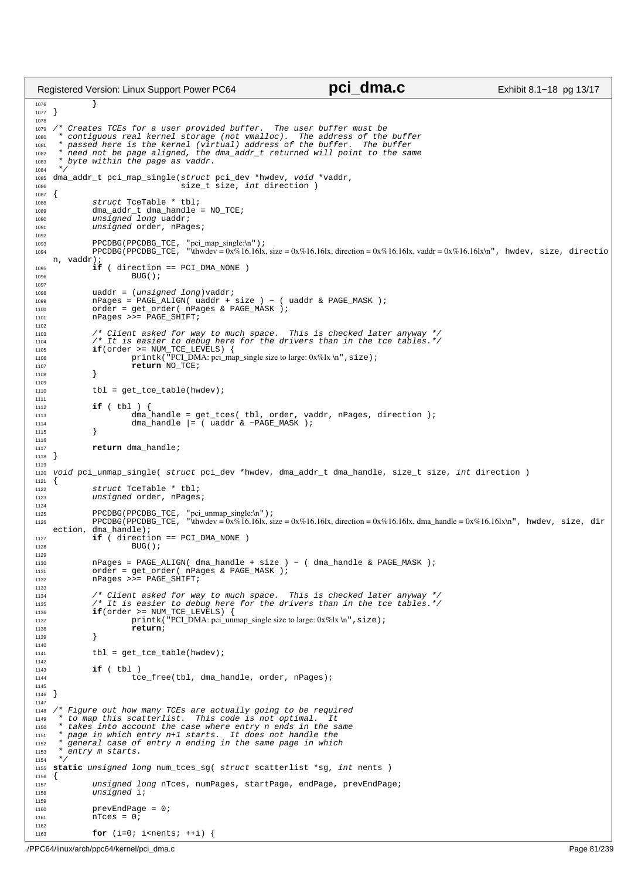```c
        }
}

/* Creates TCEs for a user provided buffer.  The user buffer must be
 * contiguous real kernel storage (not vmalloc).  The address of the buffer
 * passed here is the kernel (virtual) address of the buffer.  The buffer
 * need not be page aligned, the dma_addr_t returned will point to the same
 * byte within the page as vaddr.
 */
dma_addr_t pci_map_single(struct pci_dev *hwdev, void *vaddr,
                          size_t size, int direction )
{
        struct TceTable * tbl;
        dma_addr_t dma_handle = NO_TCE;
        unsigned long uaddr;
        unsigned order, nPages;

        PPCDBG(PPCDBG_TCE, "pci_map_single:\n");
        PPCDBG(PPCDBG_TCE, "\thwdev = 0x%16.16lx, size = 0x%16.16lx, direction = 0x%16.16lx, vaddr = 0x%16.16lx\n", hwdev, size, direction, vaddr);
        if ( direction == PCI_DMA_NONE )
                BUG();

        uaddr = (unsigned long)vaddr;
        nPages = PAGE_ALIGN( uaddr + size ) - ( uaddr & PAGE_MASK );
        order = get_order( nPages & PAGE_MASK );
        nPages >>= PAGE_SHIFT;

        /* Client asked for way to much space.  This is checked later anyway */
        /* It is easier to debug here for the drivers than in the tce tables.*/
        if(order >= NUM_TCE_LEVELS) {
                printk("PCI_DMA: pci_map_single size to large: 0x%lx \n",size);
                return NO_TCE;
        }

        tbl = get_tce_table(hwdev);

        if ( tbl ) {
                dma_handle = get_tces( tbl, order, vaddr, nPages, direction );
                dma_handle |= ( uaddr & ~PAGE_MASK );
        }

        return dma_handle;
}

void pci_unmap_single( struct pci_dev *hwdev, dma_addr_t dma_handle, size_t size, int direction )
{
        struct TceTable * tbl;
        unsigned order, nPages;

        PPCDBG(PPCDBG_TCE, "pci_unmap_single:\n");
        PPCDBG(PPCDBG_TCE, "\thwdev = 0x%16.16lx, size = 0x%16.16lx, direction = 0x%16.16lx, dma_handle = 0x%16.16lx\n", hwdev, size, direction, dma_handle);
        if ( direction == PCI_DMA_NONE )
                BUG();

        nPages = PAGE_ALIGN( dma_handle + size ) - ( dma_handle & PAGE_MASK );
        order = get_order( nPages & PAGE_MASK );
        nPages >>= PAGE_SHIFT;

        /* Client asked for way to much space.  This is checked later anyway */
        /* It is easier to debug here for the drivers than in the tce tables.*/
        if(order >= NUM_TCE_LEVELS) {
                printk("PCI_DMA: pci_unmap_single size to large: 0x%lx \n",size);
                return;
        }

        tbl = get_tce_table(hwdev);

        if ( tbl )
                tce_free(tbl, dma_handle, order, nPages);

}

/* Figure out how many TCEs are actually going to be required
 * to map this scatterlist.  This code is not optimal.  It
 * takes into account the case where entry n ends in the same
 * page in which entry n+1 starts.  It does not handle the
 * general case of entry n ending in the same page in which
 * entry m starts.
 */
static unsigned long num_tces_sg( struct scatterlist *sg, int nents )
{
        unsigned long nTces, numPages, startPage, endPage, prevEndPage;
        unsigned i;

        prevEndPage = 0;
        nTces = 0;

        for (i=0; i<nents; ++i) {
```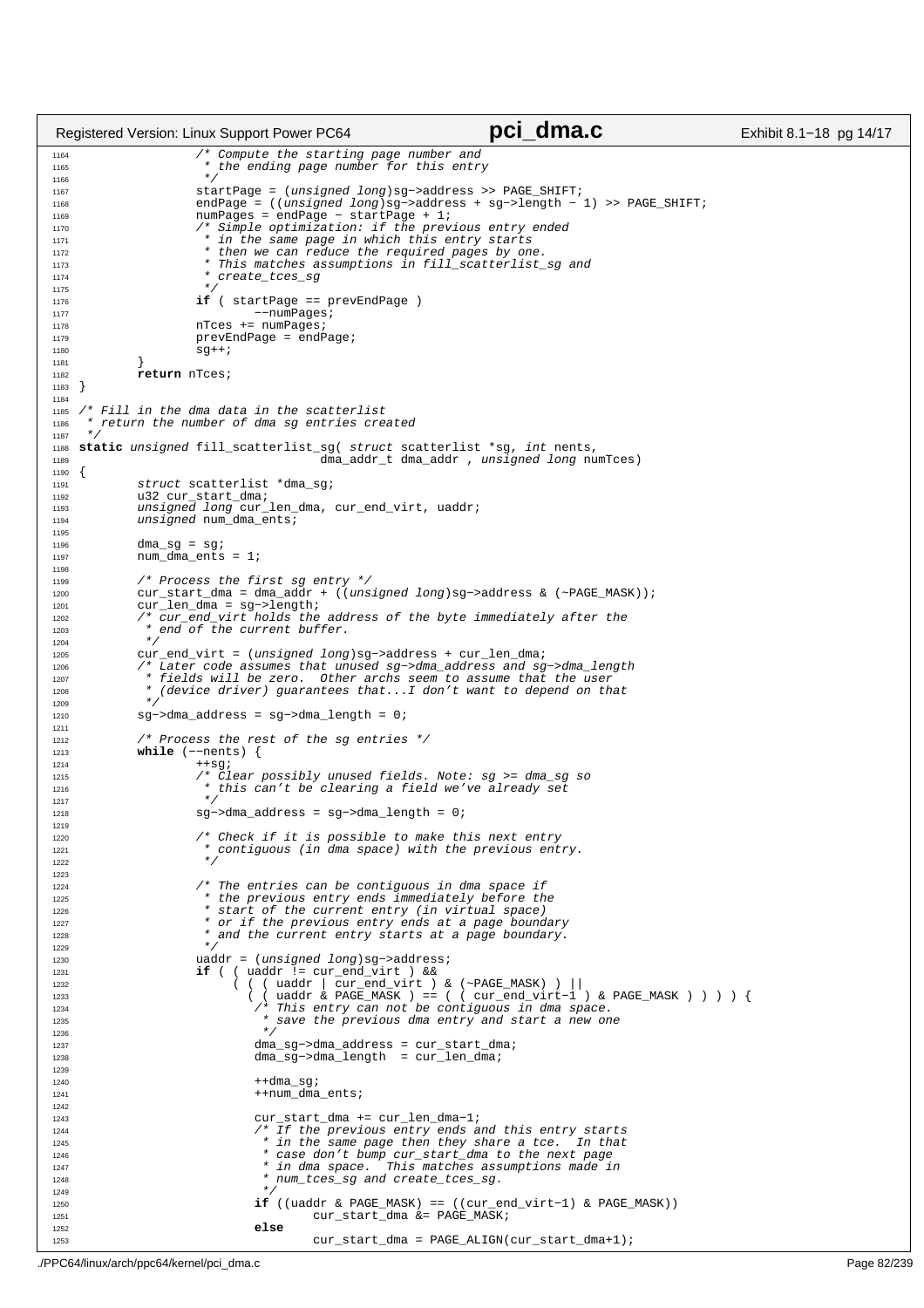```c
1164                 /* Compute the starting page number and
1165                  * the ending page number for this entry
1166                  */
1167                 startPage = (unsigned long)sg->address >> PAGE_SHIFT;
1168                 endPage = ((unsigned long)sg->address + sg->length - 1) >> PAGE_SHIFT;
1169                 numPages = endPage - startPage + 1;
1170                 /* Simple optimization: if the previous entry ended
1171                  * in the same page in which this entry starts
1172                  * then we can reduce the required pages by one.
1173                  * This matches assumptions in fill_scatterlist_sg and
1174                  * create_tces_sg
1175                  */
1176                 if ( startPage == prevEndPage )
1177                         --numPages;
1178                 nTces += numPages;
1179                 prevEndPage = endPage;
1180                 sg++;
1181         }
1182         return nTces;
1183 }
1184 
1185 /* Fill in the dma data in the scatterlist
1186  * return the number of dma sg entries created
1187  */
1188 static unsigned fill_scatterlist_sg( struct scatterlist *sg, int nents,
1189                                  dma_addr_t dma_addr , unsigned long numTces)
1190 {
1191         struct scatterlist *dma_sg;
1192         u32 cur_start_dma;
1193         unsigned long cur_len_dma, cur_end_virt, uaddr;
1194         unsigned num_dma_ents;
1195 
1196         dma_sg = sg;
1197         num_dma_ents = 1;
1198 
1199         /* Process the first sg entry */
1200         cur_start_dma = dma_addr + ((unsigned long)sg->address & (~PAGE_MASK));
1201         cur_len_dma = sg->length;
1202         /* cur_end_virt holds the address of the byte immediately after the
1203          * end of the current buffer.
1204          */
1205         cur_end_virt = (unsigned long)sg->address + cur_len_dma;
1206         /* Later code assumes that unused sg->dma_address and sg->dma_length
1207          * fields will be zero.  Other archs seem to assume that the user
1208          * (device driver) guarantees that...I don't want to depend on that
1209          */
1210         sg->dma_address = sg->dma_length = 0;
1211 
1212         /* Process the rest of the sg entries */
1213         while (--nents) {
1214                 ++sg;
1215                 /* Clear possibly unused fields. Note: sg >= dma_sg so
1216                  * this can't be clearing a field we've already set
1217                  */
1218                 sg->dma_address = sg->dma_length = 0;
1219 
1220                 /* Check if it is possible to make this next entry
1221                  * contiguous (in dma space) with the previous entry.
1222                  */
1223 
1224                 /* The entries can be contiguous in dma space if
1225                  * the previous entry ends immediately before the
1226                  * start of the current entry (in virtual space)
1227                  * or if the previous entry ends at a page boundary
1228                  * and the current entry starts at a page boundary.
1229                  */
1230                 uaddr = (unsigned long)sg->address;
1231                 if ( ( uaddr != cur_end_virt ) &&
1232                      ( ( ( uaddr | cur_end_virt ) & (~PAGE_MASK) ) ||
1233                        ( ( uaddr & PAGE_MASK ) == ( ( cur_end_virt-1 ) & PAGE_MASK ) ) ) ) {
1234                         /* This entry can not be contiguous in dma space.
1235                          * save the previous dma entry and start a new one
1236                          */
1237                         dma_sg->dma_address = cur_start_dma;
1238                         dma_sg->dma_length  = cur_len_dma;
1239 
1240                         ++dma_sg;
1241                         ++num_dma_ents;
1242 
1243                         cur_start_dma += cur_len_dma-1;
1244                         /* If the previous entry ends and this entry starts
1245                          * in the same page then they share a tce.  In that
1246                          * case don't bump cur_start_dma to the next page
1247                          * in dma space.  This matches assumptions made in
1248                          * num_tces_sg and create_tces_sg.
1249                          */
1250                         if ((uaddr & PAGE_MASK) == ((cur_end_virt-1) & PAGE_MASK))
1251                                 cur_start_dma &= PAGE_MASK;
1252                         else
1253                                 cur_start_dma = PAGE_ALIGN(cur_start_dma+1);
```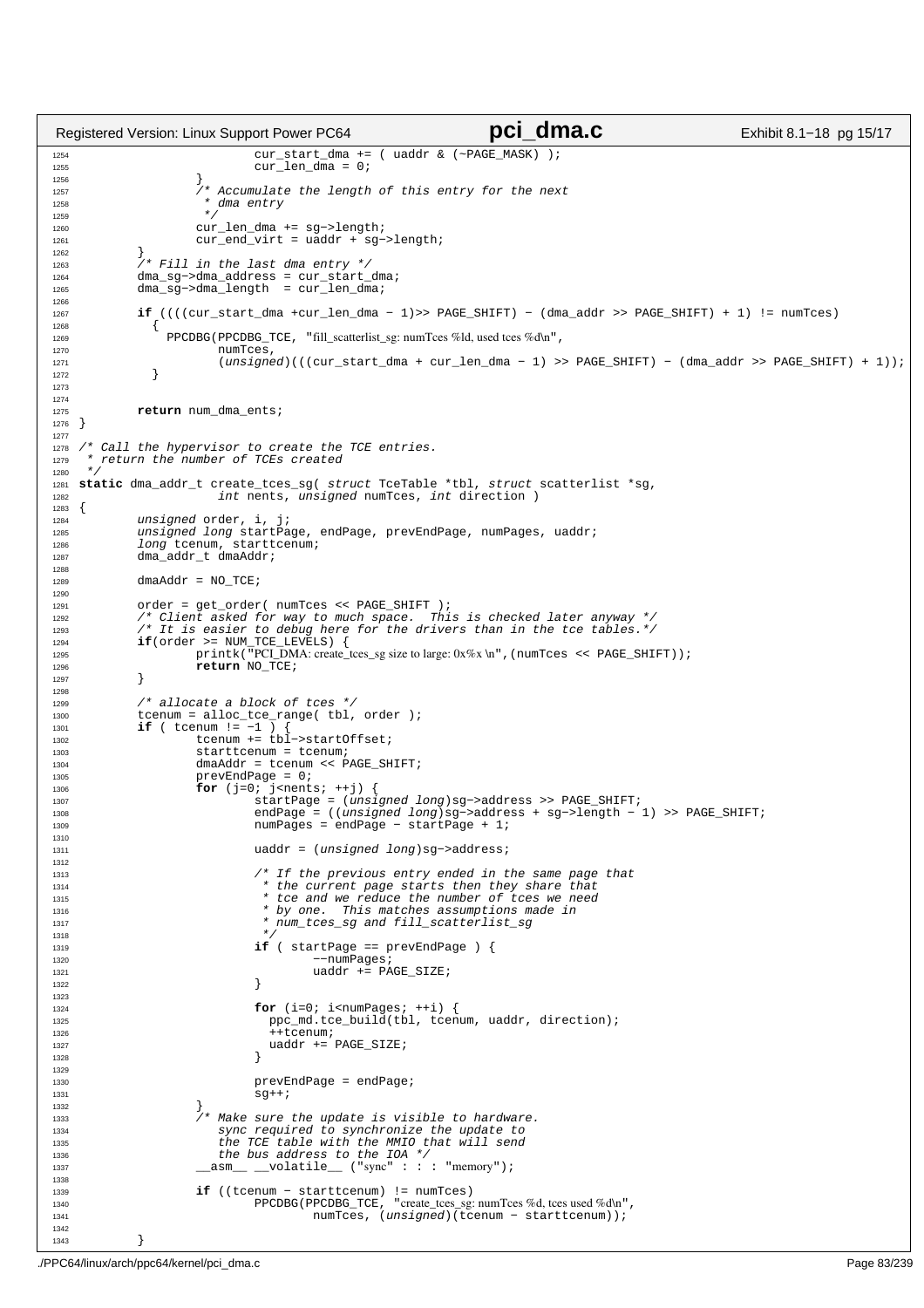```c
                        cur_start_dma += ( uaddr & (~PAGE_MASK) );
                        cur_len_dma = 0;
                }
                /* Accumulate the length of this entry for the next
                 * dma entry
                 */
                cur_len_dma += sg->length;
                cur_end_virt = uaddr + sg->length;
        }
        /* Fill in the last dma entry */
        dma_sg->dma_address = cur_start_dma;
        dma_sg->dma_length  = cur_len_dma;

        if ((((cur_start_dma +cur_len_dma - 1)>> PAGE_SHIFT) - (dma_addr >> PAGE_SHIFT) + 1) != numTces)
          {
            PPCDBG(PPCDBG_TCE, "fill_scatterlist_sg: numTces %ld, used tces %d\n",
                   numTces,
                   (unsigned)(((cur_start_dma + cur_len_dma - 1) >> PAGE_SHIFT) - (dma_addr >> PAGE_SHIFT) + 1));
          }


        return num_dma_ents;
}

/* Call the hypervisor to create the TCE entries.
 * return the number of TCEs created
 */
static dma_addr_t create_tces_sg( struct TceTable *tbl, struct scatterlist *sg,
                 int nents, unsigned numTces, int direction )
{
        unsigned order, i, j;
        unsigned long startPage, endPage, prevEndPage, numPages, uaddr;
        long tcenum, starttcenum;
        dma_addr_t dmaAddr;

        dmaAddr = NO_TCE;

        order = get_order( numTces << PAGE_SHIFT );
        /* Client asked for way to much space.  This is checked later anyway */
        /* It is easier to debug here for the drivers than in the tce tables.*/
        if(order >= NUM_TCE_LEVELS) {
                printk("PCI_DMA: create_tces_sg size to large: 0x%x \n",(numTces << PAGE_SHIFT));
                return NO_TCE;
        }

        /* allocate a block of tces */
        tcenum = alloc_tce_range( tbl, order );
        if ( tcenum != -1 ) {
                tcenum += tbl->startOffset;
                starttcenum = tcenum;
                dmaAddr = tcenum << PAGE_SHIFT;
                prevEndPage = 0;
                for (j=0; j<nents; ++j) {
                        startPage = (unsigned long)sg->address >> PAGE_SHIFT;
                        endPage = ((unsigned long)sg->address + sg->length - 1) >> PAGE_SHIFT;
                        numPages = endPage - startPage + 1;

                        uaddr = (unsigned long)sg->address;

                        /* If the previous entry ended in the same page that
                         * the current page starts then they share that
                         * tce and we reduce the number of tces we need
                         * by one.  This matches assumptions made in
                         * num_tces_sg and fill_scatterlist_sg
                         */
                        if ( startPage == prevEndPage ) {
                                --numPages;
                                uaddr += PAGE_SIZE;
                        }

                        for (i=0; i<numPages; ++i) {
                          ppc_md.tce_build(tbl, tcenum, uaddr, direction);
                          ++tcenum;
                          uaddr += PAGE_SIZE;
                        }

                        prevEndPage = endPage;
                        sg++;
                }
                /* Make sure the update is visible to hardware.
                   sync required to synchronize the update to
                   the TCE table with the MMIO that will send
                   the bus address to the IOA */
                __asm__ __volatile__ ("sync" : : : "memory");

                if ((tcenum - starttcenum) != numTces)
                        PPCDBG(PPCDBG_TCE, "create_tces_sg: numTces %d, tces used %d\n",
                                numTces, (unsigned)(tcenum - starttcenum));

        }
```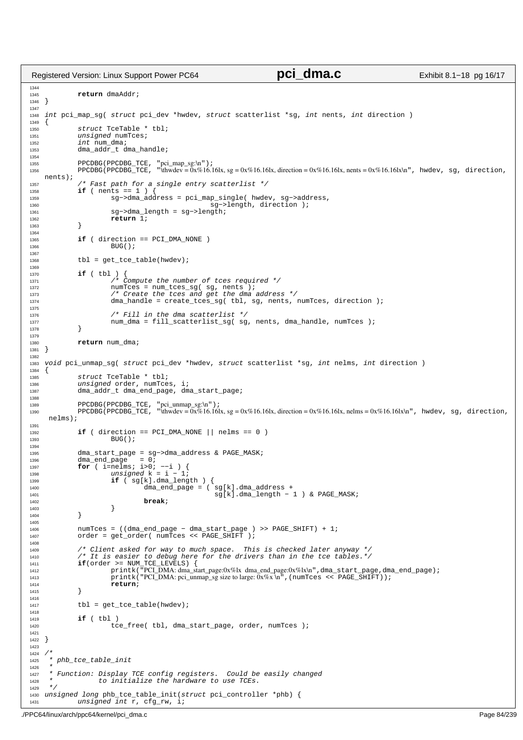```c
        return dmaAddr;
}

int pci_map_sg( struct pci_dev *hwdev, struct scatterlist *sg, int nents, int direction )
{
        struct TceTable * tbl;
        unsigned numTces;
        int num_dma;
        dma_addr_t dma_handle;

        PPCDBG(PPCDBG_TCE, "pci_map_sg:\n");
        PPCDBG(PPCDBG_TCE, "\thwdev = 0x%16.16lx, sg = 0x%16.16lx, direction = 0x%16.16lx, nents = 0x%16.16lx\n", hwdev, sg, direction, nents);
        /* Fast path for a single entry scatterlist */
        if ( nents == 1 ) {
                sg->dma_address = pci_map_single( hwdev, sg->address,
                                        sg->length, direction );
                sg->dma_length = sg->length;
                return 1;
        }

        if ( direction == PCI_DMA_NONE )
                BUG();

        tbl = get_tce_table(hwdev);

        if ( tbl ) {
                /* Compute the number of tces required */
                numTces = num_tces_sg( sg, nents );
                /* Create the tces and get the dma address */
                dma_handle = create_tces_sg( tbl, sg, nents, numTces, direction );

                /* Fill in the dma scatterlist */
                num_dma = fill_scatterlist_sg( sg, nents, dma_handle, numTces );
        }

        return num_dma;
}

void pci_unmap_sg( struct pci_dev *hwdev, struct scatterlist *sg, int nelms, int direction )
{
        struct TceTable * tbl;
        unsigned order, numTces, i;
        dma_addr_t dma_end_page, dma_start_page;

        PPCDBG(PPCDBG_TCE, "pci_unmap_sg:\n");
        PPCDBG(PPCDBG_TCE, "\thwdev = 0x%16.16lx, sg = 0x%16.16lx, direction = 0x%16.16lx, nelms = 0x%16.16lx\n", hwdev, sg, direction, nelms);

        if ( direction == PCI_DMA_NONE || nelms == 0 )
                BUG();

        dma_start_page = sg->dma_address & PAGE_MASK;
        dma_end_page   = 0;
        for ( i=nelms; i>0; --i ) {
                unsigned k = i - 1;
                if ( sg[k].dma_length ) {
                        dma_end_page = ( sg[k].dma_address +
                                         sg[k].dma_length - 1 ) & PAGE_MASK;
                        break;
                }
        }

        numTces = ((dma_end_page - dma_start_page ) >> PAGE_SHIFT) + 1;
        order = get_order( numTces << PAGE_SHIFT );

        /* Client asked for way to much space.  This is checked later anyway */
        /* It is easier to debug here for the drivers than in the tce tables.*/
        if(order >= NUM_TCE_LEVELS) {
                printk("PCI_DMA: dma_start_page:0x%lx  dma_end_page:0x%lx\n",dma_start_page,dma_end_page);
                printk("PCI_DMA: pci_unmap_sg size to large: 0x%x \n",(numTces << PAGE_SHIFT));
                return;
        }

        tbl = get_tce_table(hwdev);

        if ( tbl )
                tce_free( tbl, dma_start_page, order, numTces );

}

/*
 * phb_tce_table_init
 *
 * Function: Display TCE config registers.  Could be easily changed
 *           to initialize the hardware to use TCEs.
 */
unsigned long phb_tce_table_init(struct pci_controller *phb) {
        unsigned int r, cfg_rw, i;
```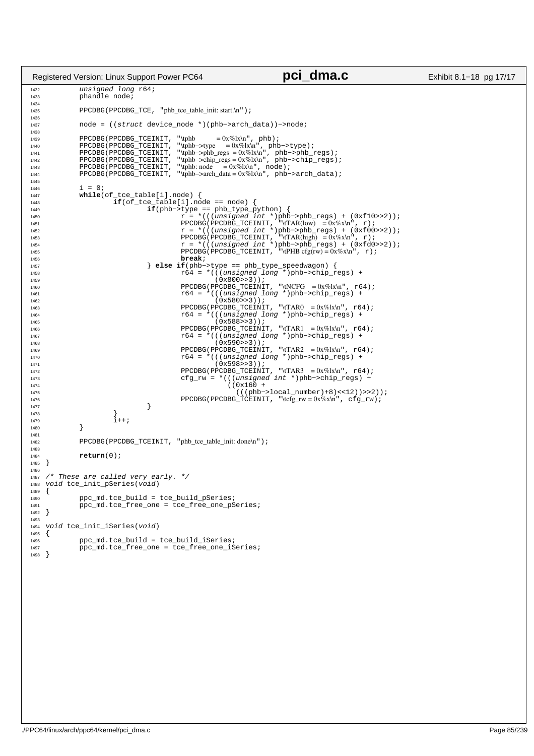```c
1432         unsigned long r64;
1433         phandle node;
1434 
1435         PPCDBG(PPCDBG_TCE, "phb_tce_table_init: start.\n");
1436 
1437         node = ((struct device_node *)(phb->arch_data))->node;
1438 
1439         PPCDBG(PPCDBG_TCEINIT, "\tphb         = 0x%lx\n", phb);
1440         PPCDBG(PPCDBG_TCEINIT, "\tphb->type   = 0x%lx\n", phb->type);
1441         PPCDBG(PPCDBG_TCEINIT, "\tphb->phb_regs = 0x%lx\n", phb->phb_regs);
1442         PPCDBG(PPCDBG_TCEINIT, "\tphb->chip_regs = 0x%lx\n", phb->chip_regs);
1443         PPCDBG(PPCDBG_TCEINIT, "\tphb: node    = 0x%lx\n", node);
1444         PPCDBG(PPCDBG_TCEINIT, "\tphb->arch_data = 0x%lx\n", phb->arch_data);
1445 
1446         i = 0;
1447         while(of_tce_table[i].node) {
1448                 if(of_tce_table[i].node == node) {
1449                         if(phb->type == phb_type_python) {
1450                                 r = *(((unsigned int *)phb->phb_regs) + (0xf10>>2));
1451                                 PPCDBG(PPCDBG_TCEINIT, "\tTAR(low)   = 0x%x\n", r);
1452                                 r = *(((unsigned int *)phb->phb_regs) + (0xf00>>2));
1453                                 PPCDBG(PPCDBG_TCEINIT, "\tTAR(high)  = 0x%x\n", r);
1454                                 r = *(((unsigned int *)phb->phb_regs) + (0xfd0>>2));
1455                                 PPCDBG(PPCDBG_TCEINIT, "\tPHB cfg(rw) = 0x%x\n", r);
1456                                 break;
1457                         } else if(phb->type == phb_type_speedwagon) {
1458                                 r64 = *(((unsigned long *)phb->chip_regs) +
1459                                         (0x800>>3));
1460                                 PPCDBG(PPCDBG_TCEINIT, "\tNCFG   = 0x%lx\n", r64);
1461                                 r64 = *(((unsigned long *)phb->chip_regs) +
1462                                         (0x580>>3));
1463                                 PPCDBG(PPCDBG_TCEINIT, "\tTAR0   = 0x%lx\n", r64);
1464                                 r64 = *(((unsigned long *)phb->chip_regs) +
1465                                         (0x588>>3));
1466                                 PPCDBG(PPCDBG_TCEINIT, "\tTAR1   = 0x%lx\n", r64);
1467                                 r64 = *(((unsigned long *)phb->chip_regs) +
1468                                         (0x590>>3));
1469                                 PPCDBG(PPCDBG_TCEINIT, "\tTAR2   = 0x%lx\n", r64);
1470                                 r64 = *(((unsigned long *)phb->chip_regs) +
1471                                         (0x598>>3));
1472                                 PPCDBG(PPCDBG_TCEINIT, "\tTAR3   = 0x%lx\n", r64);
1473                                 cfg_rw = *(((unsigned int *)phb->chip_regs) +
1474                                         ((0x160 +
1475                                           (((phb->local_number)+8)<<12))>>2));
1476                                 PPCDBG(PPCDBG_TCEINIT, "\tcfg_rw = 0x%x\n", cfg_rw);
1477                         }
1478                 }
1479                 i++;
1480         }
1481 
1482         PPCDBG(PPCDBG_TCEINIT, "phb_tce_table_init: done\n");
1483 
1484         return(0);
1485 }
1486 
1487 /* These are called very early. */
1488 void tce_init_pSeries(void)
1489 {
1490         ppc_md.tce_build = tce_build_pSeries;
1491         ppc_md.tce_free_one = tce_free_one_pSeries;
1492 }
1493 
1494 void tce_init_iSeries(void)
1495 {
1496         ppc_md.tce_build = tce_build_iSeries;
1497         ppc_md.tce_free_one = tce_free_one_iSeries;
1498 }
```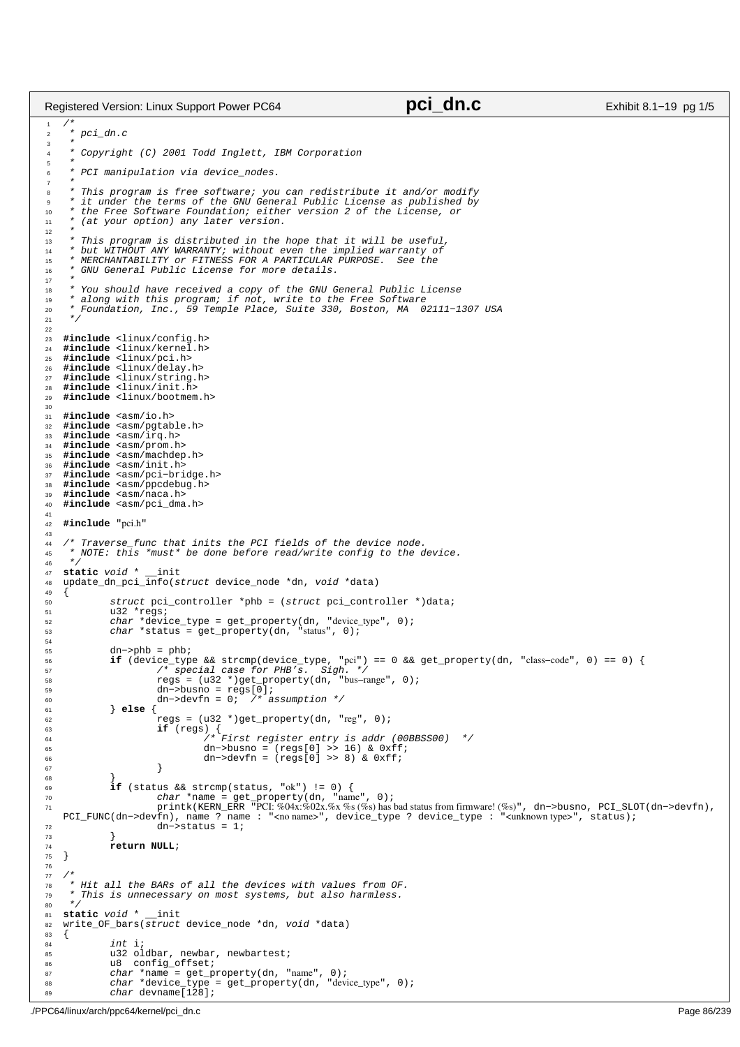```c
/*
 * pci_dn.c
 *
 * Copyright (C) 2001 Todd Inglett, IBM Corporation
 *
 * PCI manipulation via device_nodes.
 *
 * This program is free software; you can redistribute it and/or modify
 * it under the terms of the GNU General Public License as published by
 * the Free Software Foundation; either version 2 of the License, or
 * (at your option) any later version.
 *
 * This program is distributed in the hope that it will be useful,
 * but WITHOUT ANY WARRANTY; without even the implied warranty of
 * MERCHANTABILITY or FITNESS FOR A PARTICULAR PURPOSE.  See the
 * GNU General Public License for more details.
 *
 * You should have received a copy of the GNU General Public License
 * along with this program; if not, write to the Free Software
 * Foundation, Inc., 59 Temple Place, Suite 330, Boston, MA  02111-1307 USA
 */

#include <linux/config.h>
#include <linux/kernel.h>
#include <linux/pci.h>
#include <linux/delay.h>
#include <linux/string.h>
#include <linux/init.h>
#include <linux/bootmem.h>

#include <asm/io.h>
#include <asm/pgtable.h>
#include <asm/irq.h>
#include <asm/prom.h>
#include <asm/machdep.h>
#include <asm/init.h>
#include <asm/pci-bridge.h>
#include <asm/ppcdebug.h>
#include <asm/naca.h>
#include <asm/pci_dma.h>

#include "pci.h"

/* Traverse_func that inits the PCI fields of the device node.
 * NOTE: this *must* be done before read/write config to the device.
 */
static void * __init
update_dn_pci_info(struct device_node *dn, void *data)
{
        struct pci_controller *phb = (struct pci_controller *)data;
        u32 *regs;
        char *device_type = get_property(dn, "device_type", 0);
        char *status = get_property(dn, "status", 0);

        dn->phb = phb;
        if (device_type && strcmp(device_type, "pci") == 0 && get_property(dn, "class-code", 0) == 0) {
                /* special case for PHB's.  Sigh. */
                regs = (u32 *)get_property(dn, "bus-range", 0);
                dn->busno = regs[0];
                dn->devfn = 0;  /* assumption */
        } else {
                regs = (u32 *)get_property(dn, "reg", 0);
                if (regs) {
                        /* First register entry is addr (00BBSS00)  */
                        dn->busno = (regs[0] >> 16) & 0xff;
                        dn->devfn = (regs[0] >> 8) & 0xff;
                }
        }
        if (status && strcmp(status, "ok") != 0) {
                char *name = get_property(dn, "name", 0);
                printk(KERN_ERR "PCI: %04x:%02x.%x %s (%s) has bad status from firmware! (%s)", dn->busno, PCI_SLOT(dn->devfn), PCI_FUNC(dn->devfn), name ? name : "<no name>", device_type ? device_type : "<unknown type>", status);
                dn->status = 1;
        }
        return NULL;
}

/*
 * Hit all the BARs of all the devices with values from OF.
 * This is unnecessary on most systems, but also harmless.
 */
static void * __init
write_OF_bars(struct device_node *dn, void *data)
{
        int i;
        u32 oldbar, newbar, newbartest;
        u8  config_offset;
        char *name = get_property(dn, "name", 0);
        char *device_type = get_property(dn, "device_type", 0);
        char devname[128];
```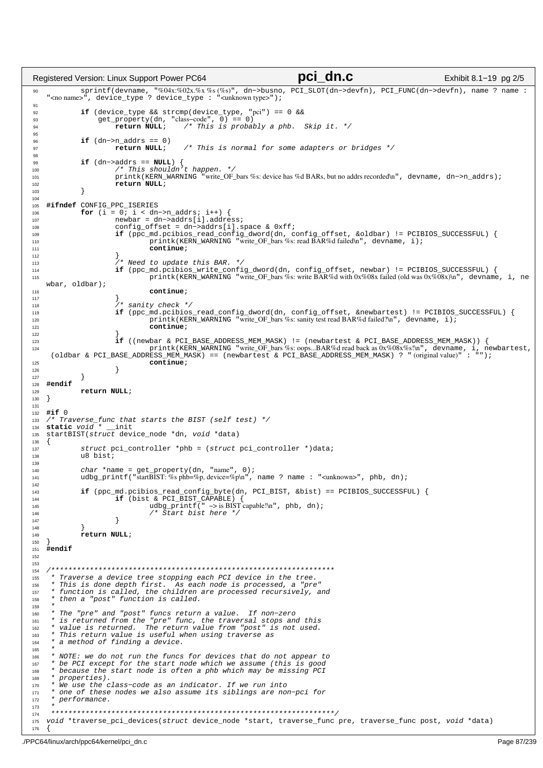```c
        sprintf(devname, "%04x:%02x.%x %s (%s)", dn->busno, PCI_SLOT(dn->devfn), PCI_FUNC(dn->devfn), name ? name : "<no name>", device_type ? device_type : "<unknown type>");

        if (device_type && strcmp(device_type, "pci") == 0 &&
            get_property(dn, "class-code", 0) == 0)
                return NULL;    /* This is probably a phb.  Skip it. */

        if (dn->n_addrs == 0)
                return NULL;    /* This is normal for some adapters or bridges */

        if (dn->addrs == NULL) {
                /* This shouldn't happen. */
                printk(KERN_WARNING "write_OF_bars %s: device has %d BARs, but no addrs recorded\n", devname, dn->n_addrs);
                return NULL;
        }

#ifndef CONFIG_PPC_ISERIES
        for (i = 0; i < dn->n_addrs; i++) {
                newbar = dn->addrs[i].address;
                config_offset = dn->addrs[i].space & 0xff;
                if (ppc_md.pcibios_read_config_dword(dn, config_offset, &oldbar) != PCIBIOS_SUCCESSFUL) {
                        printk(KERN_WARNING "write_OF_bars %s: read BAR%d failed\n", devname, i);
                        continue;
                }
                /* Need to update this BAR. */
                if (ppc_md.pcibios_write_config_dword(dn, config_offset, newbar) != PCIBIOS_SUCCESSFUL) {
                        printk(KERN_WARNING "write_OF_bars %s: write BAR%d with 0x%08x failed (old was 0x%08x)\n", devname, i, newbar, oldbar);
                        continue;
                }
                /* sanity check */
                if (ppc_md.pcibios_read_config_dword(dn, config_offset, &newbartest) != PCIBIOS_SUCCESSFUL) {
                        printk(KERN_WARNING "write_OF_bars %s: sanity test read BAR%d failed?\n", devname, i);
                        continue;
                }
                if ((newbar & PCI_BASE_ADDRESS_MEM_MASK) != (newbartest & PCI_BASE_ADDRESS_MEM_MASK)) {
                        printk(KERN_WARNING "write_OF_bars %s: oops...BAR%d read back as 0x%08x%s!\n", devname, i, newbartest, (oldbar & PCI_BASE_ADDRESS_MEM_MASK) == (newbartest & PCI_BASE_ADDRESS_MEM_MASK) ? " (original value)" : "");
                        continue;
                }
        }
#endif
        return NULL;
}

#if 0
/* Traverse_func that starts the BIST (self test) */
static void * __init
startBIST(struct device_node *dn, void *data)
{
        struct pci_controller *phb = (struct pci_controller *)data;
        u8 bist;

        char *name = get_property(dn, "name", 0);
        udbg_printf("startBIST: %s phb=%p, device=%p\n", name ? name : "<unknown>", phb, dn);

        if (ppc_md.pcibios_read_config_byte(dn, PCI_BIST, &bist) == PCIBIOS_SUCCESSFUL) {
                if (bist & PCI_BIST_CAPABLE) {
                        udbg_printf("  -> is BIST capable!\n", phb, dn);
                        /* Start bist here */
                }
        }
        return NULL;
}
#endif


/******************************************************************
 * Traverse a device tree stopping each PCI device in the tree.
 * This is done depth first.  As each node is processed, a "pre"
 * function is called, the children are processed recursively, and
 * then a "post" function is called.
 *
 * The "pre" and "post" funcs return a value.  If non-zero
 * is returned from the "pre" func, the traversal stops and this
 * value is returned.  The return value from "post" is not used.
 * This return value is useful when using traverse as
 * a method of finding a device.
 *
 * NOTE: we do not run the funcs for devices that do not appear to
 * be PCI except for the start node which we assume (this is good
 * because the start node is often a phb which may be missing PCI
 * properties).
 * We use the class-code as an indicator. If we run into
 * one of these nodes we also assume its siblings are non-pci for
 * performance.
 *
 ******************************************************************/
void *traverse_pci_devices(struct device_node *start, traverse_func pre, traverse_func post, void *data)
{
```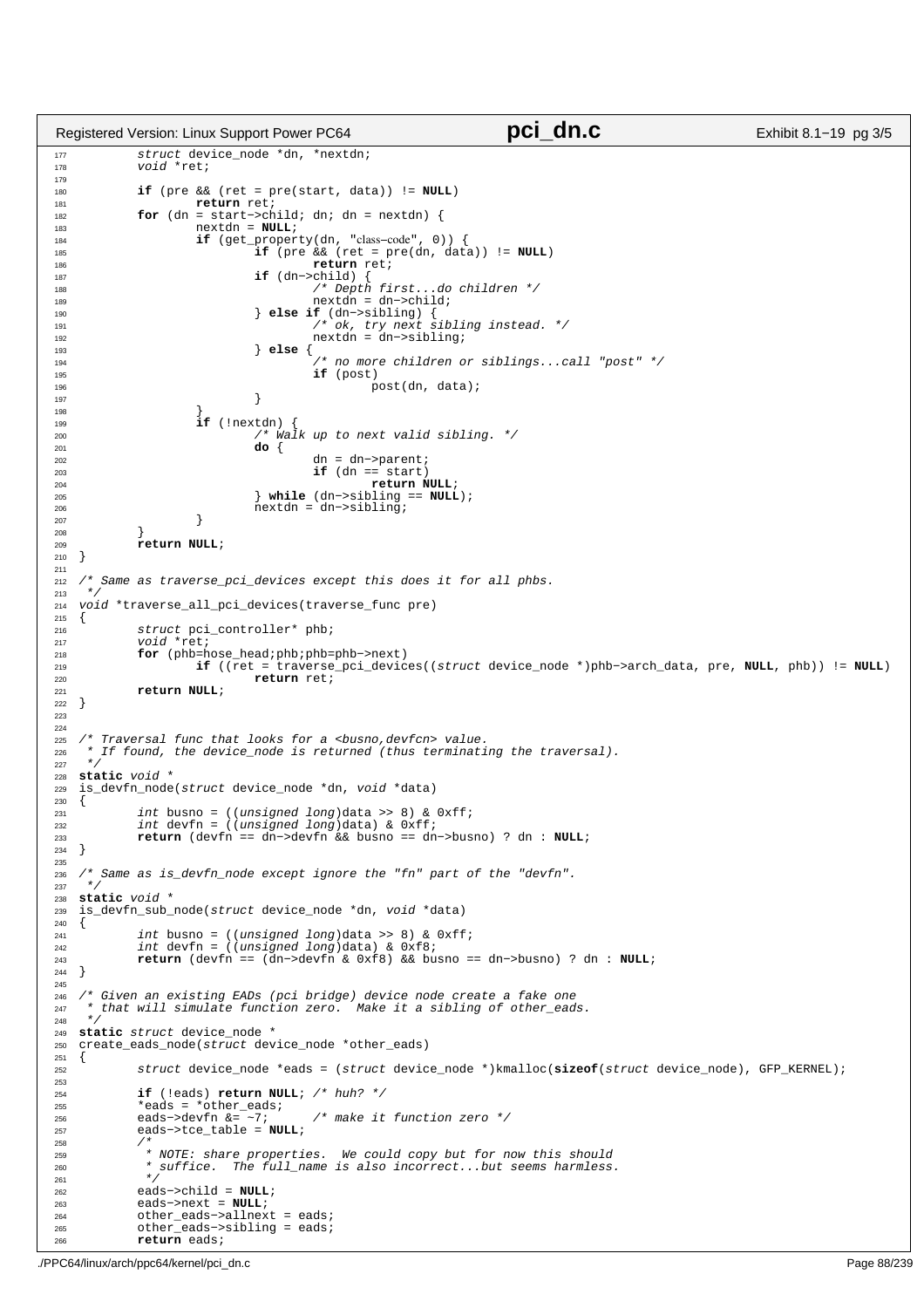```c
	struct device_node *dn, *nextdn;
	void *ret;

	if (pre && (ret = pre(start, data)) != NULL)
		return ret;
	for (dn = start->child; dn; dn = nextdn) {
		nextdn = NULL;
		if (get_property(dn, "class-code", 0)) {
			if (pre && (ret = pre(dn, data)) != NULL)
				return ret;
			if (dn->child) {
				/* Depth first...do children */
				nextdn = dn->child;
			} else if (dn->sibling) {
				/* ok, try next sibling instead. */
				nextdn = dn->sibling;
			} else {
				/* no more children or siblings...call "post" */
				if (post)
					post(dn, data);
			}
		}
		if (!nextdn) {
			/* Walk up to next valid sibling. */
			do {
				dn = dn->parent;
				if (dn == start)
					return NULL;
			} while (dn->sibling == NULL);
			nextdn = dn->sibling;
		}
	}
	return NULL;
}

/* Same as traverse_pci_devices except this does it for all phbs.
 */
void *traverse_all_pci_devices(traverse_func pre)
{
	struct pci_controller* phb;
	void *ret;
	for (phb=hose_head;phb;phb=phb->next)
		if ((ret = traverse_pci_devices((struct device_node *)phb->arch_data, pre, NULL, phb)) != NULL)
			return ret;
	return NULL;
}


/* Traversal func that looks for a <busno,devfcn> value.
 * If found, the device_node is returned (thus terminating the traversal).
 */
static void *
is_devfn_node(struct device_node *dn, void *data)
{
	int busno = ((unsigned long)data >> 8) & 0xff;
	int devfn = ((unsigned long)data) & 0xff;
	return (devfn == dn->devfn && busno == dn->busno) ? dn : NULL;
}

/* Same as is_devfn_node except ignore the "fn" part of the "devfn".
 */
static void *
is_devfn_sub_node(struct device_node *dn, void *data)
{
	int busno = ((unsigned long)data >> 8) & 0xff;
	int devfn = ((unsigned long)data) & 0xf8;
	return (devfn == (dn->devfn & 0xf8) && busno == dn->busno) ? dn : NULL;
}

/* Given an existing EADs (pci bridge) device node create a fake one
 * that will simulate function zero.  Make it a sibling of other_eads.
 */
static struct device_node *
create_eads_node(struct device_node *other_eads)
{
	struct device_node *eads = (struct device_node *)kmalloc(sizeof(struct device_node), GFP_KERNEL);

	if (!eads) return NULL; /* huh? */
	*eads = *other_eads;
	eads->devfn &= ~7;	/* make it function zero */
	eads->tce_table = NULL;
	/*
	 * NOTE: share properties.  We could copy but for now this should
	 * suffice.  The full_name is also incorrect...but seems harmless.
	 */
	eads->child = NULL;
	eads->next = NULL;
	other_eads->allnext = eads;
	other_eads->sibling = eads;
	return eads;
```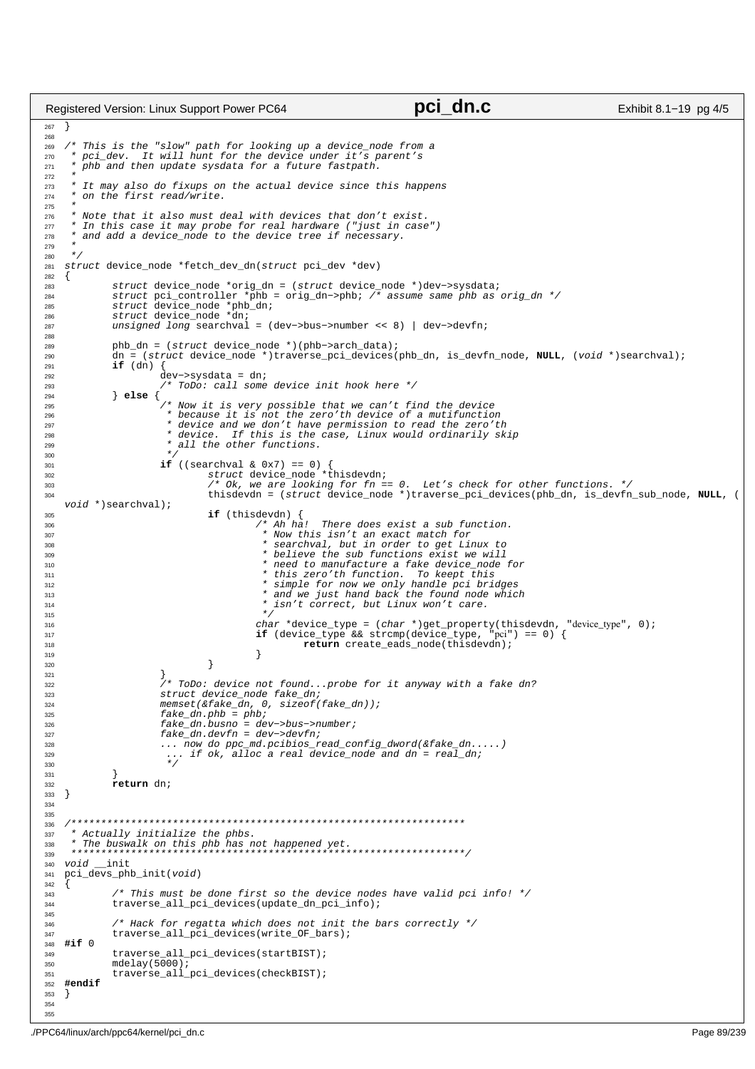```c
}

/* This is the "slow" path for looking up a device_node from a
 * pci_dev.  It will hunt for the device under it's parent's
 * phb and then update sysdata for a future fastpath.
 *
 * It may also do fixups on the actual device since this happens
 * on the first read/write.
 *
 * Note that it also must deal with devices that don't exist.
 * In this case it may probe for real hardware ("just in case")
 * and add a device_node to the device tree if necessary.
 *
 */
struct device_node *fetch_dev_dn(struct pci_dev *dev)
{
	struct device_node *orig_dn = (struct device_node *)dev->sysdata;
	struct pci_controller *phb = orig_dn->phb; /* assume same phb as orig_dn */
	struct device_node *phb_dn;
	struct device_node *dn;
	unsigned long searchval = (dev->bus->number << 8) | dev->devfn;

	phb_dn = (struct device_node *)(phb->arch_data);
	dn = (struct device_node *)traverse_pci_devices(phb_dn, is_devfn_node, NULL, (void *)searchval);
	if (dn) {
		dev->sysdata = dn;
		/* ToDo: call some device init hook here */
	} else {
		/* Now it is very possible that we can't find the device
		 * because it is not the zero'th device of a mutifunction
		 * device and we don't have permission to read the zero'th
		 * device.  If this is the case, Linux would ordinarily skip
		 * all the other functions.
		 */
		if ((searchval & 0x7) == 0) {
			struct device_node *thisdevdn;
			/* Ok, we are looking for fn == 0.  Let's check for other functions. */
			thisdevdn = (struct device_node *)traverse_pci_devices(phb_dn, is_devfn_sub_node, NULL, (
void *)searchval);
			if (thisdevdn) {
				/* Ah ha!  There does exist a sub function.
				 * Now this isn't an exact match for
				 * searchval, but in order to get Linux to
				 * believe the sub functions exist we will
				 * need to manufacture a fake device_node for
				 * this zero'th function.  To keept this
				 * simple for now we only handle pci bridges
				 * and we just hand back the found node which
				 * isn't correct, but Linux won't care.
				 */
				char *device_type = (char *)get_property(thisdevdn, "device_type", 0);
				if (device_type && strcmp(device_type, "pci") == 0) {
					return create_eads_node(thisdevdn);
				}
			}
		}
		/* ToDo: device not found...probe for it anyway with a fake dn?
		struct device_node fake_dn;
		memset(&fake_dn, 0, sizeof(fake_dn));
		fake_dn.phb = phb;
		fake_dn.busno = dev->bus->number;
		fake_dn.devfn = dev->devfn;
		... now do ppc_md.pcibios_read_config_dword(&fake_dn.....)
		 ... if ok, alloc a real device_node and dn = real_dn;
		 */
	}
	return dn;
}


/******************************************************************
 * Actually initialize the phbs.
 * The buswalk on this phb has not happened yet.
 ******************************************************************/
void __init
pci_devs_phb_init(void)
{
	/* This must be done first so the device nodes have valid pci info! */
	traverse_all_pci_devices(update_dn_pci_info);

	/* Hack for regatta which does not init the bars correctly */
	traverse_all_pci_devices(write_OF_bars);
#if 0
	traverse_all_pci_devices(startBIST);
	mdelay(5000);
	traverse_all_pci_devices(checkBIST);
#endif
}
```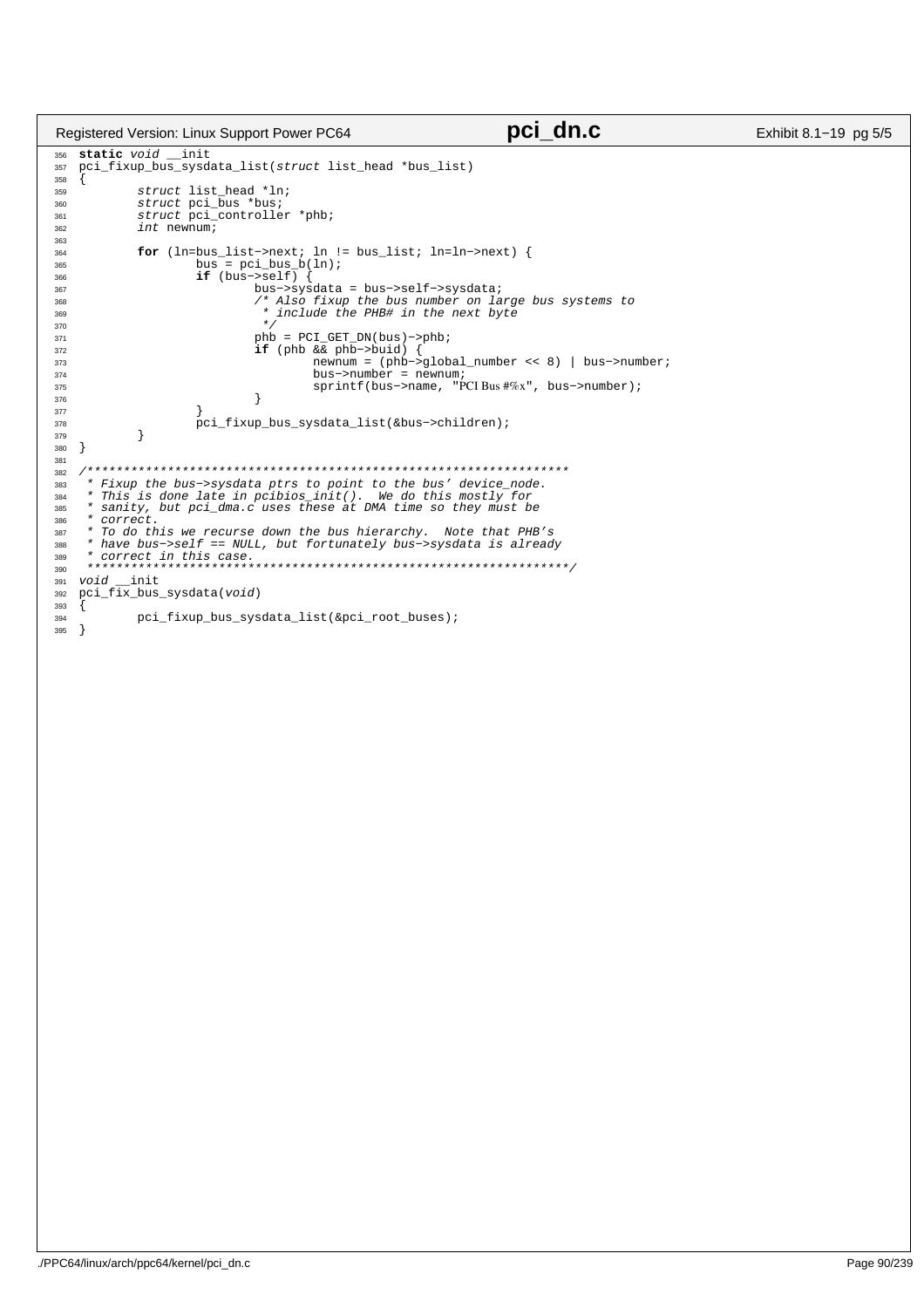```c
static void __init
pci_fixup_bus_sysdata_list(struct list_head *bus_list)
{
	struct list_head *ln;
	struct pci_bus *bus;
	struct pci_controller *phb;
	int newnum;

	for (ln=bus_list->next; ln != bus_list; ln=ln->next) {
		bus = pci_bus_b(ln);
		if (bus->self) {
			bus->sysdata = bus->self->sysdata;
			/* Also fixup the bus number on large bus systems to
			 * include the PHB# in the next byte
			 */
			phb = PCI_GET_DN(bus)->phb;
			if (phb && phb->buid) {
				newnum = (phb->global_number << 8) | bus->number;
				bus->number = newnum;
				sprintf(bus->name, "PCI Bus #%x", bus->number);
			}
		}
		pci_fixup_bus_sysdata_list(&bus->children);
	}
}

/******************************************************************
 * Fixup the bus->sysdata ptrs to point to the bus' device_node.
 * This is done late in pcibios_init().  We do this mostly for
 * sanity, but pci_dma.c uses these at DMA time so they must be
 * correct.
 * To do this we recurse down the bus hierarchy.  Note that PHB's
 * have bus->self == NULL, but fortunately bus->sysdata is already
 * correct in this case.
 ******************************************************************/
void __init
pci_fix_bus_sysdata(void)
{
	pci_fixup_bus_sysdata_list(&pci_root_buses);
}
```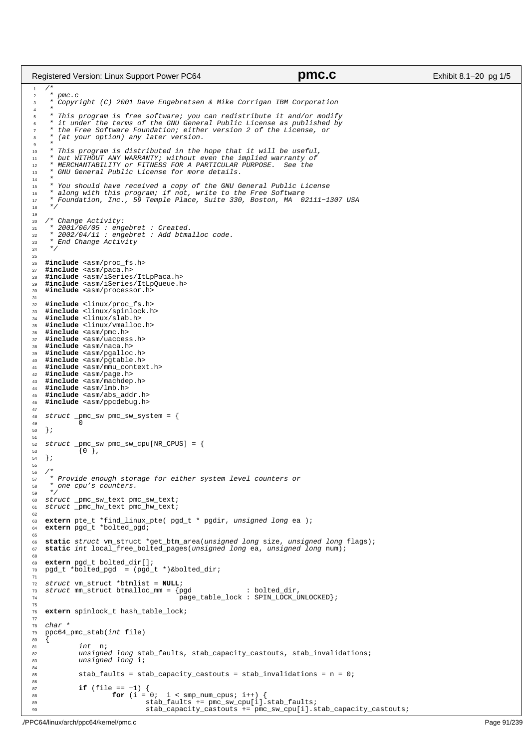```c
/*
 * pmc.c
 * Copyright (C) 2001 Dave Engebretsen & Mike Corrigan IBM Corporation
 *
 * This program is free software; you can redistribute it and/or modify
 * it under the terms of the GNU General Public License as published by
 * the Free Software Foundation; either version 2 of the License, or
 * (at your option) any later version.
 *
 * This program is distributed in the hope that it will be useful,
 * but WITHOUT ANY WARRANTY; without even the implied warranty of
 * MERCHANTABILITY or FITNESS FOR A PARTICULAR PURPOSE.  See the
 * GNU General Public License for more details.
 *
 * You should have received a copy of the GNU General Public License
 * along with this program; if not, write to the Free Software
 * Foundation, Inc., 59 Temple Place, Suite 330, Boston, MA  02111-1307 USA
 */

/* Change Activity:
 * 2001/06/05 : engebret : Created.
 * 2002/04/11 : engebret : Add btmalloc code.
 * End Change Activity
 */

#include <asm/proc_fs.h>
#include <asm/paca.h>
#include <asm/iSeries/ItLpPaca.h>
#include <asm/iSeries/ItLpQueue.h>
#include <asm/processor.h>

#include <linux/proc_fs.h>
#include <linux/spinlock.h>
#include <linux/slab.h>
#include <linux/vmalloc.h>
#include <asm/pmc.h>
#include <asm/uaccess.h>
#include <asm/naca.h>
#include <asm/pgalloc.h>
#include <asm/pgtable.h>
#include <asm/mmu_context.h>
#include <asm/page.h>
#include <asm/machdep.h>
#include <asm/lmb.h>
#include <asm/abs_addr.h>
#include <asm/ppcdebug.h>

struct _pmc_sw pmc_sw_system = {
        0
};

struct _pmc_sw pmc_sw_cpu[NR_CPUS] = {
        {0 },
};

/*
 * Provide enough storage for either system level counters or
 * one cpu's counters.
 */
struct _pmc_sw_text pmc_sw_text;
struct _pmc_hw_text pmc_hw_text;

extern pte_t *find_linux_pte( pgd_t * pgdir, unsigned long ea );
extern pgd_t *bolted_pgd;

static struct vm_struct *get_btm_area(unsigned long size, unsigned long flags);
static int local_free_bolted_pages(unsigned long ea, unsigned long num);

extern pgd_t bolted_dir[];
pgd_t *bolted_pgd  = (pgd_t *)&bolted_dir;

struct vm_struct *btmlist = NULL;
struct mm_struct btmalloc_mm = {pgd             : bolted_dir,
                                page_table_lock : SPIN_LOCK_UNLOCKED};

extern spinlock_t hash_table_lock;

char *
ppc64_pmc_stab(int file)
{
        int  n;
        unsigned long stab_faults, stab_capacity_castouts, stab_invalidations;
        unsigned long i;

        stab_faults = stab_capacity_castouts = stab_invalidations = n = 0;

        if (file == -1) {
                for (i = 0;  i < smp_num_cpus; i++) {
                        stab_faults += pmc_sw_cpu[i].stab_faults;
                        stab_capacity_castouts += pmc_sw_cpu[i].stab_capacity_castouts;
```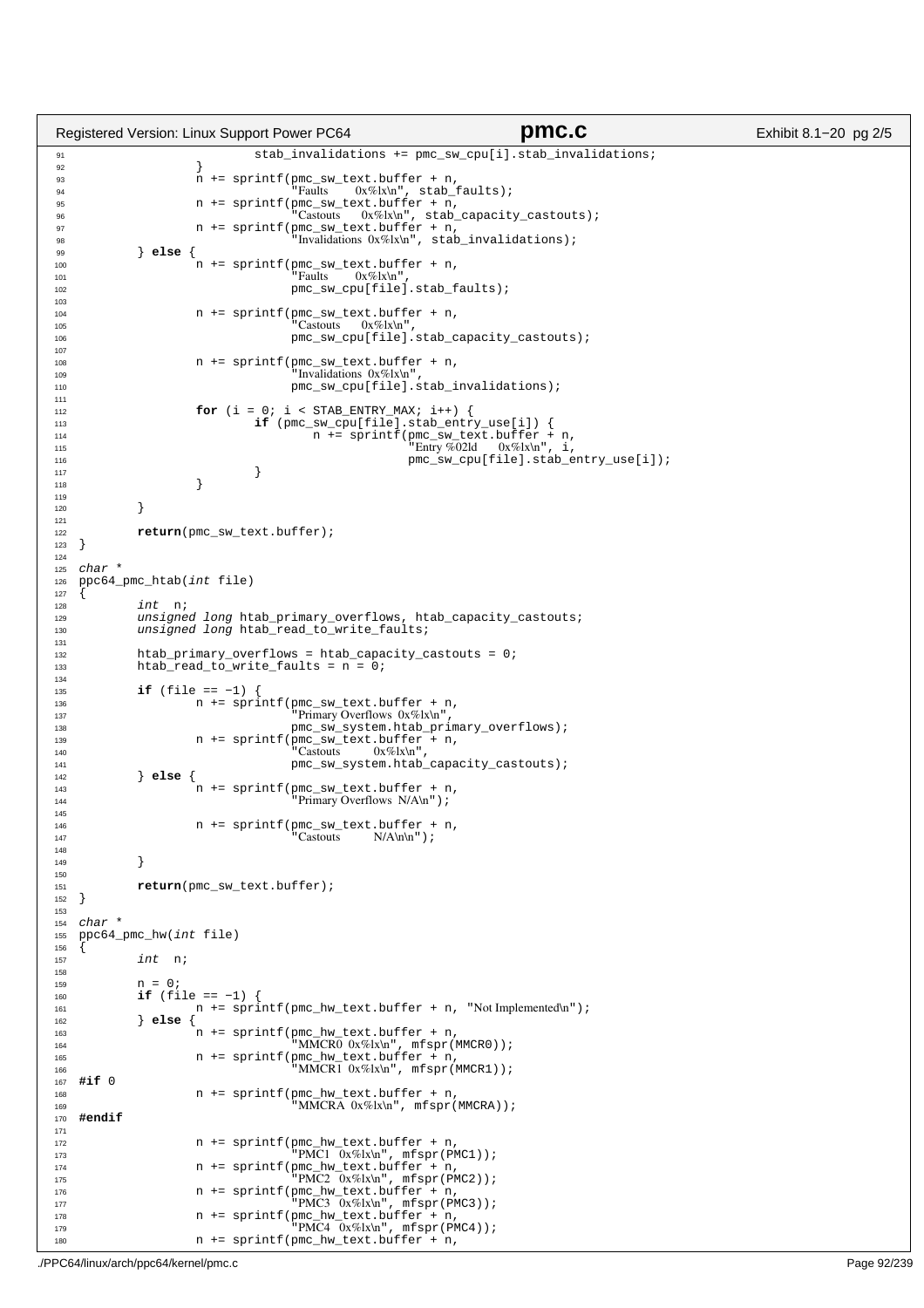```c
                        stab_invalidations += pmc_sw_cpu[i].stab_invalidations;
                }
                n += sprintf(pmc_sw_text.buffer + n,
                             "Faults      0x%lx\n", stab_faults);
                n += sprintf(pmc_sw_text.buffer + n,
                             "Castouts    0x%lx\n", stab_capacity_castouts);
                n += sprintf(pmc_sw_text.buffer + n,
                             "Invalidations 0x%lx\n", stab_invalidations);
        } else {
                n += sprintf(pmc_sw_text.buffer + n,
                             "Faults      0x%lx\n",
                             pmc_sw_cpu[file].stab_faults);

                n += sprintf(pmc_sw_text.buffer + n,
                             "Castouts    0x%lx\n",
                             pmc_sw_cpu[file].stab_capacity_castouts);

                n += sprintf(pmc_sw_text.buffer + n,
                             "Invalidations 0x%lx\n",
                             pmc_sw_cpu[file].stab_invalidations);

                for (i = 0; i < STAB_ENTRY_MAX; i++) {
                        if (pmc_sw_cpu[file].stab_entry_use[i]) {
                                n += sprintf(pmc_sw_text.buffer + n,
                                             "Entry %02ld    0x%lx\n", i,
                                             pmc_sw_cpu[file].stab_entry_use[i]);
                        }
                }

        }

        return(pmc_sw_text.buffer);
}

char *
ppc64_pmc_htab(int file)
{
        int  n;
        unsigned long htab_primary_overflows, htab_capacity_castouts;
        unsigned long htab_read_to_write_faults;

        htab_primary_overflows = htab_capacity_castouts = 0;
        htab_read_to_write_faults = n = 0;

        if (file == -1) {
                n += sprintf(pmc_sw_text.buffer + n,
                             "Primary Overflows 0x%lx\n",
                             pmc_sw_system.htab_primary_overflows);
                n += sprintf(pmc_sw_text.buffer + n,
                             "Castouts       0x%lx\n",
                             pmc_sw_system.htab_capacity_castouts);
        } else {
                n += sprintf(pmc_sw_text.buffer + n,
                             "Primary Overflows N/A\n");

                n += sprintf(pmc_sw_text.buffer + n,
                             "Castouts       N/A\n\n");

        }

        return(pmc_sw_text.buffer);
}

char *
ppc64_pmc_hw(int file)
{
        int  n;

        n = 0;
        if (file == -1) {
                n += sprintf(pmc_hw_text.buffer + n, "Not Implemented\n");
        } else {
                n += sprintf(pmc_hw_text.buffer + n,
                             "MMCR0 0x%lx\n", mfspr(MMCR0));
                n += sprintf(pmc_hw_text.buffer + n,
                             "MMCR1 0x%lx\n", mfspr(MMCR1));
#if 0
                n += sprintf(pmc_hw_text.buffer + n,
                             "MMCRA 0x%lx\n", mfspr(MMCRA));
#endif

                n += sprintf(pmc_hw_text.buffer + n,
                             "PMC1  0x%lx\n", mfspr(PMC1));
                n += sprintf(pmc_hw_text.buffer + n,
                             "PMC2  0x%lx\n", mfspr(PMC2));
                n += sprintf(pmc_hw_text.buffer + n,
                             "PMC3  0x%lx\n", mfspr(PMC3));
                n += sprintf(pmc_hw_text.buffer + n,
                             "PMC4  0x%lx\n", mfspr(PMC4));
                n += sprintf(pmc_hw_text.buffer + n,
```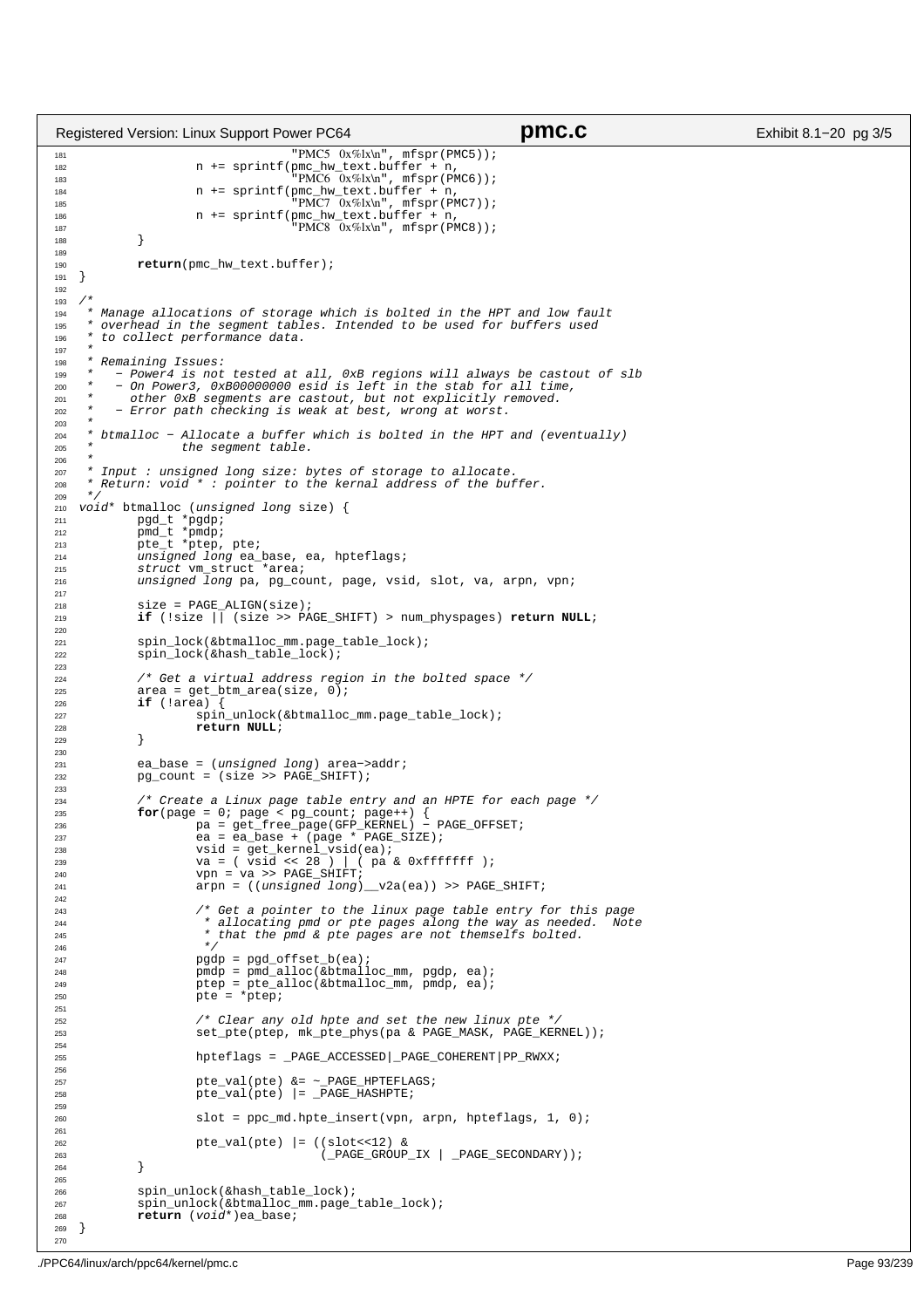```c
                                "PMC5 0x%lx\n", mfspr(PMC5));
                n += sprintf(pmc_hw_text.buffer + n,
                                "PMC6 0x%lx\n", mfspr(PMC6));
                n += sprintf(pmc_hw_text.buffer + n,
                                "PMC7 0x%lx\n", mfspr(PMC7));
                n += sprintf(pmc_hw_text.buffer + n,
                                "PMC8 0x%lx\n", mfspr(PMC8));
        }

        return(pmc_hw_text.buffer);
}

/*
 * Manage allocations of storage which is bolted in the HPT and low fault
 * overhead in the segment tables. Intended to be used for buffers used
 * to collect performance data.
 *
 * Remaining Issues:
 *   - Power4 is not tested at all, 0xB regions will always be castout of slb
 *   - On Power3, 0xB00000000 esid is left in the stab for all time,
 *     other 0xB segments are castout, but not explicitly removed.
 *   - Error path checking is weak at best, wrong at worst.
 *
 * btmalloc - Allocate a buffer which is bolted in the HPT and (eventually)
 *            the segment table.
 *
 * Input : unsigned long size: bytes of storage to allocate.
 * Return: void * : pointer to the kernal address of the buffer.
 */
void* btmalloc (unsigned long size) {
        pgd_t *pgdp;
        pmd_t *pmdp;
        pte_t *ptep, pte;
        unsigned long ea_base, ea, hpteflags;
        struct vm_struct *area;
        unsigned long pa, pg_count, page, vsid, slot, va, arpn, vpn;

        size = PAGE_ALIGN(size);
        if (!size || (size >> PAGE_SHIFT) > num_physpages) return NULL;

        spin_lock(&btmalloc_mm.page_table_lock);
        spin_lock(&hash_table_lock);

        /* Get a virtual address region in the bolted space */
        area = get_btm_area(size, 0);
        if (!area) {
                spin_unlock(&btmalloc_mm.page_table_lock);
                return NULL;
        }

        ea_base = (unsigned long) area->addr;
        pg_count = (size >> PAGE_SHIFT);

        /* Create a Linux page table entry and an HPTE for each page */
        for(page = 0; page < pg_count; page++) {
                pa = get_free_page(GFP_KERNEL) - PAGE_OFFSET;
                ea = ea_base + (page * PAGE_SIZE);
                vsid = get_kernel_vsid(ea);
                va = ( vsid << 28 ) | ( pa & 0xfffffff );
                vpn = va >> PAGE_SHIFT;
                arpn = ((unsigned long)__v2a(ea)) >> PAGE_SHIFT;

                /* Get a pointer to the linux page table entry for this page
                 * allocating pmd or pte pages along the way as needed.  Note
                 * that the pmd & pte pages are not themselfs bolted.
                 */
                pgdp = pgd_offset_b(ea);
                pmdp = pmd_alloc(&btmalloc_mm, pgdp, ea);
                ptep = pte_alloc(&btmalloc_mm, pmdp, ea);
                pte = *ptep;

                /* Clear any old hpte and set the new linux pte */
                set_pte(ptep, mk_pte_phys(pa & PAGE_MASK, PAGE_KERNEL));

                hpteflags = _PAGE_ACCESSED|_PAGE_COHERENT|PP_RWXX;

                pte_val(pte) &= ~_PAGE_HPTEFLAGS;
                pte_val(pte) |= _PAGE_HASHPTE;

                slot = ppc_md.hpte_insert(vpn, arpn, hpteflags, 1, 0);

                pte_val(pte) |= ((slot<<12) &
                                 (_PAGE_GROUP_IX | _PAGE_SECONDARY));
        }

        spin_unlock(&hash_table_lock);
        spin_unlock(&btmalloc_mm.page_table_lock);
        return (void*)ea_base;
}
```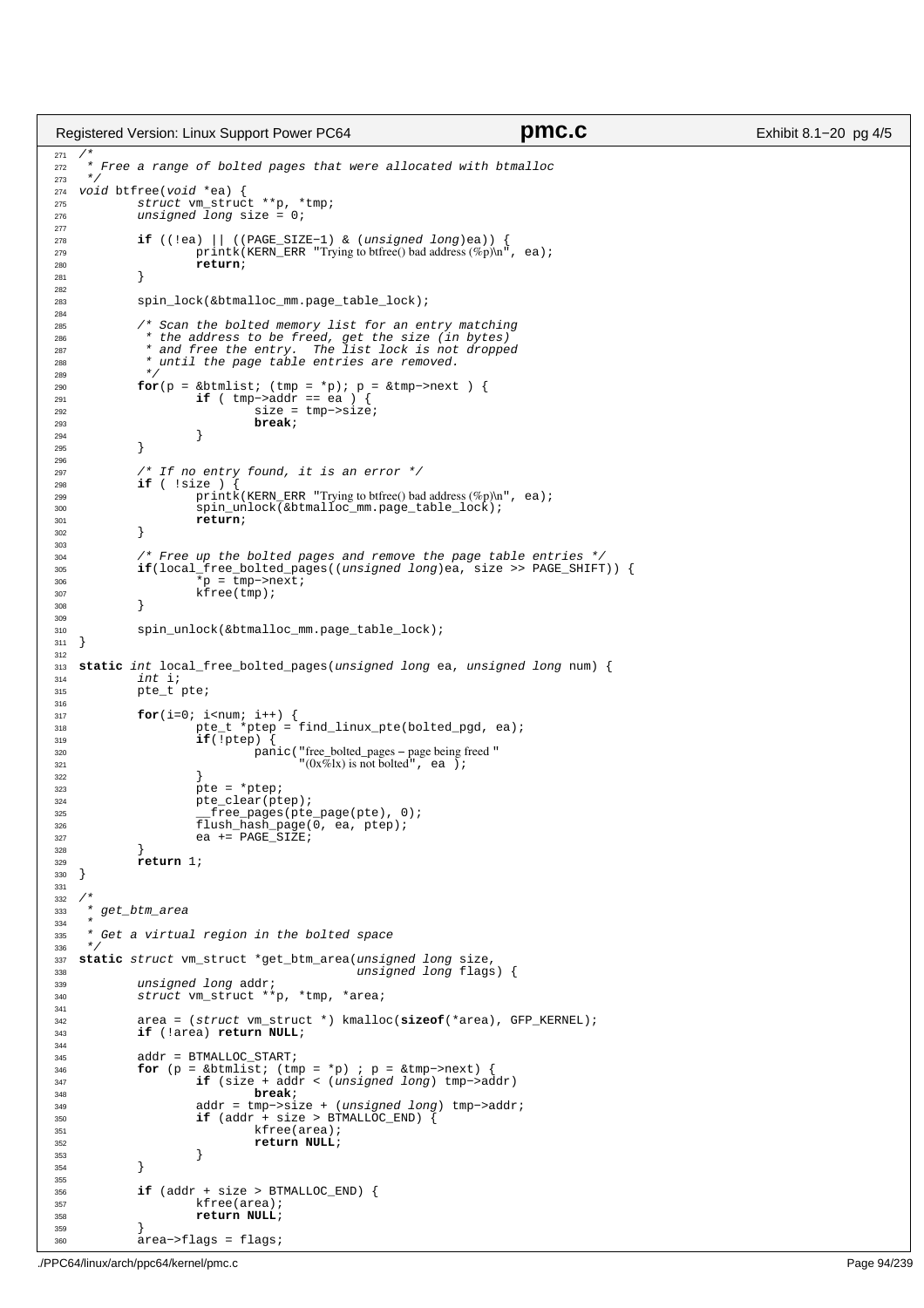```c
/*
 * Free a range of bolted pages that were allocated with btmalloc
 */
void btfree(void *ea) {
	struct vm_struct **p, *tmp;
	unsigned long size = 0;

	if ((!ea) || ((PAGE_SIZE-1) & (unsigned long)ea)) {
		printk(KERN_ERR "Trying to btfree() bad address (%p)\n", ea);
		return;
	}

	spin_lock(&btmalloc_mm.page_table_lock);

	/* Scan the bolted memory list for an entry matching
	 * the address to be freed, get the size (in bytes)
	 * and free the entry.  The list lock is not dropped
	 * until the page table entries are removed.
	 */
	for(p = &btmlist; (tmp = *p); p = &tmp->next ) {
		if ( tmp->addr == ea ) {
			size = tmp->size;
			break;
		}
	}

	/* If no entry found, it is an error */
	if ( !size ) {
		printk(KERN_ERR "Trying to btfree() bad address (%p)\n", ea);
		spin_unlock(&btmalloc_mm.page_table_lock);
		return;
	}

	/* Free up the bolted pages and remove the page table entries */
	if(local_free_bolted_pages((unsigned long)ea, size >> PAGE_SHIFT)) {
		*p = tmp->next;
		kfree(tmp);
	}

	spin_unlock(&btmalloc_mm.page_table_lock);
}

static int local_free_bolted_pages(unsigned long ea, unsigned long num) {
	int i;
	pte_t pte;

	for(i=0; i<num; i++) {
		pte_t *ptep = find_linux_pte(bolted_pgd, ea);
		if(!ptep) {
			panic("free_bolted_pages - page being freed "
			      "(0x%lx) is not bolted", ea );
		}
		pte = *ptep;
		pte_clear(ptep);
		__free_pages(pte_page(pte), 0);
		flush_hash_page(0, ea, ptep);
		ea += PAGE_SIZE;
	}
	return 1;
}

/*
 * get_btm_area
 *
 * Get a virtual region in the bolted space
 */
static struct vm_struct *get_btm_area(unsigned long size,
				      unsigned long flags) {
	unsigned long addr;
	struct vm_struct **p, *tmp, *area;

	area = (struct vm_struct *) kmalloc(sizeof(*area), GFP_KERNEL);
	if (!area) return NULL;

	addr = BTMALLOC_START;
	for (p = &btmlist; (tmp = *p) ; p = &tmp->next) {
		if (size + addr < (unsigned long) tmp->addr)
			break;
		addr = tmp->size + (unsigned long) tmp->addr;
		if (addr + size > BTMALLOC_END) {
			kfree(area);
			return NULL;
		}
	}

	if (addr + size > BTMALLOC_END) {
		kfree(area);
		return NULL;
	}
	area->flags = flags;
```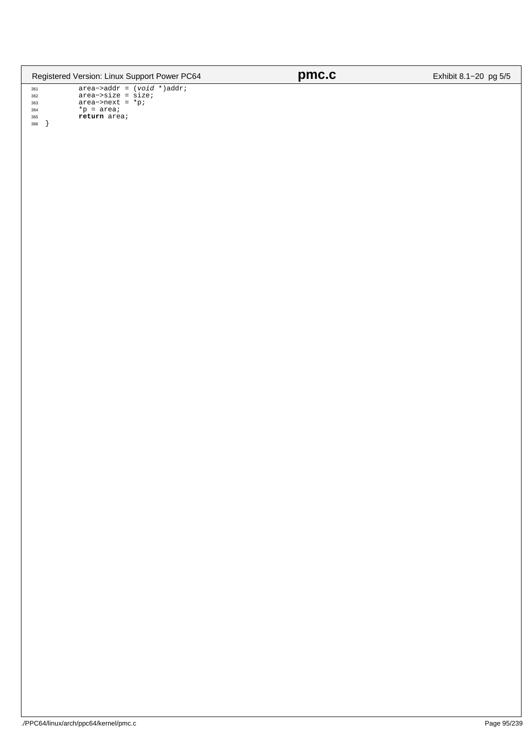```c
361         area->addr = (void *)addr;
362         area->size = size;
363         area->next = *p;
364         *p = area;
365         return area;
366 }
```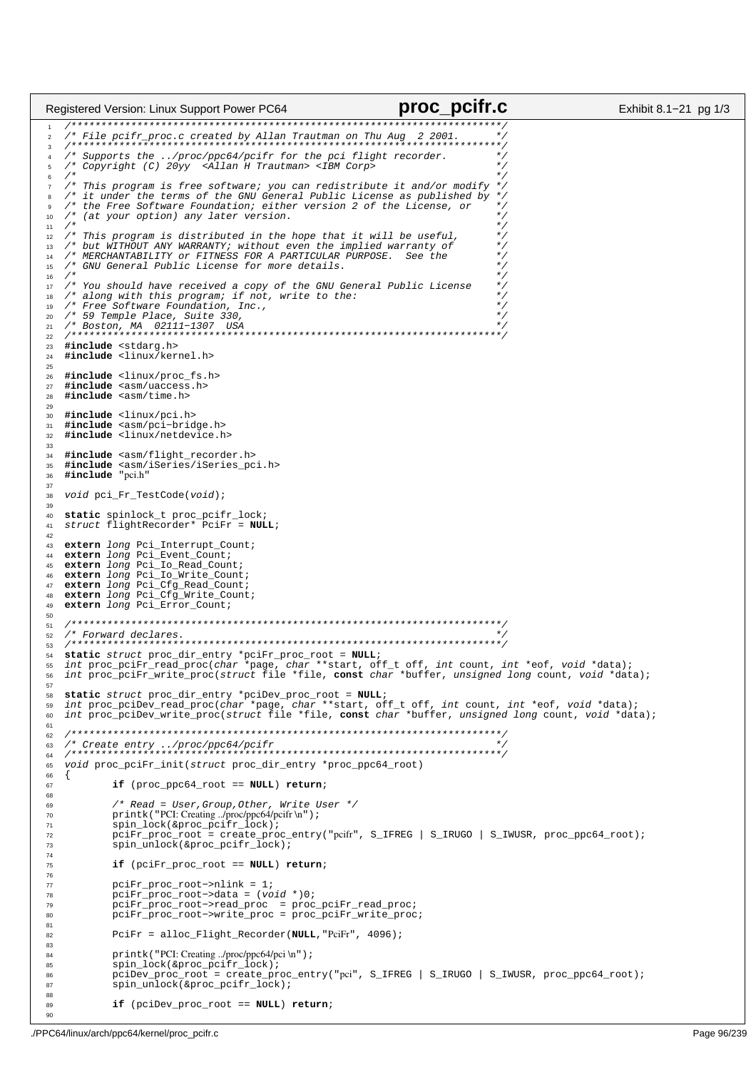```c
/************************************************************************/
/* File pcifr_proc.c created by Allan Trautman on Thu Aug  2 2001.      */
/************************************************************************/
/* Supports the ../proc/ppc64/pcifr for the pci flight recorder.        */
/* Copyright (C) 20yy  <Allan H Trautman> <IBM Corp>                    */
/*                                                                      */
/* This program is free software; you can redistribute it and/or modify */
/* it under the terms of the GNU General Public License as published by */
/* the Free Software Foundation; either version 2 of the License, or    */
/* (at your option) any later version.                                  */
/*                                                                      */
/* This program is distributed in the hope that it will be useful,      */
/* but WITHOUT ANY WARRANTY; without even the implied warranty of       */
/* MERCHANTABILITY or FITNESS FOR A PARTICULAR PURPOSE.  See the        */
/* GNU General Public License for more details.                         */
/*                                                                      */
/* You should have received a copy of the GNU General Public License    */
/* along with this program; if not, write to the:                       */
/* Free Software Foundation, Inc.,                                      */
/* 59 Temple Place, Suite 330,                                          */
/* Boston, MA  02111-1307  USA                                          */
/************************************************************************/
#include <stdarg.h>
#include <linux/kernel.h>

#include <linux/proc_fs.h>
#include <asm/uaccess.h>
#include <asm/time.h>

#include <linux/pci.h>
#include <asm/pci-bridge.h>
#include <linux/netdevice.h>

#include <asm/flight_recorder.h>
#include <asm/iSeries/iSeries_pci.h>
#include "pci.h"

void pci_Fr_TestCode(void);

static spinlock_t proc_pcifr_lock;
struct flightRecorder* PciFr = NULL;

extern long Pci_Interrupt_Count;
extern long Pci_Event_Count;
extern long Pci_Io_Read_Count;
extern long Pci_Io_Write_Count;
extern long Pci_Cfg_Read_Count;
extern long Pci_Cfg_Write_Count;
extern long Pci_Error_Count;

/************************************************************************/
/* Forward declares.                                                    */
/************************************************************************/
static struct proc_dir_entry *pciFr_proc_root = NULL;
int proc_pciFr_read_proc(char *page, char **start, off_t off, int count, int *eof, void *data);
int proc_pciFr_write_proc(struct file *file, const char *buffer, unsigned long count, void *data);

static struct proc_dir_entry *pciDev_proc_root = NULL;
int proc_pciDev_read_proc(char *page, char **start, off_t off, int count, int *eof, void *data);
int proc_pciDev_write_proc(struct file *file, const char *buffer, unsigned long count, void *data);

/************************************************************************/
/* Create entry ../proc/ppc64/pcifr                                     */
/************************************************************************/
void proc_pciFr_init(struct proc_dir_entry *proc_ppc64_root)
{
        if (proc_ppc64_root == NULL) return;

        /* Read = User,Group,Other, Write User */
        printk("PCI: Creating ../proc/ppc64/pcifr \n");
        spin_lock(&proc_pcifr_lock);
        pciFr_proc_root = create_proc_entry("pcifr", S_IFREG | S_IRUGO | S_IWUSR, proc_ppc64_root);
        spin_unlock(&proc_pcifr_lock);

        if (pciFr_proc_root == NULL) return;

        pciFr_proc_root->nlink = 1;
        pciFr_proc_root->data = (void *)0;
        pciFr_proc_root->read_proc  = proc_pciFr_read_proc;
        pciFr_proc_root->write_proc = proc_pciFr_write_proc;

        PciFr = alloc_Flight_Recorder(NULL,"PciFr", 4096);

        printk("PCI: Creating ../proc/ppc64/pci \n");
        spin_lock(&proc_pcifr_lock);
        pciDev_proc_root = create_proc_entry("pci", S_IFREG | S_IRUGO | S_IWUSR, proc_ppc64_root);
        spin_unlock(&proc_pcifr_lock);

        if (pciDev_proc_root == NULL) return;

```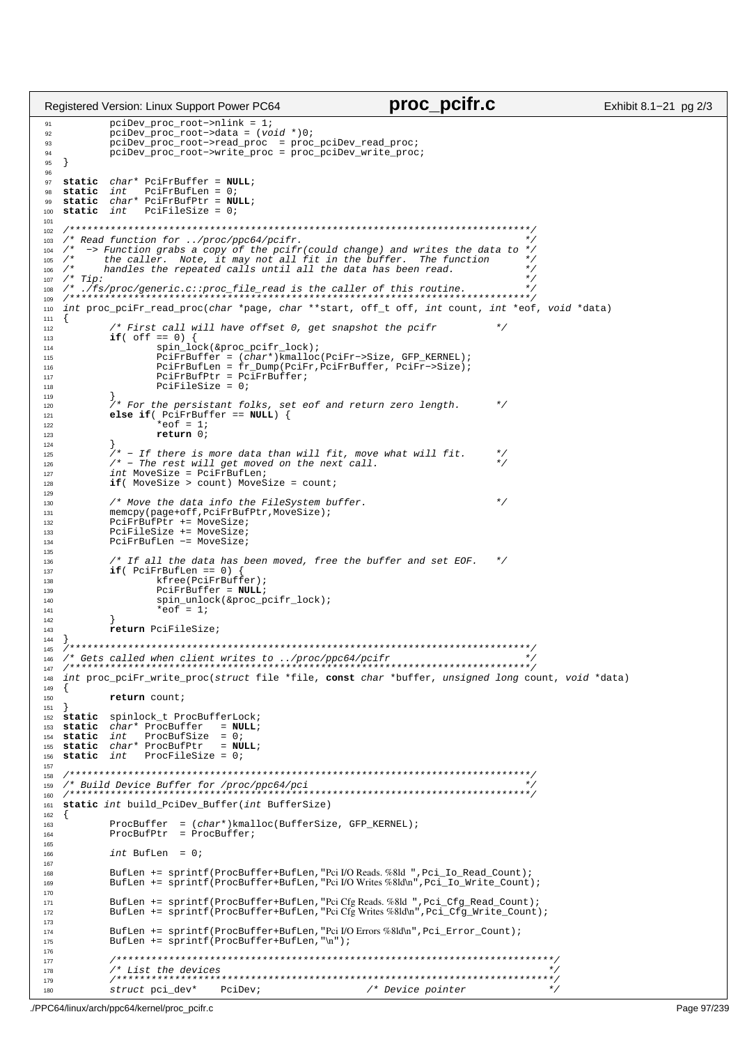```c
        pciDev_proc_root->nlink = 1;
        pciDev_proc_root->data = (void *)0;
        pciDev_proc_root->read_proc  = proc_pciDev_read_proc;
        pciDev_proc_root->write_proc = proc_pciDev_write_proc;
}

static  char* PciFrBuffer = NULL;
static  int   PciFrBufLen = 0;
static  char* PciFrBufPtr = NULL;
static  int   PciFileSize = 0;

/*****************************************************************************/
/* Read function for ../proc/ppc64/pcifr.                                    */
/*  -> Function grabs a copy of the pcifr(could change) and writes the data to */
/*     the caller.  Note, it may not all fit in the buffer.  The function    */
/*     handles the repeated calls until all the data has been read.          */
/* Tip:                                                                      */
/* ./fs/proc/generic.c::proc_file_read is the caller of this routine.        */
/*****************************************************************************/
int proc_pciFr_read_proc(char *page, char **start, off_t off, int count, int *eof, void *data)
{
        /* First call will have offset 0, get snapshot the pcifr         */
        if( off == 0) {
                spin_lock(&proc_pcifr_lock);
                PciFrBuffer = (char*)kmalloc(PciFr->Size, GFP_KERNEL);
                PciFrBufLen = fr_Dump(PciFr,PciFrBuffer, PciFr->Size);
                PciFrBufPtr = PciFrBuffer;
                PciFileSize = 0;
        }
        /* For the persistant folks, set eof and return zero length.     */
        else if( PciFrBuffer == NULL) {
                *eof = 1;
                return 0;
        }
        /* - If there is more data than will fit, move what will fit.    */
        /* - The rest will get moved on the next call.                   */
        int MoveSize = PciFrBufLen;
        if( MoveSize > count) MoveSize = count;

        /* Move the data info the FileSystem buffer.                     */
        memcpy(page+off,PciFrBufPtr,MoveSize);
        PciFrBufPtr += MoveSize;
        PciFileSize += MoveSize;
        PciFrBufLen -= MoveSize;

        /* If all the data has been moved, free the buffer and set EOF.  */
        if( PciFrBufLen == 0) {
                kfree(PciFrBuffer);
                PciFrBuffer = NULL;
                spin_unlock(&proc_pcifr_lock);
                *eof = 1;
        }
        return PciFileSize;
}
/*****************************************************************************/
/* Gets called when client writes to ../proc/ppc64/pcifr                     */
/*****************************************************************************/
int proc_pciFr_write_proc(struct file *file, const char *buffer, unsigned long count, void *data)
{
        return count;
}
static  spinlock_t ProcBufferLock;
static  char* ProcBuffer   = NULL;
static  int   ProcBufSize  = 0;
static  char* ProcBufPtr   = NULL;
static  int   ProcFileSize = 0;

/*****************************************************************************/
/* Build Device Buffer for /proc/ppc64/pci                                   */
/*****************************************************************************/
static int build_PciDev_Buffer(int BufferSize)
{
        ProcBuffer  = (char*)kmalloc(BufferSize, GFP_KERNEL);
        ProcBufPtr  = ProcBuffer;

        int BufLen  = 0;

        BufLen += sprintf(ProcBuffer+BufLen,"Pci I/O Reads. %8ld ",Pci_Io_Read_Count);
        BufLen += sprintf(ProcBuffer+BufLen,"Pci I/O Writes %8ld\n",Pci_Io_Write_Count);

        BufLen += sprintf(ProcBuffer+BufLen,"Pci Cfg Reads. %8ld ",Pci_Cfg_Read_Count);
        BufLen += sprintf(ProcBuffer+BufLen,"Pci Cfg Writes %8ld\n",Pci_Cfg_Write_Count);

        BufLen += sprintf(ProcBuffer+BufLen,"Pci I/O Errors %8ld\n",Pci_Error_Count);
        BufLen += sprintf(ProcBuffer+BufLen,"\n");

        /*************************************************************************/
        /* List the devices                                                      */
        /*************************************************************************/
        struct pci_dev*    PciDev;                  /* Device pointer            */
```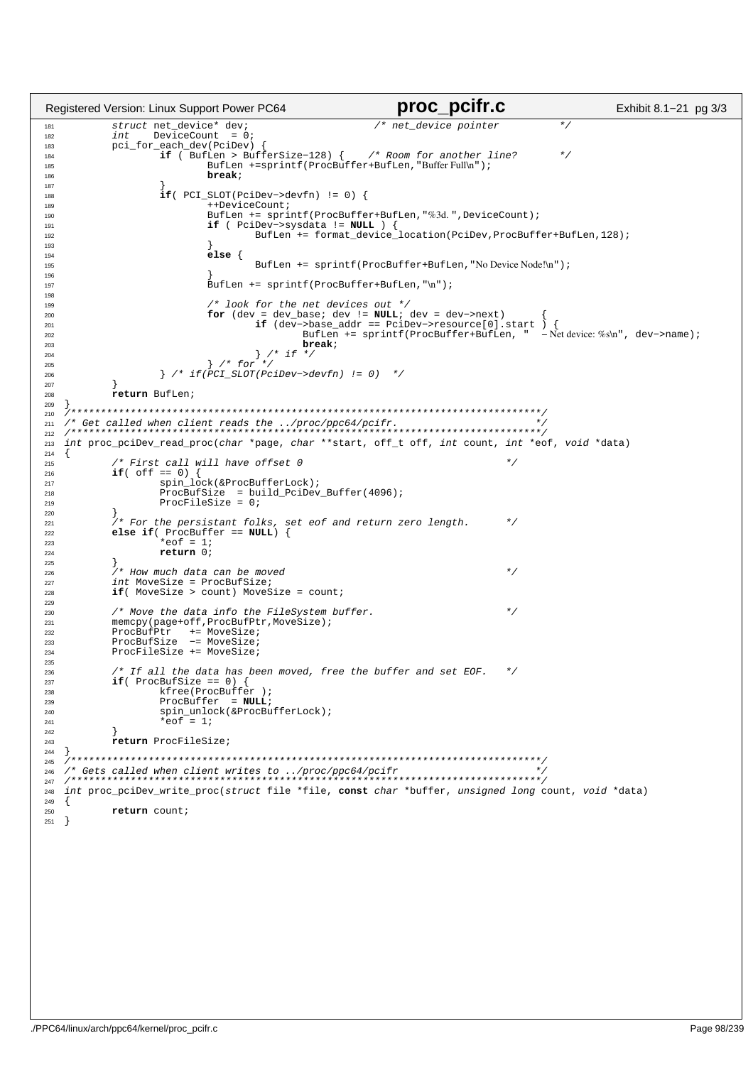```c
        struct net_device* dev;                 /* net_device pointer          */
        int    DeviceCount  = 0;
        pci_for_each_dev(PciDev) {
                if ( BufLen > BufferSize-128) {    /* Room for another line?      */
                        BufLen +=sprintf(ProcBuffer+BufLen,"Buffer Full\n");
                        break;
                }
                if( PCI_SLOT(PciDev->devfn) != 0) {
                        ++DeviceCount;
                        BufLen += sprintf(ProcBuffer+BufLen,"%3d. ",DeviceCount);
                        if ( PciDev->sysdata != NULL ) {
                                BufLen += format_device_location(PciDev,ProcBuffer+BufLen,128);
                        }
                        else {
                                BufLen += sprintf(ProcBuffer+BufLen,"No Device Node!\n");
                        }
                        BufLen += sprintf(ProcBuffer+BufLen,"\n");

                        /* look for the net devices out */
                        for (dev = dev_base; dev != NULL; dev = dev->next)      {
                                if (dev->base_addr == PciDev->resource[0].start ) {
                                        BufLen += sprintf(ProcBuffer+BufLen, "   - Net device: %s\n", dev->name);
                                        break;
                                } /* if */
                        } /* for */
                } /* if(PCI_SLOT(PciDev->devfn) != 0)  */
        }
        return BufLen;
}
/*******************************************************************************/
/* Get called when client reads the ../proc/ppc64/pcifr.                       */
/*******************************************************************************/
int proc_pciDev_read_proc(char *page, char **start, off_t off, int count, int *eof, void *data)
{
        /* First call will have offset 0                                       */
        if( off == 0) {
                spin_lock(&ProcBufferLock);
                ProcBufSize  = build_PciDev_Buffer(4096);
                ProcFileSize = 0;
        }
        /* For the persistant folks, set eof and return zero length.          */
        else if( ProcBuffer == NULL) {
                *eof = 1;
                return 0;
        }
        /* How much data can be moved                                          */
        int MoveSize = ProcBufSize;
        if( MoveSize > count) MoveSize = count;

        /* Move the data info the FileSystem buffer.                           */
        memcpy(page+off,ProcBufPtr,MoveSize);
        ProcBufPtr   += MoveSize;
        ProcBufSize  -= MoveSize;
        ProcFileSize += MoveSize;

        /* If all the data has been moved, free the buffer and set EOF.   */
        if( ProcBufSize == 0) {
                kfree(ProcBuffer );
                ProcBuffer  = NULL;
                spin_unlock(&ProcBufferLock);
                *eof = 1;
        }
        return ProcFileSize;
}
/*******************************************************************************/
/* Gets called when client writes to ../proc/ppc64/pcifr                       */
/*******************************************************************************/
int proc_pciDev_write_proc(struct file *file, const char *buffer, unsigned long count, void *data)
{
        return count;
}
```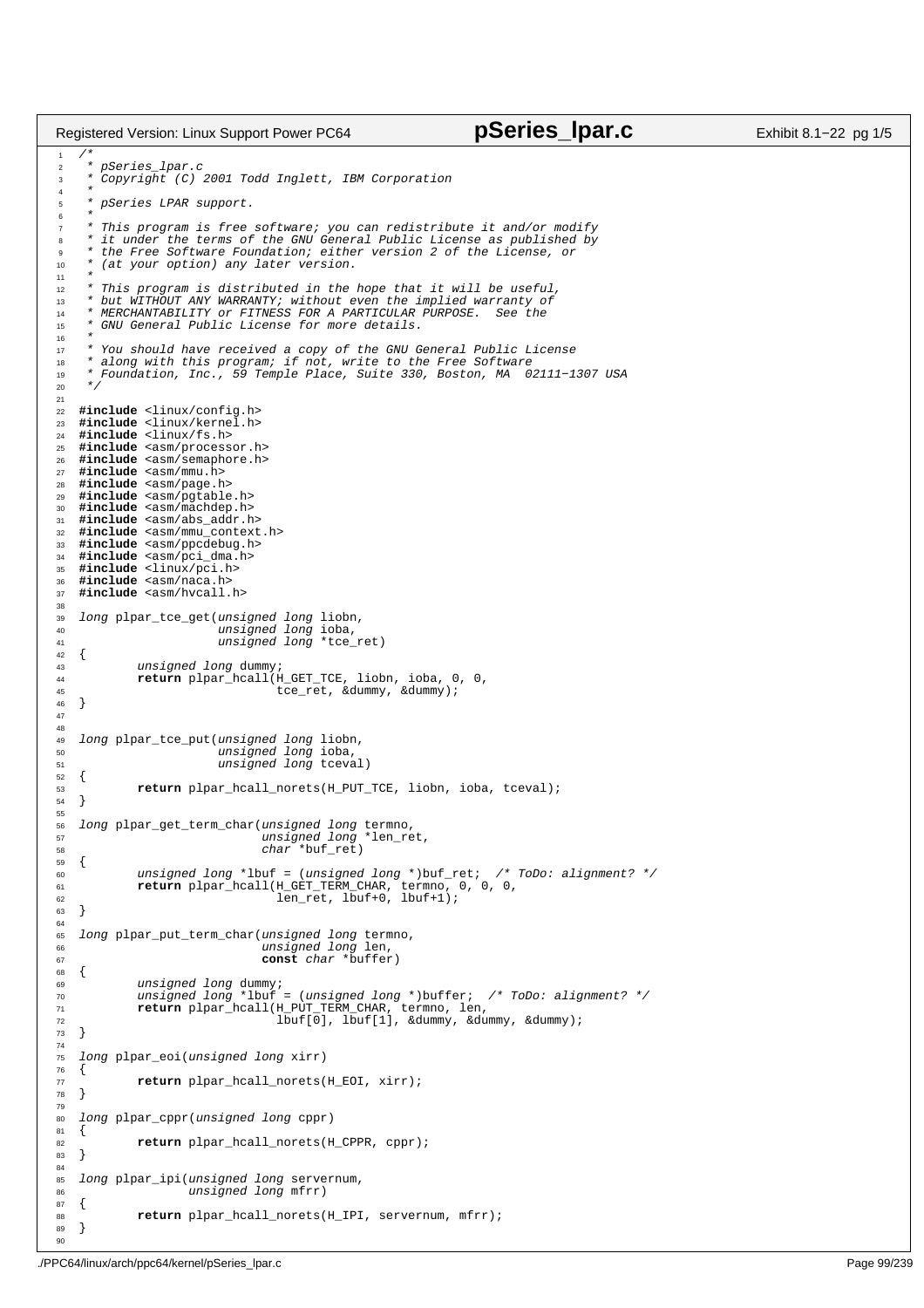```c
/*
 * pSeries_lpar.c
 * Copyright (C) 2001 Todd Inglett, IBM Corporation
 *
 * pSeries LPAR support.
 *
 * This program is free software; you can redistribute it and/or modify
 * it under the terms of the GNU General Public License as published by
 * the Free Software Foundation; either version 2 of the License, or
 * (at your option) any later version.
 *
 * This program is distributed in the hope that it will be useful,
 * but WITHOUT ANY WARRANTY; without even the implied warranty of
 * MERCHANTABILITY or FITNESS FOR A PARTICULAR PURPOSE.  See the
 * GNU General Public License for more details.
 *
 * You should have received a copy of the GNU General Public License
 * along with this program; if not, write to the Free Software
 * Foundation, Inc., 59 Temple Place, Suite 330, Boston, MA  02111-1307 USA
 */

#include <linux/config.h>
#include <linux/kernel.h>
#include <linux/fs.h>
#include <asm/processor.h>
#include <asm/semaphore.h>
#include <asm/mmu.h>
#include <asm/page.h>
#include <asm/pgtable.h>
#include <asm/machdep.h>
#include <asm/abs_addr.h>
#include <asm/mmu_context.h>
#include <asm/ppcdebug.h>
#include <asm/pci_dma.h>
#include <linux/pci.h>
#include <asm/naca.h>
#include <asm/hvcall.h>

long plpar_tce_get(unsigned long liobn,
                   unsigned long ioba,
                   unsigned long *tce_ret)
{
        unsigned long dummy;
        return plpar_hcall(H_GET_TCE, liobn, ioba, 0, 0,
                           tce_ret, &dummy, &dummy);
}


long plpar_tce_put(unsigned long liobn,
                   unsigned long ioba,
                   unsigned long tceval)
{
        return plpar_hcall_norets(H_PUT_TCE, liobn, ioba, tceval);
}

long plpar_get_term_char(unsigned long termno,
                         unsigned long *len_ret,
                         char *buf_ret)
{
        unsigned long *lbuf = (unsigned long *)buf_ret;  /* ToDo: alignment? */
        return plpar_hcall(H_GET_TERM_CHAR, termno, 0, 0, 0,
                           len_ret, lbuf+0, lbuf+1);
}

long plpar_put_term_char(unsigned long termno,
                         unsigned long len,
                         const char *buffer)
{
        unsigned long dummy;
        unsigned long *lbuf = (unsigned long *)buffer;  /* ToDo: alignment? */
        return plpar_hcall(H_PUT_TERM_CHAR, termno, len,
                           lbuf[0], lbuf[1], &dummy, &dummy, &dummy);
}

long plpar_eoi(unsigned long xirr)
{
        return plpar_hcall_norets(H_EOI, xirr);
}

long plpar_cppr(unsigned long cppr)
{
        return plpar_hcall_norets(H_CPPR, cppr);
}

long plpar_ipi(unsigned long servernum,
               unsigned long mfrr)
{
        return plpar_hcall_norets(H_IPI, servernum, mfrr);
}

```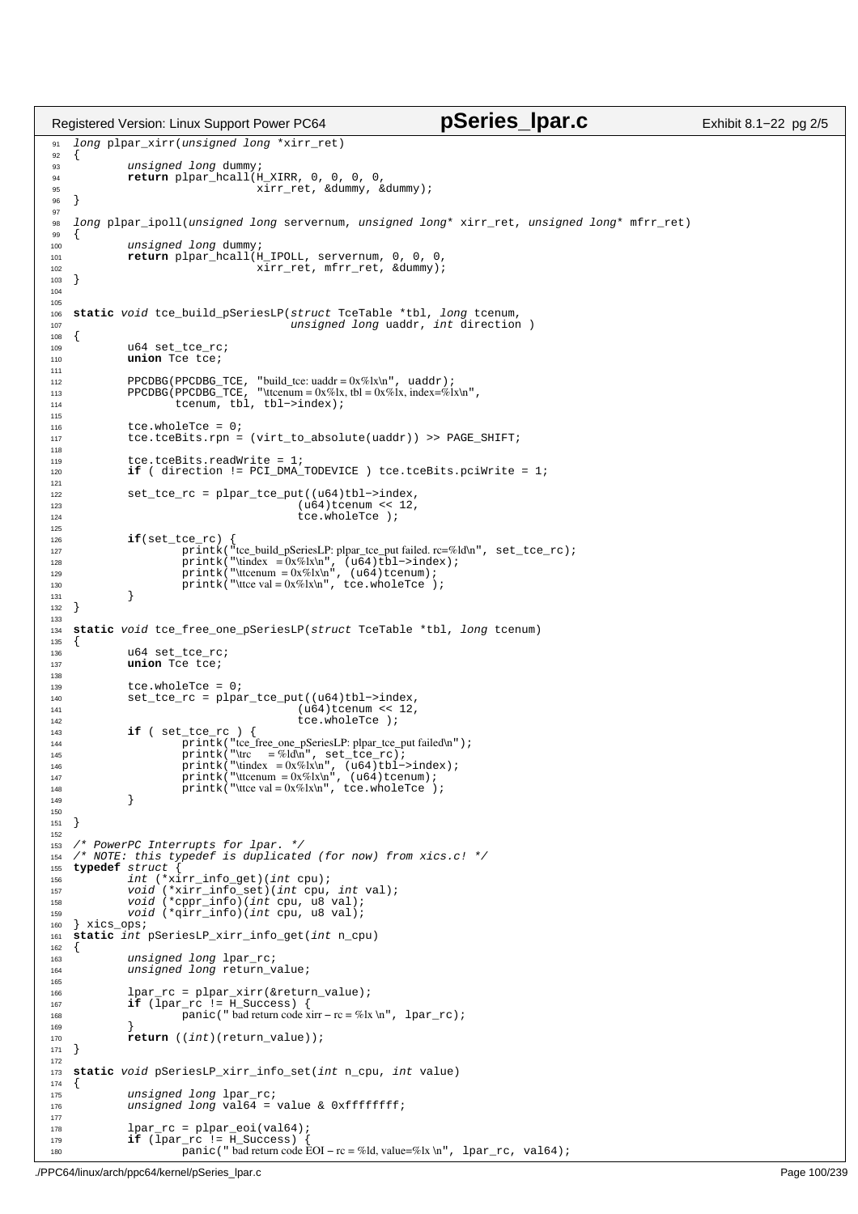```c
long plpar_xirr(unsigned long *xirr_ret)
{
	unsigned long dummy;
	return plpar_hcall(H_XIRR, 0, 0, 0, 0,
			   xirr_ret, &dummy, &dummy);
}

long plpar_ipoll(unsigned long servernum, unsigned long* xirr_ret, unsigned long* mfrr_ret)
{
	unsigned long dummy;
	return plpar_hcall(H_IPOLL, servernum, 0, 0, 0,
			   xirr_ret, mfrr_ret, &dummy);
}


static void tce_build_pSeriesLP(struct TceTable *tbl, long tcenum,
				unsigned long uaddr, int direction )
{
	u64 set_tce_rc;
	union Tce tce;

	PPCDBG(PPCDBG_TCE, "build_tce: uaddr = 0x%lx\n", uaddr);
	PPCDBG(PPCDBG_TCE, "\ttcenum = 0x%lx, tbl = 0x%lx, index=%lx\n",
	       tcenum, tbl, tbl->index);

	tce.wholeTce = 0;
	tce.tceBits.rpn = (virt_to_absolute(uaddr)) >> PAGE_SHIFT;

	tce.tceBits.readWrite = 1;
	if ( direction != PCI_DMA_TODEVICE ) tce.tceBits.pciWrite = 1;

	set_tce_rc = plpar_tce_put((u64)tbl->index,
				   (u64)tcenum << 12,
				   tce.wholeTce );

	if(set_tce_rc) {
		printk("tce_build_pSeriesLP: plpar_tce_put failed. rc=%ld\n", set_tce_rc);
		printk("\tindex   = 0x%lx\n", (u64)tbl->index);
		printk("\ttcenum  = 0x%lx\n", (u64)tcenum);
		printk("\ttce val = 0x%lx\n", tce.wholeTce );
	}
}

static void tce_free_one_pSeriesLP(struct TceTable *tbl, long tcenum)
{
	u64 set_tce_rc;
	union Tce tce;

	tce.wholeTce = 0;
	set_tce_rc = plpar_tce_put((u64)tbl->index,
				   (u64)tcenum << 12,
				   tce.wholeTce );
	if ( set_tce_rc ) {
		printk("tce_free_one_pSeriesLP: plpar_tce_put failed\n");
		printk("\trc      = %ld\n", set_tce_rc);
		printk("\tindex   = 0x%lx\n", (u64)tbl->index);
		printk("\ttcenum  = 0x%lx\n", (u64)tcenum);
		printk("\ttce val = 0x%lx\n", tce.wholeTce );
	}

}

/* PowerPC Interrupts for lpar. */
/* NOTE: this typedef is duplicated (for now) from xics.c! */
typedef struct {
	int (*xirr_info_get)(int cpu);
	void (*xirr_info_set)(int cpu, int val);
	void (*cppr_info)(int cpu, u8 val);
	void (*qirr_info)(int cpu, u8 val);
} xics_ops;
static int pSeriesLP_xirr_info_get(int n_cpu)
{
	unsigned long lpar_rc;
	unsigned long return_value;

	lpar_rc = plpar_xirr(&return_value);
	if (lpar_rc != H_Success) {
		panic(" bad return code xirr - rc = %lx \n", lpar_rc);
	}
	return ((int)(return_value));
}

static void pSeriesLP_xirr_info_set(int n_cpu, int value)
{
	unsigned long lpar_rc;
	unsigned long val64 = value & 0xffffffff;

	lpar_rc = plpar_eoi(val64);
	if (lpar_rc != H_Success) {
		panic(" bad return code EOI - rc = %ld, value=%lx \n", lpar_rc, val64);
```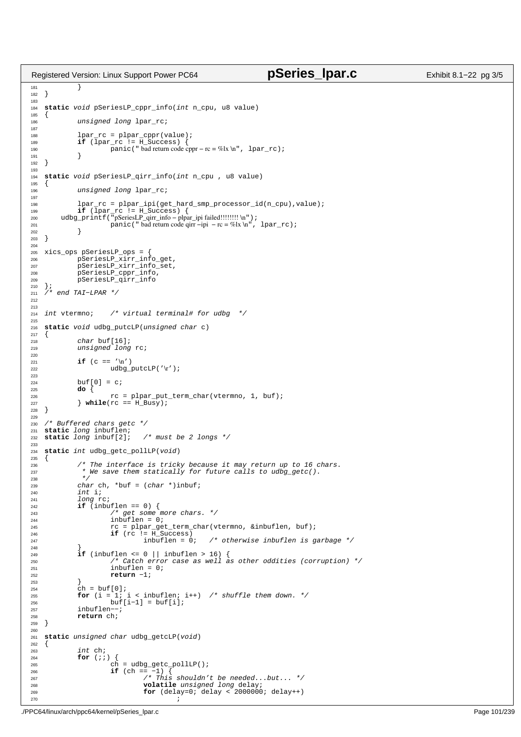```c
        }
}

static void pSeriesLP_cppr_info(int n_cpu, u8 value)
{
        unsigned long lpar_rc;

        lpar_rc = plpar_cppr(value);
        if (lpar_rc != H_Success) {
                panic(" bad return code cppr - rc = %lx \n", lpar_rc);
        }
}

static void pSeriesLP_qirr_info(int n_cpu , u8 value)
{
        unsigned long lpar_rc;

        lpar_rc = plpar_ipi(get_hard_smp_processor_id(n_cpu),value);
        if (lpar_rc != H_Success) {
    udbg_printf("pSeriesLP_qirr_info - plpar_ipi failed!!!!!!!! \n");
                panic(" bad return code qirr -ipi  - rc = %lx \n", lpar_rc);
        }
}

xics_ops pSeriesLP_ops = {
        pSeriesLP_xirr_info_get,
        pSeriesLP_xirr_info_set,
        pSeriesLP_cppr_info,
        pSeriesLP_qirr_info
};
/* end TAI-LPAR */


int vtermno;    /* virtual terminal# for udbg  */

static void udbg_putcLP(unsigned char c)
{
        char buf[16];
        unsigned long rc;

        if (c == '\n')
                udbg_putcLP('\r');

        buf[0] = c;
        do {
                rc = plpar_put_term_char(vtermno, 1, buf);
        } while(rc == H_Busy);
}

/* Buffered chars getc */
static long inbuflen;
static long inbuf[2];   /* must be 2 longs */

static int udbg_getc_pollLP(void)
{
        /* The interface is tricky because it may return up to 16 chars.
         * We save them statically for future calls to udbg_getc().
         */
        char ch, *buf = (char *)inbuf;
        int i;
        long rc;
        if (inbuflen == 0) {
                /* get some more chars. */
                inbuflen = 0;
                rc = plpar_get_term_char(vtermno, &inbuflen, buf);
                if (rc != H_Success)
                        inbuflen = 0;   /* otherwise inbuflen is garbage */
        }
        if (inbuflen <= 0 || inbuflen > 16) {
                /* Catch error case as well as other oddities (corruption) */
                inbuflen = 0;
                return -1;
        }
        ch = buf[0];
        for (i = 1; i < inbuflen; i++)  /* shuffle them down. */
                buf[i-1] = buf[i];
        inbuflen--;
        return ch;
}

static unsigned char udbg_getcLP(void)
{
        int ch;
        for (;;) {
                ch = udbg_getc_pollLP();
                if (ch == -1) {
                        /* This shouldn't be needed...but... */
                        volatile unsigned long delay;
                        for (delay=0; delay < 2000000; delay++)
                                ;
```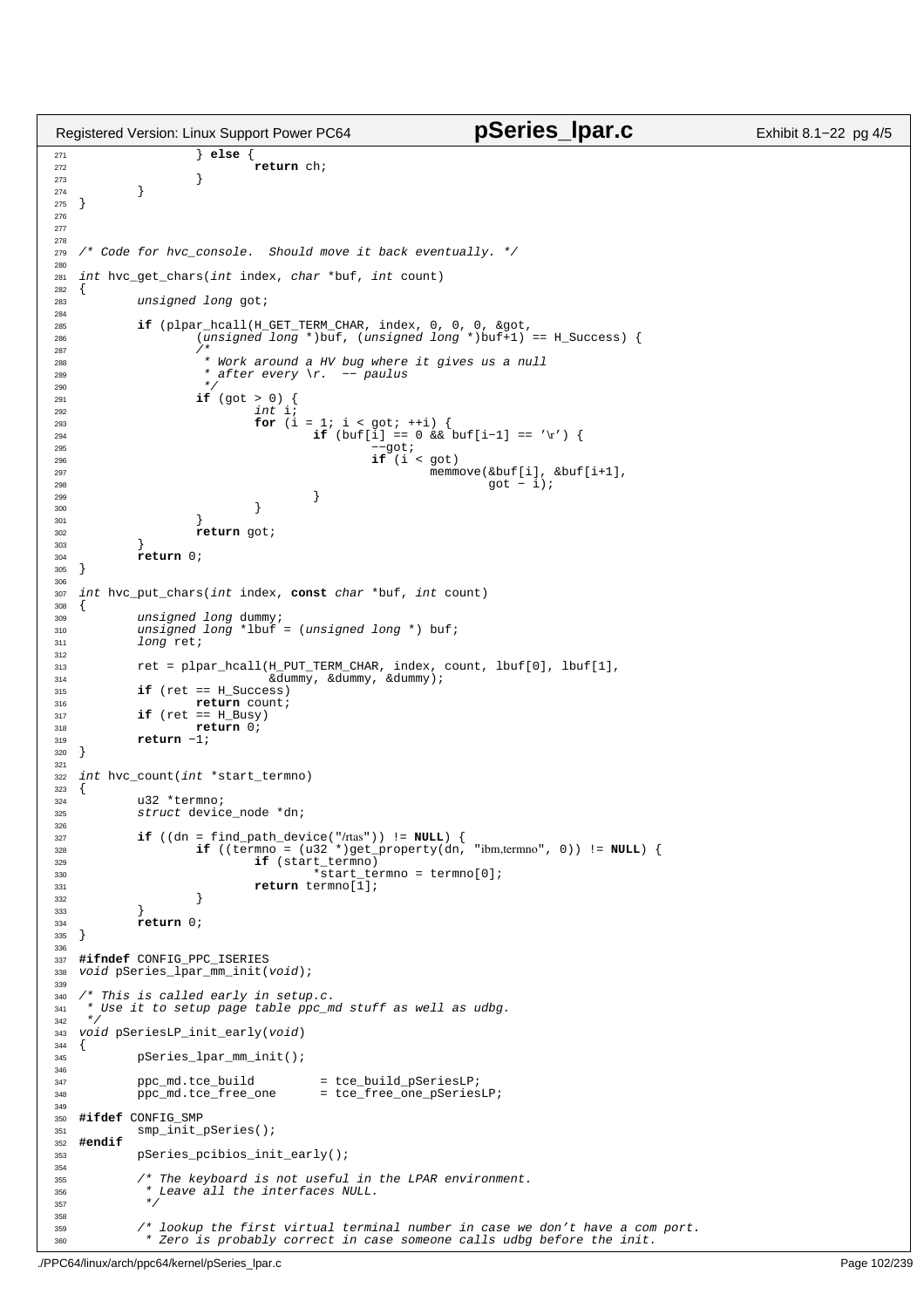```c
		} else {
			return ch;
		}
	}
}



/* Code for hvc_console.  Should move it back eventually. */

int hvc_get_chars(int index, char *buf, int count)
{
	unsigned long got;

	if (plpar_hcall(H_GET_TERM_CHAR, index, 0, 0, 0, &got,
		(unsigned long *)buf, (unsigned long *)buf+1) == H_Success) {
		/*
		 * Work around a HV bug where it gives us a null
		 * after every \r.  -- paulus
		 */
		if (got > 0) {
			int i;
			for (i = 1; i < got; ++i) {
				if (buf[i] == 0 && buf[i-1] == '\r') {
					--got;
					if (i < got)
						memmove(&buf[i], &buf[i+1],
							got - i);
				}
			}
		}
		return got;
	}
	return 0;
}

int hvc_put_chars(int index, const char *buf, int count)
{
	unsigned long dummy;
	unsigned long *lbuf = (unsigned long *) buf;
	long ret;

	ret = plpar_hcall(H_PUT_TERM_CHAR, index, count, lbuf[0], lbuf[1],
			  &dummy, &dummy, &dummy);
	if (ret == H_Success)
		return count;
	if (ret == H_Busy)
		return 0;
	return -1;
}

int hvc_count(int *start_termno)
{
	u32 *termno;
	struct device_node *dn;

	if ((dn = find_path_device("/rtas")) != NULL) {
		if ((termno = (u32 *)get_property(dn, "ibm,termno", 0)) != NULL) {
			if (start_termno)
				*start_termno = termno[0];
			return termno[1];
		}
	}
	return 0;
}

#ifndef CONFIG_PPC_ISERIES
void pSeries_lpar_mm_init(void);

/* This is called early in setup.c.
 * Use it to setup page table ppc_md stuff as well as udbg.
 */
void pSeriesLP_init_early(void)
{
	pSeries_lpar_mm_init();

	ppc_md.tce_build	 = tce_build_pSeriesLP;
	ppc_md.tce_free_one	 = tce_free_one_pSeriesLP;

#ifdef CONFIG_SMP
	smp_init_pSeries();
#endif
	pSeries_pcibios_init_early();

	/* The keyboard is not useful in the LPAR environment.
	 * Leave all the interfaces NULL.
	 */

	/* lookup the first virtual terminal number in case we don't have a com port.
	 * Zero is probably correct in case someone calls udbg before the init.
```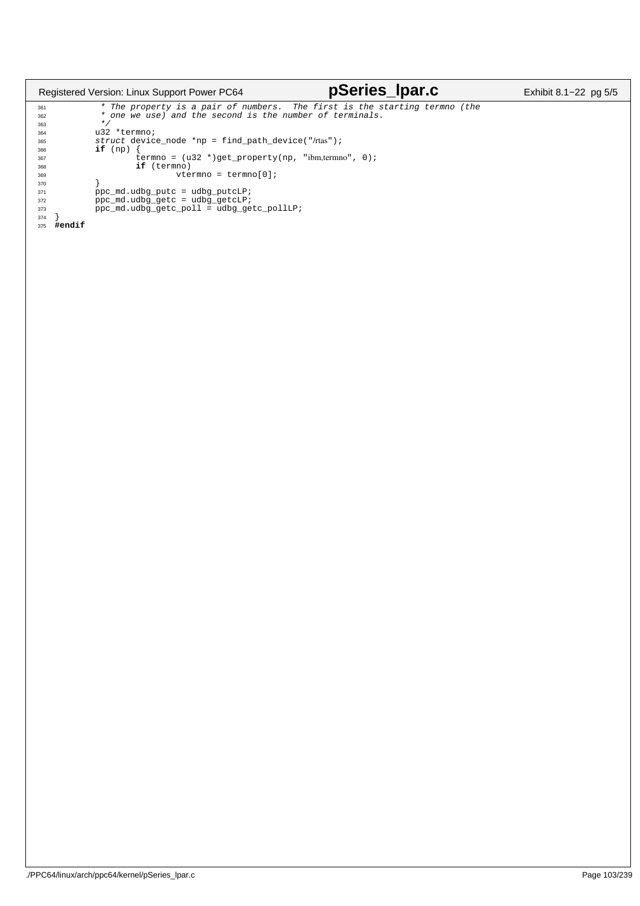```c
361          * The property is a pair of numbers.  The first is the starting termno (the
362          * one we use) and the second is the number of terminals.
363          */
364         u32 *termno;
365         struct device_node *np = find_path_device("/rtas");
366         if (np) {
367                 termno = (u32 *)get_property(np, "ibm,termno", 0);
368                 if (termno)
369                         vtermno = termno[0];
370         }
371         ppc_md.udbg_putc = udbg_putcLP;
372         ppc_md.udbg_getc = udbg_getcLP;
373         ppc_md.udbg_getc_poll = udbg_getc_pollLP;
374 }
375 #endif
```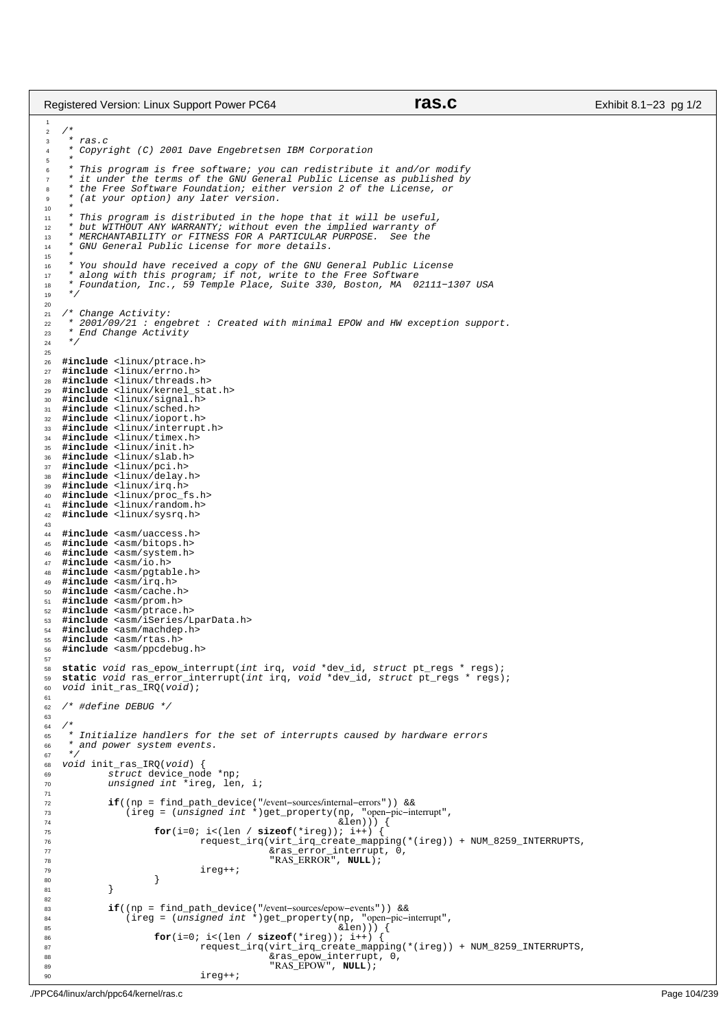```c
/*
 * ras.c
 * Copyright (C) 2001 Dave Engebretsen IBM Corporation
 *
 * This program is free software; you can redistribute it and/or modify
 * it under the terms of the GNU General Public License as published by
 * the Free Software Foundation; either version 2 of the License, or
 * (at your option) any later version.
 *
 * This program is distributed in the hope that it will be useful,
 * but WITHOUT ANY WARRANTY; without even the implied warranty of
 * MERCHANTABILITY or FITNESS FOR A PARTICULAR PURPOSE.  See the
 * GNU General Public License for more details.
 *
 * You should have received a copy of the GNU General Public License
 * along with this program; if not, write to the Free Software
 * Foundation, Inc., 59 Temple Place, Suite 330, Boston, MA  02111-1307 USA
 */

/* Change Activity:
 * 2001/09/21 : engebret : Created with minimal EPOW and HW exception support.
 * End Change Activity
 */

#include <linux/ptrace.h>
#include <linux/errno.h>
#include <linux/threads.h>
#include <linux/kernel_stat.h>
#include <linux/signal.h>
#include <linux/sched.h>
#include <linux/ioport.h>
#include <linux/interrupt.h>
#include <linux/timex.h>
#include <linux/init.h>
#include <linux/slab.h>
#include <linux/pci.h>
#include <linux/delay.h>
#include <linux/irq.h>
#include <linux/proc_fs.h>
#include <linux/random.h>
#include <linux/sysrq.h>

#include <asm/uaccess.h>
#include <asm/bitops.h>
#include <asm/system.h>
#include <asm/io.h>
#include <asm/pgtable.h>
#include <asm/irq.h>
#include <asm/cache.h>
#include <asm/prom.h>
#include <asm/ptrace.h>
#include <asm/iSeries/LparData.h>
#include <asm/machdep.h>
#include <asm/rtas.h>
#include <asm/ppcdebug.h>

static void ras_epow_interrupt(int irq, void *dev_id, struct pt_regs * regs);
static void ras_error_interrupt(int irq, void *dev_id, struct pt_regs * regs);
void init_ras_IRQ(void);

/* #define DEBUG */

/*
 * Initialize handlers for the set of interrupts caused by hardware errors
 * and power system events.
 */
void init_ras_IRQ(void) {
        struct device_node *np;
        unsigned int *ireg, len, i;

        if((np = find_path_device("/event-sources/internal-errors")) &&
           (ireg = (unsigned int *)get_property(np, "open-pic-interrupt",
                                                 &len))) {
                for(i=0; i<(len / sizeof(*ireg)); i++) {
                        request_irq(virt_irq_create_mapping(*(ireg)) + NUM_8259_INTERRUPTS,
                                    &ras_error_interrupt, 0,
                                    "RAS_ERROR", NULL);
                        ireg++;
                }
        }

        if((np = find_path_device("/event-sources/epow-events")) &&
           (ireg = (unsigned int *)get_property(np, "open-pic-interrupt",
                                                 &len))) {
                for(i=0; i<(len / sizeof(*ireg)); i++) {
                        request_irq(virt_irq_create_mapping(*(ireg)) + NUM_8259_INTERRUPTS,
                                    &ras_epow_interrupt, 0,
                                    "RAS_EPOW", NULL);
                        ireg++;
```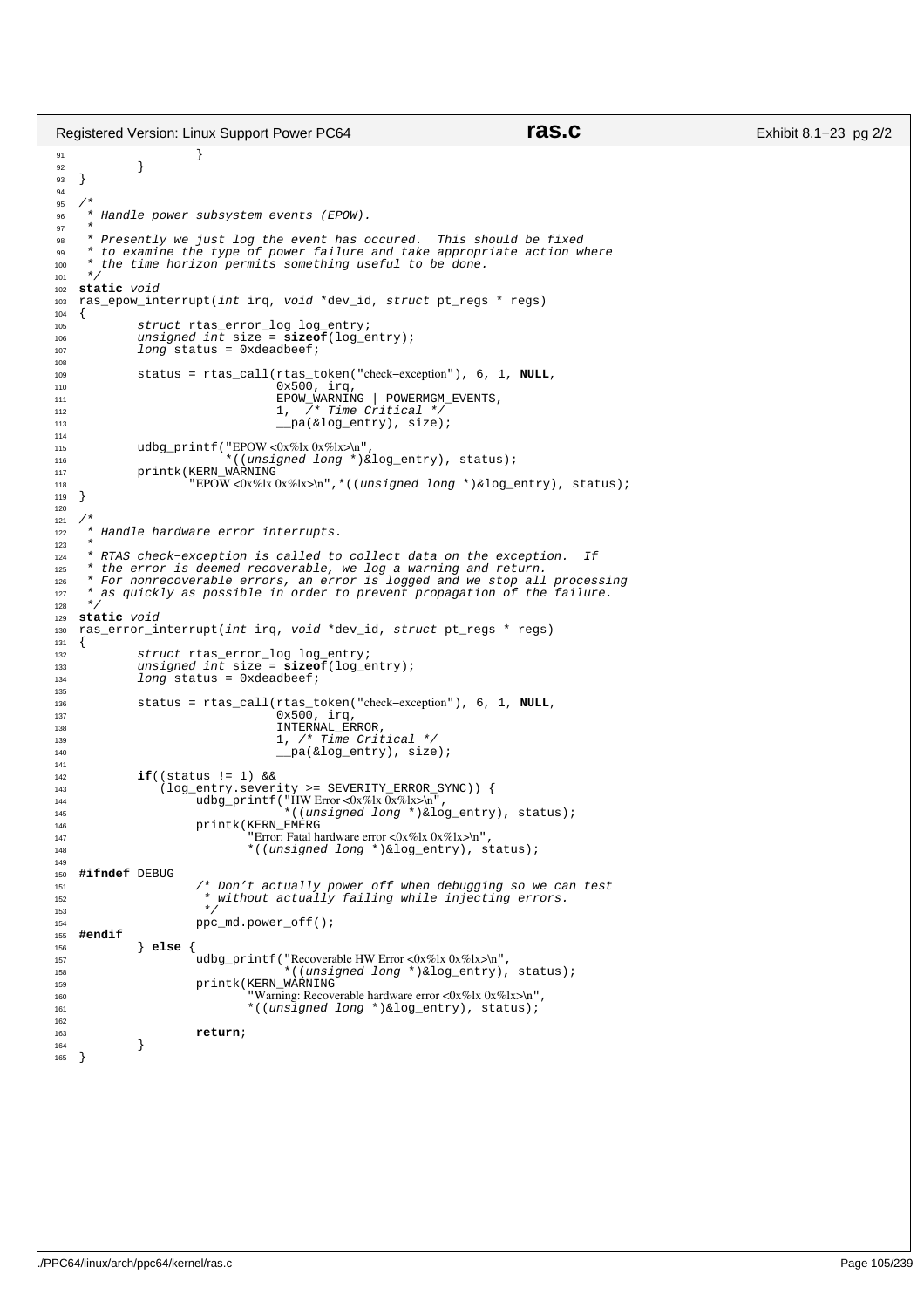```c
                }
        }
}

/*
 * Handle power subsystem events (EPOW).
 *
 * Presently we just log the event has occured.  This should be fixed
 * to examine the type of power failure and take appropriate action where
 * the time horizon permits something useful to be done.
 */
static void
ras_epow_interrupt(int irq, void *dev_id, struct pt_regs * regs)
{
        struct rtas_error_log log_entry;
        unsigned int size = sizeof(log_entry);
        long status = 0xdeadbeef;

        status = rtas_call(rtas_token("check-exception"), 6, 1, NULL,
                           0x500, irq,
                           EPOW_WARNING | POWERMGM_EVENTS,
                           1,  /* Time Critical */
                           __pa(&log_entry), size);

        udbg_printf("EPOW <0x%lx 0x%lx>\n",
                    *((unsigned long *)&log_entry), status);
        printk(KERN_WARNING
               "EPOW <0x%lx 0x%lx>\n",*((unsigned long *)&log_entry), status);
}

/*
 * Handle hardware error interrupts.
 *
 * RTAS check-exception is called to collect data on the exception.  If
 * the error is deemed recoverable, we log a warning and return.
 * For nonrecoverable errors, an error is logged and we stop all processing
 * as quickly as possible in order to prevent propagation of the failure.
 */
static void
ras_error_interrupt(int irq, void *dev_id, struct pt_regs * regs)
{
        struct rtas_error_log log_entry;
        unsigned int size = sizeof(log_entry);
        long status = 0xdeadbeef;

        status = rtas_call(rtas_token("check-exception"), 6, 1, NULL,
                           0x500, irq,
                           INTERNAL_ERROR,
                           1, /* Time Critical */
                           __pa(&log_entry), size);

        if((status != 1) &&
           (log_entry.severity >= SEVERITY_ERROR_SYNC)) {
                udbg_printf("HW Error <0x%lx 0x%lx>\n",
                            *((unsigned long *)&log_entry), status);
                printk(KERN_EMERG
                       "Error: Fatal hardware error <0x%lx 0x%lx>\n",
                       *((unsigned long *)&log_entry), status);

#ifndef DEBUG
                /* Don't actually power off when debugging so we can test
                 * without actually failing while injecting errors.
                 */
                ppc_md.power_off();
#endif
        } else {
                udbg_printf("Recoverable HW Error <0x%lx 0x%lx>\n",
                            *((unsigned long *)&log_entry), status);
                printk(KERN_WARNING
                       "Warning: Recoverable hardware error <0x%lx 0x%lx>\n",
                       *((unsigned long *)&log_entry), status);

                return;
        }
}
```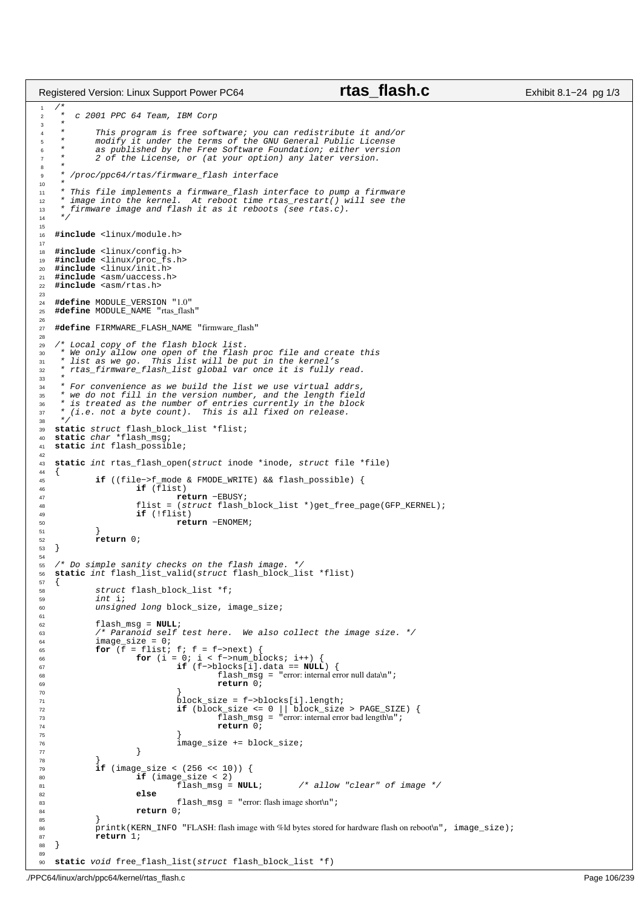```c
/*
 *  c 2001 PPC 64 Team, IBM Corp
 *
 *      This program is free software; you can redistribute it and/or
 *      modify it under the terms of the GNU General Public License
 *      as published by the Free Software Foundation; either version
 *      2 of the License, or (at your option) any later version.
 *
 * /proc/ppc64/rtas/firmware_flash interface
 *
 * This file implements a firmware_flash interface to pump a firmware
 * image into the kernel.  At reboot time rtas_restart() will see the
 * firmware image and flash it as it reboots (see rtas.c).
 */

#include <linux/module.h>

#include <linux/config.h>
#include <linux/proc_fs.h>
#include <linux/init.h>
#include <asm/uaccess.h>
#include <asm/rtas.h>

#define MODULE_VERSION "1.0"
#define MODULE_NAME "rtas_flash"

#define FIRMWARE_FLASH_NAME "firmware_flash"

/* Local copy of the flash block list.
 * We only allow one open of the flash proc file and create this
 * list as we go.  This list will be put in the kernel's
 * rtas_firmware_flash_list global var once it is fully read.
 *
 * For convenience as we build the list we use virtual addrs,
 * we do not fill in the version number, and the length field
 * is treated as the number of entries currently in the block
 * (i.e. not a byte count).  This is all fixed on release.
 */
static struct flash_block_list *flist;
static char *flash_msg;
static int flash_possible;

static int rtas_flash_open(struct inode *inode, struct file *file)
{
        if ((file->f_mode & FMODE_WRITE) && flash_possible) {
                if (flist)
                        return -EBUSY;
                flist = (struct flash_block_list *)get_free_page(GFP_KERNEL);
                if (!flist)
                        return -ENOMEM;
        }
        return 0;
}

/* Do simple sanity checks on the flash image. */
static int flash_list_valid(struct flash_block_list *flist)
{
        struct flash_block_list *f;
        int i;
        unsigned long block_size, image_size;

        flash_msg = NULL;
        /* Paranoid self test here.  We also collect the image size. */
        image_size = 0;
        for (f = flist; f; f = f->next) {
                for (i = 0; i < f->num_blocks; i++) {
                        if (f->blocks[i].data == NULL) {
                                flash_msg = "error: internal error null data\n";
                                return 0;
                        }
                        block_size = f->blocks[i].length;
                        if (block_size <= 0 || block_size > PAGE_SIZE) {
                                flash_msg = "error: internal error bad length\n";
                                return 0;
                        }
                        image_size += block_size;
                }
        }
        if (image_size < (256 << 10)) {
                if (image_size < 2)
                        flash_msg = NULL;       /* allow "clear" of image */
                else
                        flash_msg = "error: flash image short\n";
                return 0;
        }
        printk(KERN_INFO "FLASH: flash image with %ld bytes stored for hardware flash on reboot\n", image_size);
        return 1;
}

static void free_flash_list(struct flash_block_list *f)
```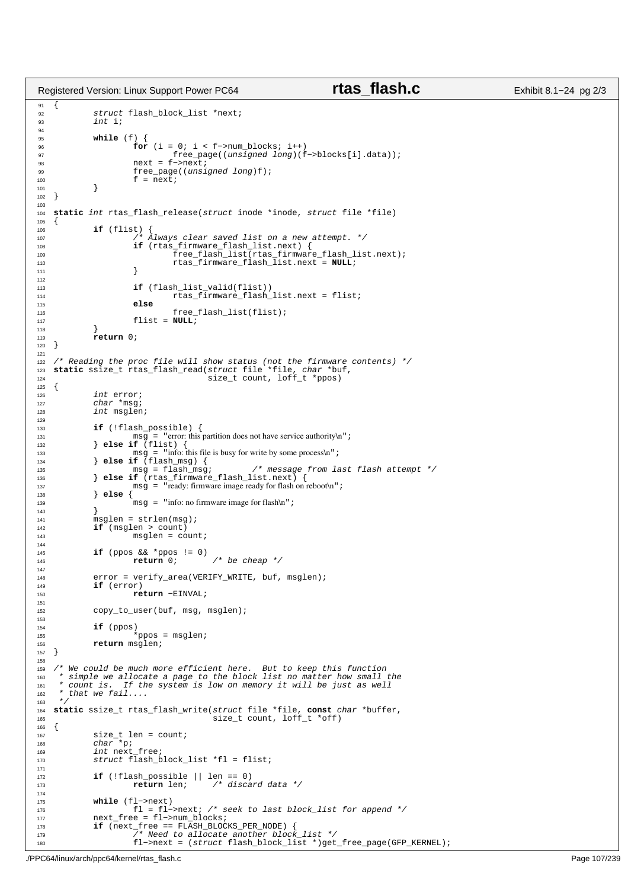```c
{
        struct flash_block_list *next;
        int i;

        while (f) {
                for (i = 0; i < f->num_blocks; i++)
                        free_page((unsigned long)(f->blocks[i].data));
                next = f->next;
                free_page((unsigned long)f);
                f = next;
        }
}

static int rtas_flash_release(struct inode *inode, struct file *file)
{
        if (flist) {
                /* Always clear saved list on a new attempt. */
                if (rtas_firmware_flash_list.next) {
                        free_flash_list(rtas_firmware_flash_list.next);
                        rtas_firmware_flash_list.next = NULL;
                }

                if (flash_list_valid(flist))
                        rtas_firmware_flash_list.next = flist;
                else
                        free_flash_list(flist);
                flist = NULL;
        }
        return 0;
}

/* Reading the proc file will show status (not the firmware contents) */
static ssize_t rtas_flash_read(struct file *file, char *buf,
                               size_t count, loff_t *ppos)
{
        int error;
        char *msg;
        int msglen;

        if (!flash_possible) {
                msg = "error: this partition does not have service authority\n";
        } else if (flist) {
                msg = "info: this file is busy for write by some process\n";
        } else if (flash_msg) {
                msg = flash_msg;        /* message from last flash attempt */
        } else if (rtas_firmware_flash_list.next) {
                msg = "ready: firmware image ready for flash on reboot\n";
        } else {
                msg = "info: no firmware image for flash\n";
        }
        msglen = strlen(msg);
        if (msglen > count)
                msglen = count;

        if (ppos && *ppos != 0)
                return 0;       /* be cheap */

        error = verify_area(VERIFY_WRITE, buf, msglen);
        if (error)
                return -EINVAL;

        copy_to_user(buf, msg, msglen);

        if (ppos)
                *ppos = msglen;
        return msglen;
}

/* We could be much more efficient here.  But to keep this function
 * simple we allocate a page to the block list no matter how small the
 * count is.  If the system is low on memory it will be just as well
 * that we fail....
 */
static ssize_t rtas_flash_write(struct file *file, const char *buffer,
                                size_t count, loff_t *off)
{
        size_t len = count;
        char *p;
        int next_free;
        struct flash_block_list *fl = flist;

        if (!flash_possible || len == 0)
                return len;     /* discard data */

        while (fl->next)
                fl = fl->next; /* seek to last block_list for append */
        next_free = fl->num_blocks;
        if (next_free == FLASH_BLOCKS_PER_NODE) {
                /* Need to allocate another block_list */
                fl->next = (struct flash_block_list *)get_free_page(GFP_KERNEL);
```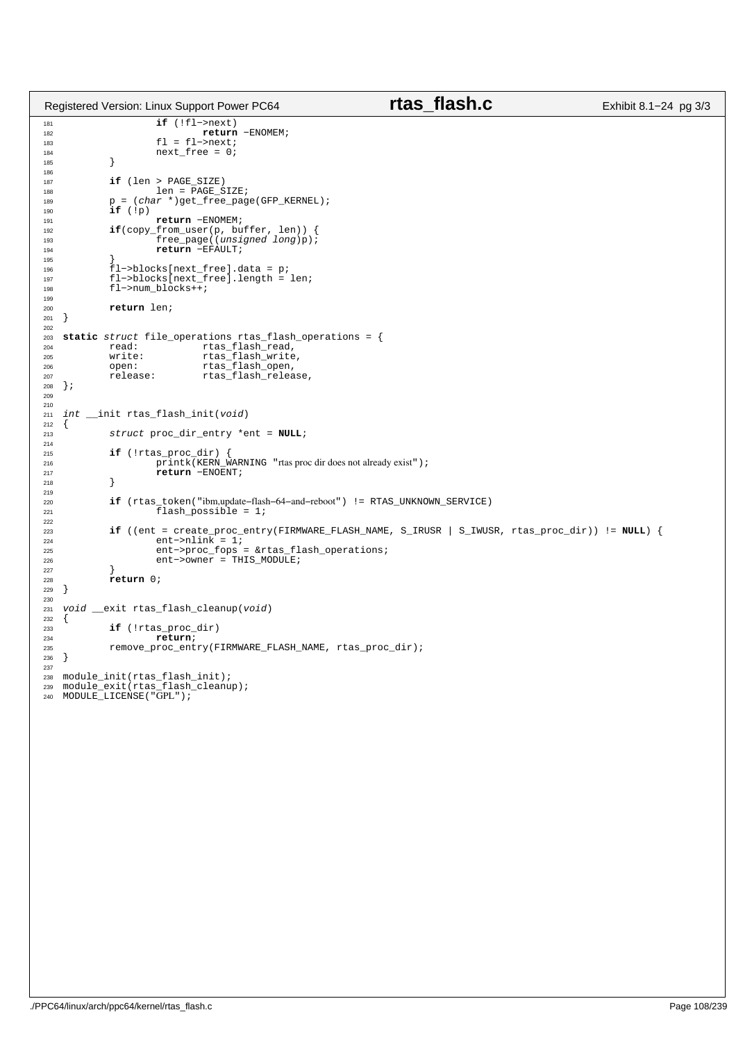```c
		if (!fl->next)
			return -ENOMEM;
		fl = fl->next;
		next_free = 0;
	}

	if (len > PAGE_SIZE)
		len = PAGE_SIZE;
	p = (char *)get_free_page(GFP_KERNEL);
	if (!p)
		return -ENOMEM;
	if(copy_from_user(p, buffer, len)) {
		free_page((unsigned long)p);
		return -EFAULT;
	}
	fl->blocks[next_free].data = p;
	fl->blocks[next_free].length = len;
	fl->num_blocks++;

	return len;
}

static struct file_operations rtas_flash_operations = {
	read:		rtas_flash_read,
	write:		rtas_flash_write,
	open:		rtas_flash_open,
	release:	rtas_flash_release,
};


int __init rtas_flash_init(void)
{
	struct proc_dir_entry *ent = NULL;

	if (!rtas_proc_dir) {
		printk(KERN_WARNING "rtas proc dir does not already exist");
		return -ENOENT;
	}

	if (rtas_token("ibm,update-flash-64-and-reboot") != RTAS_UNKNOWN_SERVICE)
		flash_possible = 1;

	if ((ent = create_proc_entry(FIRMWARE_FLASH_NAME, S_IRUSR | S_IWUSR, rtas_proc_dir)) != NULL) {
		ent->nlink = 1;
		ent->proc_fops = &rtas_flash_operations;
		ent->owner = THIS_MODULE;
	}
	return 0;
}

void __exit rtas_flash_cleanup(void)
{
	if (!rtas_proc_dir)
		return;
	remove_proc_entry(FIRMWARE_FLASH_NAME, rtas_proc_dir);
}

module_init(rtas_flash_init);
module_exit(rtas_flash_cleanup);
MODULE_LICENSE("GPL");
```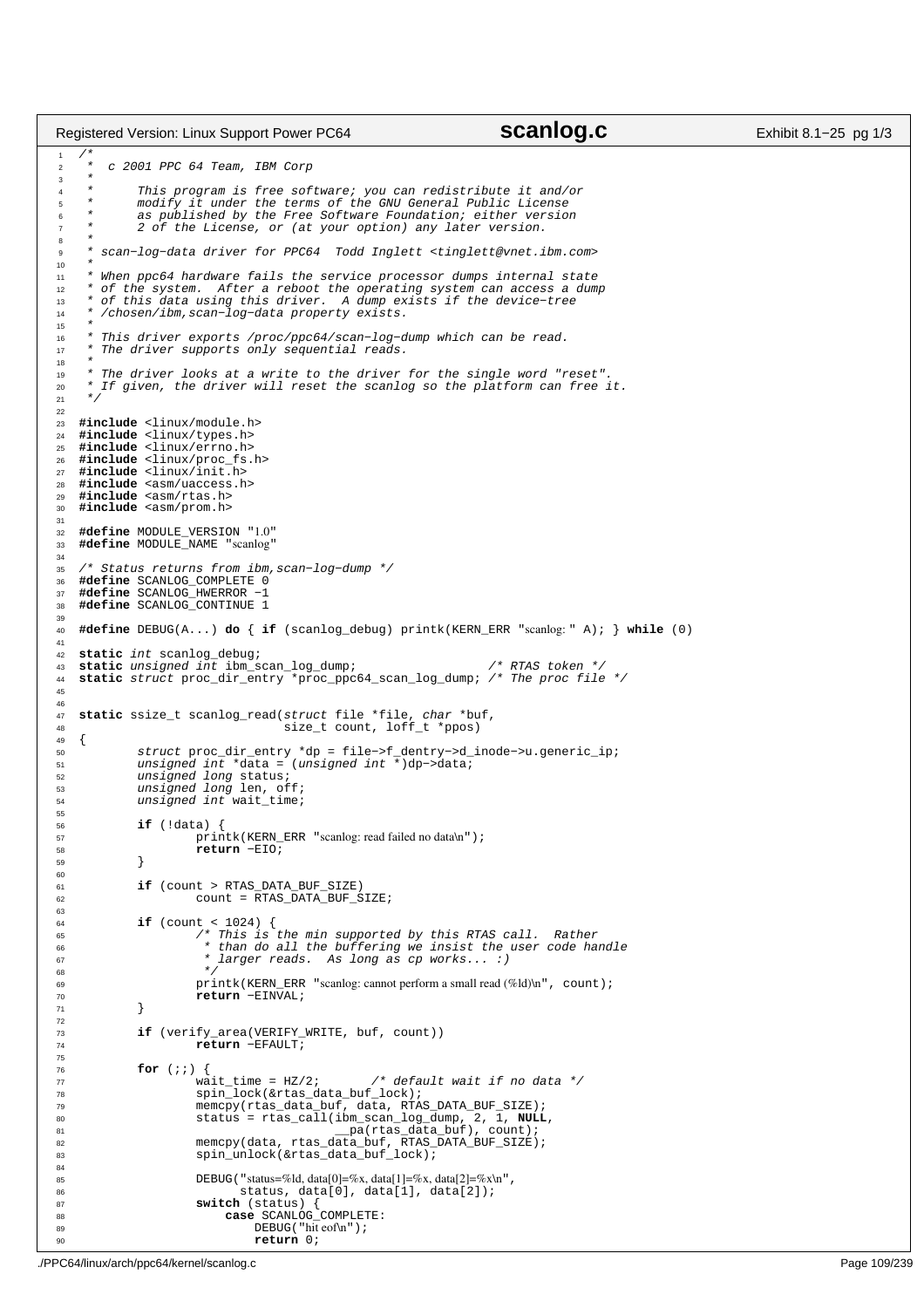```c
/*
 *  c 2001 PPC 64 Team, IBM Corp
 *
 *      This program is free software; you can redistribute it and/or
 *      modify it under the terms of the GNU General Public License
 *      as published by the Free Software Foundation; either version
 *      2 of the License, or (at your option) any later version.
 *
 * scan-log-data driver for PPC64  Todd Inglett <tinglett@vnet.ibm.com>
 *
 * When ppc64 hardware fails the service processor dumps internal state
 * of the system.  After a reboot the operating system can access a dump
 * of this data using this driver.  A dump exists if the device-tree
 * /chosen/ibm,scan-log-data property exists.
 *
 * This driver exports /proc/ppc64/scan-log-dump which can be read.
 * The driver supports only sequential reads.
 *
 * The driver looks at a write to the driver for the single word "reset".
 * If given, the driver will reset the scanlog so the platform can free it.
 */

#include <linux/module.h>
#include <linux/types.h>
#include <linux/errno.h>
#include <linux/proc_fs.h>
#include <linux/init.h>
#include <asm/uaccess.h>
#include <asm/rtas.h>
#include <asm/prom.h>

#define MODULE_VERSION "1.0"
#define MODULE_NAME "scanlog"

/* Status returns from ibm,scan-log-dump */
#define SCANLOG_COMPLETE 0
#define SCANLOG_HWERROR -1
#define SCANLOG_CONTINUE 1

#define DEBUG(A...) do { if (scanlog_debug) printk(KERN_ERR "scanlog: " A); } while (0)

static int scanlog_debug;
static unsigned int ibm_scan_log_dump;                  /* RTAS token */
static struct proc_dir_entry *proc_ppc64_scan_log_dump; /* The proc file */


static ssize_t scanlog_read(struct file *file, char *buf,
                            size_t count, loff_t *ppos)
{
        struct proc_dir_entry *dp = file->f_dentry->d_inode->u.generic_ip;
        unsigned int *data = (unsigned int *)dp->data;
        unsigned long status;
        unsigned long len, off;
        unsigned int wait_time;

        if (!data) {
                printk(KERN_ERR "scanlog: read failed no data\n");
                return -EIO;
        }

        if (count > RTAS_DATA_BUF_SIZE)
                count = RTAS_DATA_BUF_SIZE;

        if (count < 1024) {
                /* This is the min supported by this RTAS call.  Rather
                 * than do all the buffering we insist the user code handle
                 * larger reads.  As long as cp works... :)
                 */
                printk(KERN_ERR "scanlog: cannot perform a small read (%ld)\n", count);
                return -EINVAL;
        }

        if (verify_area(VERIFY_WRITE, buf, count))
                return -EFAULT;

        for (;;) {
                wait_time = HZ/2;       /* default wait if no data */
                spin_lock(&rtas_data_buf_lock);
                memcpy(rtas_data_buf, data, RTAS_DATA_BUF_SIZE);
                status = rtas_call(ibm_scan_log_dump, 2, 1, NULL,
                                   __pa(rtas_data_buf), count);
                memcpy(data, rtas_data_buf, RTAS_DATA_BUF_SIZE);
                spin_unlock(&rtas_data_buf_lock);

                DEBUG("status=%ld, data[0]=%x, data[1]=%x, data[2]=%x\n",
                      status, data[0], data[1], data[2]);
                switch (status) {
                    case SCANLOG_COMPLETE:
                        DEBUG("hit eof\n");
                        return 0;
```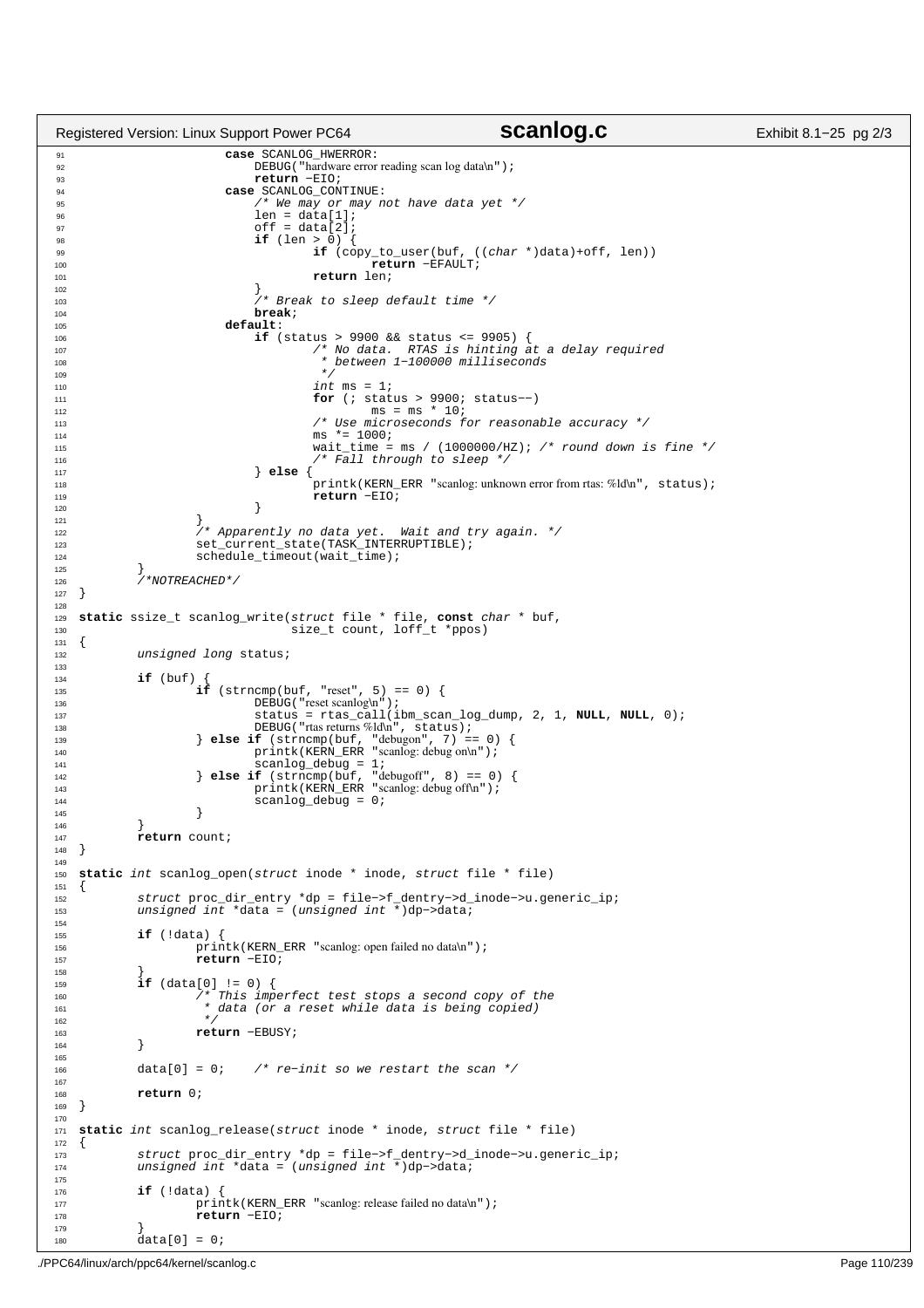```c
			case SCANLOG_HWERROR:
				DEBUG("hardware error reading scan log data\n");
				return -EIO;
			case SCANLOG_CONTINUE:
				/* We may or may not have data yet */
				len = data[1];
				off = data[2];
				if (len > 0) {
					if (copy_to_user(buf, ((char *)data)+off, len))
						return -EFAULT;
					return len;
				}
				/* Break to sleep default time */
				break;
			default:
				if (status > 9900 && status <= 9905) {
					/* No data.  RTAS is hinting at a delay required
					 * between 1-100000 milliseconds
					 */
					int ms = 1;
					for (; status > 9900; status--)
						ms = ms * 10;
					/* Use microseconds for reasonable accuracy */
					ms *= 1000;
					wait_time = ms / (1000000/HZ); /* round down is fine */
					/* Fall through to sleep */
				} else {
					printk(KERN_ERR "scanlog: unknown error from rtas: %ld\n", status);
					return -EIO;
				}
		}
		/* Apparently no data yet.  Wait and try again. */
		set_current_state(TASK_INTERRUPTIBLE);
		schedule_timeout(wait_time);
	}
	/*NOTREACHED*/
}

static ssize_t scanlog_write(struct file * file, const char * buf,
			     size_t count, loff_t *ppos)
{
	unsigned long status;

	if (buf) {
		if (strncmp(buf, "reset", 5) == 0) {
			DEBUG("reset scanlog\n");
			status = rtas_call(ibm_scan_log_dump, 2, 1, NULL, NULL, 0);
			DEBUG("rtas returns %ld\n", status);
		} else if (strncmp(buf, "debugon", 7) == 0) {
			printk(KERN_ERR "scanlog: debug on\n");
			scanlog_debug = 1;
		} else if (strncmp(buf, "debugoff", 8) == 0) {
			printk(KERN_ERR "scanlog: debug off\n");
			scanlog_debug = 0;
		}
	}
	return count;
}

static int scanlog_open(struct inode * inode, struct file * file)
{
	struct proc_dir_entry *dp = file->f_dentry->d_inode->u.generic_ip;
	unsigned int *data = (unsigned int *)dp->data;

	if (!data) {
		printk(KERN_ERR "scanlog: open failed no data\n");
		return -EIO;
	}
	if (data[0] != 0) {
		/* This imperfect test stops a second copy of the
		 * data (or a reset while data is being copied)
		 */
		return -EBUSY;
	}

	data[0] = 0;	/* re-init so we restart the scan */

	return 0;
}

static int scanlog_release(struct inode * inode, struct file * file)
{
	struct proc_dir_entry *dp = file->f_dentry->d_inode->u.generic_ip;
	unsigned int *data = (unsigned int *)dp->data;

	if (!data) {
		printk(KERN_ERR "scanlog: release failed no data\n");
		return -EIO;
	}
	data[0] = 0;
```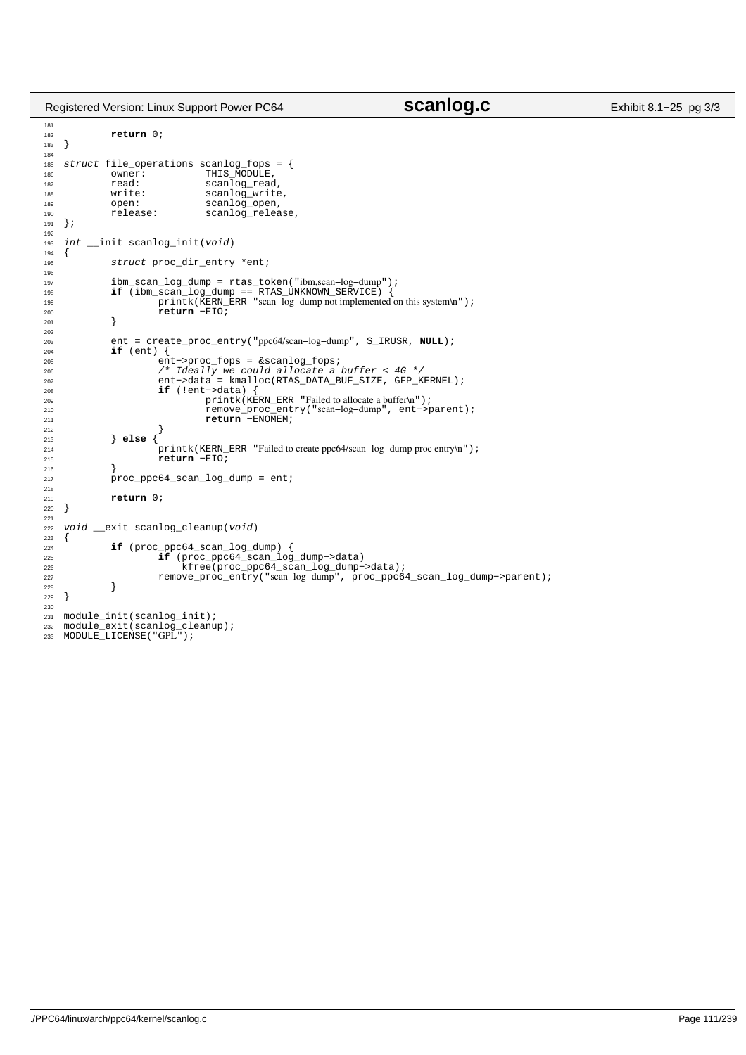```c

        return 0;
}

struct file_operations scanlog_fops = {
        owner:          THIS_MODULE,
        read:           scanlog_read,
        write:          scanlog_write,
        open:           scanlog_open,
        release:        scanlog_release,
};

int __init scanlog_init(void)
{
        struct proc_dir_entry *ent;

        ibm_scan_log_dump = rtas_token("ibm,scan-log-dump");
        if (ibm_scan_log_dump == RTAS_UNKNOWN_SERVICE) {
                printk(KERN_ERR "scan-log-dump not implemented on this system\n");
                return -EIO;
        }

        ent = create_proc_entry("ppc64/scan-log-dump", S_IRUSR, NULL);
        if (ent) {
                ent->proc_fops = &scanlog_fops;
                /* Ideally we could allocate a buffer < 4G */
                ent->data = kmalloc(RTAS_DATA_BUF_SIZE, GFP_KERNEL);
                if (!ent->data) {
                        printk(KERN_ERR "Failed to allocate a buffer\n");
                        remove_proc_entry("scan-log-dump", ent->parent);
                        return -ENOMEM;
                }
        } else {
                printk(KERN_ERR "Failed to create ppc64/scan-log-dump proc entry\n");
                return -EIO;
        }
        proc_ppc64_scan_log_dump = ent;

        return 0;
}

void __exit scanlog_cleanup(void)
{
        if (proc_ppc64_scan_log_dump) {
                if (proc_ppc64_scan_log_dump->data)
                    kfree(proc_ppc64_scan_log_dump->data);
                remove_proc_entry("scan-log-dump", proc_ppc64_scan_log_dump->parent);
        }
}

module_init(scanlog_init);
module_exit(scanlog_cleanup);
MODULE_LICENSE("GPL");
```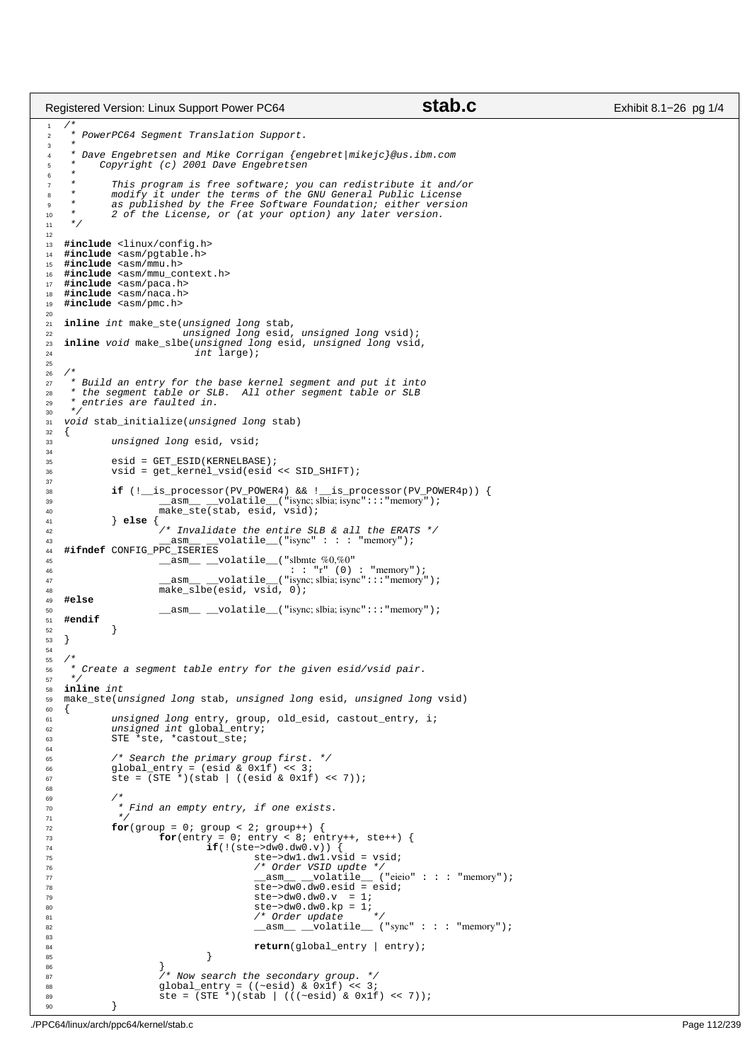```c
/*
 * PowerPC64 Segment Translation Support.
 *
 * Dave Engebretsen and Mike Corrigan {engebret|mikejc}@us.ibm.com
 *    Copyright (c) 2001 Dave Engebretsen
 *
 *      This program is free software; you can redistribute it and/or
 *      modify it under the terms of the GNU General Public License
 *      as published by the Free Software Foundation; either version
 *      2 of the License, or (at your option) any later version.
 */

#include <linux/config.h>
#include <asm/pgtable.h>
#include <asm/mmu.h>
#include <asm/mmu_context.h>
#include <asm/paca.h>
#include <asm/naca.h>
#include <asm/pmc.h>

inline int make_ste(unsigned long stab,
                    unsigned long esid, unsigned long vsid);
inline void make_slbe(unsigned long esid, unsigned long vsid,
                      int large);

/*
 * Build an entry for the base kernel segment and put it into
 * the segment table or SLB.  All other segment table or SLB
 * entries are faulted in.
 */
void stab_initialize(unsigned long stab)
{
        unsigned long esid, vsid;

        esid = GET_ESID(KERNELBASE);
        vsid = get_kernel_vsid(esid << SID_SHIFT);

        if (!__is_processor(PV_POWER4) && !__is_processor(PV_POWER4p)) {
                __asm__ __volatile__("isync; slbia; isync":::"memory");
                make_ste(stab, esid, vsid);
        } else {
                /* Invalidate the entire SLB & all the ERATS */
                __asm__ __volatile__("isync" : : : "memory");
#ifndef CONFIG_PPC_ISERIES
                __asm__ __volatile__("slbmte  %0,%0"
                                     : : "r" (0) : "memory");
                __asm__ __volatile__("isync; slbia; isync":::"memory");
                make_slbe(esid, vsid, 0);
#else
                __asm__ __volatile__("isync; slbia; isync":::"memory");
#endif
        }
}

/*
 * Create a segment table entry for the given esid/vsid pair.
 */
inline int
make_ste(unsigned long stab, unsigned long esid, unsigned long vsid)
{
        unsigned long entry, group, old_esid, castout_entry, i;
        unsigned int global_entry;
        STE *ste, *castout_ste;

        /* Search the primary group first. */
        global_entry = (esid & 0x1f) << 3;
        ste = (STE *)(stab | ((esid & 0x1f) << 7));

        /*
         * Find an empty entry, if one exists.
         */
        for(group = 0; group < 2; group++) {
                for(entry = 0; entry < 8; entry++, ste++) {
                        if(!(ste->dw0.dw0.v)) {
                                ste->dw1.dw1.vsid = vsid;
                                /* Order VSID updte */
                                __asm__ __volatile__ ("eieio" : : : "memory");
                                ste->dw0.dw0.esid = esid;
                                ste->dw0.dw0.v  = 1;
                                ste->dw0.dw0.kp = 1;
                                /* Order update     */
                                __asm__ __volatile__ ("sync" : : : "memory");

                                return(global_entry | entry);
                        }
                }
                /* Now search the secondary group. */
                global_entry = ((~esid) & 0x1f) << 3;
                ste = (STE *)(stab | (((~esid) & 0x1f) << 7));
        }
```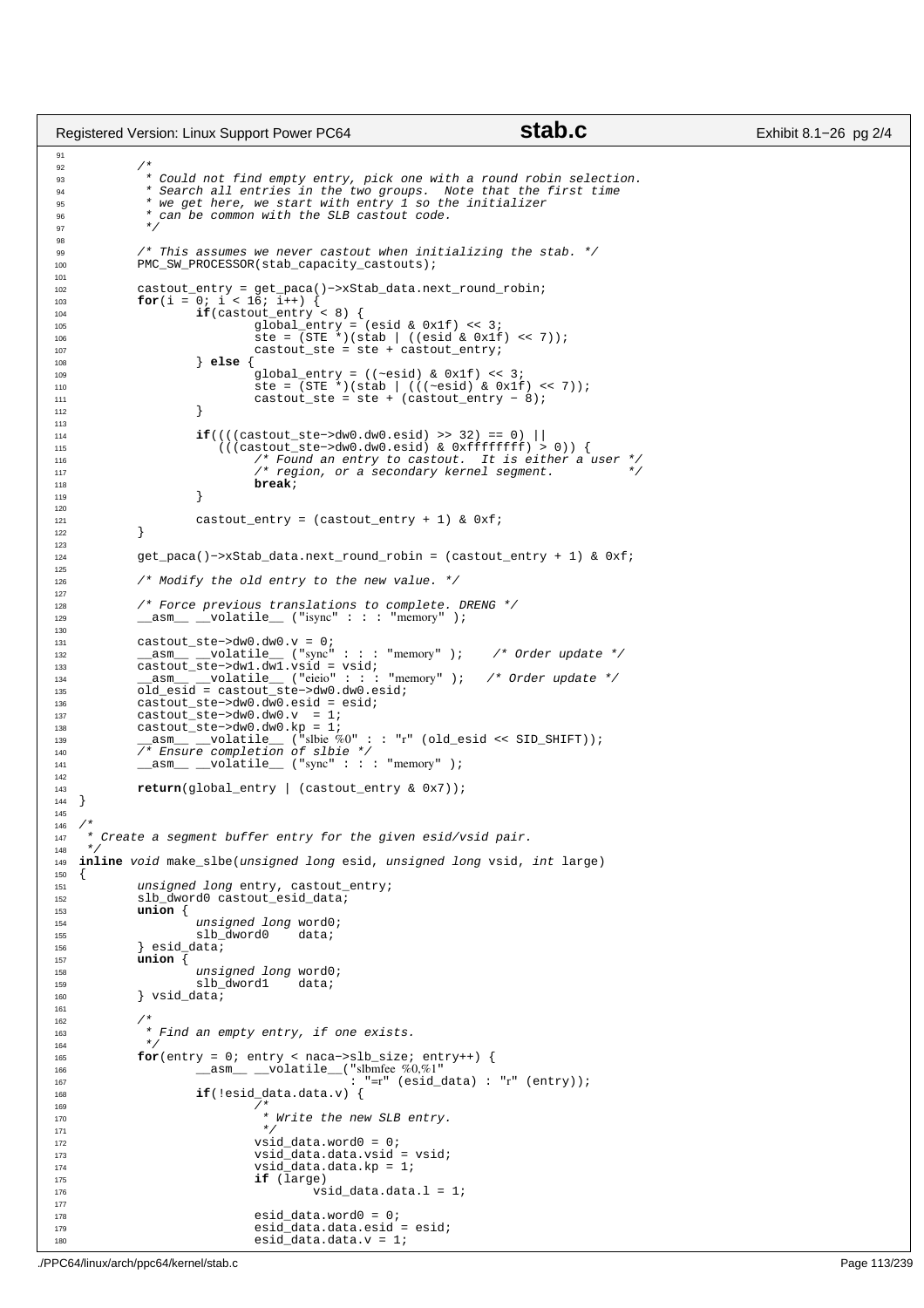```c
	/*
	 * Could not find empty entry, pick one with a round robin selection.
	 * Search all entries in the two groups.  Note that the first time
	 * we get here, we start with entry 1 so the initializer
	 * can be common with the SLB castout code.
	 */

	/* This assumes we never castout when initializing the stab. */
	PMC_SW_PROCESSOR(stab_capacity_castouts);

	castout_entry = get_paca()->xStab_data.next_round_robin;
	for(i = 0; i < 16; i++) {
		if(castout_entry < 8) {
			global_entry = (esid & 0x1f) << 3;
			ste = (STE *)(stab | ((esid & 0x1f) << 7));
			castout_ste = ste + castout_entry;
		} else {
			global_entry = ((~esid) & 0x1f) << 3;
			ste = (STE *)(stab | (((~esid) & 0x1f) << 7));
			castout_ste = ste + (castout_entry - 8);
		}

		if((((castout_ste->dw0.dw0.esid) >> 32) == 0) ||
		   (((castout_ste->dw0.dw0.esid) & 0xffffffff) > 0)) {
			/* Found an entry to castout.  It is either a user */
			/* region, or a secondary kernel segment.          */
			break;
		}

		castout_entry = (castout_entry + 1) & 0xf;
	}

	get_paca()->xStab_data.next_round_robin = (castout_entry + 1) & 0xf;

	/* Modify the old entry to the new value. */

	/* Force previous translations to complete. DRENG */
	__asm__ __volatile__ ("isync" : : : "memory" );

	castout_ste->dw0.dw0.v = 0;
	__asm__ __volatile__ ("sync" : : : "memory" );    /* Order update */
	castout_ste->dw1.dw1.vsid = vsid;
	__asm__ __volatile__ ("eieio" : : : "memory" );   /* Order update */
	old_esid = castout_ste->dw0.dw0.esid;
	castout_ste->dw0.dw0.esid = esid;
	castout_ste->dw0.dw0.v  = 1;
	castout_ste->dw0.dw0.kp = 1;
	__asm__ __volatile__ ("slbie %0" : : "r" (old_esid << SID_SHIFT));
	/* Ensure completion of slbie */
	__asm__ __volatile__ ("sync" : : : "memory" );

	return(global_entry | (castout_entry & 0x7));
}

/*
 * Create a segment buffer entry for the given esid/vsid pair.
 */
inline void make_slbe(unsigned long esid, unsigned long vsid, int large)
{
	unsigned long entry, castout_entry;
	slb_dword0 castout_esid_data;
	union {
		unsigned long word0;
		slb_dword0    data;
	} esid_data;
	union {
		unsigned long word0;
		slb_dword1    data;
	} vsid_data;

	/*
	 * Find an empty entry, if one exists.
	 */
	for(entry = 0; entry < naca->slb_size; entry++) {
		__asm__ __volatile__("slbmfee %0,%1"
				     : "=r" (esid_data) : "r" (entry));
		if(!esid_data.data.v) {
			/*
			 * Write the new SLB entry.
			 */
			vsid_data.word0 = 0;
			vsid_data.data.vsid = vsid;
			vsid_data.data.kp = 1;
			if (large)
				vsid_data.data.l = 1;

			esid_data.word0 = 0;
			esid_data.data.esid = esid;
			esid_data.data.v = 1;
```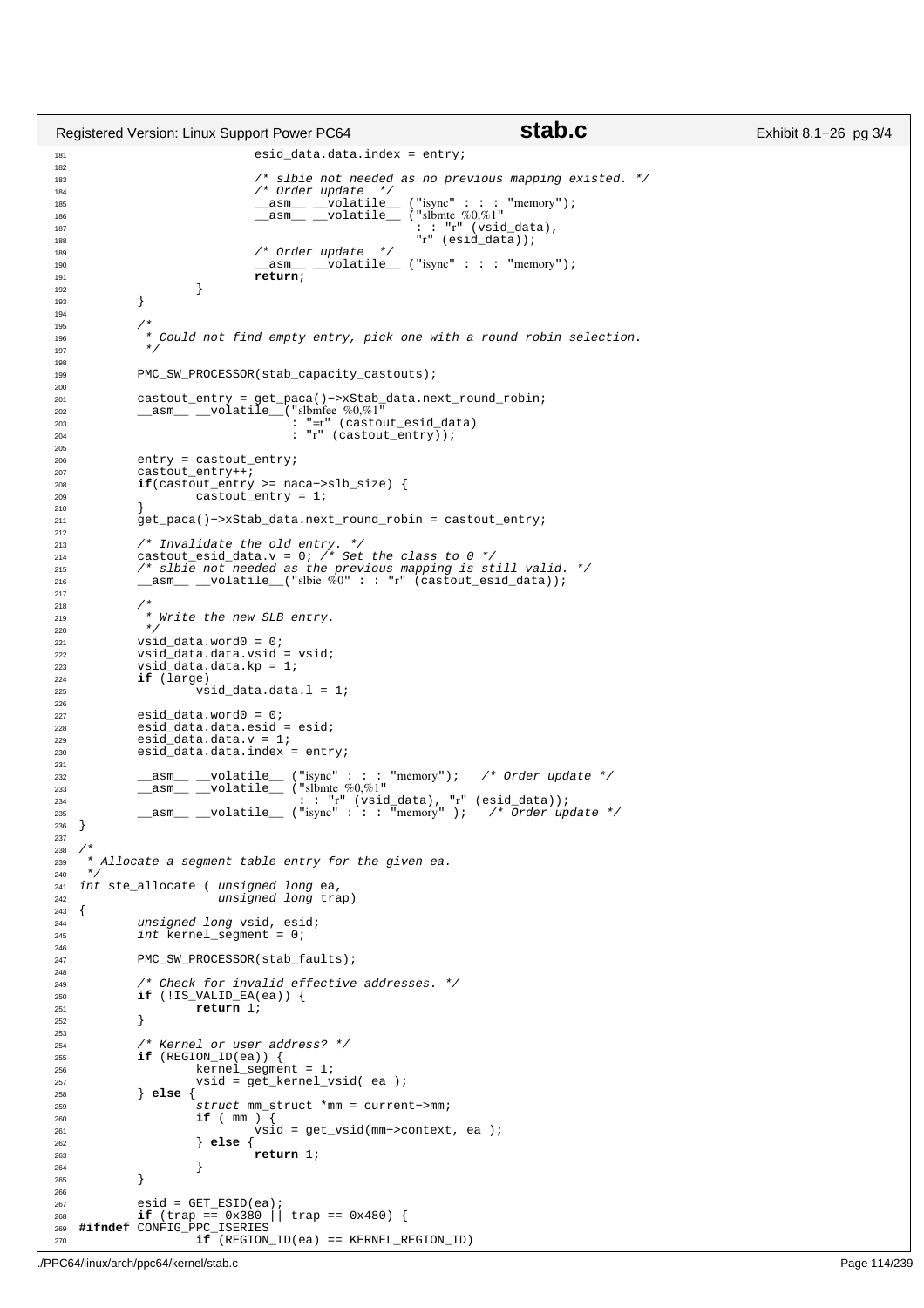```c
			esid_data.data.index = entry;

			/* slbie not needed as no previous mapping existed. */
			/* Order update  */
			__asm__ __volatile__ ("isync" : : : "memory");
			__asm__ __volatile__ ("slbmte %0,%1"
					      : : "r" (vsid_data),
					      "r" (esid_data));
			/* Order update  */
			__asm__ __volatile__ ("isync" : : : "memory");
			return;
		}
	}

	/*
	 * Could not find empty entry, pick one with a round robin selection.
	 */

	PMC_SW_PROCESSOR(stab_capacity_castouts);

	castout_entry = get_paca()->xStab_data.next_round_robin;
	__asm__ __volatile__("slbmfee %0,%1"
			     : "=r" (castout_esid_data)
			     : "r" (castout_entry));

	entry = castout_entry;
	castout_entry++;
	if(castout_entry >= naca->slb_size) {
		castout_entry = 1;
	}
	get_paca()->xStab_data.next_round_robin = castout_entry;

	/* Invalidate the old entry. */
	castout_esid_data.v = 0; /* Set the class to 0 */
	/* slbie not needed as the previous mapping is still valid. */
	__asm__ __volatile__("slbie %0" : : "r" (castout_esid_data));

	/*
	 * Write the new SLB entry.
	 */
	vsid_data.word0 = 0;
	vsid_data.data.vsid = vsid;
	vsid_data.data.kp = 1;
	if (large)
		vsid_data.data.l = 1;

	esid_data.word0 = 0;
	esid_data.data.esid = esid;
	esid_data.data.v = 1;
	esid_data.data.index = entry;

	__asm__ __volatile__ ("isync" : : : "memory");   /* Order update */
	__asm__ __volatile__ ("slbmte %0,%1"
			      : : "r" (vsid_data), "r" (esid_data));
	__asm__ __volatile__ ("isync" : : : "memory" );   /* Order update */
}

/*
 * Allocate a segment table entry for the given ea.
 */
int ste_allocate ( unsigned long ea,
		   unsigned long trap)
{
	unsigned long vsid, esid;
	int kernel_segment = 0;

	PMC_SW_PROCESSOR(stab_faults);

	/* Check for invalid effective addresses. */
	if (!IS_VALID_EA(ea)) {
		return 1;
	}

	/* Kernel or user address? */
	if (REGION_ID(ea)) {
		kernel_segment = 1;
		vsid = get_kernel_vsid( ea );
	} else {
		struct mm_struct *mm = current->mm;
		if ( mm ) {
			vsid = get_vsid(mm->context, ea );
		} else {
			return 1;
		}
	}

	esid = GET_ESID(ea);
	if (trap == 0x380 || trap == 0x480) {
#ifndef CONFIG_PPC_ISERIES
		if (REGION_ID(ea) == KERNEL_REGION_ID)
```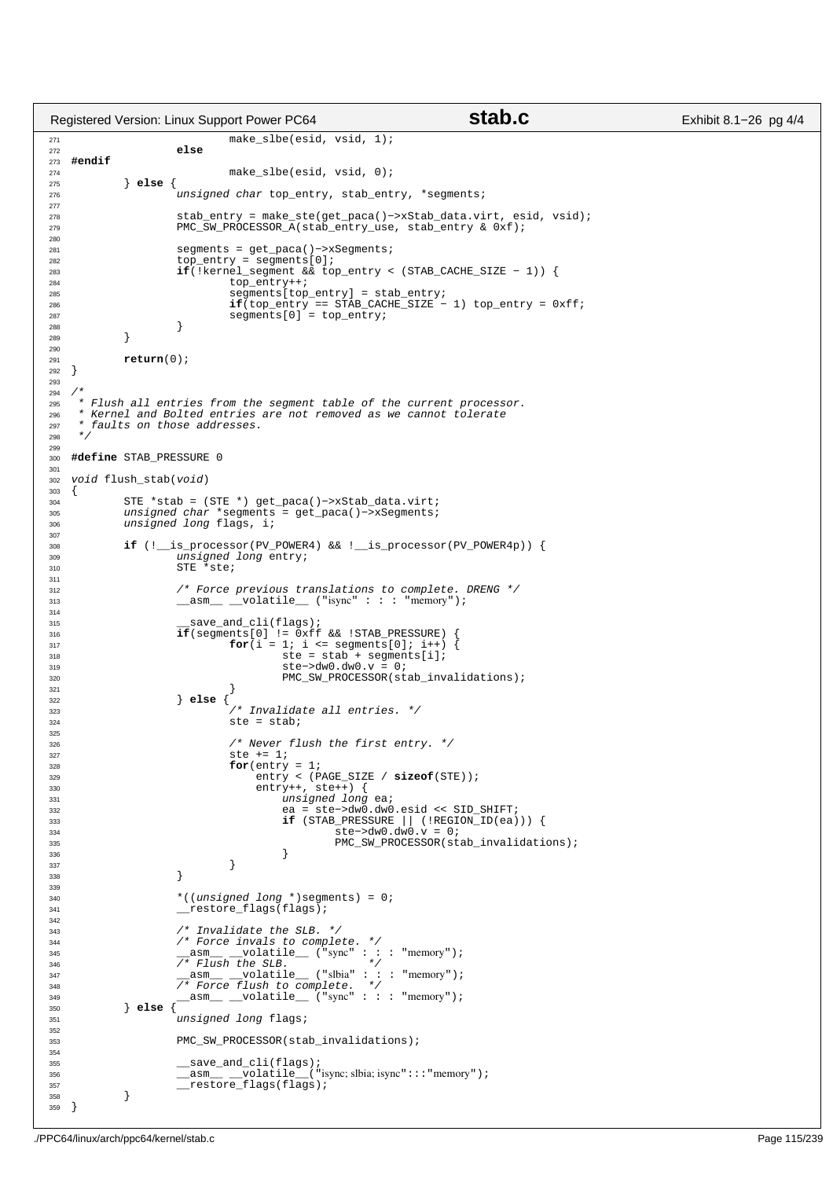```c
                        make_slbe(esid, vsid, 1);
                else
#endif
                        make_slbe(esid, vsid, 0);
        } else {
                unsigned char top_entry, stab_entry, *segments;

                stab_entry = make_ste(get_paca()->xStab_data.virt, esid, vsid);
                PMC_SW_PROCESSOR_A(stab_entry_use, stab_entry & 0xf);

                segments = get_paca()->xSegments;
                top_entry = segments[0];
                if(!kernel_segment && top_entry < (STAB_CACHE_SIZE - 1)) {
                        top_entry++;
                        segments[top_entry] = stab_entry;
                        if(top_entry == STAB_CACHE_SIZE - 1) top_entry = 0xff;
                        segments[0] = top_entry;
                }
        }

        return(0);
}

/*
 * Flush all entries from the segment table of the current processor.
 * Kernel and Bolted entries are not removed as we cannot tolerate
 * faults on those addresses.
 */

#define STAB_PRESSURE 0

void flush_stab(void)
{
        STE *stab = (STE *) get_paca()->xStab_data.virt;
        unsigned char *segments = get_paca()->xSegments;
        unsigned long flags, i;

        if (!__is_processor(PV_POWER4) && !__is_processor(PV_POWER4p)) {
                unsigned long entry;
                STE *ste;

                /* Force previous translations to complete. DRENG */
                __asm__ __volatile__ ("isync" : : : "memory");

                __save_and_cli(flags);
                if(segments[0] != 0xff && !STAB_PRESSURE) {
                        for(i = 1; i <= segments[0]; i++) {
                                ste = stab + segments[i];
                                ste->dw0.dw0.v = 0;
                                PMC_SW_PROCESSOR(stab_invalidations);
                        }
                } else {
                        /* Invalidate all entries. */
                        ste = stab;

                        /* Never flush the first entry. */
                        ste += 1;
                        for(entry = 1;
                            entry < (PAGE_SIZE / sizeof(STE));
                            entry++, ste++) {
                                unsigned long ea;
                                ea = ste->dw0.dw0.esid << SID_SHIFT;
                                if (STAB_PRESSURE || (!REGION_ID(ea))) {
                                        ste->dw0.dw0.v = 0;
                                        PMC_SW_PROCESSOR(stab_invalidations);
                                }
                        }
                }

                *((unsigned long *)segments) = 0;
                __restore_flags(flags);

                /* Invalidate the SLB. */
                /* Force invals to complete. */
                __asm__ __volatile__ ("sync" : : : "memory");
                /* Flush the SLB.            */
                __asm__ __volatile__ ("slbia" : : : "memory");
                /* Force flush to complete.  */
                __asm__ __volatile__ ("sync" : : : "memory");
        } else {
                unsigned long flags;

                PMC_SW_PROCESSOR(stab_invalidations);

                __save_and_cli(flags);
                __asm__ __volatile__("isync; slbia; isync":::"memory");
                __restore_flags(flags);
        }
}
```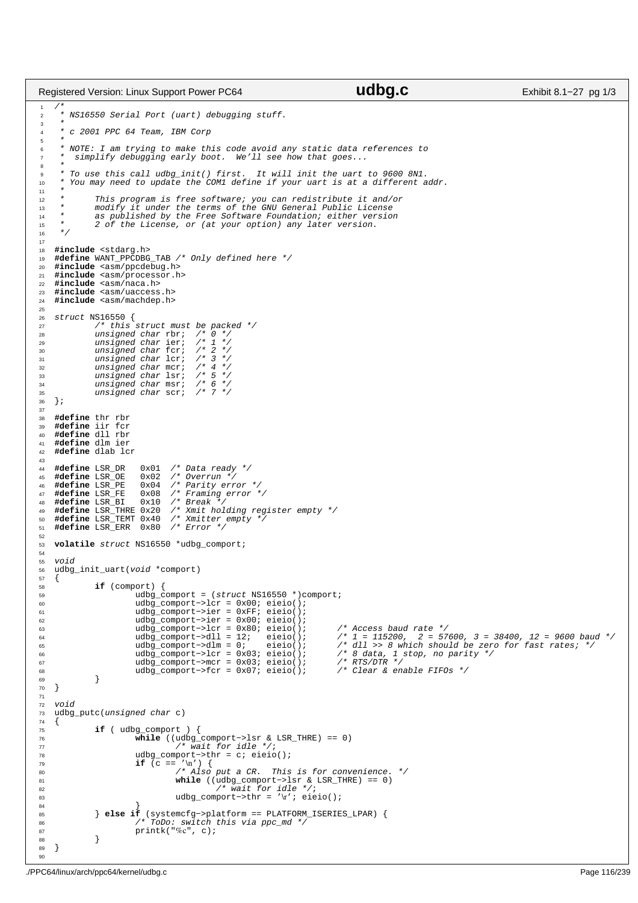```c
/*
 * NS16550 Serial Port (uart) debugging stuff.
 *
 * c 2001 PPC 64 Team, IBM Corp
 *
 * NOTE: I am trying to make this code avoid any static data references to
 *  simplify debugging early boot.  We'll see how that goes...
 *
 * To use this call udbg_init() first.  It will init the uart to 9600 8N1.
 * You may need to update the COM1 define if your uart is at a different addr.
 *
 *      This program is free software; you can redistribute it and/or
 *      modify it under the terms of the GNU General Public License
 *      as published by the Free Software Foundation; either version
 *      2 of the License, or (at your option) any later version.
 */

#include <stdarg.h>
#define WANT_PPCDBG_TAB /* Only defined here */
#include <asm/ppcdebug.h>
#include <asm/processor.h>
#include <asm/naca.h>
#include <asm/uaccess.h>
#include <asm/machdep.h>

struct NS16550 {
        /* this struct must be packed */
        unsigned char rbr;  /* 0 */
        unsigned char ier;  /* 1 */
        unsigned char fcr;  /* 2 */
        unsigned char lcr;  /* 3 */
        unsigned char mcr;  /* 4 */
        unsigned char lsr;  /* 5 */
        unsigned char msr;  /* 6 */
        unsigned char scr;  /* 7 */
};

#define thr rbr
#define iir fcr
#define dll rbr
#define dlm ier
#define dlab lcr

#define LSR_DR   0x01  /* Data ready */
#define LSR_OE   0x02  /* Overrun */
#define LSR_PE   0x04  /* Parity error */
#define LSR_FE   0x08  /* Framing error */
#define LSR_BI   0x10  /* Break */
#define LSR_THRE 0x20  /* Xmit holding register empty */
#define LSR_TEMT 0x40  /* Xmitter empty */
#define LSR_ERR  0x80  /* Error */

volatile struct NS16550 *udbg_comport;

void
udbg_init_uart(void *comport)
{
        if (comport) {
                udbg_comport = (struct NS16550 *)comport;
                udbg_comport->lcr = 0x00; eieio();
                udbg_comport->ier = 0xFF; eieio();
                udbg_comport->ier = 0x00; eieio();
                udbg_comport->lcr = 0x80; eieio();      /* Access baud rate */
                udbg_comport->dll = 12;   eieio();      /* 1 = 115200,  2 = 57600, 3 = 38400, 12 = 9600 baud */
                udbg_comport->dlm = 0;    eieio();      /* dll >> 8 which should be zero for fast rates; */
                udbg_comport->lcr = 0x03; eieio();      /* 8 data, 1 stop, no parity */
                udbg_comport->mcr = 0x03; eieio();      /* RTS/DTR */
                udbg_comport->fcr = 0x07; eieio();      /* Clear & enable FIFOs */
        }
}

void
udbg_putc(unsigned char c)
{
        if ( udbg_comport ) {
                while ((udbg_comport->lsr & LSR_THRE) == 0)
                        /* wait for idle */;
                udbg_comport->thr = c; eieio();
                if (c == '\n') {
                        /* Also put a CR.  This is for convenience. */
                        while ((udbg_comport->lsr & LSR_THRE) == 0)
                                /* wait for idle */;
                        udbg_comport->thr = '\r'; eieio();
                }
        } else if (systemcfg->platform == PLATFORM_ISERIES_LPAR) {
                /* ToDo: switch this via ppc_md */
                printk("%c", c);
        }
}

```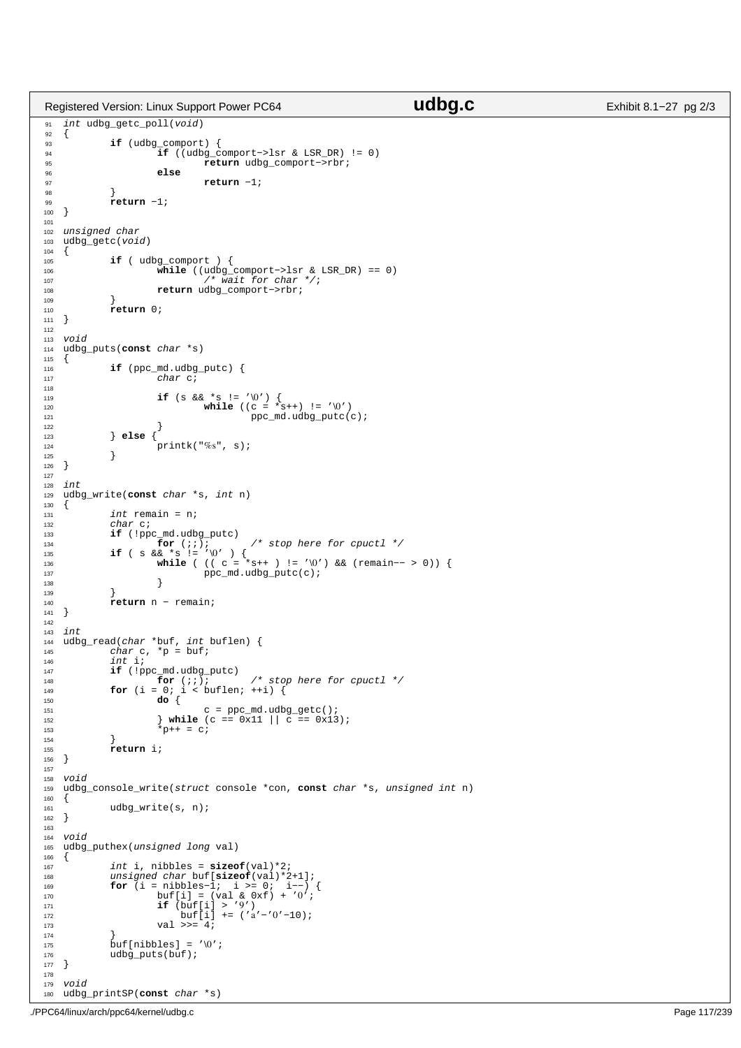```c
int udbg_getc_poll(void)
{
	if (udbg_comport) {
		if ((udbg_comport->lsr & LSR_DR) != 0)
			return udbg_comport->rbr;
		else
			return -1;
	}
	return -1;
}

unsigned char
udbg_getc(void)
{
	if ( udbg_comport ) {
		while ((udbg_comport->lsr & LSR_DR) == 0)
			/* wait for char */;
		return udbg_comport->rbr;
	}
	return 0;
}

void
udbg_puts(const char *s)
{
	if (ppc_md.udbg_putc) {
		char c;

		if (s && *s != '\0') {
			while ((c = *s++) != '\0')
				ppc_md.udbg_putc(c);
		}
	} else {
		printk("%s", s);
	}
}

int
udbg_write(const char *s, int n)
{
	int remain = n;
	char c;
	if (!ppc_md.udbg_putc)
		for (;;);	/* stop here for cpuctl */
	if ( s && *s != '\0' ) {
		while ( (( c = *s++ ) != '\0') && (remain-- > 0)) {
			ppc_md.udbg_putc(c);
		}
	}
	return n - remain;
}

int
udbg_read(char *buf, int buflen) {
	char c, *p = buf;
	int i;
	if (!ppc_md.udbg_putc)
		for (;;);	/* stop here for cpuctl */
	for (i = 0; i < buflen; ++i) {
		do {
			c = ppc_md.udbg_getc();
		} while (c == 0x11 || c == 0x13);
		*p++ = c;
	}
	return i;
}

void
udbg_console_write(struct console *con, const char *s, unsigned int n)
{
	udbg_write(s, n);
}

void
udbg_puthex(unsigned long val)
{
	int i, nibbles = sizeof(val)*2;
	unsigned char buf[sizeof(val)*2+1];
	for (i = nibbles-1;  i >= 0;  i--) {
		buf[i] = (val & 0xf) + '0';
		if (buf[i] > '9')
		    buf[i] += ('a'-'0'-10);
		val >>= 4;
	}
	buf[nibbles] = '\0';
	udbg_puts(buf);
}

void
udbg_printSP(const char *s)
```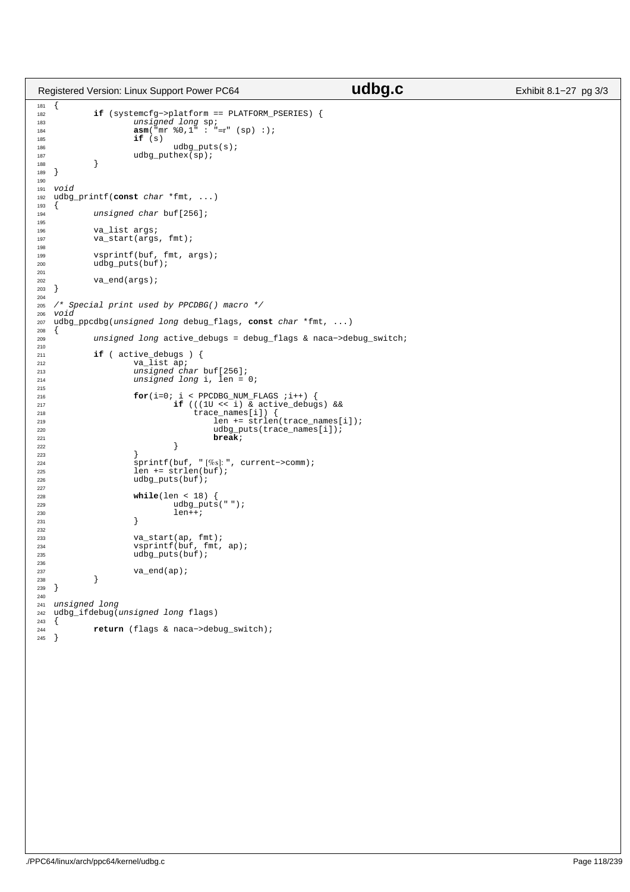```c
{
        if (systemcfg->platform == PLATFORM_PSERIES) {
                unsigned long sp;
                asm("mr %0,1" : "=r" (sp) :);
                if (s)
                        udbg_puts(s);
                udbg_puthex(sp);
        }
}

void
udbg_printf(const char *fmt, ...)
{
        unsigned char buf[256];

        va_list args;
        va_start(args, fmt);

        vsprintf(buf, fmt, args);
        udbg_puts(buf);

        va_end(args);
}

/* Special print used by PPCDBG() macro */
void
udbg_ppcdbg(unsigned long debug_flags, const char *fmt, ...)
{
        unsigned long active_debugs = debug_flags & naca->debug_switch;

        if ( active_debugs ) {
                va_list ap;
                unsigned char buf[256];
                unsigned long i, len = 0;

                for(i=0; i < PPCDBG_NUM_FLAGS ;i++) {
                        if (((1U << i) & active_debugs) &&
                            trace_names[i]) {
                                len += strlen(trace_names[i]);
                                udbg_puts(trace_names[i]);
                                break;
                        }
                }
                sprintf(buf, " [%s]: ", current->comm);
                len += strlen(buf);
                udbg_puts(buf);

                while(len < 18) {
                        udbg_puts(" ");
                        len++;
                }

                va_start(ap, fmt);
                vsprintf(buf, fmt, ap);
                udbg_puts(buf);

                va_end(ap);
        }
}

unsigned long
udbg_ifdebug(unsigned long flags)
{
        return (flags & naca->debug_switch);
}
```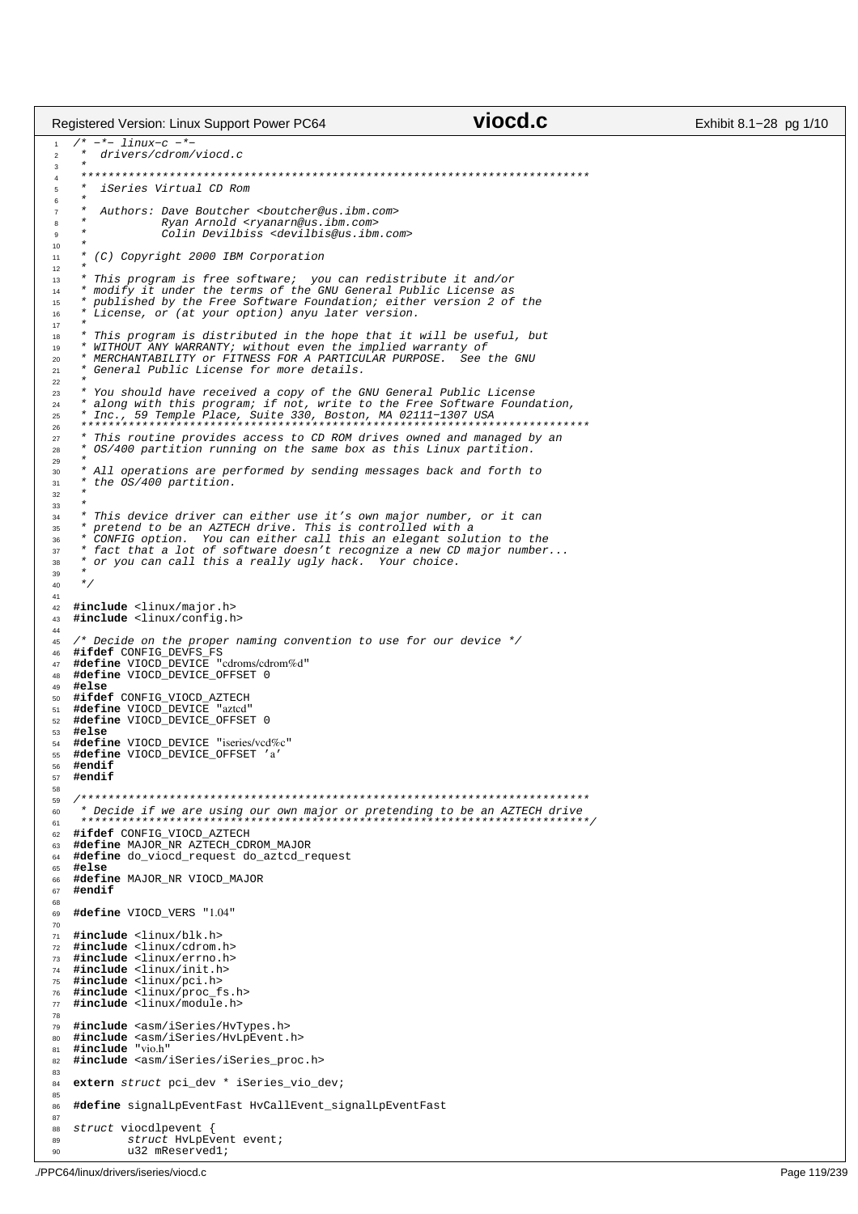```c
/* -*- linux-c -*-
 *  drivers/cdrom/viocd.c
 *
 ***************************************************************************
 *  iSeries Virtual CD Rom
 *
 *  Authors: Dave Boutcher <boutcher@us.ibm.com>
 *           Ryan Arnold <ryanarn@us.ibm.com>
 *           Colin Devilbiss <devilbis@us.ibm.com>
 *
 * (C) Copyright 2000 IBM Corporation
 *
 * This program is free software;  you can redistribute it and/or
 * modify it under the terms of the GNU General Public License as
 * published by the Free Software Foundation; either version 2 of the
 * License, or (at your option) anyu later version.
 *
 * This program is distributed in the hope that it will be useful, but
 * WITHOUT ANY WARRANTY; without even the implied warranty of
 * MERCHANTABILITY or FITNESS FOR A PARTICULAR PURPOSE.  See the GNU
 * General Public License for more details.
 *
 * You should have received a copy of the GNU General Public License
 * along with this program; if not, write to the Free Software Foundation,
 * Inc., 59 Temple Place, Suite 330, Boston, MA 02111-1307 USA
 ***************************************************************************
 * This routine provides access to CD ROM drives owned and managed by an
 * OS/400 partition running on the same box as this Linux partition.
 *
 * All operations are performed by sending messages back and forth to
 * the OS/400 partition.
 *
 *
 * This device driver can either use it's own major number, or it can
 * pretend to be an AZTECH drive. This is controlled with a
 * CONFIG option.  You can either call this an elegant solution to the
 * fact that a lot of software doesn't recognize a new CD major number...
 * or you can call this a really ugly hack.  Your choice.
 *
 */

#include <linux/major.h>
#include <linux/config.h>

/* Decide on the proper naming convention to use for our device */
#ifdef CONFIG_DEVFS_FS
#define VIOCD_DEVICE "cdroms/cdrom%d"
#define VIOCD_DEVICE_OFFSET 0
#else
#ifdef CONFIG_VIOCD_AZTECH
#define VIOCD_DEVICE "aztcd"
#define VIOCD_DEVICE_OFFSET 0
#else
#define VIOCD_DEVICE "iseries/vcd%c"
#define VIOCD_DEVICE_OFFSET 'a'
#endif
#endif

/***************************************************************************
 * Decide if we are using our own major or pretending to be an AZTECH drive
 ***************************************************************************/
#ifdef CONFIG_VIOCD_AZTECH
#define MAJOR_NR AZTECH_CDROM_MAJOR
#define do_viocd_request do_aztcd_request
#else
#define MAJOR_NR VIOCD_MAJOR
#endif

#define VIOCD_VERS "1.04"

#include <linux/blk.h>
#include <linux/cdrom.h>
#include <linux/errno.h>
#include <linux/init.h>
#include <linux/pci.h>
#include <linux/proc_fs.h>
#include <linux/module.h>

#include <asm/iSeries/HvTypes.h>
#include <asm/iSeries/HvLpEvent.h>
#include "vio.h"
#include <asm/iSeries/iSeries_proc.h>

extern struct pci_dev * iSeries_vio_dev;

#define signalLpEventFast HvCallEvent_signalLpEventFast

struct viocdlpevent {
        struct HvLpEvent event;
        u32 mReserved1;
```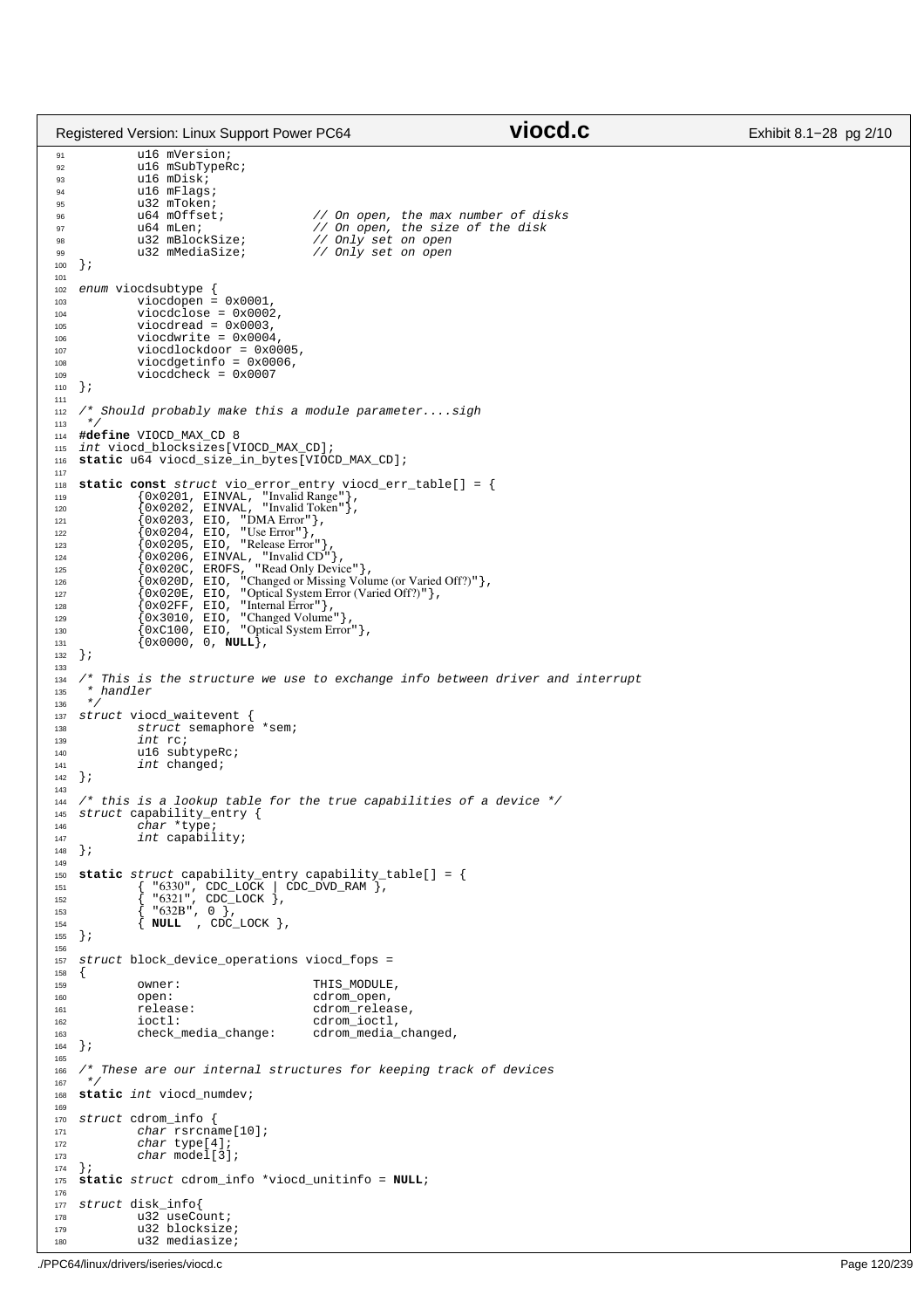```c
	u16 mVersion;
	u16 mSubTypeRc;
	u16 mDisk;
	u16 mFlags;
	u32 mToken;
	u64 mOffset;		// On open, the max number of disks
	u64 mLen;		// On open, the size of the disk
	u32 mBlockSize;		// Only set on open
	u32 mMediaSize;		// Only set on open
};

enum viocdsubtype {
	viocdopen = 0x0001,
	viocdclose = 0x0002,
	viocdread = 0x0003,
	viocdwrite = 0x0004,
	viocdlockdoor = 0x0005,
	viocdgetinfo = 0x0006,
	viocdcheck = 0x0007
};

/* Should probably make this a module parameter....sigh
 */
#define VIOCD_MAX_CD 8
int viocd_blocksizes[VIOCD_MAX_CD];
static u64 viocd_size_in_bytes[VIOCD_MAX_CD];

static const struct vio_error_entry viocd_err_table[] = {
	{0x0201, EINVAL, "Invalid Range"},
	{0x0202, EINVAL, "Invalid Token"},
	{0x0203, EIO, "DMA Error"},
	{0x0204, EIO, "Use Error"},
	{0x0205, EIO, "Release Error"},
	{0x0206, EINVAL, "Invalid CD"},
	{0x020C, EROFS, "Read Only Device"},
	{0x020D, EIO, "Changed or Missing Volume (or Varied Off?)"},
	{0x020E, EIO, "Optical System Error (Varied Off?)"},
	{0x02FF, EIO, "Internal Error"},
	{0x3010, EIO, "Changed Volume"},
	{0xC100, EIO, "Optical System Error"},
	{0x0000, 0, NULL},
};

/* This is the structure we use to exchange info between driver and interrupt
 * handler
 */
struct viocd_waitevent {
	struct semaphore *sem;
	int rc;
	u16 subtypeRc;
	int changed;
};

/* this is a lookup table for the true capabilities of a device */
struct capability_entry {
	char *type;
	int capability;
};

static struct capability_entry capability_table[] = {
	{ "6330", CDC_LOCK | CDC_DVD_RAM },
	{ "6321", CDC_LOCK },
	{ "632B", 0 },
	{ NULL  , CDC_LOCK },
};

struct block_device_operations viocd_fops =
{
	owner:			THIS_MODULE,
	open:			cdrom_open,
	release:		cdrom_release,
	ioctl:			cdrom_ioctl,
	check_media_change:	cdrom_media_changed,
};

/* These are our internal structures for keeping track of devices
 */
static int viocd_numdev;

struct cdrom_info {
	char rsrcname[10];
	char type[4];
	char model[3];
};
static struct cdrom_info *viocd_unitinfo = NULL;

struct disk_info{
	u32 useCount;
	u32 blocksize;
	u32 mediasize;
```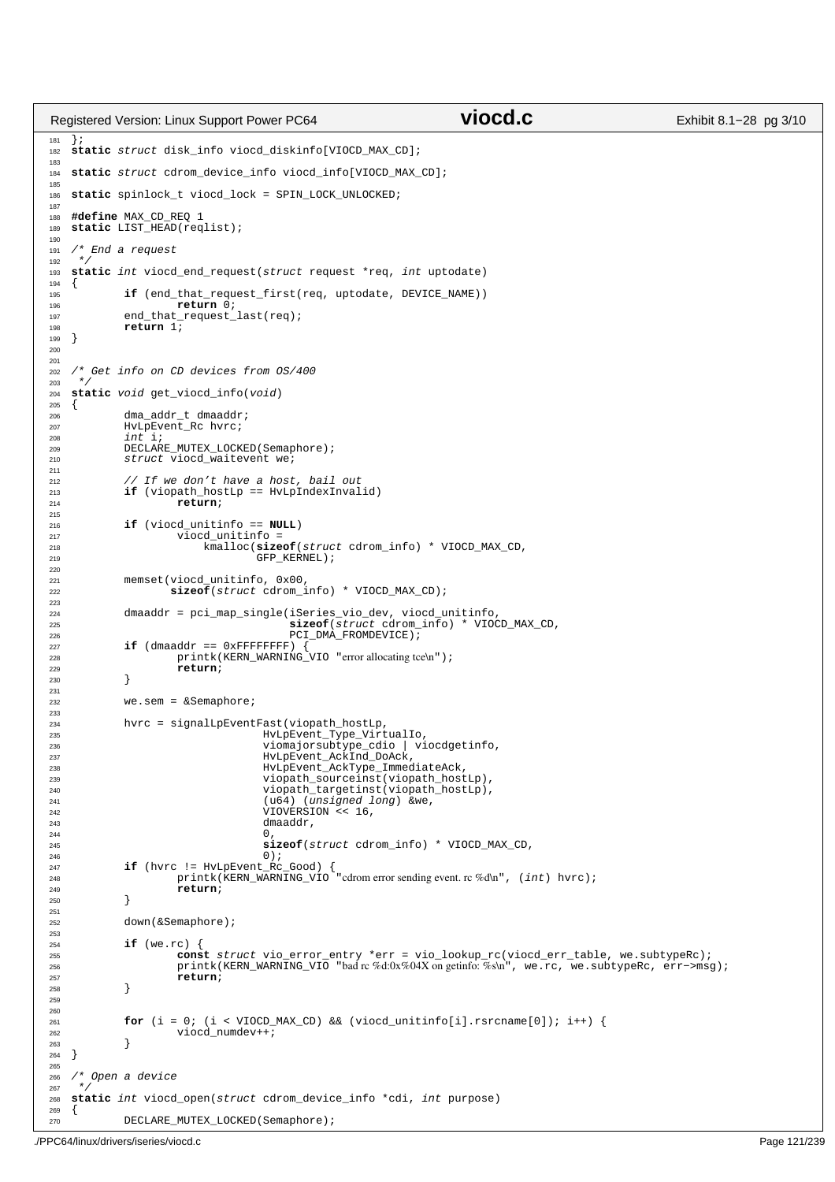```c
};
static struct disk_info viocd_diskinfo[VIOCD_MAX_CD];

static struct cdrom_device_info viocd_info[VIOCD_MAX_CD];

static spinlock_t viocd_lock = SPIN_LOCK_UNLOCKED;

#define MAX_CD_REQ 1
static LIST_HEAD(reqlist);

/* End a request
 */
static int viocd_end_request(struct request *req, int uptodate)
{
        if (end_that_request_first(req, uptodate, DEVICE_NAME))
                return 0;
        end_that_request_last(req);
        return 1;
}


/* Get info on CD devices from OS/400
 */
static void get_viocd_info(void)
{
        dma_addr_t dmaaddr;
        HvLpEvent_Rc hvrc;
        int i;
        DECLARE_MUTEX_LOCKED(Semaphore);
        struct viocd_waitevent we;

        // If we don't have a host, bail out
        if (viopath_hostLp == HvLpIndexInvalid)
                return;

        if (viocd_unitinfo == NULL)
                viocd_unitinfo =
                    kmalloc(sizeof(struct cdrom_info) * VIOCD_MAX_CD,
                            GFP_KERNEL);

        memset(viocd_unitinfo, 0x00,
               sizeof(struct cdrom_info) * VIOCD_MAX_CD);

        dmaaddr = pci_map_single(iSeries_vio_dev, viocd_unitinfo,
                                 sizeof(struct cdrom_info) * VIOCD_MAX_CD,
                                 PCI_DMA_FROMDEVICE);
        if (dmaaddr == 0xFFFFFFFF) {
                printk(KERN_WARNING_VIO "error allocating tce\n");
                return;
        }

        we.sem = &Semaphore;

        hvrc = signalLpEventFast(viopath_hostLp,
                                 HvLpEvent_Type_VirtualIo,
                                 viomajorsubtype_cdio | viocdgetinfo,
                                 HvLpEvent_AckInd_DoAck,
                                 HvLpEvent_AckType_ImmediateAck,
                                 viopath_sourceinst(viopath_hostLp),
                                 viopath_targetinst(viopath_hostLp),
                                 (u64) (unsigned long) &we,
                                 VIOVERSION << 16,
                                 dmaaddr,
                                 0,
                                 sizeof(struct cdrom_info) * VIOCD_MAX_CD,
                                 0);
        if (hvrc != HvLpEvent_Rc_Good) {
                printk(KERN_WARNING_VIO "cdrom error sending event. rc %d\n", (int) hvrc);
                return;
        }

        down(&Semaphore);

        if (we.rc) {
                const struct vio_error_entry *err = vio_lookup_rc(viocd_err_table, we.subtypeRc);
                printk(KERN_WARNING_VIO "bad rc %d:0x%04X on getinfo: %s\n", we.rc, we.subtypeRc, err->msg);
                return;
        }


        for (i = 0; (i < VIOCD_MAX_CD) && (viocd_unitinfo[i].rsrcname[0]); i++) {
                viocd_numdev++;
        }
}

/* Open a device
 */
static int viocd_open(struct cdrom_device_info *cdi, int purpose)
{
        DECLARE_MUTEX_LOCKED(Semaphore);
```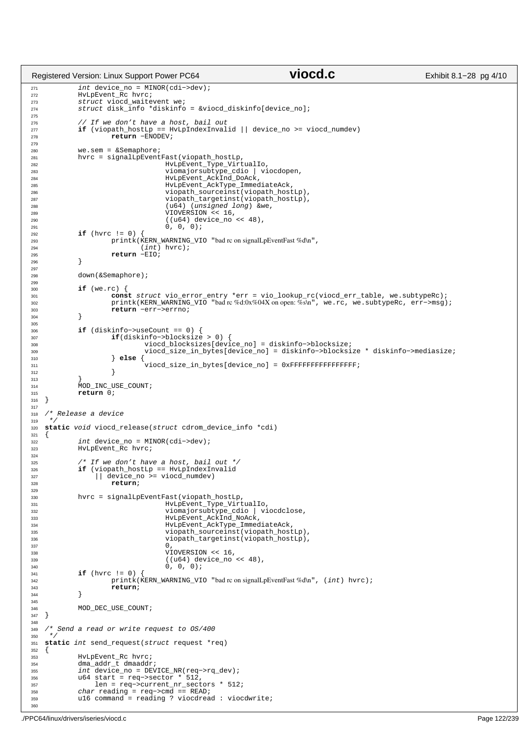```c
        int device_no = MINOR(cdi->dev);
        HvLpEvent_Rc hvrc;
        struct viocd_waitevent we;
        struct disk_info *diskinfo = &viocd_diskinfo[device_no];

        // If we don't have a host, bail out
        if (viopath_hostLp == HvLpIndexInvalid || device_no >= viocd_numdev)
                return -ENODEV;

        we.sem = &Semaphore;
        hvrc = signalLpEventFast(viopath_hostLp,
                                 HvLpEvent_Type_VirtualIo,
                                 viomajorsubtype_cdio | viocdopen,
                                 HvLpEvent_AckInd_DoAck,
                                 HvLpEvent_AckType_ImmediateAck,
                                 viopath_sourceinst(viopath_hostLp),
                                 viopath_targetinst(viopath_hostLp),
                                 (u64) (unsigned long) &we,
                                 VIOVERSION << 16,
                                 ((u64) device_no << 48),
                                 0, 0, 0);
        if (hvrc != 0) {
                printk(KERN_WARNING_VIO "bad rc on signalLpEventFast %d\n",
                       (int) hvrc);
                return -EIO;
        }

        down(&Semaphore);

        if (we.rc) {
                const struct vio_error_entry *err = vio_lookup_rc(viocd_err_table, we.subtypeRc);
                printk(KERN_WARNING_VIO "bad rc %d:0x%04X on open: %s\n", we.rc, we.subtypeRc, err->msg);
                return -err->errno;
        }

        if (diskinfo->useCount == 0) {
                if(diskinfo->blocksize > 0) {
                        viocd_blocksizes[device_no] = diskinfo->blocksize;
                        viocd_size_in_bytes[device_no] = diskinfo->blocksize * diskinfo->mediasize;
                } else {
                        viocd_size_in_bytes[device_no] = 0xFFFFFFFFFFFFFFFF;
                }
        }
        MOD_INC_USE_COUNT;
        return 0;
}

/* Release a device
 */
static void viocd_release(struct cdrom_device_info *cdi)
{
        int device_no = MINOR(cdi->dev);
        HvLpEvent_Rc hvrc;

        /* If we don't have a host, bail out */
        if (viopath_hostLp == HvLpIndexInvalid
            || device_no >= viocd_numdev)
                return;

        hvrc = signalLpEventFast(viopath_hostLp,
                                 HvLpEvent_Type_VirtualIo,
                                 viomajorsubtype_cdio | viocdclose,
                                 HvLpEvent_AckInd_NoAck,
                                 HvLpEvent_AckType_ImmediateAck,
                                 viopath_sourceinst(viopath_hostLp),
                                 viopath_targetinst(viopath_hostLp),
                                 0,
                                 VIOVERSION << 16,
                                 ((u64) device_no << 48),
                                 0, 0, 0);
        if (hvrc != 0) {
                printk(KERN_WARNING_VIO "bad rc on signalLpEventFast %d\n", (int) hvrc);
                return;
        }

        MOD_DEC_USE_COUNT;
}

/* Send a read or write request to OS/400
 */
static int send_request(struct request *req)
{
        HvLpEvent_Rc hvrc;
        dma_addr_t dmaaddr;
        int device_no = DEVICE_NR(req->rq_dev);
        u64 start = req->sector * 512,
            len = req->current_nr_sectors * 512;
        char reading = req->cmd == READ;
        u16 command = reading ? viocdread : viocdwrite;

```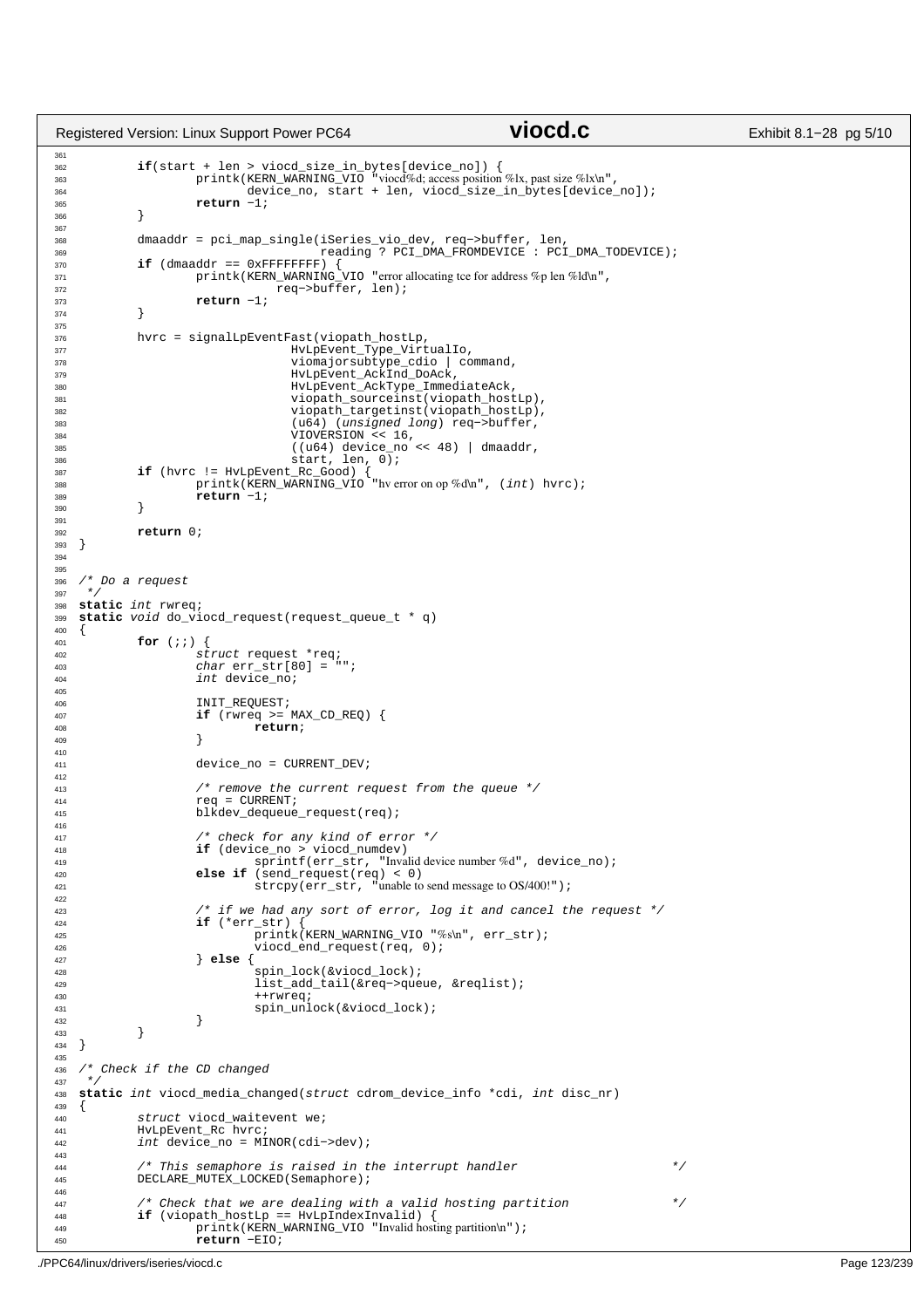```c
	if(start + len > viocd_size_in_bytes[device_no]) {
		printk(KERN_WARNING_VIO "viocd%d; access position %lx, past size %lx\n",
		       device_no, start + len, viocd_size_in_bytes[device_no]);
		return -1;
	}

	dmaaddr = pci_map_single(iSeries_vio_dev, req->buffer, len,
				 reading ? PCI_DMA_FROMDEVICE : PCI_DMA_TODEVICE);
	if (dmaaddr == 0xFFFFFFFF) {
		printk(KERN_WARNING_VIO "error allocating tce for address %p len %ld\n",
		       req->buffer, len);
		return -1;
	}

	hvrc = signalLpEventFast(viopath_hostLp,
				 HvLpEvent_Type_VirtualIo,
				 viomajorsubtype_cdio | command,
				 HvLpEvent_AckInd_DoAck,
				 HvLpEvent_AckType_ImmediateAck,
				 viopath_sourceinst(viopath_hostLp),
				 viopath_targetinst(viopath_hostLp),
				 (u64) (unsigned long) req->buffer,
				 VIOVERSION << 16,
				 ((u64) device_no << 48) | dmaaddr,
				 start, len, 0);
	if (hvrc != HvLpEvent_Rc_Good) {
		printk(KERN_WARNING_VIO "hv error on op %d\n", (int) hvrc);
		return -1;
	}

	return 0;
}


/* Do a request
 */
static int rwreq;
static void do_viocd_request(request_queue_t * q)
{
	for (;;) {
		struct request *req;
		char err_str[80] = "";
		int device_no;

		INIT_REQUEST;
		if (rwreq >= MAX_CD_REQ) {
			return;
		}

		device_no = CURRENT_DEV;

		/* remove the current request from the queue */
		req = CURRENT;
		blkdev_dequeue_request(req);

		/* check for any kind of error */
		if (device_no > viocd_numdev)
			sprintf(err_str, "Invalid device number %d", device_no);
		else if (send_request(req) < 0)
			strcpy(err_str, "unable to send message to OS/400!");

		/* if we had any sort of error, log it and cancel the request */
		if (*err_str) {
			printk(KERN_WARNING_VIO "%s\n", err_str);
			viocd_end_request(req, 0);
		} else {
			spin_lock(&viocd_lock);
			list_add_tail(&req->queue, &reqlist);
			++rwreq;
			spin_unlock(&viocd_lock);
		}
	}
}

/* Check if the CD changed
 */
static int viocd_media_changed(struct cdrom_device_info *cdi, int disc_nr)
{
	struct viocd_waitevent we;
	HvLpEvent_Rc hvrc;
	int device_no = MINOR(cdi->dev);

	/* This semaphore is raised in the interrupt handler			*/
	DECLARE_MUTEX_LOCKED(Semaphore);

	/* Check that we are dealing with a valid hosting partition		*/
	if (viopath_hostLp == HvLpIndexInvalid) {
		printk(KERN_WARNING_VIO "Invalid hosting partition\n");
		return -EIO;
```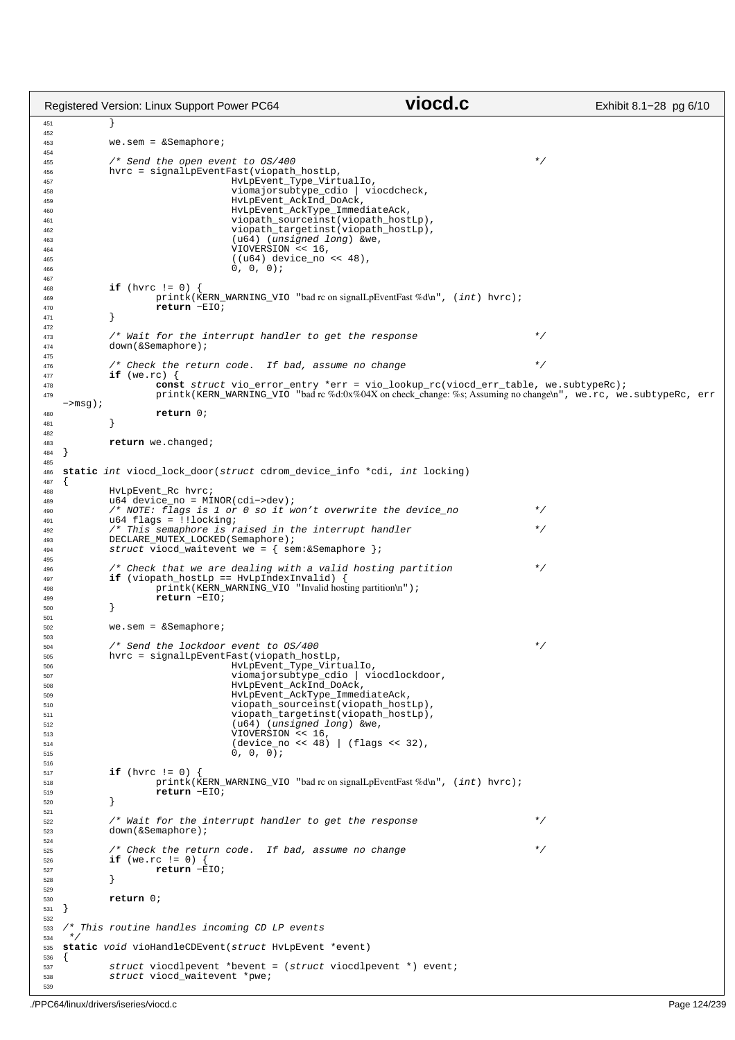```c
        }

        we.sem = &Semaphore;

        /* Send the open event to OS/400                                    */
        hvrc = signalLpEventFast(viopath_hostLp,
                             HvLpEvent_Type_VirtualIo,
                             viomajorsubtype_cdio | viocdcheck,
                             HvLpEvent_AckInd_DoAck,
                             HvLpEvent_AckType_ImmediateAck,
                             viopath_sourceinst(viopath_hostLp),
                             viopath_targetinst(viopath_hostLp),
                             (u64) (unsigned long) &we,
                             VIOVERSION << 16,
                             ((u64) device_no << 48),
                             0, 0, 0);

        if (hvrc != 0) {
                printk(KERN_WARNING_VIO "bad rc on signalLpEventFast %d\n", (int) hvrc);
                return -EIO;
        }

        /* Wait for the interrupt handler to get the response               */
        down(&Semaphore);

        /* Check the return code.  If bad, assume no change                 */
        if (we.rc) {
                const struct vio_error_entry *err = vio_lookup_rc(viocd_err_table, we.subtypeRc);
                printk(KERN_WARNING_VIO "bad rc %d:0x%04X on check_change: %s; Assuming no change\n", we.rc, we.subtypeRc, err
->msg);
                return 0;
        }

        return we.changed;
}

static int viocd_lock_door(struct cdrom_device_info *cdi, int locking)
{
        HvLpEvent_Rc hvrc;
        u64 device_no = MINOR(cdi->dev);
        /* NOTE: flags is 1 or 0 so it won't overwrite the device_no        */
        u64 flags = !!locking;
        /* This semaphore is raised in the interrupt handler                */
        DECLARE_MUTEX_LOCKED(Semaphore);
        struct viocd_waitevent we = { sem:&Semaphore };

        /* Check that we are dealing with a valid hosting partition         */
        if (viopath_hostLp == HvLpIndexInvalid) {
                printk(KERN_WARNING_VIO "Invalid hosting partition\n");
                return -EIO;
        }

        we.sem = &Semaphore;

        /* Send the lockdoor event to OS/400                                */
        hvrc = signalLpEventFast(viopath_hostLp,
                             HvLpEvent_Type_VirtualIo,
                             viomajorsubtype_cdio | viocdlockdoor,
                             HvLpEvent_AckInd_DoAck,
                             HvLpEvent_AckType_ImmediateAck,
                             viopath_sourceinst(viopath_hostLp),
                             viopath_targetinst(viopath_hostLp),
                             (u64) (unsigned long) &we,
                             VIOVERSION << 16,
                             (device_no << 48) | (flags << 32),
                             0, 0, 0);

        if (hvrc != 0) {
                printk(KERN_WARNING_VIO "bad rc on signalLpEventFast %d\n", (int) hvrc);
                return -EIO;
        }

        /* Wait for the interrupt handler to get the response               */
        down(&Semaphore);

        /* Check the return code.  If bad, assume no change                 */
        if (we.rc != 0) {
                return -EIO;
        }

        return 0;
}

/* This routine handles incoming CD LP events
 */
static void vioHandleCDEvent(struct HvLpEvent *event)
{
        struct viocdlpevent *bevent = (struct viocdlpevent *) event;
        struct viocd_waitevent *pwe;

```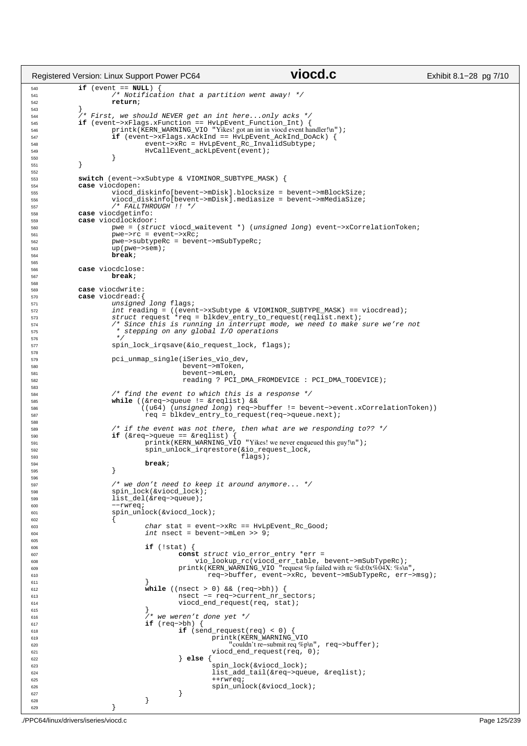```
540         if (event == NULL) {
541                 /* Notification that a partition went away! */
542                 return;
543         }
544         /* First, we should NEVER get an int here...only acks */
545         if (event->xFlags.xFunction == HvLpEvent_Function_Int) {
546                 printk(KERN_WARNING_VIO "Yikes! got an int in viocd event handler!\n");
547                 if (event->xFlags.xAckInd == HvLpEvent_AckInd_DoAck) {
548                         event->xRc = HvLpEvent_Rc_InvalidSubtype;
549                         HvCallEvent_ackLpEvent(event);
550                 }
551         }
552 
553         switch (event->xSubtype & VIOMINOR_SUBTYPE_MASK) {
554         case viocdopen:
555                 viocd_diskinfo[bevent->mDisk].blocksize = bevent->mBlockSize;
556                 viocd_diskinfo[bevent->mDisk].mediasize = bevent->mMediaSize;
557                 /* FALLTHROUGH !! */
558         case viocdgetinfo:
559         case viocdlockdoor:
560                 pwe = (struct viocd_waitevent *) (unsigned long) event->xCorrelationToken;
561                 pwe->rc = event->xRc;
562                 pwe->subtypeRc = bevent->mSubTypeRc;
563                 up(pwe->sem);
564                 break;
565 
566         case viocdclose:
567                 break;
568 
569         case viocdwrite:
570         case viocdread:{
571                 unsigned long flags;
572                 int reading = ((event->xSubtype & VIOMINOR_SUBTYPE_MASK) == viocdread);
573                 struct request *req = blkdev_entry_to_request(reqlist.next);
574                 /* Since this is running in interrupt mode, we need to make sure we're not
575                  * stepping on any global I/O operations
576                  */
577                 spin_lock_irqsave(&io_request_lock, flags);
578 
579                 pci_unmap_single(iSeries_vio_dev,
580                                  bevent->mToken,
581                                  bevent->mLen,
582                                  reading ? PCI_DMA_FROMDEVICE : PCI_DMA_TODEVICE);
583 
584                 /* find the event to which this is a response */
585                 while ((&req->queue != &reqlist) &&
586                        ((u64) (unsigned long) req->buffer != bevent->event.xCorrelationToken))
587                         req = blkdev_entry_to_request(req->queue.next);
588 
589                 /* if the event was not there, then what are we responding to?? */
590                 if (&req->queue == &reqlist) {
591                         printk(KERN_WARNING_VIO "Yikes! we never enqueued this guy!\n");
592                         spin_unlock_irqrestore(&io_request_lock,
593                                                flags);
594                         break;
595                 }
596 
597                 /* we don't need to keep it around anymore... */
598                 spin_lock(&viocd_lock);
599                 list_del(&req->queue);
600                 --rwreq;
601                 spin_unlock(&viocd_lock);
602                 {
603                         char stat = event->xRc == HvLpEvent_Rc_Good;
604                         int nsect = bevent->mLen >> 9;
605 
606                         if (!stat) {
607                                 const struct vio_error_entry *err =
608                                     vio_lookup_rc(viocd_err_table, bevent->mSubTypeRc);
609                                 printk(KERN_WARNING_VIO "request %p failed with rc %d:0x%04X: %s\n",
610                                        req->buffer, event->xRc, bevent->mSubTypeRc, err->msg);
611                         }
612                         while ((nsect > 0) && (req->bh)) {
613                                 nsect -= req->current_nr_sectors;
614                                 viocd_end_request(req, stat);
615                         }
616                         /* we weren't done yet */
617                         if (req->bh) {
618                                 if (send_request(req) < 0) {
619                                         printk(KERN_WARNING_VIO
620                                                "couldn't re-submit req %p\n", req->buffer);
621                                         viocd_end_request(req, 0);
622                                 } else {
623                                         spin_lock(&viocd_lock);
624                                         list_add_tail(&req->queue, &reqlist);
625                                         ++rwreq;
626                                         spin_unlock(&viocd_lock);
627                                 }
628                         }
629                 }
```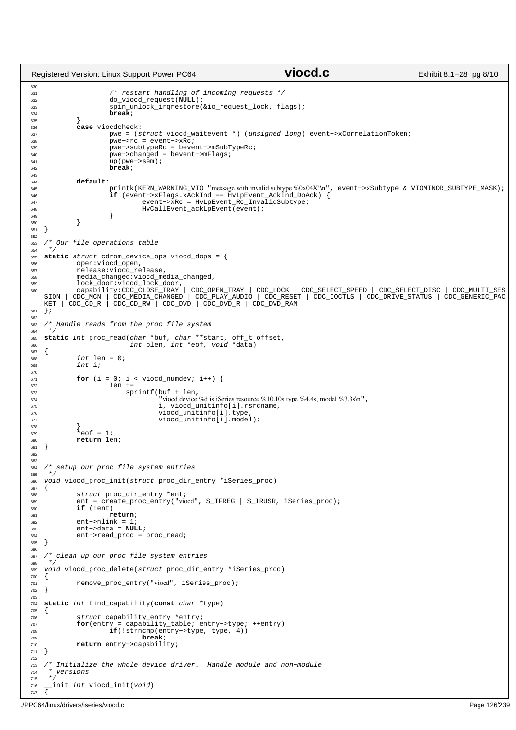```c
630
631                 /* restart handling of incoming requests */
632                 do_viocd_request(NULL);
633                 spin_unlock_irqrestore(&io_request_lock, flags);
634                 break;
635         }
636         case viocdcheck:
637                 pwe = (struct viocd_waitevent *) (unsigned long) event->xCorrelationToken;
638                 pwe->rc = event->xRc;
639                 pwe->subtypeRc = bevent->mSubTypeRc;
640                 pwe->changed = bevent->mFlags;
641                 up(pwe->sem);
642                 break;
643 
644         default:
645                 printk(KERN_WARNING_VIO "message with invalid subtype %0x04X!\n", event->xSubtype & VIOMINOR_SUBTYPE_MASK);
646                 if (event->xFlags.xAckInd == HvLpEvent_AckInd_DoAck) {
647                         event->xRc = HvLpEvent_Rc_InvalidSubtype;
648                         HvCallEvent_ackLpEvent(event);
649                 }
650         }
651 }
652 
653 /* Our file operations table
654  */
655 static struct cdrom_device_ops viocd_dops = {
656         open:viocd_open,
657         release:viocd_release,
658         media_changed:viocd_media_changed,
659         lock_door:viocd_lock_door,
660         capability:CDC_CLOSE_TRAY | CDC_OPEN_TRAY | CDC_LOCK | CDC_SELECT_SPEED | CDC_SELECT_DISC | CDC_MULTI_SESSION | CDC_MCN | CDC_MEDIA_CHANGED | CDC_PLAY_AUDIO | CDC_RESET | CDC_IOCTLS | CDC_DRIVE_STATUS | CDC_GENERIC_PACKET | CDC_CD_R | CDC_CD_RW | CDC_DVD | CDC_DVD_R | CDC_DVD_RAM
661 };
662 
663 /* Handle reads from the proc file system
664  */
665 static int proc_read(char *buf, char **start, off_t offset,
666                      int blen, int *eof, void *data)
667 {
668         int len = 0;
669         int i;
670 
671         for (i = 0; i < viocd_numdev; i++) {
672                 len +=
673                     sprintf(buf + len,
674                             "viocd device %d is iSeries resource %10.10s type %4.4s, model %3.3s\n",
675                             i, viocd_unitinfo[i].rsrcname,
676                             viocd_unitinfo[i].type,
677                             viocd_unitinfo[i].model);
678         }
679         *eof = 1;
680         return len;
681 }
682 
683 
684 /* setup our proc file system entries
685  */
686 void viocd_proc_init(struct proc_dir_entry *iSeries_proc)
687 {
688         struct proc_dir_entry *ent;
689         ent = create_proc_entry("viocd", S_IFREG | S_IRUSR, iSeries_proc);
690         if (!ent)
691                 return;
692         ent->nlink = 1;
693         ent->data = NULL;
694         ent->read_proc = proc_read;
695 }
696 
697 /* clean up our proc file system entries
698  */
699 void viocd_proc_delete(struct proc_dir_entry *iSeries_proc)
700 {
701         remove_proc_entry("viocd", iSeries_proc);
702 }
703 
704 static int find_capability(const char *type)
705 {
706         struct capability_entry *entry;
707         for(entry = capability_table; entry->type; ++entry)
708                 if(!strncmp(entry->type, type, 4))
709                         break;
710         return entry->capability;
711 }
712 
713 /* Initialize the whole device driver.  Handle module and non-module
714  * versions
715  */
716 __init int viocd_init(void)
717 {
```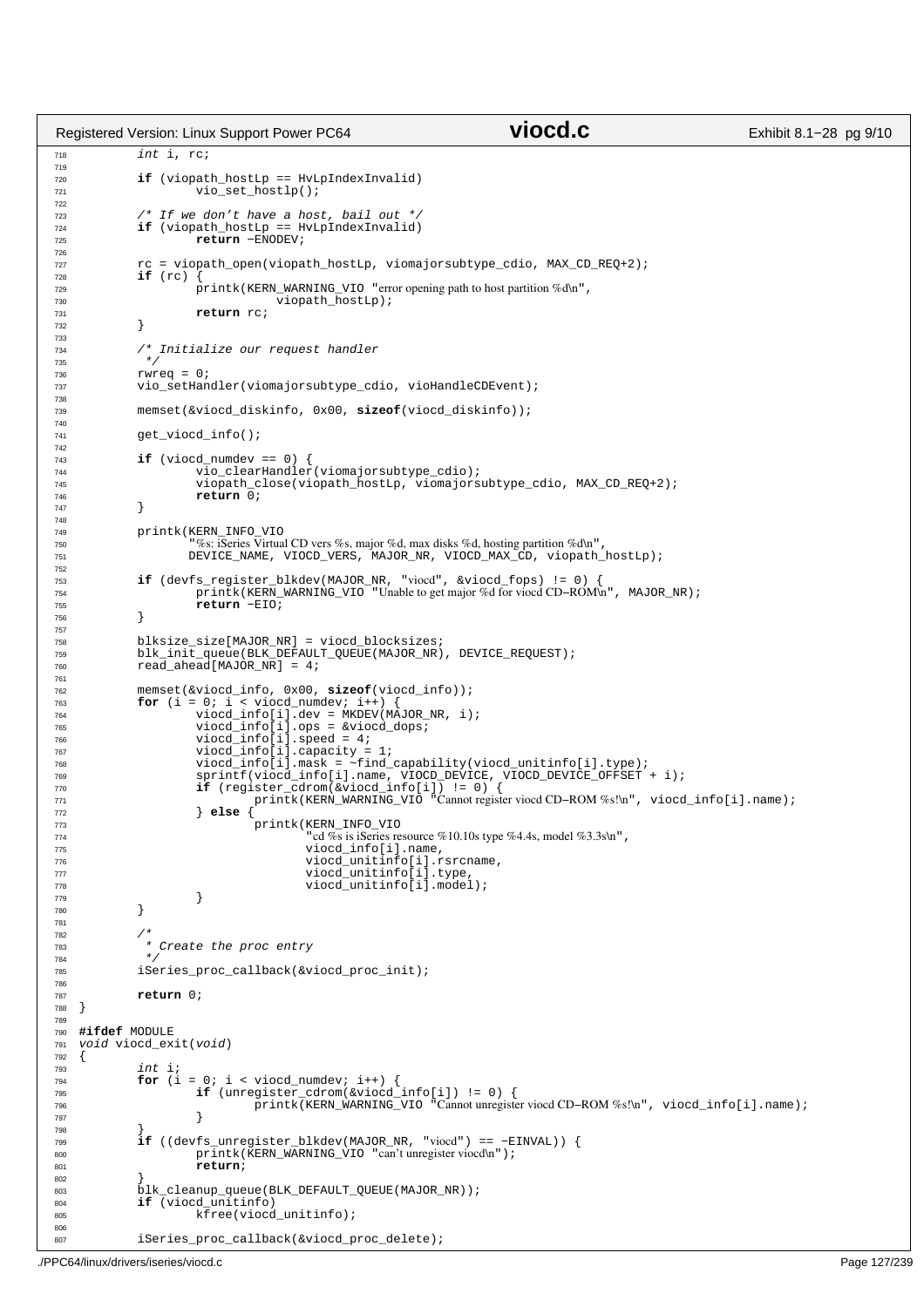```c
	int i, rc;

	if (viopath_hostLp == HvLpIndexInvalid)
		vio_set_hostlp();

	/* If we don't have a host, bail out */
	if (viopath_hostLp == HvLpIndexInvalid)
		return -ENODEV;

	rc = viopath_open(viopath_hostLp, viomajorsubtype_cdio, MAX_CD_REQ+2);
	if (rc) {
		printk(KERN_WARNING_VIO "error opening path to host partition %d\n",
		       viopath_hostLp);
		return rc;
	}

	/* Initialize our request handler
	 */
	rwreq = 0;
	vio_setHandler(viomajorsubtype_cdio, vioHandleCDEvent);

	memset(&viocd_diskinfo, 0x00, sizeof(viocd_diskinfo));

	get_viocd_info();

	if (viocd_numdev == 0) {
		vio_clearHandler(viomajorsubtype_cdio);
		viopath_close(viopath_hostLp, viomajorsubtype_cdio, MAX_CD_REQ+2);
		return 0;
	}

	printk(KERN_INFO_VIO
	       "%s: iSeries Virtual CD vers %s, major %d, max disks %d, hosting partition %d\n",
	       DEVICE_NAME, VIOCD_VERS, MAJOR_NR, VIOCD_MAX_CD, viopath_hostLp);

	if (devfs_register_blkdev(MAJOR_NR, "viocd", &viocd_fops) != 0) {
		printk(KERN_WARNING_VIO "Unable to get major %d for viocd CD-ROM\n", MAJOR_NR);
		return -EIO;
	}

	blksize_size[MAJOR_NR] = viocd_blocksizes;
	blk_init_queue(BLK_DEFAULT_QUEUE(MAJOR_NR), DEVICE_REQUEST);
	read_ahead[MAJOR_NR] = 4;

	memset(&viocd_info, 0x00, sizeof(viocd_info));
	for (i = 0; i < viocd_numdev; i++) {
		viocd_info[i].dev = MKDEV(MAJOR_NR, i);
		viocd_info[i].ops = &viocd_dops;
		viocd_info[i].speed = 4;
		viocd_info[i].capacity = 1;
		viocd_info[i].mask = ~find_capability(viocd_unitinfo[i].type);
		sprintf(viocd_info[i].name, VIOCD_DEVICE, VIOCD_DEVICE_OFFSET + i);
		if (register_cdrom(&viocd_info[i]) != 0) {
			printk(KERN_WARNING_VIO "Cannot register viocd CD-ROM %s!\n", viocd_info[i].name);
		} else {
			printk(KERN_INFO_VIO
			       "cd %s is iSeries resource %10.10s type %4.4s, model %3.3s\n",
			       viocd_info[i].name,
			       viocd_unitinfo[i].rsrcname,
			       viocd_unitinfo[i].type,
			       viocd_unitinfo[i].model);
		}
	}

	/*
	 * Create the proc entry
	 */
	iSeries_proc_callback(&viocd_proc_init);

	return 0;
}

#ifdef MODULE
void viocd_exit(void)
{
	int i;
	for (i = 0; i < viocd_numdev; i++) {
		if (unregister_cdrom(&viocd_info[i]) != 0) {
			printk(KERN_WARNING_VIO "Cannot unregister viocd CD-ROM %s!\n", viocd_info[i].name);
		}
	}
	if ((devfs_unregister_blkdev(MAJOR_NR, "viocd") == -EINVAL)) {
		printk(KERN_WARNING_VIO "can't unregister viocd\n");
		return;
	}
	blk_cleanup_queue(BLK_DEFAULT_QUEUE(MAJOR_NR));
	if (viocd_unitinfo)
		kfree(viocd_unitinfo);

	iSeries_proc_callback(&viocd_proc_delete);
```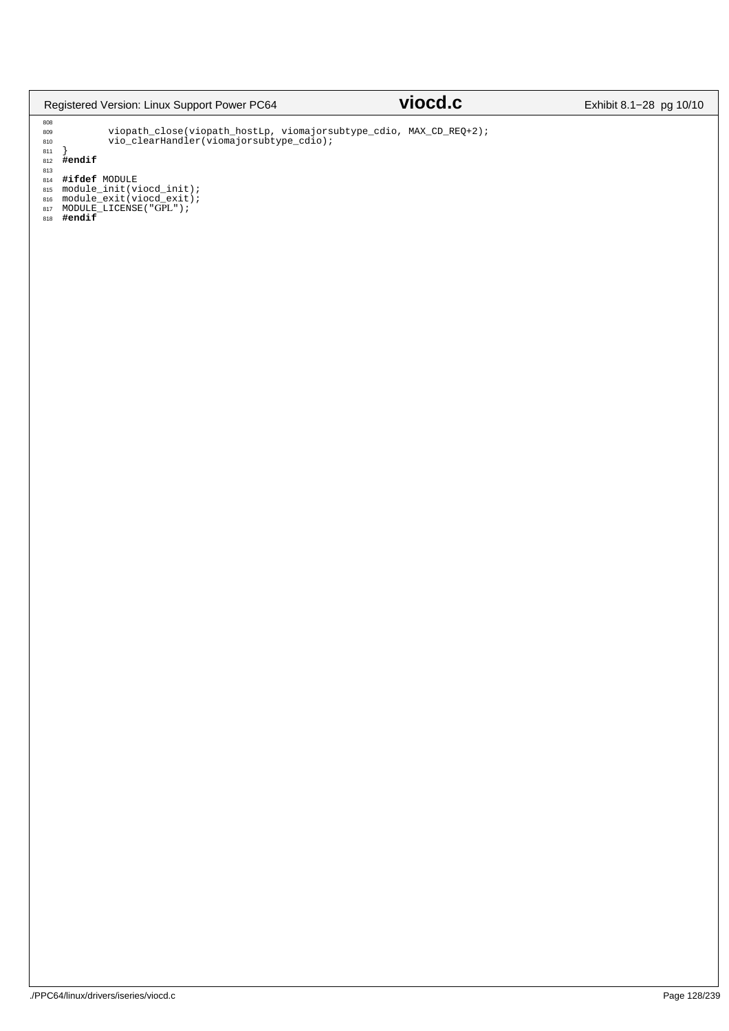```
        viopath_close(viopath_hostLp, viomajorsubtype_cdio, MAX_CD_REQ+2);
        vio_clearHandler(viomajorsubtype_cdio);
}
#endif

#ifdef MODULE
module_init(viocd_init);
module_exit(viocd_exit);
MODULE_LICENSE("GPL");
#endif
```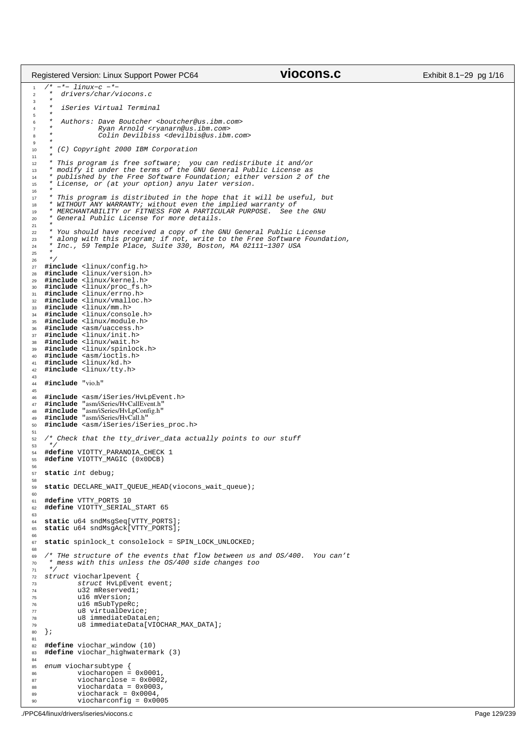```c
/* -*- linux-c -*-
 *  drivers/char/viocons.c
 *
 *  iSeries Virtual Terminal
 *
 *  Authors: Dave Boutcher <boutcher@us.ibm.com>
 *           Ryan Arnold <ryanarn@us.ibm.com>
 *           Colin Devilbiss <devilbis@us.ibm.com>
 *
 * (C) Copyright 2000 IBM Corporation
 *
 * This program is free software;  you can redistribute it and/or
 * modify it under the terms of the GNU General Public License as
 * published by the Free Software Foundation; either version 2 of the
 * License, or (at your option) anyu later version.
 *
 * This program is distributed in the hope that it will be useful, but
 * WITHOUT ANY WARRANTY; without even the implied warranty of
 * MERCHANTABILITY or FITNESS FOR A PARTICULAR PURPOSE.  See the GNU
 * General Public License for more details.
 *
 * You should have received a copy of the GNU General Public License
 * along with this program; if not, write to the Free Software Foundation,
 * Inc., 59 Temple Place, Suite 330, Boston, MA 02111-1307 USA
 *
 */
#include <linux/config.h>
#include <linux/version.h>
#include <linux/kernel.h>
#include <linux/proc_fs.h>
#include <linux/errno.h>
#include <linux/vmalloc.h>
#include <linux/mm.h>
#include <linux/console.h>
#include <linux/module.h>
#include <asm/uaccess.h>
#include <linux/init.h>
#include <linux/wait.h>
#include <linux/spinlock.h>
#include <asm/ioctls.h>
#include <linux/kd.h>
#include <linux/tty.h>

#include "vio.h"

#include <asm/iSeries/HvLpEvent.h>
#include "asm/iSeries/HvCallEvent.h"
#include "asm/iSeries/HvLpConfig.h"
#include "asm/iSeries/HvCall.h"
#include <asm/iSeries/iSeries_proc.h>

/* Check that the tty_driver_data actually points to our stuff
 */
#define VIOTTY_PARANOIA_CHECK 1
#define VIOTTY_MAGIC (0x0DCB)

static int debug;

static DECLARE_WAIT_QUEUE_HEAD(viocons_wait_queue);

#define VTTY_PORTS 10
#define VIOTTY_SERIAL_START 65

static u64 sndMsgSeq[VTTY_PORTS];
static u64 sndMsgAck[VTTY_PORTS];

static spinlock_t consolelock = SPIN_LOCK_UNLOCKED;

/* THe structure of the events that flow between us and OS/400.  You can't
 * mess with this unless the OS/400 side changes too
 */
struct viocharlpevent {
        struct HvLpEvent event;
        u32 mReserved1;
        u16 mVersion;
        u16 mSubTypeRc;
        u8 virtualDevice;
        u8 immediateDataLen;
        u8 immediateData[VIOCHAR_MAX_DATA];
};

#define viochar_window (10)
#define viochar_highwatermark (3)

enum viocharsubtype {
        viocharopen = 0x0001,
        viocharclose = 0x0002,
        viochardata = 0x0003,
        viocharack = 0x0004,
        viocharconfig = 0x0005
```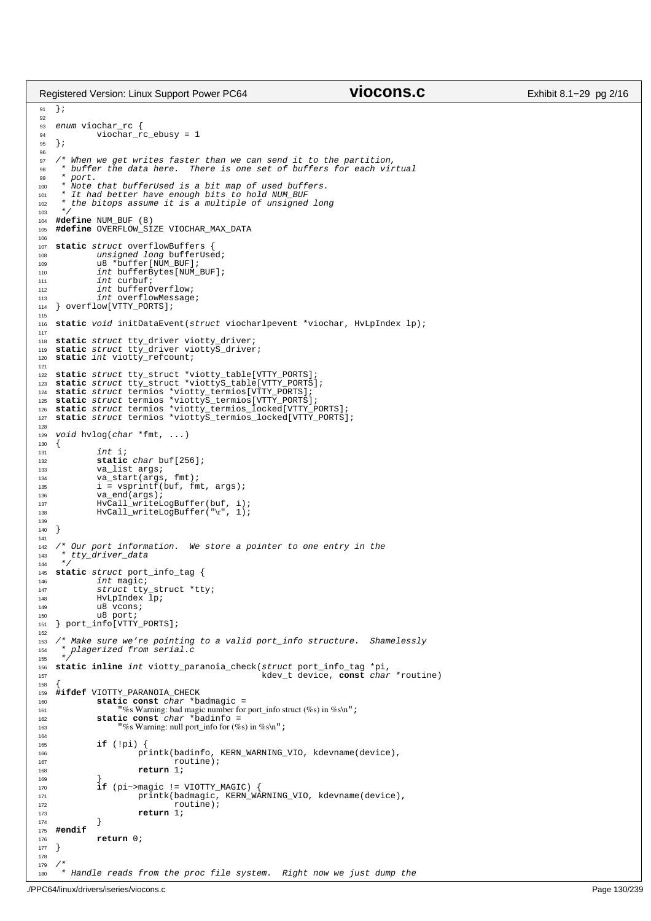```c
};

enum viochar_rc {
        viochar_rc_ebusy = 1
};

/* When we get writes faster than we can send it to the partition,
 * buffer the data here.  There is one set of buffers for each virtual
 * port.
 * Note that bufferUsed is a bit map of used buffers.
 * It had better have enough bits to hold NUM_BUF
 * the bitops assume it is a multiple of unsigned long
 */
#define NUM_BUF (8)
#define OVERFLOW_SIZE VIOCHAR_MAX_DATA

static struct overflowBuffers {
        unsigned long bufferUsed;
        u8 *buffer[NUM_BUF];
        int bufferBytes[NUM_BUF];
        int curbuf;
        int bufferOverflow;
        int overflowMessage;
} overflow[VTTY_PORTS];

static void initDataEvent(struct viocharlpevent *viochar, HvLpIndex lp);

static struct tty_driver viotty_driver;
static struct tty_driver viottyS_driver;
static int viotty_refcount;

static struct tty_struct *viotty_table[VTTY_PORTS];
static struct tty_struct *viottyS_table[VTTY_PORTS];
static struct termios *viotty_termios[VTTY_PORTS];
static struct termios *viottyS_termios[VTTY_PORTS];
static struct termios *viotty_termios_locked[VTTY_PORTS];
static struct termios *viottyS_termios_locked[VTTY_PORTS];

void hvlog(char *fmt, ...)
{
        int i;
        static char buf[256];
        va_list args;
        va_start(args, fmt);
        i = vsprintf(buf, fmt, args);
        va_end(args);
        HvCall_writeLogBuffer(buf, i);
        HvCall_writeLogBuffer("\r", 1);

}

/* Our port information.  We store a pointer to one entry in the
 * tty_driver_data
 */
static struct port_info_tag {
        int magic;
        struct tty_struct *tty;
        HvLpIndex lp;
        u8 vcons;
        u8 port;
} port_info[VTTY_PORTS];

/* Make sure we're pointing to a valid port_info structure.  Shamelessly
 * plagerized from serial.c
 */
static inline int viotty_paranoia_check(struct port_info_tag *pi,
                                        kdev_t device, const char *routine)
{
#ifdef VIOTTY_PARANOIA_CHECK
        static const char *badmagic =
            "%s Warning: bad magic number for port_info struct (%s) in %s\n";
        static const char *badinfo =
            "%s Warning: null port_info for (%s) in %s\n";

        if (!pi) {
                printk(badinfo, KERN_WARNING_VIO, kdevname(device),
                       routine);
                return 1;
        }
        if (pi->magic != VIOTTY_MAGIC) {
                printk(badmagic, KERN_WARNING_VIO, kdevname(device),
                       routine);
                return 1;
        }
#endif
        return 0;
}

/*
 * Handle reads from the proc file system.  Right now we just dump the
```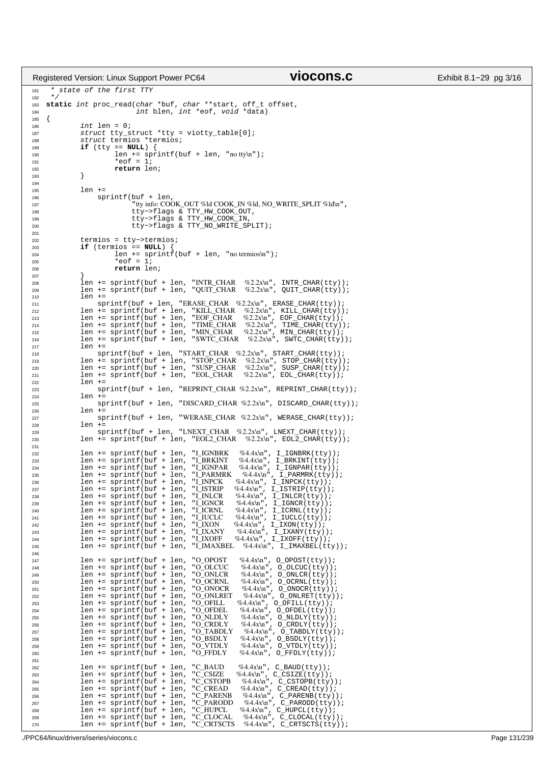```c
 * state of the first TTY
 */
static int proc_read(char *buf, char **start, off_t offset,
                     int blen, int *eof, void *data)
{
        int len = 0;
        struct tty_struct *tty = viotty_table[0];
        struct termios *termios;
        if (tty == NULL) {
                len += sprintf(buf + len, "no tty\n");
                *eof = 1;
                return len;
        }

        len +=
            sprintf(buf + len,
                    "tty info: COOK_OUT %ld COOK_IN %ld, NO_WRITE_SPLIT %ld\n",
                    tty->flags & TTY_HW_COOK_OUT,
                    tty->flags & TTY_HW_COOK_IN,
                    tty->flags & TTY_NO_WRITE_SPLIT);

        termios = tty->termios;
        if (termios == NULL) {
                len += sprintf(buf + len, "no termios\n");
                *eof = 1;
                return len;
        }
        len += sprintf(buf + len, "INTR_CHAR   %2.2x\n", INTR_CHAR(tty));
        len += sprintf(buf + len, "QUIT_CHAR   %2.2x\n", QUIT_CHAR(tty));
        len +=
            sprintf(buf + len, "ERASE_CHAR  %2.2x\n", ERASE_CHAR(tty));
        len += sprintf(buf + len, "KILL_CHAR   %2.2x\n", KILL_CHAR(tty));
        len += sprintf(buf + len, "EOF_CHAR    %2.2x\n", EOF_CHAR(tty));
        len += sprintf(buf + len, "TIME_CHAR   %2.2x\n", TIME_CHAR(tty));
        len += sprintf(buf + len, "MIN_CHAR    %2.2x\n", MIN_CHAR(tty));
        len += sprintf(buf + len, "SWTC_CHAR   %2.2x\n", SWTC_CHAR(tty));
        len +=
            sprintf(buf + len, "START_CHAR  %2.2x\n", START_CHAR(tty));
        len += sprintf(buf + len, "STOP_CHAR   %2.2x\n", STOP_CHAR(tty));
        len += sprintf(buf + len, "SUSP_CHAR   %2.2x\n", SUSP_CHAR(tty));
        len += sprintf(buf + len, "EOL_CHAR    %2.2x\n", EOL_CHAR(tty));
        len +=
            sprintf(buf + len, "REPRINT_CHAR %2.2x\n", REPRINT_CHAR(tty));
        len +=
            sprintf(buf + len, "DISCARD_CHAR %2.2x\n", DISCARD_CHAR(tty));
        len +=
            sprintf(buf + len, "WERASE_CHAR %2.2x\n", WERASE_CHAR(tty));
        len +=
            sprintf(buf + len, "LNEXT_CHAR  %2.2x\n", LNEXT_CHAR(tty));
        len += sprintf(buf + len, "EOL2_CHAR   %2.2x\n", EOL2_CHAR(tty));

        len += sprintf(buf + len, "I_IGNBRK    %4.4x\n", I_IGNBRK(tty));
        len += sprintf(buf + len, "I_BRKINT    %4.4x\n", I_BRKINT(tty));
        len += sprintf(buf + len, "I_IGNPAR    %4.4x\n", I_IGNPAR(tty));
        len += sprintf(buf + len, "I_PARMRK    %4.4x\n", I_PARMRK(tty));
        len += sprintf(buf + len, "I_INPCK     %4.4x\n", I_INPCK(tty));
        len += sprintf(buf + len, "I_ISTRIP    %4.4x\n", I_ISTRIP(tty));
        len += sprintf(buf + len, "I_INLCR     %4.4x\n", I_INLCR(tty));
        len += sprintf(buf + len, "I_IGNCR     %4.4x\n", I_IGNCR(tty));
        len += sprintf(buf + len, "I_ICRNL     %4.4x\n", I_ICRNL(tty));
        len += sprintf(buf + len, "I_IUCLC     %4.4x\n", I_IUCLC(tty));
        len += sprintf(buf + len, "I_IXON      %4.4x\n", I_IXON(tty));
        len += sprintf(buf + len, "I_IXANY     %4.4x\n", I_IXANY(tty));
        len += sprintf(buf + len, "I_IXOFF     %4.4x\n", I_IXOFF(tty));
        len += sprintf(buf + len, "I_IMAXBEL   %4.4x\n", I_IMAXBEL(tty));

        len += sprintf(buf + len, "O_OPOST     %4.4x\n", O_OPOST(tty));
        len += sprintf(buf + len, "O_OLCUC     %4.4x\n", O_OLCUC(tty));
        len += sprintf(buf + len, "O_ONLCR     %4.4x\n", O_ONLCR(tty));
        len += sprintf(buf + len, "O_OCRNL     %4.4x\n", O_OCRNL(tty));
        len += sprintf(buf + len, "O_ONOCR     %4.4x\n", O_ONOCR(tty));
        len += sprintf(buf + len, "O_ONLRET    %4.4x\n", O_ONLRET(tty));
        len += sprintf(buf + len, "O_OFILL     %4.4x\n", O_OFILL(tty));
        len += sprintf(buf + len, "O_OFDEL     %4.4x\n", O_OFDEL(tty));
        len += sprintf(buf + len, "O_NLDLY     %4.4x\n", O_NLDLY(tty));
        len += sprintf(buf + len, "O_CRDLY     %4.4x\n", O_CRDLY(tty));
        len += sprintf(buf + len, "O_TABDLY    %4.4x\n", O_TABDLY(tty));
        len += sprintf(buf + len, "O_BSDLY     %4.4x\n", O_BSDLY(tty));
        len += sprintf(buf + len, "O_VTDLY     %4.4x\n", O_VTDLY(tty));
        len += sprintf(buf + len, "O_FFDLY     %4.4x\n", O_FFDLY(tty));

        len += sprintf(buf + len, "C_BAUD      %4.4x\n", C_BAUD(tty));
        len += sprintf(buf + len, "C_CSIZE     %4.4x\n", C_CSIZE(tty));
        len += sprintf(buf + len, "C_CSTOPB    %4.4x\n", C_CSTOPB(tty));
        len += sprintf(buf + len, "C_CREAD     %4.4x\n", C_CREAD(tty));
        len += sprintf(buf + len, "C_PARENB    %4.4x\n", C_PARENB(tty));
        len += sprintf(buf + len, "C_PARODD    %4.4x\n", C_PARODD(tty));
        len += sprintf(buf + len, "C_HUPCL     %4.4x\n", C_HUPCL(tty));
        len += sprintf(buf + len, "C_CLOCAL    %4.4x\n", C_CLOCAL(tty));
        len += sprintf(buf + len, "C_CRTSCTS   %4.4x\n", C_CRTSCTS(tty));
```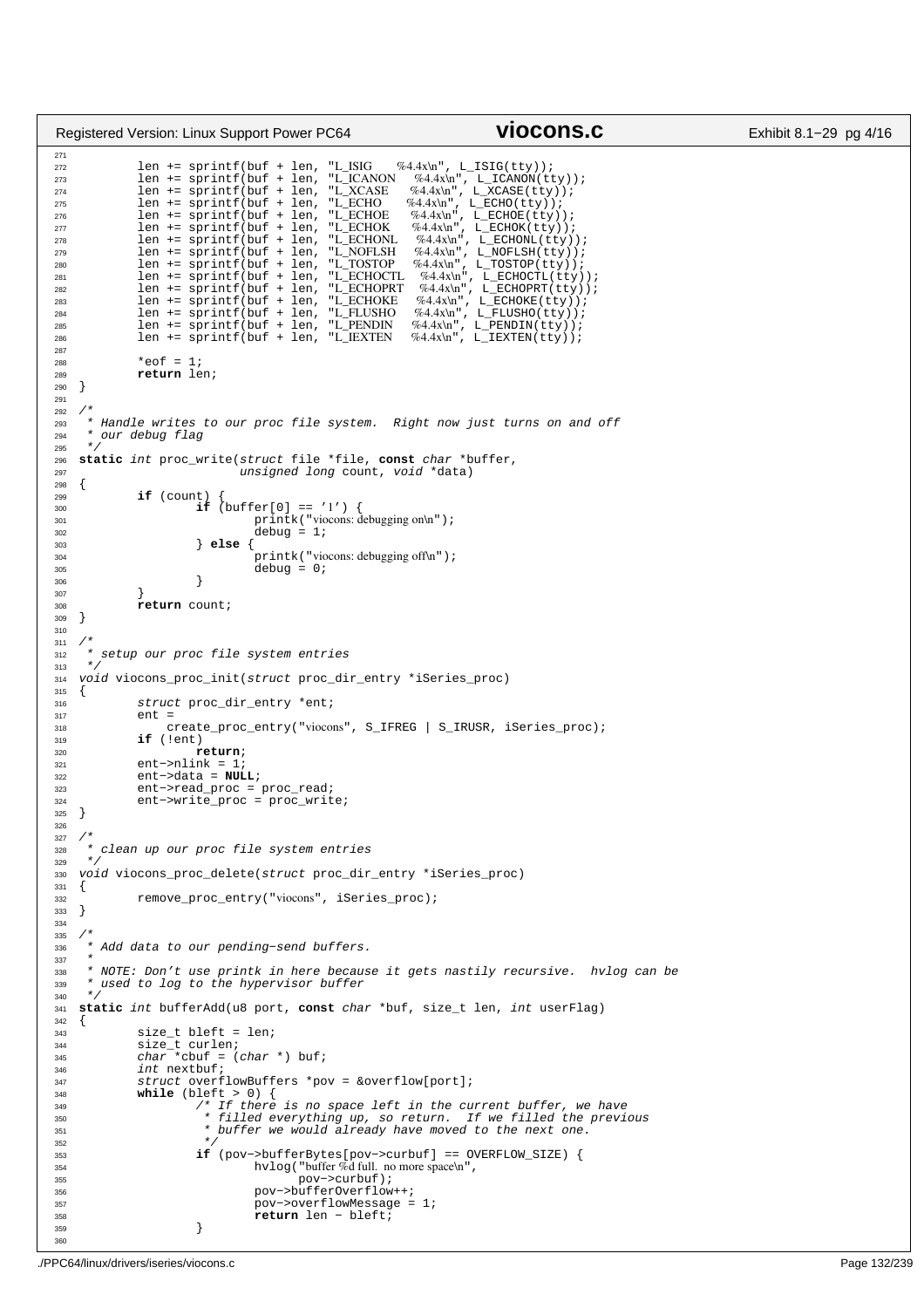```c
        len += sprintf(buf + len, "L_ISIG    %4.4x\n", L_ISIG(tty));
        len += sprintf(buf + len, "L_ICANON  %4.4x\n", L_ICANON(tty));
        len += sprintf(buf + len, "L_XCASE   %4.4x\n", L_XCASE(tty));
        len += sprintf(buf + len, "L_ECHO    %4.4x\n", L_ECHO(tty));
        len += sprintf(buf + len, "L_ECHOE   %4.4x\n", L_ECHOE(tty));
        len += sprintf(buf + len, "L_ECHOK   %4.4x\n", L_ECHOK(tty));
        len += sprintf(buf + len, "L_ECHONL  %4.4x\n", L_ECHONL(tty));
        len += sprintf(buf + len, "L_NOFLSH  %4.4x\n", L_NOFLSH(tty));
        len += sprintf(buf + len, "L_TOSTOP  %4.4x\n", L_TOSTOP(tty));
        len += sprintf(buf + len, "L_ECHOCTL %4.4x\n", L_ECHOCTL(tty));
        len += sprintf(buf + len, "L_ECHOPRT %4.4x\n", L_ECHOPRT(tty));
        len += sprintf(buf + len, "L_ECHOKE  %4.4x\n", L_ECHOKE(tty));
        len += sprintf(buf + len, "L_FLUSHO  %4.4x\n", L_FLUSHO(tty));
        len += sprintf(buf + len, "L_PENDIN  %4.4x\n", L_PENDIN(tty));
        len += sprintf(buf + len, "L_IEXTEN  %4.4x\n", L_IEXTEN(tty));

        *eof = 1;
        return len;
}

/*
 * Handle writes to our proc file system.  Right now just turns on and off
 * our debug flag
 */
static int proc_write(struct file *file, const char *buffer,
                      unsigned long count, void *data)
{
        if (count) {
                if (buffer[0] == '1') {
                        printk("viocons: debugging on\n");
                        debug = 1;
                } else {
                        printk("viocons: debugging off\n");
                        debug = 0;
                }
        }
        return count;
}

/*
 * setup our proc file system entries
 */
void viocons_proc_init(struct proc_dir_entry *iSeries_proc)
{
        struct proc_dir_entry *ent;
        ent =
            create_proc_entry("viocons", S_IFREG | S_IRUSR, iSeries_proc);
        if (!ent)
                return;
        ent->nlink = 1;
        ent->data = NULL;
        ent->read_proc = proc_read;
        ent->write_proc = proc_write;
}

/*
 * clean up our proc file system entries
 */
void viocons_proc_delete(struct proc_dir_entry *iSeries_proc)
{
        remove_proc_entry("viocons", iSeries_proc);
}

/*
 * Add data to our pending-send buffers.
 *
 * NOTE: Don't use printk in here because it gets nastily recursive.  hvlog can be
 * used to log to the hypervisor buffer
 */
static int bufferAdd(u8 port, const char *buf, size_t len, int userFlag)
{
        size_t bleft = len;
        size_t curlen;
        char *cbuf = (char *) buf;
        int nextbuf;
        struct overflowBuffers *pov = &overflow[port];
        while (bleft > 0) {
                /* If there is no space left in the current buffer, we have
                 * filled everything up, so return.  If we filled the previous
                 * buffer we would already have moved to the next one.
                 */
                if (pov->bufferBytes[pov->curbuf] == OVERFLOW_SIZE) {
                        hvlog("buffer %d full.  no more space\n",
                              pov->curbuf);
                        pov->bufferOverflow++;
                        pov->overflowMessage = 1;
                        return len - bleft;
                }

```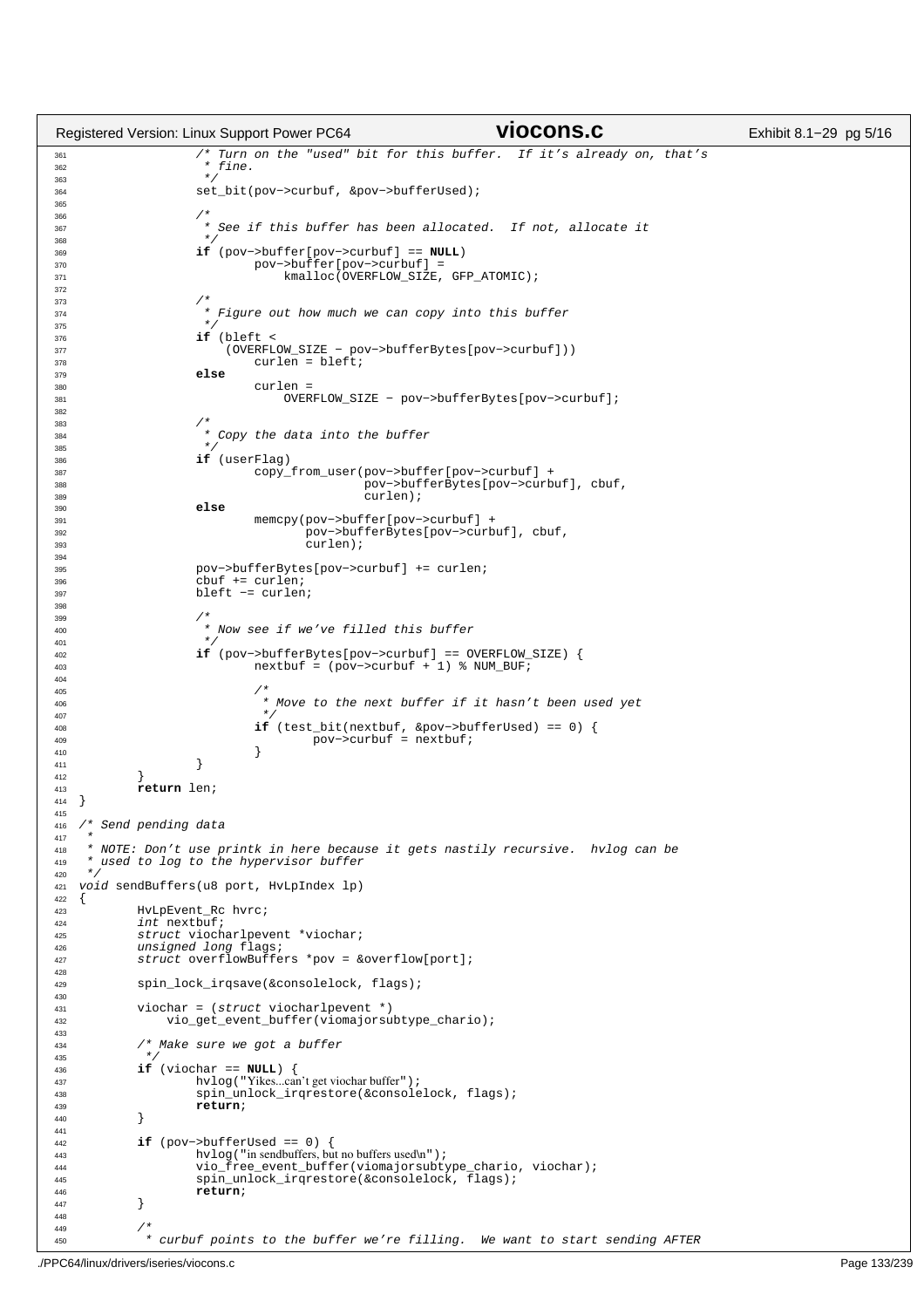```c
                /* Turn on the "used" bit for this buffer.  If it's already on, that's
                 * fine.
                 */
                set_bit(pov->curbuf, &pov->bufferUsed);

                /*
                 * See if this buffer has been allocated.  If not, allocate it
                 */
                if (pov->buffer[pov->curbuf] == NULL)
                        pov->buffer[pov->curbuf] =
                            kmalloc(OVERFLOW_SIZE, GFP_ATOMIC);

                /*
                 * Figure out how much we can copy into this buffer
                 */
                if (bleft <
                    (OVERFLOW_SIZE - pov->bufferBytes[pov->curbuf]))
                        curlen = bleft;
                else
                        curlen =
                            OVERFLOW_SIZE - pov->bufferBytes[pov->curbuf];

                /*
                 * Copy the data into the buffer
                 */
                if (userFlag)
                        copy_from_user(pov->buffer[pov->curbuf] +
                                       pov->bufferBytes[pov->curbuf], cbuf,
                                       curlen);
                else
                        memcpy(pov->buffer[pov->curbuf] +
                               pov->bufferBytes[pov->curbuf], cbuf,
                               curlen);

                pov->bufferBytes[pov->curbuf] += curlen;
                cbuf += curlen;
                bleft -= curlen;

                /*
                 * Now see if we've filled this buffer
                 */
                if (pov->bufferBytes[pov->curbuf] == OVERFLOW_SIZE) {
                        nextbuf = (pov->curbuf + 1) % NUM_BUF;

                        /*
                         * Move to the next buffer if it hasn't been used yet
                         */
                        if (test_bit(nextbuf, &pov->bufferUsed) == 0) {
                                pov->curbuf = nextbuf;
                        }
                }
        }
        return len;
}

/* Send pending data
 *
 * NOTE: Don't use printk in here because it gets nastily recursive.  hvlog can be
 * used to log to the hypervisor buffer
 */
void sendBuffers(u8 port, HvLpIndex lp)
{
        HvLpEvent_Rc hvrc;
        int nextbuf;
        struct viocharlpevent *viochar;
        unsigned long flags;
        struct overflowBuffers *pov = &overflow[port];

        spin_lock_irqsave(&consolelock, flags);

        viochar = (struct viocharlpevent *)
            vio_get_event_buffer(viomajorsubtype_chario);

        /* Make sure we got a buffer
         */
        if (viochar == NULL) {
                hvlog("Yikes...can't get viochar buffer");
                spin_unlock_irqrestore(&consolelock, flags);
                return;
        }

        if (pov->bufferUsed == 0) {
                hvlog("in sendbuffers, but no buffers used\n");
                vio_free_event_buffer(viomajorsubtype_chario, viochar);
                spin_unlock_irqrestore(&consolelock, flags);
                return;
        }

        /*
         * curbuf points to the buffer we're filling.  We want to start sending AFTER
```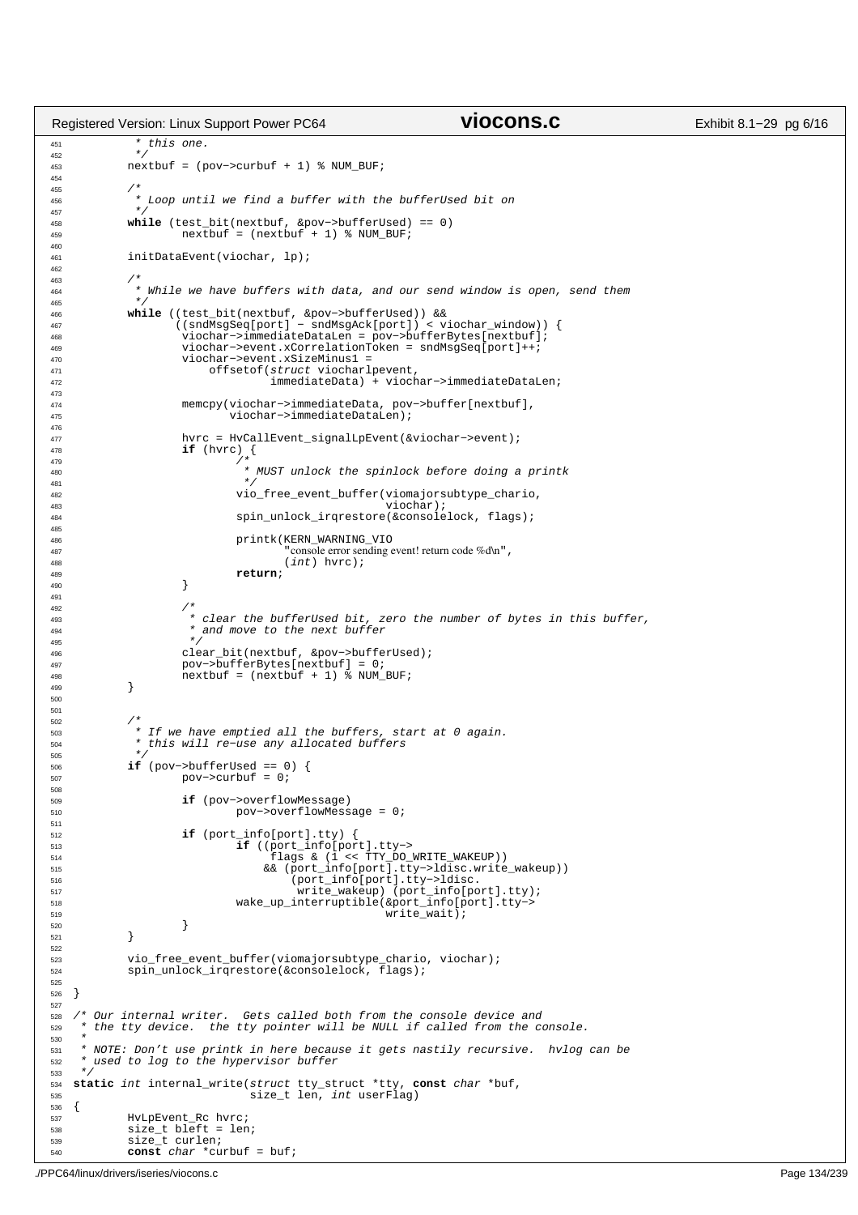```c
         * this one.
         */
        nextbuf = (pov->curbuf + 1) % NUM_BUF;

        /*
         * Loop until we find a buffer with the bufferUsed bit on
         */
        while (test_bit(nextbuf, &pov->bufferUsed) == 0)
                nextbuf = (nextbuf + 1) % NUM_BUF;

        initDataEvent(viochar, lp);

        /*
         * While we have buffers with data, and our send window is open, send them
         */
        while ((test_bit(nextbuf, &pov->bufferUsed)) &&
               ((sndMsgSeq[port] - sndMsgAck[port]) < viochar_window)) {
                viochar->immediateDataLen = pov->bufferBytes[nextbuf];
                viochar->event.xCorrelationToken = sndMsgSeq[port]++;
                viochar->event.xSizeMinus1 =
                    offsetof(struct viocharlpevent,
                             immediateData) + viochar->immediateDataLen;

                memcpy(viochar->immediateData, pov->buffer[nextbuf],
                       viochar->immediateDataLen);

                hvrc = HvCallEvent_signalLpEvent(&viochar->event);
                if (hvrc) {
                        /*
                         * MUST unlock the spinlock before doing a printk
                         */
                        vio_free_event_buffer(viomajorsubtype_chario,
                                              viochar);
                        spin_unlock_irqrestore(&consolelock, flags);

                        printk(KERN_WARNING_VIO
                               "console error sending event! return code %d\n",
                               (int) hvrc);
                        return;
                }

                /*
                 * clear the bufferUsed bit, zero the number of bytes in this buffer,
                 * and move to the next buffer
                 */
                clear_bit(nextbuf, &pov->bufferUsed);
                pov->bufferBytes[nextbuf] = 0;
                nextbuf = (nextbuf + 1) % NUM_BUF;
        }


        /*
         * If we have emptied all the buffers, start at 0 again.
         * this will re-use any allocated buffers
         */
        if (pov->bufferUsed == 0) {
                pov->curbuf = 0;

                if (pov->overflowMessage)
                        pov->overflowMessage = 0;

                if (port_info[port].tty) {
                        if ((port_info[port].tty->
                             flags & (1 << TTY_DO_WRITE_WAKEUP))
                            && (port_info[port].tty->ldisc.write_wakeup))
                                (port_info[port].tty->ldisc.
                                 write_wakeup) (port_info[port].tty);
                        wake_up_interruptible(&port_info[port].tty->
                                              write_wait);
                }
        }

        vio_free_event_buffer(viomajorsubtype_chario, viochar);
        spin_unlock_irqrestore(&consolelock, flags);

}

/* Our internal writer.  Gets called both from the console device and
 * the tty device.  the tty pointer will be NULL if called from the console.
 *
 * NOTE: Don't use printk in here because it gets nastily recursive.  hvlog can be
 * used to log to the hypervisor buffer
 */
static int internal_write(struct tty_struct *tty, const char *buf,
                          size_t len, int userFlag)
{
        HvLpEvent_Rc hvrc;
        size_t bleft = len;
        size_t curlen;
        const char *curbuf = buf;
```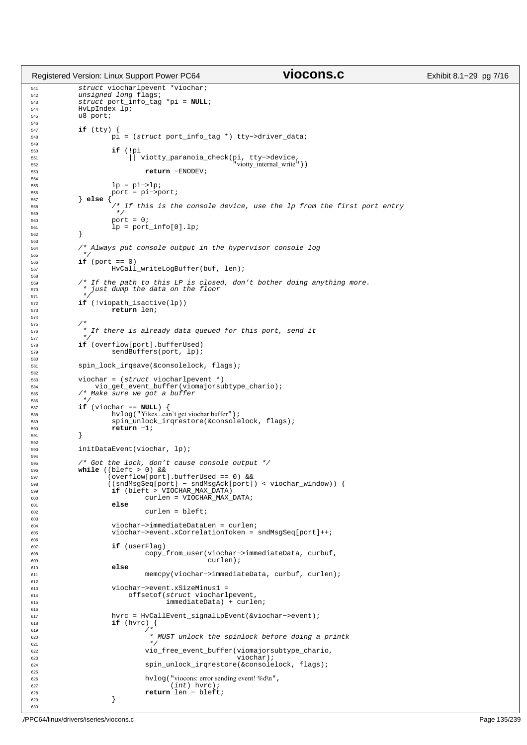```c
        struct viocharlpevent *viochar;
        unsigned long flags;
        struct port_info_tag *pi = NULL;
        HvLpIndex lp;
        u8 port;

        if (tty) {
                pi = (struct port_info_tag *) tty->driver_data;

                if (!pi
                    || viotty_paranoia_check(pi, tty->device,
                                             "viotty_internal_write"))
                        return -ENODEV;

                lp = pi->lp;
                port = pi->port;
        } else {
                /* If this is the console device, use the lp from the first port entry
                 */
                port = 0;
                lp = port_info[0].lp;
        }

        /* Always put console output in the hypervisor console log
         */
        if (port == 0)
                HvCall_writeLogBuffer(buf, len);

        /* If the path to this LP is closed, don't bother doing anything more.
         * just dump the data on the floor
         */
        if (!viopath_isactive(lp))
                return len;

        /*
         * If there is already data queued for this port, send it
         */
        if (overflow[port].bufferUsed)
                sendBuffers(port, lp);

        spin_lock_irqsave(&consolelock, flags);

        viochar = (struct viocharlpevent *)
            vio_get_event_buffer(viomajorsubtype_chario);
        /* Make sure we got a buffer
         */
        if (viochar == NULL) {
                hvlog("Yikes...can't get viochar buffer");
                spin_unlock_irqrestore(&consolelock, flags);
                return -1;
        }

        initDataEvent(viochar, lp);

        /* Got the lock, don't cause console output */
        while ((bleft > 0) &&
               (overflow[port].bufferUsed == 0) &&
               ((sndMsgSeq[port] - sndMsgAck[port]) < viochar_window)) {
                if (bleft > VIOCHAR_MAX_DATA)
                        curlen = VIOCHAR_MAX_DATA;
                else
                        curlen = bleft;

                viochar->immediateDataLen = curlen;
                viochar->event.xCorrelationToken = sndMsgSeq[port]++;

                if (userFlag)
                        copy_from_user(viochar->immediateData, curbuf,
                                       curlen);
                else
                        memcpy(viochar->immediateData, curbuf, curlen);

                viochar->event.xSizeMinus1 =
                    offsetof(struct viocharlpevent,
                             immediateData) + curlen;

                hvrc = HvCallEvent_signalLpEvent(&viochar->event);
                if (hvrc) {
                        /*
                         * MUST unlock the spinlock before doing a printk
                         */
                        vio_free_event_buffer(viomajorsubtype_chario,
                                              viochar);
                        spin_unlock_irqrestore(&consolelock, flags);

                        hvlog("viocons: error sending event! %d\n",
                              (int) hvrc);
                        return len - bleft;
                }

```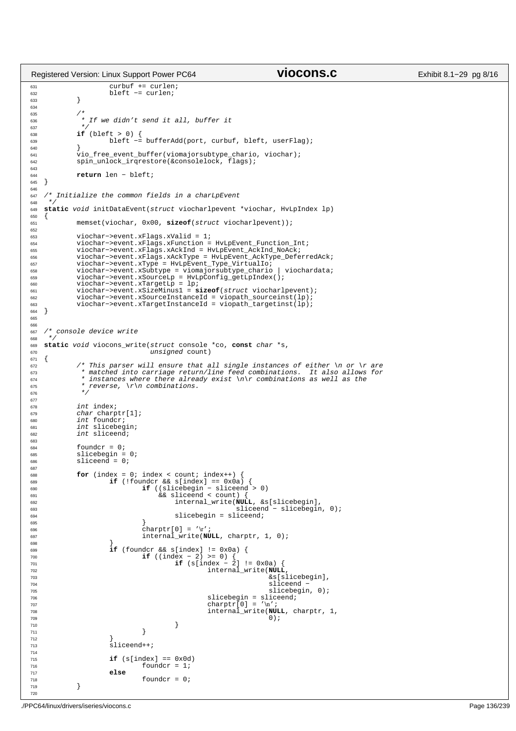```c
                curbuf += curlen;
                bleft -= curlen;
        }

        /*
         * If we didn't send it all, buffer it
         */
        if (bleft > 0) {
                bleft -= bufferAdd(port, curbuf, bleft, userFlag);
        }
        vio_free_event_buffer(viomajorsubtype_chario, viochar);
        spin_unlock_irqrestore(&consolelock, flags);

        return len - bleft;
}

/* Initialize the common fields in a charLpEvent
 */
static void initDataEvent(struct viocharlpevent *viochar, HvLpIndex lp)
{
        memset(viochar, 0x00, sizeof(struct viocharlpevent));

        viochar->event.xFlags.xValid = 1;
        viochar->event.xFlags.xFunction = HvLpEvent_Function_Int;
        viochar->event.xFlags.xAckInd = HvLpEvent_AckInd_NoAck;
        viochar->event.xFlags.xAckType = HvLpEvent_AckType_DeferredAck;
        viochar->event.xType = HvLpEvent_Type_VirtualIo;
        viochar->event.xSubtype = viomajorsubtype_chario | viochardata;
        viochar->event.xSourceLp = HvLpConfig_getLpIndex();
        viochar->event.xTargetLp = lp;
        viochar->event.xSizeMinus1 = sizeof(struct viocharlpevent);
        viochar->event.xSourceInstanceId = viopath_sourceinst(lp);
        viochar->event.xTargetInstanceId = viopath_targetinst(lp);
}


/* console device write
 */
static void viocons_write(struct console *co, const char *s,
                          unsigned count)
{
        /* This parser will ensure that all single instances of either \n or \r are
         * matched into carriage return/line feed combinations.  It also allows for
         * instances where there already exist \n\r combinations as well as the
         * reverse, \r\n combinations.
         */

        int index;
        char charptr[1];
        int foundcr;
        int slicebegin;
        int sliceend;

        foundcr = 0;
        slicebegin = 0;
        sliceend = 0;

        for (index = 0; index < count; index++) {
                if (!foundcr && s[index] == 0x0a) {
                        if ((slicebegin - sliceend > 0)
                            && sliceend < count) {
                                internal_write(NULL, &s[slicebegin],
                                               sliceend - slicebegin, 0);
                                slicebegin = sliceend;
                        }
                        charptr[0] = '\r';
                        internal_write(NULL, charptr, 1, 0);
                }
                if (foundcr && s[index] != 0x0a) {
                        if ((index - 2) >= 0) {
                                if (s[index - 2] != 0x0a) {
                                        internal_write(NULL,
                                                       &s[slicebegin],
                                                       sliceend -
                                                       slicebegin, 0);
                                        slicebegin = sliceend;
                                        charptr[0] = '\n';
                                        internal_write(NULL, charptr, 1,
                                                       0);
                                }
                        }
                }
                sliceend++;

                if (s[index] == 0x0d)
                        foundcr = 1;
                else
                        foundcr = 0;
        }
```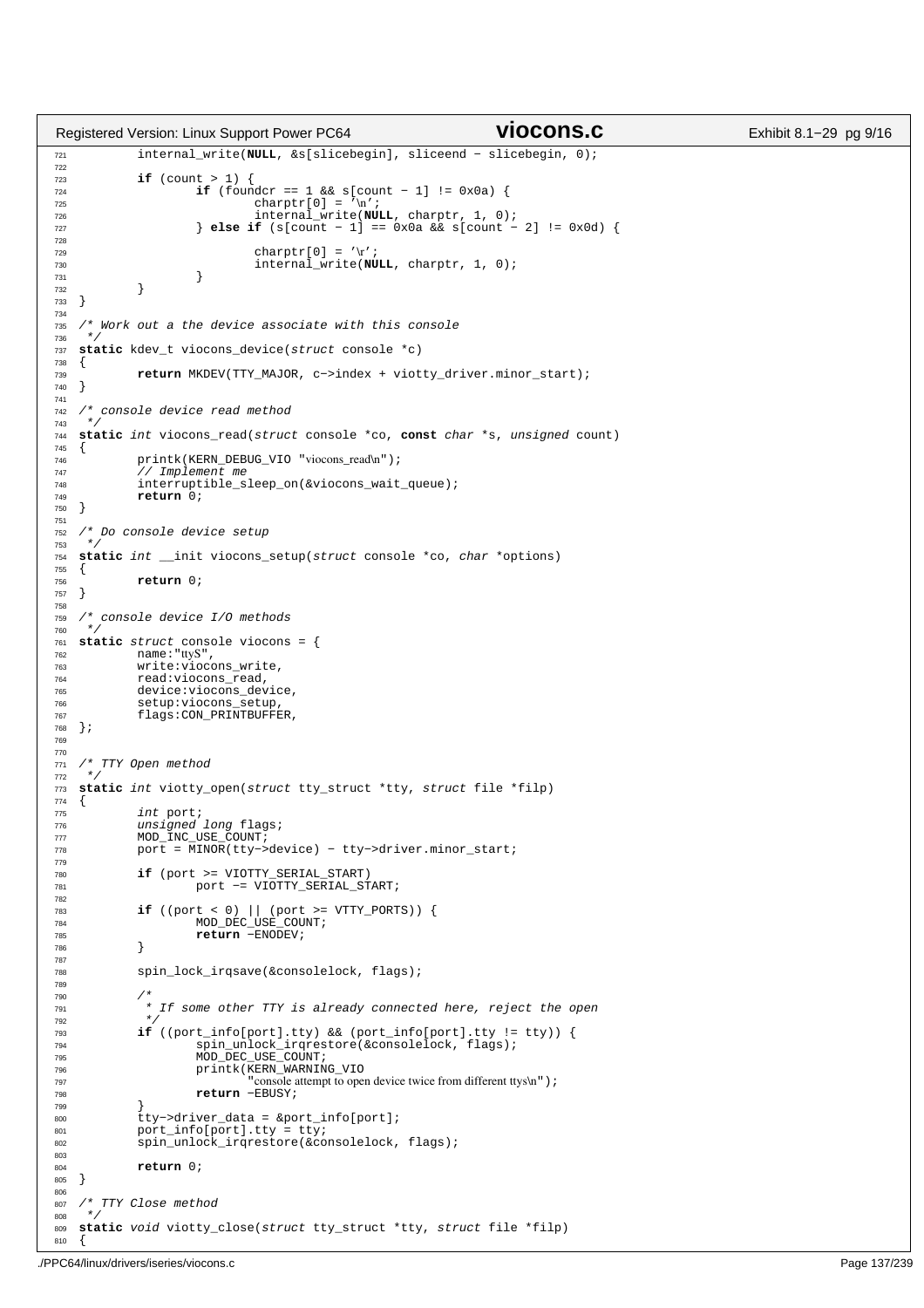```c
        internal_write(NULL, &s[slicebegin], sliceend - slicebegin, 0);

        if (count > 1) {
                if (foundcr == 1 && s[count - 1] != 0x0a) {
                        charptr[0] = '\n';
                        internal_write(NULL, charptr, 1, 0);
                } else if (s[count - 1] == 0x0a && s[count - 2] != 0x0d) {

                        charptr[0] = '\r';
                        internal_write(NULL, charptr, 1, 0);
                }
        }
}

/* Work out a the device associate with this console
 */
static kdev_t viocons_device(struct console *c)
{
        return MKDEV(TTY_MAJOR, c->index + viotty_driver.minor_start);
}

/* console device read method
 */
static int viocons_read(struct console *co, const char *s, unsigned count)
{
        printk(KERN_DEBUG_VIO "viocons_read\n");
        // Implement me
        interruptible_sleep_on(&viocons_wait_queue);
        return 0;
}

/* Do console device setup
 */
static int __init viocons_setup(struct console *co, char *options)
{
        return 0;
}

/* console device I/O methods
 */
static struct console viocons = {
        name:"ttyS",
        write:viocons_write,
        read:viocons_read,
        device:viocons_device,
        setup:viocons_setup,
        flags:CON_PRINTBUFFER,
};


/* TTY Open method
 */
static int viotty_open(struct tty_struct *tty, struct file *filp)
{
        int port;
        unsigned long flags;
        MOD_INC_USE_COUNT;
        port = MINOR(tty->device) - tty->driver.minor_start;

        if (port >= VIOTTY_SERIAL_START)
                port -= VIOTTY_SERIAL_START;

        if ((port < 0) || (port >= VTTY_PORTS)) {
                MOD_DEC_USE_COUNT;
                return -ENODEV;
        }

        spin_lock_irqsave(&consolelock, flags);

        /*
         * If some other TTY is already connected here, reject the open
         */
        if ((port_info[port].tty) && (port_info[port].tty != tty)) {
                spin_unlock_irqrestore(&consolelock, flags);
                MOD_DEC_USE_COUNT;
                printk(KERN_WARNING_VIO
                       "console attempt to open device twice from different ttys\n");
                return -EBUSY;
        }
        tty->driver_data = &port_info[port];
        port_info[port].tty = tty;
        spin_unlock_irqrestore(&consolelock, flags);

        return 0;
}

/* TTY Close method
 */
static void viotty_close(struct tty_struct *tty, struct file *filp)
{
```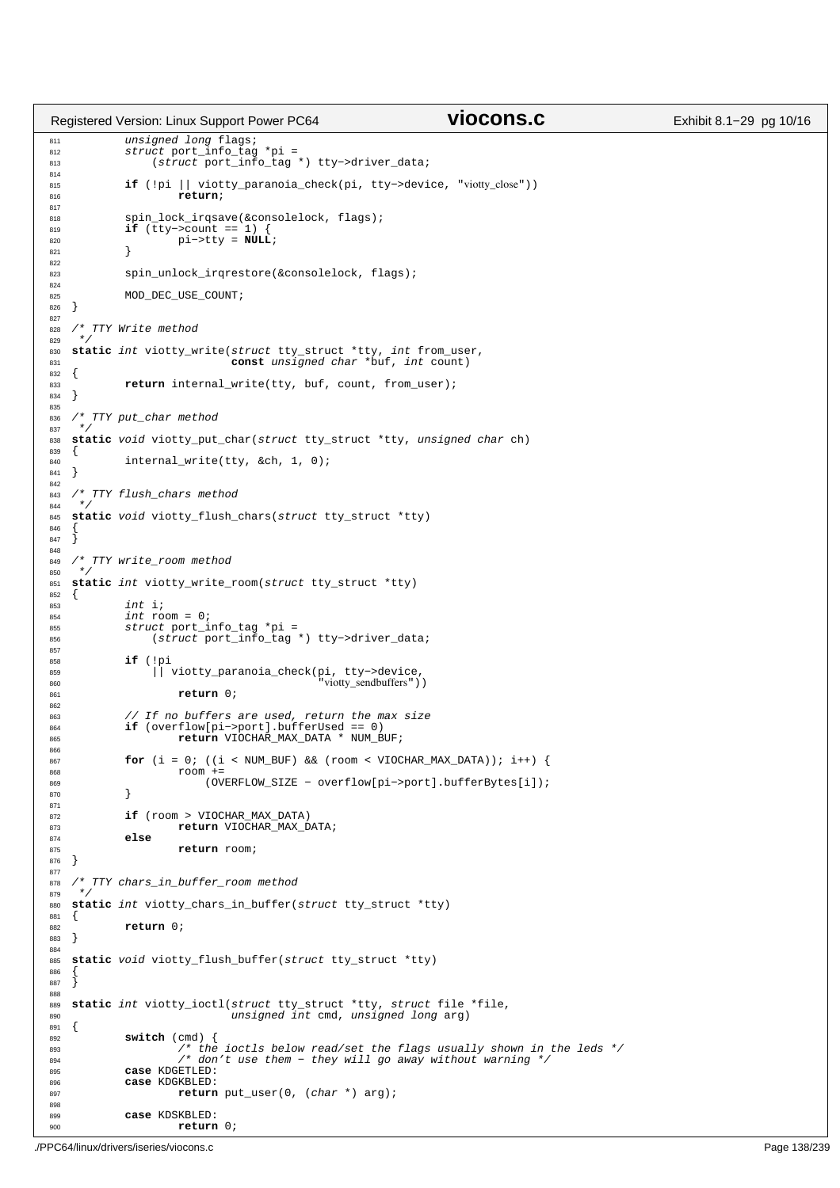```c
        unsigned long flags;
        struct port_info_tag *pi =
            (struct port_info_tag *) tty->driver_data;

        if (!pi || viotty_paranoia_check(pi, tty->device, "viotty_close"))
                return;

        spin_lock_irqsave(&consolelock, flags);
        if (tty->count == 1) {
                pi->tty = NULL;
        }

        spin_unlock_irqrestore(&consolelock, flags);

        MOD_DEC_USE_COUNT;
}

/* TTY Write method
 */
static int viotty_write(struct tty_struct *tty, int from_user,
                        const unsigned char *buf, int count)
{
        return internal_write(tty, buf, count, from_user);
}

/* TTY put_char method
 */
static void viotty_put_char(struct tty_struct *tty, unsigned char ch)
{
        internal_write(tty, &ch, 1, 0);
}

/* TTY flush_chars method
 */
static void viotty_flush_chars(struct tty_struct *tty)
{
}

/* TTY write_room method
 */
static int viotty_write_room(struct tty_struct *tty)
{
        int i;
        int room = 0;
        struct port_info_tag *pi =
            (struct port_info_tag *) tty->driver_data;

        if (!pi
            || viotty_paranoia_check(pi, tty->device,
                                     "viotty_sendbuffers"))
                return 0;

        // If no buffers are used, return the max size
        if (overflow[pi->port].bufferUsed == 0)
                return VIOCHAR_MAX_DATA * NUM_BUF;

        for (i = 0; ((i < NUM_BUF) && (room < VIOCHAR_MAX_DATA)); i++) {
                room +=
                    (OVERFLOW_SIZE - overflow[pi->port].bufferBytes[i]);
        }

        if (room > VIOCHAR_MAX_DATA)
                return VIOCHAR_MAX_DATA;
        else
                return room;
}

/* TTY chars_in_buffer_room method
 */
static int viotty_chars_in_buffer(struct tty_struct *tty)
{
        return 0;
}

static void viotty_flush_buffer(struct tty_struct *tty)
{
}

static int viotty_ioctl(struct tty_struct *tty, struct file *file,
                        unsigned int cmd, unsigned long arg)
{
        switch (cmd) {
                /* the ioctls below read/set the flags usually shown in the leds */
                /* don't use them - they will go away without warning */
        case KDGETLED:
        case KDGKBLED:
                return put_user(0, (char *) arg);

        case KDSKBLED:
                return 0;
```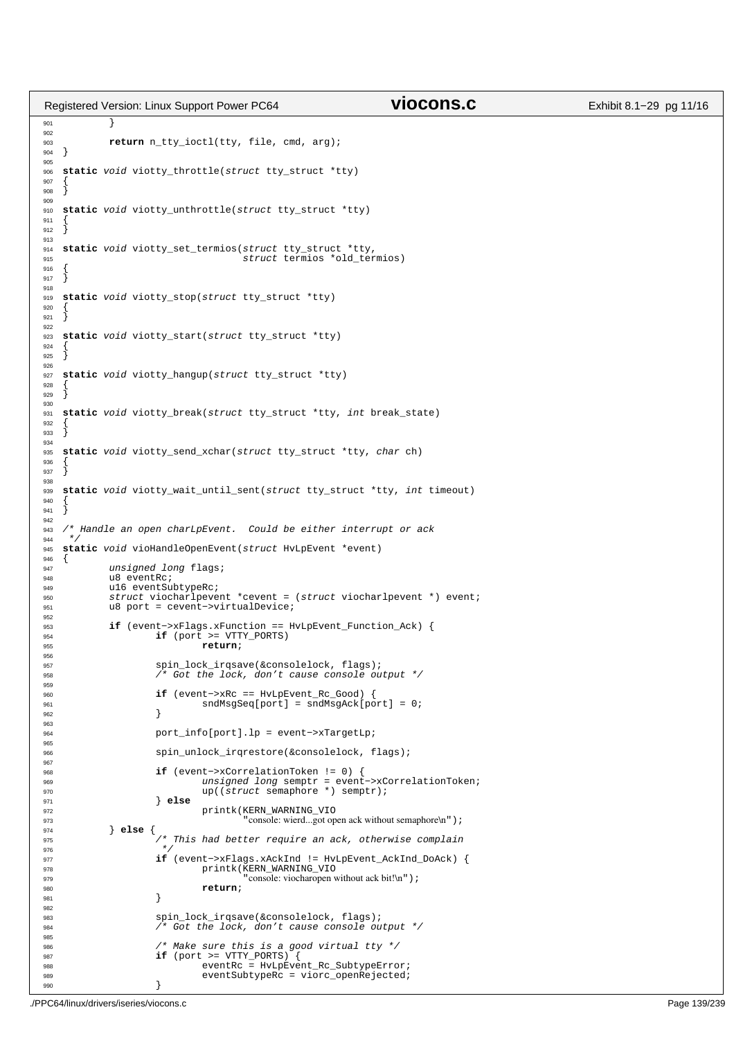```c
        }

        return n_tty_ioctl(tty, file, cmd, arg);
}

static void viotty_throttle(struct tty_struct *tty)
{
}

static void viotty_unthrottle(struct tty_struct *tty)
{
}

static void viotty_set_termios(struct tty_struct *tty,
                               struct termios *old_termios)
{
}

static void viotty_stop(struct tty_struct *tty)
{
}

static void viotty_start(struct tty_struct *tty)
{
}

static void viotty_hangup(struct tty_struct *tty)
{
}

static void viotty_break(struct tty_struct *tty, int break_state)
{
}

static void viotty_send_xchar(struct tty_struct *tty, char ch)
{
}

static void viotty_wait_until_sent(struct tty_struct *tty, int timeout)
{
}

/* Handle an open charLpEvent.  Could be either interrupt or ack
 */
static void vioHandleOpenEvent(struct HvLpEvent *event)
{
        unsigned long flags;
        u8 eventRc;
        u16 eventSubtypeRc;
        struct viocharlpevent *cevent = (struct viocharlpevent *) event;
        u8 port = cevent->virtualDevice;

        if (event->xFlags.xFunction == HvLpEvent_Function_Ack) {
                if (port >= VTTY_PORTS)
                        return;

                spin_lock_irqsave(&consolelock, flags);
                /* Got the lock, don't cause console output */

                if (event->xRc == HvLpEvent_Rc_Good) {
                        sndMsgSeq[port] = sndMsgAck[port] = 0;
                }

                port_info[port].lp = event->xTargetLp;

                spin_unlock_irqrestore(&consolelock, flags);

                if (event->xCorrelationToken != 0) {
                        unsigned long semptr = event->xCorrelationToken;
                        up((struct semaphore *) semptr);
                } else
                        printk(KERN_WARNING_VIO
                               "console: wierd...got open ack without semaphore\n");
        } else {
                /* This had better require an ack, otherwise complain
                 */
                if (event->xFlags.xAckInd != HvLpEvent_AckInd_DoAck) {
                        printk(KERN_WARNING_VIO
                               "console: viocharopen without ack bit!\n");
                        return;
                }

                spin_lock_irqsave(&consolelock, flags);
                /* Got the lock, don't cause console output */

                /* Make sure this is a good virtual tty */
                if (port >= VTTY_PORTS) {
                        eventRc = HvLpEvent_Rc_SubtypeError;
                        eventSubtypeRc = viorc_openRejected;
                }
```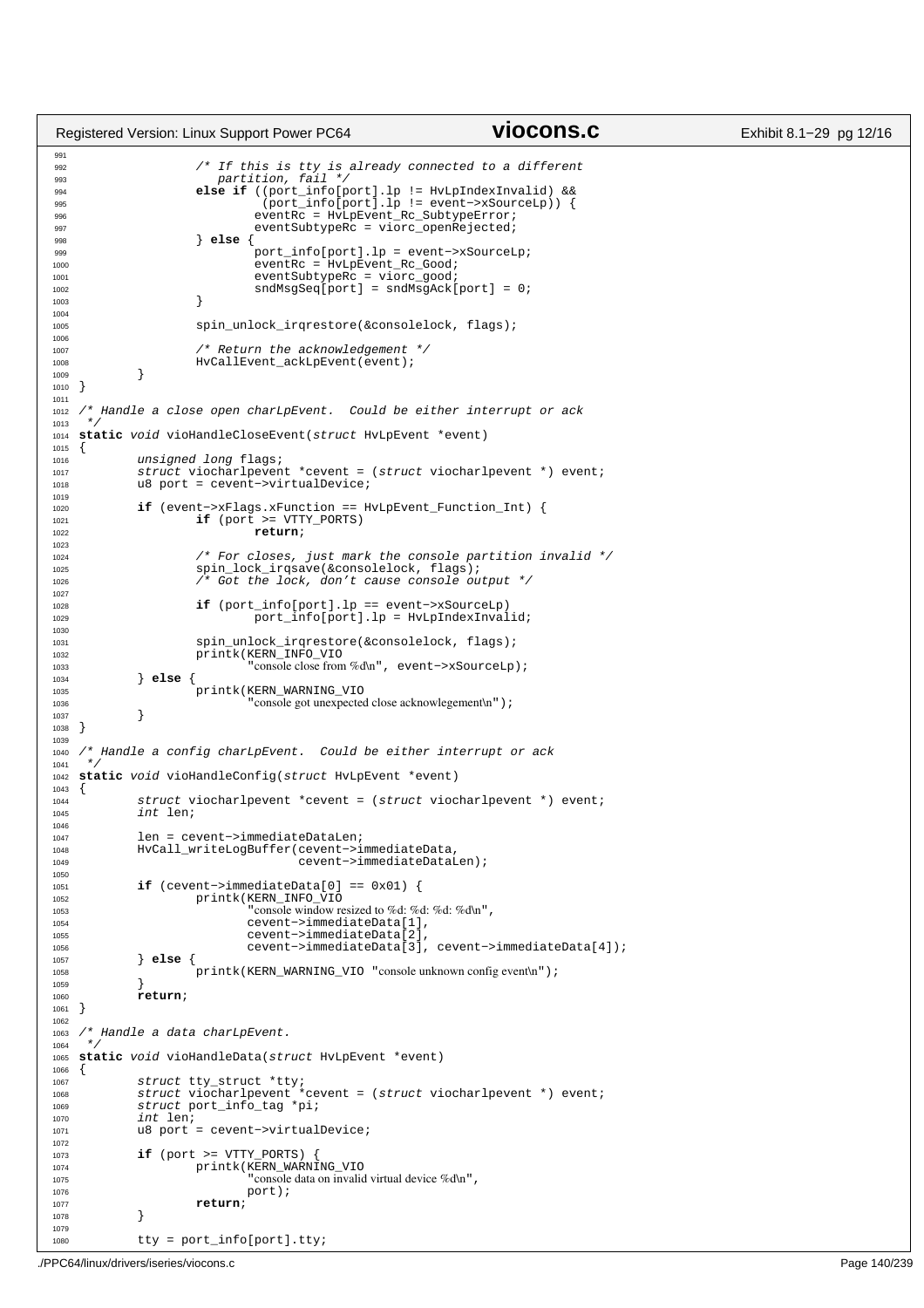```c
                /* If this is tty is already connected to a different
                   partition, fail */
                else if ((port_info[port].lp != HvLpIndexInvalid) &&
                         (port_info[port].lp != event->xSourceLp)) {
                        eventRc = HvLpEvent_Rc_SubtypeError;
                        eventSubtypeRc = viorc_openRejected;
                } else {
                        port_info[port].lp = event->xSourceLp;
                        eventRc = HvLpEvent_Rc_Good;
                        eventSubtypeRc = viorc_good;
                        sndMsgSeq[port] = sndMsgAck[port] = 0;
                }

                spin_unlock_irqrestore(&consolelock, flags);

                /* Return the acknowledgement */
                HvCallEvent_ackLpEvent(event);
        }
}

/* Handle a close open charLpEvent.  Could be either interrupt or ack
 */
static void vioHandleCloseEvent(struct HvLpEvent *event)
{
        unsigned long flags;
        struct viocharlpevent *cevent = (struct viocharlpevent *) event;
        u8 port = cevent->virtualDevice;

        if (event->xFlags.xFunction == HvLpEvent_Function_Int) {
                if (port >= VTTY_PORTS)
                        return;

                /* For closes, just mark the console partition invalid */
                spin_lock_irqsave(&consolelock, flags);
                /* Got the lock, don't cause console output */

                if (port_info[port].lp == event->xSourceLp)
                        port_info[port].lp = HvLpIndexInvalid;

                spin_unlock_irqrestore(&consolelock, flags);
                printk(KERN_INFO_VIO
                       "console close from %d\n", event->xSourceLp);
        } else {
                printk(KERN_WARNING_VIO
                       "console got unexpected close acknowlegement\n");
        }
}

/* Handle a config charLpEvent.  Could be either interrupt or ack
 */
static void vioHandleConfig(struct HvLpEvent *event)
{
        struct viocharlpevent *cevent = (struct viocharlpevent *) event;
        int len;

        len = cevent->immediateDataLen;
        HvCall_writeLogBuffer(cevent->immediateData,
                              cevent->immediateDataLen);

        if (cevent->immediateData[0] == 0x01) {
                printk(KERN_INFO_VIO
                       "console window resized to %d: %d: %d: %d\n",
                       cevent->immediateData[1],
                       cevent->immediateData[2],
                       cevent->immediateData[3], cevent->immediateData[4]);
        } else {
                printk(KERN_WARNING_VIO "console unknown config event\n");
        }
        return;
}

/* Handle a data charLpEvent.
 */
static void vioHandleData(struct HvLpEvent *event)
{
        struct tty_struct *tty;
        struct viocharlpevent *cevent = (struct viocharlpevent *) event;
        struct port_info_tag *pi;
        int len;
        u8 port = cevent->virtualDevice;

        if (port >= VTTY_PORTS) {
                printk(KERN_WARNING_VIO
                       "console data on invalid virtual device %d\n",
                       port);
                return;
        }

        tty = port_info[port].tty;
```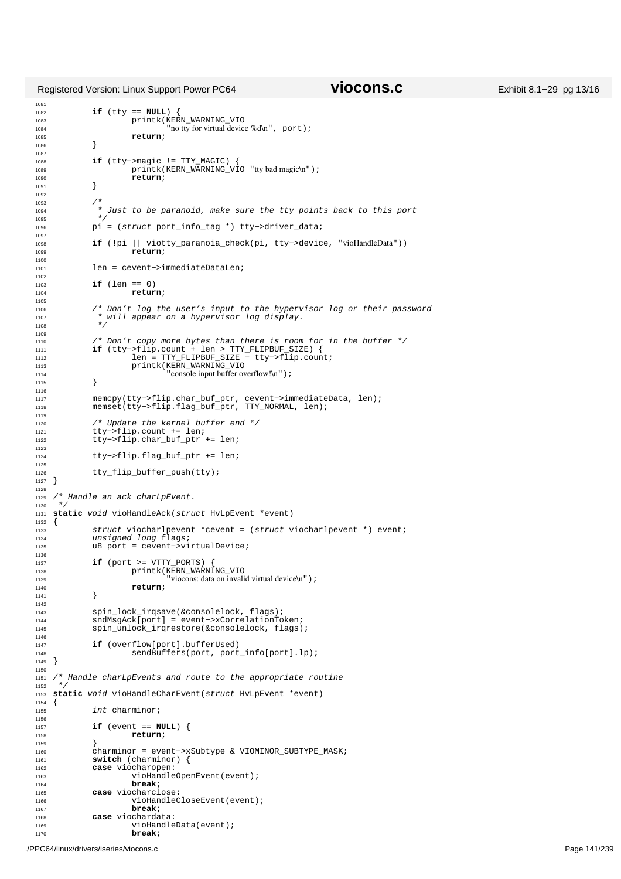```c
        if (tty == NULL) {
                printk(KERN_WARNING_VIO
                       "no tty for virtual device %d\n", port);
                return;
        }

        if (tty->magic != TTY_MAGIC) {
                printk(KERN_WARNING_VIO "tty bad magic\n");
                return;
        }

        /*
         * Just to be paranoid, make sure the tty points back to this port
         */
        pi = (struct port_info_tag *) tty->driver_data;

        if (!pi || viotty_paranoia_check(pi, tty->device, "vioHandleData"))
                return;

        len = cevent->immediateDataLen;

        if (len == 0)
                return;

        /* Don't log the user's input to the hypervisor log or their password
         * will appear on a hypervisor log display.
         */

        /* Don't copy more bytes than there is room for in the buffer */
        if (tty->flip.count + len > TTY_FLIPBUF_SIZE) {
                len = TTY_FLIPBUF_SIZE - tty->flip.count;
                printk(KERN_WARNING_VIO
                       "console input buffer overflow!\n");
        }

        memcpy(tty->flip.char_buf_ptr, cevent->immediateData, len);
        memset(tty->flip.flag_buf_ptr, TTY_NORMAL, len);

        /* Update the kernel buffer end */
        tty->flip.count += len;
        tty->flip.char_buf_ptr += len;

        tty->flip.flag_buf_ptr += len;

        tty_flip_buffer_push(tty);
}

/* Handle an ack charLpEvent.
 */
static void vioHandleAck(struct HvLpEvent *event)
{
        struct viocharlpevent *cevent = (struct viocharlpevent *) event;
        unsigned long flags;
        u8 port = cevent->virtualDevice;

        if (port >= VTTY_PORTS) {
                printk(KERN_WARNING_VIO
                       "viocons: data on invalid virtual device\n");
                return;
        }

        spin_lock_irqsave(&consolelock, flags);
        sndMsgAck[port] = event->xCorrelationToken;
        spin_unlock_irqrestore(&consolelock, flags);

        if (overflow[port].bufferUsed)
                sendBuffers(port, port_info[port].lp);
}

/* Handle charLpEvents and route to the appropriate routine
 */
static void vioHandleCharEvent(struct HvLpEvent *event)
{
        int charminor;

        if (event == NULL) {
                return;
        }
        charminor = event->xSubtype & VIOMINOR_SUBTYPE_MASK;
        switch (charminor) {
        case viocharopen:
                vioHandleOpenEvent(event);
                break;
        case viocharclose:
                vioHandleCloseEvent(event);
                break;
        case viochardata:
                vioHandleData(event);
                break;
```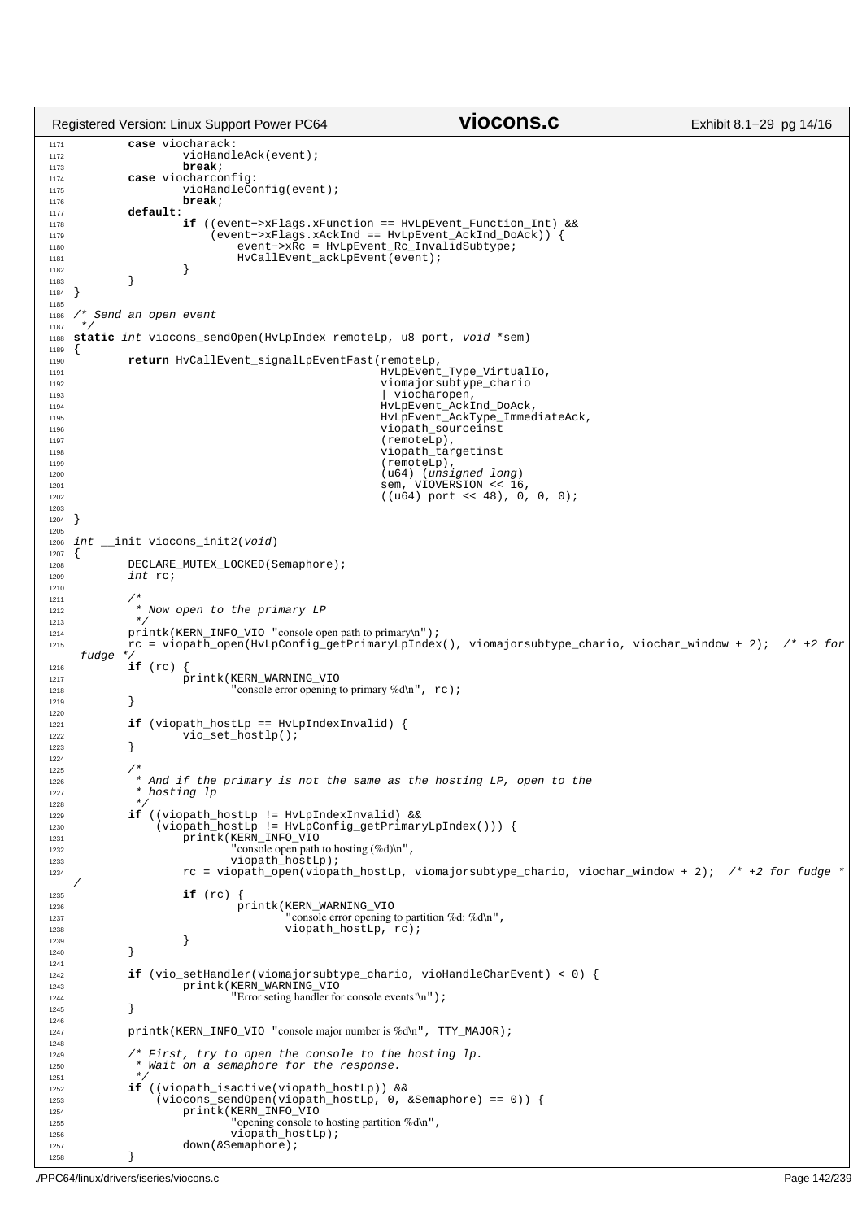```c
        case viocharack:
                vioHandleAck(event);
                break;
        case viocharconfig:
                vioHandleConfig(event);
                break;
        default:
                if ((event->xFlags.xFunction == HvLpEvent_Function_Int) &&
                    (event->xFlags.xAckInd == HvLpEvent_AckInd_DoAck)) {
                        event->xRc = HvLpEvent_Rc_InvalidSubtype;
                        HvCallEvent_ackLpEvent(event);
                }
        }
}

/* Send an open event
 */
static int viocons_sendOpen(HvLpIndex remoteLp, u8 port, void *sem)
{
        return HvCallEvent_signalLpEventFast(remoteLp,
                                             HvLpEvent_Type_VirtualIo,
                                             viomajorsubtype_chario
                                             | viocharopen,
                                             HvLpEvent_AckInd_DoAck,
                                             HvLpEvent_AckType_ImmediateAck,
                                             viopath_sourceinst
                                             (remoteLp),
                                             viopath_targetinst
                                             (remoteLp),
                                             (u64) (unsigned long)
                                             sem, VIOVERSION << 16,
                                             ((u64) port << 48), 0, 0, 0);

}

int __init viocons_init2(void)
{
        DECLARE_MUTEX_LOCKED(Semaphore);
        int rc;

        /*
         * Now open to the primary LP
         */
        printk(KERN_INFO_VIO "console open path to primary\n");
        rc = viopath_open(HvLpConfig_getPrimaryLpIndex(), viomajorsubtype_chario, viochar_window + 2);  /* +2 for fudge */
        if (rc) {
                printk(KERN_WARNING_VIO
                       "console error opening to primary %d\n", rc);
        }

        if (viopath_hostLp == HvLpIndexInvalid) {
                vio_set_hostlp();
        }

        /*
         * And if the primary is not the same as the hosting LP, open to the
         * hosting lp
         */
        if ((viopath_hostLp != HvLpIndexInvalid) &&
            (viopath_hostLp != HvLpConfig_getPrimaryLpIndex())) {
                printk(KERN_INFO_VIO
                       "console open path to hosting (%d)\n",
                       viopath_hostLp);
                rc = viopath_open(viopath_hostLp, viomajorsubtype_chario, viochar_window + 2);  /* +2 for fudge */
                if (rc) {
                        printk(KERN_WARNING_VIO
                               "console error opening to partition %d: %d\n",
                               viopath_hostLp, rc);
                }
        }

        if (vio_setHandler(viomajorsubtype_chario, vioHandleCharEvent) < 0) {
                printk(KERN_WARNING_VIO
                       "Error seting handler for console events!\n");
        }

        printk(KERN_INFO_VIO "console major number is %d\n", TTY_MAJOR);

        /* First, try to open the console to the hosting lp.
         * Wait on a semaphore for the response.
         */
        if ((viopath_isactive(viopath_hostLp)) &&
            (viocons_sendOpen(viopath_hostLp, 0, &Semaphore) == 0)) {
                printk(KERN_INFO_VIO
                       "opening console to hosting partition %d\n",
                       viopath_hostLp);
                down(&Semaphore);
        }
```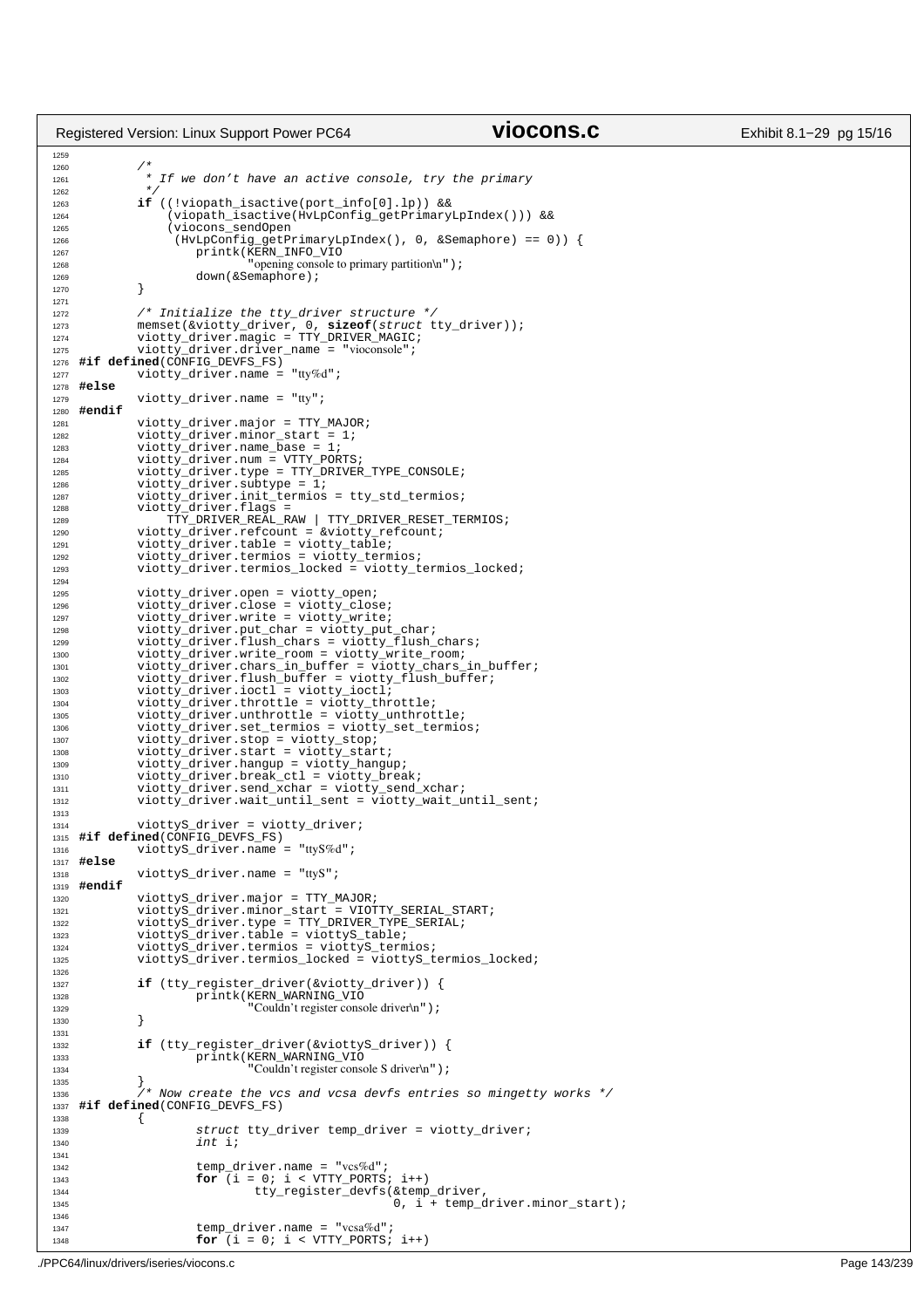```c
        /*
         * If we don't have an active console, try the primary
         */
        if ((!viopath_isactive(port_info[0].lp)) &&
            (viopath_isactive(HvLpConfig_getPrimaryLpIndex())) &&
            (viocons_sendOpen
             (HvLpConfig_getPrimaryLpIndex(), 0, &Semaphore) == 0)) {
                printk(KERN_INFO_VIO
                       "opening console to primary partition\n");
                down(&Semaphore);
        }

        /* Initialize the tty_driver structure */
        memset(&viotty_driver, 0, sizeof(struct tty_driver));
        viotty_driver.magic = TTY_DRIVER_MAGIC;
        viotty_driver.driver_name = "vioconsole";
#if defined(CONFIG_DEVFS_FS)
        viotty_driver.name = "tty%d";
#else
        viotty_driver.name = "tty";
#endif
        viotty_driver.major = TTY_MAJOR;
        viotty_driver.minor_start = 1;
        viotty_driver.name_base = 1;
        viotty_driver.num = VTTY_PORTS;
        viotty_driver.type = TTY_DRIVER_TYPE_CONSOLE;
        viotty_driver.subtype = 1;
        viotty_driver.init_termios = tty_std_termios;
        viotty_driver.flags =
            TTY_DRIVER_REAL_RAW | TTY_DRIVER_RESET_TERMIOS;
        viotty_driver.refcount = &viotty_refcount;
        viotty_driver.table = viotty_table;
        viotty_driver.termios = viotty_termios;
        viotty_driver.termios_locked = viotty_termios_locked;

        viotty_driver.open = viotty_open;
        viotty_driver.close = viotty_close;
        viotty_driver.write = viotty_write;
        viotty_driver.put_char = viotty_put_char;
        viotty_driver.flush_chars = viotty_flush_chars;
        viotty_driver.write_room = viotty_write_room;
        viotty_driver.chars_in_buffer = viotty_chars_in_buffer;
        viotty_driver.flush_buffer = viotty_flush_buffer;
        viotty_driver.ioctl = viotty_ioctl;
        viotty_driver.throttle = viotty_throttle;
        viotty_driver.unthrottle = viotty_unthrottle;
        viotty_driver.set_termios = viotty_set_termios;
        viotty_driver.stop = viotty_stop;
        viotty_driver.start = viotty_start;
        viotty_driver.hangup = viotty_hangup;
        viotty_driver.break_ctl = viotty_break;
        viotty_driver.send_xchar = viotty_send_xchar;
        viotty_driver.wait_until_sent = viotty_wait_until_sent;

        viottyS_driver = viotty_driver;
#if defined(CONFIG_DEVFS_FS)
        viottyS_driver.name = "ttyS%d";
#else
        viottyS_driver.name = "ttyS";
#endif
        viottyS_driver.major = TTY_MAJOR;
        viottyS_driver.minor_start = VIOTTY_SERIAL_START;
        viottyS_driver.type = TTY_DRIVER_TYPE_SERIAL;
        viottyS_driver.table = viottyS_table;
        viottyS_driver.termios = viottyS_termios;
        viottyS_driver.termios_locked = viottyS_termios_locked;

        if (tty_register_driver(&viotty_driver)) {
                printk(KERN_WARNING_VIO
                       "Couldn't register console driver\n");
        }

        if (tty_register_driver(&viottyS_driver)) {
                printk(KERN_WARNING_VIO
                       "Couldn't register console S driver\n");
        }
        /* Now create the vcs and vcsa devfs entries so mingetty works */
#if defined(CONFIG_DEVFS_FS)
        {
                struct tty_driver temp_driver = viotty_driver;
                int i;

                temp_driver.name = "vcs%d";
                for (i = 0; i < VTTY_PORTS; i++)
                        tty_register_devfs(&temp_driver,
                                           0, i + temp_driver.minor_start);

                temp_driver.name = "vcsa%d";
                for (i = 0; i < VTTY_PORTS; i++)
```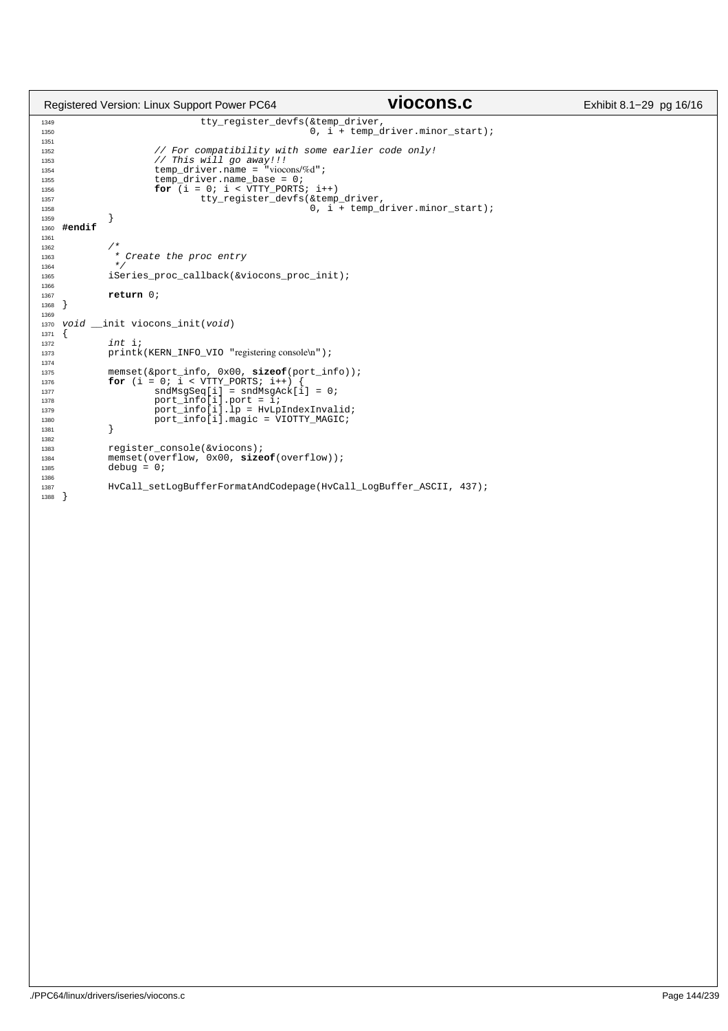```c
                        tty_register_devfs(&temp_driver,
                                           0, i + temp_driver.minor_start);

                // For compatibility with some earlier code only!
                // This will go away!!!
                temp_driver.name = "viocons/%d";
                temp_driver.name_base = 0;
                for (i = 0; i < VTTY_PORTS; i++)
                        tty_register_devfs(&temp_driver,
                                           0, i + temp_driver.minor_start);
        }
#endif

        /*
         * Create the proc entry
         */
        iSeries_proc_callback(&viocons_proc_init);

        return 0;
}

void __init viocons_init(void)
{
        int i;
        printk(KERN_INFO_VIO "registering console\n");

        memset(&port_info, 0x00, sizeof(port_info));
        for (i = 0; i < VTTY_PORTS; i++) {
                sndMsgSeq[i] = sndMsgAck[i] = 0;
                port_info[i].port = i;
                port_info[i].lp = HvLpIndexInvalid;
                port_info[i].magic = VIOTTY_MAGIC;
        }

        register_console(&viocons);
        memset(overflow, 0x00, sizeof(overflow));
        debug = 0;

        HvCall_setLogBufferFormatAndCodepage(HvCall_LogBuffer_ASCII, 437);
}
```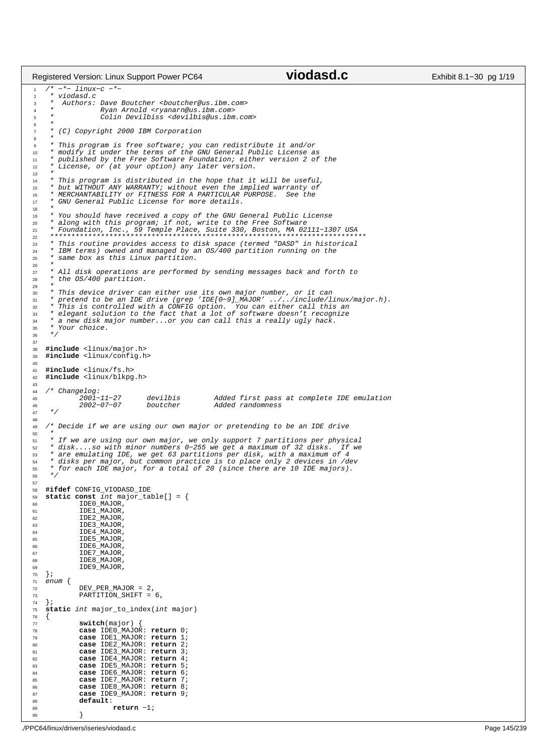```c
/* -*- linux-c -*-
 * viodasd.c
 *  Authors: Dave Boutcher <boutcher@us.ibm.com>
 *           Ryan Arnold <ryanarn@us.ibm.com>
 *           Colin Devilbiss <devilbis@us.ibm.com>
 *
 * (C) Copyright 2000 IBM Corporation
 *
 * This program is free software; you can redistribute it and/or
 * modify it under the terms of the GNU General Public License as
 * published by the Free Software Foundation; either version 2 of the
 * License, or (at your option) any later version.
 *
 * This program is distributed in the hope that it will be useful,
 * but WITHOUT ANY WARRANTY; without even the implied warranty of
 * MERCHANTABILITY or FITNESS FOR A PARTICULAR PURPOSE.  See the
 * GNU General Public License for more details.
 *
 * You should have received a copy of the GNU General Public License
 * along with this program; if not, write to the Free Software
 * Foundation, Inc., 59 Temple Place, Suite 330, Boston, MA 02111-1307 USA
 ***************************************************************************
 * This routine provides access to disk space (termed "DASD" in historical
 * IBM terms) owned and managed by an OS/400 partition running on the
 * same box as this Linux partition.
 *
 * All disk operations are performed by sending messages back and forth to
 * the OS/400 partition.
 *
 * This device driver can either use its own major number, or it can
 * pretend to be an IDE drive (grep 'IDE[0-9]_MAJOR' ../../include/linux/major.h).
 * This is controlled with a CONFIG option.  You can either call this an
 * elegant solution to the fact that a lot of software doesn't recognize
 * a new disk major number...or you can call this a really ugly hack.
 * Your choice.
 */

#include <linux/major.h>
#include <linux/config.h>

#include <linux/fs.h>
#include <linux/blkpg.h>

/* Changelog:
        2001-11-27      devilbis        Added first pass at complete IDE emulation
        2002-07-07      boutcher        Added randomness
 */

/* Decide if we are using our own major or pretending to be an IDE drive
 *
 * If we are using our own major, we only support 7 partitions per physical
 * disk....so with minor numbers 0-255 we get a maximum of 32 disks.  If we
 * are emulating IDE, we get 63 partitions per disk, with a maximum of 4
 * disks per major, but common practice is to place only 2 devices in /dev
 * for each IDE major, for a total of 20 (since there are 10 IDE majors).
 */

#ifdef CONFIG_VIODASD_IDE
static const int major_table[] = {
        IDE0_MAJOR,
        IDE1_MAJOR,
        IDE2_MAJOR,
        IDE3_MAJOR,
        IDE4_MAJOR,
        IDE5_MAJOR,
        IDE6_MAJOR,
        IDE7_MAJOR,
        IDE8_MAJOR,
        IDE9_MAJOR,
};
enum {
        DEV_PER_MAJOR = 2,
        PARTITION_SHIFT = 6,
};
static int major_to_index(int major)
{
        switch(major) {
        case IDE0_MAJOR: return 0;
        case IDE1_MAJOR: return 1;
        case IDE2_MAJOR: return 2;
        case IDE3_MAJOR: return 3;
        case IDE4_MAJOR: return 4;
        case IDE5_MAJOR: return 5;
        case IDE6_MAJOR: return 6;
        case IDE7_MAJOR: return 7;
        case IDE8_MAJOR: return 8;
        case IDE9_MAJOR: return 9;
        default:
                return -1;
        }
```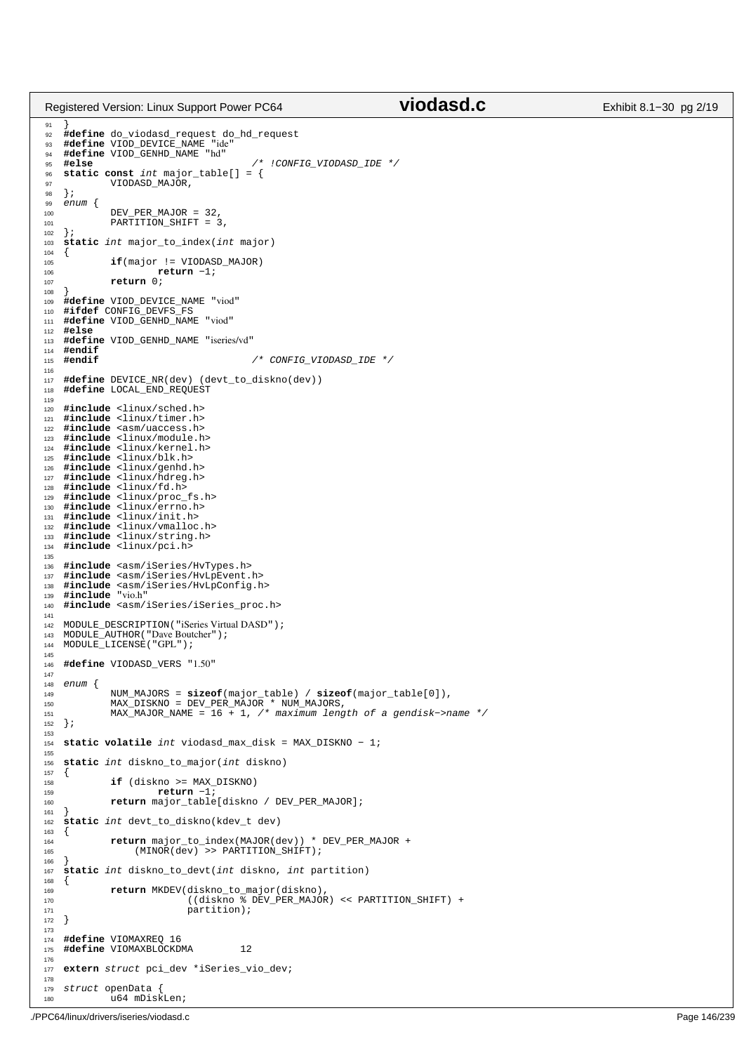```c
}
#define do_viodasd_request do_hd_request
#define VIOD_DEVICE_NAME "ide"
#define VIOD_GENHD_NAME "hd"
#else                           /* !CONFIG_VIODASD_IDE */
static const int major_table[] = {
        VIODASD_MAJOR,
};
enum {
        DEV_PER_MAJOR = 32,
        PARTITION_SHIFT = 3,
};
static int major_to_index(int major)
{
        if(major != VIODASD_MAJOR)
                return -1;
        return 0;
}
#define VIOD_DEVICE_NAME "viod"
#ifdef CONFIG_DEVFS_FS
#define VIOD_GENHD_NAME "viod"
#else
#define VIOD_GENHD_NAME "iseries/vd"
#endif
#endif                          /* CONFIG_VIODASD_IDE */

#define DEVICE_NR(dev) (devt_to_diskno(dev))
#define LOCAL_END_REQUEST

#include <linux/sched.h>
#include <linux/timer.h>
#include <asm/uaccess.h>
#include <linux/module.h>
#include <linux/kernel.h>
#include <linux/blk.h>
#include <linux/genhd.h>
#include <linux/hdreg.h>
#include <linux/fd.h>
#include <linux/proc_fs.h>
#include <linux/errno.h>
#include <linux/init.h>
#include <linux/vmalloc.h>
#include <linux/string.h>
#include <linux/pci.h>

#include <asm/iSeries/HvTypes.h>
#include <asm/iSeries/HvLpEvent.h>
#include <asm/iSeries/HvLpConfig.h>
#include "vio.h"
#include <asm/iSeries/iSeries_proc.h>

MODULE_DESCRIPTION("iSeries Virtual DASD");
MODULE_AUTHOR("Dave Boutcher");
MODULE_LICENSE("GPL");

#define VIODASD_VERS "1.50"

enum {
        NUM_MAJORS = sizeof(major_table) / sizeof(major_table[0]),
        MAX_DISKNO = DEV_PER_MAJOR * NUM_MAJORS,
        MAX_MAJOR_NAME = 16 + 1, /* maximum length of a gendisk->name */
};

static volatile int viodasd_max_disk = MAX_DISKNO - 1;

static int diskno_to_major(int diskno)
{
        if (diskno >= MAX_DISKNO)
                return -1;
        return major_table[diskno / DEV_PER_MAJOR];
}
static int devt_to_diskno(kdev_t dev)
{
        return major_to_index(MAJOR(dev)) * DEV_PER_MAJOR +
            (MINOR(dev) >> PARTITION_SHIFT);
}
static int diskno_to_devt(int diskno, int partition)
{
        return MKDEV(diskno_to_major(diskno),
                     ((diskno % DEV_PER_MAJOR) << PARTITION_SHIFT) +
                     partition);
}

#define VIOMAXREQ 16
#define VIOMAXBLOCKDMA        12

extern struct pci_dev *iSeries_vio_dev;

struct openData {
        u64 mDiskLen;
```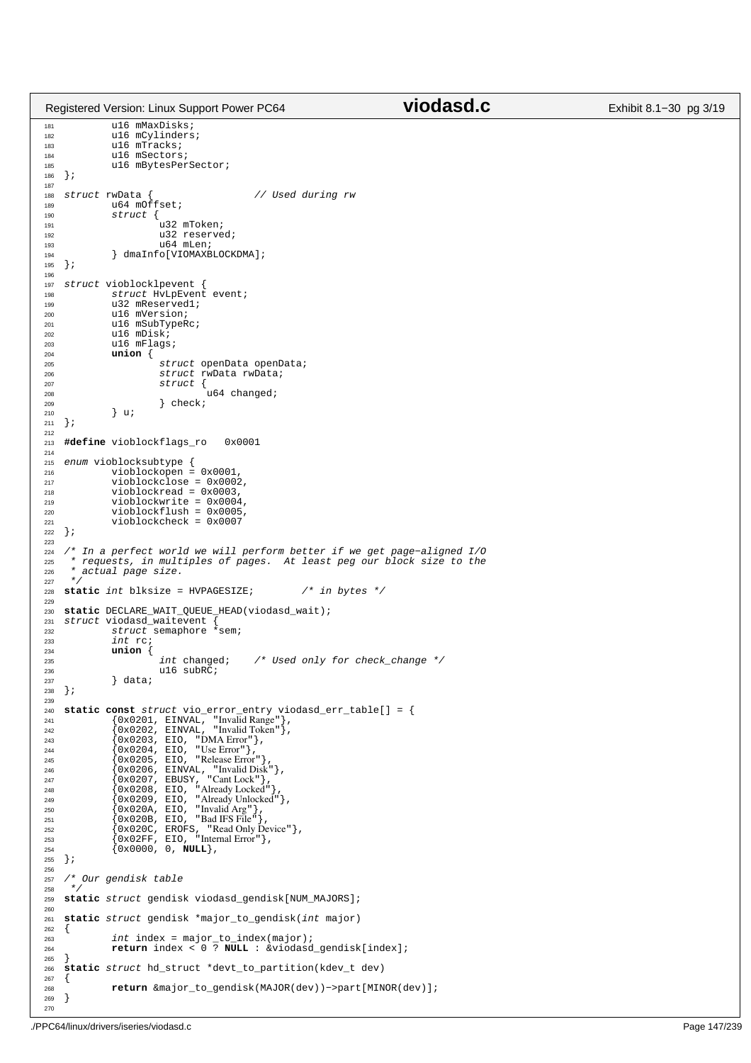```c
        u16 mMaxDisks;
        u16 mCylinders;
        u16 mTracks;
        u16 mSectors;
        u16 mBytesPerSector;
};

struct rwData {                 // Used during rw
        u64 mOffset;
        struct {
                u32 mToken;
                u32 reserved;
                u64 mLen;
        } dmaInfo[VIOMAXBLOCKDMA];
};

struct vioblocklpevent {
        struct HvLpEvent event;
        u32 mReserved1;
        u16 mVersion;
        u16 mSubTypeRc;
        u16 mDisk;
        u16 mFlags;
        union {
                struct openData openData;
                struct rwData rwData;
                struct {
                        u64 changed;
                } check;
        } u;
};

#define vioblockflags_ro   0x0001

enum vioblocksubtype {
        vioblockopen = 0x0001,
        vioblockclose = 0x0002,
        vioblockread = 0x0003,
        vioblockwrite = 0x0004,
        vioblockflush = 0x0005,
        vioblockcheck = 0x0007
};

/* In a perfect world we will perform better if we get page-aligned I/O
 * requests, in multiples of pages.  At least peg our block size to the
 * actual page size.
 */
static int blksize = HVPAGESIZE;        /* in bytes */

static DECLARE_WAIT_QUEUE_HEAD(viodasd_wait);
struct viodasd_waitevent {
        struct semaphore *sem;
        int rc;
        union {
                int changed;    /* Used only for check_change */
                u16 subRC;
        } data;
};

static const struct vio_error_entry viodasd_err_table[] = {
        {0x0201, EINVAL, "Invalid Range"},
        {0x0202, EINVAL, "Invalid Token"},
        {0x0203, EIO, "DMA Error"},
        {0x0204, EIO, "Use Error"},
        {0x0205, EIO, "Release Error"},
        {0x0206, EINVAL, "Invalid Disk"},
        {0x0207, EBUSY, "Cant Lock"},
        {0x0208, EIO, "Already Locked"},
        {0x0209, EIO, "Already Unlocked"},
        {0x020A, EIO, "Invalid Arg"},
        {0x020B, EIO, "Bad IFS File"},
        {0x020C, EROFS, "Read Only Device"},
        {0x02FF, EIO, "Internal Error"},
        {0x0000, 0, NULL},
};

/* Our gendisk table
 */
static struct gendisk viodasd_gendisk[NUM_MAJORS];

static struct gendisk *major_to_gendisk(int major)
{
        int index = major_to_index(major);
        return index < 0 ? NULL : &viodasd_gendisk[index];
}
static struct hd_struct *devt_to_partition(kdev_t dev)
{
        return &major_to_gendisk(MAJOR(dev))->part[MINOR(dev)];
}
```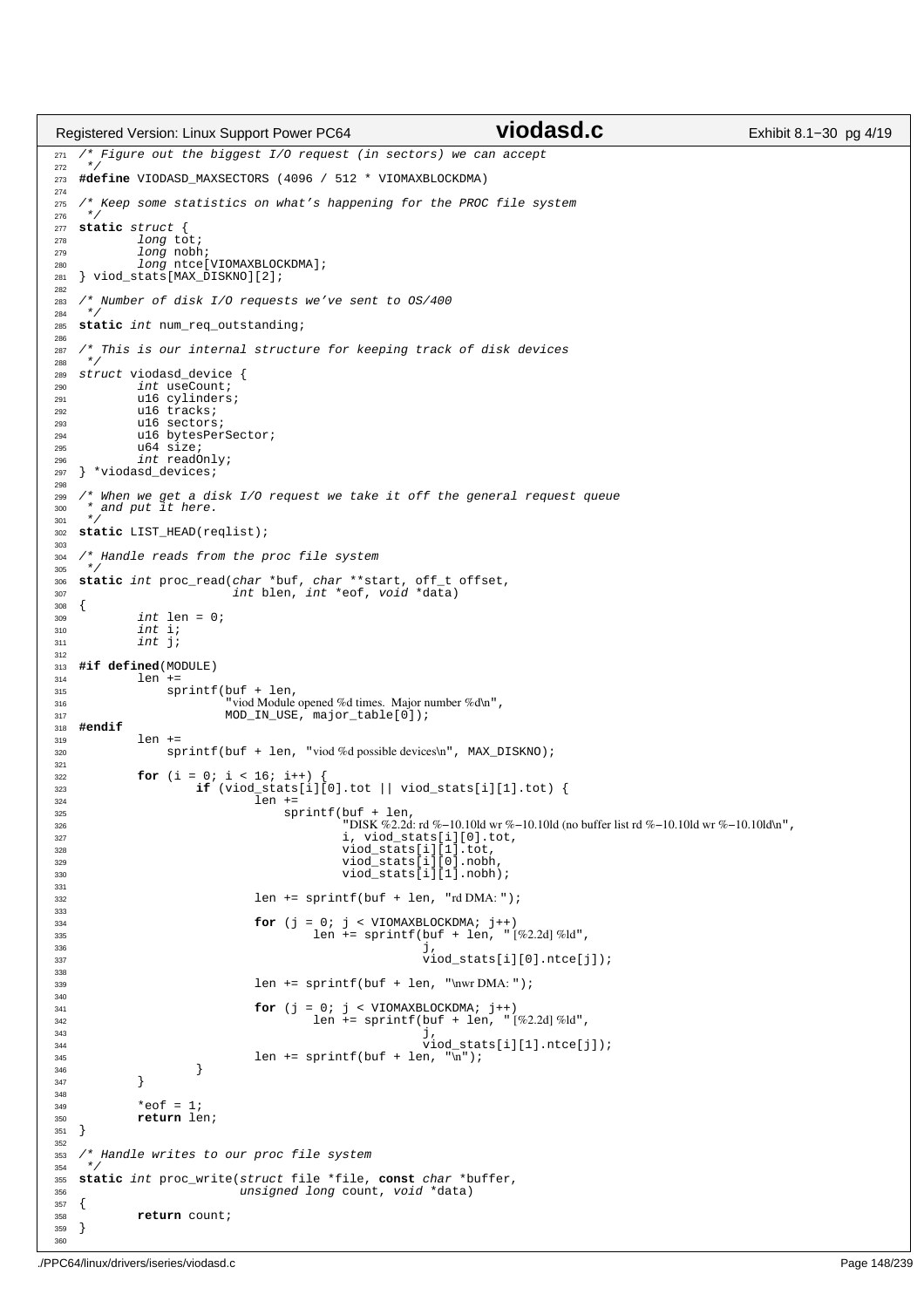```c
/* Figure out the biggest I/O request (in sectors) we can accept
 */
#define VIODASD_MAXSECTORS (4096 / 512 * VIOMAXBLOCKDMA)

/* Keep some statistics on what's happening for the PROC file system
 */
static struct {
        long tot;
        long nobh;
        long ntce[VIOMAXBLOCKDMA];
} viod_stats[MAX_DISKNO][2];

/* Number of disk I/O requests we've sent to OS/400
 */
static int num_req_outstanding;

/* This is our internal structure for keeping track of disk devices
 */
struct viodasd_device {
        int useCount;
        u16 cylinders;
        u16 tracks;
        u16 sectors;
        u16 bytesPerSector;
        u64 size;
        int readOnly;
} *viodasd_devices;

/* When we get a disk I/O request we take it off the general request queue
 * and put it here.
 */
static LIST_HEAD(reqlist);

/* Handle reads from the proc file system
 */
static int proc_read(char *buf, char **start, off_t offset,
                     int blen, int *eof, void *data)
{
        int len = 0;
        int i;
        int j;

#if defined(MODULE)
        len +=
            sprintf(buf + len,
                    "viod Module opened %d times.  Major number %d\n",
                    MOD_IN_USE, major_table[0]);
#endif
        len +=
            sprintf(buf + len, "viod %d possible devices\n", MAX_DISKNO);

        for (i = 0; i < 16; i++) {
                if (viod_stats[i][0].tot || viod_stats[i][1].tot) {
                        len +=
                            sprintf(buf + len,
                                    "DISK %2.2d: rd %-10.10ld wr %-10.10ld (no buffer list rd %-10.10ld wr %-10.10ld\n",
                                    i, viod_stats[i][0].tot,
                                    viod_stats[i][1].tot,
                                    viod_stats[i][0].nobh,
                                    viod_stats[i][1].nobh);

                        len += sprintf(buf + len, "rd DMA: ");

                        for (j = 0; j < VIOMAXBLOCKDMA; j++)
                                len += sprintf(buf + len, " [%2.2d] %ld",
                                               j,
                                               viod_stats[i][0].ntce[j]);

                        len += sprintf(buf + len, "\nwr DMA: ");

                        for (j = 0; j < VIOMAXBLOCKDMA; j++)
                                len += sprintf(buf + len, " [%2.2d] %ld",
                                               j,
                                               viod_stats[i][1].ntce[j]);
                        len += sprintf(buf + len, "\n");
                }
        }

        *eof = 1;
        return len;
}

/* Handle writes to our proc file system
 */
static int proc_write(struct file *file, const char *buffer,
                      unsigned long count, void *data)
{
        return count;
}

```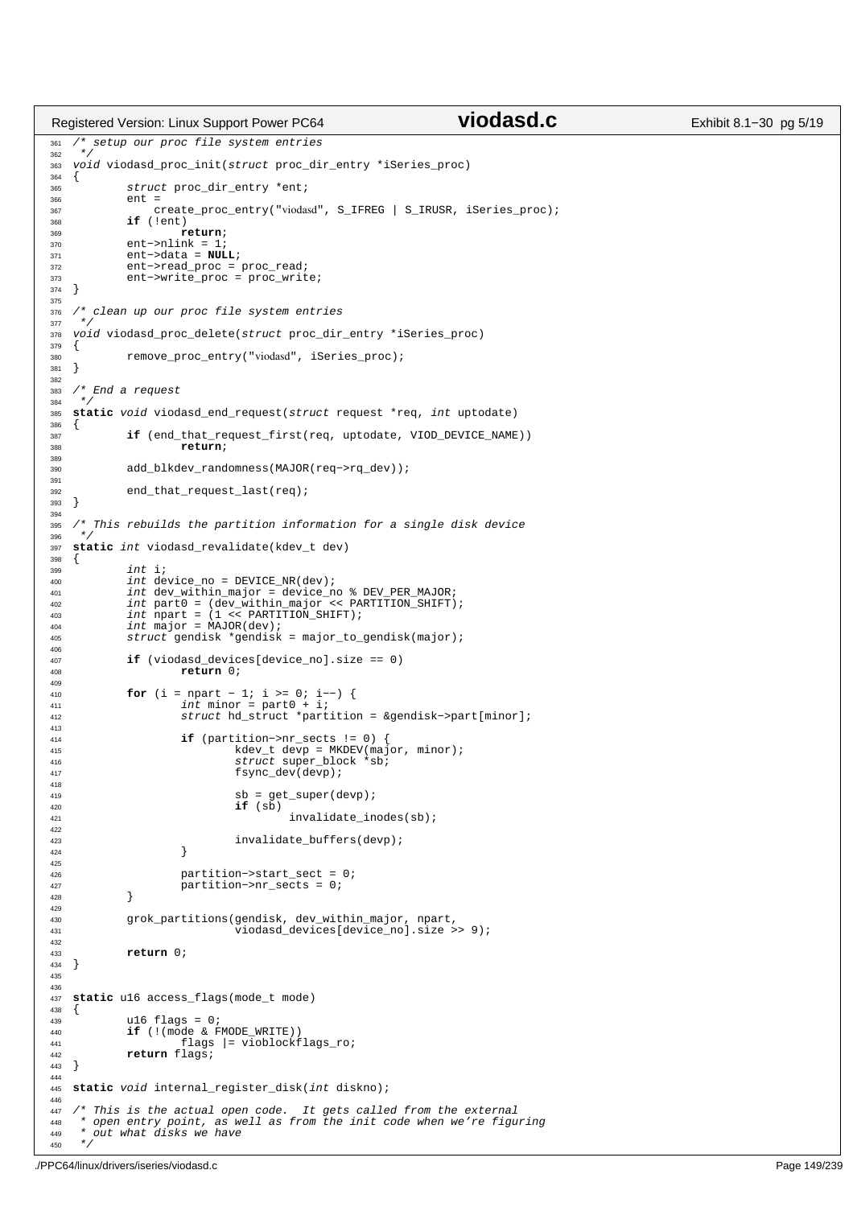```c
/* setup our proc file system entries
 */
void viodasd_proc_init(struct proc_dir_entry *iSeries_proc)
{
        struct proc_dir_entry *ent;
        ent =
            create_proc_entry("viodasd", S_IFREG | S_IRUSR, iSeries_proc);
        if (!ent)
                return;
        ent->nlink = 1;
        ent->data = NULL;
        ent->read_proc = proc_read;
        ent->write_proc = proc_write;
}

/* clean up our proc file system entries
 */
void viodasd_proc_delete(struct proc_dir_entry *iSeries_proc)
{
        remove_proc_entry("viodasd", iSeries_proc);
}

/* End a request
 */
static void viodasd_end_request(struct request *req, int uptodate)
{
        if (end_that_request_first(req, uptodate, VIOD_DEVICE_NAME))
                return;

        add_blkdev_randomness(MAJOR(req->rq_dev));

        end_that_request_last(req);
}

/* This rebuilds the partition information for a single disk device
 */
static int viodasd_revalidate(kdev_t dev)
{
        int i;
        int device_no = DEVICE_NR(dev);
        int dev_within_major = device_no % DEV_PER_MAJOR;
        int part0 = (dev_within_major << PARTITION_SHIFT);
        int npart = (1 << PARTITION_SHIFT);
        int major = MAJOR(dev);
        struct gendisk *gendisk = major_to_gendisk(major);

        if (viodasd_devices[device_no].size == 0)
                return 0;

        for (i = npart - 1; i >= 0; i--) {
                int minor = part0 + i;
                struct hd_struct *partition = &gendisk->part[minor];

                if (partition->nr_sects != 0) {
                        kdev_t devp = MKDEV(major, minor);
                        struct super_block *sb;
                        fsync_dev(devp);

                        sb = get_super(devp);
                        if (sb)
                                invalidate_inodes(sb);

                        invalidate_buffers(devp);
                }

                partition->start_sect = 0;
                partition->nr_sects = 0;
        }

        grok_partitions(gendisk, dev_within_major, npart,
                        viodasd_devices[device_no].size >> 9);

        return 0;
}


static u16 access_flags(mode_t mode)
{
        u16 flags = 0;
        if (!(mode & FMODE_WRITE))
                flags |= vioblockflags_ro;
        return flags;
}

static void internal_register_disk(int diskno);

/* This is the actual open code.  It gets called from the external
 * open entry point, as well as from the init code when we're figuring
 * out what disks we have
 */
```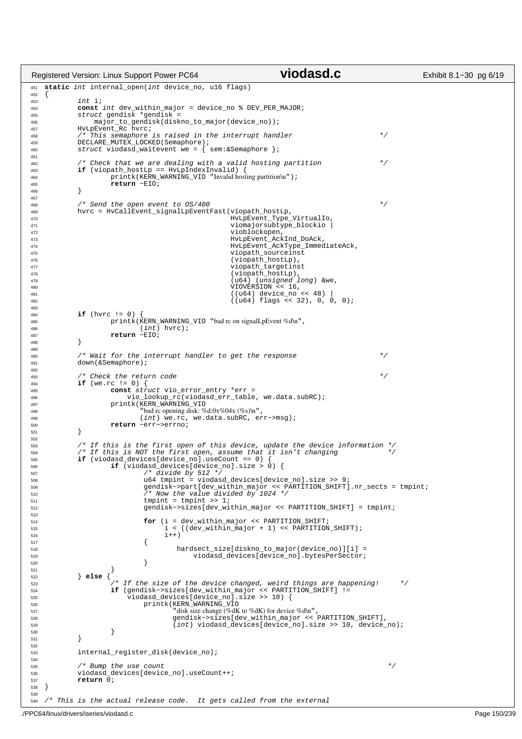```c
static int internal_open(int device_no, u16 flags)
{
	int i;
	const int dev_within_major = device_no % DEV_PER_MAJOR;
	struct gendisk *gendisk =
	    major_to_gendisk(diskno_to_major(device_no));
	HvLpEvent_Rc hvrc;
	/* This semaphore is raised in the interrupt handler                 */
	DECLARE_MUTEX_LOCKED(Semaphore);
	struct viodasd_waitevent we = { sem:&Semaphore };

	/* Check that we are dealing with a valid hosting partition          */
	if (viopath_hostLp == HvLpIndexInvalid) {
		printk(KERN_WARNING_VIO "Invalid hosting partition\n");
		return -EIO;
	}

	/* Send the open event to OS/400                                     */
	hvrc = HvCallEvent_signalLpEventFast(viopath_hostLp,
					     HvLpEvent_Type_VirtualIo,
					     viomajorsubtype_blockio |
					     vioblockopen,
					     HvLpEvent_AckInd_DoAck,
					     HvLpEvent_AckType_ImmediateAck,
					     viopath_sourceinst
					     (viopath_hostLp),
					     viopath_targetinst
					     (viopath_hostLp),
					     (u64) (unsigned long) &we,
					     VIOVERSION << 16,
					     ((u64) device_no << 48) |
					     ((u64) flags << 32), 0, 0, 0);

	if (hvrc != 0) {
		printk(KERN_WARNING_VIO "bad rc on signalLpEvent %d\n",
		       (int) hvrc);
		return -EIO;
	}

	/* Wait for the interrupt handler to get the response                */
	down(&Semaphore);

	/* Check the return code                                             */
	if (we.rc != 0) {
		const struct vio_error_entry *err =
		    vio_lookup_rc(viodasd_err_table, we.data.subRC);
		printk(KERN_WARNING_VIO
		       "bad rc opening disk: %d:0x%04x (%s)\n",
		       (int) we.rc, we.data.subRC, err->msg);
		return -err->errno;
	}

	/* If this is the first open of this device, update the device information */
	/* If this is NOT the first open, assume that it isn't changing            */
	if (viodasd_devices[device_no].useCount == 0) {
		if (viodasd_devices[device_no].size > 0) {
			/* divide by 512 */
			u64 tmpint = viodasd_devices[device_no].size >> 9;
			gendisk->part[dev_within_major << PARTITION_SHIFT].nr_sects = tmpint;
			/* Now the value divided by 1024 */
			tmpint = tmpint >> 1;
			gendisk->sizes[dev_within_major << PARTITION_SHIFT] = tmpint;

			for (i = dev_within_major << PARTITION_SHIFT;
			     i < ((dev_within_major + 1) << PARTITION_SHIFT);
			     i++)
			{
				hardsect_size[diskno_to_major(device_no)][i] =
				    viodasd_devices[device_no].bytesPerSector;
			}
		}
	} else {
		/* If the size of the device changed, weird things are happening!     */
		if (gendisk->sizes[dev_within_major << PARTITION_SHIFT] !=
		    viodasd_devices[device_no].size >> 10) {
			printk(KERN_WARNING_VIO
			       "disk size change (%dK to %dK) for device %d\n",
			       gendisk->sizes[dev_within_major << PARTITION_SHIFT],
			       (int) viodasd_devices[device_no].size >> 10, device_no);
		}
	}

	internal_register_disk(device_no);

	/* Bump the use count                                                  */
	viodasd_devices[device_no].useCount++;
	return 0;
}

/* This is the actual release code.  It gets called from the external
```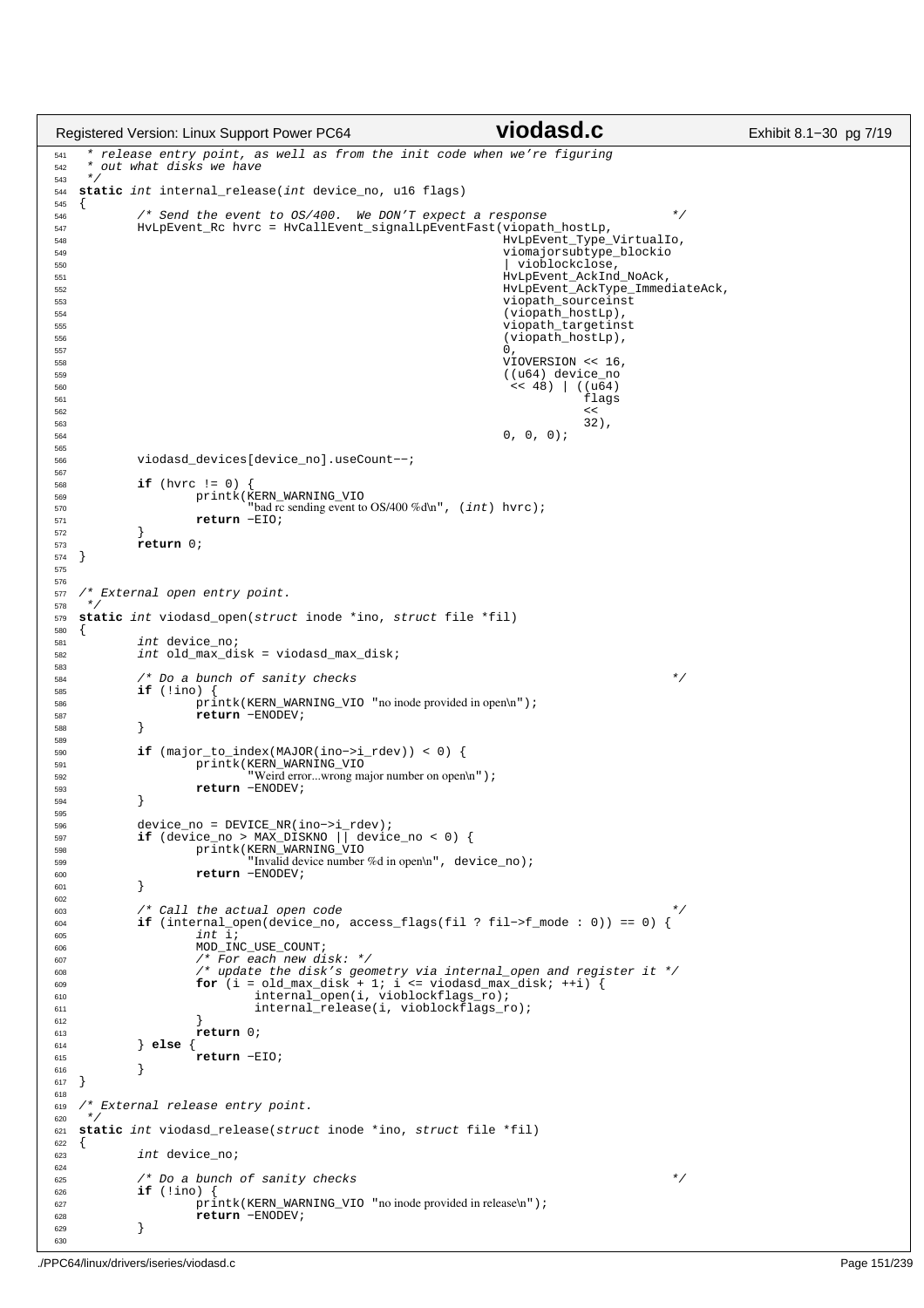```c
 * release entry point, as well as from the init code when we're figuring
 * out what disks we have
 */
static int internal_release(int device_no, u16 flags)
{
        /* Send the event to OS/400.  We DON'T expect a response                */
        HvLpEvent_Rc hvrc = HvCallEvent_signalLpEventFast(viopath_hostLp,
                                                          HvLpEvent_Type_VirtualIo,
                                                          viomajorsubtype_blockio
                                                          | vioblockclose,
                                                          HvLpEvent_AckInd_NoAck,
                                                          HvLpEvent_AckType_ImmediateAck,
                                                          viopath_sourceinst
                                                          (viopath_hostLp),
                                                          viopath_targetinst
                                                          (viopath_hostLp),
                                                          0,
                                                          VIOVERSION << 16,
                                                          ((u64) device_no
                                                           << 48) | ((u64)
                                                                     flags
                                                                     <<
                                                                     32),
                                                          0, 0, 0);

        viodasd_devices[device_no].useCount--;

        if (hvrc != 0) {
                printk(KERN_WARNING_VIO
                       "bad rc sending event to OS/400 %d\n", (int) hvrc);
                return -EIO;
        }
        return 0;
}


/* External open entry point.
 */
static int viodasd_open(struct inode *ino, struct file *fil)
{
        int device_no;
        int old_max_disk = viodasd_max_disk;

        /* Do a bunch of sanity checks                                          */
        if (!ino) {
                printk(KERN_WARNING_VIO "no inode provided in open\n");
                return -ENODEV;
        }

        if (major_to_index(MAJOR(ino->i_rdev)) < 0) {
                printk(KERN_WARNING_VIO
                       "Weird error...wrong major number on open\n");
                return -ENODEV;
        }

        device_no = DEVICE_NR(ino->i_rdev);
        if (device_no > MAX_DISKNO || device_no < 0) {
                printk(KERN_WARNING_VIO
                       "Invalid device number %d in open\n", device_no);
                return -ENODEV;
        }

        /* Call the actual open code                                            */
        if (internal_open(device_no, access_flags(fil ? fil->f_mode : 0)) == 0) {
                int i;
                MOD_INC_USE_COUNT;
                /* For each new disk: */
                /* update the disk's geometry via internal_open and register it */
                for (i = old_max_disk + 1; i <= viodasd_max_disk; ++i) {
                        internal_open(i, vioblockflags_ro);
                        internal_release(i, vioblockflags_ro);
                }
                return 0;
        } else {
                return -EIO;
        }
}

/* External release entry point.
 */
static int viodasd_release(struct inode *ino, struct file *fil)
{
        int device_no;

        /* Do a bunch of sanity checks                                          */
        if (!ino) {
                printk(KERN_WARNING_VIO "no inode provided in release\n");
                return -ENODEV;
        }

```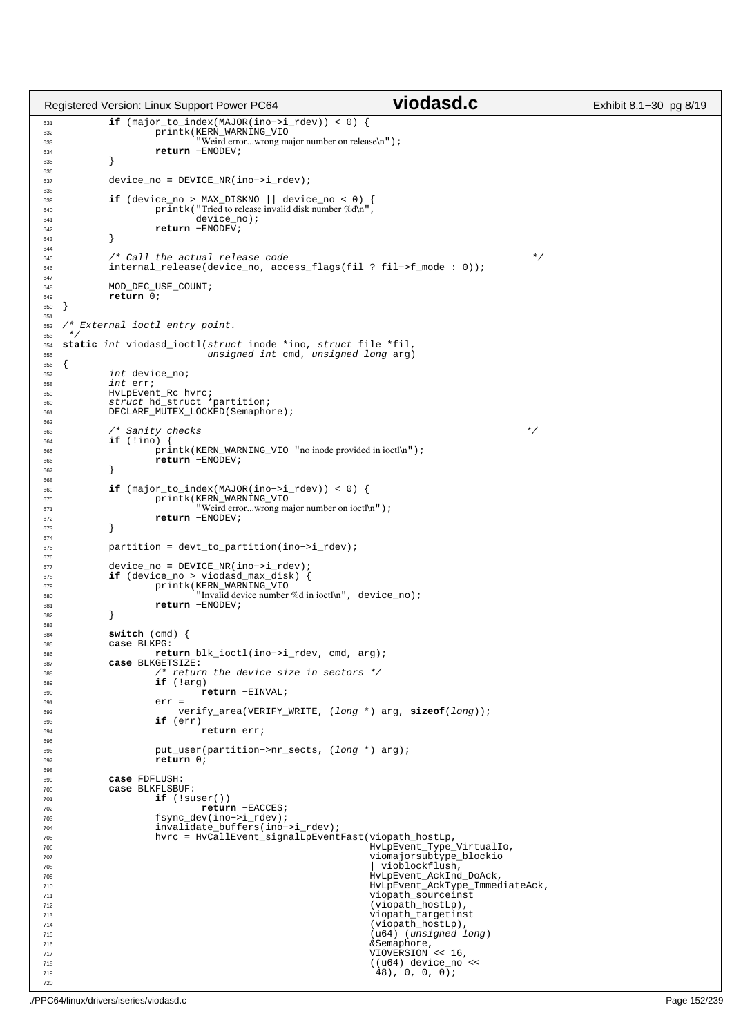```c
        if (major_to_index(MAJOR(ino->i_rdev)) < 0) {
                printk(KERN_WARNING_VIO
                       "Weird error...wrong major number on release\n");
                return -ENODEV;
        }

        device_no = DEVICE_NR(ino->i_rdev);

        if (device_no > MAX_DISKNO || device_no < 0) {
                printk("Tried to release invalid disk number %d\n",
                       device_no);
                return -ENODEV;
        }

        /* Call the actual release code                                     */
        internal_release(device_no, access_flags(fil ? fil->f_mode : 0));

        MOD_DEC_USE_COUNT;
        return 0;
}

/* External ioctl entry point.
 */
static int viodasd_ioctl(struct inode *ino, struct file *fil,
                         unsigned int cmd, unsigned long arg)
{
        int device_no;
        int err;
        HvLpEvent_Rc hvrc;
        struct hd_struct *partition;
        DECLARE_MUTEX_LOCKED(Semaphore);

        /* Sanity checks                                                    */
        if (!ino) {
                printk(KERN_WARNING_VIO "no inode provided in ioctl\n");
                return -ENODEV;
        }

        if (major_to_index(MAJOR(ino->i_rdev)) < 0) {
                printk(KERN_WARNING_VIO
                       "Weird error...wrong major number on ioctl\n");
                return -ENODEV;
        }

        partition = devt_to_partition(ino->i_rdev);

        device_no = DEVICE_NR(ino->i_rdev);
        if (device_no > viodasd_max_disk) {
                printk(KERN_WARNING_VIO
                       "Invalid device number %d in ioctl\n", device_no);
                return -ENODEV;
        }

        switch (cmd) {
        case BLKPG:
                return blk_ioctl(ino->i_rdev, cmd, arg);
        case BLKGETSIZE:
                /* return the device size in sectors */
                if (!arg)
                        return -EINVAL;
                err =
                    verify_area(VERIFY_WRITE, (long *) arg, sizeof(long));
                if (err)
                        return err;

                put_user(partition->nr_sects, (long *) arg);
                return 0;

        case FDFLUSH:
        case BLKFLSBUF:
                if (!suser())
                        return -EACCES;
                fsync_dev(ino->i_rdev);
                invalidate_buffers(ino->i_rdev);
                hvrc = HvCallEvent_signalLpEventFast(viopath_hostLp,
                                                     HvLpEvent_Type_VirtualIo,
                                                     viomajorsubtype_blockio
                                                     | vioblockflush,
                                                     HvLpEvent_AckInd_DoAck,
                                                     HvLpEvent_AckType_ImmediateAck,
                                                     viopath_sourceinst
                                                     (viopath_hostLp),
                                                     viopath_targetinst
                                                     (viopath_hostLp),
                                                     (u64) (unsigned long)
                                                     &Semaphore,
                                                     VIOVERSION << 16,
                                                     ((u64) device_no <<
                                                      48), 0, 0, 0);

```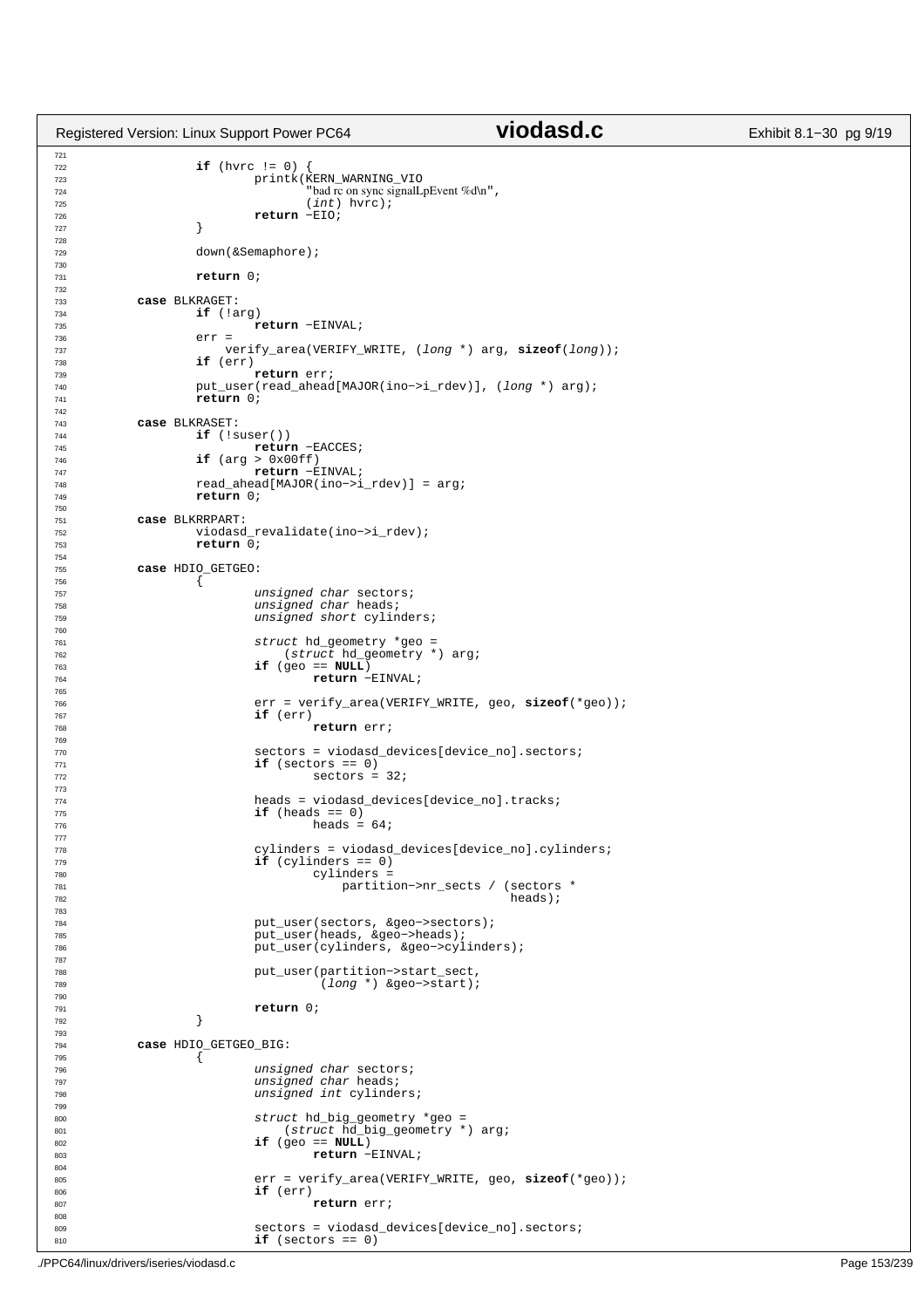```c
		if (hvrc != 0) {
			printk(KERN_WARNING_VIO
			       "bad rc on sync signalLpEvent %d\n",
			       (int) hvrc);
			return -EIO;
		}

		down(&Semaphore);

		return 0;

	case BLKRAGET:
		if (!arg)
			return -EINVAL;
		err =
		    verify_area(VERIFY_WRITE, (long *) arg, sizeof(long));
		if (err)
			return err;
		put_user(read_ahead[MAJOR(ino->i_rdev)], (long *) arg);
		return 0;

	case BLKRASET:
		if (!suser())
			return -EACCES;
		if (arg > 0x00ff)
			return -EINVAL;
		read_ahead[MAJOR(ino->i_rdev)] = arg;
		return 0;

	case BLKRRPART:
		viodasd_revalidate(ino->i_rdev);
		return 0;

	case HDIO_GETGEO:
		{
			unsigned char sectors;
			unsigned char heads;
			unsigned short cylinders;

			struct hd_geometry *geo =
			    (struct hd_geometry *) arg;
			if (geo == NULL)
				return -EINVAL;

			err = verify_area(VERIFY_WRITE, geo, sizeof(*geo));
			if (err)
				return err;

			sectors = viodasd_devices[device_no].sectors;
			if (sectors == 0)
				sectors = 32;

			heads = viodasd_devices[device_no].tracks;
			if (heads == 0)
				heads = 64;

			cylinders = viodasd_devices[device_no].cylinders;
			if (cylinders == 0)
				cylinders =
				    partition->nr_sects / (sectors *
							   heads);

			put_user(sectors, &geo->sectors);
			put_user(heads, &geo->heads);
			put_user(cylinders, &geo->cylinders);

			put_user(partition->start_sect,
				 (long *) &geo->start);

			return 0;
		}

	case HDIO_GETGEO_BIG:
		{
			unsigned char sectors;
			unsigned char heads;
			unsigned int cylinders;

			struct hd_big_geometry *geo =
			    (struct hd_big_geometry *) arg;
			if (geo == NULL)
				return -EINVAL;

			err = verify_area(VERIFY_WRITE, geo, sizeof(*geo));
			if (err)
				return err;

			sectors = viodasd_devices[device_no].sectors;
			if (sectors == 0)
```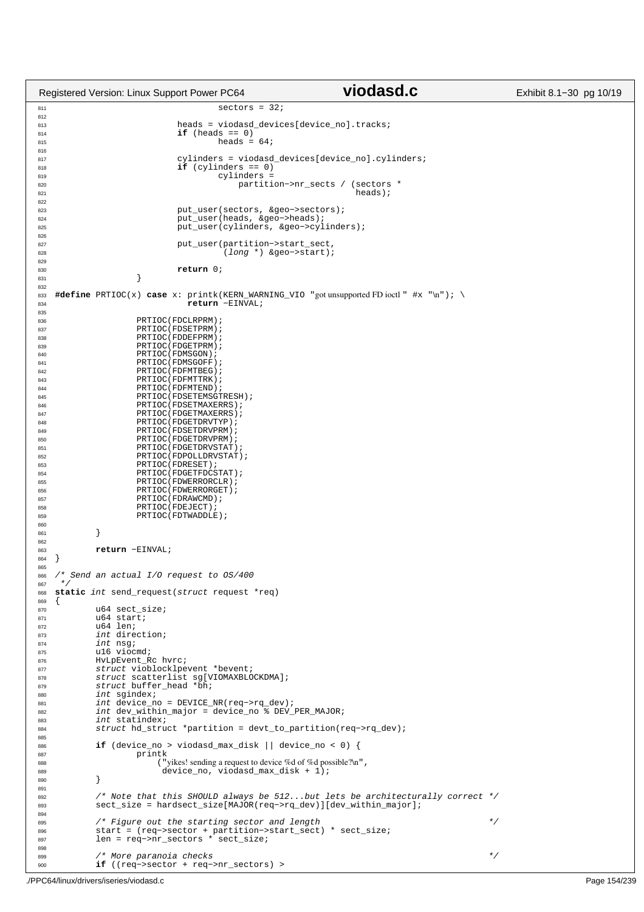```c
				sectors = 32;

			heads = viodasd_devices[device_no].tracks;
			if (heads == 0)
				heads = 64;

			cylinders = viodasd_devices[device_no].cylinders;
			if (cylinders == 0)
				cylinders =
				    partition->nr_sects / (sectors *
							   heads);

			put_user(sectors, &geo->sectors);
			put_user(heads, &geo->heads);
			put_user(cylinders, &geo->cylinders);

			put_user(partition->start_sect,
				 (long *) &geo->start);

			return 0;
		}

#define PRTIOC(x) case x: printk(KERN_WARNING_VIO "got unsupported FD ioctl " #x "\n"); \
				return -EINVAL;

		PRTIOC(FDCLRPRM);
		PRTIOC(FDSETPRM);
		PRTIOC(FDDEFPRM);
		PRTIOC(FDGETPRM);
		PRTIOC(FDMSGON);
		PRTIOC(FDMSGOFF);
		PRTIOC(FDFMTBEG);
		PRTIOC(FDFMTTRK);
		PRTIOC(FDFMTEND);
		PRTIOC(FDSETEMSGTRESH);
		PRTIOC(FDSETMAXERRS);
		PRTIOC(FDGETMAXERRS);
		PRTIOC(FDGETDRVTYP);
		PRTIOC(FDSETDRVPRM);
		PRTIOC(FDGETDRVPRM);
		PRTIOC(FDGETDRVSTAT);
		PRTIOC(FDPOLLDRVSTAT);
		PRTIOC(FDRESET);
		PRTIOC(FDGETFDCSTAT);
		PRTIOC(FDWERRORCLR);
		PRTIOC(FDWERRORGET);
		PRTIOC(FDRAWCMD);
		PRTIOC(FDEJECT);
		PRTIOC(FDTWADDLE);

	}

	return -EINVAL;
}

/* Send an actual I/O request to OS/400
 */
static int send_request(struct request *req)
{
	u64 sect_size;
	u64 start;
	u64 len;
	int direction;
	int nsg;
	u16 viocmd;
	HvLpEvent_Rc hvrc;
	struct vioblocklpevent *bevent;
	struct scatterlist sg[VIOMAXBLOCKDMA];
	struct buffer_head *bh;
	int sgindex;
	int device_no = DEVICE_NR(req->rq_dev);
	int dev_within_major = device_no % DEV_PER_MAJOR;
	int statindex;
	struct hd_struct *partition = devt_to_partition(req->rq_dev);

	if (device_no > viodasd_max_disk || device_no < 0) {
		printk
		    ("yikes! sending a request to device %d of %d possible?\n",
		     device_no, viodasd_max_disk + 1);
	}

	/* Note that this SHOULD always be 512...but lets be architecturally correct */
	sect_size = hardsect_size[MAJOR(req->rq_dev)][dev_within_major];

	/* Figure out the starting sector and length                                 */
	start = (req->sector + partition->start_sect) * sect_size;
	len = req->nr_sectors * sect_size;

	/* More paranoia checks                                                      */
	if ((req->sector + req->nr_sectors) >
```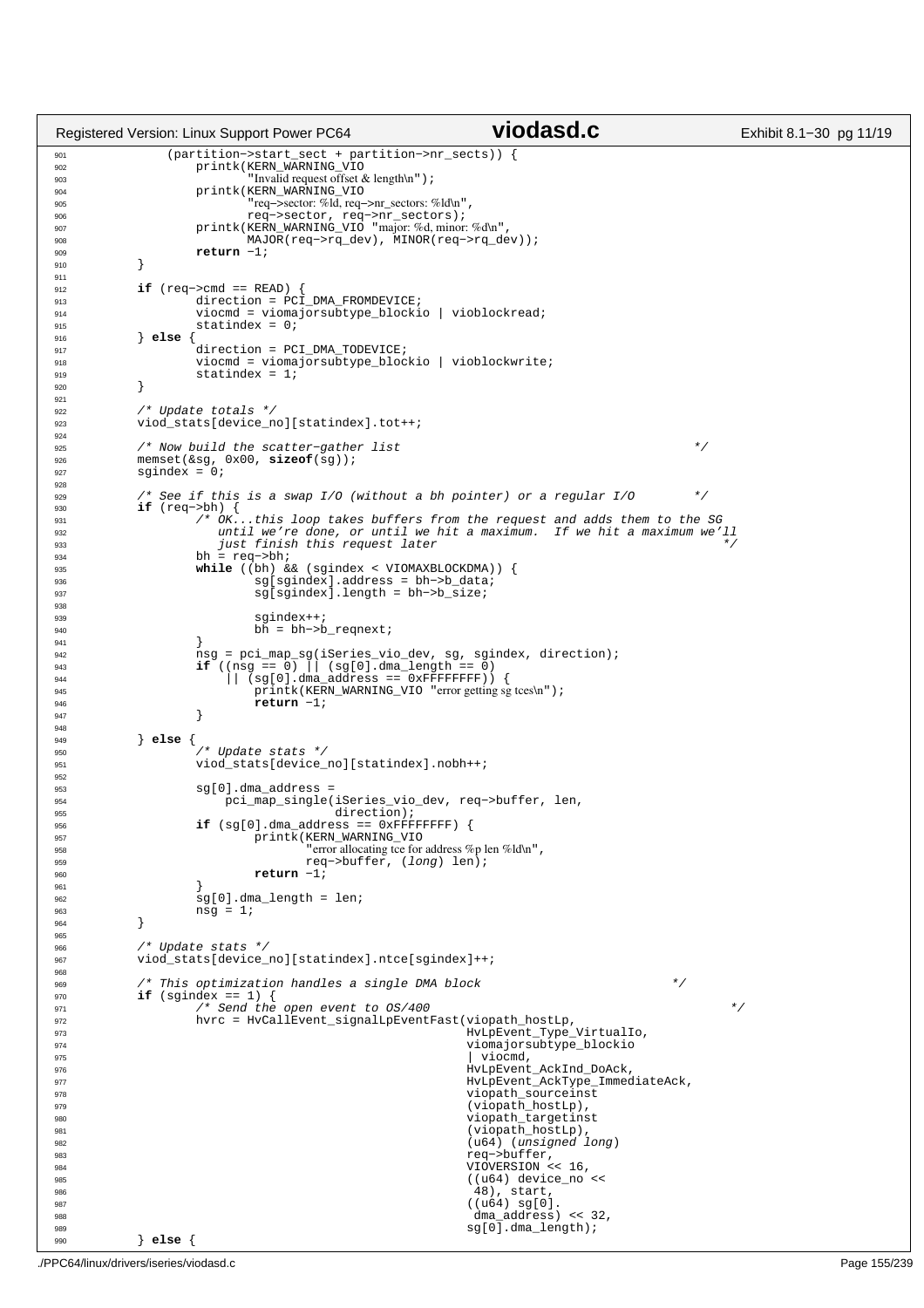```c
901             (partition->start_sect + partition->nr_sects)) {
902                 printk(KERN_WARNING_VIO
903                        "Invalid request offset & length\n");
904                 printk(KERN_WARNING_VIO
905                        "req->sector: %ld, req->nr_sectors: %ld\n",
906                        req->sector, req->nr_sectors);
907                 printk(KERN_WARNING_VIO "major: %d, minor: %d\n",
908                        MAJOR(req->rq_dev), MINOR(req->rq_dev));
909                 return -1;
910         }
911 
912         if (req->cmd == READ) {
913                 direction = PCI_DMA_FROMDEVICE;
914                 viocmd = viomajorsubtype_blockio | vioblockread;
915                 statindex = 0;
916         } else {
917                 direction = PCI_DMA_TODEVICE;
918                 viocmd = viomajorsubtype_blockio | vioblockwrite;
919                 statindex = 1;
920         }
921 
922         /* Update totals */
923         viod_stats[device_no][statindex].tot++;
924 
925         /* Now build the scatter-gather list                                    */
926         memset(&sg, 0x00, sizeof(sg));
927         sgindex = 0;
928 
929         /* See if this is a swap I/O (without a bh pointer) or a regular I/O        */
930         if (req->bh) {
931                 /* OK...this loop takes buffers from the request and adds them to the SG
932                    until we're done, or until we hit a maximum.  If we hit a maximum we'll
933                    just finish this request later                                   */
934                 bh = req->bh;
935                 while ((bh) && (sgindex < VIOMAXBLOCKDMA)) {
936                         sg[sgindex].address = bh->b_data;
937                         sg[sgindex].length = bh->b_size;
938 
939                         sgindex++;
940                         bh = bh->b_reqnext;
941                 }
942                 nsg = pci_map_sg(iSeries_vio_dev, sg, sgindex, direction);
943                 if ((nsg == 0) || (sg[0].dma_length == 0)
944                     || (sg[0].dma_address == 0xFFFFFFFF)) {
945                         printk(KERN_WARNING_VIO "error getting sg tces\n");
946                         return -1;
947                 }
948 
949         } else {
950                 /* Update stats */
951                 viod_stats[device_no][statindex].nobh++;
952 
953                 sg[0].dma_address =
954                     pci_map_single(iSeries_vio_dev, req->buffer, len,
955                                    direction);
956                 if (sg[0].dma_address == 0xFFFFFFFF) {
957                         printk(KERN_WARNING_VIO
958                                "error allocating tce for address %p len %ld\n",
959                                req->buffer, (long) len);
960                         return -1;
961                 }
962                 sg[0].dma_length = len;
963                 nsg = 1;
964         }
965 
966         /* Update stats */
967         viod_stats[device_no][statindex].ntce[sgindex]++;
968 
969         /* This optimization handles a single DMA block                         */
970         if (sgindex == 1) {
971                 /* Send the open event to OS/400                                    */
972                 hvrc = HvCallEvent_signalLpEventFast(viopath_hostLp,
973                                                      HvLpEvent_Type_VirtualIo,
974                                                      viomajorsubtype_blockio
975                                                      | viocmd,
976                                                      HvLpEvent_AckInd_DoAck,
977                                                      HvLpEvent_AckType_ImmediateAck,
978                                                      viopath_sourceinst
979                                                      (viopath_hostLp),
980                                                      viopath_targetinst
981                                                      (viopath_hostLp),
982                                                      (u64) (unsigned long)
983                                                      req->buffer,
984                                                      VIOVERSION << 16,
985                                                      ((u64) device_no <<
986                                                       48), start,
987                                                      ((u64) sg[0].
988                                                       dma_address) << 32,
989                                                      sg[0].dma_length);
990         } else {
```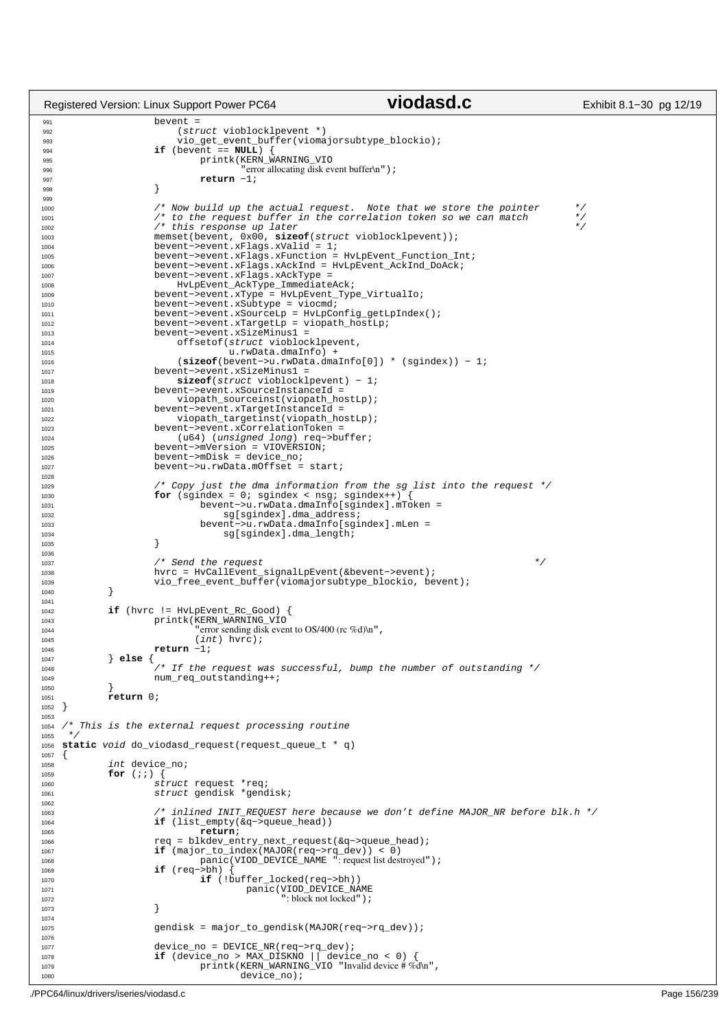```c
		bevent =
		    (struct vioblocklpevent *)
		    vio_get_event_buffer(viomajorsubtype_blockio);
		if (bevent == NULL) {
			printk(KERN_WARNING_VIO
			       "error allocating disk event buffer\n");
			return -1;
		}

		/* Now build up the actual request.  Note that we store the pointer      */
		/* to the request buffer in the correlation token so we can match        */
		/* this response up later                                                */
		memset(bevent, 0x00, sizeof(struct vioblocklpevent));
		bevent->event.xFlags.xValid = 1;
		bevent->event.xFlags.xFunction = HvLpEvent_Function_Int;
		bevent->event.xFlags.xAckInd = HvLpEvent_AckInd_DoAck;
		bevent->event.xFlags.xAckType =
		    HvLpEvent_AckType_ImmediateAck;
		bevent->event.xType = HvLpEvent_Type_VirtualIo;
		bevent->event.xSubtype = viocmd;
		bevent->event.xSourceLp = HvLpConfig_getLpIndex();
		bevent->event.xTargetLp = viopath_hostLp;
		bevent->event.xSizeMinus1 =
		    offsetof(struct vioblocklpevent,
			     u.rwData.dmaInfo) +
		    (sizeof(bevent->u.rwData.dmaInfo[0]) * (sgindex)) - 1;
		bevent->event.xSizeMinus1 =
		    sizeof(struct vioblocklpevent) - 1;
		bevent->event.xSourceInstanceId =
		    viopath_sourceinst(viopath_hostLp);
		bevent->event.xTargetInstanceId =
		    viopath_targetinst(viopath_hostLp);
		bevent->event.xCorrelationToken =
		    (u64) (unsigned long) req->buffer;
		bevent->mVersion = VIOVERSION;
		bevent->mDisk = device_no;
		bevent->u.rwData.mOffset = start;

		/* Copy just the dma information from the sg list into the request */
		for (sgindex = 0; sgindex < nsg; sgindex++) {
			bevent->u.rwData.dmaInfo[sgindex].mToken =
			    sg[sgindex].dma_address;
			bevent->u.rwData.dmaInfo[sgindex].mLen =
			    sg[sgindex].dma_length;
		}

		/* Send the request                                               */
		hvrc = HvCallEvent_signalLpEvent(&bevent->event);
		vio_free_event_buffer(viomajorsubtype_blockio, bevent);
	}

	if (hvrc != HvLpEvent_Rc_Good) {
		printk(KERN_WARNING_VIO
		       "error sending disk event to OS/400 (rc %d)\n",
		       (int) hvrc);
		return -1;
	} else {
		/* If the request was successful, bump the number of outstanding */
		num_req_outstanding++;
	}
	return 0;
}

/* This is the external request processing routine
 */
static void do_viodasd_request(request_queue_t * q)
{
	int device_no;
	for (;;) {
		struct request *req;
		struct gendisk *gendisk;

		/* inlined INIT_REQUEST here because we don't define MAJOR_NR before blk.h */
		if (list_empty(&q->queue_head))
			return;
		req = blkdev_entry_next_request(&q->queue_head);
		if (major_to_index(MAJOR(req->rq_dev)) < 0)
			panic(VIOD_DEVICE_NAME ": request list destroyed");
		if (req->bh) {
			if (!buffer_locked(req->bh))
				panic(VIOD_DEVICE_NAME
				      ": block not locked");
		}

		gendisk = major_to_gendisk(MAJOR(req->rq_dev));

		device_no = DEVICE_NR(req->rq_dev);
		if (device_no > MAX_DISKNO || device_no < 0) {
			printk(KERN_WARNING_VIO "Invalid device # %d\n",
			       device_no);
```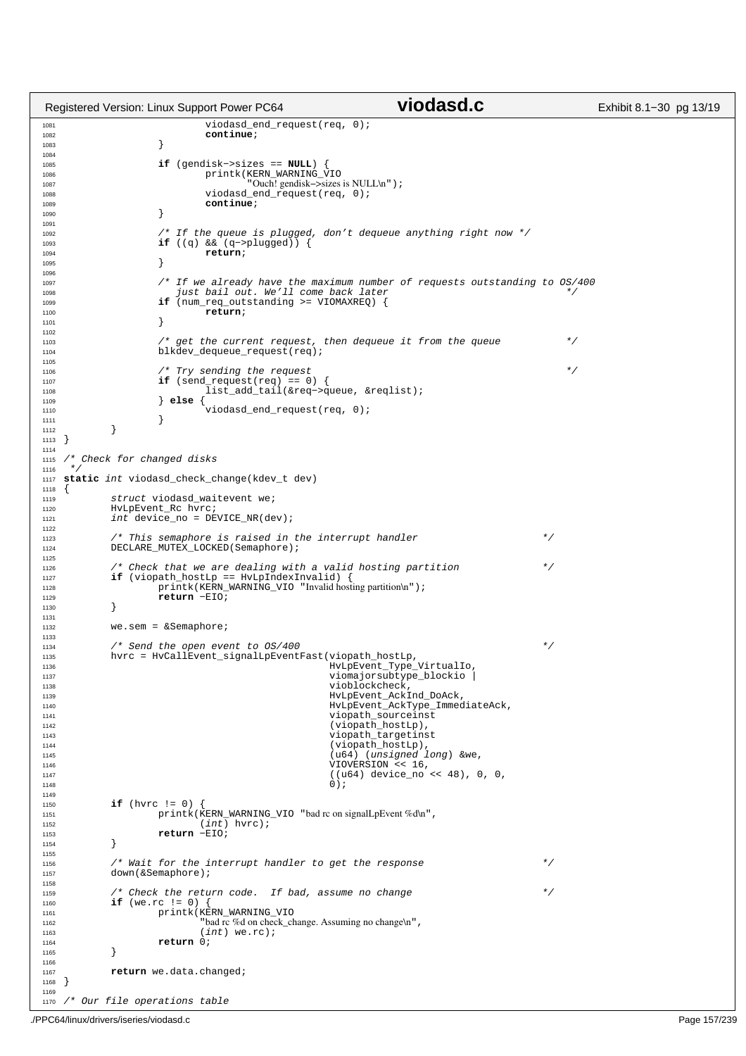```c
                        viodasd_end_request(req, 0);
                        continue;
                }

                if (gendisk->sizes == NULL) {
                        printk(KERN_WARNING_VIO
                               "Ouch! gendisk->sizes is NULL\n");
                        viodasd_end_request(req, 0);
                        continue;
                }

                /* If the queue is plugged, don't dequeue anything right now */
                if ((q) && (q->plugged)) {
                        return;
                }

                /* If we already have the maximum number of requests outstanding to OS/400
                   just bail out. We'll come back later                                */
                if (num_req_outstanding >= VIOMAXREQ) {
                        return;
                }

                /* get the current request, then dequeue it from the queue           */
                blkdev_dequeue_request(req);

                /* Try sending the request                                           */
                if (send_request(req) == 0) {
                        list_add_tail(&req->queue, &reqlist);
                } else {
                        viodasd_end_request(req, 0);
                }
        }
}

/* Check for changed disks
 */
static int viodasd_check_change(kdev_t dev)
{
        struct viodasd_waitevent we;
        HvLpEvent_Rc hvrc;
        int device_no = DEVICE_NR(dev);

        /* This semaphore is raised in the interrupt handler                 */
        DECLARE_MUTEX_LOCKED(Semaphore);

        /* Check that we are dealing with a valid hosting partition          */
        if (viopath_hostLp == HvLpIndexInvalid) {
                printk(KERN_WARNING_VIO "Invalid hosting partition\n");
                return -EIO;
        }

        we.sem = &Semaphore;

        /* Send the open event to OS/400                                     */
        hvrc = HvCallEvent_signalLpEventFast(viopath_hostLp,
                                             HvLpEvent_Type_VirtualIo,
                                             viomajorsubtype_blockio |
                                             vioblockcheck,
                                             HvLpEvent_AckInd_DoAck,
                                             HvLpEvent_AckType_ImmediateAck,
                                             viopath_sourceinst
                                             (viopath_hostLp),
                                             viopath_targetinst
                                             (viopath_hostLp),
                                             (u64) (unsigned long) &we,
                                             VIOVERSION << 16,
                                             ((u64) device_no << 48), 0, 0,
                                             0);

        if (hvrc != 0) {
                printk(KERN_WARNING_VIO "bad rc on signalLpEvent %d\n",
                       (int) hvrc);
                return -EIO;
        }

        /* Wait for the interrupt handler to get the response                */
        down(&Semaphore);

        /* Check the return code.  If bad, assume no change                  */
        if (we.rc != 0) {
                printk(KERN_WARNING_VIO
                       "bad rc %d on check_change. Assuming no change\n",
                       (int) we.rc);
                return 0;
        }

        return we.data.changed;
}

/* Our file operations table
```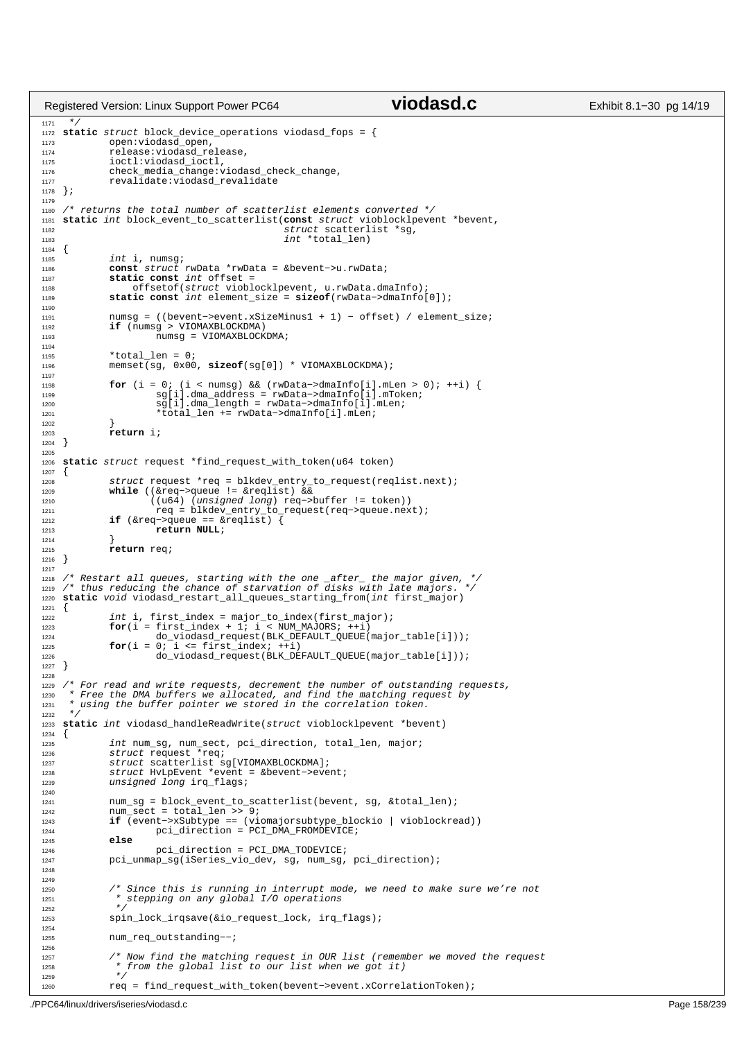```c
1171  */
1172 static struct block_device_operations viodasd_fops = {
1173         open:viodasd_open,
1174         release:viodasd_release,
1175         ioctl:viodasd_ioctl,
1176         check_media_change:viodasd_check_change,
1177         revalidate:viodasd_revalidate
1178 };
1179
1180 /* returns the total number of scatterlist elements converted */
1181 static int block_event_to_scatterlist(const struct vioblocklpevent *bevent,
1182                                       struct scatterlist *sg,
1183                                       int *total_len)
1184 {
1185         int i, numsg;
1186         const struct rwData *rwData = &bevent->u.rwData;
1187         static const int offset =
1188             offsetof(struct vioblocklpevent, u.rwData.dmaInfo);
1189         static const int element_size = sizeof(rwData->dmaInfo[0]);
1190
1191         numsg = ((bevent->event.xSizeMinus1 + 1) - offset) / element_size;
1192         if (numsg > VIOMAXBLOCKDMA)
1193                 numsg = VIOMAXBLOCKDMA;
1194
1195         *total_len = 0;
1196         memset(sg, 0x00, sizeof(sg[0]) * VIOMAXBLOCKDMA);
1197
1198         for (i = 0; (i < numsg) && (rwData->dmaInfo[i].mLen > 0); ++i) {
1199                 sg[i].dma_address = rwData->dmaInfo[i].mToken;
1200                 sg[i].dma_length = rwData->dmaInfo[i].mLen;
1201                 *total_len += rwData->dmaInfo[i].mLen;
1202         }
1203         return i;
1204 }
1205
1206 static struct request *find_request_with_token(u64 token)
1207 {
1208         struct request *req = blkdev_entry_to_request(reqlist.next);
1209         while ((&req->queue != &reqlist) &&
1210                ((u64) (unsigned long) req->buffer != token))
1211                 req = blkdev_entry_to_request(req->queue.next);
1212         if (&req->queue == &reqlist) {
1213                 return NULL;
1214         }
1215         return req;
1216 }
1217
1218 /* Restart all queues, starting with the one _after_ the major given, */
1219 /* thus reducing the chance of starvation of disks with late majors. */
1220 static void viodasd_restart_all_queues_starting_from(int first_major)
1221 {
1222         int i, first_index = major_to_index(first_major);
1223         for(i = first_index + 1; i < NUM_MAJORS; ++i)
1224                 do_viodasd_request(BLK_DEFAULT_QUEUE(major_table[i]));
1225         for(i = 0; i <= first_index; ++i)
1226                 do_viodasd_request(BLK_DEFAULT_QUEUE(major_table[i]));
1227 }
1228
1229 /* For read and write requests, decrement the number of outstanding requests,
1230  * Free the DMA buffers we allocated, and find the matching request by
1231  * using the buffer pointer we stored in the correlation token.
1232  */
1233 static int viodasd_handleReadWrite(struct vioblocklpevent *bevent)
1234 {
1235         int num_sg, num_sect, pci_direction, total_len, major;
1236         struct request *req;
1237         struct scatterlist sg[VIOMAXBLOCKDMA];
1238         struct HvLpEvent *event = &bevent->event;
1239         unsigned long irq_flags;
1240
1241         num_sg = block_event_to_scatterlist(bevent, sg, &total_len);
1242         num_sect = total_len >> 9;
1243         if (event->xSubtype == (viomajorsubtype_blockio | vioblockread))
1244                 pci_direction = PCI_DMA_FROMDEVICE;
1245         else
1246                 pci_direction = PCI_DMA_TODEVICE;
1247         pci_unmap_sg(iSeries_vio_dev, sg, num_sg, pci_direction);
1248
1249
1250         /* Since this is running in interrupt mode, we need to make sure we're not
1251          * stepping on any global I/O operations
1252          */
1253         spin_lock_irqsave(&io_request_lock, irq_flags);
1254
1255         num_req_outstanding--;
1256
1257         /* Now find the matching request in OUR list (remember we moved the request
1258          * from the global list to our list when we got it)
1259          */
1260         req = find_request_with_token(bevent->event.xCorrelationToken);
```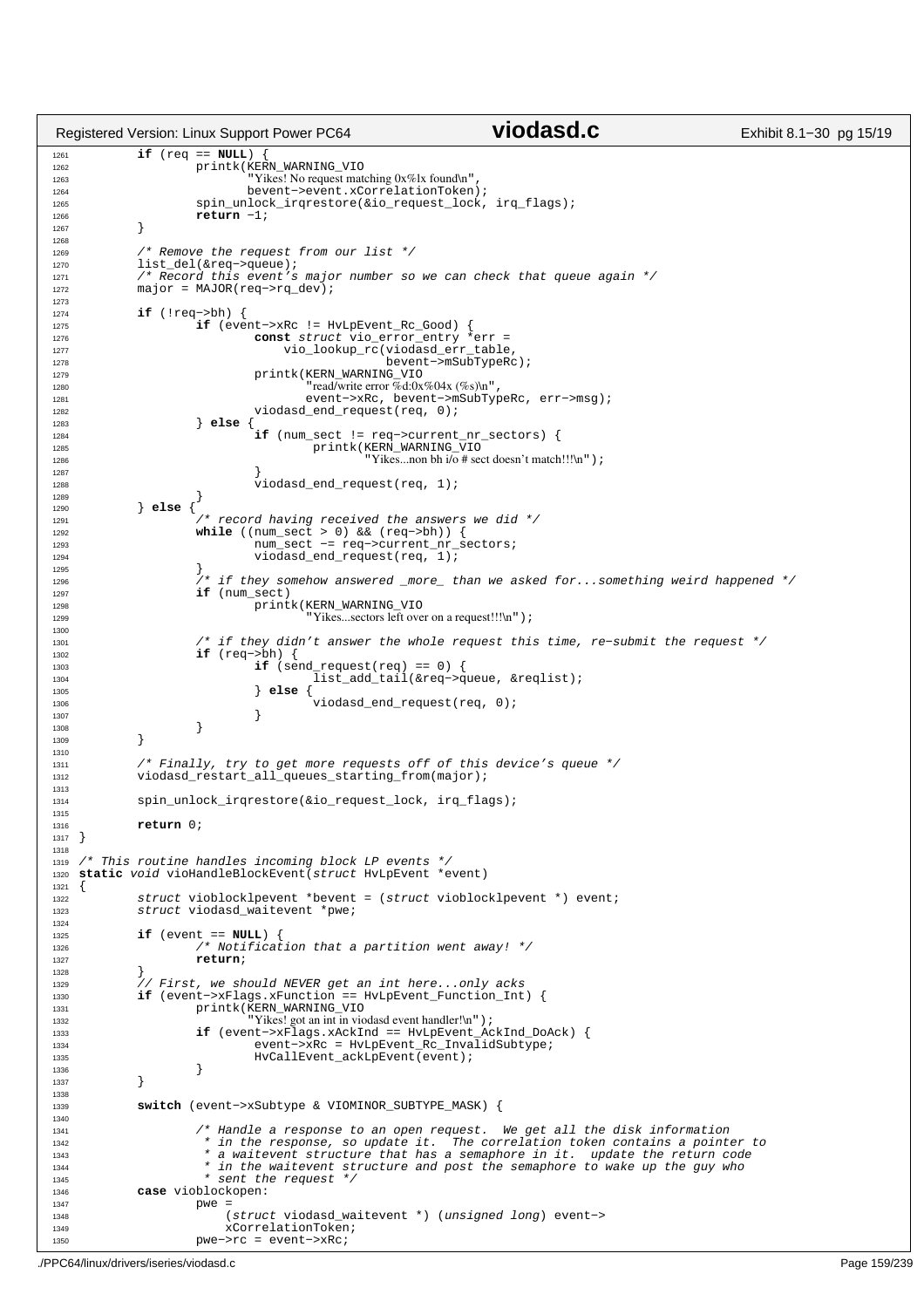```c
1261            if (req == NULL) {
1262                    printk(KERN_WARNING_VIO
1263                           "Yikes! No request matching 0x%lx found\n",
1264                           bevent->event.xCorrelationToken);
1265                    spin_unlock_irqrestore(&io_request_lock, irq_flags);
1266                    return -1;
1267            }
1268
1269            /* Remove the request from our list */
1270            list_del(&req->queue);
1271            /* Record this event's major number so we can check that queue again */
1272            major = MAJOR(req->rq_dev);
1273
1274            if (!req->bh) {
1275                    if (event->xRc != HvLpEvent_Rc_Good) {
1276                            const struct vio_error_entry *err =
1277                                vio_lookup_rc(viodasd_err_table,
1278                                              bevent->mSubTypeRc);
1279                            printk(KERN_WARNING_VIO
1280                                   "read/write error %d:0x%04x (%s)\n",
1281                                   event->xRc, bevent->mSubTypeRc, err->msg);
1282                            viodasd_end_request(req, 0);
1283                    } else {
1284                            if (num_sect != req->current_nr_sectors) {
1285                                    printk(KERN_WARNING_VIO
1286                                           "Yikes...non bh i/o # sect doesn't match!!!\n");
1287                            }
1288                            viodasd_end_request(req, 1);
1289                    }
1290            } else {
1291                    /* record having received the answers we did */
1292                    while ((num_sect > 0) && (req->bh)) {
1293                            num_sect -= req->current_nr_sectors;
1294                            viodasd_end_request(req, 1);
1295                    }
1296                    /* if they somehow answered _more_ than we asked for...something weird happened */
1297                    if (num_sect)
1298                            printk(KERN_WARNING_VIO
1299                                   "Yikes...sectors left over on a request!!!\n");
1300
1301                    /* if they didn't answer the whole request this time, re-submit the request */
1302                    if (req->bh) {
1303                            if (send_request(req) == 0) {
1304                                    list_add_tail(&req->queue, &reqlist);
1305                            } else {
1306                                    viodasd_end_request(req, 0);
1307                            }
1308                    }
1309            }
1310
1311            /* Finally, try to get more requests off of this device's queue */
1312            viodasd_restart_all_queues_starting_from(major);
1313
1314            spin_unlock_irqrestore(&io_request_lock, irq_flags);
1315
1316            return 0;
1317    }
1318
1319    /* This routine handles incoming block LP events */
1320    static void vioHandleBlockEvent(struct HvLpEvent *event)
1321    {
1322            struct vioblocklpevent *bevent = (struct vioblocklpevent *) event;
1323            struct viodasd_waitevent *pwe;
1324
1325            if (event == NULL) {
1326                    /* Notification that a partition went away! */
1327                    return;
1328            }
1329            // First, we should NEVER get an int here...only acks
1330            if (event->xFlags.xFunction == HvLpEvent_Function_Int) {
1331                    printk(KERN_WARNING_VIO
1332                           "Yikes! got an int in viodasd event handler!\n");
1333                    if (event->xFlags.xAckInd == HvLpEvent_AckInd_DoAck) {
1334                            event->xRc = HvLpEvent_Rc_InvalidSubtype;
1335                            HvCallEvent_ackLpEvent(event);
1336                    }
1337            }
1338
1339            switch (event->xSubtype & VIOMINOR_SUBTYPE_MASK) {
1340
1341                    /* Handle a response to an open request.  We get all the disk information
1342                     * in the response, so update it.  The correlation token contains a pointer to
1343                     * a waitevent structure that has a semaphore in it.  update the return code
1344                     * in the waitevent structure and post the semaphore to wake up the guy who
1345                     * sent the request */
1346            case vioblockopen:
1347                    pwe =
1348                        (struct viodasd_waitevent *) (unsigned long) event->
1349                        xCorrelationToken;
1350                    pwe->rc = event->xRc;
```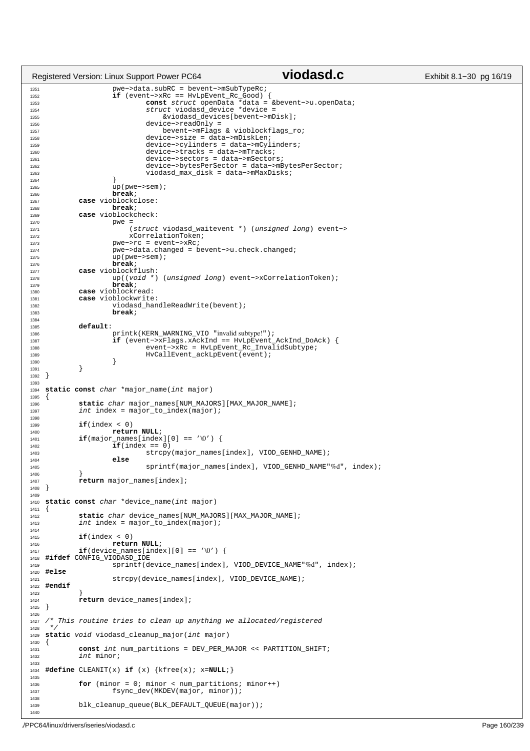```c
                pwe->data.subRC = bevent->mSubTypeRc;
                if (event->xRc == HvLpEvent_Rc_Good) {
                        const struct openData *data = &bevent->u.openData;
                        struct viodasd_device *device =
                            &viodasd_devices[bevent->mDisk];
                        device->readOnly =
                            bevent->mFlags & vioblockflags_ro;
                        device->size = data->mDiskLen;
                        device->cylinders = data->mCylinders;
                        device->tracks = data->mTracks;
                        device->sectors = data->mSectors;
                        device->bytesPerSector = data->mBytesPerSector;
                        viodasd_max_disk = data->mMaxDisks;
                }
                up(pwe->sem);
                break;
        case vioblockclose:
                break;
        case vioblockcheck:
                pwe =
                    (struct viodasd_waitevent *) (unsigned long) event->
                    xCorrelationToken;
                pwe->rc = event->xRc;
                pwe->data.changed = bevent->u.check.changed;
                up(pwe->sem);
                break;
        case vioblockflush:
                up((void *) (unsigned long) event->xCorrelationToken);
                break;
        case vioblockread:
        case vioblockwrite:
                viodasd_handleReadWrite(bevent);
                break;

        default:
                printk(KERN_WARNING_VIO "invalid subtype!");
                if (event->xFlags.xAckInd == HvLpEvent_AckInd_DoAck) {
                        event->xRc = HvLpEvent_Rc_InvalidSubtype;
                        HvCallEvent_ackLpEvent(event);
                }
        }
}

static const char *major_name(int major)
{
        static char major_names[NUM_MAJORS][MAX_MAJOR_NAME];
        int index = major_to_index(major);

        if(index < 0)
                return NULL;
        if(major_names[index][0] == '\0') {
                if(index == 0)
                        strcpy(major_names[index], VIOD_GENHD_NAME);
                else
                        sprintf(major_names[index], VIOD_GENHD_NAME"%d", index);
        }
        return major_names[index];
}

static const char *device_name(int major)
{
        static char device_names[NUM_MAJORS][MAX_MAJOR_NAME];
        int index = major_to_index(major);

        if(index < 0)
                return NULL;
        if(device_names[index][0] == '\0') {
#ifdef CONFIG_VIODASD_IDE
                sprintf(device_names[index], VIOD_DEVICE_NAME"%d", index);
#else
                strcpy(device_names[index], VIOD_DEVICE_NAME);
#endif
        }
        return device_names[index];
}

/* This routine tries to clean up anything we allocated/registered
 */
static void viodasd_cleanup_major(int major)
{
        const int num_partitions = DEV_PER_MAJOR << PARTITION_SHIFT;
        int minor;

#define CLEANIT(x) if (x) {kfree(x); x=NULL;}

        for (minor = 0; minor < num_partitions; minor++)
                fsync_dev(MKDEV(major, minor));

        blk_cleanup_queue(BLK_DEFAULT_QUEUE(major));

```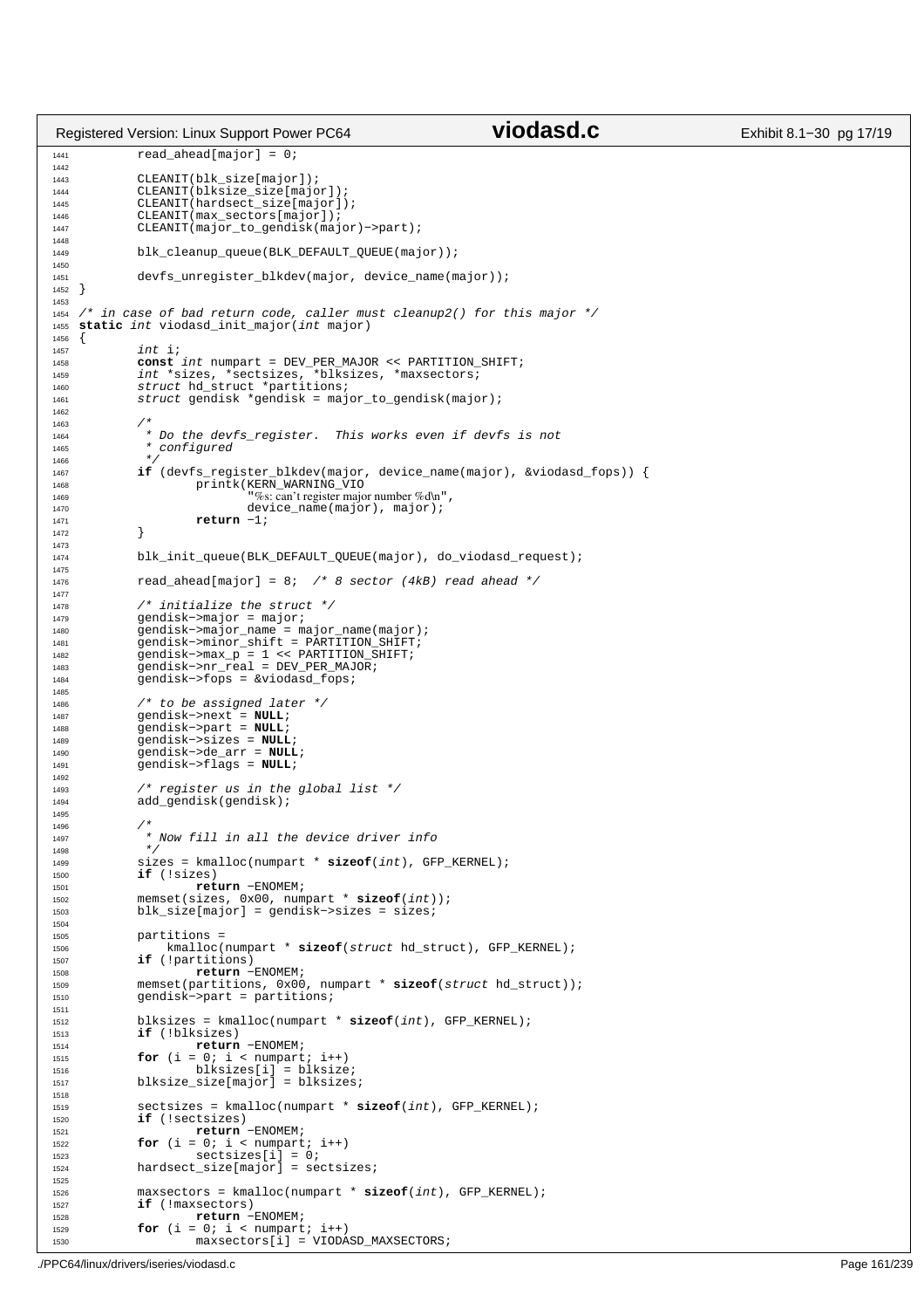```c
        read_ahead[major] = 0;

        CLEANIT(blk_size[major]);
        CLEANIT(blksize_size[major]);
        CLEANIT(hardsect_size[major]);
        CLEANIT(max_sectors[major]);
        CLEANIT(major_to_gendisk(major)->part);

        blk_cleanup_queue(BLK_DEFAULT_QUEUE(major));

        devfs_unregister_blkdev(major, device_name(major));
}

/* in case of bad return code, caller must cleanup2() for this major */
static int viodasd_init_major(int major)
{
        int i;
        const int numpart = DEV_PER_MAJOR << PARTITION_SHIFT;
        int *sizes, *sectsizes, *blksizes, *maxsectors;
        struct hd_struct *partitions;
        struct gendisk *gendisk = major_to_gendisk(major);

        /*
         * Do the devfs_register.  This works even if devfs is not
         * configured
         */
        if (devfs_register_blkdev(major, device_name(major), &viodasd_fops)) {
                printk(KERN_WARNING_VIO
                       "%s: can't register major number %d\n",
                       device_name(major), major);
                return -1;
        }

        blk_init_queue(BLK_DEFAULT_QUEUE(major), do_viodasd_request);

        read_ahead[major] = 8;  /* 8 sector (4kB) read ahead */

        /* initialize the struct */
        gendisk->major = major;
        gendisk->major_name = major_name(major);
        gendisk->minor_shift = PARTITION_SHIFT;
        gendisk->max_p = 1 << PARTITION_SHIFT;
        gendisk->nr_real = DEV_PER_MAJOR;
        gendisk->fops = &viodasd_fops;

        /* to be assigned later */
        gendisk->next = NULL;
        gendisk->part = NULL;
        gendisk->sizes = NULL;
        gendisk->de_arr = NULL;
        gendisk->flags = NULL;

        /* register us in the global list */
        add_gendisk(gendisk);

        /*
         * Now fill in all the device driver info
         */
        sizes = kmalloc(numpart * sizeof(int), GFP_KERNEL);
        if (!sizes)
                return -ENOMEM;
        memset(sizes, 0x00, numpart * sizeof(int));
        blk_size[major] = gendisk->sizes = sizes;

        partitions =
            kmalloc(numpart * sizeof(struct hd_struct), GFP_KERNEL);
        if (!partitions)
                return -ENOMEM;
        memset(partitions, 0x00, numpart * sizeof(struct hd_struct));
        gendisk->part = partitions;

        blksizes = kmalloc(numpart * sizeof(int), GFP_KERNEL);
        if (!blksizes)
                return -ENOMEM;
        for (i = 0; i < numpart; i++)
                blksizes[i] = blksize;
        blksize_size[major] = blksizes;

        sectsizes = kmalloc(numpart * sizeof(int), GFP_KERNEL);
        if (!sectsizes)
                return -ENOMEM;
        for (i = 0; i < numpart; i++)
                sectsizes[i] = 0;
        hardsect_size[major] = sectsizes;

        maxsectors = kmalloc(numpart * sizeof(int), GFP_KERNEL);
        if (!maxsectors)
                return -ENOMEM;
        for (i = 0; i < numpart; i++)
                maxsectors[i] = VIODASD_MAXSECTORS;
```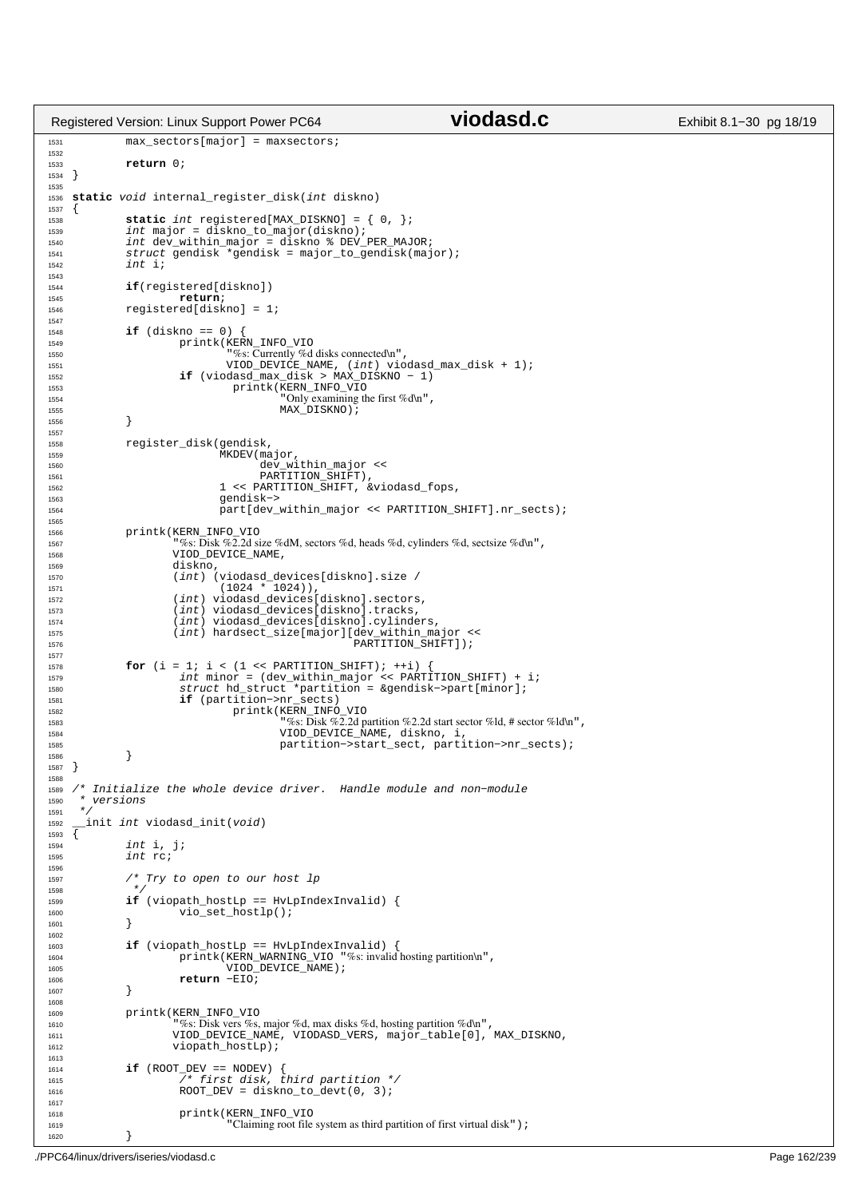```c
        max_sectors[major] = maxsectors;

        return 0;
}

static void internal_register_disk(int diskno)
{
        static int registered[MAX_DISKNO] = { 0, };
        int major = diskno_to_major(diskno);
        int dev_within_major = diskno % DEV_PER_MAJOR;
        struct gendisk *gendisk = major_to_gendisk(major);
        int i;

        if(registered[diskno])
                return;
        registered[diskno] = 1;

        if (diskno == 0) {
                printk(KERN_INFO_VIO
                        "%s: Currently %d disks connected\n",
                        VIOD_DEVICE_NAME, (int) viodasd_max_disk + 1);
                if (viodasd_max_disk > MAX_DISKNO - 1)
                        printk(KERN_INFO_VIO
                                "Only examining the first %d\n",
                                MAX_DISKNO);
        }

        register_disk(gendisk,
                      MKDEV(major,
                            dev_within_major <<
                            PARTITION_SHIFT),
                      1 << PARTITION_SHIFT, &viodasd_fops,
                      gendisk->
                      part[dev_within_major << PARTITION_SHIFT].nr_sects);

        printk(KERN_INFO_VIO
               "%s: Disk %2.2d size %dM, sectors %d, heads %d, cylinders %d, sectsize %d\n",
               VIOD_DEVICE_NAME,
               diskno,
               (int) (viodasd_devices[diskno].size /
                      (1024 * 1024)),
               (int) viodasd_devices[diskno].sectors,
               (int) viodasd_devices[diskno].tracks,
               (int) viodasd_devices[diskno].cylinders,
               (int) hardsect_size[major][dev_within_major <<
                                         PARTITION_SHIFT]);

        for (i = 1; i < (1 << PARTITION_SHIFT); ++i) {
                int minor = (dev_within_major << PARTITION_SHIFT) + i;
                struct hd_struct *partition = &gendisk->part[minor];
                if (partition->nr_sects)
                        printk(KERN_INFO_VIO
                                "%s: Disk %2.2d partition %2.2d start sector %ld, # sector %ld\n",
                                VIOD_DEVICE_NAME, diskno, i,
                                partition->start_sect, partition->nr_sects);
        }
}

/* Initialize the whole device driver.  Handle module and non-module
 * versions
 */
__init int viodasd_init(void)
{
        int i, j;
        int rc;

        /* Try to open to our host lp
         */
        if (viopath_hostLp == HvLpIndexInvalid) {
                vio_set_hostlp();
        }

        if (viopath_hostLp == HvLpIndexInvalid) {
                printk(KERN_WARNING_VIO "%s: invalid hosting partition\n",
                       VIOD_DEVICE_NAME);
                return -EIO;
        }

        printk(KERN_INFO_VIO
               "%s: Disk vers %s, major %d, max disks %d, hosting partition %d\n",
               VIOD_DEVICE_NAME, VIODASD_VERS, major_table[0], MAX_DISKNO,
               viopath_hostLp);

        if (ROOT_DEV == NODEV) {
                /* first disk, third partition */
                ROOT_DEV = diskno_to_devt(0, 3);

                printk(KERN_INFO_VIO
                       "Claiming root file system as third partition of first virtual disk");
        }
```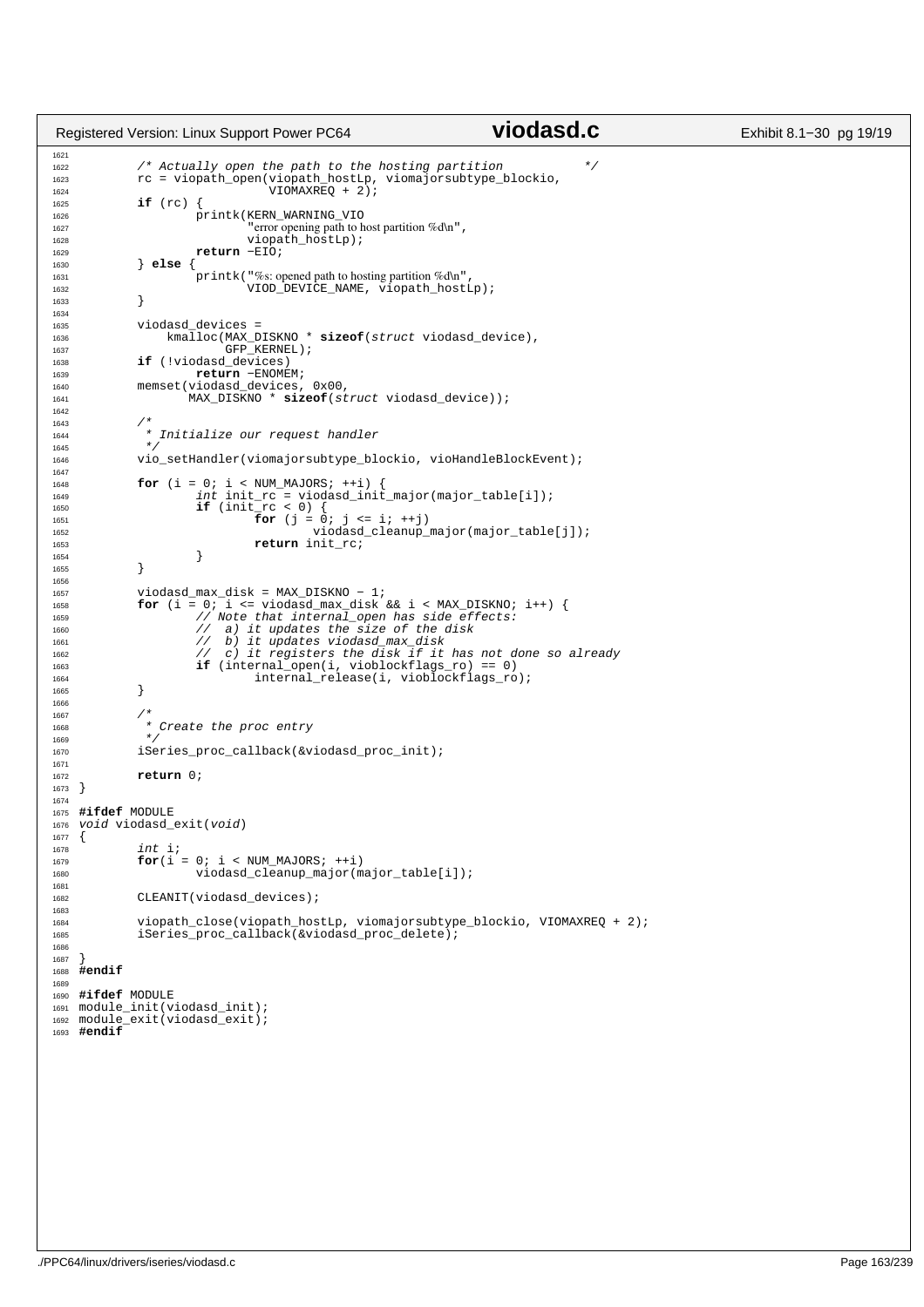```c
	/* Actually open the path to the hosting partition		*/
	rc = viopath_open(viopath_hostLp, viomajorsubtype_blockio,
			  VIOMAXREQ + 2);
	if (rc) {
		printk(KERN_WARNING_VIO
		       "error opening path to host partition %d\n",
		       viopath_hostLp);
		return -EIO;
	} else {
		printk("%s: opened path to hosting partition %d\n",
		       VIOD_DEVICE_NAME, viopath_hostLp);
	}

	viodasd_devices =
	    kmalloc(MAX_DISKNO * sizeof(struct viodasd_device),
		    GFP_KERNEL);
	if (!viodasd_devices)
		return -ENOMEM;
	memset(viodasd_devices, 0x00,
	       MAX_DISKNO * sizeof(struct viodasd_device));

	/*
	 * Initialize our request handler
	 */
	vio_setHandler(viomajorsubtype_blockio, vioHandleBlockEvent);

	for (i = 0; i < NUM_MAJORS; ++i) {
		int init_rc = viodasd_init_major(major_table[i]);
		if (init_rc < 0) {
			for (j = 0; j <= i; ++j)
				viodasd_cleanup_major(major_table[j]);
			return init_rc;
		}
	}

	viodasd_max_disk = MAX_DISKNO - 1;
	for (i = 0; i <= viodasd_max_disk && i < MAX_DISKNO; i++) {
		// Note that internal_open has side effects:
		//  a) it updates the size of the disk
		//  b) it updates viodasd_max_disk
		//  c) it registers the disk if it has not done so already
		if (internal_open(i, vioblockflags_ro) == 0)
			internal_release(i, vioblockflags_ro);
	}

	/*
	 * Create the proc entry
	 */
	iSeries_proc_callback(&viodasd_proc_init);

	return 0;
}

#ifdef MODULE
void viodasd_exit(void)
{
	int i;
	for(i = 0; i < NUM_MAJORS; ++i)
		viodasd_cleanup_major(major_table[i]);

	CLEANIT(viodasd_devices);

	viopath_close(viopath_hostLp, viomajorsubtype_blockio, VIOMAXREQ + 2);
	iSeries_proc_callback(&viodasd_proc_delete);

}
#endif

#ifdef MODULE
module_init(viodasd_init);
module_exit(viodasd_exit);
#endif
```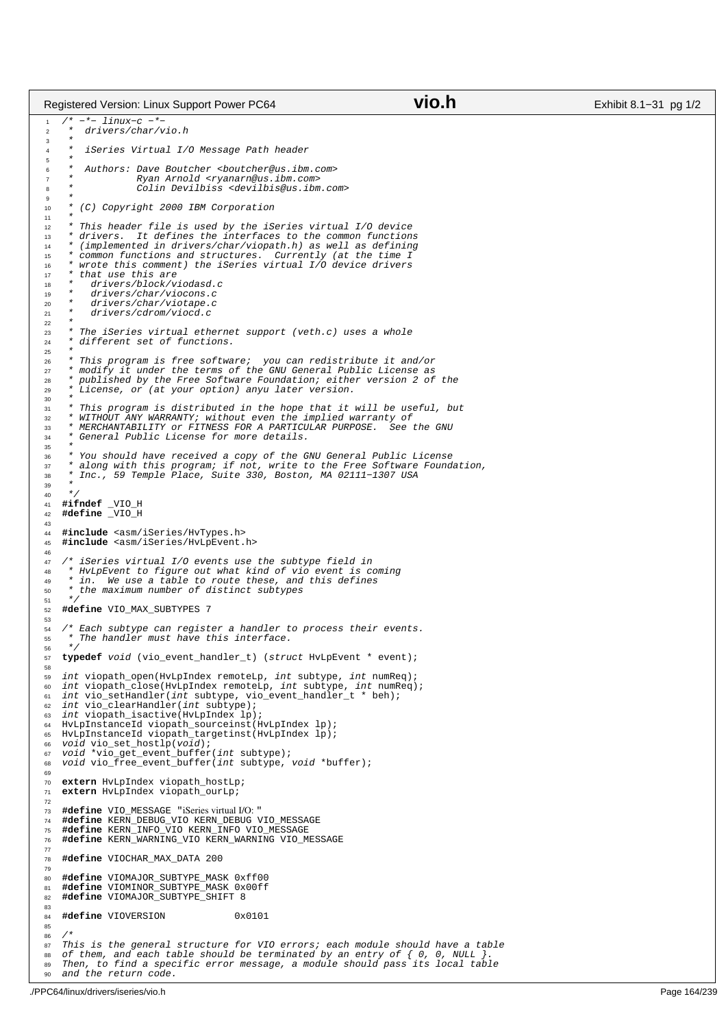```c
/* -*- linux-c -*-
 *  drivers/char/vio.h
 *
 *  iSeries Virtual I/O Message Path header
 *
 *  Authors: Dave Boutcher <boutcher@us.ibm.com>
 *           Ryan Arnold <ryanarn@us.ibm.com>
 *           Colin Devilbiss <devilbis@us.ibm.com>
 *
 * (C) Copyright 2000 IBM Corporation
 *
 * This header file is used by the iSeries virtual I/O device
 * drivers.  It defines the interfaces to the common functions
 * (implemented in drivers/char/viopath.h) as well as defining
 * common functions and structures.  Currently (at the time I
 * wrote this comment) the iSeries virtual I/O device drivers
 * that use this are
 *   drivers/block/viodasd.c
 *   drivers/char/viocons.c
 *   drivers/char/viotape.c
 *   drivers/cdrom/viocd.c
 *
 * The iSeries virtual ethernet support (veth.c) uses a whole
 * different set of functions.
 *
 * This program is free software;  you can redistribute it and/or
 * modify it under the terms of the GNU General Public License as
 * published by the Free Software Foundation; either version 2 of the
 * License, or (at your option) anyu later version.
 *
 * This program is distributed in the hope that it will be useful, but
 * WITHOUT ANY WARRANTY; without even the implied warranty of
 * MERCHANTABILITY or FITNESS FOR A PARTICULAR PURPOSE.  See the GNU
 * General Public License for more details.
 *
 * You should have received a copy of the GNU General Public License
 * along with this program; if not, write to the Free Software Foundation,
 * Inc., 59 Temple Place, Suite 330, Boston, MA 02111-1307 USA
 *
 */
#ifndef _VIO_H
#define _VIO_H

#include <asm/iSeries/HvTypes.h>
#include <asm/iSeries/HvLpEvent.h>

/* iSeries virtual I/O events use the subtype field in
 * HvLpEvent to figure out what kind of vio event is coming
 * in.  We use a table to route these, and this defines
 * the maximum number of distinct subtypes
 */
#define VIO_MAX_SUBTYPES 7

/* Each subtype can register a handler to process their events.
 * The handler must have this interface.
 */
typedef void (vio_event_handler_t) (struct HvLpEvent * event);

int viopath_open(HvLpIndex remoteLp, int subtype, int numReq);
int viopath_close(HvLpIndex remoteLp, int subtype, int numReq);
int vio_setHandler(int subtype, vio_event_handler_t * beh);
int vio_clearHandler(int subtype);
int viopath_isactive(HvLpIndex lp);
HvLpInstanceId viopath_sourceinst(HvLpIndex lp);
HvLpInstanceId viopath_targetinst(HvLpIndex lp);
void vio_set_hostlp(void);
void *vio_get_event_buffer(int subtype);
void vio_free_event_buffer(int subtype, void *buffer);

extern HvLpIndex viopath_hostLp;
extern HvLpIndex viopath_ourLp;

#define VIO_MESSAGE "iSeries virtual I/O: "
#define KERN_DEBUG_VIO KERN_DEBUG VIO_MESSAGE
#define KERN_INFO_VIO KERN_INFO VIO_MESSAGE
#define KERN_WARNING_VIO KERN_WARNING VIO_MESSAGE

#define VIOCHAR_MAX_DATA 200

#define VIOMAJOR_SUBTYPE_MASK 0xff00
#define VIOMINOR_SUBTYPE_MASK 0x00ff
#define VIOMAJOR_SUBTYPE_SHIFT 8

#define VIOVERSION            0x0101

/*
This is the general structure for VIO errors; each module should have a table
of them, and each table should be terminated by an entry of { 0, 0, NULL }.
Then, to find a specific error message, a module should pass its local table
and the return code.
```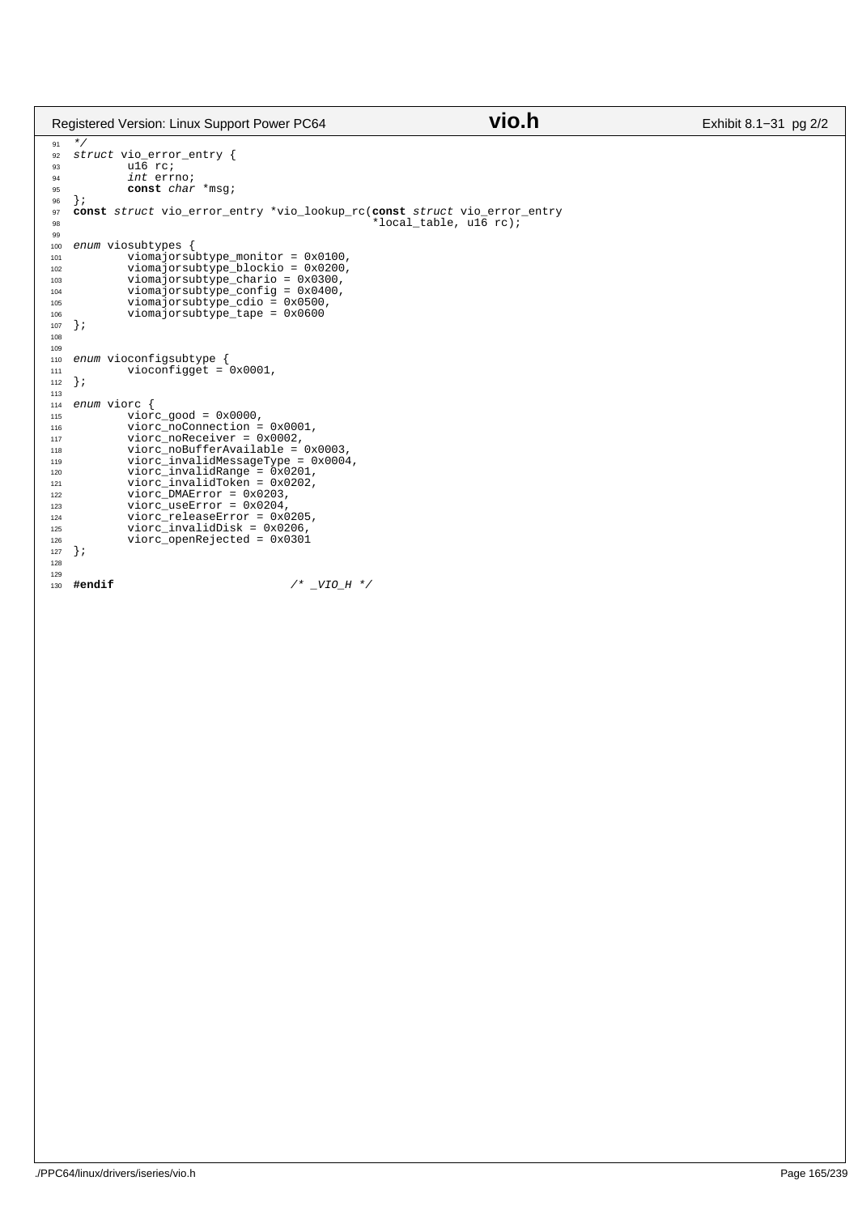```c
 */
struct vio_error_entry {
        u16 rc;
        int errno;
        const char *msg;
};
const struct vio_error_entry *vio_lookup_rc(const struct vio_error_entry
                                            *local_table, u16 rc);

enum viosubtypes {
        viomajorsubtype_monitor = 0x0100,
        viomajorsubtype_blockio = 0x0200,
        viomajorsubtype_chario = 0x0300,
        viomajorsubtype_config = 0x0400,
        viomajorsubtype_cdio = 0x0500,
        viomajorsubtype_tape = 0x0600
};


enum vioconfigsubtype {
        vioconfigget = 0x0001,
};

enum viorc {
        viorc_good = 0x0000,
        viorc_noConnection = 0x0001,
        viorc_noReceiver = 0x0002,
        viorc_noBufferAvailable = 0x0003,
        viorc_invalidMessageType = 0x0004,
        viorc_invalidRange = 0x0201,
        viorc_invalidToken = 0x0202,
        viorc_DMAError = 0x0203,
        viorc_useError = 0x0204,
        viorc_releaseError = 0x0205,
        viorc_invalidDisk = 0x0206,
        viorc_openRejected = 0x0301
};


#endif                          /* _VIO_H */
```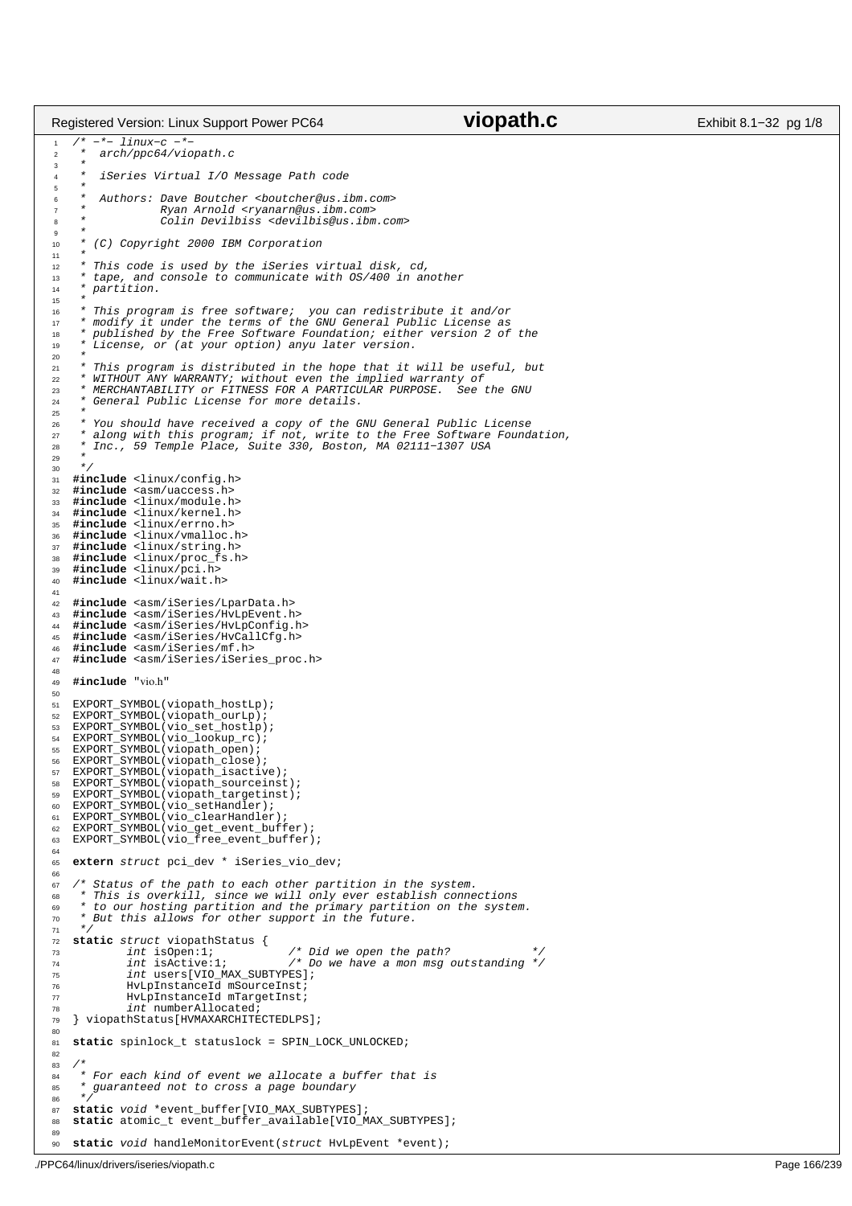```c
/* -*- linux-c -*-
 *  arch/ppc64/viopath.c
 *
 *  iSeries Virtual I/O Message Path code
 *
 *  Authors: Dave Boutcher <boutcher@us.ibm.com>
 *           Ryan Arnold <ryanarn@us.ibm.com>
 *           Colin Devilbiss <devilbis@us.ibm.com>
 *
 * (C) Copyright 2000 IBM Corporation
 *
 * This code is used by the iSeries virtual disk, cd,
 * tape, and console to communicate with OS/400 in another
 * partition.
 *
 * This program is free software;  you can redistribute it and/or
 * modify it under the terms of the GNU General Public License as
 * published by the Free Software Foundation; either version 2 of the
 * License, or (at your option) anyu later version.
 *
 * This program is distributed in the hope that it will be useful, but
 * WITHOUT ANY WARRANTY; without even the implied warranty of
 * MERCHANTABILITY or FITNESS FOR A PARTICULAR PURPOSE.  See the GNU
 * General Public License for more details.
 *
 * You should have received a copy of the GNU General Public License
 * along with this program; if not, write to the Free Software Foundation,
 * Inc., 59 Temple Place, Suite 330, Boston, MA 02111-1307 USA
 *
 */
#include <linux/config.h>
#include <asm/uaccess.h>
#include <linux/module.h>
#include <linux/kernel.h>
#include <linux/errno.h>
#include <linux/vmalloc.h>
#include <linux/string.h>
#include <linux/proc_fs.h>
#include <linux/pci.h>
#include <linux/wait.h>

#include <asm/iSeries/LparData.h>
#include <asm/iSeries/HvLpEvent.h>
#include <asm/iSeries/HvLpConfig.h>
#include <asm/iSeries/HvCallCfg.h>
#include <asm/iSeries/mf.h>
#include <asm/iSeries/iSeries_proc.h>

#include "vio.h"

EXPORT_SYMBOL(viopath_hostLp);
EXPORT_SYMBOL(viopath_ourLp);
EXPORT_SYMBOL(vio_set_hostlp);
EXPORT_SYMBOL(vio_lookup_rc);
EXPORT_SYMBOL(viopath_open);
EXPORT_SYMBOL(viopath_close);
EXPORT_SYMBOL(viopath_isactive);
EXPORT_SYMBOL(viopath_sourceinst);
EXPORT_SYMBOL(viopath_targetinst);
EXPORT_SYMBOL(vio_setHandler);
EXPORT_SYMBOL(vio_clearHandler);
EXPORT_SYMBOL(vio_get_event_buffer);
EXPORT_SYMBOL(vio_free_event_buffer);

extern struct pci_dev * iSeries_vio_dev;

/* Status of the path to each other partition in the system.
 * This is overkill, since we will only ever establish connections
 * to our hosting partition and the primary partition on the system.
 * But this allows for other support in the future.
 */
static struct viopathStatus {
        int isOpen:1;           /* Did we open the path?            */
        int isActive:1;         /* Do we have a mon msg outstanding */
        int users[VIO_MAX_SUBTYPES];
        HvLpInstanceId mSourceInst;
        HvLpInstanceId mTargetInst;
        int numberAllocated;
} viopathStatus[HVMAXARCHITECTEDLPS];

static spinlock_t statuslock = SPIN_LOCK_UNLOCKED;

/*
 * For each kind of event we allocate a buffer that is
 * guaranteed not to cross a page boundary
 */
static void *event_buffer[VIO_MAX_SUBTYPES];
static atomic_t event_buffer_available[VIO_MAX_SUBTYPES];

static void handleMonitorEvent(struct HvLpEvent *event);
```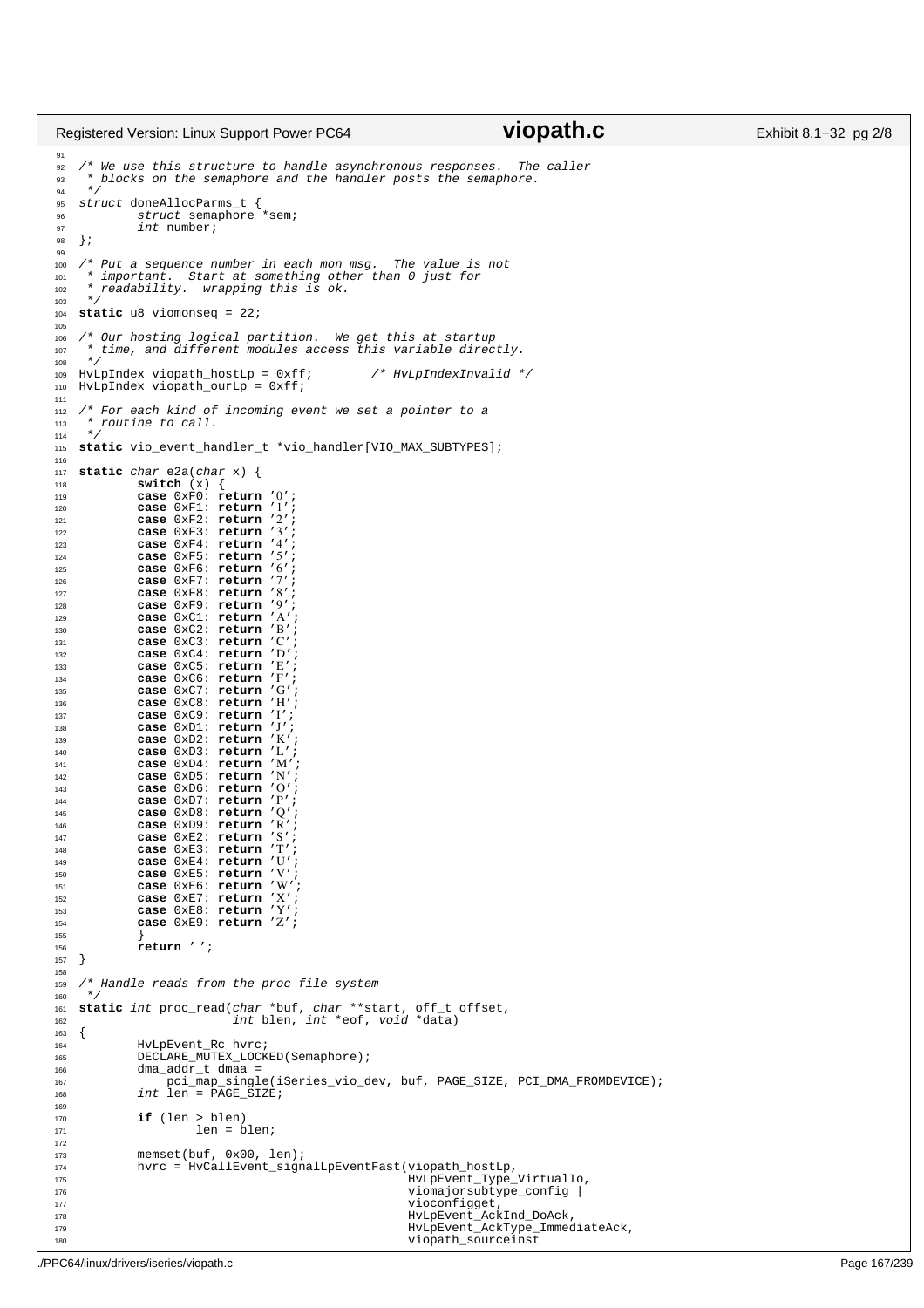```c
/* We use this structure to handle asynchronous responses.  The caller
 * blocks on the semaphore and the handler posts the semaphore.
 */
struct doneAllocParms_t {
        struct semaphore *sem;
        int number;
};

/* Put a sequence number in each mon msg.  The value is not
 * important.  Start at something other than 0 just for
 * readability.  wrapping this is ok.
 */
static u8 viomonseq = 22;

/* Our hosting logical partition.  We get this at startup
 * time, and different modules access this variable directly.
 */
HvLpIndex viopath_hostLp = 0xff;        /* HvLpIndexInvalid */
HvLpIndex viopath_ourLp = 0xff;

/* For each kind of incoming event we set a pointer to a
 * routine to call.
 */
static vio_event_handler_t *vio_handler[VIO_MAX_SUBTYPES];

static char e2a(char x) {
        switch (x) {
        case 0xF0: return '0';
        case 0xF1: return '1';
        case 0xF2: return '2';
        case 0xF3: return '3';
        case 0xF4: return '4';
        case 0xF5: return '5';
        case 0xF6: return '6';
        case 0xF7: return '7';
        case 0xF8: return '8';
        case 0xF9: return '9';
        case 0xC1: return 'A';
        case 0xC2: return 'B';
        case 0xC3: return 'C';
        case 0xC4: return 'D';
        case 0xC5: return 'E';
        case 0xC6: return 'F';
        case 0xC7: return 'G';
        case 0xC8: return 'H';
        case 0xC9: return 'I';
        case 0xD1: return 'J';
        case 0xD2: return 'K';
        case 0xD3: return 'L';
        case 0xD4: return 'M';
        case 0xD5: return 'N';
        case 0xD6: return 'O';
        case 0xD7: return 'P';
        case 0xD8: return 'Q';
        case 0xD9: return 'R';
        case 0xE2: return 'S';
        case 0xE3: return 'T';
        case 0xE4: return 'U';
        case 0xE5: return 'V';
        case 0xE6: return 'W';
        case 0xE7: return 'X';
        case 0xE8: return 'Y';
        case 0xE9: return 'Z';
        }
        return ' ';
}

/* Handle reads from the proc file system
 */
static int proc_read(char *buf, char **start, off_t offset,
                     int blen, int *eof, void *data)
{
        HvLpEvent_Rc hvrc;
        DECLARE_MUTEX_LOCKED(Semaphore);
        dma_addr_t dmaa =
            pci_map_single(iSeries_vio_dev, buf, PAGE_SIZE, PCI_DMA_FROMDEVICE);
        int len = PAGE_SIZE;

        if (len > blen)
                len = blen;

        memset(buf, 0x00, len);
        hvrc = HvCallEvent_signalLpEventFast(viopath_hostLp,
                                             HvLpEvent_Type_VirtualIo,
                                             viomajorsubtype_config |
                                             vioconfigget,
                                             HvLpEvent_AckInd_DoAck,
                                             HvLpEvent_AckType_ImmediateAck,
                                             viopath_sourceinst
```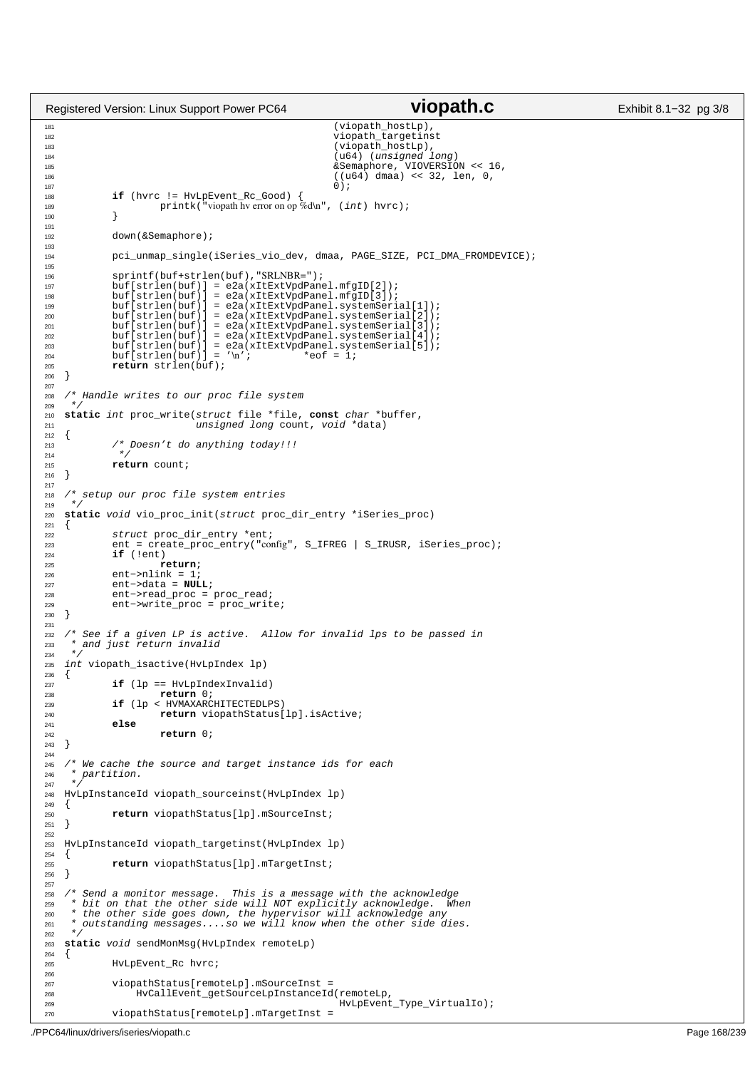```c
                                              (viopath_hostLp),
                                              viopath_targetinst
                                              (viopath_hostLp),
                                              (u64) (unsigned long)
                                              &Semaphore, VIOVERSION << 16,
                                              ((u64) dmaa) << 32, len, 0,
                                              0);
        if (hvrc != HvLpEvent_Rc_Good) {
                printk("viopath hv error on op %d\n", (int) hvrc);
        }

        down(&Semaphore);

        pci_unmap_single(iSeries_vio_dev, dmaa, PAGE_SIZE, PCI_DMA_FROMDEVICE);

        sprintf(buf+strlen(buf),"SRLNBR=");
        buf[strlen(buf)] = e2a(xItExtVpdPanel.mfgID[2]);
        buf[strlen(buf)] = e2a(xItExtVpdPanel.mfgID[3]);
        buf[strlen(buf)] = e2a(xItExtVpdPanel.systemSerial[1]);
        buf[strlen(buf)] = e2a(xItExtVpdPanel.systemSerial[2]);
        buf[strlen(buf)] = e2a(xItExtVpdPanel.systemSerial[3]);
        buf[strlen(buf)] = e2a(xItExtVpdPanel.systemSerial[4]);
        buf[strlen(buf)] = e2a(xItExtVpdPanel.systemSerial[5]);
        buf[strlen(buf)] = '\n';        *eof = 1;
        return strlen(buf);
}

/* Handle writes to our proc file system
 */
static int proc_write(struct file *file, const char *buffer,
                      unsigned long count, void *data)
{
        /* Doesn't do anything today!!!
         */
        return count;
}

/* setup our proc file system entries
 */
static void vio_proc_init(struct proc_dir_entry *iSeries_proc)
{
        struct proc_dir_entry *ent;
        ent = create_proc_entry("config", S_IFREG | S_IRUSR, iSeries_proc);
        if (!ent)
                return;
        ent->nlink = 1;
        ent->data = NULL;
        ent->read_proc = proc_read;
        ent->write_proc = proc_write;
}

/* See if a given LP is active.  Allow for invalid lps to be passed in
 * and just return invalid
 */
int viopath_isactive(HvLpIndex lp)
{
        if (lp == HvLpIndexInvalid)
                return 0;
        if (lp < HVMAXARCHITECTEDLPS)
                return viopathStatus[lp].isActive;
        else
                return 0;
}

/* We cache the source and target instance ids for each
 * partition.
 */
HvLpInstanceId viopath_sourceinst(HvLpIndex lp)
{
        return viopathStatus[lp].mSourceInst;
}

HvLpInstanceId viopath_targetinst(HvLpIndex lp)
{
        return viopathStatus[lp].mTargetInst;
}

/* Send a monitor message.  This is a message with the acknowledge
 * bit on that the other side will NOT explicitly acknowledge.  When
 * the other side goes down, the hypervisor will acknowledge any
 * outstanding messages....so we will know when the other side dies.
 */
static void sendMonMsg(HvLpIndex remoteLp)
{
        HvLpEvent_Rc hvrc;

        viopathStatus[remoteLp].mSourceInst =
            HvCallEvent_getSourceLpInstanceId(remoteLp,
                                              HvLpEvent_Type_VirtualIo);
        viopathStatus[remoteLp].mTargetInst =
```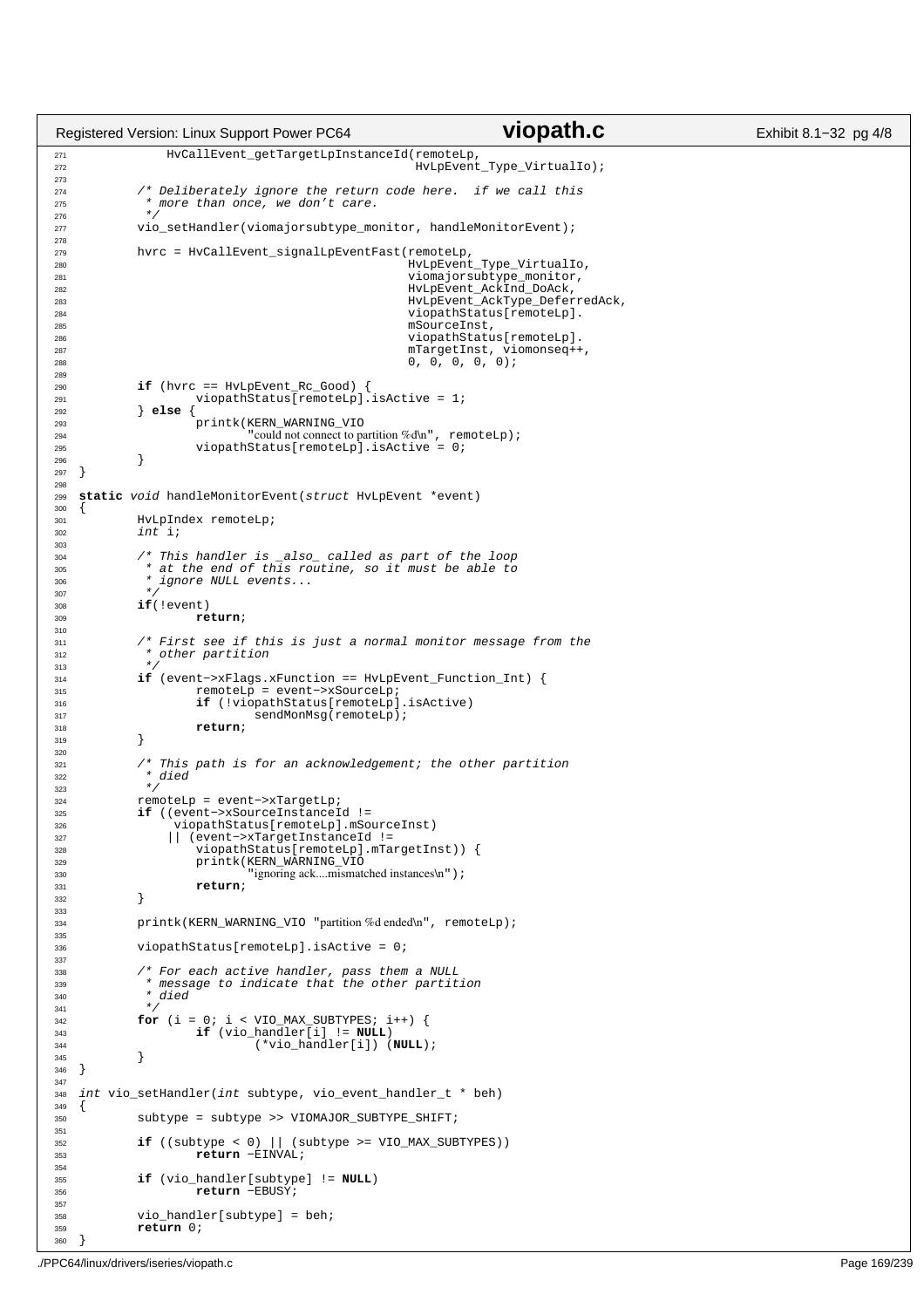```c
                HvCallEvent_getTargetLpInstanceId(remoteLp,
                                                  HvLpEvent_Type_VirtualIo);

        /* Deliberately ignore the return code here.  if we call this
         * more than once, we don't care.
         */
        vio_setHandler(viomajorsubtype_monitor, handleMonitorEvent);

        hvrc = HvCallEvent_signalLpEventFast(remoteLp,
                                             HvLpEvent_Type_VirtualIo,
                                             viomajorsubtype_monitor,
                                             HvLpEvent_AckInd_DoAck,
                                             HvLpEvent_AckType_DeferredAck,
                                             viopathStatus[remoteLp].
                                             mSourceInst,
                                             viopathStatus[remoteLp].
                                             mTargetInst, viomonseq++,
                                             0, 0, 0, 0, 0);

        if (hvrc == HvLpEvent_Rc_Good) {
                viopathStatus[remoteLp].isActive = 1;
        } else {
                printk(KERN_WARNING_VIO
                       "could not connect to partition %d\n", remoteLp);
                viopathStatus[remoteLp].isActive = 0;
        }
}

static void handleMonitorEvent(struct HvLpEvent *event)
{
        HvLpIndex remoteLp;
        int i;

        /* This handler is _also_ called as part of the loop
         * at the end of this routine, so it must be able to
         * ignore NULL events...
         */
        if(!event)
                return;

        /* First see if this is just a normal monitor message from the
         * other partition
         */
        if (event->xFlags.xFunction == HvLpEvent_Function_Int) {
                remoteLp = event->xSourceLp;
                if (!viopathStatus[remoteLp].isActive)
                        sendMonMsg(remoteLp);
                return;
        }

        /* This path is for an acknowledgement; the other partition
         * died
         */
        remoteLp = event->xTargetLp;
        if ((event->xSourceInstanceId !=
             viopathStatus[remoteLp].mSourceInst)
            || (event->xTargetInstanceId !=
                viopathStatus[remoteLp].mTargetInst)) {
                printk(KERN_WARNING_VIO
                       "ignoring ack....mismatched instances\n");
                return;
        }

        printk(KERN_WARNING_VIO "partition %d ended\n", remoteLp);

        viopathStatus[remoteLp].isActive = 0;

        /* For each active handler, pass them a NULL
         * message to indicate that the other partition
         * died
         */
        for (i = 0; i < VIO_MAX_SUBTYPES; i++) {
                if (vio_handler[i] != NULL)
                        (*vio_handler[i]) (NULL);
        }
}

int vio_setHandler(int subtype, vio_event_handler_t * beh)
{
        subtype = subtype >> VIOMAJOR_SUBTYPE_SHIFT;

        if ((subtype < 0) || (subtype >= VIO_MAX_SUBTYPES))
                return -EINVAL;

        if (vio_handler[subtype] != NULL)
                return -EBUSY;

        vio_handler[subtype] = beh;
        return 0;
}
```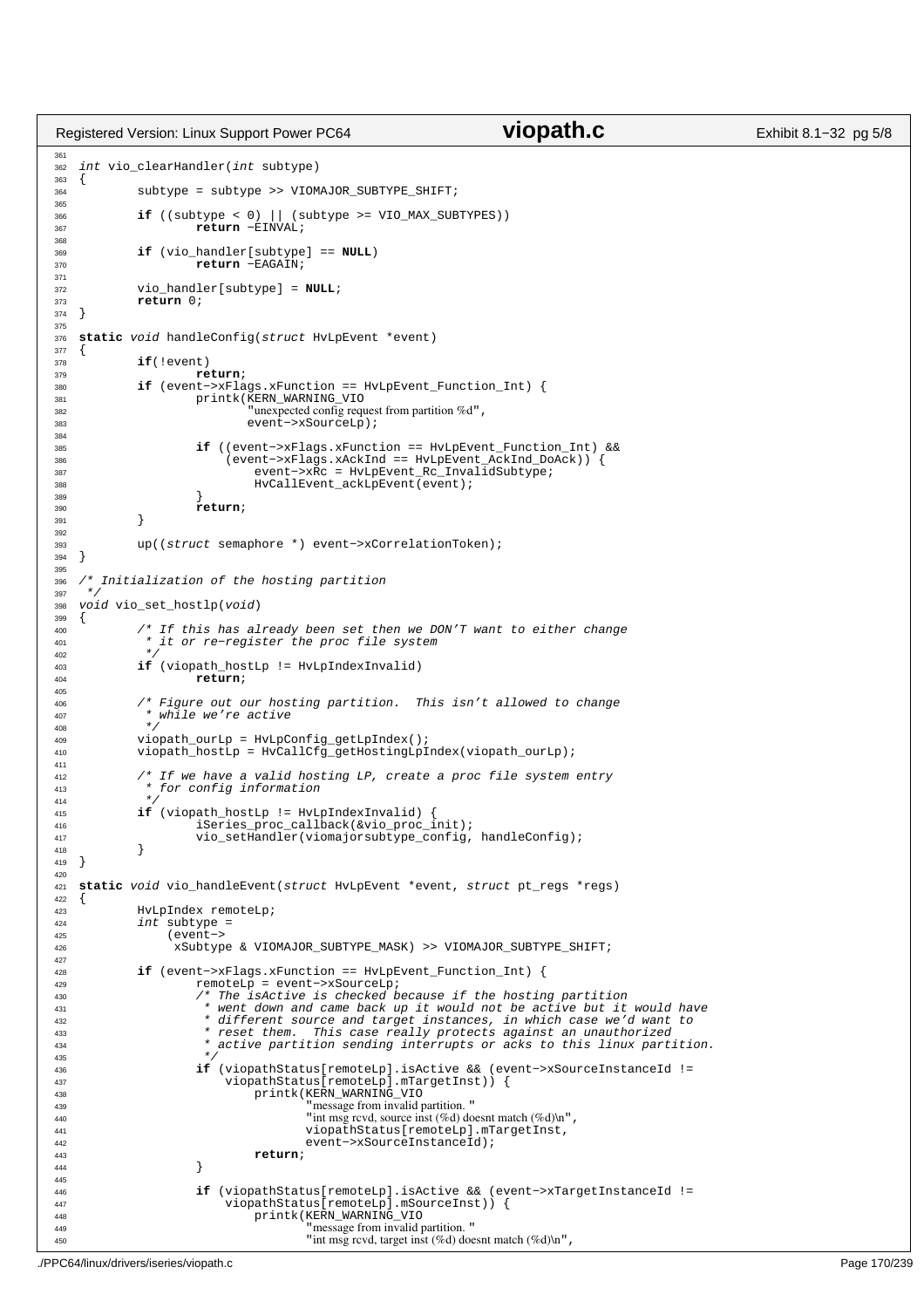```c
int vio_clearHandler(int subtype)
{
	subtype = subtype >> VIOMAJOR_SUBTYPE_SHIFT;

	if ((subtype < 0) || (subtype >= VIO_MAX_SUBTYPES))
		return -EINVAL;

	if (vio_handler[subtype] == NULL)
		return -EAGAIN;

	vio_handler[subtype] = NULL;
	return 0;
}

static void handleConfig(struct HvLpEvent *event)
{
	if(!event)
		return;
	if (event->xFlags.xFunction == HvLpEvent_Function_Int) {
		printk(KERN_WARNING_VIO
		       "unexpected config request from partition %d",
		       event->xSourceLp);

		if ((event->xFlags.xFunction == HvLpEvent_Function_Int) &&
		    (event->xFlags.xAckInd == HvLpEvent_AckInd_DoAck)) {
			event->xRc = HvLpEvent_Rc_InvalidSubtype;
			HvCallEvent_ackLpEvent(event);
		}
		return;
	}

	up((struct semaphore *) event->xCorrelationToken);
}

/* Initialization of the hosting partition
 */
void vio_set_hostlp(void)
{
	/* If this has already been set then we DON'T want to either change
	 * it or re-register the proc file system
	 */
	if (viopath_hostLp != HvLpIndexInvalid)
		return;

	/* Figure out our hosting partition.  This isn't allowed to change
	 * while we're active
	 */
	viopath_ourLp = HvLpConfig_getLpIndex();
	viopath_hostLp = HvCallCfg_getHostingLpIndex(viopath_ourLp);

	/* If we have a valid hosting LP, create a proc file system entry
	 * for config information
	 */
	if (viopath_hostLp != HvLpIndexInvalid) {
		iSeries_proc_callback(&vio_proc_init);
		vio_setHandler(viomajorsubtype_config, handleConfig);
	}
}

static void vio_handleEvent(struct HvLpEvent *event, struct pt_regs *regs)
{
	HvLpIndex remoteLp;
	int subtype =
	    (event->
	     xSubtype & VIOMAJOR_SUBTYPE_MASK) >> VIOMAJOR_SUBTYPE_SHIFT;

	if (event->xFlags.xFunction == HvLpEvent_Function_Int) {
		remoteLp = event->xSourceLp;
		/* The isActive is checked because if the hosting partition
		 * went down and came back up it would not be active but it would have
		 * different source and target instances, in which case we'd want to
		 * reset them.  This case really protects against an unauthorized
		 * active partition sending interrupts or acks to this linux partition.
		 */
		if (viopathStatus[remoteLp].isActive && (event->xSourceInstanceId !=
		     viopathStatus[remoteLp].mTargetInst)) {
			printk(KERN_WARNING_VIO
			       "message from invalid partition. "
			       "int msg rcvd, source inst (%d) doesnt match (%d)\n",
			       viopathStatus[remoteLp].mTargetInst,
			       event->xSourceInstanceId);
			return;
		}

		if (viopathStatus[remoteLp].isActive && (event->xTargetInstanceId !=
		     viopathStatus[remoteLp].mSourceInst)) {
			printk(KERN_WARNING_VIO
			       "message from invalid partition. "
			       "int msg rcvd, target inst (%d) doesnt match (%d)\n",
```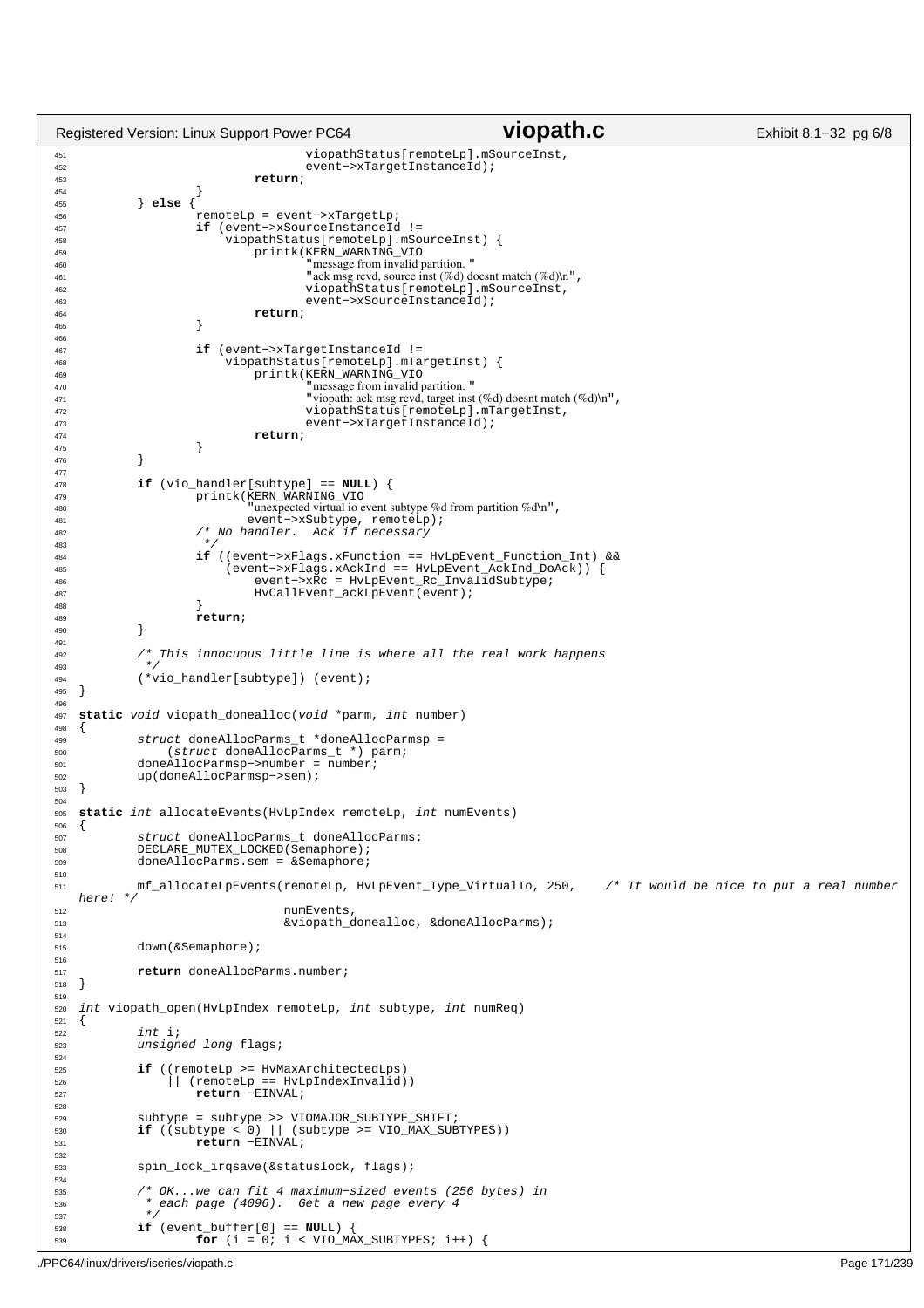```c
                                viopathStatus[remoteLp].mSourceInst,
                                event->xTargetInstanceId);
                        return;
                }
        } else {
                remoteLp = event->xTargetLp;
                if (event->xSourceInstanceId !=
                    viopathStatus[remoteLp].mSourceInst) {
                        printk(KERN_WARNING_VIO
                                "message from invalid partition. "
                                "ack msg rcvd, source inst (%d) doesnt match (%d)\n",
                                viopathStatus[remoteLp].mSourceInst,
                                event->xSourceInstanceId);
                        return;
                }

                if (event->xTargetInstanceId !=
                    viopathStatus[remoteLp].mTargetInst) {
                        printk(KERN_WARNING_VIO
                                "message from invalid partition. "
                                "viopath: ack msg rcvd, target inst (%d) doesnt match (%d)\n",
                                viopathStatus[remoteLp].mTargetInst,
                                event->xTargetInstanceId);
                        return;
                }
        }

        if (vio_handler[subtype] == NULL) {
                printk(KERN_WARNING_VIO
                       "unexpected virtual io event subtype %d from partition %d\n",
                       event->xSubtype, remoteLp);
                /* No handler.  Ack if necessary
                 */
                if ((event->xFlags.xFunction == HvLpEvent_Function_Int) &&
                    (event->xFlags.xAckInd == HvLpEvent_AckInd_DoAck)) {
                        event->xRc = HvLpEvent_Rc_InvalidSubtype;
                        HvCallEvent_ackLpEvent(event);
                }
                return;
        }

        /* This innocuous little line is where all the real work happens
         */
        (*vio_handler[subtype]) (event);
}

static void viopath_donealloc(void *parm, int number)
{
        struct doneAllocParms_t *doneAllocParmsp =
            (struct doneAllocParms_t *) parm;
        doneAllocParmsp->number = number;
        up(doneAllocParmsp->sem);
}

static int allocateEvents(HvLpIndex remoteLp, int numEvents)
{
        struct doneAllocParms_t doneAllocParms;
        DECLARE_MUTEX_LOCKED(Semaphore);
        doneAllocParms.sem = &Semaphore;

        mf_allocateLpEvents(remoteLp, HvLpEvent_Type_VirtualIo, 250,    /* It would be nice to put a real number here! */
                            numEvents,
                            &viopath_donealloc, &doneAllocParms);

        down(&Semaphore);

        return doneAllocParms.number;
}

int viopath_open(HvLpIndex remoteLp, int subtype, int numReq)
{
        int i;
        unsigned long flags;

        if ((remoteLp >= HvMaxArchitectedLps)
            || (remoteLp == HvLpIndexInvalid))
                return -EINVAL;

        subtype = subtype >> VIOMAJOR_SUBTYPE_SHIFT;
        if ((subtype < 0) || (subtype >= VIO_MAX_SUBTYPES))
                return -EINVAL;

        spin_lock_irqsave(&statuslock, flags);

        /* OK...we can fit 4 maximum-sized events (256 bytes) in
         * each page (4096).  Get a new page every 4
         */
        if (event_buffer[0] == NULL) {
                for (i = 0; i < VIO_MAX_SUBTYPES; i++) {
```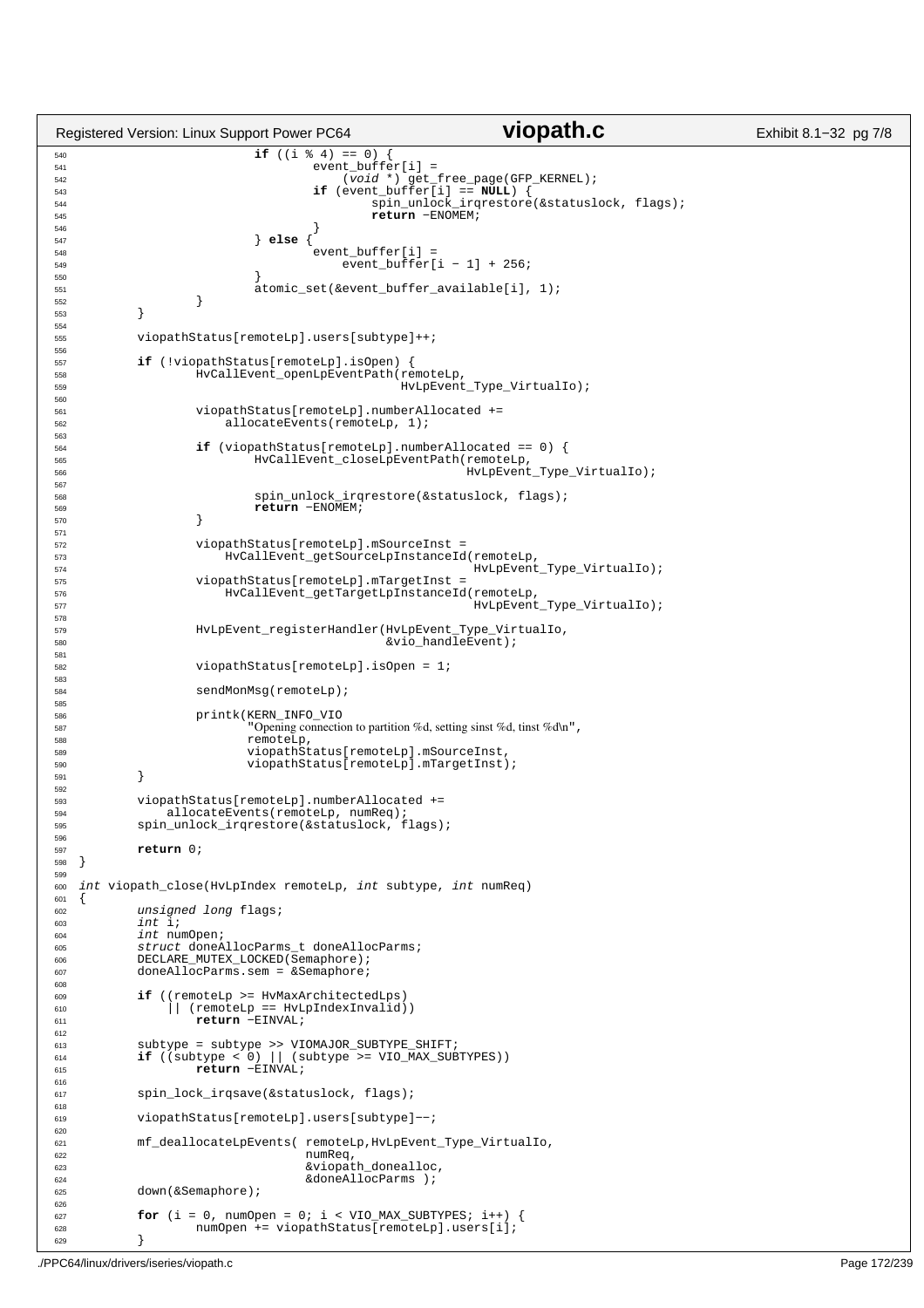```c
			if ((i % 4) == 0) {
				event_buffer[i] =
				    (void *) get_free_page(GFP_KERNEL);
				if (event_buffer[i] == NULL) {
					spin_unlock_irqrestore(&statuslock, flags);
					return -ENOMEM;
				}
			} else {
				event_buffer[i] =
				    event_buffer[i - 1] + 256;
			}
			atomic_set(&event_buffer_available[i], 1);
		}
	}

	viopathStatus[remoteLp].users[subtype]++;

	if (!viopathStatus[remoteLp].isOpen) {
		HvCallEvent_openLpEventPath(remoteLp,
					    HvLpEvent_Type_VirtualIo);

		viopathStatus[remoteLp].numberAllocated +=
		    allocateEvents(remoteLp, 1);

		if (viopathStatus[remoteLp].numberAllocated == 0) {
			HvCallEvent_closeLpEventPath(remoteLp,
						     HvLpEvent_Type_VirtualIo);

			spin_unlock_irqrestore(&statuslock, flags);
			return -ENOMEM;
		}

		viopathStatus[remoteLp].mSourceInst =
		    HvCallEvent_getSourceLpInstanceId(remoteLp,
						      HvLpEvent_Type_VirtualIo);
		viopathStatus[remoteLp].mTargetInst =
		    HvCallEvent_getTargetLpInstanceId(remoteLp,
						      HvLpEvent_Type_VirtualIo);

		HvLpEvent_registerHandler(HvLpEvent_Type_VirtualIo,
					  &vio_handleEvent);

		viopathStatus[remoteLp].isOpen = 1;

		sendMonMsg(remoteLp);

		printk(KERN_INFO_VIO
		       "Opening connection to partition %d, setting sinst %d, tinst %d\n",
		       remoteLp,
		       viopathStatus[remoteLp].mSourceInst,
		       viopathStatus[remoteLp].mTargetInst);
	}

	viopathStatus[remoteLp].numberAllocated +=
	    allocateEvents(remoteLp, numReq);
	spin_unlock_irqrestore(&statuslock, flags);

	return 0;
}

int viopath_close(HvLpIndex remoteLp, int subtype, int numReq)
{
	unsigned long flags;
	int i;
	int numOpen;
	struct doneAllocParms_t doneAllocParms;
	DECLARE_MUTEX_LOCKED(Semaphore);
	doneAllocParms.sem = &Semaphore;

	if ((remoteLp >= HvMaxArchitectedLps)
	    || (remoteLp == HvLpIndexInvalid))
		return -EINVAL;

	subtype = subtype >> VIOMAJOR_SUBTYPE_SHIFT;
	if ((subtype < 0) || (subtype >= VIO_MAX_SUBTYPES))
		return -EINVAL;

	spin_lock_irqsave(&statuslock, flags);

	viopathStatus[remoteLp].users[subtype]--;

	mf_deallocateLpEvents( remoteLp,HvLpEvent_Type_VirtualIo,
			       numReq,
			       &viopath_donealloc,
			       &doneAllocParms );
	down(&Semaphore);

	for (i = 0, numOpen = 0; i < VIO_MAX_SUBTYPES; i++) {
		numOpen += viopathStatus[remoteLp].users[i];
	}
```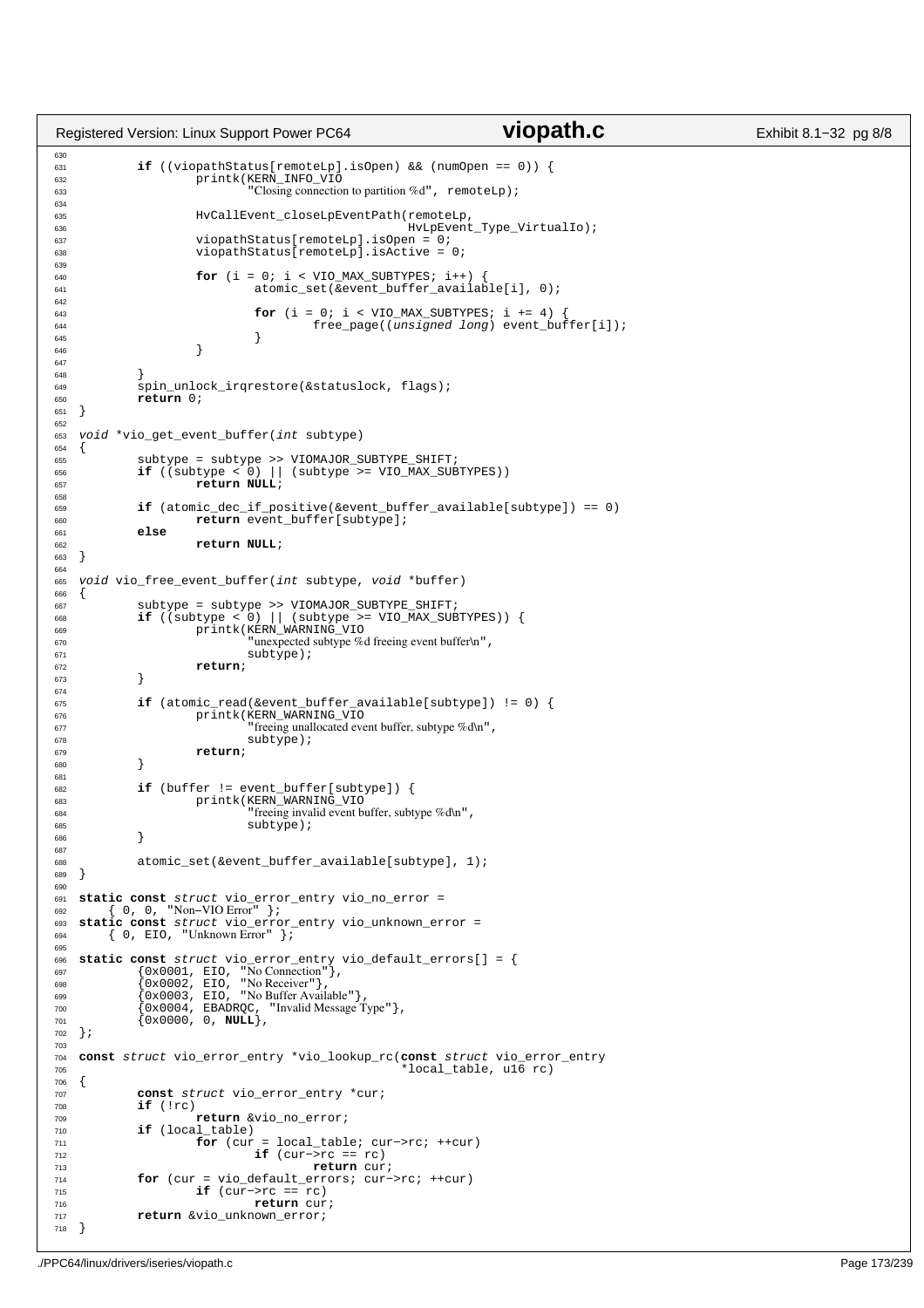```c
        if ((viopathStatus[remoteLp].isOpen) && (numOpen == 0)) {
                printk(KERN_INFO_VIO
                       "Closing connection to partition %d", remoteLp);

                HvCallEvent_closeLpEventPath(remoteLp,
                                             HvLpEvent_Type_VirtualIo);
                viopathStatus[remoteLp].isOpen = 0;
                viopathStatus[remoteLp].isActive = 0;

                for (i = 0; i < VIO_MAX_SUBTYPES; i++) {
                        atomic_set(&event_buffer_available[i], 0);

                        for (i = 0; i < VIO_MAX_SUBTYPES; i += 4) {
                                free_page((unsigned long) event_buffer[i]);
                        }
                }

        }
        spin_unlock_irqrestore(&statuslock, flags);
        return 0;
}

void *vio_get_event_buffer(int subtype)
{
        subtype = subtype >> VIOMAJOR_SUBTYPE_SHIFT;
        if ((subtype < 0) || (subtype >= VIO_MAX_SUBTYPES))
                return NULL;

        if (atomic_dec_if_positive(&event_buffer_available[subtype]) == 0)
                return event_buffer[subtype];
        else
                return NULL;
}

void vio_free_event_buffer(int subtype, void *buffer)
{
        subtype = subtype >> VIOMAJOR_SUBTYPE_SHIFT;
        if ((subtype < 0) || (subtype >= VIO_MAX_SUBTYPES)) {
                printk(KERN_WARNING_VIO
                       "unexpected subtype %d freeing event buffer\n",
                       subtype);
                return;
        }

        if (atomic_read(&event_buffer_available[subtype]) != 0) {
                printk(KERN_WARNING_VIO
                       "freeing unallocated event buffer, subtype %d\n",
                       subtype);
                return;
        }

        if (buffer != event_buffer[subtype]) {
                printk(KERN_WARNING_VIO
                       "freeing invalid event buffer, subtype %d\n",
                       subtype);
        }

        atomic_set(&event_buffer_available[subtype], 1);
}

static const struct vio_error_entry vio_no_error =
    { 0, 0, "Non-VIO Error" };
static const struct vio_error_entry vio_unknown_error =
    { 0, EIO, "Unknown Error" };

static const struct vio_error_entry vio_default_errors[] = {
        {0x0001, EIO, "No Connection"},
        {0x0002, EIO, "No Receiver"},
        {0x0003, EIO, "No Buffer Available"},
        {0x0004, EBADRQC, "Invalid Message Type"},
        {0x0000, 0, NULL},
};

const struct vio_error_entry *vio_lookup_rc(const struct vio_error_entry
                                            *local_table, u16 rc)
{
        const struct vio_error_entry *cur;
        if (!rc)
                return &vio_no_error;
        if (local_table)
                for (cur = local_table; cur->rc; ++cur)
                        if (cur->rc == rc)
                                return cur;
        for (cur = vio_default_errors; cur->rc; ++cur)
                if (cur->rc == rc)
                        return cur;
        return &vio_unknown_error;
}
```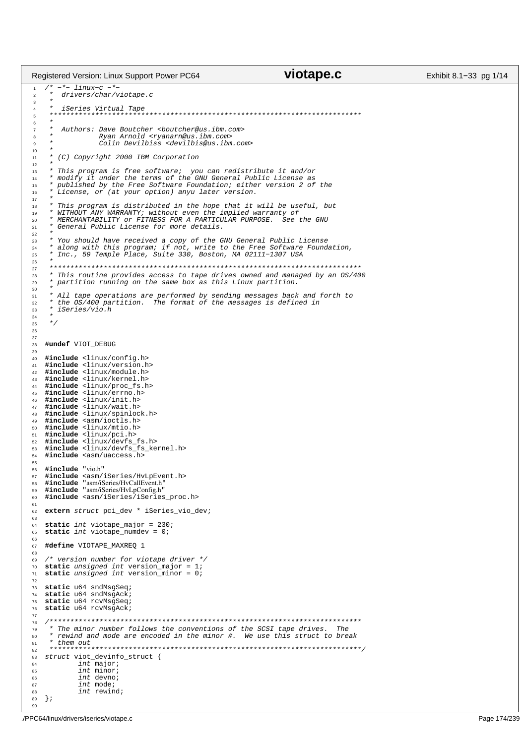```c
/* -*- linux-c -*-
 *  drivers/char/viotape.c
 *
 *  iSeries Virtual Tape
 ***************************************************************************
 *
 *  Authors: Dave Boutcher <boutcher@us.ibm.com>
 *           Ryan Arnold <ryanarn@us.ibm.com>
 *           Colin Devilbiss <devilbis@us.ibm.com>
 *
 * (C) Copyright 2000 IBM Corporation
 *
 * This program is free software;  you can redistribute it and/or
 * modify it under the terms of the GNU General Public License as
 * published by the Free Software Foundation; either version 2 of the
 * License, or (at your option) anyu later version.
 *
 * This program is distributed in the hope that it will be useful, but
 * WITHOUT ANY WARRANTY; without even the implied warranty of
 * MERCHANTABILITY or FITNESS FOR A PARTICULAR PURPOSE.  See the GNU
 * General Public License for more details.
 *
 * You should have received a copy of the GNU General Public License
 * along with this program; if not, write to the Free Software Foundation,
 * Inc., 59 Temple Place, Suite 330, Boston, MA 02111-1307 USA
 *
 ***************************************************************************
 * This routine provides access to tape drives owned and managed by an OS/400
 * partition running on the same box as this Linux partition.
 *
 * All tape operations are performed by sending messages back and forth to
 * the OS/400 partition.  The format of the messages is defined in
 * iSeries/vio.h
 *
 */


#undef VIOT_DEBUG

#include <linux/config.h>
#include <linux/version.h>
#include <linux/module.h>
#include <linux/kernel.h>
#include <linux/proc_fs.h>
#include <linux/errno.h>
#include <linux/init.h>
#include <linux/wait.h>
#include <linux/spinlock.h>
#include <asm/ioctls.h>
#include <linux/mtio.h>
#include <linux/pci.h>
#include <linux/devfs_fs.h>
#include <linux/devfs_fs_kernel.h>
#include <asm/uaccess.h>

#include "vio.h"
#include <asm/iSeries/HvLpEvent.h>
#include "asm/iSeries/HvCallEvent.h"
#include "asm/iSeries/HvLpConfig.h"
#include <asm/iSeries/iSeries_proc.h>

extern struct pci_dev * iSeries_vio_dev;

static int viotape_major = 230;
static int viotape_numdev = 0;

#define VIOTAPE_MAXREQ 1

/* version number for viotape driver */
static unsigned int version_major = 1;
static unsigned int version_minor = 0;

static u64 sndMsgSeq;
static u64 sndMsgAck;
static u64 rcvMsgSeq;
static u64 rcvMsgAck;

/***************************************************************************
 * The minor number follows the conventions of the SCSI tape drives.  The
 * rewind and mode are encoded in the minor #.  We use this struct to break
 * them out
 ***************************************************************************/
struct viot_devinfo_struct {
        int major;
        int minor;
        int devno;
        int mode;
        int rewind;
};

```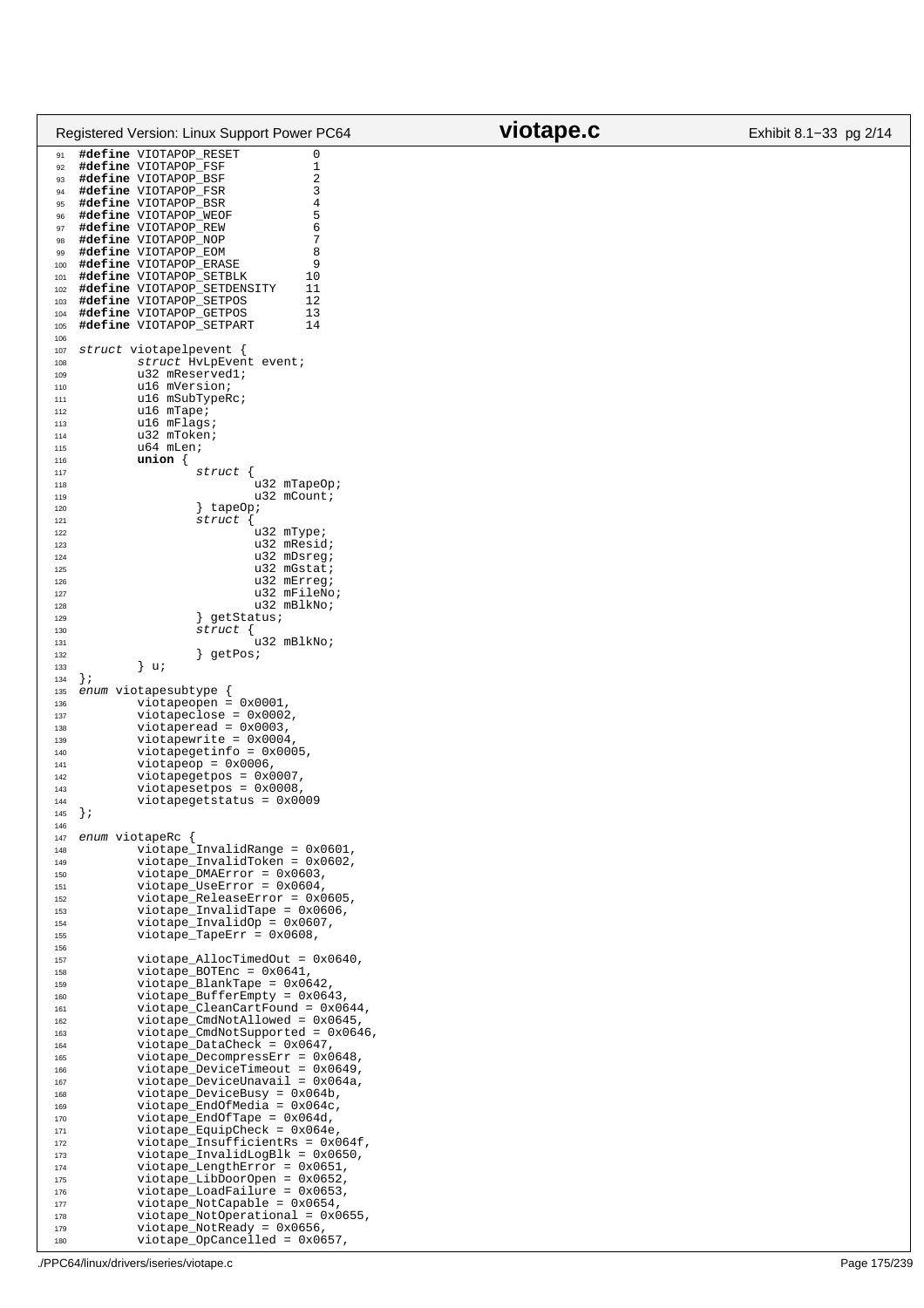```c
#define VIOTAPOP_RESET          0
#define VIOTAPOP_FSF            1
#define VIOTAPOP_BSF            2
#define VIOTAPOP_FSR            3
#define VIOTAPOP_BSR            4
#define VIOTAPOP_WEOF           5
#define VIOTAPOP_REW            6
#define VIOTAPOP_NOP            7
#define VIOTAPOP_EOM            8
#define VIOTAPOP_ERASE          9
#define VIOTAPOP_SETBLK        10
#define VIOTAPOP_SETDENSITY    11
#define VIOTAPOP_SETPOS        12
#define VIOTAPOP_GETPOS        13
#define VIOTAPOP_SETPART       14

struct viotapelpevent {
        struct HvLpEvent event;
        u32 mReserved1;
        u16 mVersion;
        u16 mSubTypeRc;
        u16 mTape;
        u16 mFlags;
        u32 mToken;
        u64 mLen;
        union {
                struct {
                        u32 mTapeOp;
                        u32 mCount;
                } tapeOp;
                struct {
                        u32 mType;
                        u32 mResid;
                        u32 mDsreg;
                        u32 mGstat;
                        u32 mErreg;
                        u32 mFileNo;
                        u32 mBlkNo;
                } getStatus;
                struct {
                        u32 mBlkNo;
                } getPos;
        } u;
};
enum viotapesubtype {
        viotapeopen = 0x0001,
        viotapeclose = 0x0002,
        viotaperead = 0x0003,
        viotapewrite = 0x0004,
        viotapegetinfo = 0x0005,
        viotapeop = 0x0006,
        viotapegetpos = 0x0007,
        viotapesetpos = 0x0008,
        viotapegetstatus = 0x0009
};

enum viotapeRc {
        viotape_InvalidRange = 0x0601,
        viotape_InvalidToken = 0x0602,
        viotape_DMAError = 0x0603,
        viotape_UseError = 0x0604,
        viotape_ReleaseError = 0x0605,
        viotape_InvalidTape = 0x0606,
        viotape_InvalidOp = 0x0607,
        viotape_TapeErr = 0x0608,

        viotape_AllocTimedOut = 0x0640,
        viotape_BOTEnc = 0x0641,
        viotape_BlankTape = 0x0642,
        viotape_BufferEmpty = 0x0643,
        viotape_CleanCartFound = 0x0644,
        viotape_CmdNotAllowed = 0x0645,
        viotape_CmdNotSupported = 0x0646,
        viotape_DataCheck = 0x0647,
        viotape_DecompressErr = 0x0648,
        viotape_DeviceTimeout = 0x0649,
        viotape_DeviceUnavail = 0x064a,
        viotape_DeviceBusy = 0x064b,
        viotape_EndOfMedia = 0x064c,
        viotape_EndOfTape = 0x064d,
        viotape_EquipCheck = 0x064e,
        viotape_InsufficientRs = 0x064f,
        viotape_InvalidLogBlk = 0x0650,
        viotape_LengthError = 0x0651,
        viotape_LibDoorOpen = 0x0652,
        viotape_LoadFailure = 0x0653,
        viotape_NotCapable = 0x0654,
        viotape_NotOperational = 0x0655,
        viotape_NotReady = 0x0656,
        viotape_OpCancelled = 0x0657,
```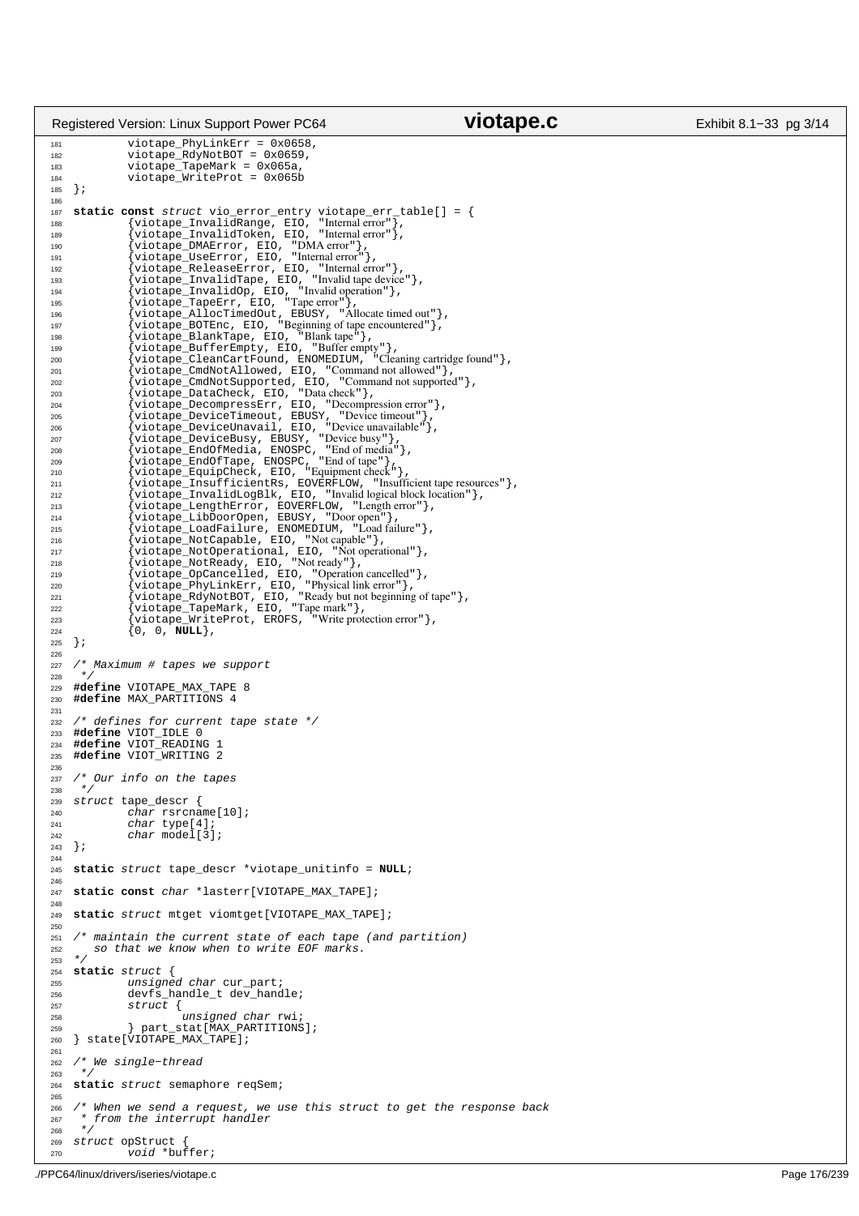```c
        viotape_PhyLinkErr = 0x0658,
        viotape_RdyNotBOT = 0x0659,
        viotape_TapeMark = 0x065a,
        viotape_WriteProt = 0x065b
};

static const struct vio_error_entry viotape_err_table[] = {
        {viotape_InvalidRange, EIO, "Internal error"},
        {viotape_InvalidToken, EIO, "Internal error"},
        {viotape_DMAError, EIO, "DMA error"},
        {viotape_UseError, EIO, "Internal error"},
        {viotape_ReleaseError, EIO, "Internal error"},
        {viotape_InvalidTape, EIO, "Invalid tape device"},
        {viotape_InvalidOp, EIO, "Invalid operation"},
        {viotape_TapeErr, EIO, "Tape error"},
        {viotape_AllocTimedOut, EBUSY, "Allocate timed out"},
        {viotape_BOTEnc, EIO, "Beginning of tape encountered"},
        {viotape_BlankTape, EIO, "Blank tape"},
        {viotape_BufferEmpty, EIO, "Buffer empty"},
        {viotape_CleanCartFound, ENOMEDIUM, "Cleaning cartridge found"},
        {viotape_CmdNotAllowed, EIO, "Command not allowed"},
        {viotape_CmdNotSupported, EIO, "Command not supported"},
        {viotape_DataCheck, EIO, "Data check"},
        {viotape_DecompressErr, EIO, "Decompression error"},
        {viotape_DeviceTimeout, EBUSY, "Device timeout"},
        {viotape_DeviceUnavail, EIO, "Device unavailable"},
        {viotape_DeviceBusy, EBUSY, "Device busy"},
        {viotape_EndOfMedia, ENOSPC, "End of media"},
        {viotape_EndOfTape, ENOSPC, "End of tape"},
        {viotape_EquipCheck, EIO, "Equipment check"},
        {viotape_InsufficientRs, EOVERFLOW, "Insufficient tape resources"},
        {viotape_InvalidLogBlk, EIO, "Invalid logical block location"},
        {viotape_LengthError, EOVERFLOW, "Length error"},
        {viotape_LibDoorOpen, EBUSY, "Door open"},
        {viotape_LoadFailure, ENOMEDIUM, "Load failure"},
        {viotape_NotCapable, EIO, "Not capable"},
        {viotape_NotOperational, EIO, "Not operational"},
        {viotape_NotReady, EIO, "Not ready"},
        {viotape_OpCancelled, EIO, "Operation cancelled"},
        {viotape_PhyLinkErr, EIO, "Physical link error"},
        {viotape_RdyNotBOT, EIO, "Ready but not beginning of tape"},
        {viotape_TapeMark, EIO, "Tape mark"},
        {viotape_WriteProt, EROFS, "Write protection error"},
        {0, 0, NULL},
};

/* Maximum # tapes we support
 */
#define VIOTAPE_MAX_TAPE 8
#define MAX_PARTITIONS 4

/* defines for current tape state */
#define VIOT_IDLE 0
#define VIOT_READING 1
#define VIOT_WRITING 2

/* Our info on the tapes
 */
struct tape_descr {
        char rsrcname[10];
        char type[4];
        char model[3];
};

static struct tape_descr *viotape_unitinfo = NULL;

static const char *lasterr[VIOTAPE_MAX_TAPE];

static struct mtget viomtget[VIOTAPE_MAX_TAPE];

/* maintain the current state of each tape (and partition)
   so that we know when to write EOF marks.
*/
static struct {
        unsigned char cur_part;
        devfs_handle_t dev_handle;
        struct {
                unsigned char rwi;
        } part_stat[MAX_PARTITIONS];
} state[VIOTAPE_MAX_TAPE];

/* We single-thread
 */
static struct semaphore reqSem;

/* When we send a request, we use this struct to get the response back
 * from the interrupt handler
 */
struct opStruct {
        void *buffer;
```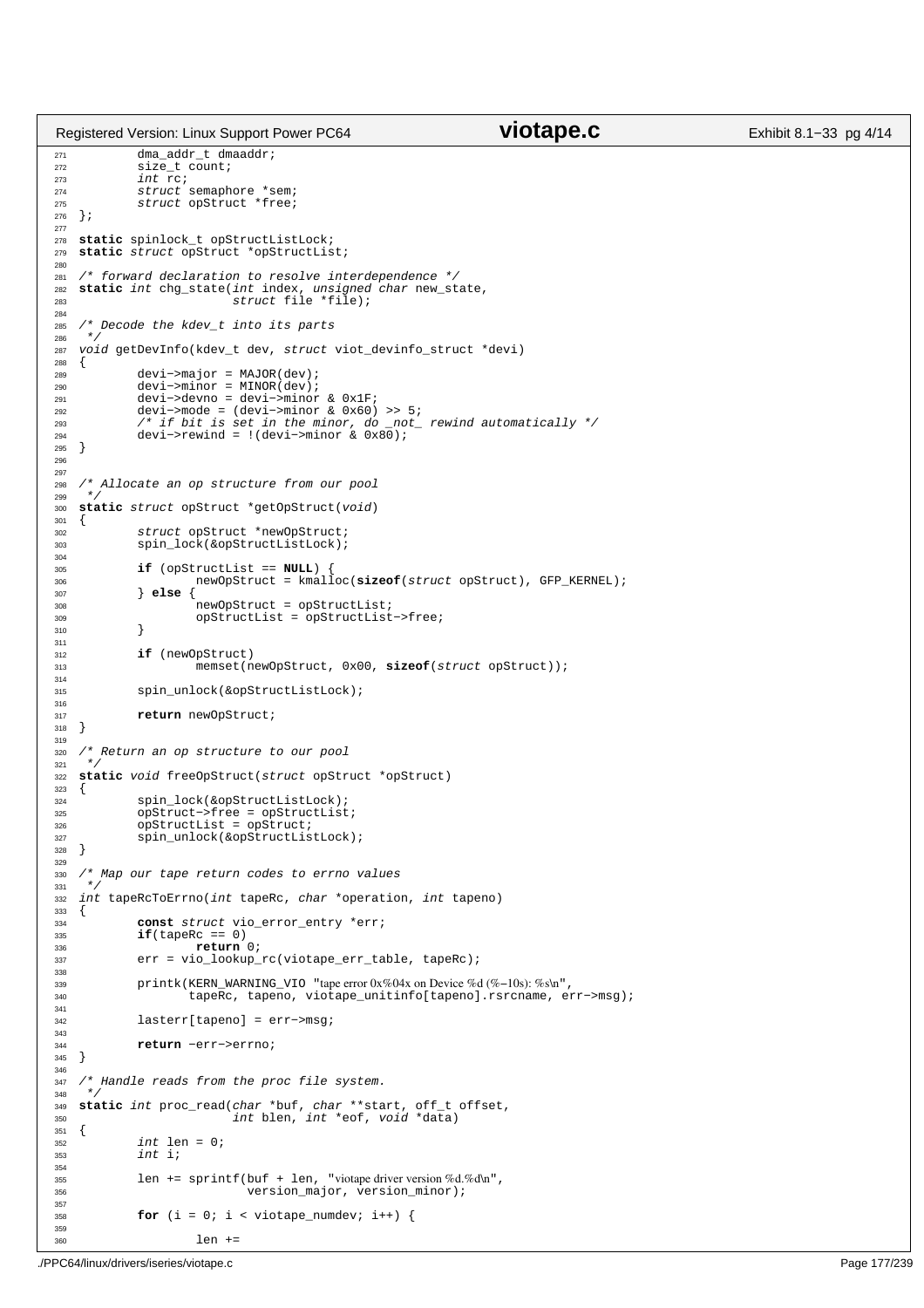```c
        dma_addr_t dmaaddr;
        size_t count;
        int rc;
        struct semaphore *sem;
        struct opStruct *free;
};

static spinlock_t opStructListLock;
static struct opStruct *opStructList;

/* forward declaration to resolve interdependence */
static int chg_state(int index, unsigned char new_state,
                     struct file *file);

/* Decode the kdev_t into its parts
 */
void getDevInfo(kdev_t dev, struct viot_devinfo_struct *devi)
{
        devi->major = MAJOR(dev);
        devi->minor = MINOR(dev);
        devi->devno = devi->minor & 0x1F;
        devi->mode = (devi->minor & 0x60) >> 5;
        /* if bit is set in the minor, do _not_ rewind automatically */
        devi->rewind = !(devi->minor & 0x80);
}


/* Allocate an op structure from our pool
 */
static struct opStruct *getOpStruct(void)
{
        struct opStruct *newOpStruct;
        spin_lock(&opStructListLock);

        if (opStructList == NULL) {
                newOpStruct = kmalloc(sizeof(struct opStruct), GFP_KERNEL);
        } else {
                newOpStruct = opStructList;
                opStructList = opStructList->free;
        }

        if (newOpStruct)
                memset(newOpStruct, 0x00, sizeof(struct opStruct));

        spin_unlock(&opStructListLock);

        return newOpStruct;
}

/* Return an op structure to our pool
 */
static void freeOpStruct(struct opStruct *opStruct)
{
        spin_lock(&opStructListLock);
        opStruct->free = opStructList;
        opStructList = opStruct;
        spin_unlock(&opStructListLock);
}

/* Map our tape return codes to errno values
 */
int tapeRcToErrno(int tapeRc, char *operation, int tapeno)
{
        const struct vio_error_entry *err;
        if(tapeRc == 0)
                return 0;
        err = vio_lookup_rc(viotape_err_table, tapeRc);

        printk(KERN_WARNING_VIO "tape error 0x%04x on Device %d (%-10s): %s\n",
               tapeRc, tapeno, viotape_unitinfo[tapeno].rsrcname, err->msg);

        lasterr[tapeno] = err->msg;

        return -err->errno;
}

/* Handle reads from the proc file system.
 */
static int proc_read(char *buf, char **start, off_t offset,
                     int blen, int *eof, void *data)
{
        int len = 0;
        int i;

        len += sprintf(buf + len, "viotape driver version %d.%d\n",
                       version_major, version_minor);

        for (i = 0; i < viotape_numdev; i++) {

                len +=
```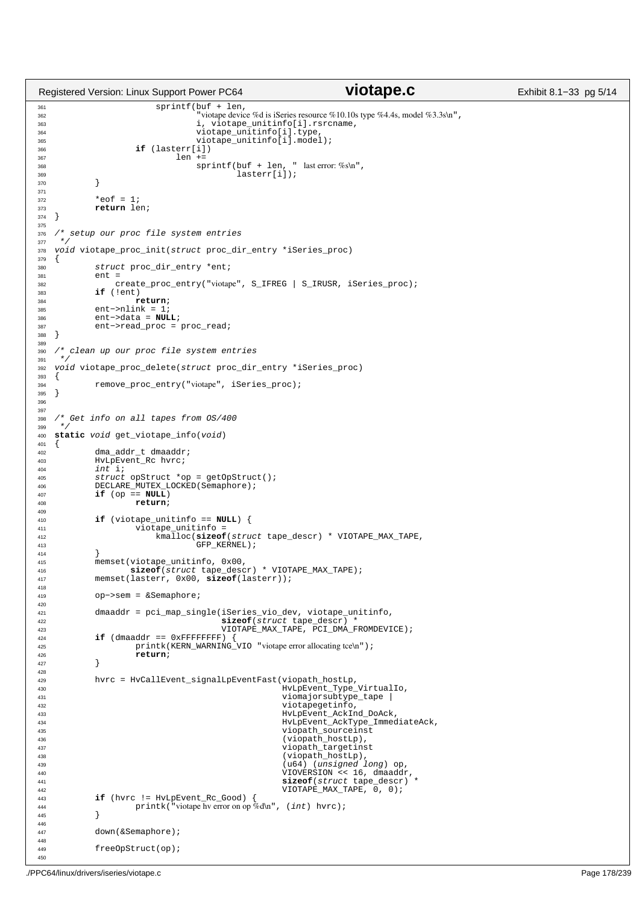```c
			sprintf(buf + len,
				"viotape device %d is iSeries resource %10.10s type %4.4s, model %3.3s\n",
				i, viotape_unitinfo[i].rsrcname,
				viotape_unitinfo[i].type,
				viotape_unitinfo[i].model);
		if (lasterr[i])
			len +=
				sprintf(buf + len, "  last error: %s\n",
					lasterr[i]);
	}

	*eof = 1;
	return len;
}

/* setup our proc file system entries
 */
void viotape_proc_init(struct proc_dir_entry *iSeries_proc)
{
	struct proc_dir_entry *ent;
	ent =
	    create_proc_entry("viotape", S_IFREG | S_IRUSR, iSeries_proc);
	if (!ent)
		return;
	ent->nlink = 1;
	ent->data = NULL;
	ent->read_proc = proc_read;
}

/* clean up our proc file system entries
 */
void viotape_proc_delete(struct proc_dir_entry *iSeries_proc)
{
	remove_proc_entry("viotape", iSeries_proc);
}


/* Get info on all tapes from OS/400
 */
static void get_viotape_info(void)
{
	dma_addr_t dmaaddr;
	HvLpEvent_Rc hvrc;
	int i;
	struct opStruct *op = getOpStruct();
	DECLARE_MUTEX_LOCKED(Semaphore);
	if (op == NULL)
		return;

	if (viotape_unitinfo == NULL) {
		viotape_unitinfo =
		    kmalloc(sizeof(struct tape_descr) * VIOTAPE_MAX_TAPE,
			    GFP_KERNEL);
	}
	memset(viotape_unitinfo, 0x00,
	       sizeof(struct tape_descr) * VIOTAPE_MAX_TAPE);
	memset(lasterr, 0x00, sizeof(lasterr));

	op->sem = &Semaphore;

	dmaaddr = pci_map_single(iSeries_vio_dev, viotape_unitinfo,
				 sizeof(struct tape_descr) *
				 VIOTAPE_MAX_TAPE, PCI_DMA_FROMDEVICE);
	if (dmaaddr == 0xFFFFFFFF) {
		printk(KERN_WARNING_VIO "viotape error allocating tce\n");
		return;
	}

	hvrc = HvCallEvent_signalLpEventFast(viopath_hostLp,
					     HvLpEvent_Type_VirtualIo,
					     viomajorsubtype_tape |
					     viotapegetinfo,
					     HvLpEvent_AckInd_DoAck,
					     HvLpEvent_AckType_ImmediateAck,
					     viopath_sourceinst
					     (viopath_hostLp),
					     viopath_targetinst
					     (viopath_hostLp),
					     (u64) (unsigned long) op,
					     VIOVERSION << 16, dmaaddr,
					     sizeof(struct tape_descr) *
					     VIOTAPE_MAX_TAPE, 0, 0);
	if (hvrc != HvLpEvent_Rc_Good) {
		printk("viotape hv error on op %d\n", (int) hvrc);
	}

	down(&Semaphore);

	freeOpStruct(op);

```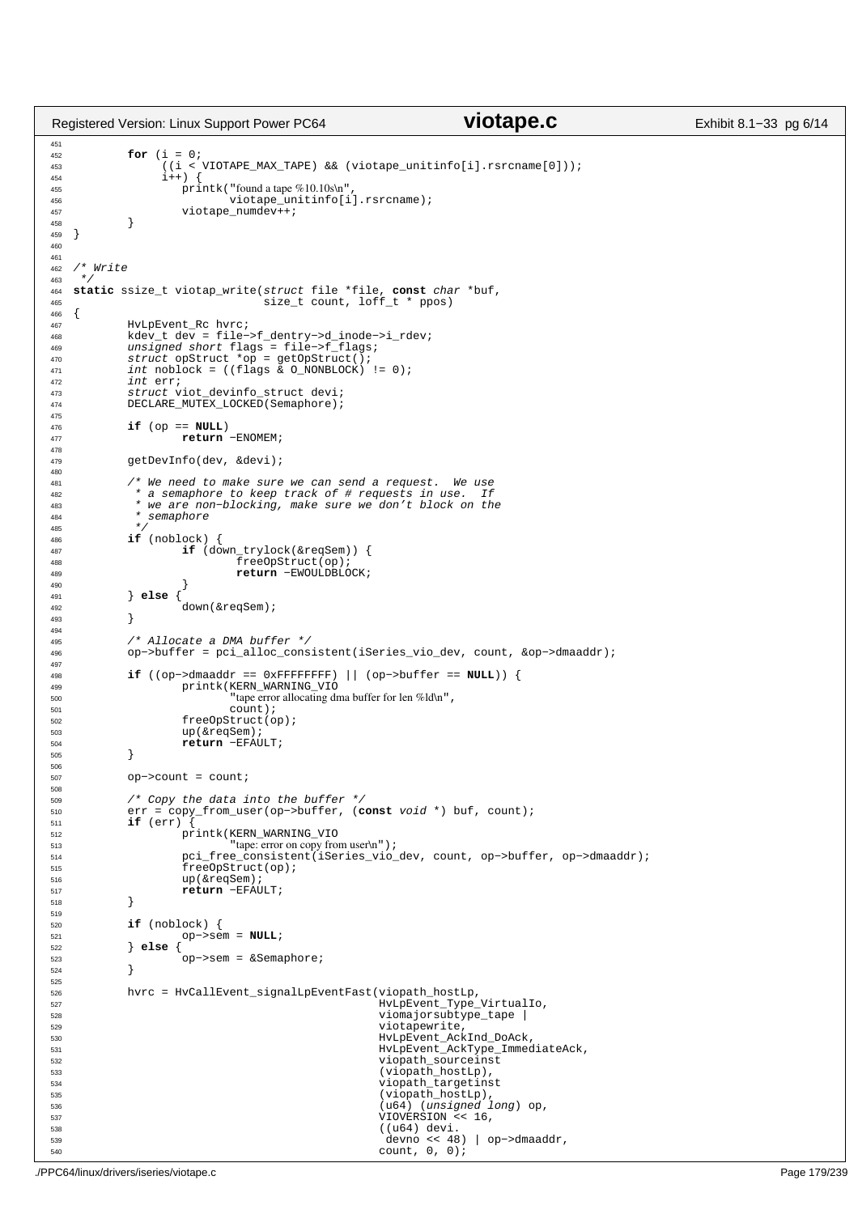```c
        for (i = 0;
             ((i < VIOTAPE_MAX_TAPE) && (viotape_unitinfo[i].rsrcname[0]));
             i++) {
                printk("found a tape %10.10s\n",
                       viotape_unitinfo[i].rsrcname);
                viotape_numdev++;
        }
}


/* Write
 */
static ssize_t viotap_write(struct file *file, const char *buf,
                            size_t count, loff_t * ppos)
{
        HvLpEvent_Rc hvrc;
        kdev_t dev = file->f_dentry->d_inode->i_rdev;
        unsigned short flags = file->f_flags;
        struct opStruct *op = getOpStruct();
        int noblock = ((flags & O_NONBLOCK) != 0);
        int err;
        struct viot_devinfo_struct devi;
        DECLARE_MUTEX_LOCKED(Semaphore);

        if (op == NULL)
                return -ENOMEM;

        getDevInfo(dev, &devi);

        /* We need to make sure we can send a request.  We use
         * a semaphore to keep track of # requests in use.  If
         * we are non-blocking, make sure we don't block on the
         * semaphore
         */
        if (noblock) {
                if (down_trylock(&reqSem)) {
                        freeOpStruct(op);
                        return -EWOULDBLOCK;
                }
        } else {
                down(&reqSem);
        }

        /* Allocate a DMA buffer */
        op->buffer = pci_alloc_consistent(iSeries_vio_dev, count, &op->dmaaddr);

        if ((op->dmaaddr == 0xFFFFFFFF) || (op->buffer == NULL)) {
                printk(KERN_WARNING_VIO
                       "tape error allocating dma buffer for len %ld\n",
                       count);
                freeOpStruct(op);
                up(&reqSem);
                return -EFAULT;
        }

        op->count = count;

        /* Copy the data into the buffer */
        err = copy_from_user(op->buffer, (const void *) buf, count);
        if (err) {
                printk(KERN_WARNING_VIO
                       "tape: error on copy from user\n");
                pci_free_consistent(iSeries_vio_dev, count, op->buffer, op->dmaaddr);
                freeOpStruct(op);
                up(&reqSem);
                return -EFAULT;
        }

        if (noblock) {
                op->sem = NULL;
        } else {
                op->sem = &Semaphore;
        }

        hvrc = HvCallEvent_signalLpEventFast(viopath_hostLp,
                                             HvLpEvent_Type_VirtualIo,
                                             viomajorsubtype_tape |
                                             viotapewrite,
                                             HvLpEvent_AckInd_DoAck,
                                             HvLpEvent_AckType_ImmediateAck,
                                             viopath_sourceinst
                                             (viopath_hostLp),
                                             viopath_targetinst
                                             (viopath_hostLp),
                                             (u64) (unsigned long) op,
                                             VIOVERSION << 16,
                                             ((u64) devi.
                                              devno << 48) | op->dmaaddr,
                                             count, 0, 0);
```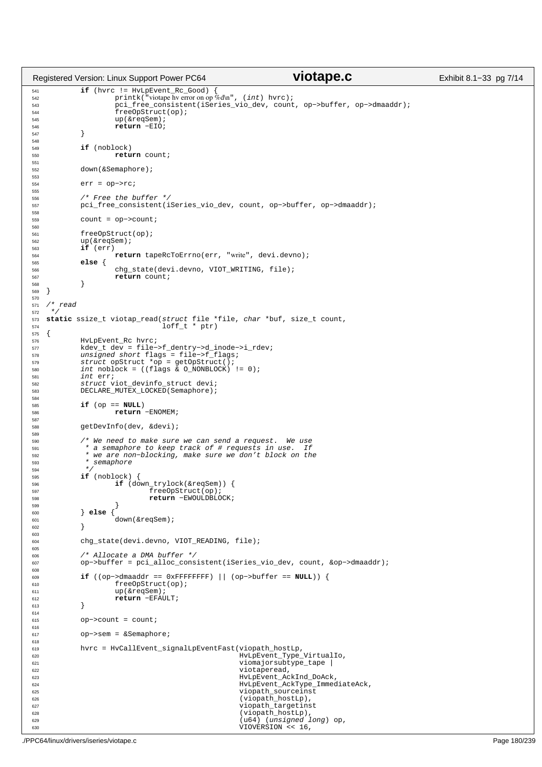```c
        if (hvrc != HvLpEvent_Rc_Good) {
                printk("viotape hv error on op %d\n", (int) hvrc);
                pci_free_consistent(iSeries_vio_dev, count, op->buffer, op->dmaaddr);
                freeOpStruct(op);
                up(&reqSem);
                return -EIO;
        }

        if (noblock)
                return count;

        down(&Semaphore);

        err = op->rc;

        /* Free the buffer */
        pci_free_consistent(iSeries_vio_dev, count, op->buffer, op->dmaaddr);

        count = op->count;

        freeOpStruct(op);
        up(&reqSem);
        if (err)
                return tapeRcToErrno(err, "write", devi.devno);
        else {
                chg_state(devi.devno, VIOT_WRITING, file);
                return count;
        }
}

/* read
 */
static ssize_t viotap_read(struct file *file, char *buf, size_t count,
                           loff_t * ptr)
{
        HvLpEvent_Rc hvrc;
        kdev_t dev = file->f_dentry->d_inode->i_rdev;
        unsigned short flags = file->f_flags;
        struct opStruct *op = getOpStruct();
        int noblock = ((flags & O_NONBLOCK) != 0);
        int err;
        struct viot_devinfo_struct devi;
        DECLARE_MUTEX_LOCKED(Semaphore);

        if (op == NULL)
                return -ENOMEM;

        getDevInfo(dev, &devi);

        /* We need to make sure we can send a request.  We use
         * a semaphore to keep track of # requests in use.  If
         * we are non-blocking, make sure we don't block on the
         * semaphore
         */
        if (noblock) {
                if (down_trylock(&reqSem)) {
                        freeOpStruct(op);
                        return -EWOULDBLOCK;
                }
        } else {
                down(&reqSem);
        }

        chg_state(devi.devno, VIOT_READING, file);

        /* Allocate a DMA buffer */
        op->buffer = pci_alloc_consistent(iSeries_vio_dev, count, &op->dmaaddr);

        if ((op->dmaaddr == 0xFFFFFFFF) || (op->buffer == NULL)) {
                freeOpStruct(op);
                up(&reqSem);
                return -EFAULT;
        }

        op->count = count;

        op->sem = &Semaphore;

        hvrc = HvCallEvent_signalLpEventFast(viopath_hostLp,
                                             HvLpEvent_Type_VirtualIo,
                                             viomajorsubtype_tape |
                                             viotaperead,
                                             HvLpEvent_AckInd_DoAck,
                                             HvLpEvent_AckType_ImmediateAck,
                                             viopath_sourceinst
                                             (viopath_hostLp),
                                             viopath_targetinst
                                             (viopath_hostLp),
                                             (u64) (unsigned long) op,
                                             VIOVERSION << 16,
```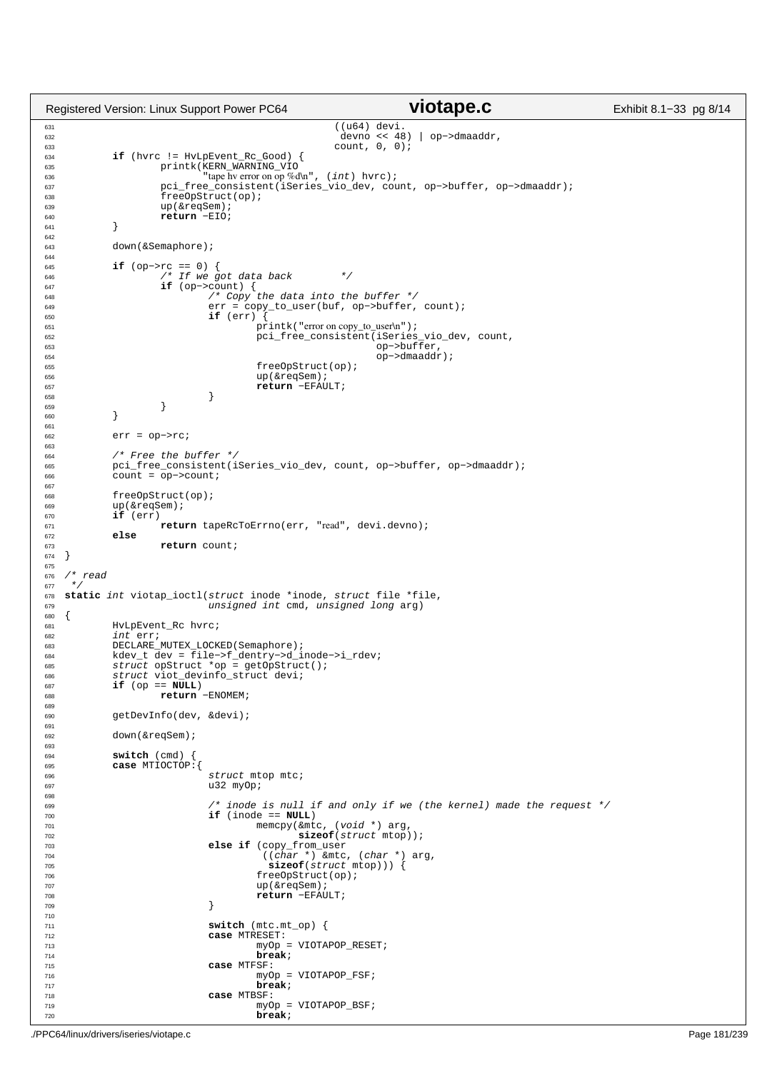```c
                                                ((u64) devi.
                                                 devno << 48) | op->dmaaddr,
                                                count, 0, 0);
        if (hvrc != HvLpEvent_Rc_Good) {
                printk(KERN_WARNING_VIO
                       "tape hv error on op %d\n", (int) hvrc);
                pci_free_consistent(iSeries_vio_dev, count, op->buffer, op->dmaaddr);
                freeOpStruct(op);
                up(&reqSem);
                return -EIO;
        }

        down(&Semaphore);

        if (op->rc == 0) {
                /* If we got data back        */
                if (op->count) {
                        /* Copy the data into the buffer */
                        err = copy_to_user(buf, op->buffer, count);
                        if (err) {
                                printk("error on copy_to_user\n");
                                pci_free_consistent(iSeries_vio_dev, count,
                                                    op->buffer,
                                                    op->dmaaddr);
                                freeOpStruct(op);
                                up(&reqSem);
                                return -EFAULT;
                        }
                }
        }

        err = op->rc;

        /* Free the buffer */
        pci_free_consistent(iSeries_vio_dev, count, op->buffer, op->dmaaddr);
        count = op->count;

        freeOpStruct(op);
        up(&reqSem);
        if (err)
                return tapeRcToErrno(err, "read", devi.devno);
        else
                return count;
}

/* read
 */
static int viotap_ioctl(struct inode *inode, struct file *file,
                        unsigned int cmd, unsigned long arg)
{
        HvLpEvent_Rc hvrc;
        int err;
        DECLARE_MUTEX_LOCKED(Semaphore);
        kdev_t dev = file->f_dentry->d_inode->i_rdev;
        struct opStruct *op = getOpStruct();
        struct viot_devinfo_struct devi;
        if (op == NULL)
                return -ENOMEM;

        getDevInfo(dev, &devi);

        down(&reqSem);

        switch (cmd) {
        case MTIOCTOP:{
                        struct mtop mtc;
                        u32 myOp;

                        /* inode is null if and only if we (the kernel) made the request */
                        if (inode == NULL)
                                memcpy(&mtc, (void *) arg,
                                       sizeof(struct mtop));
                        else if (copy_from_user
                                 ((char *) &mtc, (char *) arg,
                                  sizeof(struct mtop))) {
                                freeOpStruct(op);
                                up(&reqSem);
                                return -EFAULT;
                        }

                        switch (mtc.mt_op) {
                        case MTRESET:
                                myOp = VIOTAPOP_RESET;
                                break;
                        case MTFSF:
                                myOp = VIOTAPOP_FSF;
                                break;
                        case MTBSF:
                                myOp = VIOTAPOP_BSF;
                                break;
```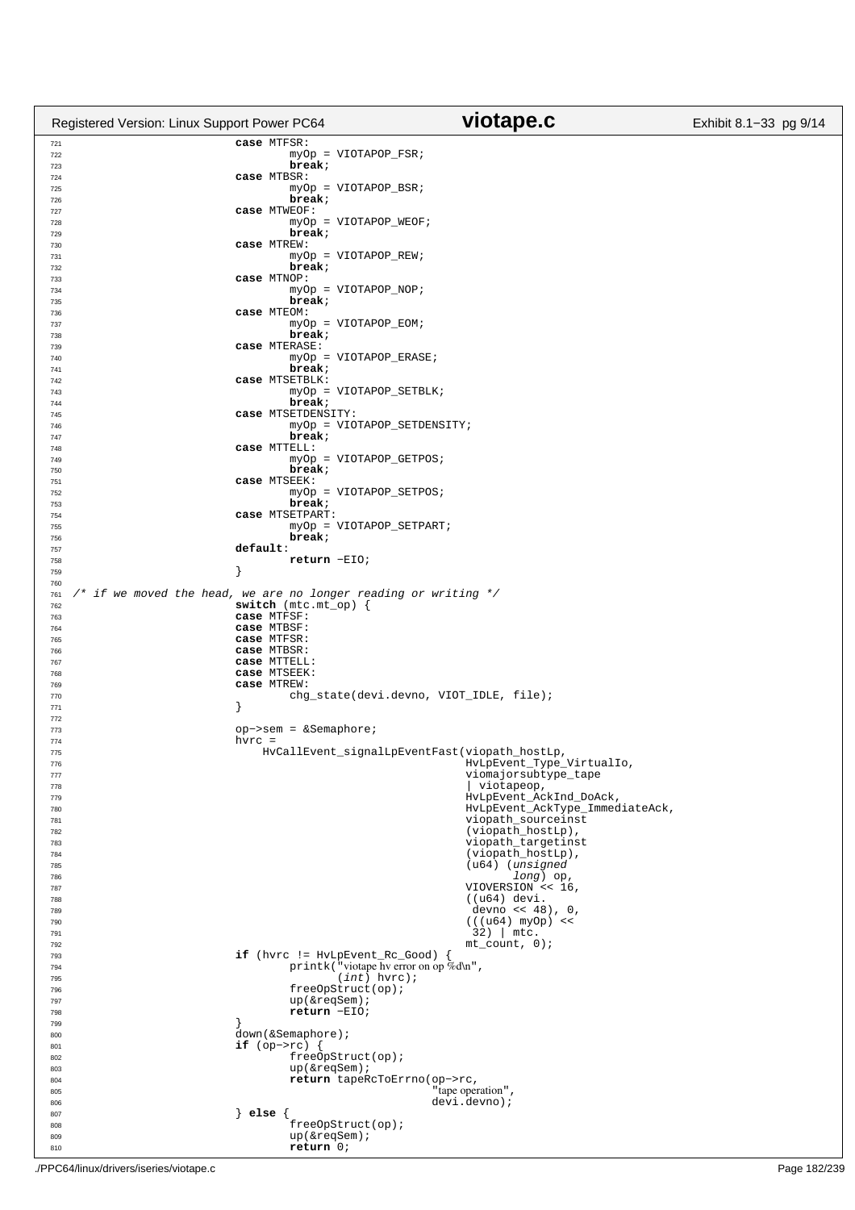```c
721                         case MTFSR:
722                                 myOp = VIOTAPOP_FSR;
723                                 break;
724                         case MTBSR:
725                                 myOp = VIOTAPOP_BSR;
726                                 break;
727                         case MTWEOF:
728                                 myOp = VIOTAPOP_WEOF;
729                                 break;
730                         case MTREW:
731                                 myOp = VIOTAPOP_REW;
732                                 break;
733                         case MTNOP:
734                                 myOp = VIOTAPOP_NOP;
735                                 break;
736                         case MTEOM:
737                                 myOp = VIOTAPOP_EOM;
738                                 break;
739                         case MTERASE:
740                                 myOp = VIOTAPOP_ERASE;
741                                 break;
742                         case MTSETBLK:
743                                 myOp = VIOTAPOP_SETBLK;
744                                 break;
745                         case MTSETDENSITY:
746                                 myOp = VIOTAPOP_SETDENSITY;
747                                 break;
748                         case MTTELL:
749                                 myOp = VIOTAPOP_GETPOS;
750                                 break;
751                         case MTSEEK:
752                                 myOp = VIOTAPOP_SETPOS;
753                                 break;
754                         case MTSETPART:
755                                 myOp = VIOTAPOP_SETPART;
756                                 break;
757                         default:
758                                 return -EIO;
759                         }
760 
761 /* if we moved the head, we are no longer reading or writing */
762                         switch (mtc.mt_op) {
763                         case MTFSF:
764                         case MTBSF:
765                         case MTFSR:
766                         case MTBSR:
767                         case MTTELL:
768                         case MTSEEK:
769                         case MTREW:
770                                 chg_state(devi.devno, VIOT_IDLE, file);
771                         }
772 
773                         op->sem = &Semaphore;
774                         hvrc =
775                             HvCallEvent_signalLpEventFast(viopath_hostLp,
776                                                           HvLpEvent_Type_VirtualIo,
777                                                           viomajorsubtype_tape
778                                                           | viotapeop,
779                                                           HvLpEvent_AckInd_DoAck,
780                                                           HvLpEvent_AckType_ImmediateAck,
781                                                           viopath_sourceinst
782                                                           (viopath_hostLp),
783                                                           viopath_targetinst
784                                                           (viopath_hostLp),
785                                                           (u64) (unsigned
786                                                                  long) op,
787                                                           VIOVERSION << 16,
788                                                           ((u64) devi.
789                                                            devno << 48), 0,
790                                                           (((u64) myOp) <<
791                                                            32) | mtc.
792                                                           mt_count, 0);
793                         if (hvrc != HvLpEvent_Rc_Good) {
794                                 printk("viotape hv error on op %d\n",
795                                        (int) hvrc);
796                                 freeOpStruct(op);
797                                 up(&reqSem);
798                                 return -EIO;
799                         }
800                         down(&Semaphore);
801                         if (op->rc) {
802                                 freeOpStruct(op);
803                                 up(&reqSem);
804                                 return tapeRcToErrno(op->rc,
805                                                      "tape operation",
806                                                      devi.devno);
807                         } else {
808                                 freeOpStruct(op);
809                                 up(&reqSem);
810                                 return 0;
```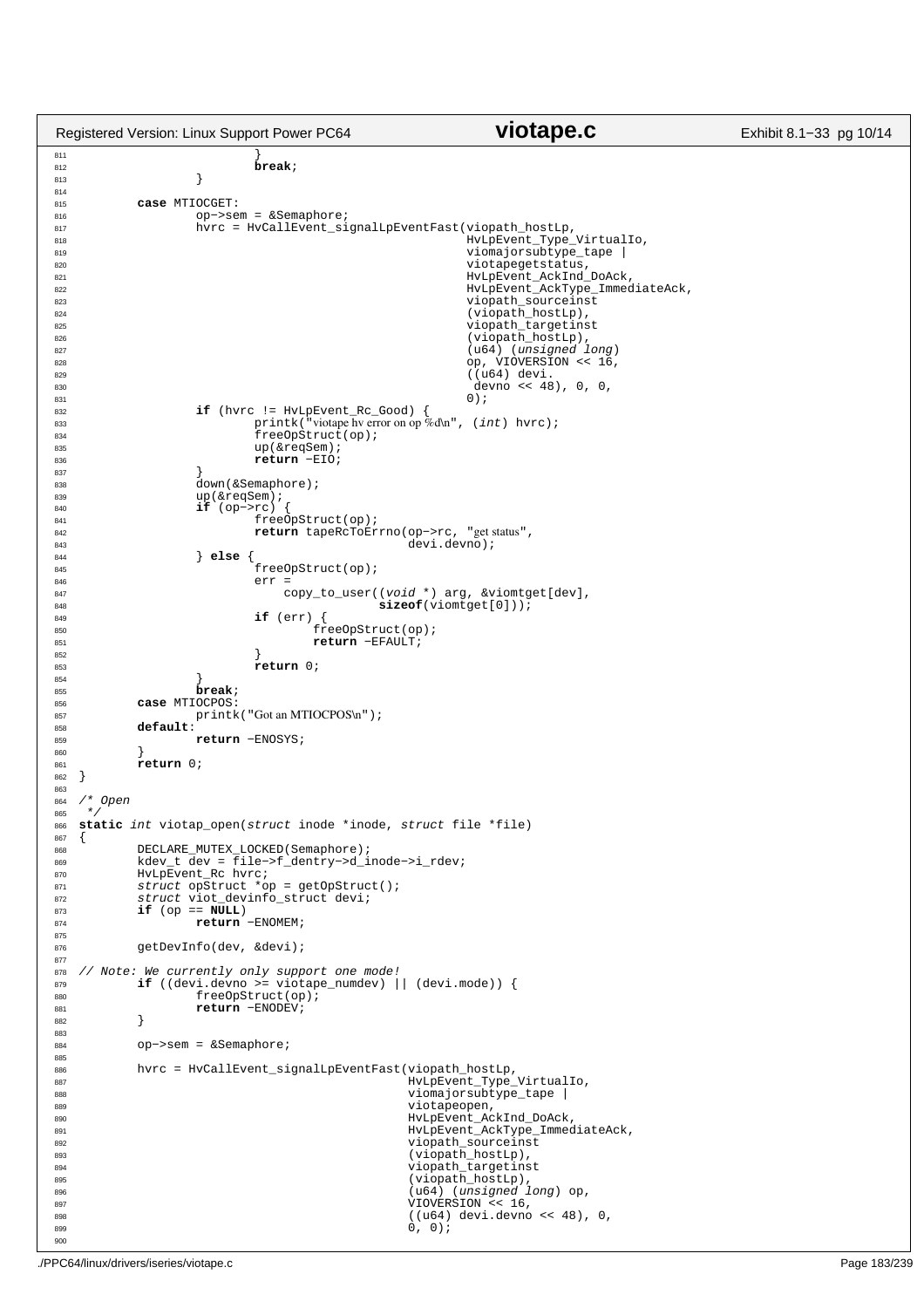```c
                        }
                        break;
                }

        case MTIOCGET:
                op->sem = &Semaphore;
                hvrc = HvCallEvent_signalLpEventFast(viopath_hostLp,
                                                     HvLpEvent_Type_VirtualIo,
                                                     viomajorsubtype_tape |
                                                     viotapegetstatus,
                                                     HvLpEvent_AckInd_DoAck,
                                                     HvLpEvent_AckType_ImmediateAck,
                                                     viopath_sourceinst
                                                     (viopath_hostLp),
                                                     viopath_targetinst
                                                     (viopath_hostLp),
                                                     (u64) (unsigned long)
                                                     op, VIOVERSION << 16,
                                                     ((u64) devi.
                                                      devno << 48), 0, 0,
                                                     0);
                if (hvrc != HvLpEvent_Rc_Good) {
                        printk("viotape hv error on op %d\n", (int) hvrc);
                        freeOpStruct(op);
                        up(&reqSem);
                        return -EIO;
                }
                down(&Semaphore);
                up(&reqSem);
                if (op->rc) {
                        freeOpStruct(op);
                        return tapeRcToErrno(op->rc, "get status",
                                             devi.devno);
                } else {
                        freeOpStruct(op);
                        err =
                            copy_to_user((void *) arg, &viomtget[dev],
                                         sizeof(viomtget[0]));
                        if (err) {
                                freeOpStruct(op);
                                return -EFAULT;
                        }
                        return 0;
                }
                break;
        case MTIOCPOS:
                printk("Got an MTIOCPOS\n");
        default:
                return -ENOSYS;
        }
        return 0;
}

/* Open
 */
static int viotap_open(struct inode *inode, struct file *file)
{
        DECLARE_MUTEX_LOCKED(Semaphore);
        kdev_t dev = file->f_dentry->d_inode->i_rdev;
        HvLpEvent_Rc hvrc;
        struct opStruct *op = getOpStruct();
        struct viot_devinfo_struct devi;
        if (op == NULL)
                return -ENOMEM;

        getDevInfo(dev, &devi);

// Note: We currently only support one mode!
        if ((devi.devno >= viotape_numdev) || (devi.mode)) {
                freeOpStruct(op);
                return -ENODEV;
        }

        op->sem = &Semaphore;

        hvrc = HvCallEvent_signalLpEventFast(viopath_hostLp,
                                             HvLpEvent_Type_VirtualIo,
                                             viomajorsubtype_tape |
                                             viotapeopen,
                                             HvLpEvent_AckInd_DoAck,
                                             HvLpEvent_AckType_ImmediateAck,
                                             viopath_sourceinst
                                             (viopath_hostLp),
                                             viopath_targetinst
                                             (viopath_hostLp),
                                             (u64) (unsigned long) op,
                                             VIOVERSION << 16,
                                             ((u64) devi.devno << 48), 0,
                                             0, 0);

```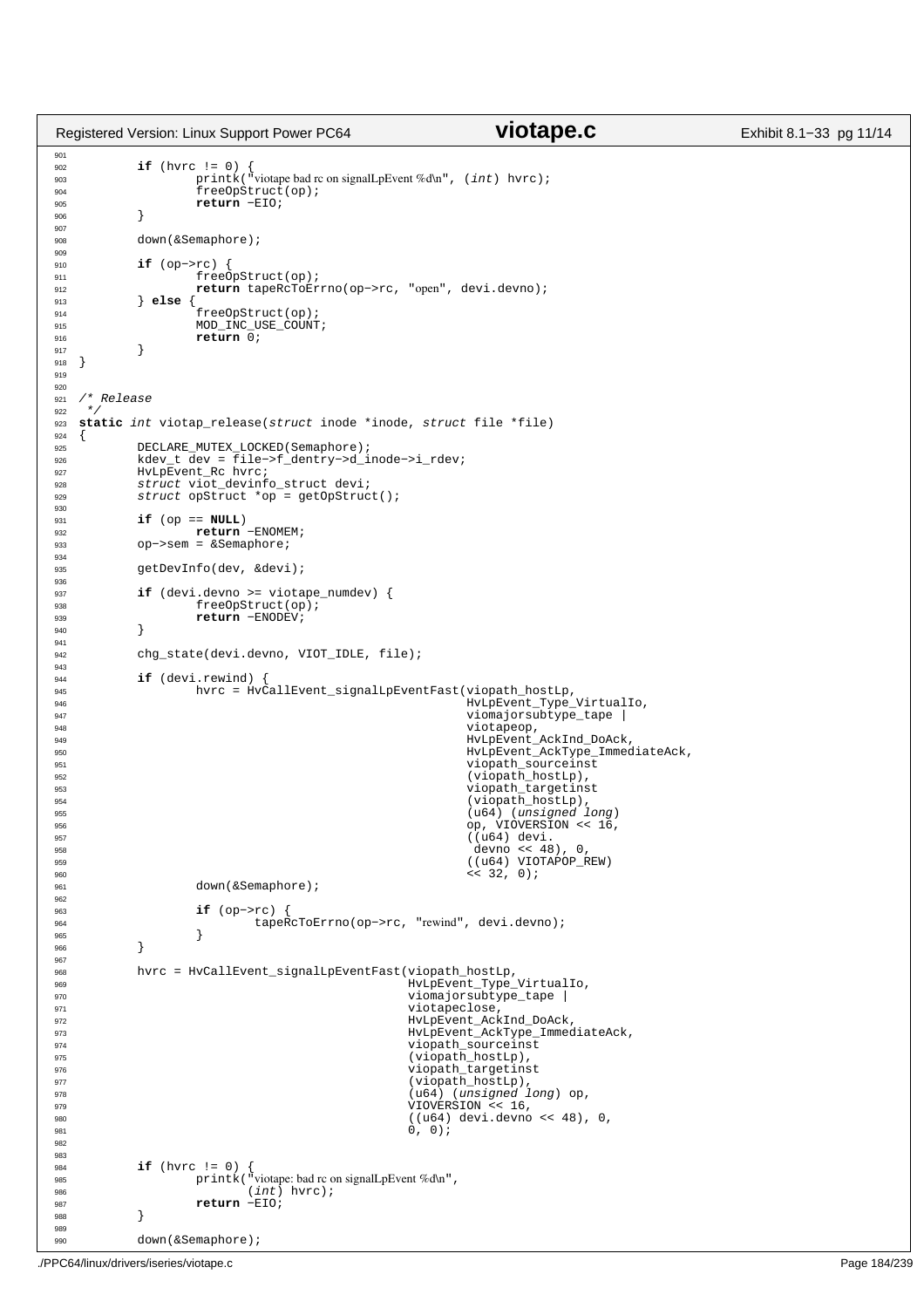```c
        if (hvrc != 0) {
                printk("viotape bad rc on signalLpEvent %d\n", (int) hvrc);
                freeOpStruct(op);
                return -EIO;
        }

        down(&Semaphore);

        if (op->rc) {
                freeOpStruct(op);
                return tapeRcToErrno(op->rc, "open", devi.devno);
        } else {
                freeOpStruct(op);
                MOD_INC_USE_COUNT;
                return 0;
        }
}


/* Release
 */
static int viotap_release(struct inode *inode, struct file *file)
{
        DECLARE_MUTEX_LOCKED(Semaphore);
        kdev_t dev = file->f_dentry->d_inode->i_rdev;
        HvLpEvent_Rc hvrc;
        struct viot_devinfo_struct devi;
        struct opStruct *op = getOpStruct();

        if (op == NULL)
                return -ENOMEM;
        op->sem = &Semaphore;

        getDevInfo(dev, &devi);

        if (devi.devno >= viotape_numdev) {
                freeOpStruct(op);
                return -ENODEV;
        }

        chg_state(devi.devno, VIOT_IDLE, file);

        if (devi.rewind) {
                hvrc = HvCallEvent_signalLpEventFast(viopath_hostLp,
                                                     HvLpEvent_Type_VirtualIo,
                                                     viomajorsubtype_tape |
                                                     viotapeop,
                                                     HvLpEvent_AckInd_DoAck,
                                                     HvLpEvent_AckType_ImmediateAck,
                                                     viopath_sourceinst
                                                     (viopath_hostLp),
                                                     viopath_targetinst
                                                     (viopath_hostLp),
                                                     (u64) (unsigned long)
                                                     op, VIOVERSION << 16,
                                                     ((u64) devi.
                                                      devno << 48), 0,
                                                     ((u64) VIOTAPOP_REW)
                                                     << 32, 0);
                down(&Semaphore);

                if (op->rc) {
                        tapeRcToErrno(op->rc, "rewind", devi.devno);
                }
        }

        hvrc = HvCallEvent_signalLpEventFast(viopath_hostLp,
                                             HvLpEvent_Type_VirtualIo,
                                             viomajorsubtype_tape |
                                             viotapeclose,
                                             HvLpEvent_AckInd_DoAck,
                                             HvLpEvent_AckType_ImmediateAck,
                                             viopath_sourceinst
                                             (viopath_hostLp),
                                             viopath_targetinst
                                             (viopath_hostLp),
                                             (u64) (unsigned long) op,
                                             VIOVERSION << 16,
                                             ((u64) devi.devno << 48), 0,
                                             0, 0);


        if (hvrc != 0) {
                printk("viotape: bad rc on signalLpEvent %d\n",
                       (int) hvrc);
                return -EIO;
        }

        down(&Semaphore);
```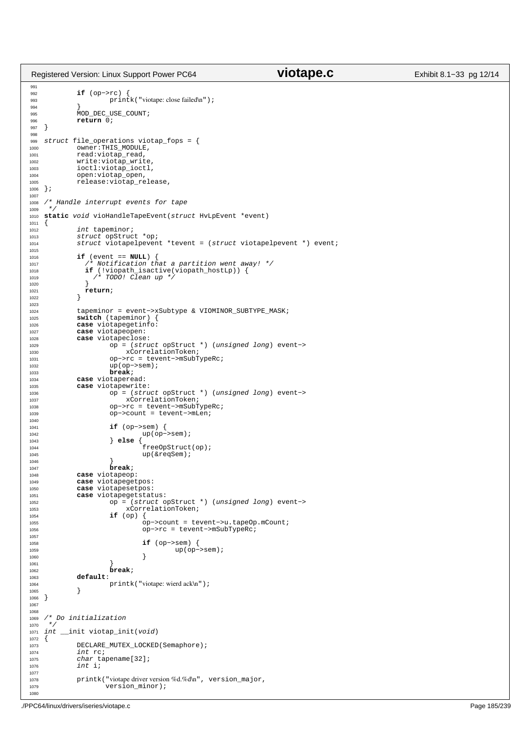```c
	if (op->rc) {
		printk("viotape: close failed\n");
	}
	MOD_DEC_USE_COUNT;
	return 0;
}

struct file_operations viotap_fops = {
	owner:THIS_MODULE,
	read:viotap_read,
	write:viotap_write,
	ioctl:viotap_ioctl,
	open:viotap_open,
	release:viotap_release,
};

/* Handle interrupt events for tape
 */
static void vioHandleTapeEvent(struct HvLpEvent *event)
{
	int tapeminor;
	struct opStruct *op;
	struct viotapelpevent *tevent = (struct viotapelpevent *) event;

	if (event == NULL) {
	  /* Notification that a partition went away! */
	  if (!viopath_isactive(viopath_hostLp)) {
	    /* TODO! Clean up */
	  }
	  return;
	}

	tapeminor = event->xSubtype & VIOMINOR_SUBTYPE_MASK;
	switch (tapeminor) {
	case viotapegetinfo:
	case viotapeopen:
	case viotapeclose:
		op = (struct opStruct *) (unsigned long) event->
		    xCorrelationToken;
		op->rc = tevent->mSubTypeRc;
		up(op->sem);
		break;
	case viotaperead:
	case viotapewrite:
		op = (struct opStruct *) (unsigned long) event->
		    xCorrelationToken;
		op->rc = tevent->mSubTypeRc;
		op->count = tevent->mLen;

		if (op->sem) {
			up(op->sem);
		} else {
			freeOpStruct(op);
			up(&reqSem);
		}
		break;
	case viotapeop:
	case viotapegetpos:
	case viotapesetpos:
	case viotapegetstatus:
		op = (struct opStruct *) (unsigned long) event->
		    xCorrelationToken;
		if (op) {
			op->count = tevent->u.tapeOp.mCount;
			op->rc = tevent->mSubTypeRc;

			if (op->sem) {
				up(op->sem);
			}
		}
		break;
	default:
		printk("viotape: wierd ack\n");
	}
}


/* Do initialization
 */
int __init viotap_init(void)
{
	DECLARE_MUTEX_LOCKED(Semaphore);
	int rc;
	char tapename[32];
	int i;

	printk("viotape driver version %d.%d\n", version_major,
	       version_minor);

```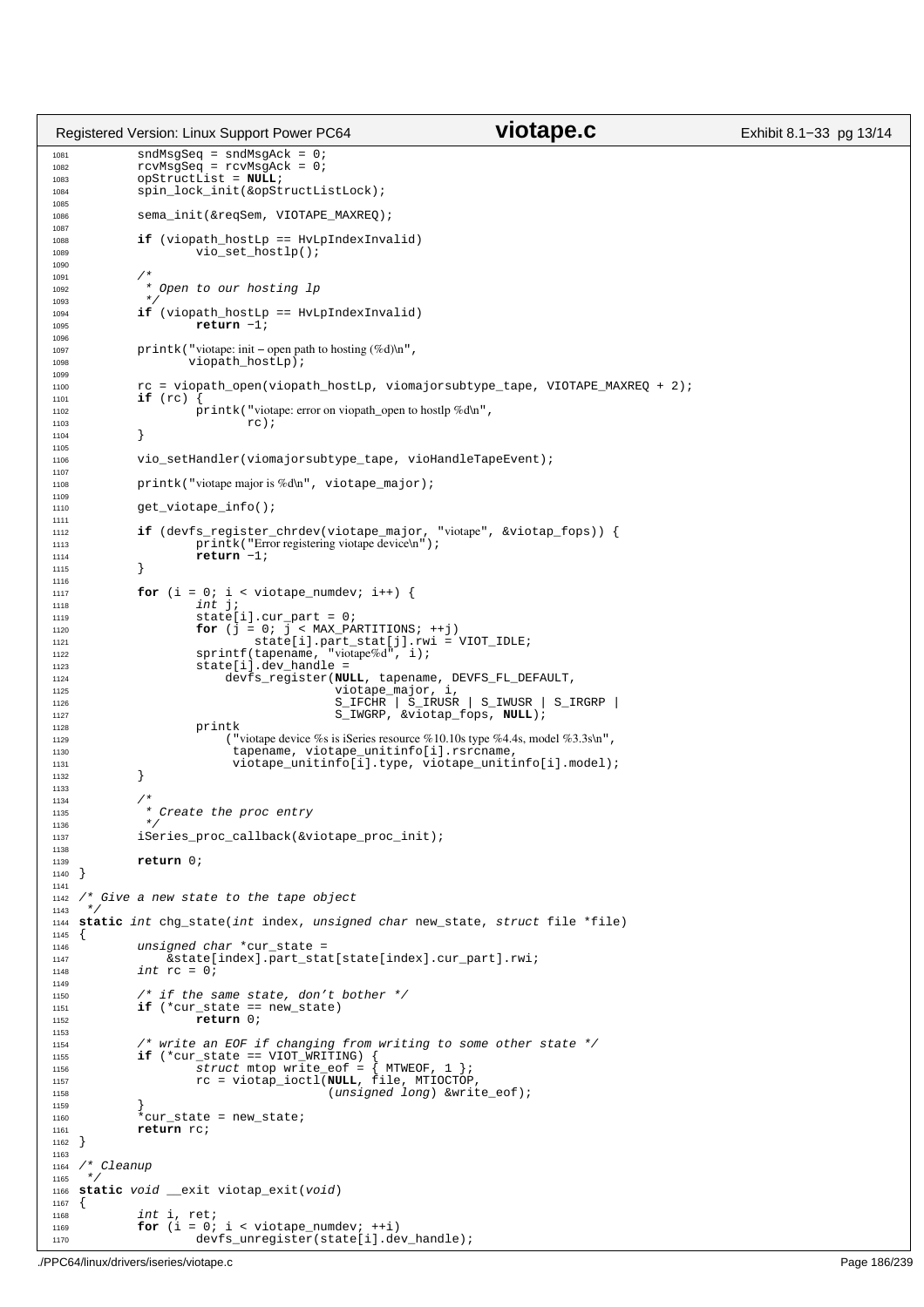```c
	sndMsgSeq = sndMsgAck = 0;
	rcvMsgSeq = rcvMsgAck = 0;
	opStructList = NULL;
	spin_lock_init(&opStructListLock);

	sema_init(&reqSem, VIOTAPE_MAXREQ);

	if (viopath_hostLp == HvLpIndexInvalid)
		vio_set_hostlp();

	/*
	 * Open to our hosting lp
	 */
	if (viopath_hostLp == HvLpIndexInvalid)
		return -1;

	printk("viotape: init - open path to hosting (%d)\n",
	       viopath_hostLp);

	rc = viopath_open(viopath_hostLp, viomajorsubtype_tape, VIOTAPE_MAXREQ + 2);
	if (rc) {
		printk("viotape: error on viopath_open to hostlp %d\n",
		       rc);
	}

	vio_setHandler(viomajorsubtype_tape, vioHandleTapeEvent);

	printk("viotape major is %d\n", viotape_major);

	get_viotape_info();

	if (devfs_register_chrdev(viotape_major, "viotape", &viotap_fops)) {
		printk("Error registering viotape device\n");
		return -1;
	}

	for (i = 0; i < viotape_numdev; i++) {
		int j;
		state[i].cur_part = 0;
		for (j = 0; j < MAX_PARTITIONS; ++j)
			state[i].part_stat[j].rwi = VIOT_IDLE;
		sprintf(tapename, "viotape%d", i);
		state[i].dev_handle =
		    devfs_register(NULL, tapename, DEVFS_FL_DEFAULT,
				   viotape_major, i,
				   S_IFCHR | S_IRUSR | S_IWUSR | S_IRGRP |
				   S_IWGRP, &viotap_fops, NULL);
		printk
		    ("viotape device %s is iSeries resource %10.10s type %4.4s, model %3.3s\n",
		     tapename, viotape_unitinfo[i].rsrcname,
		     viotape_unitinfo[i].type, viotape_unitinfo[i].model);
	}

	/*
	 * Create the proc entry
	 */
	iSeries_proc_callback(&viotape_proc_init);

	return 0;
}

/* Give a new state to the tape object
 */
static int chg_state(int index, unsigned char new_state, struct file *file)
{
	unsigned char *cur_state =
	    &state[index].part_stat[state[index].cur_part].rwi;
	int rc = 0;

	/* if the same state, don't bother */
	if (*cur_state == new_state)
		return 0;

	/* write an EOF if changing from writing to some other state */
	if (*cur_state == VIOT_WRITING) {
		struct mtop write_eof = { MTWEOF, 1 };
		rc = viotap_ioctl(NULL, file, MTIOCTOP,
				  (unsigned long) &write_eof);
	}
	*cur_state = new_state;
	return rc;
}

/* Cleanup
 */
static void __exit viotap_exit(void)
{
	int i, ret;
	for (i = 0; i < viotape_numdev; ++i)
		devfs_unregister(state[i].dev_handle);
```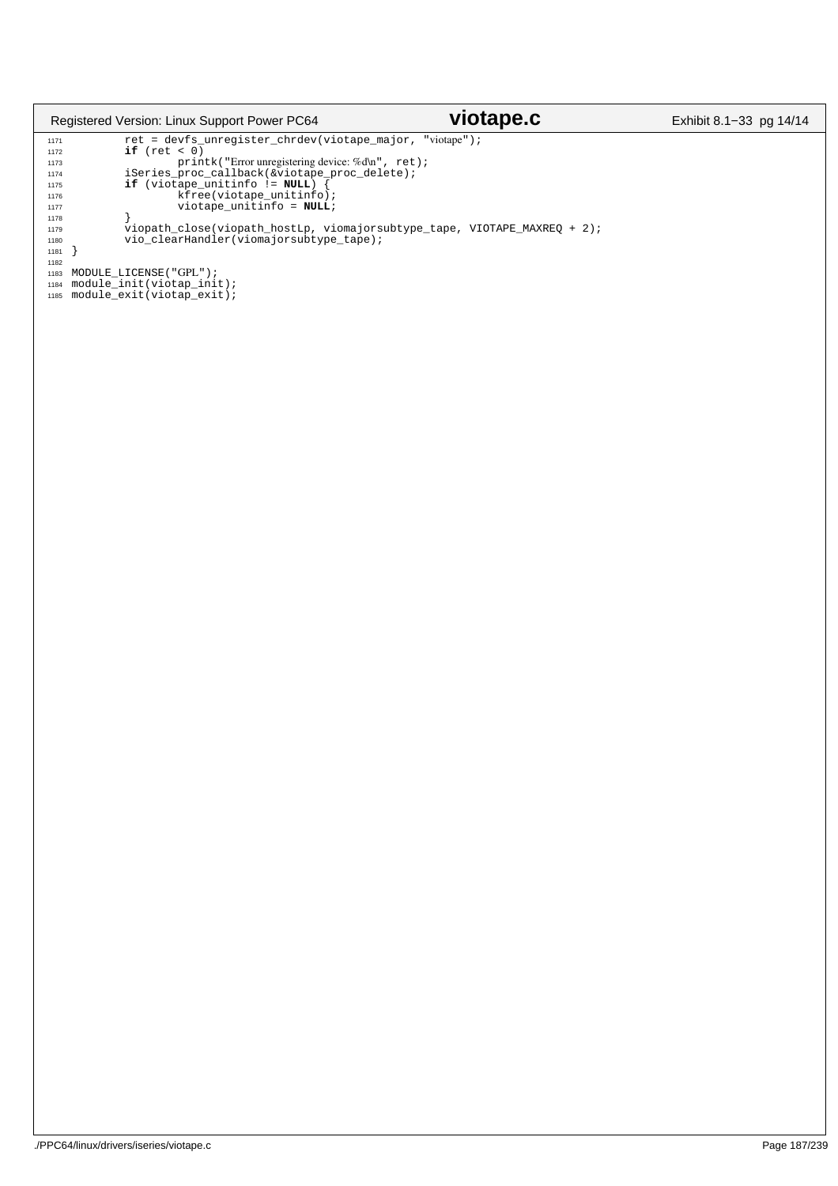```c
        ret = devfs_unregister_chrdev(viotape_major, "viotape");
        if (ret < 0)
                printk("Error unregistering device: %d\n", ret);
        iSeries_proc_callback(&viotape_proc_delete);
        if (viotape_unitinfo != NULL) {
                kfree(viotape_unitinfo);
                viotape_unitinfo = NULL;
        }
        viopath_close(viopath_hostLp, viomajorsubtype_tape, VIOTAPE_MAXREQ + 2);
        vio_clearHandler(viomajorsubtype_tape);
}

MODULE_LICENSE("GPL");
module_init(viotap_init);
module_exit(viotap_exit);
```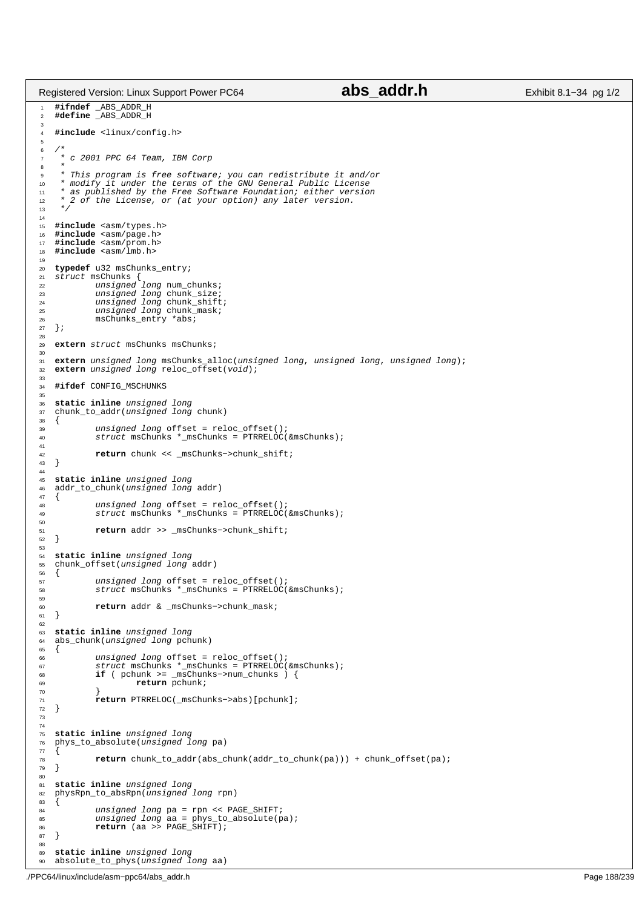```c
#ifndef _ABS_ADDR_H
#define _ABS_ADDR_H

#include <linux/config.h>

/*
 * c 2001 PPC 64 Team, IBM Corp
 *
 * This program is free software; you can redistribute it and/or
 * modify it under the terms of the GNU General Public License
 * as published by the Free Software Foundation; either version
 * 2 of the License, or (at your option) any later version.
 */

#include <asm/types.h>
#include <asm/page.h>
#include <asm/prom.h>
#include <asm/lmb.h>

typedef u32 msChunks_entry;
struct msChunks {
        unsigned long num_chunks;
        unsigned long chunk_size;
        unsigned long chunk_shift;
        unsigned long chunk_mask;
        msChunks_entry *abs;
};

extern struct msChunks msChunks;

extern unsigned long msChunks_alloc(unsigned long, unsigned long, unsigned long);
extern unsigned long reloc_offset(void);

#ifdef CONFIG_MSCHUNKS

static inline unsigned long
chunk_to_addr(unsigned long chunk)
{
        unsigned long offset = reloc_offset();
        struct msChunks *_msChunks = PTRRELOC(&msChunks);

        return chunk << _msChunks->chunk_shift;
}

static inline unsigned long
addr_to_chunk(unsigned long addr)
{
        unsigned long offset = reloc_offset();
        struct msChunks *_msChunks = PTRRELOC(&msChunks);

        return addr >> _msChunks->chunk_shift;
}

static inline unsigned long
chunk_offset(unsigned long addr)
{
        unsigned long offset = reloc_offset();
        struct msChunks *_msChunks = PTRRELOC(&msChunks);

        return addr & _msChunks->chunk_mask;
}

static inline unsigned long
abs_chunk(unsigned long pchunk)
{
        unsigned long offset = reloc_offset();
        struct msChunks *_msChunks = PTRRELOC(&msChunks);
        if ( pchunk >= _msChunks->num_chunks ) {
                return pchunk;
        }
        return PTRRELOC(_msChunks->abs)[pchunk];
}


static inline unsigned long
phys_to_absolute(unsigned long pa)
{
        return chunk_to_addr(abs_chunk(addr_to_chunk(pa))) + chunk_offset(pa);
}

static inline unsigned long
physRpn_to_absRpn(unsigned long rpn)
{
        unsigned long pa = rpn << PAGE_SHIFT;
        unsigned long aa = phys_to_absolute(pa);
        return (aa >> PAGE_SHIFT);
}

static inline unsigned long
absolute_to_phys(unsigned long aa)
```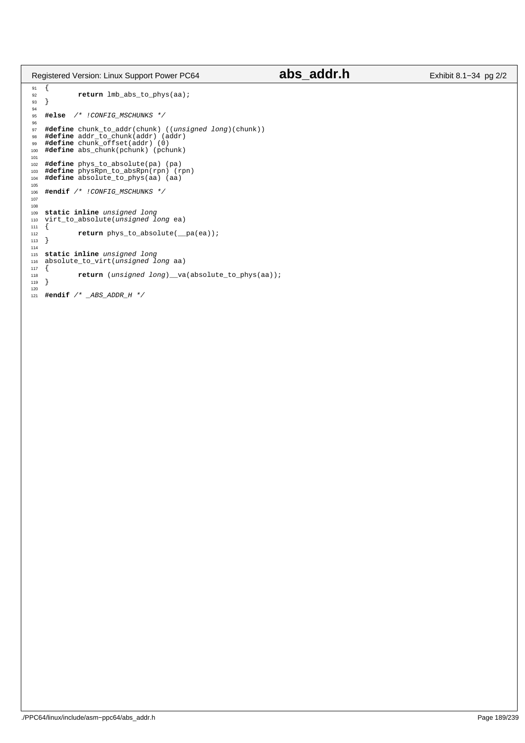```c
{
        return lmb_abs_to_phys(aa);
}

#else  /* !CONFIG_MSCHUNKS */

#define chunk_to_addr(chunk) ((unsigned long)(chunk))
#define addr_to_chunk(addr) (addr)
#define chunk_offset(addr) (0)
#define abs_chunk(pchunk) (pchunk)

#define phys_to_absolute(pa) (pa)
#define physRpn_to_absRpn(rpn) (rpn)
#define absolute_to_phys(aa) (aa)

#endif /* !CONFIG_MSCHUNKS */


static inline unsigned long
virt_to_absolute(unsigned long ea)
{
        return phys_to_absolute(__pa(ea));
}

static inline unsigned long
absolute_to_virt(unsigned long aa)
{
        return (unsigned long)__va(absolute_to_phys(aa));
}

#endif /* _ABS_ADDR_H */
```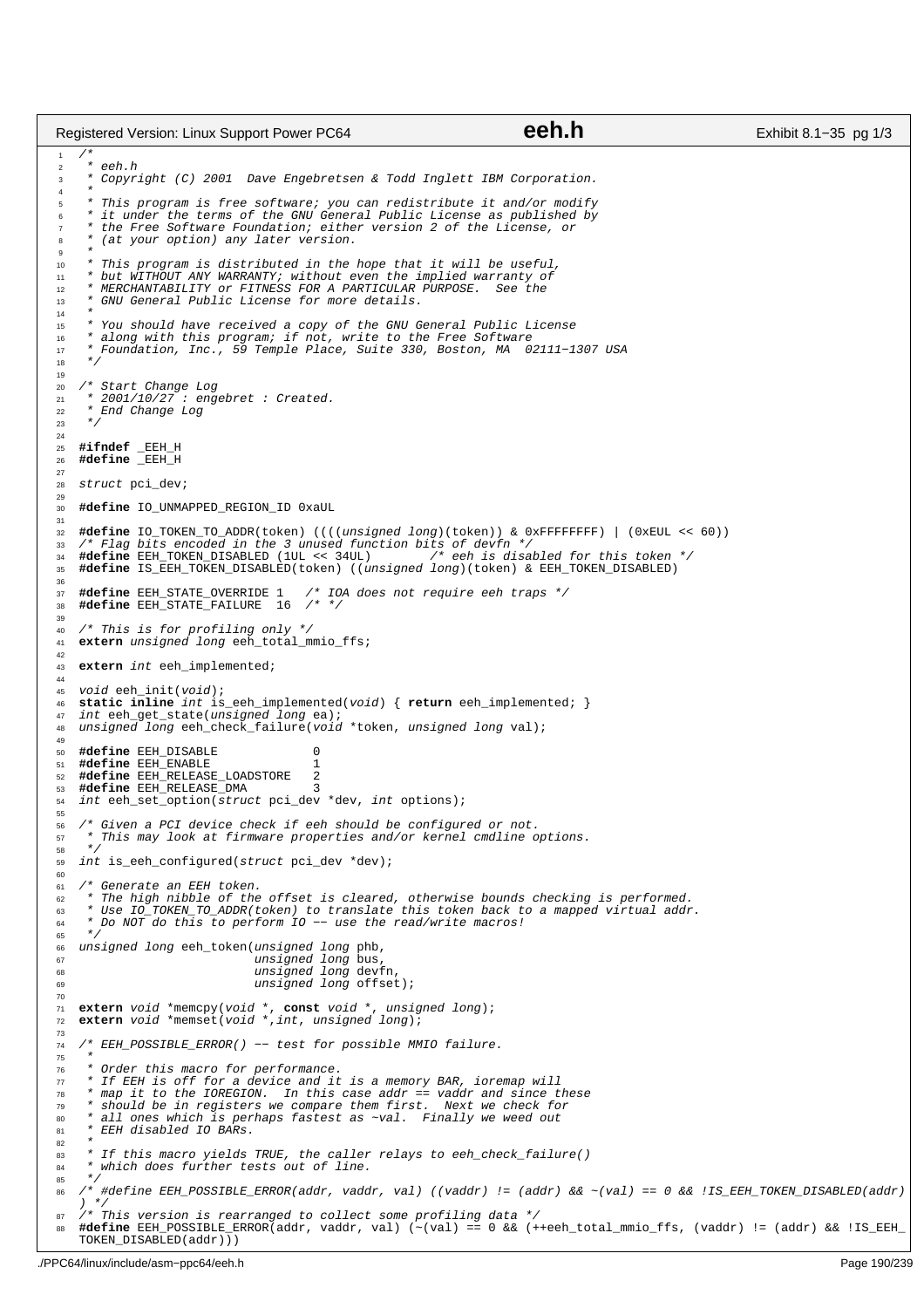```c
/*
 * eeh.h
 * Copyright (C) 2001  Dave Engebretsen & Todd Inglett IBM Corporation.
 *
 * This program is free software; you can redistribute it and/or modify
 * it under the terms of the GNU General Public License as published by
 * the Free Software Foundation; either version 2 of the License, or
 * (at your option) any later version.
 *
 * This program is distributed in the hope that it will be useful,
 * but WITHOUT ANY WARRANTY; without even the implied warranty of
 * MERCHANTABILITY or FITNESS FOR A PARTICULAR PURPOSE.  See the
 * GNU General Public License for more details.
 *
 * You should have received a copy of the GNU General Public License
 * along with this program; if not, write to the Free Software
 * Foundation, Inc., 59 Temple Place, Suite 330, Boston, MA  02111-1307 USA
 */

/* Start Change Log
 * 2001/10/27 : engebret : Created.
 * End Change Log
 */

#ifndef _EEH_H
#define _EEH_H

struct pci_dev;

#define IO_UNMAPPED_REGION_ID 0xaUL

#define IO_TOKEN_TO_ADDR(token) ((((unsigned long)(token)) & 0xFFFFFFFF) | (0xEUL << 60))
/* Flag bits encoded in the 3 unused function bits of devfn */
#define EEH_TOKEN_DISABLED (1UL << 34UL)        /* eeh is disabled for this token */
#define IS_EEH_TOKEN_DISABLED(token) ((unsigned long)(token) & EEH_TOKEN_DISABLED)

#define EEH_STATE_OVERRIDE 1   /* IOA does not require eeh traps */
#define EEH_STATE_FAILURE  16  /* */

/* This is for profiling only */
extern unsigned long eeh_total_mmio_ffs;

extern int eeh_implemented;

void eeh_init(void);
static inline int is_eeh_implemented(void) { return eeh_implemented; }
int eeh_get_state(unsigned long ea);
unsigned long eeh_check_failure(void *token, unsigned long val);

#define EEH_DISABLE             0
#define EEH_ENABLE              1
#define EEH_RELEASE_LOADSTORE   2
#define EEH_RELEASE_DMA         3
int eeh_set_option(struct pci_dev *dev, int options);

/* Given a PCI device check if eeh should be configured or not.
 * This may look at firmware properties and/or kernel cmdline options.
 */
int is_eeh_configured(struct pci_dev *dev);

/* Generate an EEH token.
 * The high nibble of the offset is cleared, otherwise bounds checking is performed.
 * Use IO_TOKEN_TO_ADDR(token) to translate this token back to a mapped virtual addr.
 * Do NOT do this to perform IO -- use the read/write macros!
 */
unsigned long eeh_token(unsigned long phb,
                        unsigned long bus,
                        unsigned long devfn,
                        unsigned long offset);

extern void *memcpy(void *, const void *, unsigned long);
extern void *memset(void *,int, unsigned long);

/* EEH_POSSIBLE_ERROR() -- test for possible MMIO failure.
 *
 * Order this macro for performance.
 * If EEH is off for a device and it is a memory BAR, ioremap will
 * map it to the IOREGION.  In this case addr == vaddr and since these
 * should be in registers we compare them first.  Next we check for
 * all ones which is perhaps fastest as ~val.  Finally we weed out
 * EEH disabled IO BARs.
 *
 * If this macro yields TRUE, the caller relays to eeh_check_failure()
 * which does further tests out of line.
 */
/* #define EEH_POSSIBLE_ERROR(addr, vaddr, val) ((vaddr) != (addr) && ~(val) == 0 && !IS_EEH_TOKEN_DISABLED(addr)
) */
/* This version is rearranged to collect some profiling data */
#define EEH_POSSIBLE_ERROR(addr, vaddr, val) (~(val) == 0 && (++eeh_total_mmio_ffs, (vaddr) != (addr) && !IS_EEH_
TOKEN_DISABLED(addr)))
```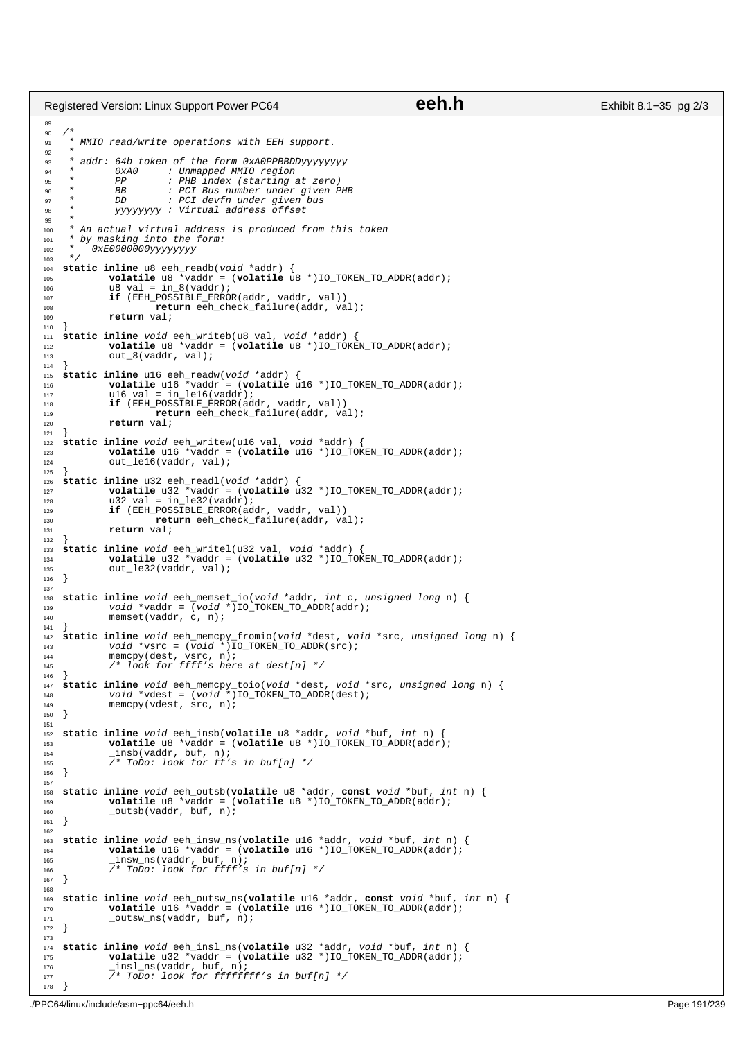```c
/*
 * MMIO read/write operations with EEH support.
 *
 * addr: 64b token of the form 0xA0PPBBDDyyyyyyyy
 *       0xA0     : Unmapped MMIO region
 *       PP       : PHB index (starting at zero)
 *       BB       : PCI Bus number under given PHB
 *       DD       : PCI devfn under given bus
 *       yyyyyyyy : Virtual address offset
 *
 * An actual virtual address is produced from this token
 * by masking into the form:
 *   0xE0000000yyyyyyyy
 */
static inline u8 eeh_readb(void *addr) {
        volatile u8 *vaddr = (volatile u8 *)IO_TOKEN_TO_ADDR(addr);
        u8 val = in_8(vaddr);
        if (EEH_POSSIBLE_ERROR(addr, vaddr, val))
                return eeh_check_failure(addr, val);
        return val;
}
static inline void eeh_writeb(u8 val, void *addr) {
        volatile u8 *vaddr = (volatile u8 *)IO_TOKEN_TO_ADDR(addr);
        out_8(vaddr, val);
}
static inline u16 eeh_readw(void *addr) {
        volatile u16 *vaddr = (volatile u16 *)IO_TOKEN_TO_ADDR(addr);
        u16 val = in_le16(vaddr);
        if (EEH_POSSIBLE_ERROR(addr, vaddr, val))
                return eeh_check_failure(addr, val);
        return val;
}
static inline void eeh_writew(u16 val, void *addr) {
        volatile u16 *vaddr = (volatile u16 *)IO_TOKEN_TO_ADDR(addr);
        out_le16(vaddr, val);
}
static inline u32 eeh_readl(void *addr) {
        volatile u32 *vaddr = (volatile u32 *)IO_TOKEN_TO_ADDR(addr);
        u32 val = in_le32(vaddr);
        if (EEH_POSSIBLE_ERROR(addr, vaddr, val))
                return eeh_check_failure(addr, val);
        return val;
}
static inline void eeh_writel(u32 val, void *addr) {
        volatile u32 *vaddr = (volatile u32 *)IO_TOKEN_TO_ADDR(addr);
        out_le32(vaddr, val);
}

static inline void eeh_memset_io(void *addr, int c, unsigned long n) {
        void *vaddr = (void *)IO_TOKEN_TO_ADDR(addr);
        memset(vaddr, c, n);
}
static inline void eeh_memcpy_fromio(void *dest, void *src, unsigned long n) {
        void *vsrc = (void *)IO_TOKEN_TO_ADDR(src);
        memcpy(dest, vsrc, n);
        /* look for ffff's here at dest[n] */
}
static inline void eeh_memcpy_toio(void *dest, void *src, unsigned long n) {
        void *vdest = (void *)IO_TOKEN_TO_ADDR(dest);
        memcpy(vdest, src, n);
}

static inline void eeh_insb(volatile u8 *addr, void *buf, int n) {
        volatile u8 *vaddr = (volatile u8 *)IO_TOKEN_TO_ADDR(addr);
        _insb(vaddr, buf, n);
        /* ToDo: look for ff's in buf[n] */
}

static inline void eeh_outsb(volatile u8 *addr, const void *buf, int n) {
        volatile u8 *vaddr = (volatile u8 *)IO_TOKEN_TO_ADDR(addr);
        _outsb(vaddr, buf, n);
}

static inline void eeh_insw_ns(volatile u16 *addr, void *buf, int n) {
        volatile u16 *vaddr = (volatile u16 *)IO_TOKEN_TO_ADDR(addr);
        _insw_ns(vaddr, buf, n);
        /* ToDo: look for ffff's in buf[n] */
}

static inline void eeh_outsw_ns(volatile u16 *addr, const void *buf, int n) {
        volatile u16 *vaddr = (volatile u16 *)IO_TOKEN_TO_ADDR(addr);
        _outsw_ns(vaddr, buf, n);
}

static inline void eeh_insl_ns(volatile u32 *addr, void *buf, int n) {
        volatile u32 *vaddr = (volatile u32 *)IO_TOKEN_TO_ADDR(addr);
        _insl_ns(vaddr, buf, n);
        /* ToDo: look for ffffffff's in buf[n] */
}
```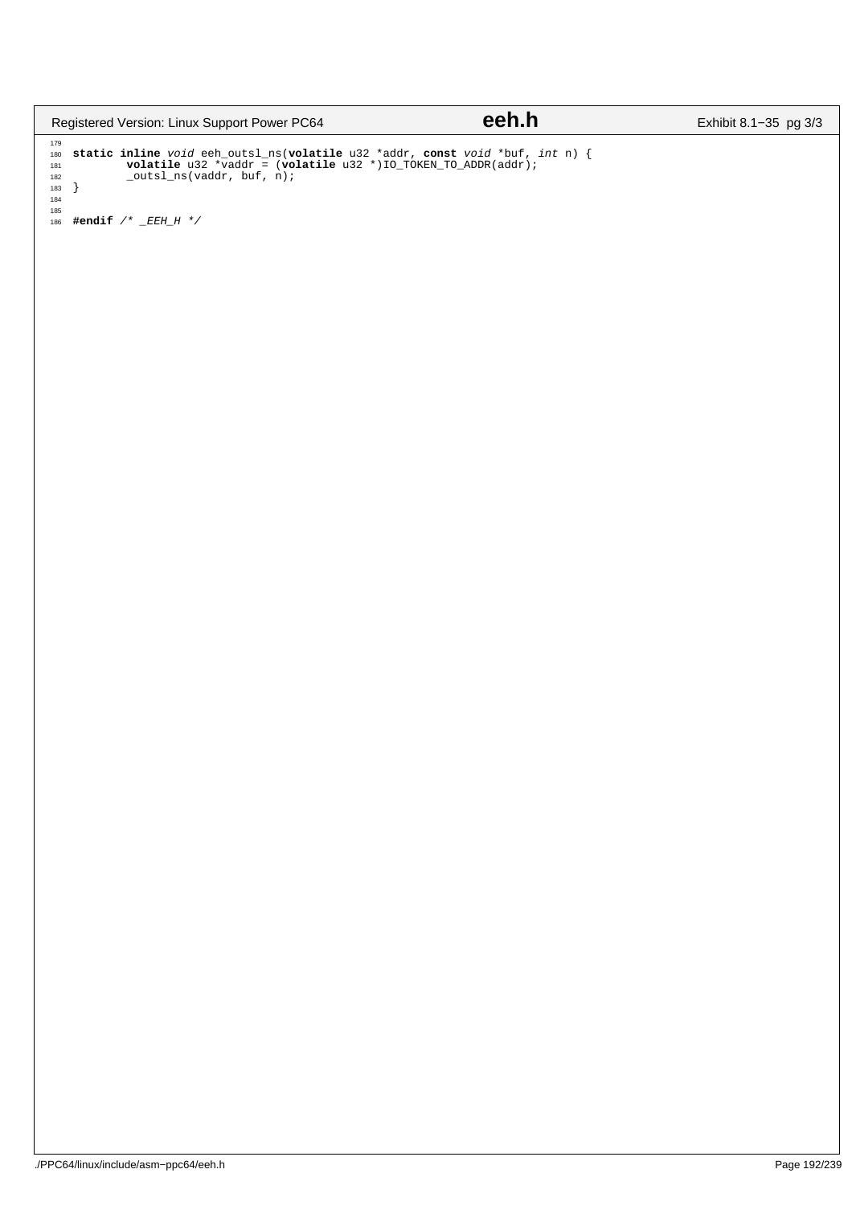```c

static inline void eeh_outsl_ns(volatile u32 *addr, const void *buf, int n) {
        volatile u32 *vaddr = (volatile u32 *)IO_TOKEN_TO_ADDR(addr);
        _outsl_ns(vaddr, buf, n);
}


#endif /* _EEH_H */
```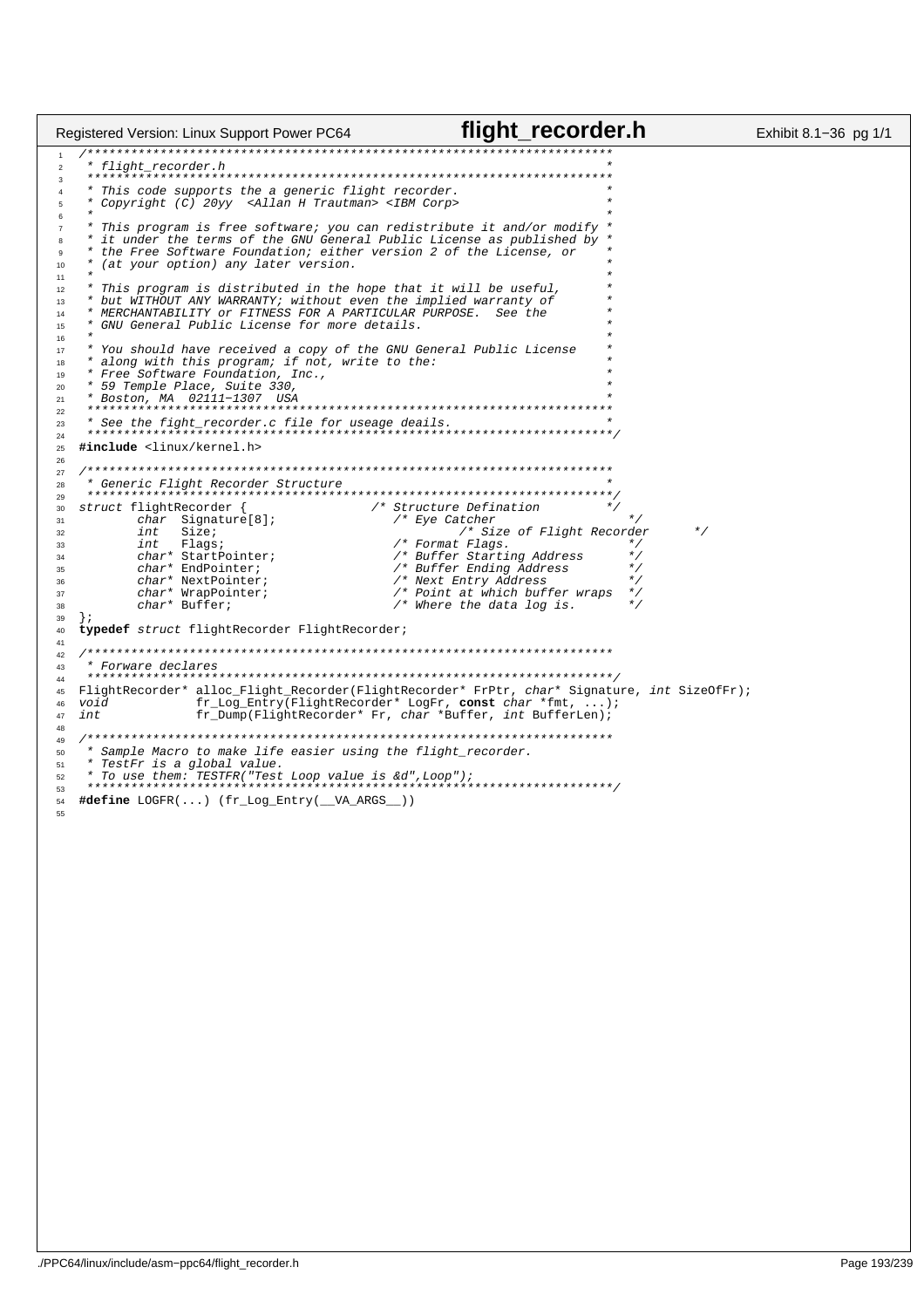```c
/***********************************************************************
 * flight_recorder.h                                                   *
 ***********************************************************************
 * This code supports the a generic flight recorder.                   *
 * Copyright (C) 20yy  <Allan H Trautman> <IBM Corp>                   *
 *                                                                     *
 * This program is free software; you can redistribute it and/or modify *
 * it under the terms of the GNU General Public License as published by *
 * the Free Software Foundation; either version 2 of the License, or   *
 * (at your option) any later version.                                 *
 *                                                                     *
 * This program is distributed in the hope that it will be useful,     *
 * but WITHOUT ANY WARRANTY; without even the implied warranty of      *
 * MERCHANTABILITY or FITNESS FOR A PARTICULAR PURPOSE.  See the       *
 * GNU General Public License for more details.                        *
 *                                                                     *
 * You should have received a copy of the GNU General Public License   *
 * along with this program; if not, write to the:                      *
 * Free Software Foundation, Inc.,                                     *
 * 59 Temple Place, Suite 330,                                         *
 * Boston, MA  02111-1307  USA                                         *
 ***********************************************************************
 * See the fight_recorder.c file for useage deails.                    *
 ***********************************************************************/
#include <linux/kernel.h>

/***********************************************************************
 * Generic Flight Recorder Structure                                   *
 ***********************************************************************/
struct flightRecorder {                 /* Structure Defination        */
        char  Signature[8];             /* Eye Catcher                 */
        int   Size;                             /* Size of Flight Recorder      */
        int   Flags;                    /* Format Flags.               */
        char* StartPointer;             /* Buffer Starting Address     */
        char* EndPointer;               /* Buffer Ending Address       */
        char* NextPointer;              /* Next Entry Address          */
        char* WrapPointer;              /* Point at which buffer wraps */
        char* Buffer;                   /* Where the data log is.      */
};
typedef struct flightRecorder FlightRecorder;

/***********************************************************************
 * Forware declares
 ***********************************************************************/
FlightRecorder* alloc_Flight_Recorder(FlightRecorder* FrPtr, char* Signature, int SizeOfFr);
void            fr_Log_Entry(FlightRecorder* LogFr, const char *fmt, ...);
int             fr_Dump(FlightRecorder* Fr, char *Buffer, int BufferLen);

/***********************************************************************
 * Sample Macro to make life easier using the flight_recorder.
 * TestFr is a global value.
 * To use them: TESTFR("Test Loop value is &d",Loop");
 ***********************************************************************/
#define LOGFR(...) (fr_Log_Entry(__VA_ARGS__))
```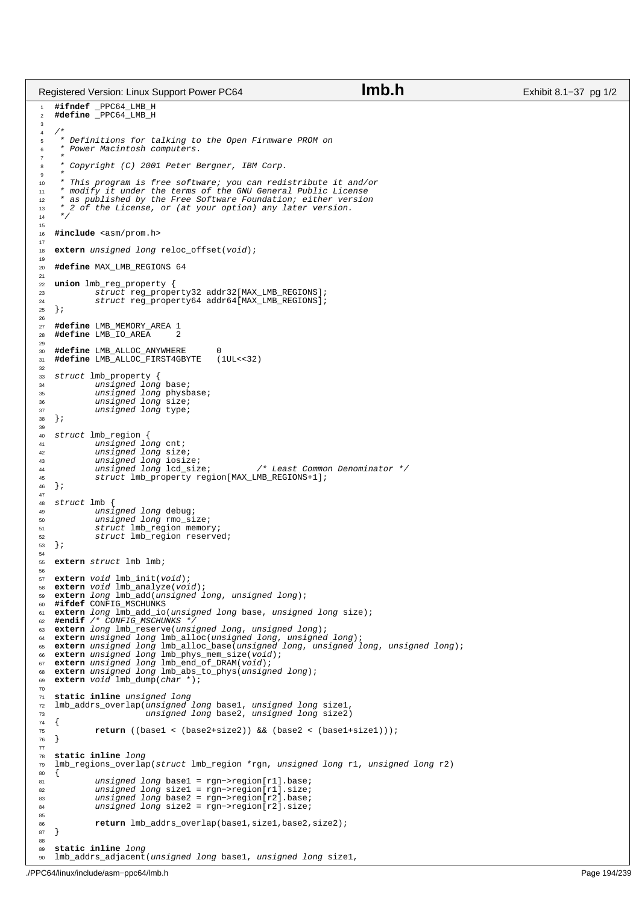```c
#ifndef _PPC64_LMB_H
#define _PPC64_LMB_H

/*
 * Definitions for talking to the Open Firmware PROM on
 * Power Macintosh computers.
 *
 * Copyright (C) 2001 Peter Bergner, IBM Corp.
 *
 * This program is free software; you can redistribute it and/or
 * modify it under the terms of the GNU General Public License
 * as published by the Free Software Foundation; either version
 * 2 of the License, or (at your option) any later version.
 */

#include <asm/prom.h>

extern unsigned long reloc_offset(void);

#define MAX_LMB_REGIONS 64

union lmb_reg_property {
        struct reg_property32 addr32[MAX_LMB_REGIONS];
        struct reg_property64 addr64[MAX_LMB_REGIONS];
};

#define LMB_MEMORY_AREA 1
#define LMB_IO_AREA     2

#define LMB_ALLOC_ANYWHERE      0
#define LMB_ALLOC_FIRST4GBYTE   (1UL<<32)

struct lmb_property {
        unsigned long base;
        unsigned long physbase;
        unsigned long size;
        unsigned long type;
};

struct lmb_region {
        unsigned long cnt;
        unsigned long size;
        unsigned long iosize;
        unsigned long lcd_size;         /* Least Common Denominator */
        struct lmb_property region[MAX_LMB_REGIONS+1];
};

struct lmb {
        unsigned long debug;
        unsigned long rmo_size;
        struct lmb_region memory;
        struct lmb_region reserved;
};

extern struct lmb lmb;

extern void lmb_init(void);
extern void lmb_analyze(void);
extern long lmb_add(unsigned long, unsigned long);
#ifdef CONFIG_MSCHUNKS
extern long lmb_add_io(unsigned long base, unsigned long size);
#endif /* CONFIG_MSCHUNKS */
extern long lmb_reserve(unsigned long, unsigned long);
extern unsigned long lmb_alloc(unsigned long, unsigned long);
extern unsigned long lmb_alloc_base(unsigned long, unsigned long, unsigned long);
extern unsigned long lmb_phys_mem_size(void);
extern unsigned long lmb_end_of_DRAM(void);
extern unsigned long lmb_abs_to_phys(unsigned long);
extern void lmb_dump(char *);

static inline unsigned long
lmb_addrs_overlap(unsigned long base1, unsigned long size1,
                  unsigned long base2, unsigned long size2)
{
        return ((base1 < (base2+size2)) && (base2 < (base1+size1)));
}

static inline long
lmb_regions_overlap(struct lmb_region *rgn, unsigned long r1, unsigned long r2)
{
        unsigned long base1 = rgn->region[r1].base;
        unsigned long size1 = rgn->region[r1].size;
        unsigned long base2 = rgn->region[r2].base;
        unsigned long size2 = rgn->region[r2].size;

        return lmb_addrs_overlap(base1,size1,base2,size2);
}

static inline long
lmb_addrs_adjacent(unsigned long base1, unsigned long size1,
```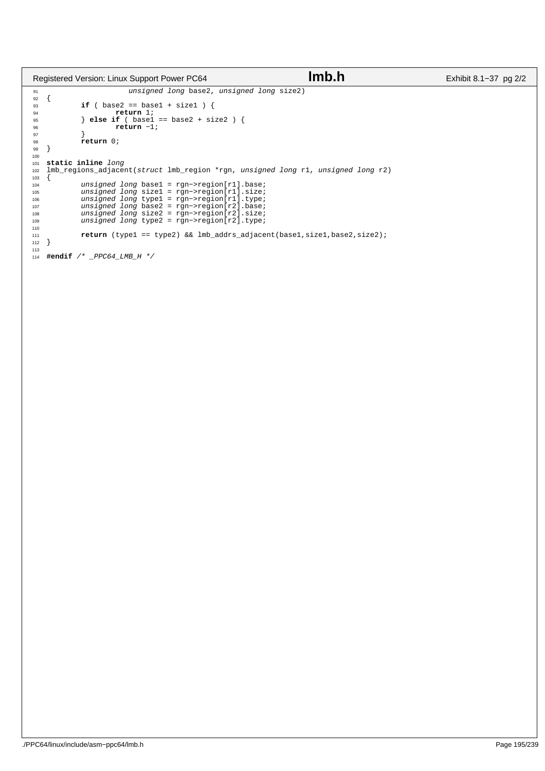```c
                     unsigned long base2, unsigned long size2)
{
        if ( base2 == base1 + size1 ) {
                return 1;
        } else if ( base1 == base2 + size2 ) {
                return -1;
        }
        return 0;
}

static inline long
lmb_regions_adjacent(struct lmb_region *rgn, unsigned long r1, unsigned long r2)
{
        unsigned long base1 = rgn->region[r1].base;
        unsigned long size1 = rgn->region[r1].size;
        unsigned long type1 = rgn->region[r1].type;
        unsigned long base2 = rgn->region[r2].base;
        unsigned long size2 = rgn->region[r2].size;
        unsigned long type2 = rgn->region[r2].type;

        return (type1 == type2) && lmb_addrs_adjacent(base1,size1,base2,size2);
}

#endif /* _PPC64_LMB_H */
```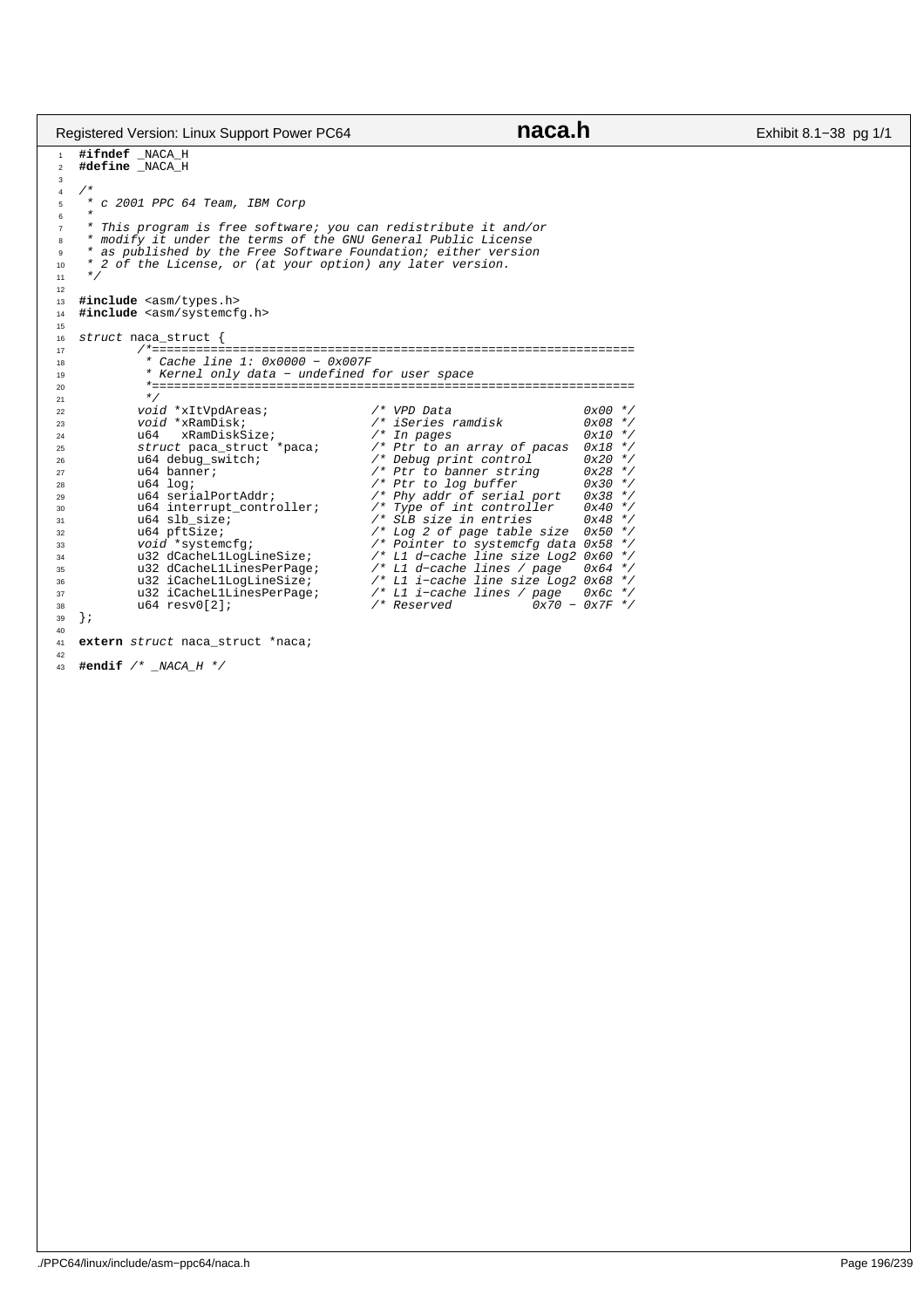```c
#ifndef _NACA_H
#define _NACA_H

/*
 * c 2001 PPC 64 Team, IBM Corp
 *
 * This program is free software; you can redistribute it and/or
 * modify it under the terms of the GNU General Public License
 * as published by the Free Software Foundation; either version
 * 2 of the License, or (at your option) any later version.
 */

#include <asm/types.h>
#include <asm/systemcfg.h>

struct naca_struct {
	/*==================================================================
	 * Cache line 1: 0x0000 - 0x007F
	 * Kernel only data - undefined for user space
	 *==================================================================
	 */
	void *xItVpdAreas;              /* VPD Data                  0x00 */
	void *xRamDisk;                 /* iSeries ramdisk           0x08 */
	u64   xRamDiskSize;             /* In pages                  0x10 */
	struct paca_struct *paca;       /* Ptr to an array of pacas  0x18 */
	u64 debug_switch;               /* Debug print control       0x20 */
	u64 banner;                     /* Ptr to banner string      0x28 */
	u64 log;                        /* Ptr to log buffer         0x30 */
	u64 serialPortAddr;             /* Phy addr of serial port   0x38 */
	u64 interrupt_controller;       /* Type of int controller    0x40 */
	u64 slb_size;                   /* SLB size in entries       0x48 */
	u64 pftSize;                    /* Log 2 of page table size  0x50 */
	void *systemcfg;                /* Pointer to systemcfg data 0x58 */
	u32 dCacheL1LogLineSize;        /* L1 d-cache line size Log2 0x60 */
	u32 dCacheL1LinesPerPage;       /* L1 d-cache lines / page   0x64 */
	u32 iCacheL1LogLineSize;        /* L1 i-cache line size Log2 0x68 */
	u32 iCacheL1LinesPerPage;       /* L1 i-cache lines / page   0x6c */
	u64 resv0[2];                   /* Reserved           0x70 - 0x7F */
};

extern struct naca_struct *naca;

#endif /* _NACA_H */
```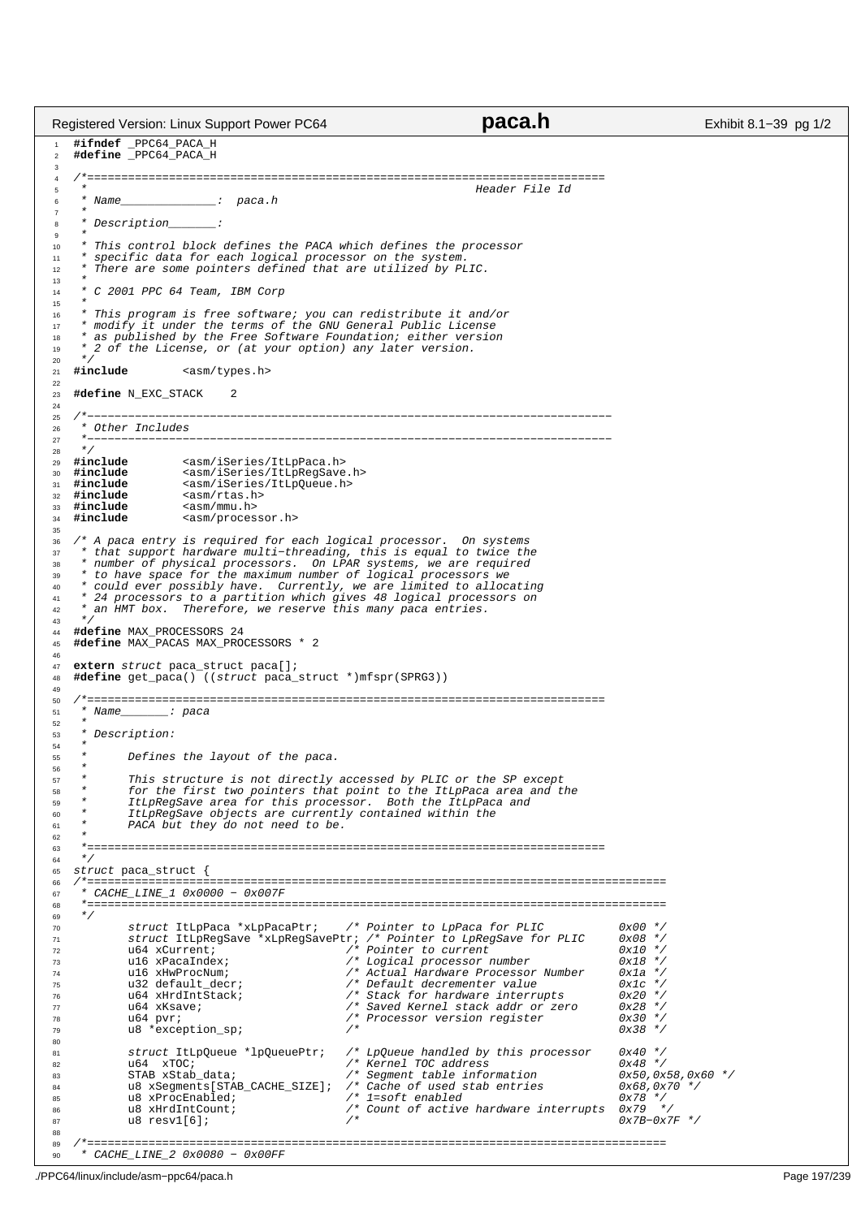```c
#ifndef _PPC64_PACA_H
#define _PPC64_PACA_H

/*============================================================================
 *                                                         Header File Id
 * Name______________:  paca.h
 *
 * Description_______:
 *
 * This control block defines the PACA which defines the processor
 * specific data for each logical processor on the system.
 * There are some pointers defined that are utilized by PLIC.
 *
 * C 2001 PPC 64 Team, IBM Corp
 *
 * This program is free software; you can redistribute it and/or
 * modify it under the terms of the GNU General Public License
 * as published by the Free Software Foundation; either version
 * 2 of the License, or (at your option) any later version.
 */
#include        <asm/types.h>

#define N_EXC_STACK    2

/*-----------------------------------------------------------------------------
 * Other Includes
 *-----------------------------------------------------------------------------
 */
#include        <asm/iSeries/ItLpPaca.h>
#include        <asm/iSeries/ItLpRegSave.h>
#include        <asm/iSeries/ItLpQueue.h>
#include        <asm/rtas.h>
#include        <asm/mmu.h>
#include        <asm/processor.h>

/* A paca entry is required for each logical processor.  On systems
 * that support hardware multi-threading, this is equal to twice the
 * number of physical processors.  On LPAR systems, we are required
 * to have space for the maximum number of logical processors we
 * could ever possibly have.  Currently, we are limited to allocating
 * 24 processors to a partition which gives 48 logical processors on
 * an HMT box.  Therefore, we reserve this many paca entries.
 */
#define MAX_PROCESSORS 24
#define MAX_PACAS MAX_PROCESSORS * 2

extern struct paca_struct paca[];
#define get_paca() ((struct paca_struct *)mfspr(SPRG3))

/*============================================================================
 * Name_______: paca
 *
 * Description:
 *
 *      Defines the layout of the paca.
 *
 *      This structure is not directly accessed by PLIC or the SP except
 *      for the first two pointers that point to the ItLpPaca area and the
 *      ItLpRegSave area for this processor.  Both the ItLpPaca and
 *      ItLpRegSave objects are currently contained within the
 *      PACA but they do not need to be.
 *
 *============================================================================
 */
struct paca_struct {
/*=====================================================================================
 * CACHE_LINE_1 0x0000 - 0x007F
 *=====================================================================================
 */
        struct ItLpPaca *xLpPacaPtr;    /* Pointer to LpPaca for PLIC           0x00 */
        struct ItLpRegSave *xLpRegSavePtr; /* Pointer to LpRegSave for PLIC     0x08 */
        u64 xCurrent;                   /* Pointer to current                   0x10 */
        u16 xPacaIndex;                 /* Logical processor number             0x18 */
        u16 xHwProcNum;                 /* Actual Hardware Processor Number     0x1a */
        u32 default_decr;               /* Default decrementer value            0x1c */
        u64 xHrdIntStack;               /* Stack for hardware interrupts        0x20 */
        u64 xKsave;                     /* Saved Kernel stack addr or zero      0x28 */
        u64 pvr;                        /* Processor version register           0x30 */
        u8 *exception_sp;               /*                                      0x38 */

        struct ItLpQueue *lpQueuePtr;   /* LpQueue handled by this processor    0x40 */
        u64  xTOC;                      /* Kernel TOC address                   0x48 */
        STAB xStab_data;                /* Segment table information            0x50,0x58,0x60 */
        u8 xSegments[STAB_CACHE_SIZE];  /* Cache of used stab entries           0x68,0x70 */
        u8 xProcEnabled;                /* 1=soft enabled                       0x78 */
        u8 xHrdIntCount;                /* Count of active hardware interrupts  0x79  */
        u8 resv1[6];                    /*                                      0x7B-0x7F */

/*=====================================================================================
 * CACHE_LINE_2 0x0080 - 0x00FF
```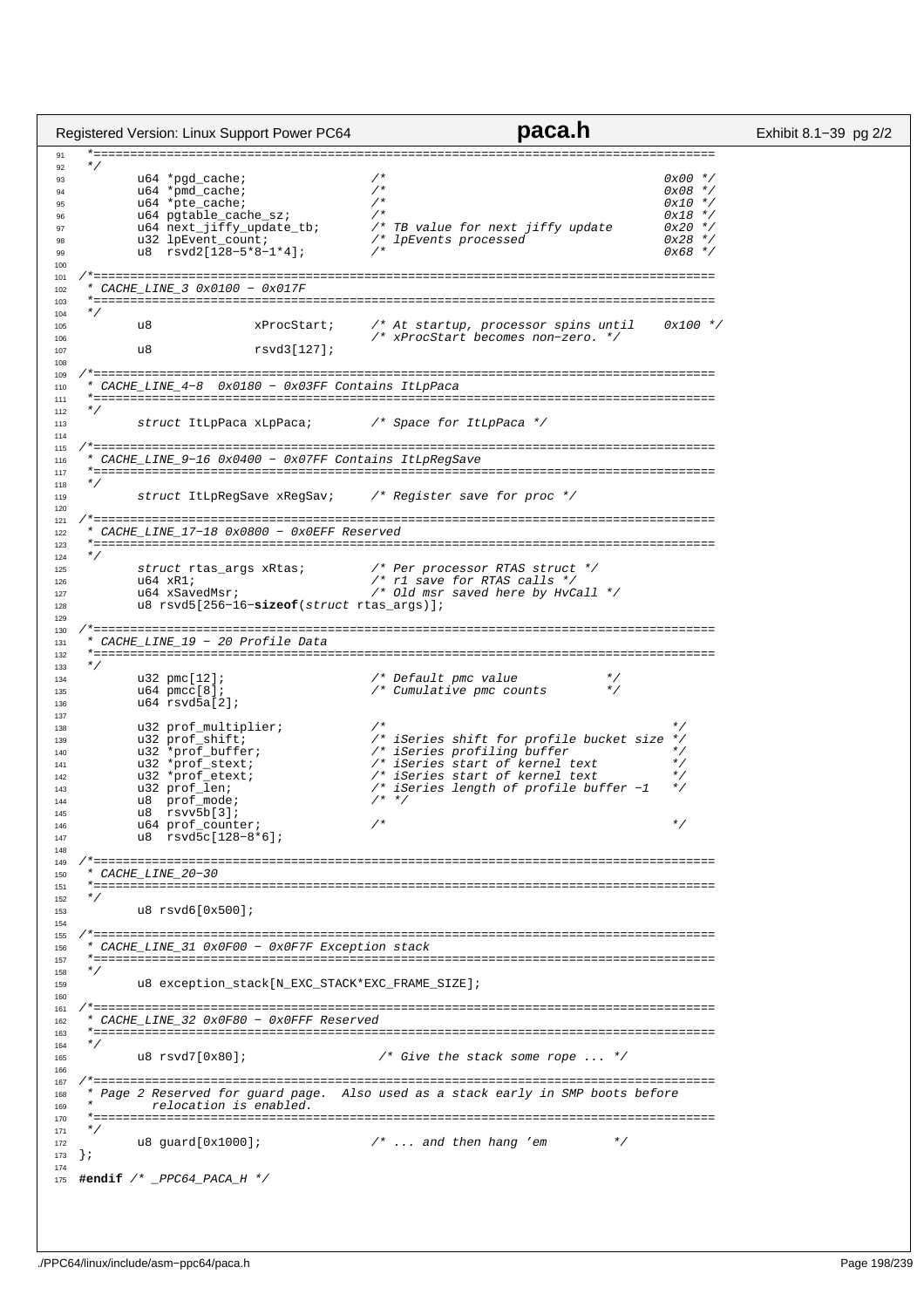```c
 *=============================================================================
 */
	u64 *pgd_cache;			/*						0x00 */
	u64 *pmd_cache;			/*						0x08 */
	u64 *pte_cache;			/*						0x10 */
	u64 pgtable_cache_sz;		/*						0x18 */
	u64 next_jiffy_update_tb;	/* TB value for next jiffy update	0x20 */
	u32 lpEvent_count;		/* lpEvents processed			0x28 */
	u8  rsvd2[128-5*8-1*4];		/*						0x68 */

/*=============================================================================
 * CACHE_LINE_3 0x0100 - 0x017F
 *=============================================================================
 */
	u8		xProcStart;	/* At startup, processor spins until	0x100 */
					/* xProcStart becomes non-zero. */
	u8		rsvd3[127];

/*=============================================================================
 * CACHE_LINE_4-8  0x0180 - 0x03FF Contains ItLpPaca
 *=============================================================================
 */
	struct ItLpPaca xLpPaca;	/* Space for ItLpPaca */

/*=============================================================================
 * CACHE_LINE_9-16 0x0400 - 0x07FF Contains ItLpRegSave
 *=============================================================================
 */
	struct ItLpRegSave xRegSav;	/* Register save for proc */

/*=============================================================================
 * CACHE_LINE_17-18 0x0800 - 0x0EFF Reserved
 *=============================================================================
 */
	struct rtas_args xRtas;		/* Per processor RTAS struct */
	u64 xR1;			/* r1 save for RTAS calls */
	u64 xSavedMsr;			/* Old msr saved here by HvCall */
	u8 rsvd5[256-16-sizeof(struct rtas_args)];

/*=============================================================================
 * CACHE_LINE_19 - 20 Profile Data
 *=============================================================================
 */
	u32 pmc[12];			/* Default pmc value		*/
	u64 pmcc[8];			/* Cumulative pmc counts	*/
	u64 rsvd5a[2];

	u32 prof_multiplier;		/*						*/
	u32 prof_shift;			/* iSeries shift for profile bucket size */
	u32 *prof_buffer;		/* iSeries profiling buffer		*/
	u32 *prof_stext;		/* iSeries start of kernel text		*/
	u32 *prof_etext;		/* iSeries start of kernel text		*/
	u32 prof_len;			/* iSeries length of profile buffer -1	*/
	u8  prof_mode;			/* */
	u8  rsvv5b[3];
	u64 prof_counter;		/*						*/
	u8  rsvd5c[128-8*6];

/*=============================================================================
 * CACHE_LINE_20-30
 *=============================================================================
 */
	u8 rsvd6[0x500];

/*=============================================================================
 * CACHE_LINE_31 0x0F00 - 0x0F7F Exception stack
 *=============================================================================
 */
	u8 exception_stack[N_EXC_STACK*EXC_FRAME_SIZE];

/*=============================================================================
 * CACHE_LINE_32 0x0F80 - 0x0FFF Reserved
 *=============================================================================
 */
	u8 rsvd7[0x80];			/* Give the stack some rope ... */

/*=============================================================================
 * Page 2 Reserved for guard page.  Also used as a stack early in SMP boots before
 *	  relocation is enabled.
 *=============================================================================
 */
	u8 guard[0x1000];		/* ... and then hang 'em	*/
};

#endif /* _PPC64_PACA_H */
```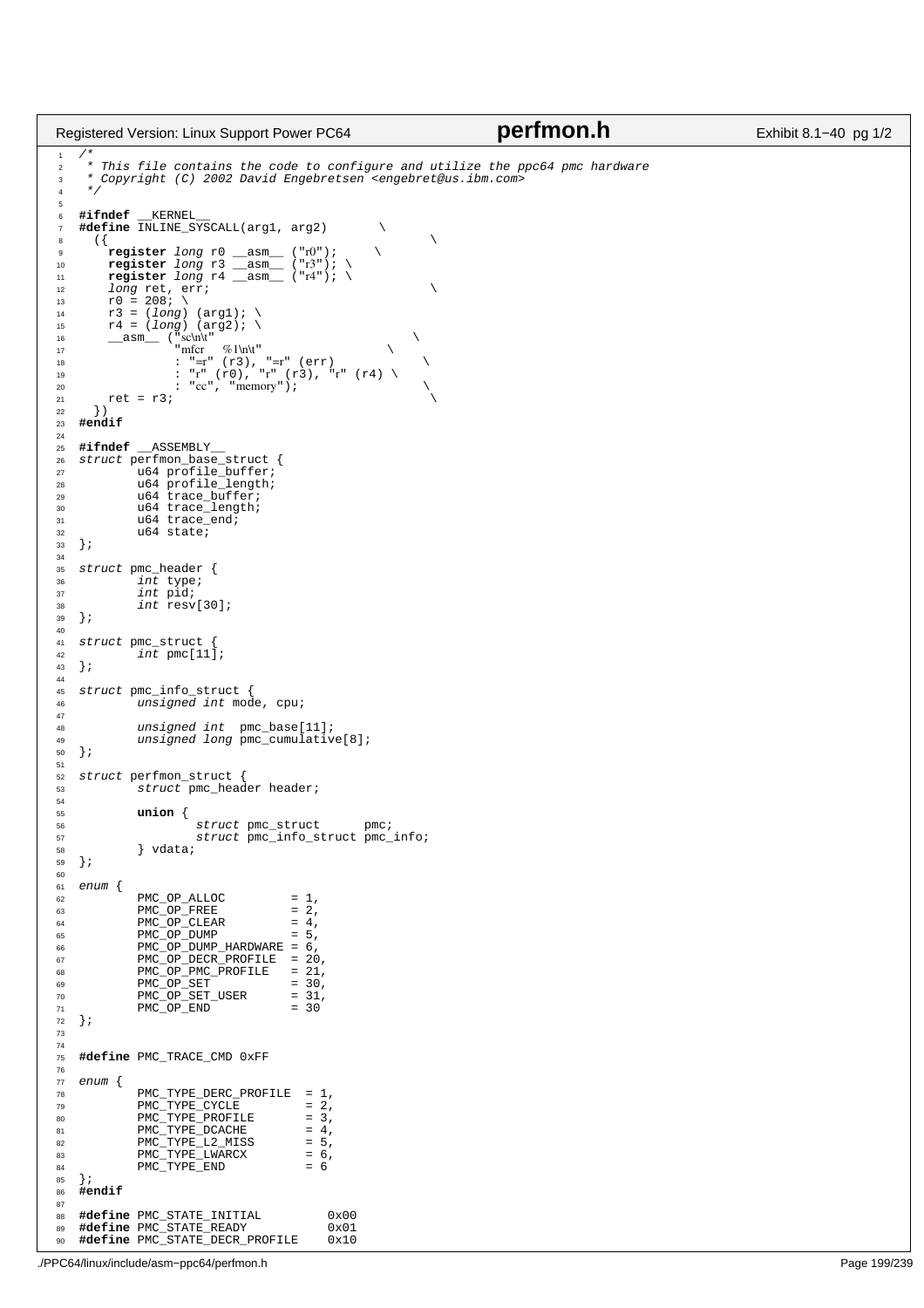```c
/*
 * This file contains the code to configure and utilize the ppc64 pmc hardware
 * Copyright (C) 2002 David Engebretsen <engebret@us.ibm.com>
 */

#ifndef __KERNEL__
#define INLINE_SYSCALL(arg1, arg2)       \
  ({                                            \
    register long r0 __asm__ ("r0");     \
    register long r3 __asm__ ("r3"); \
    register long r4 __asm__ ("r4"); \
    long ret, err;                              \
    r0 = 208; \
    r3 = (long) (arg1); \
    r4 = (long) (arg2); \
    __asm__ ("sc\n\t"                          \
             "mfcr    %1\n\t"                  \
             : "=r" (r3), "=r" (err)            \
             : "r" (r0), "r" (r3), "r" (r4) \
             : "cc", "memory");                 \
    ret = r3;                                   \
  })
#endif

#ifndef __ASSEMBLY__
struct perfmon_base_struct {
        u64 profile_buffer;
        u64 profile_length;
        u64 trace_buffer;
        u64 trace_length;
        u64 trace_end;
        u64 state;
};

struct pmc_header {
        int type;
        int pid;
        int resv[30];
};

struct pmc_struct {
        int pmc[11];
};

struct pmc_info_struct {
        unsigned int mode, cpu;

        unsigned int  pmc_base[11];
        unsigned long pmc_cumulative[8];
};

struct perfmon_struct {
        struct pmc_header header;

        union {
                struct pmc_struct      pmc;
                struct pmc_info_struct pmc_info;
        } vdata;
};

enum {
        PMC_OP_ALLOC         = 1,
        PMC_OP_FREE          = 2,
        PMC_OP_CLEAR         = 4,
        PMC_OP_DUMP          = 5,
        PMC_OP_DUMP_HARDWARE = 6,
        PMC_OP_DECR_PROFILE  = 20,
        PMC_OP_PMC_PROFILE   = 21,
        PMC_OP_SET           = 30,
        PMC_OP_SET_USER      = 31,
        PMC_OP_END           = 30
};


#define PMC_TRACE_CMD 0xFF

enum {
        PMC_TYPE_DERC_PROFILE  = 1,
        PMC_TYPE_CYCLE         = 2,
        PMC_TYPE_PROFILE       = 3,
        PMC_TYPE_DCACHE        = 4,
        PMC_TYPE_L2_MISS       = 5,
        PMC_TYPE_LWARCX        = 6,
        PMC_TYPE_END           = 6
};
#endif

#define PMC_STATE_INITIAL         0x00
#define PMC_STATE_READY           0x01
#define PMC_STATE_DECR_PROFILE    0x10
```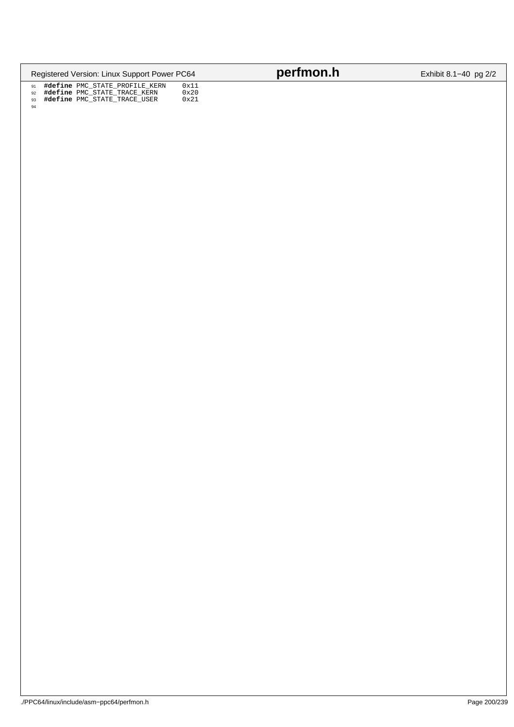```c
#define PMC_STATE_PROFILE_KERN    0x11
#define PMC_STATE_TRACE_KERN      0x20
#define PMC_STATE_TRACE_USER      0x21

```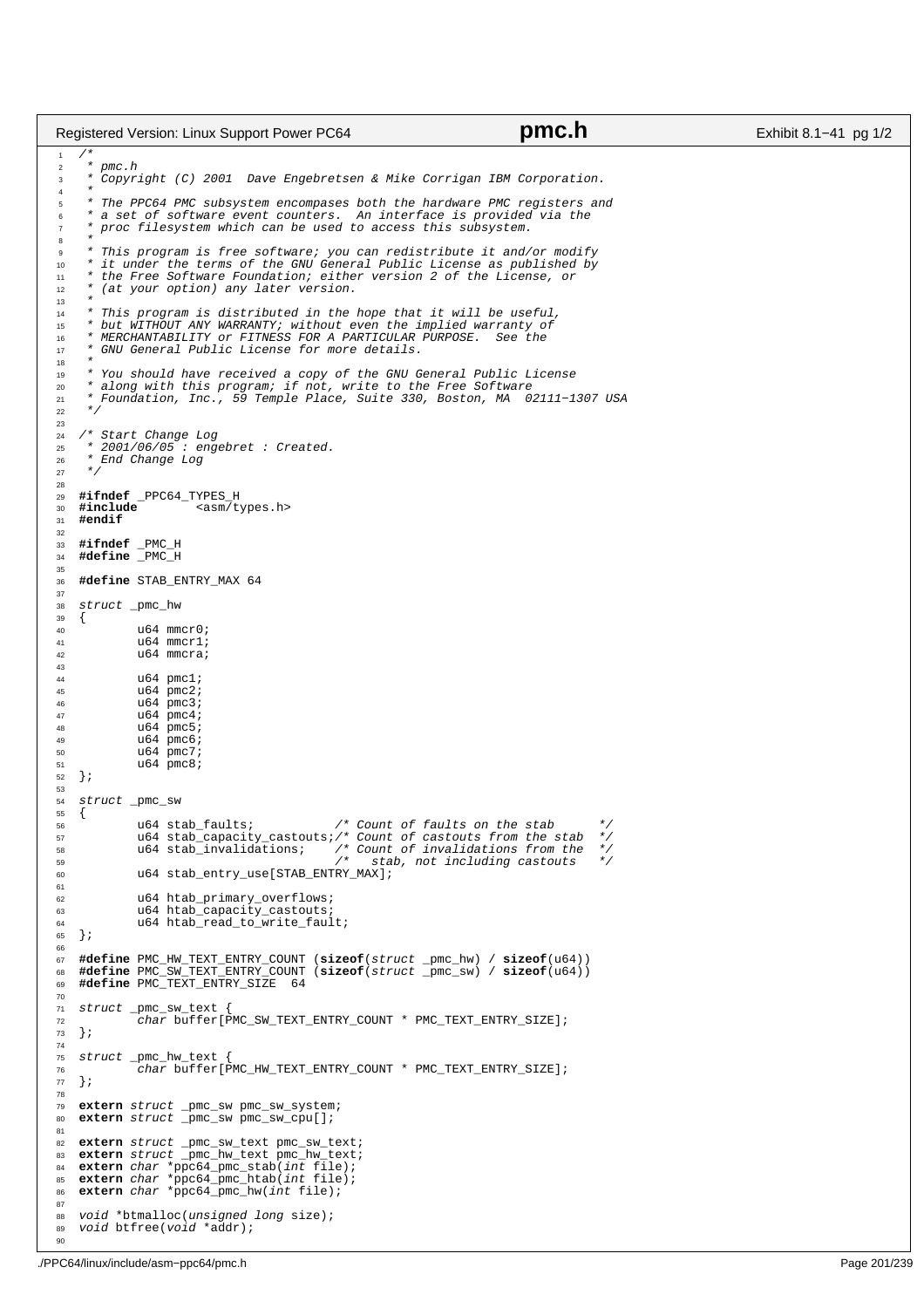```c
/*
 * pmc.h
 * Copyright (C) 2001  Dave Engebretsen & Mike Corrigan IBM Corporation.
 *
 * The PPC64 PMC subsystem encompases both the hardware PMC registers and
 * a set of software event counters.  An interface is provided via the
 * proc filesystem which can be used to access this subsystem.
 *
 * This program is free software; you can redistribute it and/or modify
 * it under the terms of the GNU General Public License as published by
 * the Free Software Foundation; either version 2 of the License, or
 * (at your option) any later version.
 *
 * This program is distributed in the hope that it will be useful,
 * but WITHOUT ANY WARRANTY; without even the implied warranty of
 * MERCHANTABILITY or FITNESS FOR A PARTICULAR PURPOSE.  See the
 * GNU General Public License for more details.
 *
 * You should have received a copy of the GNU General Public License
 * along with this program; if not, write to the Free Software
 * Foundation, Inc., 59 Temple Place, Suite 330, Boston, MA  02111-1307 USA
 */

/* Start Change Log
 * 2001/06/05 : engebret : Created.
 * End Change Log
 */

#ifndef _PPC64_TYPES_H
#include        <asm/types.h>
#endif

#ifndef _PMC_H
#define _PMC_H

#define STAB_ENTRY_MAX 64

struct _pmc_hw
{
        u64 mmcr0;
        u64 mmcr1;
        u64 mmcra;

        u64 pmc1;
        u64 pmc2;
        u64 pmc3;
        u64 pmc4;
        u64 pmc5;
        u64 pmc6;
        u64 pmc7;
        u64 pmc8;
};

struct _pmc_sw
{
        u64 stab_faults;           /* Count of faults on the stab      */
        u64 stab_capacity_castouts;/* Count of castouts from the stab  */
        u64 stab_invalidations;    /* Count of invalidations from the  */
                                   /*   stab, not including castouts   */
        u64 stab_entry_use[STAB_ENTRY_MAX];

        u64 htab_primary_overflows;
        u64 htab_capacity_castouts;
        u64 htab_read_to_write_fault;
};

#define PMC_HW_TEXT_ENTRY_COUNT (sizeof(struct _pmc_hw) / sizeof(u64))
#define PMC_SW_TEXT_ENTRY_COUNT (sizeof(struct _pmc_sw) / sizeof(u64))
#define PMC_TEXT_ENTRY_SIZE  64

struct _pmc_sw_text {
        char buffer[PMC_SW_TEXT_ENTRY_COUNT * PMC_TEXT_ENTRY_SIZE];
};

struct _pmc_hw_text {
        char buffer[PMC_HW_TEXT_ENTRY_COUNT * PMC_TEXT_ENTRY_SIZE];
};

extern struct _pmc_sw pmc_sw_system;
extern struct _pmc_sw pmc_sw_cpu[];

extern struct _pmc_sw_text pmc_sw_text;
extern struct _pmc_hw_text pmc_hw_text;
extern char *ppc64_pmc_stab(int file);
extern char *ppc64_pmc_htab(int file);
extern char *ppc64_pmc_hw(int file);

void *btmalloc(unsigned long size);
void btfree(void *addr);

```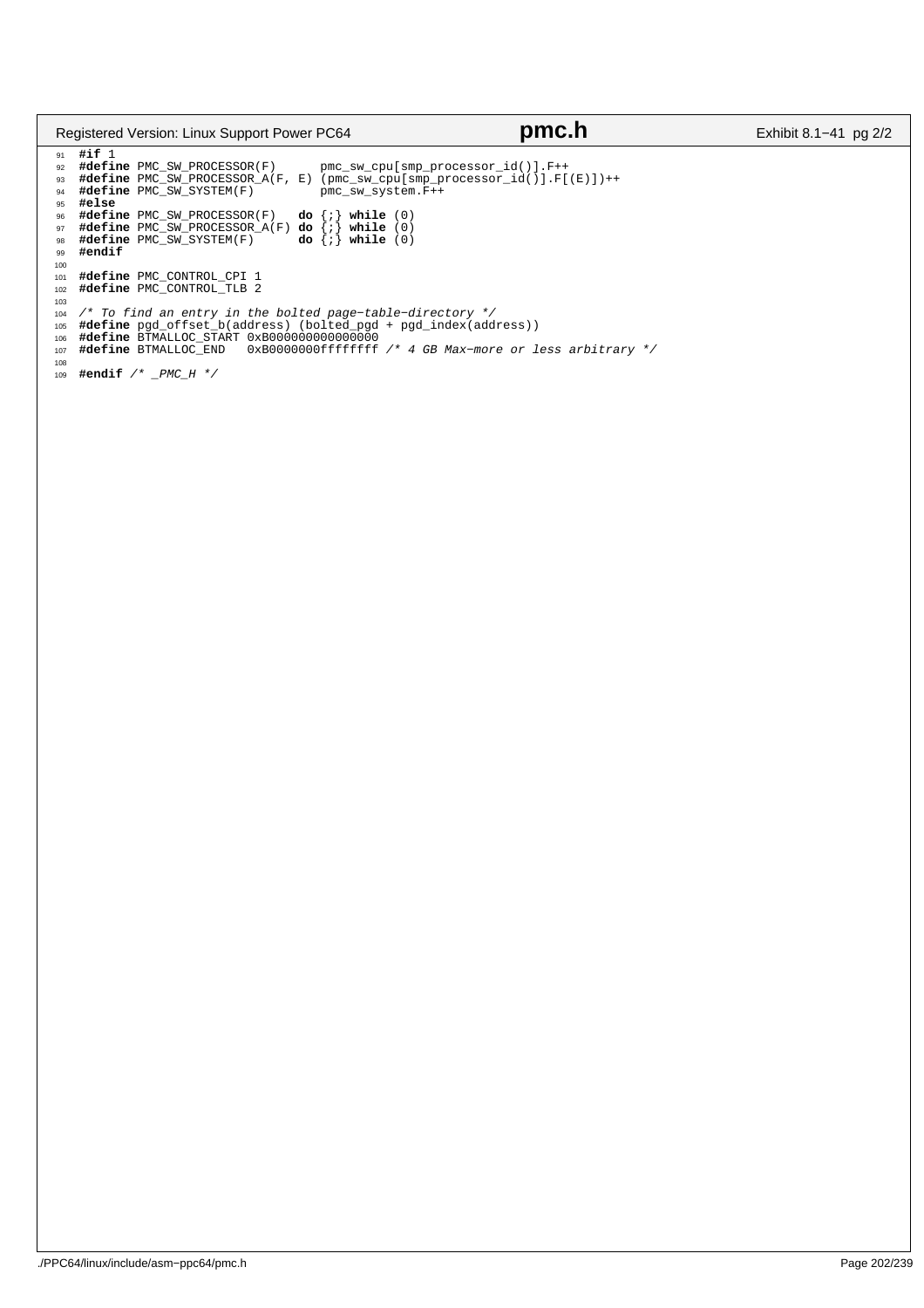```c
#if 1
#define PMC_SW_PROCESSOR(F)      pmc_sw_cpu[smp_processor_id()].F++
#define PMC_SW_PROCESSOR_A(F, E) (pmc_sw_cpu[smp_processor_id()].F[(E)])++
#define PMC_SW_SYSTEM(F)         pmc_sw_system.F++
#else
#define PMC_SW_PROCESSOR(F)   do {;} while (0)
#define PMC_SW_PROCESSOR_A(F) do {;} while (0)
#define PMC_SW_SYSTEM(F)      do {;} while (0)
#endif

#define PMC_CONTROL_CPI 1
#define PMC_CONTROL_TLB 2

/* To find an entry in the bolted page-table-directory */
#define pgd_offset_b(address) (bolted_pgd + pgd_index(address))
#define BTMALLOC_START 0xB000000000000000
#define BTMALLOC_END   0xB0000000ffffffff /* 4 GB Max-more or less arbitrary */

#endif /* _PMC_H */
```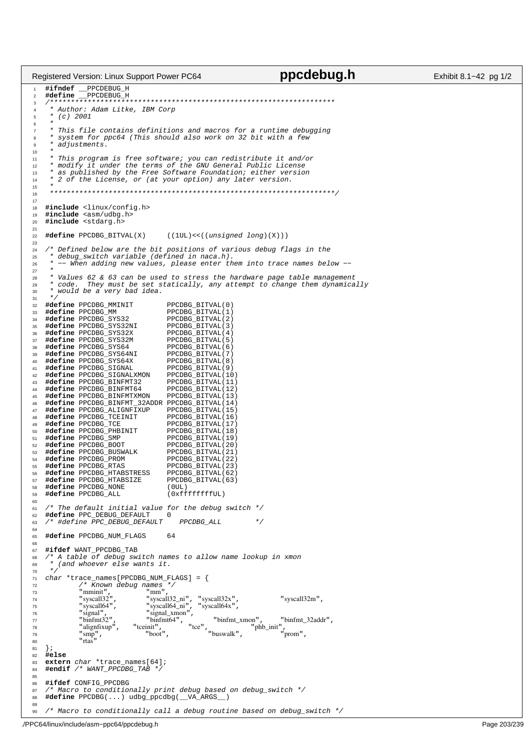```c
#ifndef __PPCDEBUG_H
#define __PPCDEBUG_H
/********************************************************************
 * Author: Adam Litke, IBM Corp
 * (c) 2001
 *
 * This file contains definitions and macros for a runtime debugging
 * system for ppc64 (This should also work on 32 bit with a few
 * adjustments.
 *
 * This program is free software; you can redistribute it and/or
 * modify it under the terms of the GNU General Public License
 * as published by the Free Software Foundation; either version
 * 2 of the License, or (at your option) any later version.
 *
 ********************************************************************/

#include <linux/config.h>
#include <asm/udbg.h>
#include <stdarg.h>

#define PPCDBG_BITVAL(X)     ((1UL)<<((unsigned long)(X)))

/* Defined below are the bit positions of various debug flags in the
 * debug_switch variable (defined in naca.h).
 * -- When adding new values, please enter them into trace names below --
 *
 * Values 62 & 63 can be used to stress the hardware page table management
 * code.  They must be set statically, any attempt to change them dynamically
 * would be a very bad idea.
 */
#define PPCDBG_MMINIT        PPCDBG_BITVAL(0)
#define PPCDBG_MM            PPCDBG_BITVAL(1)
#define PPCDBG_SYS32         PPCDBG_BITVAL(2)
#define PPCDBG_SYS32NI       PPCDBG_BITVAL(3)
#define PPCDBG_SYS32X        PPCDBG_BITVAL(4)
#define PPCDBG_SYS32M        PPCDBG_BITVAL(5)
#define PPCDBG_SYS64         PPCDBG_BITVAL(6)
#define PPCDBG_SYS64NI       PPCDBG_BITVAL(7)
#define PPCDBG_SYS64X        PPCDBG_BITVAL(8)
#define PPCDBG_SIGNAL        PPCDBG_BITVAL(9)
#define PPCDBG_SIGNALXMON    PPCDBG_BITVAL(10)
#define PPCDBG_BINFMT32      PPCDBG_BITVAL(11)
#define PPCDBG_BINFMT64      PPCDBG_BITVAL(12)
#define PPCDBG_BINFMTXMON    PPCDBG_BITVAL(13)
#define PPCDBG_BINFMT_32ADDR PPCDBG_BITVAL(14)
#define PPCDBG_ALIGNFIXUP    PPCDBG_BITVAL(15)
#define PPCDBG_TCEINIT       PPCDBG_BITVAL(16)
#define PPCDBG_TCE           PPCDBG_BITVAL(17)
#define PPCDBG_PHBINIT       PPCDBG_BITVAL(18)
#define PPCDBG_SMP           PPCDBG_BITVAL(19)
#define PPCDBG_BOOT          PPCDBG_BITVAL(20)
#define PPCDBG_BUSWALK       PPCDBG_BITVAL(21)
#define PPCDBG_PROM          PPCDBG_BITVAL(22)
#define PPCDBG_RTAS          PPCDBG_BITVAL(23)
#define PPCDBG_HTABSTRESS    PPCDBG_BITVAL(62)
#define PPCDBG_HTABSIZE      PPCDBG_BITVAL(63)
#define PPCDBG_NONE          (0UL)
#define PPCDBG_ALL           (0xffffffffUL)

/* The default initial value for the debug switch */
#define PPC_DEBUG_DEFAULT    0
/* #define PPC_DEBUG_DEFAULT    PPCDBG_ALL        */

#define PPCDBG_NUM_FLAGS     64

#ifdef WANT_PPCDBG_TAB
/* A table of debug switch names to allow name lookup in xmon
 * (and whoever else wants it.
 */
char *trace_names[PPCDBG_NUM_FLAGS] = {
        /* Known debug names */
        "mminit",       "mm",
        "syscall32",    "syscall32_ni", "syscall32x",   "syscall32m",
        "syscall64",    "syscall64_ni", "syscall64x",
        "signal",       "signal_xmon",
        "binfmt32",     "binfmt64",     "binfmt_xmon",  "binfmt_32addr",
        "alignfixup",   "tceinit",      "tce",          "phb_init",
        "smp",          "boot",         "buswalk",      "prom",
        "rtas"
};
#else
extern char *trace_names[64];
#endif /* WANT_PPCDBG_TAB */

#ifdef CONFIG_PPCDBG
/* Macro to conditionally print debug based on debug_switch */
#define PPCDBG(...) udbg_ppcdbg(__VA_ARGS__)

/* Macro to conditionally call a debug routine based on debug_switch */
```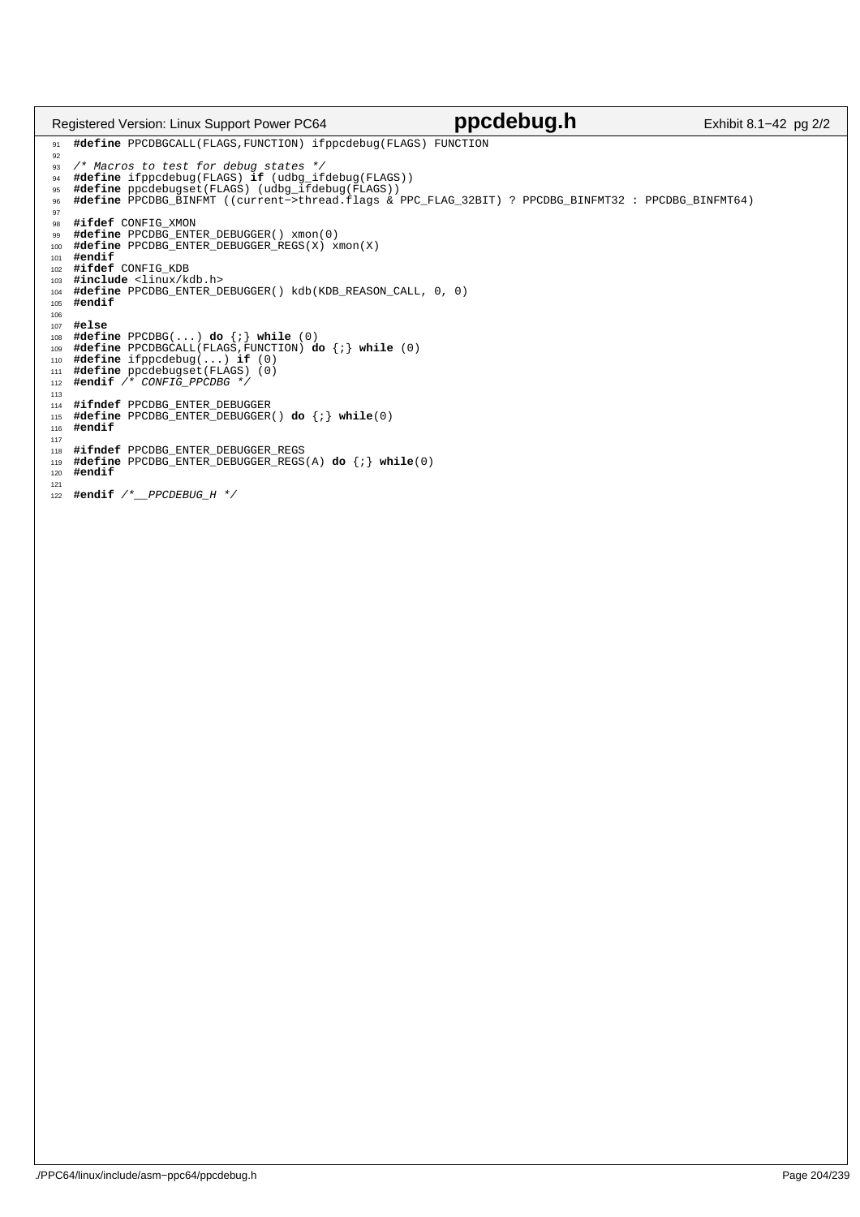```c
#define PPCDBGCALL(FLAGS,FUNCTION) ifppcdebug(FLAGS) FUNCTION

/* Macros to test for debug states */
#define ifppcdebug(FLAGS) if (udbg_ifdebug(FLAGS))
#define ppcdebugset(FLAGS) (udbg_ifdebug(FLAGS))
#define PPCDBG_BINFMT ((current->thread.flags & PPC_FLAG_32BIT) ? PPCDBG_BINFMT32 : PPCDBG_BINFMT64)

#ifdef CONFIG_XMON
#define PPCDBG_ENTER_DEBUGGER() xmon(0)
#define PPCDBG_ENTER_DEBUGGER_REGS(X) xmon(X)
#endif
#ifdef CONFIG_KDB
#include <linux/kdb.h>
#define PPCDBG_ENTER_DEBUGGER() kdb(KDB_REASON_CALL, 0, 0)
#endif

#else
#define PPCDBG(...) do {;} while (0)
#define PPCDBGCALL(FLAGS,FUNCTION) do {;} while (0)
#define ifppcdebug(...) if (0)
#define ppcdebugset(FLAGS) (0)
#endif /* CONFIG_PPCDBG */

#ifndef PPCDBG_ENTER_DEBUGGER
#define PPCDBG_ENTER_DEBUGGER() do {;} while(0)
#endif

#ifndef PPCDBG_ENTER_DEBUGGER_REGS
#define PPCDBG_ENTER_DEBUGGER_REGS(A) do {;} while(0)
#endif

#endif /*__PPCDEBUG_H */
```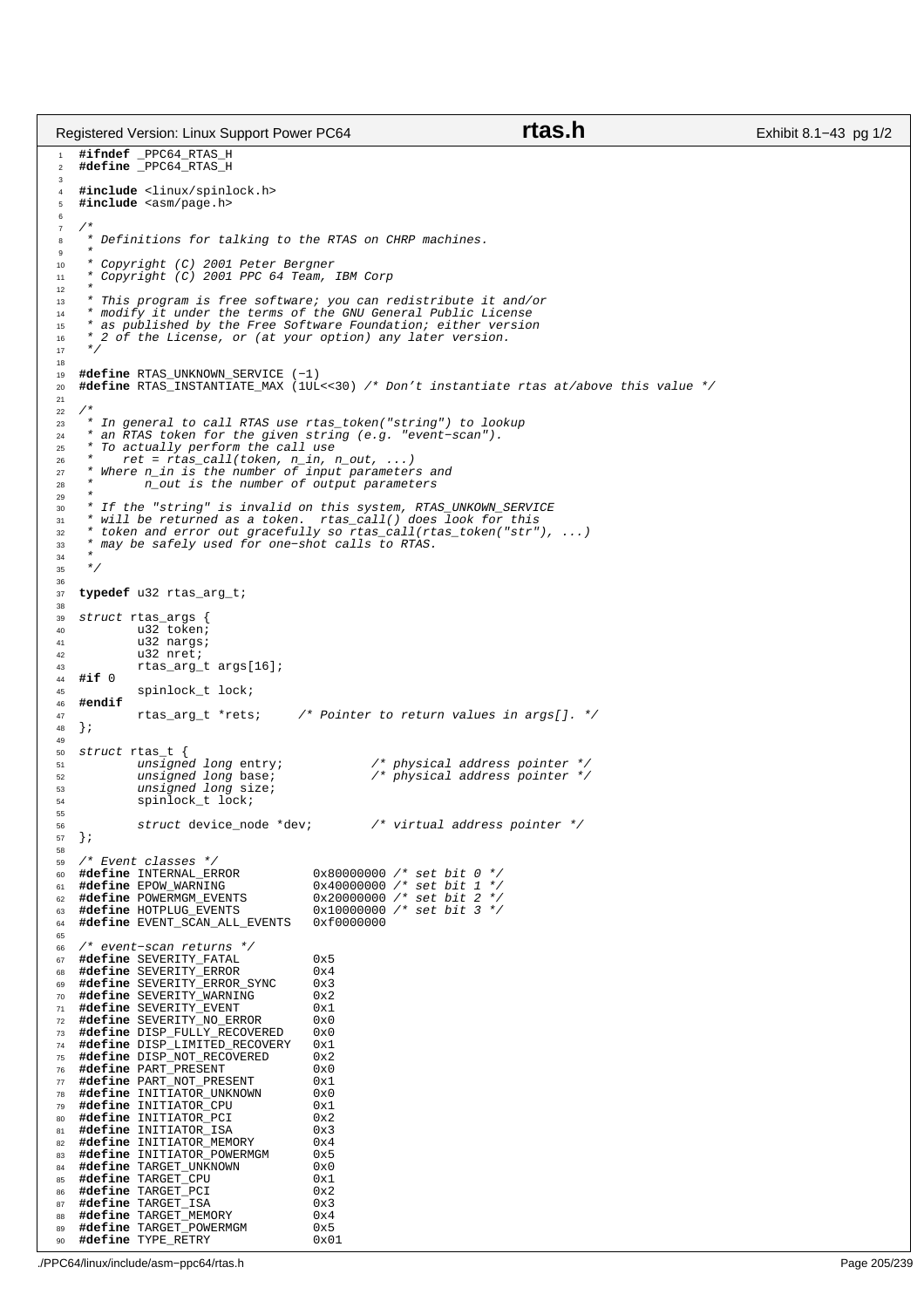```c
#ifndef _PPC64_RTAS_H
#define _PPC64_RTAS_H

#include <linux/spinlock.h>
#include <asm/page.h>

/*
 * Definitions for talking to the RTAS on CHRP machines.
 *
 * Copyright (C) 2001 Peter Bergner
 * Copyright (C) 2001 PPC 64 Team, IBM Corp
 *
 * This program is free software; you can redistribute it and/or
 * modify it under the terms of the GNU General Public License
 * as published by the Free Software Foundation; either version
 * 2 of the License, or (at your option) any later version.
 */

#define RTAS_UNKNOWN_SERVICE (-1)
#define RTAS_INSTANTIATE_MAX (1UL<<30) /* Don't instantiate rtas at/above this value */

/*
 * In general to call RTAS use rtas_token("string") to lookup
 * an RTAS token for the given string (e.g. "event-scan").
 * To actually perform the call use
 *     ret = rtas_call(token, n_in, n_out, ...)
 * Where n_in is the number of input parameters and
 *       n_out is the number of output parameters
 *
 * If the "string" is invalid on this system, RTAS_UNKOWN_SERVICE
 * will be returned as a token.  rtas_call() does look for this
 * token and error out gracefully so rtas_call(rtas_token("str"), ...)
 * may be safely used for one-shot calls to RTAS.
 *
 */

typedef u32 rtas_arg_t;

struct rtas_args {
        u32 token;
        u32 nargs;
        u32 nret;
        rtas_arg_t args[16];
#if 0
        spinlock_t lock;
#endif
        rtas_arg_t *rets;     /* Pointer to return values in args[]. */
};

struct rtas_t {
        unsigned long entry;            /* physical address pointer */
        unsigned long base;             /* physical address pointer */
        unsigned long size;
        spinlock_t lock;

        struct device_node *dev;        /* virtual address pointer */
};

/* Event classes */
#define INTERNAL_ERROR          0x80000000 /* set bit 0 */
#define EPOW_WARNING            0x40000000 /* set bit 1 */
#define POWERMGM_EVENTS         0x20000000 /* set bit 2 */
#define HOTPLUG_EVENTS          0x10000000 /* set bit 3 */
#define EVENT_SCAN_ALL_EVENTS   0xf0000000

/* event-scan returns */
#define SEVERITY_FATAL          0x5
#define SEVERITY_ERROR          0x4
#define SEVERITY_ERROR_SYNC     0x3
#define SEVERITY_WARNING        0x2
#define SEVERITY_EVENT          0x1
#define SEVERITY_NO_ERROR       0x0
#define DISP_FULLY_RECOVERED    0x0
#define DISP_LIMITED_RECOVERY   0x1
#define DISP_NOT_RECOVERED      0x2
#define PART_PRESENT            0x0
#define PART_NOT_PRESENT        0x1
#define INITIATOR_UNKNOWN       0x0
#define INITIATOR_CPU           0x1
#define INITIATOR_PCI           0x2
#define INITIATOR_ISA           0x3
#define INITIATOR_MEMORY        0x4
#define INITIATOR_POWERMGM      0x5
#define TARGET_UNKNOWN          0x0
#define TARGET_CPU              0x1
#define TARGET_PCI              0x2
#define TARGET_ISA              0x3
#define TARGET_MEMORY           0x4
#define TARGET_POWERMGM         0x5
#define TYPE_RETRY              0x01
```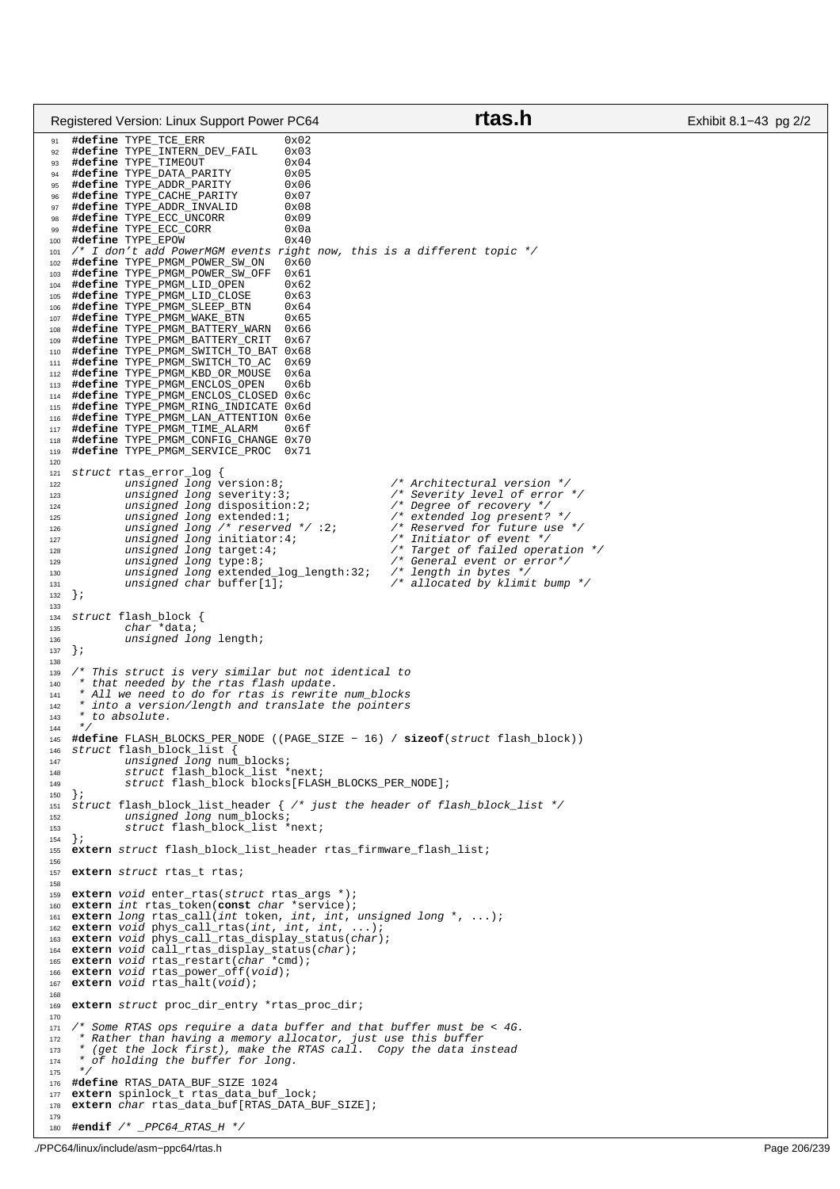```c
#define TYPE_TCE_ERR            0x02
#define TYPE_INTERN_DEV_FAIL    0x03
#define TYPE_TIMEOUT            0x04
#define TYPE_DATA_PARITY        0x05
#define TYPE_ADDR_PARITY        0x06
#define TYPE_CACHE_PARITY       0x07
#define TYPE_ADDR_INVALID       0x08
#define TYPE_ECC_UNCORR         0x09
#define TYPE_ECC_CORR           0x0a
#define TYPE_EPOW               0x40
/* I don't add PowerMGM events right now, this is a different topic */
#define TYPE_PMGM_POWER_SW_ON   0x60
#define TYPE_PMGM_POWER_SW_OFF  0x61
#define TYPE_PMGM_LID_OPEN      0x62
#define TYPE_PMGM_LID_CLOSE     0x63
#define TYPE_PMGM_SLEEP_BTN     0x64
#define TYPE_PMGM_WAKE_BTN      0x65
#define TYPE_PMGM_BATTERY_WARN  0x66
#define TYPE_PMGM_BATTERY_CRIT  0x67
#define TYPE_PMGM_SWITCH_TO_BAT 0x68
#define TYPE_PMGM_SWITCH_TO_AC  0x69
#define TYPE_PMGM_KBD_OR_MOUSE  0x6a
#define TYPE_PMGM_ENCLOS_OPEN   0x6b
#define TYPE_PMGM_ENCLOS_CLOSED 0x6c
#define TYPE_PMGM_RING_INDICATE 0x6d
#define TYPE_PMGM_LAN_ATTENTION 0x6e
#define TYPE_PMGM_TIME_ALARM    0x6f
#define TYPE_PMGM_CONFIG_CHANGE 0x70
#define TYPE_PMGM_SERVICE_PROC  0x71

struct rtas_error_log {
        unsigned long version:8;                /* Architectural version */
        unsigned long severity:3;               /* Severity level of error */
        unsigned long disposition:2;            /* Degree of recovery */
        unsigned long extended:1;               /* extended log present? */
        unsigned long /* reserved */ :2;        /* Reserved for future use */
        unsigned long initiator:4;              /* Initiator of event */
        unsigned long target:4;                 /* Target of failed operation */
        unsigned long type:8;                   /* General event or error*/
        unsigned long extended_log_length:32;   /* length in bytes */
        unsigned char buffer[1];                /* allocated by klimit bump */
};

struct flash_block {
        char *data;
        unsigned long length;
};

/* This struct is very similar but not identical to
 * that needed by the rtas flash update.
 * All we need to do for rtas is rewrite num_blocks
 * into a version/length and translate the pointers
 * to absolute.
 */
#define FLASH_BLOCKS_PER_NODE ((PAGE_SIZE - 16) / sizeof(struct flash_block))
struct flash_block_list {
        unsigned long num_blocks;
        struct flash_block_list *next;
        struct flash_block blocks[FLASH_BLOCKS_PER_NODE];
};
struct flash_block_list_header { /* just the header of flash_block_list */
        unsigned long num_blocks;
        struct flash_block_list *next;
};
extern struct flash_block_list_header rtas_firmware_flash_list;

extern struct rtas_t rtas;

extern void enter_rtas(struct rtas_args *);
extern int rtas_token(const char *service);
extern long rtas_call(int token, int, int, unsigned long *, ...);
extern void phys_call_rtas(int, int, int, ...);
extern void phys_call_rtas_display_status(char);
extern void call_rtas_display_status(char);
extern void rtas_restart(char *cmd);
extern void rtas_power_off(void);
extern void rtas_halt(void);

extern struct proc_dir_entry *rtas_proc_dir;

/* Some RTAS ops require a data buffer and that buffer must be < 4G.
 * Rather than having a memory allocator, just use this buffer
 * (get the lock first), make the RTAS call.  Copy the data instead
 * of holding the buffer for long.
 */
#define RTAS_DATA_BUF_SIZE 1024
extern spinlock_t rtas_data_buf_lock;
extern char rtas_data_buf[RTAS_DATA_BUF_SIZE];

#endif /* _PPC64_RTAS_H */
```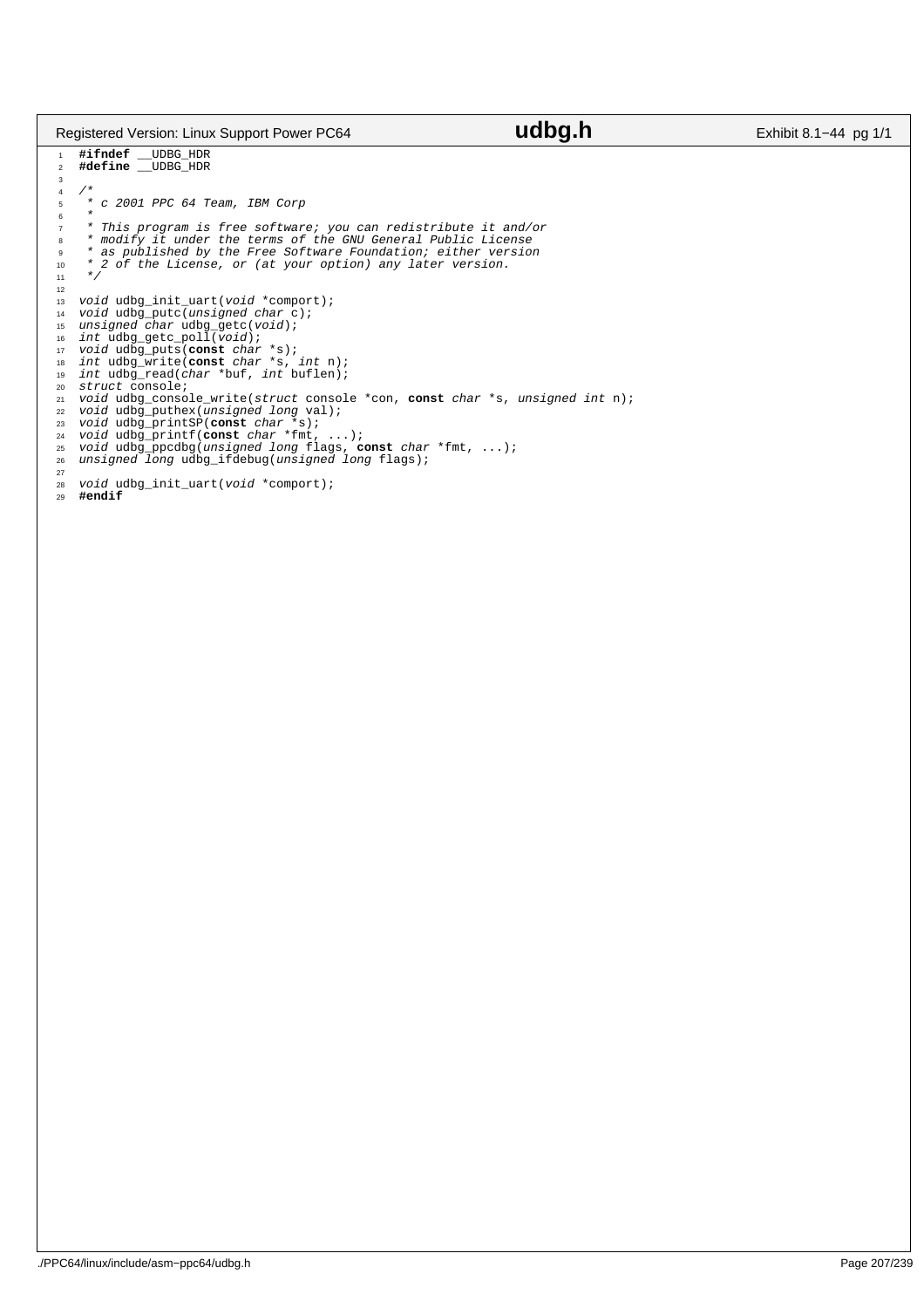```c
#ifndef __UDBG_HDR
#define __UDBG_HDR

/*
 * c 2001 PPC 64 Team, IBM Corp
 *
 * This program is free software; you can redistribute it and/or
 * modify it under the terms of the GNU General Public License
 * as published by the Free Software Foundation; either version
 * 2 of the License, or (at your option) any later version.
 */

void udbg_init_uart(void *comport);
void udbg_putc(unsigned char c);
unsigned char udbg_getc(void);
int udbg_getc_poll(void);
void udbg_puts(const char *s);
int udbg_write(const char *s, int n);
int udbg_read(char *buf, int buflen);
struct console;
void udbg_console_write(struct console *con, const char *s, unsigned int n);
void udbg_puthex(unsigned long val);
void udbg_printSP(const char *s);
void udbg_printf(const char *fmt, ...);
void udbg_ppcdbg(unsigned long flags, const char *fmt, ...);
unsigned long udbg_ifdebug(unsigned long flags);

void udbg_init_uart(void *comport);
#endif
```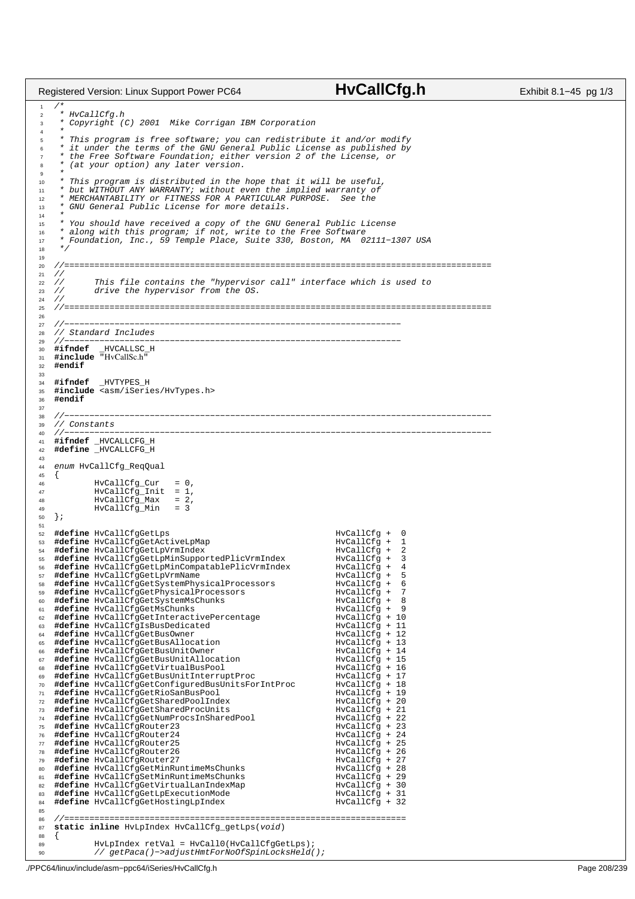```c
/*
 * HvCallCfg.h
 * Copyright (C) 2001  Mike Corrigan IBM Corporation
 *
 * This program is free software; you can redistribute it and/or modify
 * it under the terms of the GNU General Public License as published by
 * the Free Software Foundation; either version 2 of the License, or
 * (at your option) any later version.
 *
 * This program is distributed in the hope that it will be useful,
 * but WITHOUT ANY WARRANTY; without even the implied warranty of
 * MERCHANTABILITY or FITNESS FOR A PARTICULAR PURPOSE.  See the
 * GNU General Public License for more details.
 *
 * You should have received a copy of the GNU General Public License
 * along with this program; if not, write to the Free Software
 * Foundation, Inc., 59 Temple Place, Suite 330, Boston, MA  02111-1307 USA
 */

//=====================================================================================
//
//      This file contains the "hypervisor call" interface which is used to
//      drive the hypervisor from the OS.
//
//=====================================================================================

//-------------------------------------------------------------------
// Standard Includes
//-------------------------------------------------------------------
#ifndef  _HVCALLSC_H
#include "HvCallSc.h"
#endif

#ifndef  _HVTYPES_H
#include <asm/iSeries/HvTypes.h>
#endif

//-------------------------------------------------------------------------------------
// Constants
//-------------------------------------------------------------------------------------
#ifndef _HVCALLCFG_H
#define _HVCALLCFG_H

enum HvCallCfg_ReqQual
{
        HvCallCfg_Cur   = 0,
        HvCallCfg_Init  = 1,
        HvCallCfg_Max   = 2,
        HvCallCfg_Min   = 3
};

#define HvCallCfgGetLps                                 HvCallCfg +  0
#define HvCallCfgGetActiveLpMap                         HvCallCfg +  1
#define HvCallCfgGetLpVrmIndex                          HvCallCfg +  2
#define HvCallCfgGetLpMinSupportedPlicVrmIndex          HvCallCfg +  3
#define HvCallCfgGetLpMinCompatablePlicVrmIndex         HvCallCfg +  4
#define HvCallCfgGetLpVrmName                           HvCallCfg +  5
#define HvCallCfgGetSystemPhysicalProcessors            HvCallCfg +  6
#define HvCallCfgGetPhysicalProcessors                  HvCallCfg +  7
#define HvCallCfgGetSystemMsChunks                      HvCallCfg +  8
#define HvCallCfgGetMsChunks                            HvCallCfg +  9
#define HvCallCfgGetInteractivePercentage               HvCallCfg + 10
#define HvCallCfgIsBusDedicated                         HvCallCfg + 11
#define HvCallCfgGetBusOwner                            HvCallCfg + 12
#define HvCallCfgGetBusAllocation                       HvCallCfg + 13
#define HvCallCfgGetBusUnitOwner                        HvCallCfg + 14
#define HvCallCfgGetBusUnitAllocation                   HvCallCfg + 15
#define HvCallCfgGetVirtualBusPool                      HvCallCfg + 16
#define HvCallCfgGetBusUnitInterruptProc                HvCallCfg + 17
#define HvCallCfgGetConfiguredBusUnitsForIntProc        HvCallCfg + 18
#define HvCallCfgGetRioSanBusPool                       HvCallCfg + 19
#define HvCallCfgGetSharedPoolIndex                     HvCallCfg + 20
#define HvCallCfgGetSharedProcUnits                     HvCallCfg + 21
#define HvCallCfgGetNumProcsInSharedPool                HvCallCfg + 22
#define HvCallCfgRouter23                               HvCallCfg + 23
#define HvCallCfgRouter24                               HvCallCfg + 24
#define HvCallCfgRouter25                               HvCallCfg + 25
#define HvCallCfgRouter26                               HvCallCfg + 26
#define HvCallCfgRouter27                               HvCallCfg + 27
#define HvCallCfgGetMinRuntimeMsChunks                  HvCallCfg + 28
#define HvCallCfgSetMinRuntimeMsChunks                  HvCallCfg + 29
#define HvCallCfgGetVirtualLanIndexMap                  HvCallCfg + 30
#define HvCallCfgGetLpExecutionMode                     HvCallCfg + 31
#define HvCallCfgGetHostingLpIndex                      HvCallCfg + 32

//====================================================================
static inline HvLpIndex HvCallCfg_getLps(void)
{
        HvLpIndex retVal = HvCall0(HvCallCfgGetLps);
        // getPaca()->adjustHmtForNoOfSpinLocksHeld();
```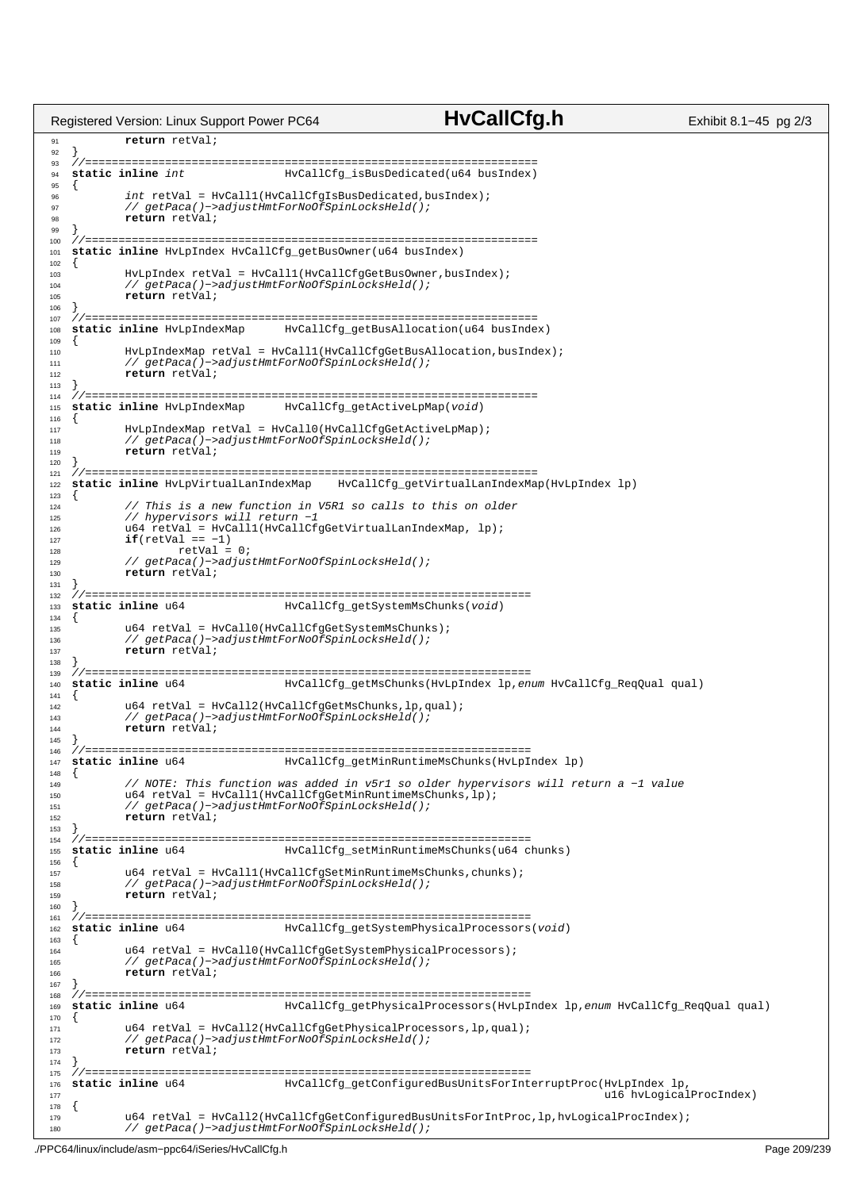```c
        return retVal;
}
//=====================================================================
static inline int               HvCallCfg_isBusDedicated(u64 busIndex)
{
        int retVal = HvCall1(HvCallCfgIsBusDedicated,busIndex);
        // getPaca()->adjustHmtForNoOfSpinLocksHeld();
        return retVal;
}
//=====================================================================
static inline HvLpIndex HvCallCfg_getBusOwner(u64 busIndex)
{
        HvLpIndex retVal = HvCall1(HvCallCfgGetBusOwner,busIndex);
        // getPaca()->adjustHmtForNoOfSpinLocksHeld();
        return retVal;
}
//=====================================================================
static inline HvLpIndexMap      HvCallCfg_getBusAllocation(u64 busIndex)
{
        HvLpIndexMap retVal = HvCall1(HvCallCfgGetBusAllocation,busIndex);
        // getPaca()->adjustHmtForNoOfSpinLocksHeld();
        return retVal;
}
//=====================================================================
static inline HvLpIndexMap      HvCallCfg_getActiveLpMap(void)
{
        HvLpIndexMap retVal = HvCall0(HvCallCfgGetActiveLpMap);
        // getPaca()->adjustHmtForNoOfSpinLocksHeld();
        return retVal;
}
//=====================================================================
static inline HvLpVirtualLanIndexMap    HvCallCfg_getVirtualLanIndexMap(HvLpIndex lp)
{
        // This is a new function in V5R1 so calls to this on older
        // hypervisors will return -1
        u64 retVal = HvCall1(HvCallCfgGetVirtualLanIndexMap, lp);
        if(retVal == -1)
                retVal = 0;
        // getPaca()->adjustHmtForNoOfSpinLocksHeld();
        return retVal;
}
//===================================================================
static inline u64               HvCallCfg_getSystemMsChunks(void)
{
        u64 retVal = HvCall0(HvCallCfgGetSystemMsChunks);
        // getPaca()->adjustHmtForNoOfSpinLocksHeld();
        return retVal;
}
//===================================================================
static inline u64               HvCallCfg_getMsChunks(HvLpIndex lp,enum HvCallCfg_ReqQual qual)
{
        u64 retVal = HvCall2(HvCallCfgGetMsChunks,lp,qual);
        // getPaca()->adjustHmtForNoOfSpinLocksHeld();
        return retVal;
}
//===================================================================
static inline u64               HvCallCfg_getMinRuntimeMsChunks(HvLpIndex lp)
{
        // NOTE: This function was added in v5r1 so older hypervisors will return a -1 value
        u64 retVal = HvCall1(HvCallCfgGetMinRuntimeMsChunks,lp);
        // getPaca()->adjustHmtForNoOfSpinLocksHeld();
        return retVal;
}
//===================================================================
static inline u64               HvCallCfg_setMinRuntimeMsChunks(u64 chunks)
{
        u64 retVal = HvCall1(HvCallCfgSetMinRuntimeMsChunks,chunks);
        // getPaca()->adjustHmtForNoOfSpinLocksHeld();
        return retVal;
}
//===================================================================
static inline u64               HvCallCfg_getSystemPhysicalProcessors(void)
{
        u64 retVal = HvCall0(HvCallCfgGetSystemPhysicalProcessors);
        // getPaca()->adjustHmtForNoOfSpinLocksHeld();
        return retVal;
}
//===================================================================
static inline u64               HvCallCfg_getPhysicalProcessors(HvLpIndex lp,enum HvCallCfg_ReqQual qual)
{
        u64 retVal = HvCall2(HvCallCfgGetPhysicalProcessors,lp,qual);
        // getPaca()->adjustHmtForNoOfSpinLocksHeld();
        return retVal;
}
//===================================================================
static inline u64               HvCallCfg_getConfiguredBusUnitsForInterruptProc(HvLpIndex lp,
                                                                                u16 hvLogicalProcIndex)
{
        u64 retVal = HvCall2(HvCallCfgGetConfiguredBusUnitsForIntProc,lp,hvLogicalProcIndex);
        // getPaca()->adjustHmtForNoOfSpinLocksHeld();
```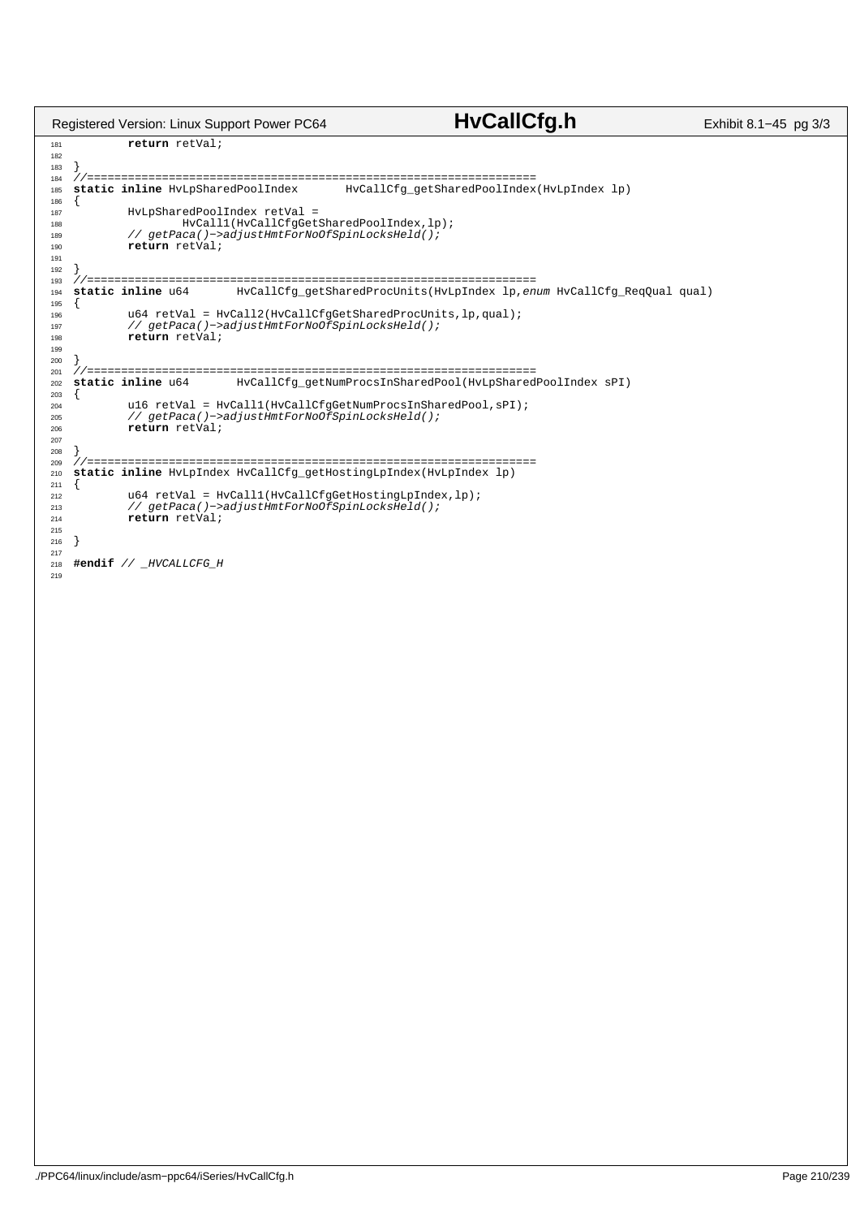```c
		return retVal;

}
//=====================================================================
static inline HvLpSharedPoolIndex	HvCallCfg_getSharedPoolIndex(HvLpIndex lp)
{
	HvLpSharedPoolIndex retVal = 
		HvCall1(HvCallCfgGetSharedPoolIndex,lp);
	// getPaca()->adjustHmtForNoOfSpinLocksHeld();
	return retVal;

}
//=====================================================================
static inline u64	HvCallCfg_getSharedProcUnits(HvLpIndex lp,enum HvCallCfg_ReqQual qual)
{
	u64 retVal = HvCall2(HvCallCfgGetSharedProcUnits,lp,qual);
	// getPaca()->adjustHmtForNoOfSpinLocksHeld();
	return retVal;

}
//=====================================================================
static inline u64	HvCallCfg_getNumProcsInSharedPool(HvLpSharedPoolIndex sPI)
{
	u16 retVal = HvCall1(HvCallCfgGetNumProcsInSharedPool,sPI);
	// getPaca()->adjustHmtForNoOfSpinLocksHeld();
	return retVal;

}
//=====================================================================
static inline HvLpIndex HvCallCfg_getHostingLpIndex(HvLpIndex lp)
{
	u64 retVal = HvCall1(HvCallCfgGetHostingLpIndex,lp);
	// getPaca()->adjustHmtForNoOfSpinLocksHeld();
	return retVal;

}

#endif // _HVCALLCFG_H
```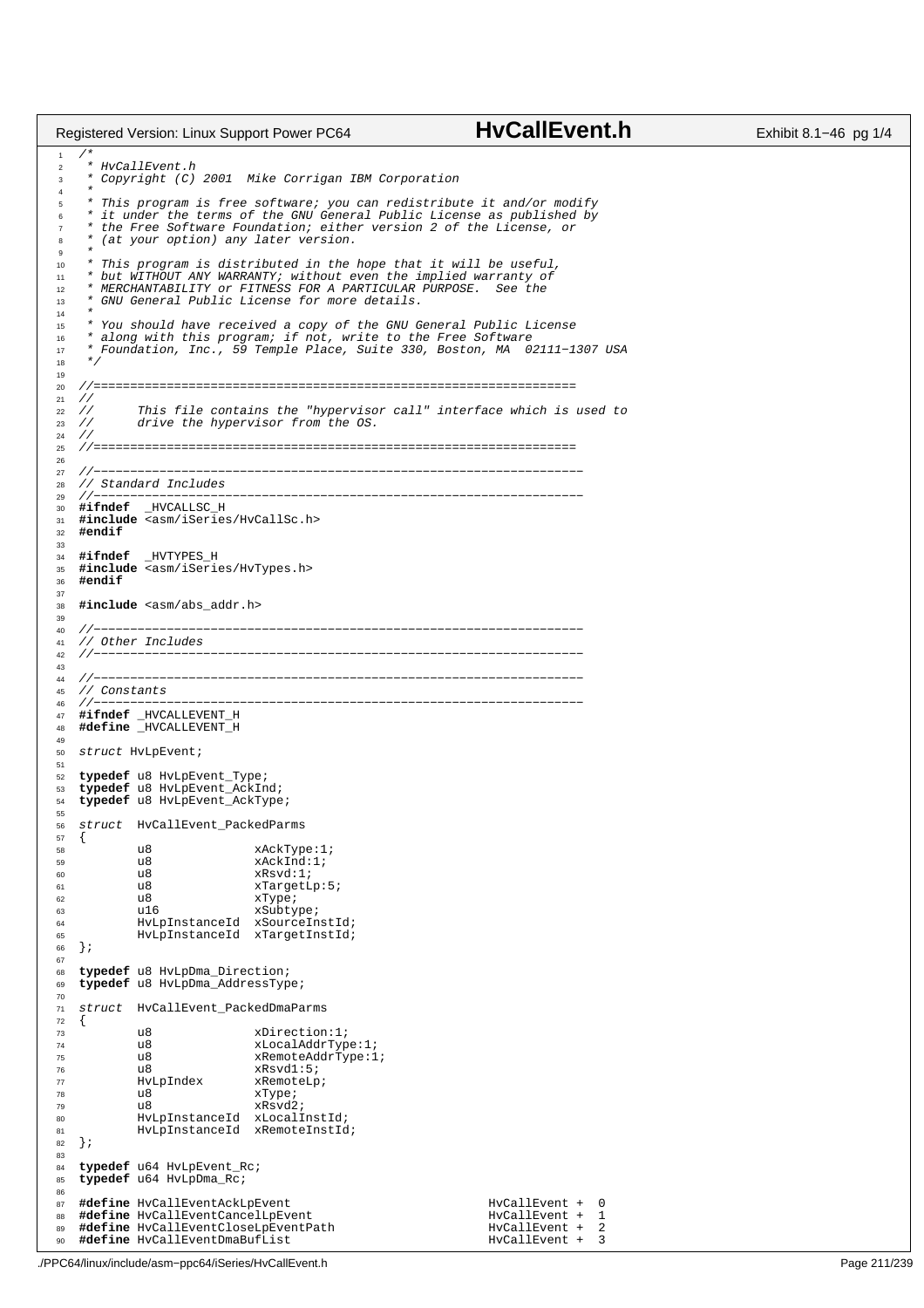```c
/*
 * HvCallEvent.h
 * Copyright (C) 2001  Mike Corrigan IBM Corporation
 *
 * This program is free software; you can redistribute it and/or modify
 * it under the terms of the GNU General Public License as published by
 * the Free Software Foundation; either version 2 of the License, or
 * (at your option) any later version.
 *
 * This program is distributed in the hope that it will be useful,
 * but WITHOUT ANY WARRANTY; without even the implied warranty of
 * MERCHANTABILITY or FITNESS FOR A PARTICULAR PURPOSE.  See the
 * GNU General Public License for more details.
 *
 * You should have received a copy of the GNU General Public License
 * along with this program; if not, write to the Free Software
 * Foundation, Inc., 59 Temple Place, Suite 330, Boston, MA  02111-1307 USA
 */

//==================================================================
//
//      This file contains the "hypervisor call" interface which is used to
//      drive the hypervisor from the OS.
//
//==================================================================

//-------------------------------------------------------------------
// Standard Includes
//-------------------------------------------------------------------
#ifndef  _HVCALLSC_H
#include <asm/iSeries/HvCallSc.h>
#endif

#ifndef  _HVTYPES_H
#include <asm/iSeries/HvTypes.h>
#endif

#include <asm/abs_addr.h>

//-------------------------------------------------------------------
// Other Includes
//-------------------------------------------------------------------

//-------------------------------------------------------------------
// Constants
//-------------------------------------------------------------------
#ifndef _HVCALLEVENT_H
#define _HVCALLEVENT_H

struct HvLpEvent;

typedef u8 HvLpEvent_Type;
typedef u8 HvLpEvent_AckInd;
typedef u8 HvLpEvent_AckType;

struct  HvCallEvent_PackedParms
{
        u8              xAckType:1;
        u8              xAckInd:1;
        u8              xRsvd:1;
        u8              xTargetLp:5;
        u8              xType;
        u16             xSubtype;
        HvLpInstanceId  xSourceInstId;
        HvLpInstanceId  xTargetInstId;
};

typedef u8 HvLpDma_Direction;
typedef u8 HvLpDma_AddressType;

struct  HvCallEvent_PackedDmaParms
{
        u8              xDirection:1;
        u8              xLocalAddrType:1;
        u8              xRemoteAddrType:1;
        u8              xRsvd1:5;
        HvLpIndex       xRemoteLp;
        u8              xType;
        u8              xRsvd2;
        HvLpInstanceId  xLocalInstId;
        HvLpInstanceId  xRemoteInstId;
};

typedef u64 HvLpEvent_Rc;
typedef u64 HvLpDma_Rc;

#define HvCallEventAckLpEvent                           HvCallEvent +  0
#define HvCallEventCancelLpEvent                        HvCallEvent +  1
#define HvCallEventCloseLpEventPath                     HvCallEvent +  2
#define HvCallEventDmaBufList                           HvCallEvent +  3
```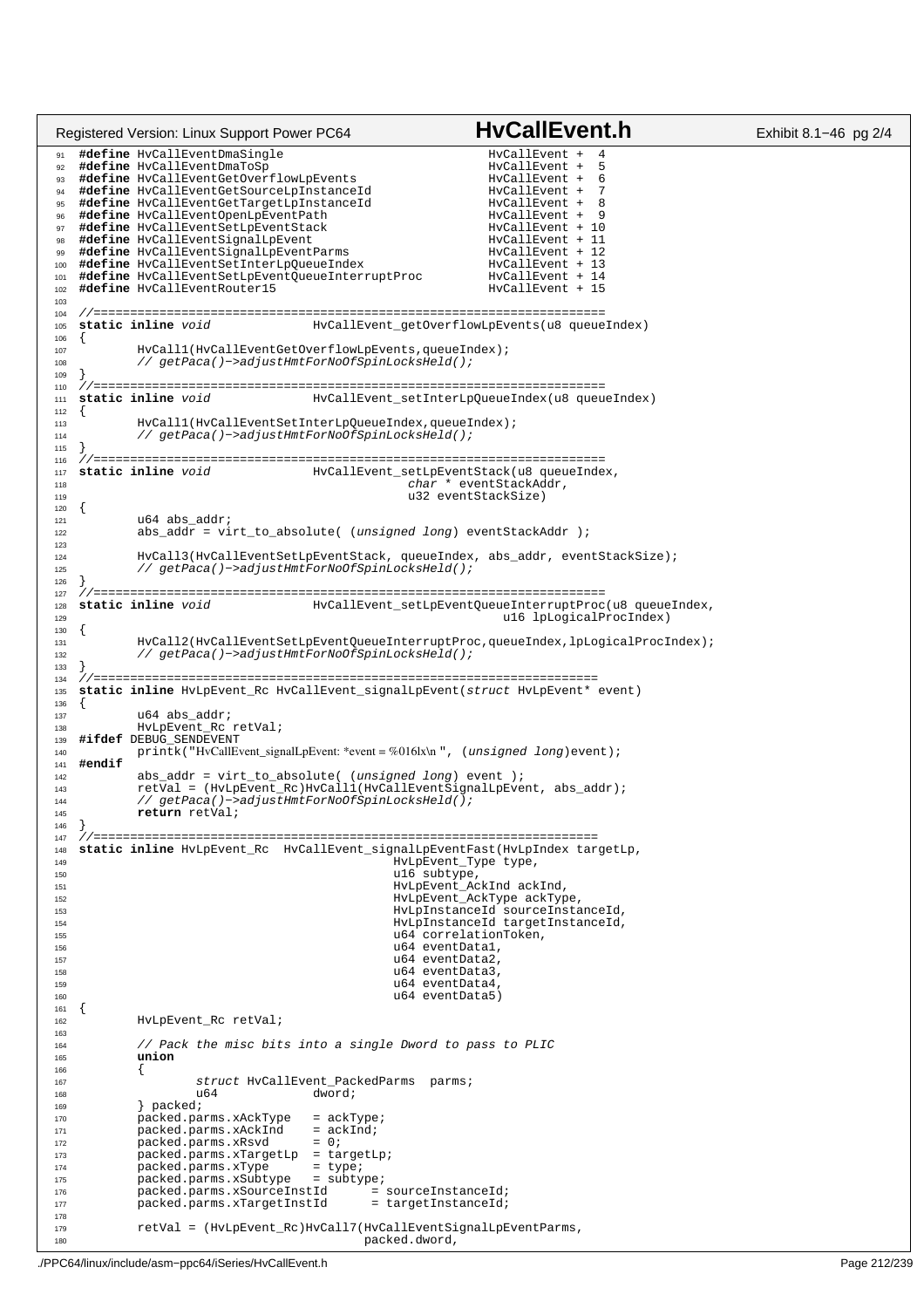```c
#define HvCallEventDmaSingle                          HvCallEvent +  4
#define HvCallEventDmaToSp                            HvCallEvent +  5
#define HvCallEventGetOverflowLpEvents                HvCallEvent +  6
#define HvCallEventGetSourceLpInstanceId              HvCallEvent +  7
#define HvCallEventGetTargetLpInstanceId              HvCallEvent +  8
#define HvCallEventOpenLpEventPath                    HvCallEvent +  9
#define HvCallEventSetLpEventStack                    HvCallEvent + 10
#define HvCallEventSignalLpEvent                      HvCallEvent + 11
#define HvCallEventSignalLpEventParms                 HvCallEvent + 12
#define HvCallEventSetInterLpQueueIndex               HvCallEvent + 13
#define HvCallEventSetLpEventQueueInterruptProc       HvCallEvent + 14
#define HvCallEventRouter15                           HvCallEvent + 15

//=====================================================================
static inline void              HvCallEvent_getOverflowLpEvents(u8 queueIndex)
{
        HvCall1(HvCallEventGetOverflowLpEvents,queueIndex);
        // getPaca()->adjustHmtForNoOfSpinLocksHeld();
}
//=====================================================================
static inline void              HvCallEvent_setInterLpQueueIndex(u8 queueIndex)
{
        HvCall1(HvCallEventSetInterLpQueueIndex,queueIndex);
        // getPaca()->adjustHmtForNoOfSpinLocksHeld();
}
//=====================================================================
static inline void              HvCallEvent_setLpEventStack(u8 queueIndex,
                                                char * eventStackAddr,
                                                u32 eventStackSize)
{
        u64 abs_addr;
        abs_addr = virt_to_absolute( (unsigned long) eventStackAddr );

        HvCall3(HvCallEventSetLpEventStack, queueIndex, abs_addr, eventStackSize);
        // getPaca()->adjustHmtForNoOfSpinLocksHeld();
}
//=====================================================================
static inline void              HvCallEvent_setLpEventQueueInterruptProc(u8 queueIndex,
                                                        u16 lpLogicalProcIndex)
{
        HvCall2(HvCallEventSetLpEventQueueInterruptProc,queueIndex,lpLogicalProcIndex);
        // getPaca()->adjustHmtForNoOfSpinLocksHeld();
}
//=====================================================================
static inline HvLpEvent_Rc HvCallEvent_signalLpEvent(struct HvLpEvent* event)
{
        u64 abs_addr;
        HvLpEvent_Rc retVal;
#ifdef DEBUG_SENDEVENT
        printk("HvCallEvent_signalLpEvent: *event = %016lx\n ", (unsigned long)event);
#endif
        abs_addr = virt_to_absolute( (unsigned long) event );
        retVal = (HvLpEvent_Rc)HvCall1(HvCallEventSignalLpEvent, abs_addr);
        // getPaca()->adjustHmtForNoOfSpinLocksHeld();
        return retVal;
}
//=====================================================================
static inline HvLpEvent_Rc  HvCallEvent_signalLpEventFast(HvLpIndex targetLp,
                                        HvLpEvent_Type type,
                                        u16 subtype,
                                        HvLpEvent_AckInd ackInd,
                                        HvLpEvent_AckType ackType,
                                        HvLpInstanceId sourceInstanceId,
                                        HvLpInstanceId targetInstanceId,
                                        u64 correlationToken,
                                        u64 eventData1,
                                        u64 eventData2,
                                        u64 eventData3,
                                        u64 eventData4,
                                        u64 eventData5)
{
        HvLpEvent_Rc retVal;

        // Pack the misc bits into a single Dword to pass to PLIC
        union
        {
                struct HvCallEvent_PackedParms  parms;
                u64             dword;
        } packed;
        packed.parms.xAckType   = ackType;
        packed.parms.xAckInd    = ackInd;
        packed.parms.xRsvd      = 0;
        packed.parms.xTargetLp  = targetLp;
        packed.parms.xType      = type;
        packed.parms.xSubtype   = subtype;
        packed.parms.xSourceInstId      = sourceInstanceId;
        packed.parms.xTargetInstId      = targetInstanceId;

        retVal = (HvLpEvent_Rc)HvCall7(HvCallEventSignalLpEventParms,
                                   packed.dword,
```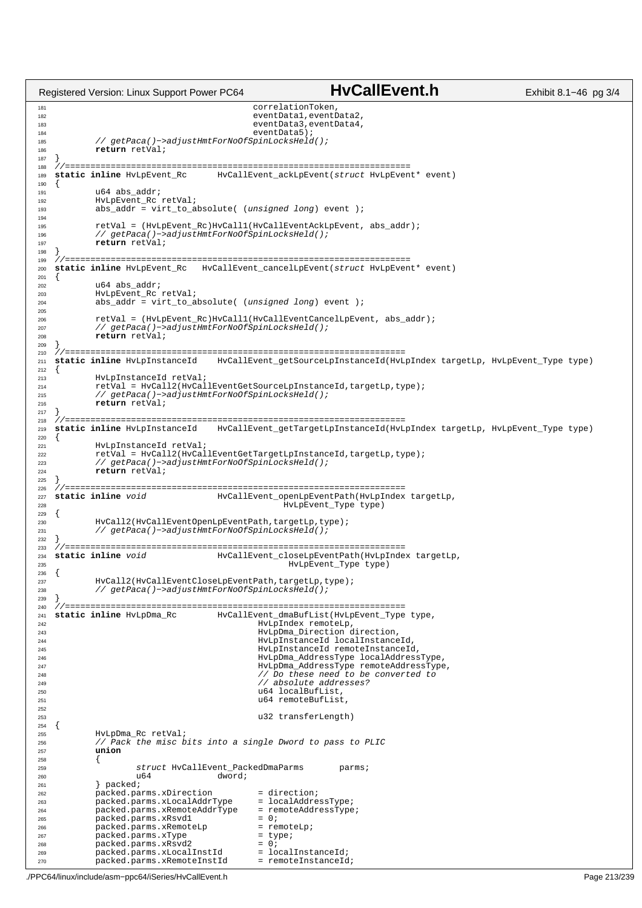```c
                                        correlationToken,
                                        eventData1,eventData2,
                                        eventData3,eventData4,
                                        eventData5);
        // getPaca()->adjustHmtForNoOfSpinLocksHeld();
        return retVal;
}
//=====================================================================
static inline HvLpEvent_Rc      HvCallEvent_ackLpEvent(struct HvLpEvent* event)
{
        u64 abs_addr;
        HvLpEvent_Rc retVal;
        abs_addr = virt_to_absolute( (unsigned long) event );

        retVal = (HvLpEvent_Rc)HvCall1(HvCallEventAckLpEvent, abs_addr);
        // getPaca()->adjustHmtForNoOfSpinLocksHeld();
        return retVal;
}
//=====================================================================
static inline HvLpEvent_Rc   HvCallEvent_cancelLpEvent(struct HvLpEvent* event)
{
        u64 abs_addr;
        HvLpEvent_Rc retVal;
        abs_addr = virt_to_absolute( (unsigned long) event );

        retVal = (HvLpEvent_Rc)HvCall1(HvCallEventCancelLpEvent, abs_addr);
        // getPaca()->adjustHmtForNoOfSpinLocksHeld();
        return retVal;
}
//=====================================================================
static inline HvLpInstanceId    HvCallEvent_getSourceLpInstanceId(HvLpIndex targetLp, HvLpEvent_Type type)
{
        HvLpInstanceId retVal;
        retVal = HvCall2(HvCallEventGetSourceLpInstanceId,targetLp,type);
        // getPaca()->adjustHmtForNoOfSpinLocksHeld();
        return retVal;
}
//=====================================================================
static inline HvLpInstanceId    HvCallEvent_getTargetLpInstanceId(HvLpIndex targetLp, HvLpEvent_Type type)
{
        HvLpInstanceId retVal;
        retVal = HvCall2(HvCallEventGetTargetLpInstanceId,targetLp,type);
        // getPaca()->adjustHmtForNoOfSpinLocksHeld();
        return retVal;
}
//=====================================================================
static inline void              HvCallEvent_openLpEventPath(HvLpIndex targetLp,
                                        HvLpEvent_Type type)
{
        HvCall2(HvCallEventOpenLpEventPath,targetLp,type);
        // getPaca()->adjustHmtForNoOfSpinLocksHeld();
}
//=====================================================================
static inline void              HvCallEvent_closeLpEventPath(HvLpIndex targetLp,
                                         HvLpEvent_Type type)
{
        HvCall2(HvCallEventCloseLpEventPath,targetLp,type);
        // getPaca()->adjustHmtForNoOfSpinLocksHeld();
}
//=====================================================================
static inline HvLpDma_Rc        HvCallEvent_dmaBufList(HvLpEvent_Type type,
                                        HvLpIndex remoteLp,
                                        HvLpDma_Direction direction,
                                        HvLpInstanceId localInstanceId,
                                        HvLpInstanceId remoteInstanceId,
                                        HvLpDma_AddressType localAddressType,
                                        HvLpDma_AddressType remoteAddressType,
                                        // Do these need to be converted to
                                        // absolute addresses?
                                        u64 localBufList,
                                        u64 remoteBufList,

                                        u32 transferLength)
{
        HvLpDma_Rc retVal;
        // Pack the misc bits into a single Dword to pass to PLIC
        union
        {
                struct HvCallEvent_PackedDmaParms       parms;
                u64             dword;
        } packed;
        packed.parms.xDirection         = direction;
        packed.parms.xLocalAddrType     = localAddressType;
        packed.parms.xRemoteAddrType    = remoteAddressType;
        packed.parms.xRsvd1             = 0;
        packed.parms.xRemoteLp          = remoteLp;
        packed.parms.xType              = type;
        packed.parms.xRsvd2             = 0;
        packed.parms.xLocalInstId       = localInstanceId;
        packed.parms.xRemoteInstId      = remoteInstanceId;
```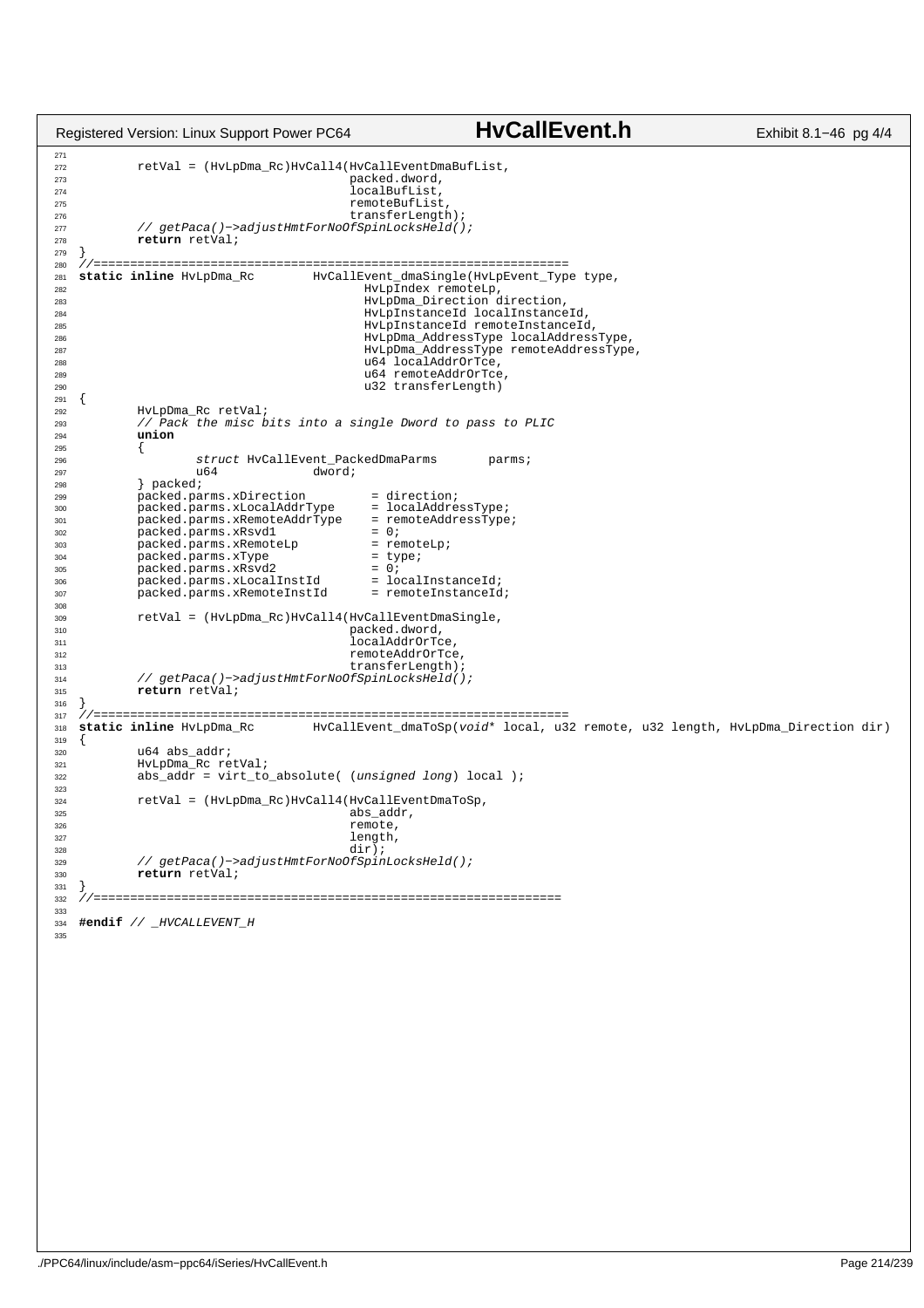```c
        retVal = (HvLpDma_Rc)HvCall4(HvCallEventDmaBufList,
                                    packed.dword,
                                    localBufList,
                                    remoteBufList,
                                    transferLength);
        // getPaca()->adjustHmtForNoOfSpinLocksHeld();
        return retVal;
}
//=====================================================================
static inline HvLpDma_Rc        HvCallEvent_dmaSingle(HvLpEvent_Type type,
                                        HvLpIndex remoteLp,
                                        HvLpDma_Direction direction,
                                        HvLpInstanceId localInstanceId,
                                        HvLpInstanceId remoteInstanceId,
                                        HvLpDma_AddressType localAddressType,
                                        HvLpDma_AddressType remoteAddressType,
                                        u64 localAddrOrTce,
                                        u64 remoteAddrOrTce,
                                        u32 transferLength)
{
        HvLpDma_Rc retVal;
        // Pack the misc bits into a single Dword to pass to PLIC
        union
        {
                struct HvCallEvent_PackedDmaParms       parms;
                u64             dword;
        } packed;
        packed.parms.xDirection         = direction;
        packed.parms.xLocalAddrType     = localAddressType;
        packed.parms.xRemoteAddrType    = remoteAddressType;
        packed.parms.xRsvd1             = 0;
        packed.parms.xRemoteLp          = remoteLp;
        packed.parms.xType              = type;
        packed.parms.xRsvd2             = 0;
        packed.parms.xLocalInstId       = localInstanceId;
        packed.parms.xRemoteInstId      = remoteInstanceId;

        retVal = (HvLpDma_Rc)HvCall4(HvCallEventDmaSingle,
                                    packed.dword,
                                    localAddrOrTce,
                                    remoteAddrOrTce,
                                    transferLength);
        // getPaca()->adjustHmtForNoOfSpinLocksHeld();
        return retVal;
}
//=====================================================================
static inline HvLpDma_Rc        HvCallEvent_dmaToSp(void* local, u32 remote, u32 length, HvLpDma_Direction dir)
{
        u64 abs_addr;
        HvLpDma_Rc retVal;
        abs_addr = virt_to_absolute( (unsigned long) local );

        retVal = (HvLpDma_Rc)HvCall4(HvCallEventDmaToSp,
                                    abs_addr,
                                    remote,
                                    length,
                                    dir);
        // getPaca()->adjustHmtForNoOfSpinLocksHeld();
        return retVal;
}
//=====================================================================

#endif // _HVCALLEVENT_H
```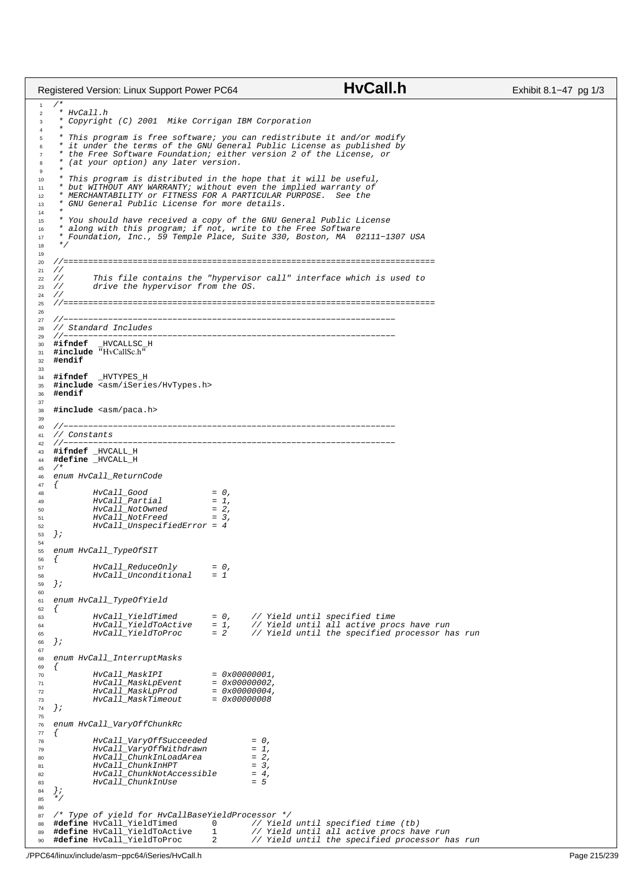```c
/*
 * HvCall.h
 * Copyright (C) 2001  Mike Corrigan IBM Corporation
 *
 * This program is free software; you can redistribute it and/or modify
 * it under the terms of the GNU General Public License as published by
 * the Free Software Foundation; either version 2 of the License, or
 * (at your option) any later version.
 *
 * This program is distributed in the hope that it will be useful,
 * but WITHOUT ANY WARRANTY; without even the implied warranty of
 * MERCHANTABILITY or FITNESS FOR A PARTICULAR PURPOSE.  See the
 * GNU General Public License for more details.
 *
 * You should have received a copy of the GNU General Public License
 * along with this program; if not, write to the Free Software
 * Foundation, Inc., 59 Temple Place, Suite 330, Boston, MA  02111-1307 USA
 */

//===========================================================================
//
//      This file contains the "hypervisor call" interface which is used to
//      drive the hypervisor from the OS.
//
//===========================================================================

//-------------------------------------------------------------------
// Standard Includes
//-------------------------------------------------------------------
#ifndef  _HVCALLSC_H
#include "HvCallSc.h"
#endif

#ifndef  _HVTYPES_H
#include <asm/iSeries/HvTypes.h>
#endif

#include <asm/paca.h>

//-------------------------------------------------------------------
// Constants
//-------------------------------------------------------------------
#ifndef _HVCALL_H
#define _HVCALL_H
/*
enum HvCall_ReturnCode
{
        HvCall_Good             = 0,
        HvCall_Partial          = 1,
        HvCall_NotOwned         = 2,
        HvCall_NotFreed         = 3,
        HvCall_UnspecifiedError = 4
};

enum HvCall_TypeOfSIT
{
        HvCall_ReduceOnly       = 0,
        HvCall_Unconditional    = 1
};

enum HvCall_TypeOfYield
{
        HvCall_YieldTimed       = 0,    // Yield until specified time
        HvCall_YieldToActive    = 1,    // Yield until all active procs have run
        HvCall_YieldToProc      = 2     // Yield until the specified processor has run
};

enum HvCall_InterruptMasks
{
        HvCall_MaskIPI          = 0x00000001,
        HvCall_MaskLpEvent      = 0x00000002,
        HvCall_MaskLpProd       = 0x00000004,
        HvCall_MaskTimeout      = 0x00000008
};

enum HvCall_VaryOffChunkRc
{
        HvCall_VaryOffSucceeded         = 0,
        HvCall_VaryOffWithdrawn         = 1,
        HvCall_ChunkInLoadArea          = 2,
        HvCall_ChunkInHPT               = 3,
        HvCall_ChunkNotAccessible       = 4,
        HvCall_ChunkInUse               = 5
};
*/

/* Type of yield for HvCallBaseYieldProcessor */
#define HvCall_YieldTimed       0       // Yield until specified time (tb)
#define HvCall_YieldToActive    1       // Yield until all active procs have run
#define HvCall_YieldToProc      2       // Yield until the specified processor has run
```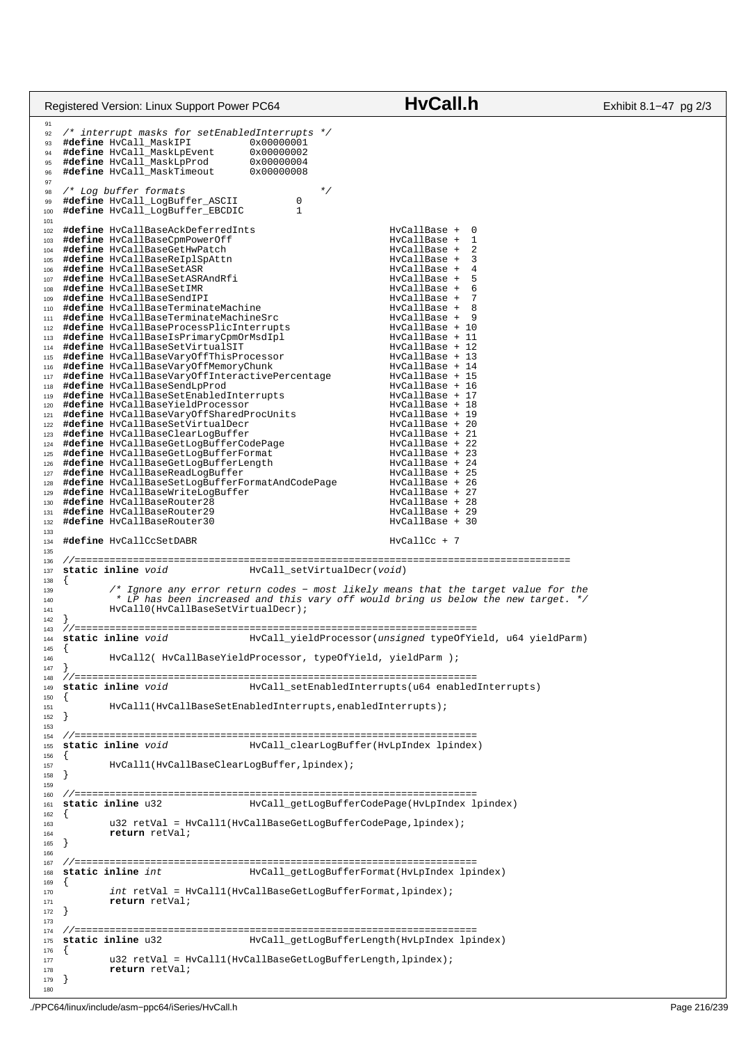```c
/* interrupt masks for setEnabledInterrupts */
#define HvCall_MaskIPI          0x00000001
#define HvCall_MaskLpEvent      0x00000002
#define HvCall_MaskLpProd       0x00000004
#define HvCall_MaskTimeout      0x00000008

/* Log buffer formats                           */
#define HvCall_LogBuffer_ASCII          0
#define HvCall_LogBuffer_EBCDIC         1

#define HvCallBaseAckDeferredInts                       HvCallBase +  0
#define HvCallBaseCpmPowerOff                           HvCallBase +  1
#define HvCallBaseGetHwPatch                            HvCallBase +  2
#define HvCallBaseReIplSpAttn                           HvCallBase +  3
#define HvCallBaseSetASR                                HvCallBase +  4
#define HvCallBaseSetASRAndRfi                          HvCallBase +  5
#define HvCallBaseSetIMR                                HvCallBase +  6
#define HvCallBaseSendIPI                               HvCallBase +  7
#define HvCallBaseTerminateMachine                      HvCallBase +  8
#define HvCallBaseTerminateMachineSrc                   HvCallBase +  9
#define HvCallBaseProcessPlicInterrupts                 HvCallBase + 10
#define HvCallBaseIsPrimaryCpmOrMsdIpl                  HvCallBase + 11
#define HvCallBaseSetVirtualSIT                         HvCallBase + 12
#define HvCallBaseVaryOffThisProcessor                  HvCallBase + 13
#define HvCallBaseVaryOffMemoryChunk                    HvCallBase + 14
#define HvCallBaseVaryOffInteractivePercentage          HvCallBase + 15
#define HvCallBaseSendLpProd                            HvCallBase + 16
#define HvCallBaseSetEnabledInterrupts                  HvCallBase + 17
#define HvCallBaseYieldProcessor                        HvCallBase + 18
#define HvCallBaseVaryOffSharedProcUnits                HvCallBase + 19
#define HvCallBaseSetVirtualDecr                        HvCallBase + 20
#define HvCallBaseClearLogBuffer                        HvCallBase + 21
#define HvCallBaseGetLogBufferCodePage                  HvCallBase + 22
#define HvCallBaseGetLogBufferFormat                    HvCallBase + 23
#define HvCallBaseGetLogBufferLength                    HvCallBase + 24
#define HvCallBaseReadLogBuffer                         HvCallBase + 25
#define HvCallBaseSetLogBufferFormatAndCodePage         HvCallBase + 26
#define HvCallBaseWriteLogBuffer                        HvCallBase + 27
#define HvCallBaseRouter28                              HvCallBase + 28
#define HvCallBaseRouter29                              HvCallBase + 29
#define HvCallBaseRouter30                              HvCallBase + 30

#define HvCallCcSetDABR                                 HvCallCc + 7

//=====================================================================================
static inline void              HvCall_setVirtualDecr(void)
{
        /* Ignore any error return codes - most likely means that the target value for the
         * LP has been increased and this vary off would bring us below the new target. */
        HvCall0(HvCallBaseSetVirtualDecr);
}
//=====================================================================
static inline void              HvCall_yieldProcessor(unsigned typeOfYield, u64 yieldParm)
{
        HvCall2( HvCallBaseYieldProcessor, typeOfYield, yieldParm );
}
//=====================================================================
static inline void              HvCall_setEnabledInterrupts(u64 enabledInterrupts)
{
        HvCall1(HvCallBaseSetEnabledInterrupts,enabledInterrupts);
}

//=====================================================================
static inline void              HvCall_clearLogBuffer(HvLpIndex lpindex)
{
        HvCall1(HvCallBaseClearLogBuffer,lpindex);
}

//=====================================================================
static inline u32               HvCall_getLogBufferCodePage(HvLpIndex lpindex)
{
        u32 retVal = HvCall1(HvCallBaseGetLogBufferCodePage,lpindex);
        return retVal;
}

//=====================================================================
static inline int               HvCall_getLogBufferFormat(HvLpIndex lpindex)
{
        int retVal = HvCall1(HvCallBaseGetLogBufferFormat,lpindex);
        return retVal;
}

//=====================================================================
static inline u32               HvCall_getLogBufferLength(HvLpIndex lpindex)
{
        u32 retVal = HvCall1(HvCallBaseGetLogBufferLength,lpindex);
        return retVal;
}
```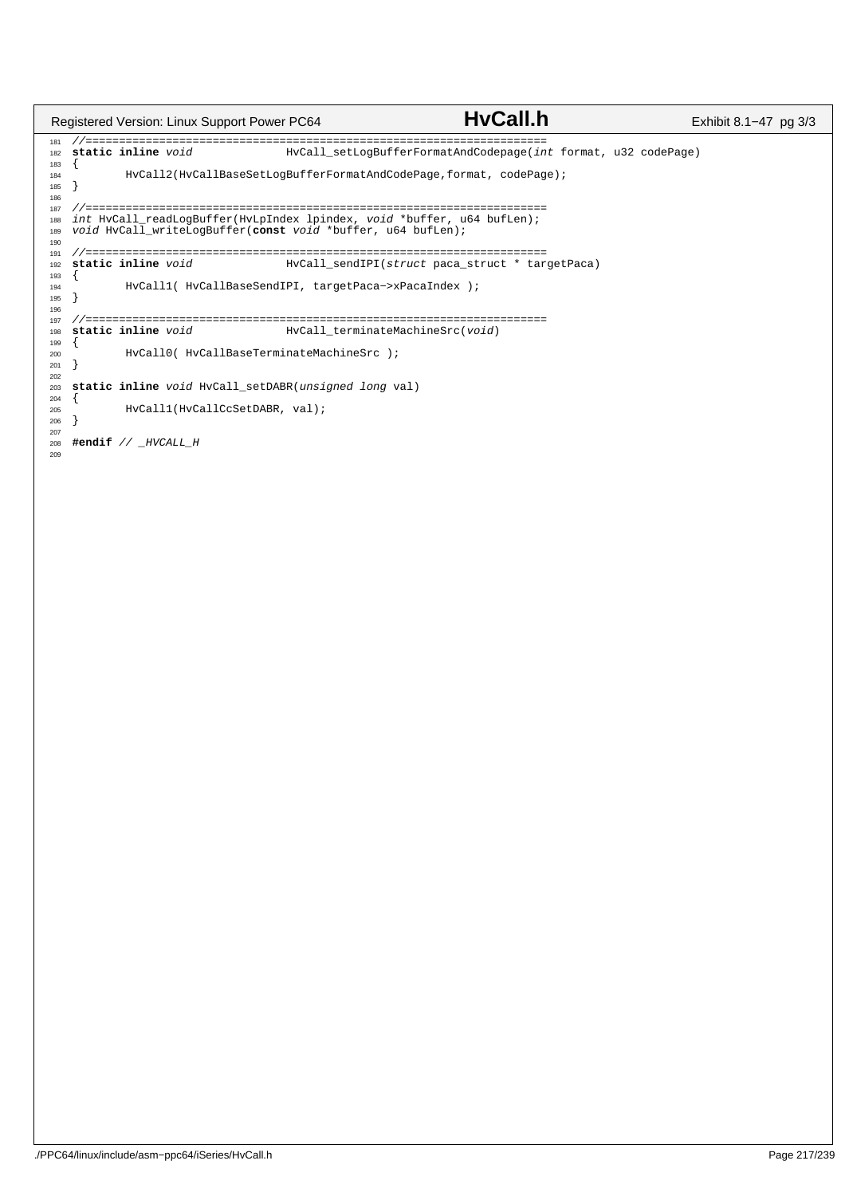```c
//=====================================================================
static inline void              HvCall_setLogBufferFormatAndCodepage(int format, u32 codePage)
{
        HvCall2(HvCallBaseSetLogBufferFormatAndCodePage,format, codePage);
}

//=====================================================================
int HvCall_readLogBuffer(HvLpIndex lpindex, void *buffer, u64 bufLen);
void HvCall_writeLogBuffer(const void *buffer, u64 bufLen);

//=====================================================================
static inline void              HvCall_sendIPI(struct paca_struct * targetPaca)
{
        HvCall1( HvCallBaseSendIPI, targetPaca->xPacaIndex );
}

//=====================================================================
static inline void              HvCall_terminateMachineSrc(void)
{
        HvCall0( HvCallBaseTerminateMachineSrc );
}

static inline void HvCall_setDABR(unsigned long val)
{
        HvCall1(HvCallCcSetDABR, val);
}

#endif // _HVCALL_H
```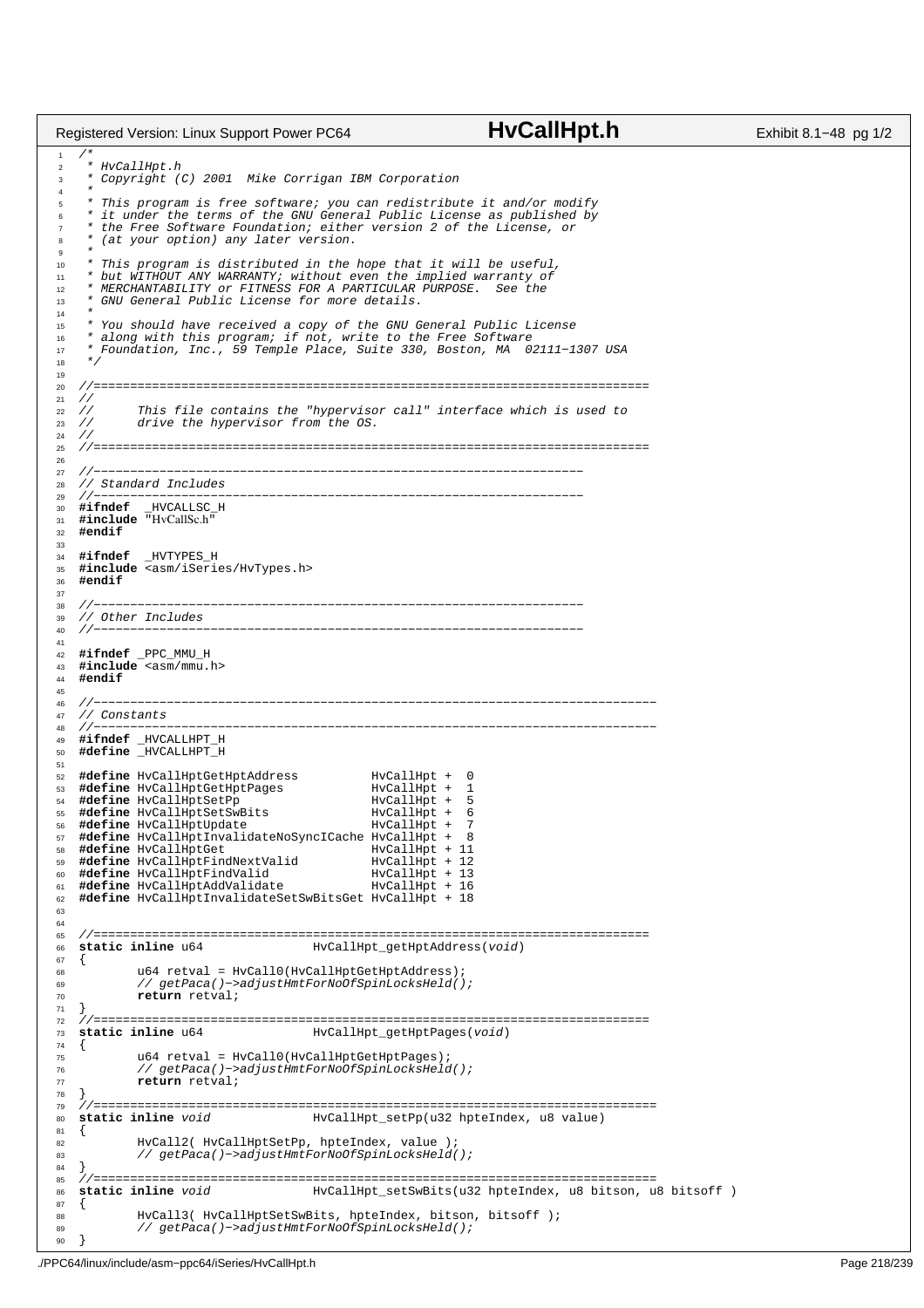```c
/*
 * HvCallHpt.h
 * Copyright (C) 2001  Mike Corrigan IBM Corporation
 *
 * This program is free software; you can redistribute it and/or modify
 * it under the terms of the GNU General Public License as published by
 * the Free Software Foundation; either version 2 of the License, or
 * (at your option) any later version.
 *
 * This program is distributed in the hope that it will be useful,
 * but WITHOUT ANY WARRANTY; without even the implied warranty of
 * MERCHANTABILITY or FITNESS FOR A PARTICULAR PURPOSE.  See the
 * GNU General Public License for more details.
 *
 * You should have received a copy of the GNU General Public License
 * along with this program; if not, write to the Free Software
 * Foundation, Inc., 59 Temple Place, Suite 330, Boston, MA  02111-1307 USA
 */

//============================================================================
//
//      This file contains the "hypervisor call" interface which is used to
//      drive the hypervisor from the OS.
//
//============================================================================

//-------------------------------------------------------------------
// Standard Includes
//-------------------------------------------------------------------
#ifndef  _HVCALLSC_H
#include "HvCallSc.h"
#endif

#ifndef  _HVTYPES_H
#include <asm/iSeries/HvTypes.h>
#endif

//-------------------------------------------------------------------
// Other Includes
//-------------------------------------------------------------------

#ifndef _PPC_MMU_H
#include <asm/mmu.h>
#endif

//-----------------------------------------------------------------------------
// Constants
//-----------------------------------------------------------------------------
#ifndef _HVCALLHPT_H
#define _HVCALLHPT_H

#define HvCallHptGetHptAddress          HvCallHpt +  0
#define HvCallHptGetHptPages            HvCallHpt +  1
#define HvCallHptSetPp                  HvCallHpt +  5
#define HvCallHptSetSwBits              HvCallHpt +  6
#define HvCallHptUpdate                 HvCallHpt +  7
#define HvCallHptInvalidateNoSyncICache HvCallHpt +  8
#define HvCallHptGet                    HvCallHpt + 11
#define HvCallHptFindNextValid          HvCallHpt + 12
#define HvCallHptFindValid              HvCallHpt + 13
#define HvCallHptAddValidate            HvCallHpt + 16
#define HvCallHptInvalidateSetSwBitsGet HvCallHpt + 18


//============================================================================
static inline u64               HvCallHpt_getHptAddress(void)
{
        u64 retval = HvCall0(HvCallHptGetHptAddress);
        // getPaca()->adjustHmtForNoOfSpinLocksHeld();
        return retval;
}
//============================================================================
static inline u64               HvCallHpt_getHptPages(void)
{
        u64 retval = HvCall0(HvCallHptGetHptPages);
        // getPaca()->adjustHmtForNoOfSpinLocksHeld();
        return retval;
}
//=============================================================================
static inline void              HvCallHpt_setPp(u32 hpteIndex, u8 value)
{
        HvCall2( HvCallHptSetPp, hpteIndex, value );
        // getPaca()->adjustHmtForNoOfSpinLocksHeld();
}
//=============================================================================
static inline void              HvCallHpt_setSwBits(u32 hpteIndex, u8 bitson, u8 bitsoff )
{
        HvCall3( HvCallHptSetSwBits, hpteIndex, bitson, bitsoff );
        // getPaca()->adjustHmtForNoOfSpinLocksHeld();
}
```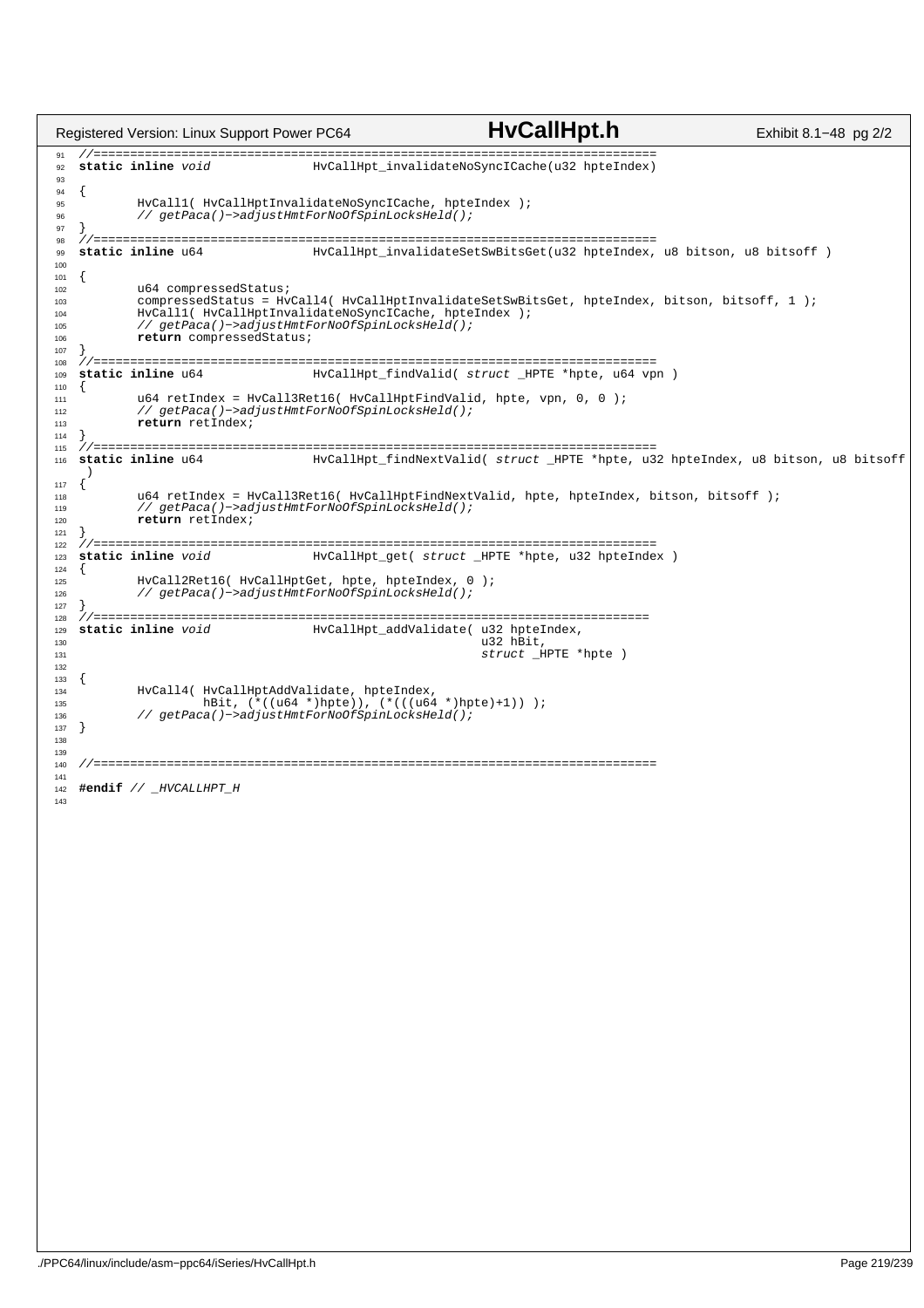```c
//============================================================================
static inline void              HvCallHpt_invalidateNoSyncICache(u32 hpteIndex)

{
        HvCall1( HvCallHptInvalidateNoSyncICache, hpteIndex );
        // getPaca()->adjustHmtForNoOfSpinLocksHeld();
}
//============================================================================
static inline u64               HvCallHpt_invalidateSetSwBitsGet(u32 hpteIndex, u8 bitson, u8 bitsoff )

{
        u64 compressedStatus;
        compressedStatus = HvCall4( HvCallHptInvalidateSetSwBitsGet, hpteIndex, bitson, bitsoff, 1 );
        HvCall1( HvCallHptInvalidateNoSyncICache, hpteIndex );
        // getPaca()->adjustHmtForNoOfSpinLocksHeld();
        return compressedStatus;
}
//============================================================================
static inline u64               HvCallHpt_findValid( struct _HPTE *hpte, u64 vpn )
{
        u64 retIndex = HvCall3Ret16( HvCallHptFindValid, hpte, vpn, 0, 0 );
        // getPaca()->adjustHmtForNoOfSpinLocksHeld();
        return retIndex;
}
//============================================================================
static inline u64               HvCallHpt_findNextValid( struct _HPTE *hpte, u32 hpteIndex, u8 bitson, u8 bitsoff
 )
{
        u64 retIndex = HvCall3Ret16( HvCallHptFindNextValid, hpte, hpteIndex, bitson, bitsoff );
        // getPaca()->adjustHmtForNoOfSpinLocksHeld();
        return retIndex;
}
//============================================================================
static inline void              HvCallHpt_get( struct _HPTE *hpte, u32 hpteIndex )
{
        HvCall2Ret16( HvCallHptGet, hpte, hpteIndex, 0 );
        // getPaca()->adjustHmtForNoOfSpinLocksHeld();
}
//============================================================================
static inline void              HvCallHpt_addValidate( u32 hpteIndex,
                                                       u32 hBit,
                                                       struct _HPTE *hpte )

{
        HvCall4( HvCallHptAddValidate, hpteIndex,
                 hBit, (*((u64 *)hpte)), (*(((u64 *)hpte)+1)) );
        // getPaca()->adjustHmtForNoOfSpinLocksHeld();
}


//============================================================================

#endif // _HVCALLHPT_H
```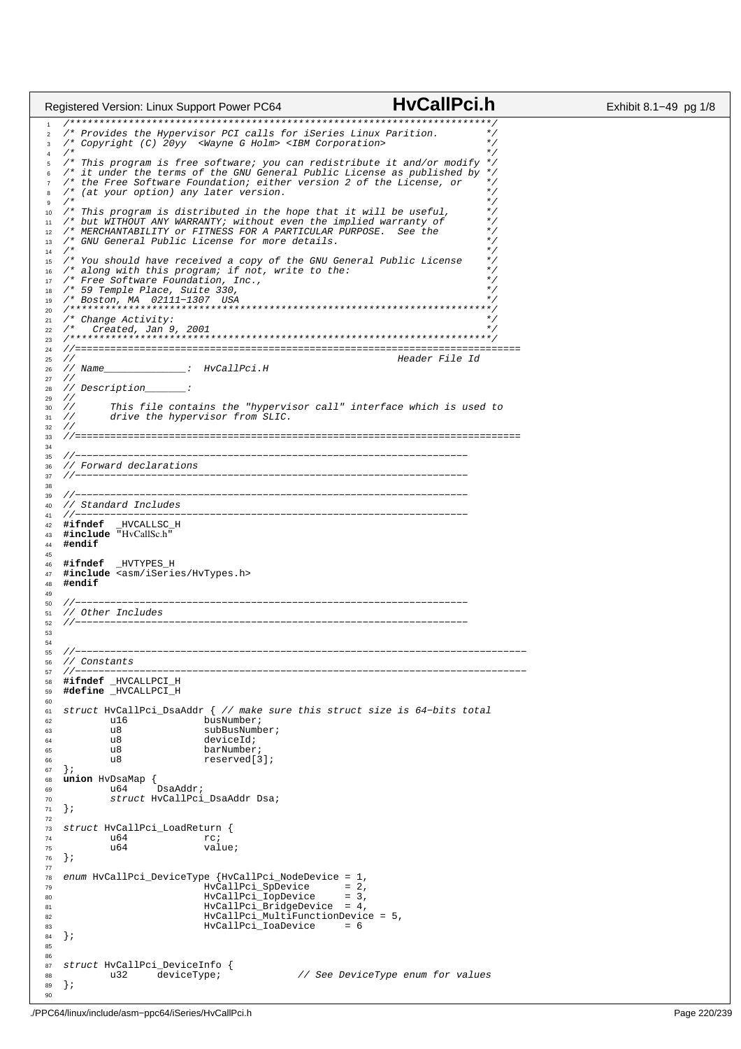```c
/************************************************************************/
/* Provides the Hypervisor PCI calls for iSeries Linux Parition.        */
/* Copyright (C) 20yy  <Wayne G Holm> <IBM Corporation>                 */
/*                                                                      */
/* This program is free software; you can redistribute it and/or modify */
/* it under the terms of the GNU General Public License as published by */
/* the Free Software Foundation; either version 2 of the License, or    */
/* (at your option) any later version.                                  */
/*                                                                      */
/* This program is distributed in the hope that it will be useful,      */
/* but WITHOUT ANY WARRANTY; without even the implied warranty of       */
/* MERCHANTABILITY or FITNESS FOR A PARTICULAR PURPOSE.  See the        */
/* GNU General Public License for more details.                         */
/*                                                                      */
/* You should have received a copy of the GNU General Public License    */
/* along with this program; if not, write to the:                       */
/* Free Software Foundation, Inc.,                                      */
/* 59 Temple Place, Suite 330,                                          */
/* Boston, MA  02111-1307  USA                                          */
/************************************************************************/
/* Change Activity:                                                     */
/*   Created, Jan 9, 2001                                               */
/************************************************************************/
//============================================================================
//                                                        Header File Id
// Name______________:  HvCallPci.H
//
// Description_______:
//
//      This file contains the "hypervisor call" interface which is used to
//      drive the hypervisor from SLIC.
//
//============================================================================

//-------------------------------------------------------------------
// Forward declarations
//-------------------------------------------------------------------

//-------------------------------------------------------------------
// Standard Includes
//-------------------------------------------------------------------
#ifndef  _HVCALLSC_H
#include "HvCallSc.h"
#endif

#ifndef  _HVTYPES_H
#include <asm/iSeries/HvTypes.h>
#endif

//-------------------------------------------------------------------
// Other Includes
//-------------------------------------------------------------------


//-----------------------------------------------------------------------------
// Constants
//-----------------------------------------------------------------------------
#ifndef _HVCALLPCI_H
#define _HVCALLPCI_H

struct HvCallPci_DsaAddr { // make sure this struct size is 64-bits total
        u16             busNumber;
        u8              subBusNumber;
        u8              deviceId;
        u8              barNumber;
        u8              reserved[3];
};
union HvDsaMap {
        u64     DsaAddr;
        struct HvCallPci_DsaAddr Dsa;
};

struct HvCallPci_LoadReturn {
        u64             rc;
        u64             value;
};

enum HvCallPci_DeviceType {HvCallPci_NodeDevice = 1,
                        HvCallPci_SpDevice      = 2,
                        HvCallPci_IopDevice     = 3,
                        HvCallPci_BridgeDevice  = 4,
                        HvCallPci_MultiFunctionDevice = 5,
                        HvCallPci_IoaDevice     = 6
};


struct HvCallPci_DeviceInfo {
        u32     deviceType;             // See DeviceType enum for values
};

```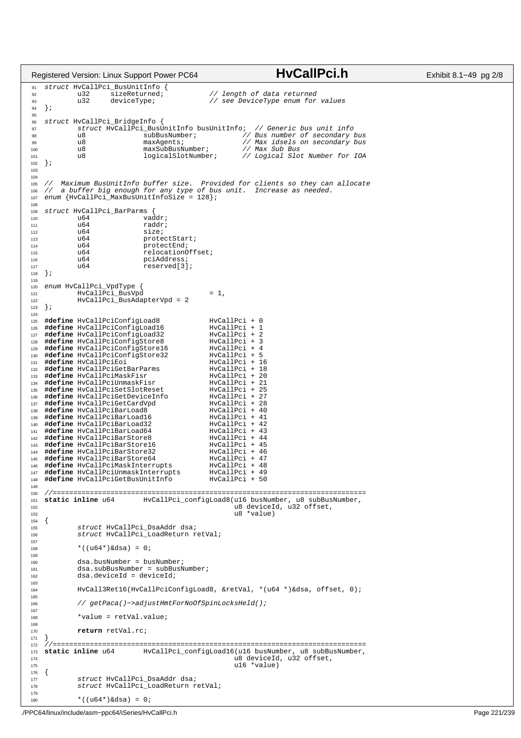```c
struct HvCallPci_BusUnitInfo {
        u32     sizeReturned;           // length of data returned
        u32     deviceType;             // see DeviceType enum for values
};

struct HvCallPci_BridgeInfo {
        struct HvCallPci_BusUnitInfo busUnitInfo;  // Generic bus unit info
        u8              subBusNumber;           // Bus number of secondary bus
        u8              maxAgents;              // Max idsels on secondary bus
        u8              maxSubBusNumber;        // Max Sub Bus
        u8              logicalSlotNumber;      // Logical Slot Number for IOA
};


//  Maximum BusUnitInfo buffer size.  Provided for clients so they can allocate
//  a buffer big enough for any type of bus unit.  Increase as needed.
enum {HvCallPci_MaxBusUnitInfoSize = 128};

struct HvCallPci_BarParms {
        u64             vaddr;
        u64             raddr;
        u64             size;
        u64             protectStart;
        u64             protectEnd;
        u64             relocationOffset;
        u64             pciAddress;
        u64             reserved[3];
};

enum HvCallPci_VpdType {
        HvCallPci_BusVpd                = 1,
        HvCallPci_BusAdapterVpd = 2
};

#define HvCallPciConfigLoad8            HvCallPci + 0
#define HvCallPciConfigLoad16           HvCallPci + 1
#define HvCallPciConfigLoad32           HvCallPci + 2
#define HvCallPciConfigStore8           HvCallPci + 3
#define HvCallPciConfigStore16          HvCallPci + 4
#define HvCallPciConfigStore32          HvCallPci + 5
#define HvCallPciEoi                    HvCallPci + 16
#define HvCallPciGetBarParms            HvCallPci + 18
#define HvCallPciMaskFisr               HvCallPci + 20
#define HvCallPciUnmaskFisr             HvCallPci + 21
#define HvCallPciSetSlotReset           HvCallPci + 25
#define HvCallPciGetDeviceInfo          HvCallPci + 27
#define HvCallPciGetCardVpd             HvCallPci + 28
#define HvCallPciBarLoad8               HvCallPci + 40
#define HvCallPciBarLoad16              HvCallPci + 41
#define HvCallPciBarLoad32              HvCallPci + 42
#define HvCallPciBarLoad64              HvCallPci + 43
#define HvCallPciBarStore8              HvCallPci + 44
#define HvCallPciBarStore16             HvCallPci + 45
#define HvCallPciBarStore32             HvCallPci + 46
#define HvCallPciBarStore64             HvCallPci + 47
#define HvCallPciMaskInterrupts         HvCallPci + 48
#define HvCallPciUnmaskInterrupts       HvCallPci + 49
#define HvCallPciGetBusUnitInfo         HvCallPci + 50

//============================================================================
static inline u64       HvCallPci_configLoad8(u16 busNumber, u8 subBusNumber,
                                              u8 deviceId, u32 offset,
                                              u8 *value)
{
        struct HvCallPci_DsaAddr dsa;
        struct HvCallPci_LoadReturn retVal;

        *((u64*)&dsa) = 0;

        dsa.busNumber = busNumber;
        dsa.subBusNumber = subBusNumber;
        dsa.deviceId = deviceId;

        HvCall3Ret16(HvCallPciConfigLoad8, &retVal, *(u64 *)&dsa, offset, 0);

        // getPaca()->adjustHmtForNoOfSpinLocksHeld();

        *value = retVal.value;

        return retVal.rc;
}
//============================================================================
static inline u64       HvCallPci_configLoad16(u16 busNumber, u8 subBusNumber,
                                              u8 deviceId, u32 offset,
                                              u16 *value)
{
        struct HvCallPci_DsaAddr dsa;
        struct HvCallPci_LoadReturn retVal;

        *((u64*)&dsa) = 0;
```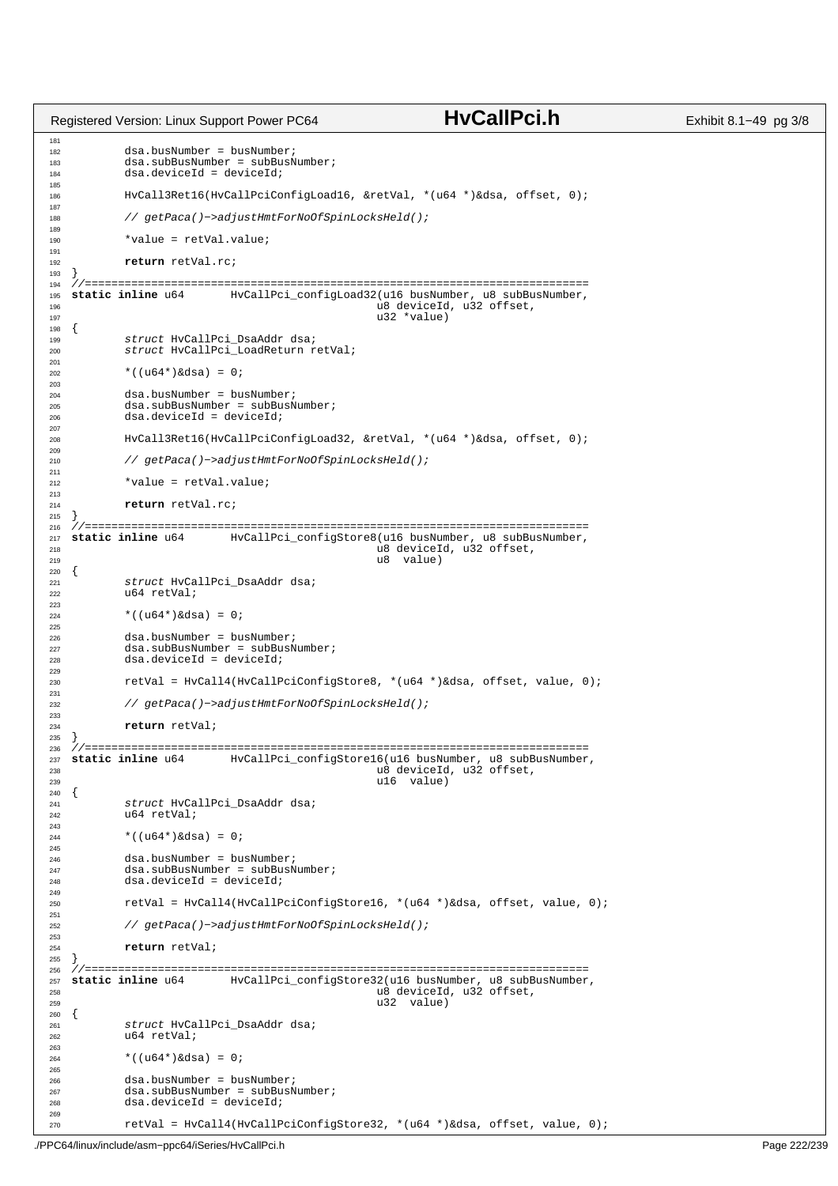```c
	dsa.busNumber = busNumber;
	dsa.subBusNumber = subBusNumber;
	dsa.deviceId = deviceId;

	HvCall3Ret16(HvCallPciConfigLoad16, &retVal, *(u64 *)&dsa, offset, 0);

	// getPaca()->adjustHmtForNoOfSpinLocksHeld();

	*value = retVal.value;

	return retVal.rc;
}
//============================================================================
static inline u64	HvCallPci_configLoad32(u16 busNumber, u8 subBusNumber,
					       u8 deviceId, u32 offset,
					       u32 *value)
{
	struct HvCallPci_DsaAddr dsa;
	struct HvCallPci_LoadReturn retVal;

	*((u64*)&dsa) = 0;

	dsa.busNumber = busNumber;
	dsa.subBusNumber = subBusNumber;
	dsa.deviceId = deviceId;

	HvCall3Ret16(HvCallPciConfigLoad32, &retVal, *(u64 *)&dsa, offset, 0);

	// getPaca()->adjustHmtForNoOfSpinLocksHeld();

	*value = retVal.value;

	return retVal.rc;
}
//============================================================================
static inline u64	HvCallPci_configStore8(u16 busNumber, u8 subBusNumber,
					       u8 deviceId, u32 offset,
					       u8  value)
{
	struct HvCallPci_DsaAddr dsa;
	u64 retVal;

	*((u64*)&dsa) = 0;

	dsa.busNumber = busNumber;
	dsa.subBusNumber = subBusNumber;
	dsa.deviceId = deviceId;

	retVal = HvCall4(HvCallPciConfigStore8, *(u64 *)&dsa, offset, value, 0);

	// getPaca()->adjustHmtForNoOfSpinLocksHeld();

	return retVal;
}
//============================================================================
static inline u64	HvCallPci_configStore16(u16 busNumber, u8 subBusNumber,
					       u8 deviceId, u32 offset,
					       u16  value)
{
	struct HvCallPci_DsaAddr dsa;
	u64 retVal;

	*((u64*)&dsa) = 0;

	dsa.busNumber = busNumber;
	dsa.subBusNumber = subBusNumber;
	dsa.deviceId = deviceId;

	retVal = HvCall4(HvCallPciConfigStore16, *(u64 *)&dsa, offset, value, 0);

	// getPaca()->adjustHmtForNoOfSpinLocksHeld();

	return retVal;
}
//============================================================================
static inline u64	HvCallPci_configStore32(u16 busNumber, u8 subBusNumber,
					       u8 deviceId, u32 offset,
					       u32  value)
{
	struct HvCallPci_DsaAddr dsa;
	u64 retVal;

	*((u64*)&dsa) = 0;

	dsa.busNumber = busNumber;
	dsa.subBusNumber = subBusNumber;
	dsa.deviceId = deviceId;

	retVal = HvCall4(HvCallPciConfigStore32, *(u64 *)&dsa, offset, value, 0);
```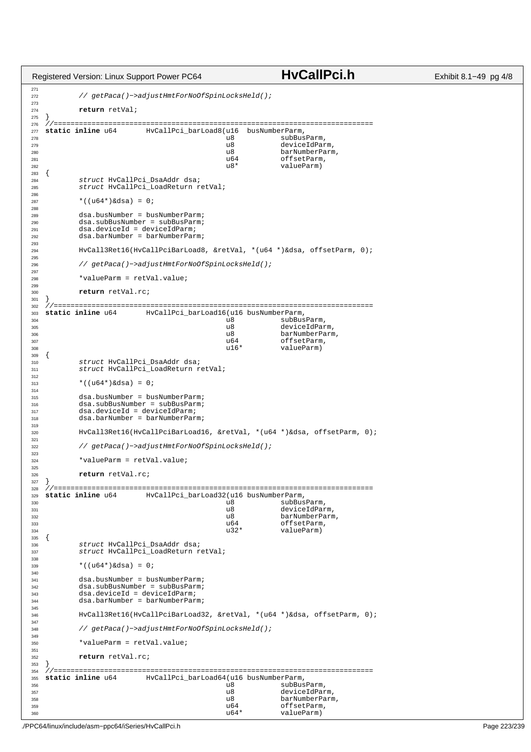```c
        // getPaca()->adjustHmtForNoOfSpinLocksHeld();

        return retVal;
}
//============================================================================
static inline u64       HvCallPci_barLoad8(u16  busNumberParm,
                                           u8           subBusParm,
                                           u8           deviceIdParm,
                                           u8           barNumberParm,
                                           u64          offsetParm,
                                           u8*          valueParm)
{
        struct HvCallPci_DsaAddr dsa;
        struct HvCallPci_LoadReturn retVal;

        *((u64*)&dsa) = 0;

        dsa.busNumber = busNumberParm;
        dsa.subBusNumber = subBusParm;
        dsa.deviceId = deviceIdParm;
        dsa.barNumber = barNumberParm;

        HvCall3Ret16(HvCallPciBarLoad8, &retVal, *(u64 *)&dsa, offsetParm, 0);

        // getPaca()->adjustHmtForNoOfSpinLocksHeld();

        *valueParm = retVal.value;

        return retVal.rc;
}
//============================================================================
static inline u64       HvCallPci_barLoad16(u16 busNumberParm,
                                           u8           subBusParm,
                                           u8           deviceIdParm,
                                           u8           barNumberParm,
                                           u64          offsetParm,
                                           u16*         valueParm)
{
        struct HvCallPci_DsaAddr dsa;
        struct HvCallPci_LoadReturn retVal;

        *((u64*)&dsa) = 0;

        dsa.busNumber = busNumberParm;
        dsa.subBusNumber = subBusParm;
        dsa.deviceId = deviceIdParm;
        dsa.barNumber = barNumberParm;

        HvCall3Ret16(HvCallPciBarLoad16, &retVal, *(u64 *)&dsa, offsetParm, 0);

        // getPaca()->adjustHmtForNoOfSpinLocksHeld();

        *valueParm = retVal.value;

        return retVal.rc;
}
//============================================================================
static inline u64       HvCallPci_barLoad32(u16 busNumberParm,
                                           u8           subBusParm,
                                           u8           deviceIdParm,
                                           u8           barNumberParm,
                                           u64          offsetParm,
                                           u32*         valueParm)
{
        struct HvCallPci_DsaAddr dsa;
        struct HvCallPci_LoadReturn retVal;

        *((u64*)&dsa) = 0;

        dsa.busNumber = busNumberParm;
        dsa.subBusNumber = subBusParm;
        dsa.deviceId = deviceIdParm;
        dsa.barNumber = barNumberParm;

        HvCall3Ret16(HvCallPciBarLoad32, &retVal, *(u64 *)&dsa, offsetParm, 0);

        // getPaca()->adjustHmtForNoOfSpinLocksHeld();

        *valueParm = retVal.value;

        return retVal.rc;
}
//============================================================================
static inline u64       HvCallPci_barLoad64(u16 busNumberParm,
                                           u8           subBusParm,
                                           u8           deviceIdParm,
                                           u8           barNumberParm,
                                           u64          offsetParm,
                                           u64*         valueParm)
```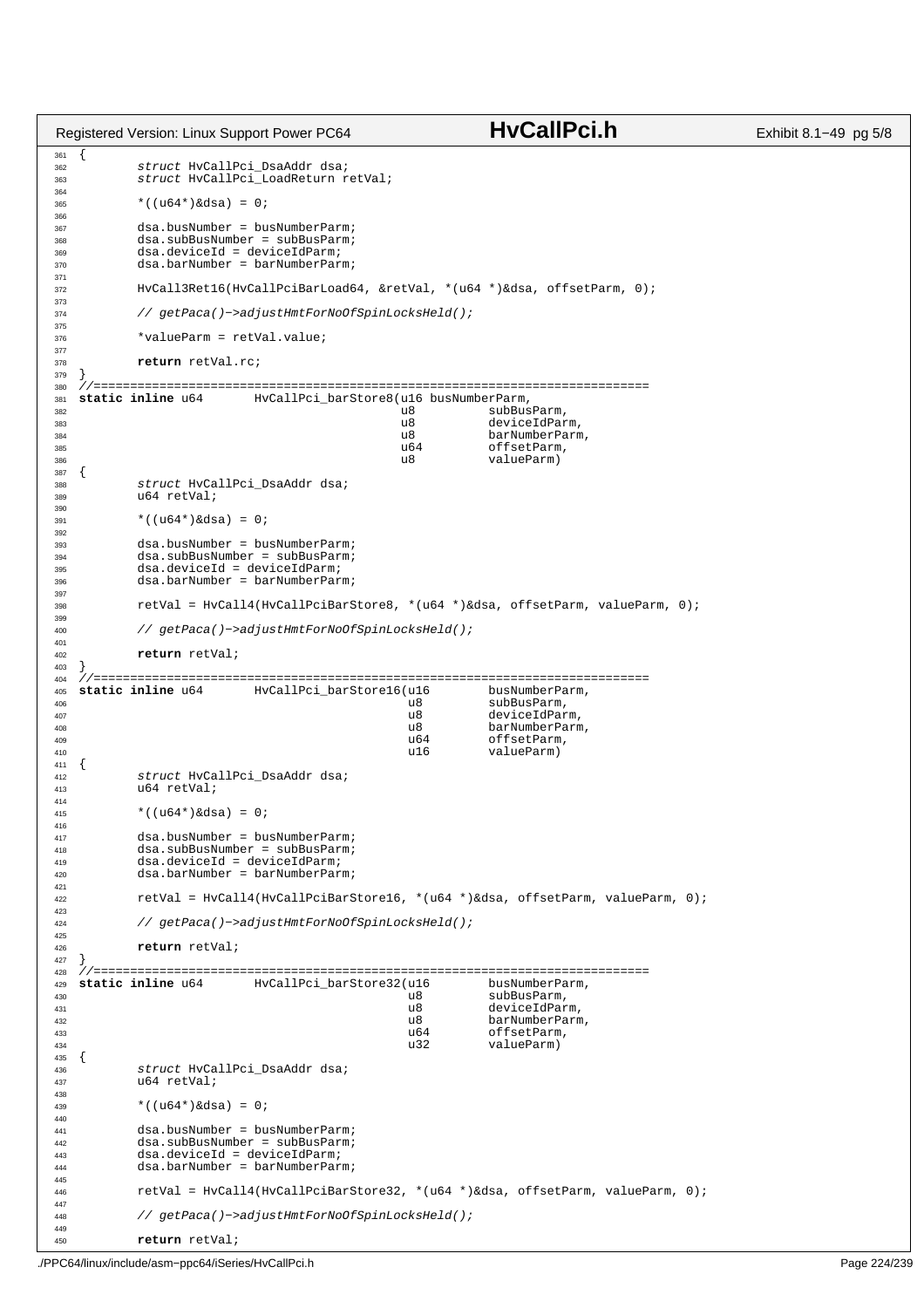```c
{
        struct HvCallPci_DsaAddr dsa;
        struct HvCallPci_LoadReturn retVal;

        *((u64*)&dsa) = 0;

        dsa.busNumber = busNumberParm;
        dsa.subBusNumber = subBusParm;
        dsa.deviceId = deviceIdParm;
        dsa.barNumber = barNumberParm;

        HvCall3Ret16(HvCallPciBarLoad64, &retVal, *(u64 *)&dsa, offsetParm, 0);

        // getPaca()->adjustHmtForNoOfSpinLocksHeld();

        *valueParm = retVal.value;

        return retVal.rc;
}
//============================================================================
static inline u64       HvCallPci_barStore8(u16 busNumberParm,
                                            u8          subBusParm,
                                            u8          deviceIdParm,
                                            u8          barNumberParm,
                                            u64         offsetParm,
                                            u8          valueParm)
{
        struct HvCallPci_DsaAddr dsa;
        u64 retVal;

        *((u64*)&dsa) = 0;

        dsa.busNumber = busNumberParm;
        dsa.subBusNumber = subBusParm;
        dsa.deviceId = deviceIdParm;
        dsa.barNumber = barNumberParm;

        retVal = HvCall4(HvCallPciBarStore8, *(u64 *)&dsa, offsetParm, valueParm, 0);

        // getPaca()->adjustHmtForNoOfSpinLocksHeld();

        return retVal;
}
//============================================================================
static inline u64       HvCallPci_barStore16(u16        busNumberParm,
                                             u8         subBusParm,
                                             u8         deviceIdParm,
                                             u8         barNumberParm,
                                             u64        offsetParm,
                                             u16        valueParm)
{
        struct HvCallPci_DsaAddr dsa;
        u64 retVal;

        *((u64*)&dsa) = 0;

        dsa.busNumber = busNumberParm;
        dsa.subBusNumber = subBusParm;
        dsa.deviceId = deviceIdParm;
        dsa.barNumber = barNumberParm;

        retVal = HvCall4(HvCallPciBarStore16, *(u64 *)&dsa, offsetParm, valueParm, 0);

        // getPaca()->adjustHmtForNoOfSpinLocksHeld();

        return retVal;
}
//============================================================================
static inline u64       HvCallPci_barStore32(u16        busNumberParm,
                                             u8         subBusParm,
                                             u8         deviceIdParm,
                                             u8         barNumberParm,
                                             u64        offsetParm,
                                             u32        valueParm)
{
        struct HvCallPci_DsaAddr dsa;
        u64 retVal;

        *((u64*)&dsa) = 0;

        dsa.busNumber = busNumberParm;
        dsa.subBusNumber = subBusParm;
        dsa.deviceId = deviceIdParm;
        dsa.barNumber = barNumberParm;

        retVal = HvCall4(HvCallPciBarStore32, *(u64 *)&dsa, offsetParm, valueParm, 0);

        // getPaca()->adjustHmtForNoOfSpinLocksHeld();

        return retVal;
```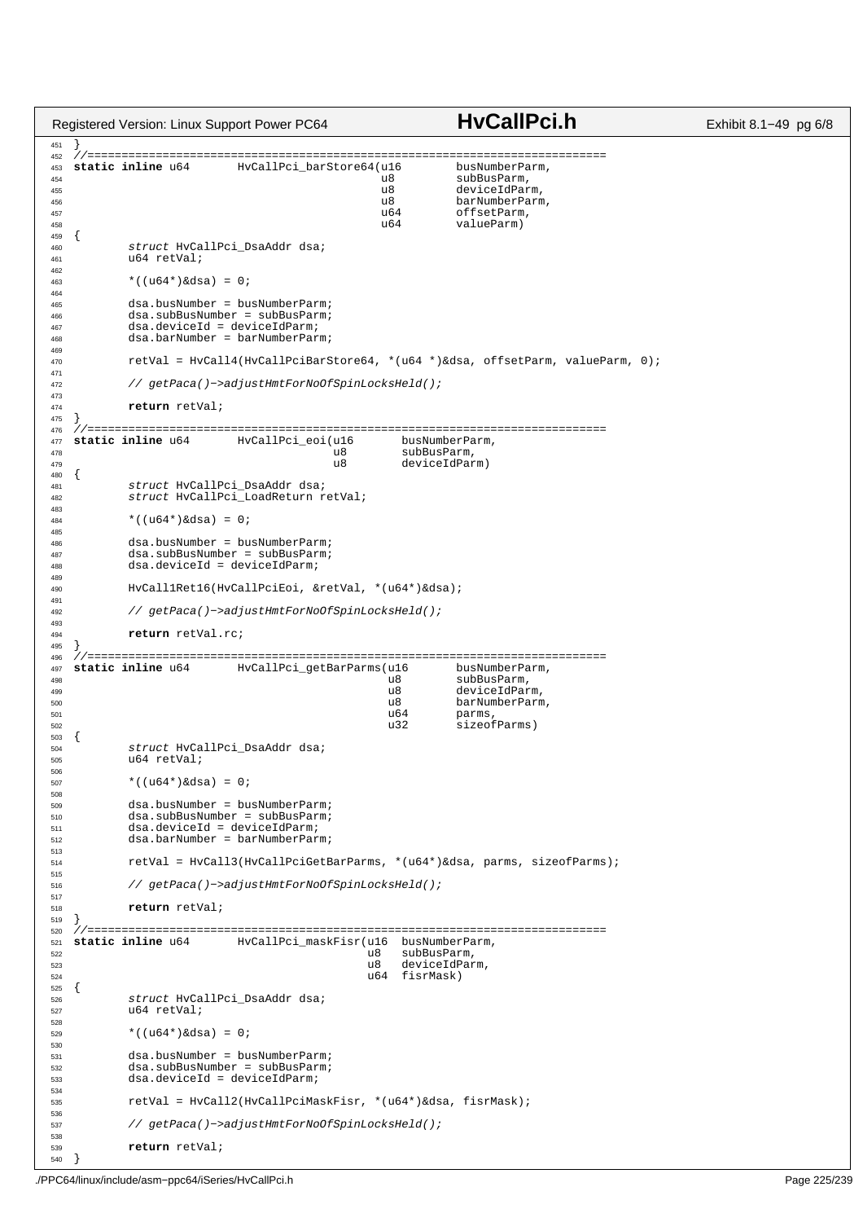```c
}
//============================================================================
static inline u64       HvCallPci_barStore64(u16        busNumberParm,
                                             u8         subBusParm,
                                             u8         deviceIdParm,
                                             u8         barNumberParm,
                                             u64        offsetParm,
                                             u64        valueParm)
{
        struct HvCallPci_DsaAddr dsa;
        u64 retVal;

        *((u64*)&dsa) = 0;

        dsa.busNumber = busNumberParm;
        dsa.subBusNumber = subBusParm;
        dsa.deviceId = deviceIdParm;
        dsa.barNumber = barNumberParm;

        retVal = HvCall4(HvCallPciBarStore64, *(u64 *)&dsa, offsetParm, valueParm, 0);

        // getPaca()->adjustHmtForNoOfSpinLocksHeld();

        return retVal;
}
//============================================================================
static inline u64       HvCallPci_eoi(u16       busNumberParm,
                                      u8        subBusParm,
                                      u8        deviceIdParm)
{
        struct HvCallPci_DsaAddr dsa;
        struct HvCallPci_LoadReturn retVal;

        *((u64*)&dsa) = 0;

        dsa.busNumber = busNumberParm;
        dsa.subBusNumber = subBusParm;
        dsa.deviceId = deviceIdParm;

        HvCall1Ret16(HvCallPciEoi, &retVal, *(u64*)&dsa);

        // getPaca()->adjustHmtForNoOfSpinLocksHeld();

        return retVal.rc;
}
//============================================================================
static inline u64       HvCallPci_getBarParms(u16       busNumberParm,
                                              u8        subBusParm,
                                              u8        deviceIdParm,
                                              u8        barNumberParm,
                                              u64       parms,
                                              u32       sizeofParms)
{
        struct HvCallPci_DsaAddr dsa;
        u64 retVal;

        *((u64*)&dsa) = 0;

        dsa.busNumber = busNumberParm;
        dsa.subBusNumber = subBusParm;
        dsa.deviceId = deviceIdParm;
        dsa.barNumber = barNumberParm;

        retVal = HvCall3(HvCallPciGetBarParms, *(u64*)&dsa, parms, sizeofParms);

        // getPaca()->adjustHmtForNoOfSpinLocksHeld();

        return retVal;
}
//============================================================================
static inline u64       HvCallPci_maskFisr(u16  busNumberParm,
                                           u8   subBusParm,
                                           u8   deviceIdParm,
                                           u64  fisrMask)
{
        struct HvCallPci_DsaAddr dsa;
        u64 retVal;

        *((u64*)&dsa) = 0;

        dsa.busNumber = busNumberParm;
        dsa.subBusNumber = subBusParm;
        dsa.deviceId = deviceIdParm;

        retVal = HvCall2(HvCallPciMaskFisr, *(u64*)&dsa, fisrMask);

        // getPaca()->adjustHmtForNoOfSpinLocksHeld();

        return retVal;
}
```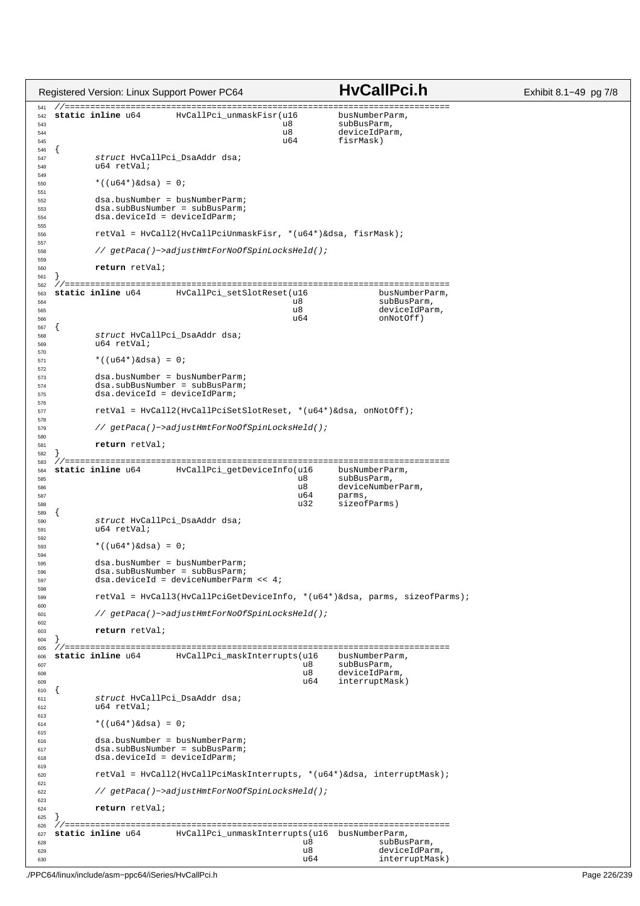```c
//============================================================================
static inline u64       HvCallPci_unmaskFisr(u16        busNumberParm,
                                            u8          subBusParm,
                                            u8          deviceIdParm,
                                            u64         fisrMask)
{
        struct HvCallPci_DsaAddr dsa;
        u64 retVal;

        *((u64*)&dsa) = 0;

        dsa.busNumber = busNumberParm;
        dsa.subBusNumber = subBusParm;
        dsa.deviceId = deviceIdParm;

        retVal = HvCall2(HvCallPciUnmaskFisr, *(u64*)&dsa, fisrMask);

        // getPaca()->adjustHmtForNoOfSpinLocksHeld();

        return retVal;
}
//============================================================================
static inline u64       HvCallPci_setSlotReset(u16              busNumberParm,
                                              u8                subBusParm,
                                              u8                deviceIdParm,
                                              u64               onNotOff)
{
        struct HvCallPci_DsaAddr dsa;
        u64 retVal;

        *((u64*)&dsa) = 0;

        dsa.busNumber = busNumberParm;
        dsa.subBusNumber = subBusParm;
        dsa.deviceId = deviceIdParm;

        retVal = HvCall2(HvCallPciSetSlotReset, *(u64*)&dsa, onNotOff);

        // getPaca()->adjustHmtForNoOfSpinLocksHeld();

        return retVal;
}
//============================================================================
static inline u64       HvCallPci_getDeviceInfo(u16     busNumberParm,
                                               u8       subBusParm,
                                               u8       deviceNumberParm,
                                               u64      parms,
                                               u32      sizeofParms)
{
        struct HvCallPci_DsaAddr dsa;
        u64 retVal;

        *((u64*)&dsa) = 0;

        dsa.busNumber = busNumberParm;
        dsa.subBusNumber = subBusParm;
        dsa.deviceId = deviceNumberParm << 4;

        retVal = HvCall3(HvCallPciGetDeviceInfo, *(u64*)&dsa, parms, sizeofParms);

        // getPaca()->adjustHmtForNoOfSpinLocksHeld();

        return retVal;
}
//============================================================================
static inline u64       HvCallPci_maskInterrupts(u16    busNumberParm,
                                                u8      subBusParm,
                                                u8      deviceIdParm,
                                                u64     interruptMask)
{
        struct HvCallPci_DsaAddr dsa;
        u64 retVal;

        *((u64*)&dsa) = 0;

        dsa.busNumber = busNumberParm;
        dsa.subBusNumber = subBusParm;
        dsa.deviceId = deviceIdParm;

        retVal = HvCall2(HvCallPciMaskInterrupts, *(u64*)&dsa, interruptMask);

        // getPaca()->adjustHmtForNoOfSpinLocksHeld();

        return retVal;
}
//============================================================================
static inline u64       HvCallPci_unmaskInterrupts(u16  busNumberParm,
                                                  u8            subBusParm,
                                                  u8            deviceIdParm,
                                                  u64           interruptMask)
```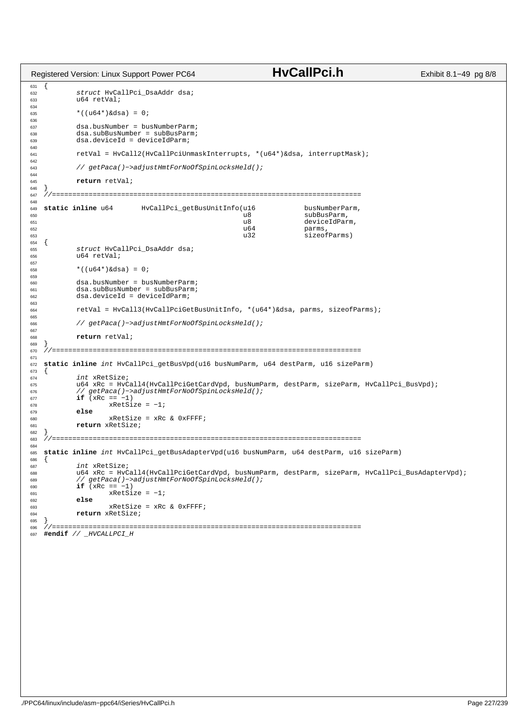```c
{
        struct HvCallPci_DsaAddr dsa;
        u64 retVal;

        *((u64*)&dsa) = 0;

        dsa.busNumber = busNumberParm;
        dsa.subBusNumber = subBusParm;
        dsa.deviceId = deviceIdParm;

        retVal = HvCall2(HvCallPciUnmaskInterrupts, *(u64*)&dsa, interruptMask);

        // getPaca()->adjustHmtForNoOfSpinLocksHeld();

        return retVal;
}
//============================================================================

static inline u64       HvCallPci_getBusUnitInfo(u16            busNumberParm,
                                                 u8             subBusParm,
                                                 u8             deviceIdParm,
                                                 u64            parms,
                                                 u32            sizeofParms)
{
        struct HvCallPci_DsaAddr dsa;
        u64 retVal;

        *((u64*)&dsa) = 0;

        dsa.busNumber = busNumberParm;
        dsa.subBusNumber = subBusParm;
        dsa.deviceId = deviceIdParm;

        retVal = HvCall3(HvCallPciGetBusUnitInfo, *(u64*)&dsa, parms, sizeofParms);

        // getPaca()->adjustHmtForNoOfSpinLocksHeld();

        return retVal;
}
//============================================================================

static inline int HvCallPci_getBusVpd(u16 busNumParm, u64 destParm, u16 sizeParm)
{
        int xRetSize;
        u64 xRc = HvCall4(HvCallPciGetCardVpd, busNumParm, destParm, sizeParm, HvCallPci_BusVpd);
        // getPaca()->adjustHmtForNoOfSpinLocksHeld();
        if (xRc == -1)
                xRetSize = -1;
        else
                xRetSize = xRc & 0xFFFF;
        return xRetSize;
}
//============================================================================

static inline int HvCallPci_getBusAdapterVpd(u16 busNumParm, u64 destParm, u16 sizeParm)
{
        int xRetSize;
        u64 xRc = HvCall4(HvCallPciGetCardVpd, busNumParm, destParm, sizeParm, HvCallPci_BusAdapterVpd);
        // getPaca()->adjustHmtForNoOfSpinLocksHeld();
        if (xRc == -1)
                xRetSize = -1;
        else
                xRetSize = xRc & 0xFFFF;
        return xRetSize;
}
//============================================================================
#endif // _HVCALLPCI_H
```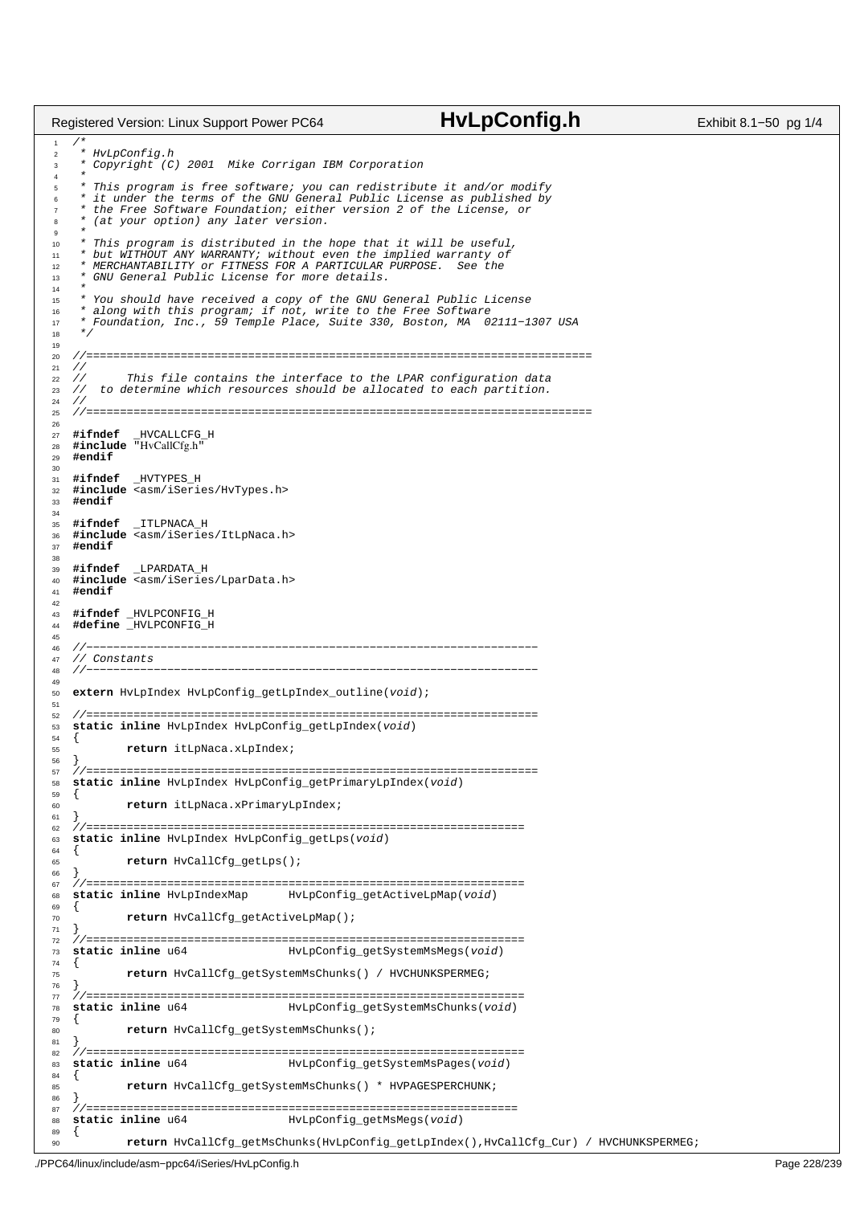```c
/*
 * HvLpConfig.h
 * Copyright (C) 2001  Mike Corrigan IBM Corporation
 *
 * This program is free software; you can redistribute it and/or modify
 * it under the terms of the GNU General Public License as published by
 * the Free Software Foundation; either version 2 of the License, or
 * (at your option) any later version.
 *
 * This program is distributed in the hope that it will be useful,
 * but WITHOUT ANY WARRANTY; without even the implied warranty of
 * MERCHANTABILITY or FITNESS FOR A PARTICULAR PURPOSE.  See the
 * GNU General Public License for more details.
 *
 * You should have received a copy of the GNU General Public License
 * along with this program; if not, write to the Free Software
 * Foundation, Inc., 59 Temple Place, Suite 330, Boston, MA  02111-1307 USA
 */

//===========================================================================
//
//      This file contains the interface to the LPAR configuration data
//  to determine which resources should be allocated to each partition.
//
//===========================================================================

#ifndef  _HVCALLCFG_H
#include "HvCallCfg.h"
#endif

#ifndef  _HVTYPES_H
#include <asm/iSeries/HvTypes.h>
#endif

#ifndef  _ITLPNACA_H
#include <asm/iSeries/ItLpNaca.h>
#endif

#ifndef  _LPARDATA_H
#include <asm/iSeries/LparData.h>
#endif

#ifndef _HVLPCONFIG_H
#define _HVLPCONFIG_H

//-------------------------------------------------------------------
// Constants
//-------------------------------------------------------------------

extern HvLpIndex HvLpConfig_getLpIndex_outline(void);

//===================================================================
static inline HvLpIndex HvLpConfig_getLpIndex(void)
{
        return itLpNaca.xLpIndex;
}
//===================================================================
static inline HvLpIndex HvLpConfig_getPrimaryLpIndex(void)
{
        return itLpNaca.xPrimaryLpIndex;
}
//=================================================================
static inline HvLpIndex HvLpConfig_getLps(void)
{
        return HvCallCfg_getLps();
}
//=================================================================
static inline HvLpIndexMap      HvLpConfig_getActiveLpMap(void)
{
        return HvCallCfg_getActiveLpMap();
}
//=================================================================
static inline u64               HvLpConfig_getSystemMsMegs(void)
{
        return HvCallCfg_getSystemMsChunks() / HVCHUNKSPERMEG;
}
//=================================================================
static inline u64               HvLpConfig_getSystemMsChunks(void)
{
        return HvCallCfg_getSystemMsChunks();
}
//=================================================================
static inline u64               HvLpConfig_getSystemMsPages(void)
{
        return HvCallCfg_getSystemMsChunks() * HVPAGESPERCHUNK;
}
//================================================================
static inline u64               HvLpConfig_getMsMegs(void)
{
        return HvCallCfg_getMsChunks(HvLpConfig_getLpIndex(),HvCallCfg_Cur) / HVCHUNKSPERMEG;
```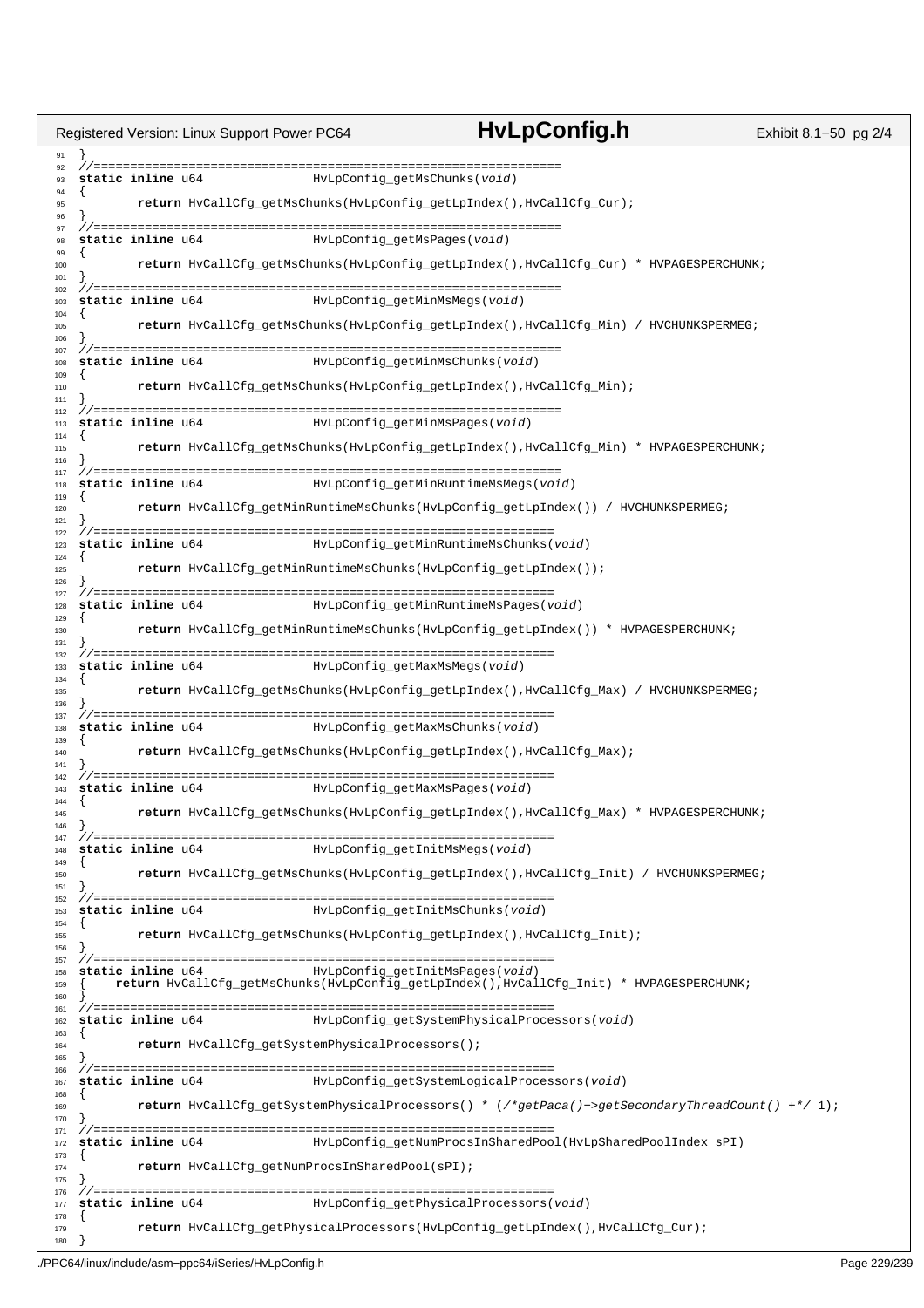```c
}
//================================================================
static inline u64               HvLpConfig_getMsChunks(void)
{
        return HvCallCfg_getMsChunks(HvLpConfig_getLpIndex(),HvCallCfg_Cur);
}
//================================================================
static inline u64               HvLpConfig_getMsPages(void)
{
        return HvCallCfg_getMsChunks(HvLpConfig_getLpIndex(),HvCallCfg_Cur) * HVPAGESPERCHUNK;
}
//================================================================
static inline u64               HvLpConfig_getMinMsMegs(void)
{
        return HvCallCfg_getMsChunks(HvLpConfig_getLpIndex(),HvCallCfg_Min) / HVCHUNKSPERMEG;
}
//================================================================
static inline u64               HvLpConfig_getMinMsChunks(void)
{
        return HvCallCfg_getMsChunks(HvLpConfig_getLpIndex(),HvCallCfg_Min);
}
//================================================================
static inline u64               HvLpConfig_getMinMsPages(void)
{
        return HvCallCfg_getMsChunks(HvLpConfig_getLpIndex(),HvCallCfg_Min) * HVPAGESPERCHUNK;
}
//================================================================
static inline u64               HvLpConfig_getMinRuntimeMsMegs(void)
{
        return HvCallCfg_getMinRuntimeMsChunks(HvLpConfig_getLpIndex()) / HVCHUNKSPERMEG;
}
//================================================================
static inline u64               HvLpConfig_getMinRuntimeMsChunks(void)
{
        return HvCallCfg_getMinRuntimeMsChunks(HvLpConfig_getLpIndex());
}
//================================================================
static inline u64               HvLpConfig_getMinRuntimeMsPages(void)
{
        return HvCallCfg_getMinRuntimeMsChunks(HvLpConfig_getLpIndex()) * HVPAGESPERCHUNK;
}
//================================================================
static inline u64               HvLpConfig_getMaxMsMegs(void)
{
        return HvCallCfg_getMsChunks(HvLpConfig_getLpIndex(),HvCallCfg_Max) / HVCHUNKSPERMEG;
}
//================================================================
static inline u64               HvLpConfig_getMaxMsChunks(void)
{
        return HvCallCfg_getMsChunks(HvLpConfig_getLpIndex(),HvCallCfg_Max);
}
//================================================================
static inline u64               HvLpConfig_getMaxMsPages(void)
{
        return HvCallCfg_getMsChunks(HvLpConfig_getLpIndex(),HvCallCfg_Max) * HVPAGESPERCHUNK;
}
//================================================================
static inline u64               HvLpConfig_getInitMsMegs(void)
{
        return HvCallCfg_getMsChunks(HvLpConfig_getLpIndex(),HvCallCfg_Init) / HVCHUNKSPERMEG;
}
//================================================================
static inline u64               HvLpConfig_getInitMsChunks(void)
{
        return HvCallCfg_getMsChunks(HvLpConfig_getLpIndex(),HvCallCfg_Init);
}
//================================================================
static inline u64               HvLpConfig_getInitMsPages(void)
{    return HvCallCfg_getMsChunks(HvLpConfig_getLpIndex(),HvCallCfg_Init) * HVPAGESPERCHUNK;
}
//================================================================
static inline u64               HvLpConfig_getSystemPhysicalProcessors(void)
{
        return HvCallCfg_getSystemPhysicalProcessors();
}
//================================================================
static inline u64               HvLpConfig_getSystemLogicalProcessors(void)
{
        return HvCallCfg_getSystemPhysicalProcessors() * (/*getPaca()->getSecondaryThreadCount() +*/ 1);
}
//================================================================
static inline u64               HvLpConfig_getNumProcsInSharedPool(HvLpSharedPoolIndex sPI)
{
        return HvCallCfg_getNumProcsInSharedPool(sPI);
}
//================================================================
static inline u64               HvLpConfig_getPhysicalProcessors(void)
{
        return HvCallCfg_getPhysicalProcessors(HvLpConfig_getLpIndex(),HvCallCfg_Cur);
}
```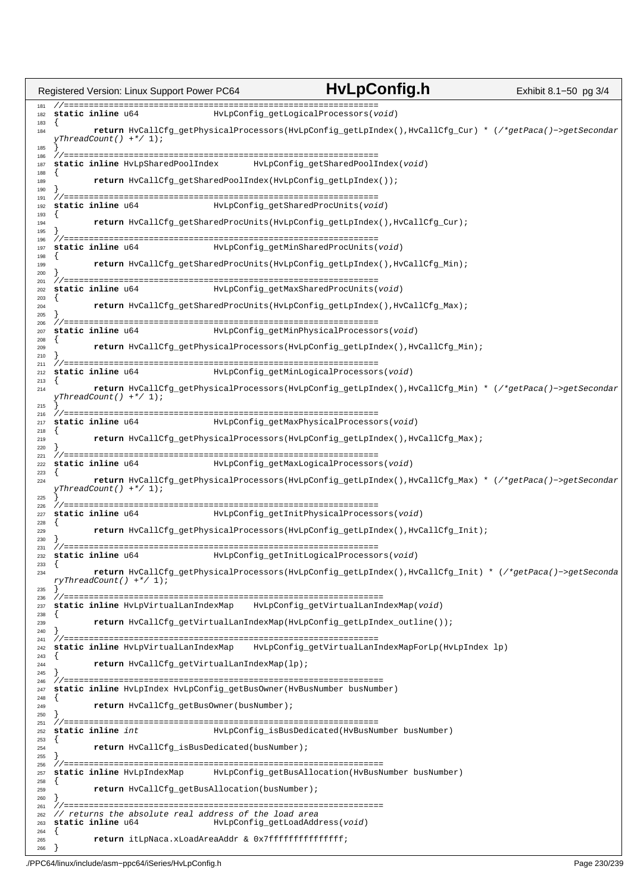```c
//=====================================================================
static inline u64               HvLpConfig_getLogicalProcessors(void)
{
        return HvCallCfg_getPhysicalProcessors(HvLpConfig_getLpIndex(),HvCallCfg_Cur) * (/*getPaca()->getSecondaryThreadCount() +*/ 1);
}
//=====================================================================
static inline HvLpSharedPoolIndex       HvLpConfig_getSharedPoolIndex(void)
{
        return HvCallCfg_getSharedPoolIndex(HvLpConfig_getLpIndex());
}
//=====================================================================
static inline u64               HvLpConfig_getSharedProcUnits(void)
{
        return HvCallCfg_getSharedProcUnits(HvLpConfig_getLpIndex(),HvCallCfg_Cur);
}
//=====================================================================
static inline u64               HvLpConfig_getMinSharedProcUnits(void)
{
        return HvCallCfg_getSharedProcUnits(HvLpConfig_getLpIndex(),HvCallCfg_Min);
}
//=====================================================================
static inline u64               HvLpConfig_getMaxSharedProcUnits(void)
{
        return HvCallCfg_getSharedProcUnits(HvLpConfig_getLpIndex(),HvCallCfg_Max);
}
//=====================================================================
static inline u64               HvLpConfig_getMinPhysicalProcessors(void)
{
        return HvCallCfg_getPhysicalProcessors(HvLpConfig_getLpIndex(),HvCallCfg_Min);
}
//=====================================================================
static inline u64               HvLpConfig_getMinLogicalProcessors(void)
{
        return HvCallCfg_getPhysicalProcessors(HvLpConfig_getLpIndex(),HvCallCfg_Min) * (/*getPaca()->getSecondaryThreadCount() +*/ 1);
}
//=====================================================================
static inline u64               HvLpConfig_getMaxPhysicalProcessors(void)
{
        return HvCallCfg_getPhysicalProcessors(HvLpConfig_getLpIndex(),HvCallCfg_Max);
}
//=====================================================================
static inline u64               HvLpConfig_getMaxLogicalProcessors(void)
{
        return HvCallCfg_getPhysicalProcessors(HvLpConfig_getLpIndex(),HvCallCfg_Max) * (/*getPaca()->getSecondaryThreadCount() +*/ 1);
}
//=====================================================================
static inline u64               HvLpConfig_getInitPhysicalProcessors(void)
{
        return HvCallCfg_getPhysicalProcessors(HvLpConfig_getLpIndex(),HvCallCfg_Init);
}
//=====================================================================
static inline u64               HvLpConfig_getInitLogicalProcessors(void)
{
        return HvCallCfg_getPhysicalProcessors(HvLpConfig_getLpIndex(),HvCallCfg_Init) * (/*getPaca()->getSecondaryThreadCount() +*/ 1);
}
//======================================================================
static inline HvLpVirtualLanIndexMap    HvLpConfig_getVirtualLanIndexMap(void)
{
        return HvCallCfg_getVirtualLanIndexMap(HvLpConfig_getLpIndex_outline());
}
//======================================================================
static inline HvLpVirtualLanIndexMap    HvLpConfig_getVirtualLanIndexMapForLp(HvLpIndex lp)
{
        return HvCallCfg_getVirtualLanIndexMap(lp);
}
//======================================================================
static inline HvLpIndex HvLpConfig_getBusOwner(HvBusNumber busNumber)
{
        return HvCallCfg_getBusOwner(busNumber);
}
//=====================================================================
static inline int               HvLpConfig_isBusDedicated(HvBusNumber busNumber)
{
        return HvCallCfg_isBusDedicated(busNumber);
}
//======================================================================
static inline HvLpIndexMap      HvLpConfig_getBusAllocation(HvBusNumber busNumber)
{
        return HvCallCfg_getBusAllocation(busNumber);
}
//======================================================================
// returns the absolute real address of the load area
static inline u64               HvLpConfig_getLoadAddress(void)
{
        return itLpNaca.xLoadAreaAddr & 0x7fffffffffffffff;
}
```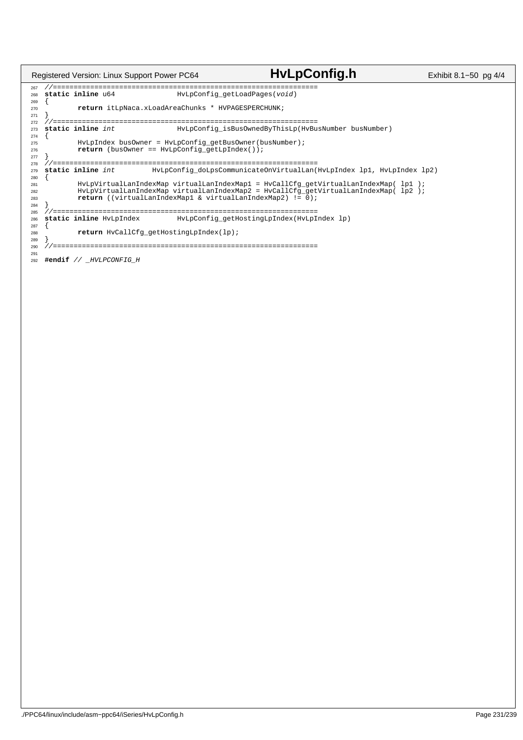```c
//=====================================================================
static inline u64               HvLpConfig_getLoadPages(void)
{
        return itLpNaca.xLoadAreaChunks * HVPAGESPERCHUNK;
}
//=====================================================================
static inline int               HvLpConfig_isBusOwnedByThisLp(HvBusNumber busNumber)
{
        HvLpIndex busOwner = HvLpConfig_getBusOwner(busNumber);
        return (busOwner == HvLpConfig_getLpIndex());
}
//=====================================================================
static inline int       HvLpConfig_doLpsCommunicateOnVirtualLan(HvLpIndex lp1, HvLpIndex lp2)
{
        HvLpVirtualLanIndexMap virtualLanIndexMap1 = HvCallCfg_getVirtualLanIndexMap( lp1 );
        HvLpVirtualLanIndexMap virtualLanIndexMap2 = HvCallCfg_getVirtualLanIndexMap( lp2 );
        return ((virtualLanIndexMap1 & virtualLanIndexMap2) != 0);
}
//=====================================================================
static inline HvLpIndex         HvLpConfig_getHostingLpIndex(HvLpIndex lp)
{
        return HvCallCfg_getHostingLpIndex(lp);
}
//=====================================================================

#endif // _HVLPCONFIG_H
```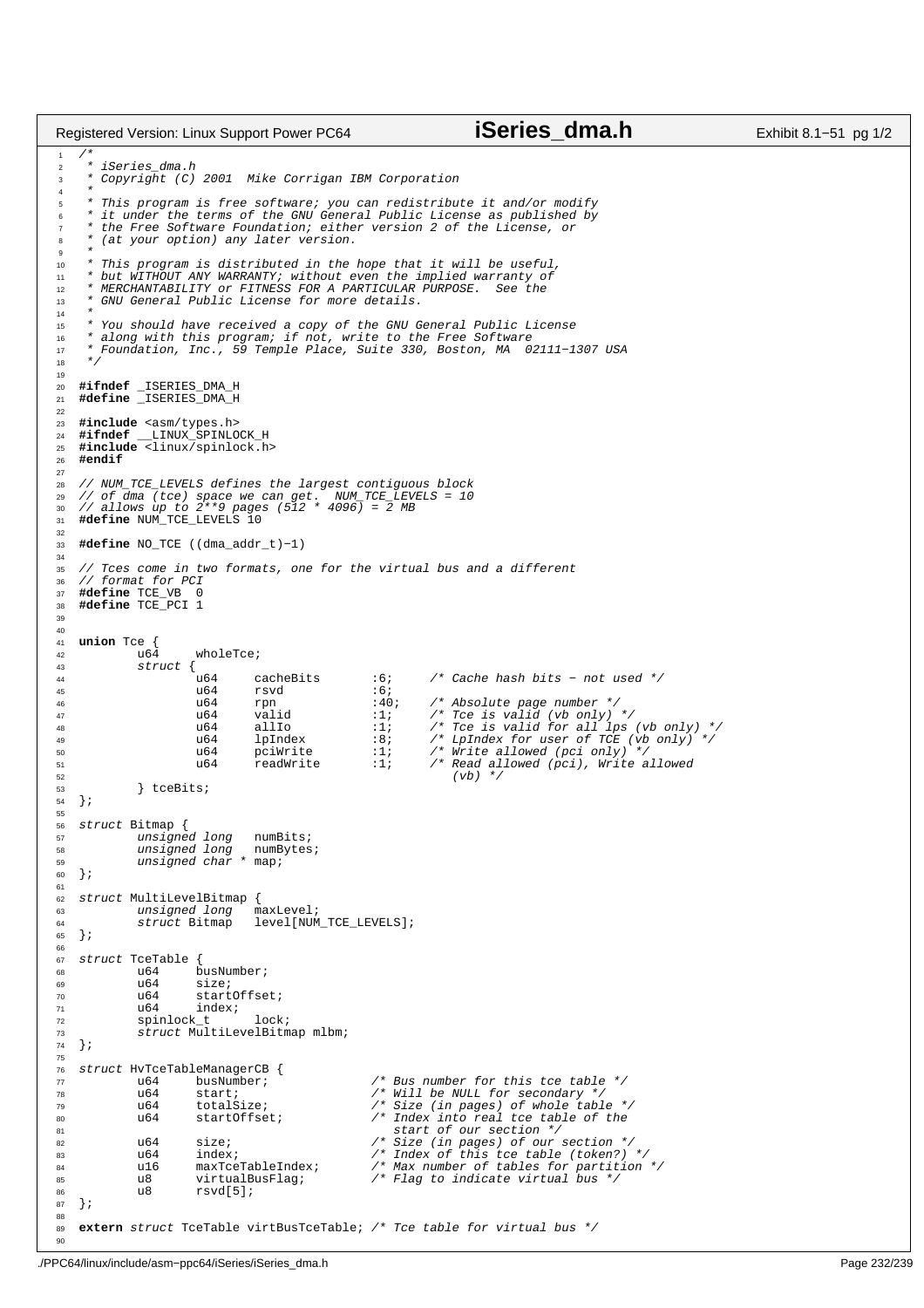```c
/*
 * iSeries_dma.h
 * Copyright (C) 2001  Mike Corrigan IBM Corporation
 *
 * This program is free software; you can redistribute it and/or modify
 * it under the terms of the GNU General Public License as published by
 * the Free Software Foundation; either version 2 of the License, or
 * (at your option) any later version.
 *
 * This program is distributed in the hope that it will be useful,
 * but WITHOUT ANY WARRANTY; without even the implied warranty of
 * MERCHANTABILITY or FITNESS FOR A PARTICULAR PURPOSE.  See the
 * GNU General Public License for more details.
 *
 * You should have received a copy of the GNU General Public License
 * along with this program; if not, write to the Free Software
 * Foundation, Inc., 59 Temple Place, Suite 330, Boston, MA  02111-1307 USA
 */

#ifndef _ISERIES_DMA_H
#define _ISERIES_DMA_H

#include <asm/types.h>
#ifndef __LINUX_SPINLOCK_H
#include <linux/spinlock.h>
#endif

// NUM_TCE_LEVELS defines the largest contiguous block
// of dma (tce) space we can get.  NUM_TCE_LEVELS = 10
// allows up to 2**9 pages (512 * 4096) = 2 MB
#define NUM_TCE_LEVELS 10

#define NO_TCE ((dma_addr_t)-1)

// Tces come in two formats, one for the virtual bus and a different
// format for PCI
#define TCE_VB  0
#define TCE_PCI 1


union Tce {
	u64	wholeTce;
	struct {
		u64	cacheBits	:6;	/* Cache hash bits - not used */
		u64	rsvd		:6;
		u64	rpn		:40;	/* Absolute page number */
		u64	valid		:1;	/* Tce is valid (vb only) */
		u64	allIo		:1;	/* Tce is valid for all lps (vb only) */
		u64	lpIndex		:8;	/* LpIndex for user of TCE (vb only) */
		u64	pciWrite	:1;	/* Write allowed (pci only) */
		u64	readWrite	:1;	/* Read allowed (pci), Write allowed
						   (vb) */
	} tceBits;
};

struct Bitmap {
	unsigned long	numBits;
	unsigned long	numBytes;
	unsigned char * map;
};

struct MultiLevelBitmap {
	unsigned long	maxLevel;
	struct Bitmap	level[NUM_TCE_LEVELS];
};

struct TceTable {
	u64	busNumber;
	u64	size;
	u64	startOffset;
	u64	index;
	spinlock_t	lock;
	struct MultiLevelBitmap mlbm;
};

struct HvTceTableManagerCB {
	u64	busNumber;		/* Bus number for this tce table */
	u64	start;			/* Will be NULL for secondary */
	u64	totalSize;		/* Size (in pages) of whole table */
	u64	startOffset;		/* Index into real tce table of the
					   start of our section */
	u64	size;			/* Size (in pages) of our section */
	u64	index;			/* Index of this tce table (token?) */
	u16	maxTceTableIndex;	/* Max number of tables for partition */
	u8	virtualBusFlag;		/* Flag to indicate virtual bus */
	u8	rsvd[5];
};

extern struct TceTable virtBusTceTable; /* Tce table for virtual bus */
```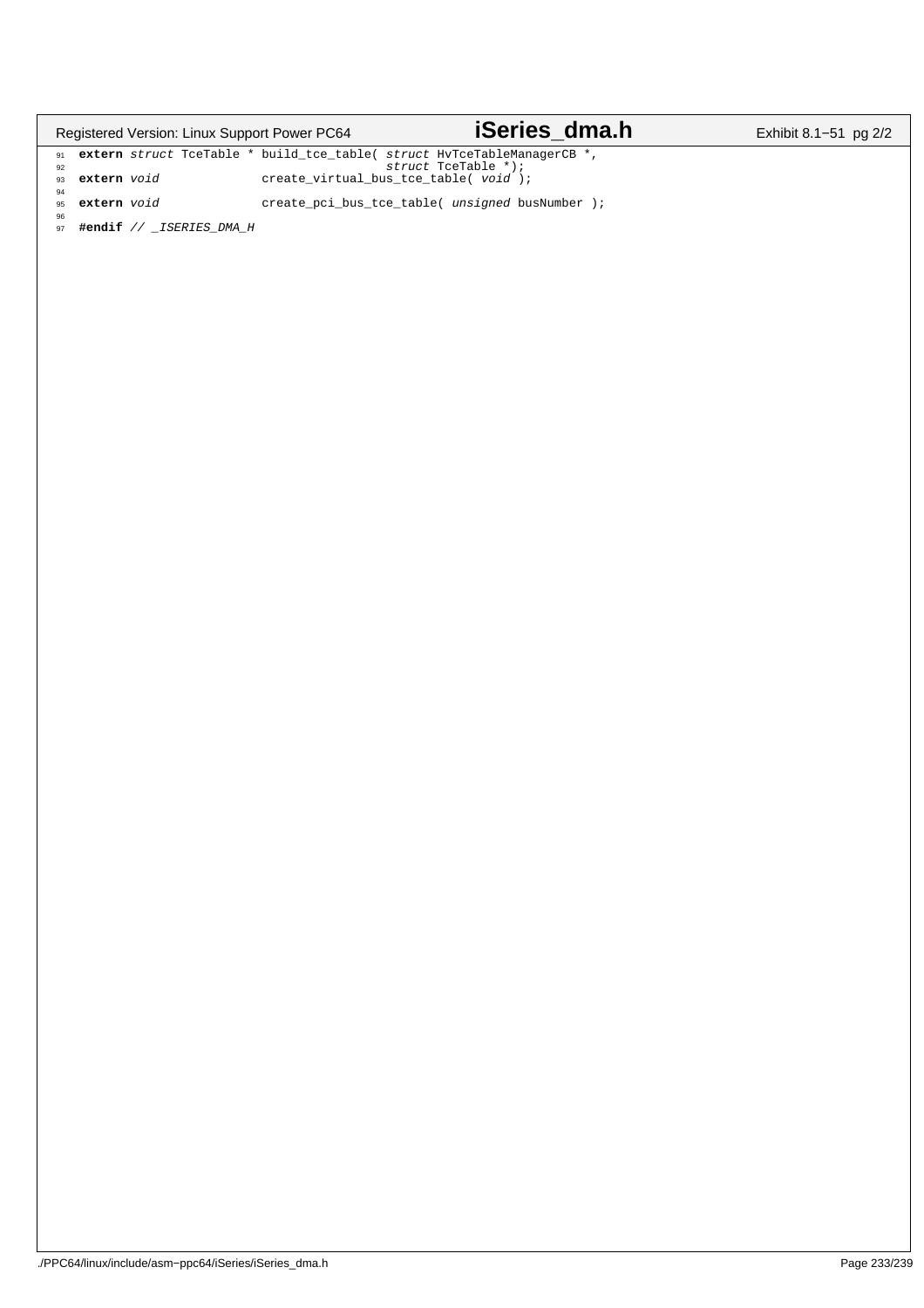```c
extern struct TceTable * build_tce_table( struct HvTceTableManagerCB *,
                                          struct TceTable *);
extern void              create_virtual_bus_tce_table( void );

extern void              create_pci_bus_tce_table( unsigned busNumber );

#endif // _ISERIES_DMA_H
```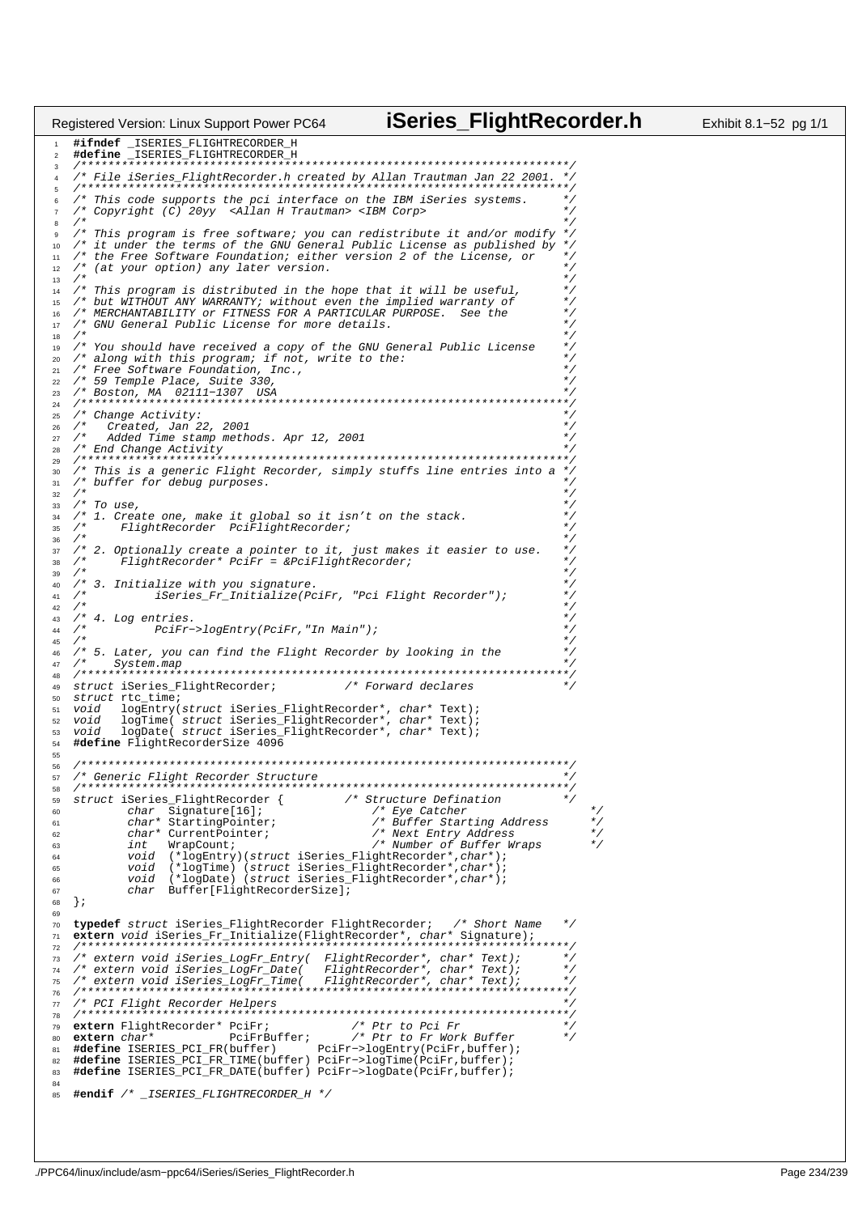```c
#ifndef _ISERIES_FLIGHTRECORDER_H
#define _ISERIES_FLIGHTRECORDER_H
/************************************************************************/
/* File iSeries_FlightRecorder.h created by Allan Trautman Jan 22 2001. */
/************************************************************************/
/* This code supports the pci interface on the IBM iSeries systems.     */
/* Copyright (C) 20yy  <Allan H Trautman> <IBM Corp>                    */
/*                                                                      */
/* This program is free software; you can redistribute it and/or modify */
/* it under the terms of the GNU General Public License as published by */
/* the Free Software Foundation; either version 2 of the License, or    */
/* (at your option) any later version.                                  */
/*                                                                      */
/* This program is distributed in the hope that it will be useful,      */
/* but WITHOUT ANY WARRANTY; without even the implied warranty of       */
/* MERCHANTABILITY or FITNESS FOR A PARTICULAR PURPOSE.  See the        */
/* GNU General Public License for more details.                         */
/*                                                                      */
/* You should have received a copy of the GNU General Public License    */
/* along with this program; if not, write to the:                       */
/* Free Software Foundation, Inc.,                                      */
/* 59 Temple Place, Suite 330,                                          */
/* Boston, MA  02111-1307  USA                                          */
/************************************************************************/
/* Change Activity:                                                     */
/*   Created, Jan 22, 2001                                              */
/*   Added Time stamp methods. Apr 12, 2001                             */
/* End Change Activity                                                  */
/************************************************************************/
/* This is a generic Flight Recorder, simply stuffs line entries into a */
/* buffer for debug purposes.                                           */
/*                                                                      */
/* To use,                                                              */
/* 1. Create one, make it global so it isn't on the stack.              */
/*     FlightRecorder  PciFlightRecorder;                               */
/*                                                                      */
/* 2. Optionally create a pointer to it, just makes it easier to use.   */
/*     FlightRecorder* PciFr = &PciFlightRecorder;                      */
/*                                                                      */
/* 3. Initialize with you signature.                                    */
/*          iSeries_Fr_Initialize(PciFr, "Pci Flight Recorder");        */
/*                                                                      */
/* 4. Log entries.                                                      */
/*          PciFr->logEntry(PciFr,"In Main");                           */
/*                                                                      */
/* 5. Later, you can find the Flight Recorder by looking in the         */
/*    System.map                                                        */
/************************************************************************/
struct iSeries_FlightRecorder;          /* Forward declares             */
struct rtc_time;
void   logEntry(struct iSeries_FlightRecorder*, char* Text);
void   logTime( struct iSeries_FlightRecorder*, char* Text);
void   logDate( struct iSeries_FlightRecorder*, char* Text);
#define FlightRecorderSize 4096

/************************************************************************/
/* Generic Flight Recorder Structure                                    */
/************************************************************************/
struct iSeries_FlightRecorder {         /* Structure Defination         */
        char  Signature[16];              /* Eye Catcher                  */
        char* StartingPointer;            /* Buffer Starting Address      */
        char* CurrentPointer;             /* Next Entry Address           */
        int   WrapCount;                  /* Number of Buffer Wraps       */
        void  (*logEntry)(struct iSeries_FlightRecorder*,char*);
        void  (*logTime) (struct iSeries_FlightRecorder*,char*);
        void  (*logDate) (struct iSeries_FlightRecorder*,char*);
        char  Buffer[FlightRecorderSize];
};

typedef struct iSeries_FlightRecorder FlightRecorder;   /* Short Name   */
extern void iSeries_Fr_Initialize(FlightRecorder*, char* Signature);
/************************************************************************/
/* extern void iSeries_LogFr_Entry(  FlightRecorder*, char* Text);      */
/* extern void iSeries_LogFr_Date(   FlightRecorder*, char* Text);      */
/* extern void iSeries_LogFr_Time(   FlightRecorder*, char* Text);      */
/************************************************************************/
/* PCI Flight Recorder Helpers                                          */
/************************************************************************/
extern FlightRecorder* PciFr;           /* Ptr to Pci Fr                */
extern char*           PciFrBuffer;     /* Ptr to Fr Work Buffer        */
#define ISERIES_PCI_FR(buffer)      PciFr->logEntry(PciFr,buffer);
#define ISERIES_PCI_FR_TIME(buffer) PciFr->logTime(PciFr,buffer);
#define ISERIES_PCI_FR_DATE(buffer) PciFr->logDate(PciFr,buffer);

#endif /* _ISERIES_FLIGHTRECORDER_H */
```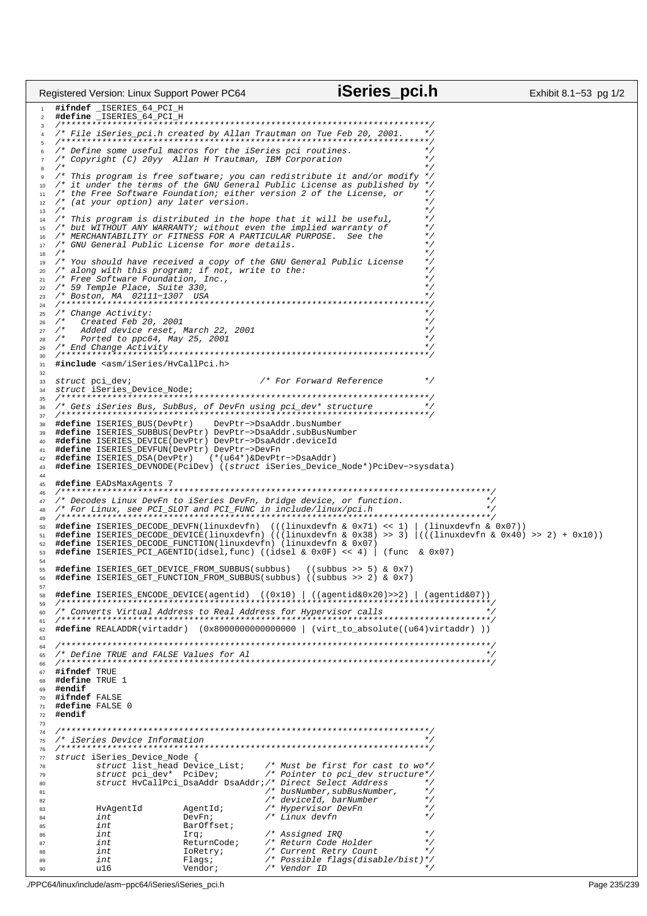```c
#ifndef _ISERIES_64_PCI_H
#define _ISERIES_64_PCI_H
/************************************************************************/
/* File iSeries_pci.h created by Allan Trautman on Tue Feb 20, 2001.    */
/************************************************************************/
/* Define some useful macros for the iSeries pci routines.              */
/* Copyright (C) 20yy  Allan H Trautman, IBM Corporation                */
/*                                                                      */
/* This program is free software; you can redistribute it and/or modify */
/* it under the terms of the GNU General Public License as published by */
/* the Free Software Foundation; either version 2 of the License, or    */
/* (at your option) any later version.                                  */
/*                                                                      */
/* This program is distributed in the hope that it will be useful,      */
/* but WITHOUT ANY WARRANTY; without even the implied warranty of       */
/* MERCHANTABILITY or FITNESS FOR A PARTICULAR PURPOSE.  See the        */
/* GNU General Public License for more details.                         */
/*                                                                      */
/* You should have received a copy of the GNU General Public License    */
/* along with this program; if not, write to the:                       */
/* Free Software Foundation, Inc.,                                      */
/* 59 Temple Place, Suite 330,                                          */
/* Boston, MA  02111-1307  USA                                          */
/************************************************************************/
/* Change Activity:                                                     */
/*   Created Feb 20, 2001                                               */
/*   Added device reset, March 22, 2001                                 */
/*   Ported to ppc64, May 25, 2001                                      */
/* End Change Activity                                                  */
/************************************************************************/
#include <asm/iSeries/HvCallPci.h>

struct pci_dev;                         /* For Forward Reference        */
struct iSeries_Device_Node;
/************************************************************************/
/* Gets iSeries Bus, SubBus, of DevFn using pci_dev* structure          */
/************************************************************************/
#define ISERIES_BUS(DevPtr)    DevPtr->DsaAddr.busNumber
#define ISERIES_SUBBUS(DevPtr) DevPtr->DsaAddr.subBusNumber
#define ISERIES_DEVICE(DevPtr) DevPtr->DsaAddr.deviceId
#define ISERIES_DEVFUN(DevPtr) DevPtr->DevFn
#define ISERIES_DSA(DevPtr)   (*(u64*)&DevPtr->DsaAddr)
#define ISERIES_DEVNODE(PciDev) ((struct iSeries_Device_Node*)PciDev->sysdata)

#define EADsMaxAgents 7
/************************************************************************************/
/* Decodes Linux DevFn to iSeries DevFn, bridge device, or function.                */
/* For Linux, see PCI_SLOT and PCI_FUNC in include/linux/pci.h                      */
/************************************************************************************/
#define ISERIES_DECODE_DEVFN(linuxdevfn)  (((linuxdevfn & 0x71) << 1) | (linuxdevfn & 0x07))
#define ISERIES_DECODE_DEVICE(linuxdevfn) (((linuxdevfn & 0x38) >> 3) |(((linuxdevfn & 0x40) >> 2) + 0x10))
#define ISERIES_DECODE_FUNCTION(linuxdevfn) (linuxdevfn & 0x07)
#define ISERIES_PCI_AGENTID(idsel,func) ((idsel & 0x0F) << 4) | (func  & 0x07)

#define ISERIES_GET_DEVICE_FROM_SUBBUS(subbus)   ((subbus >> 5) & 0x7)
#define ISERIES_GET_FUNCTION_FROM_SUBBUS(subbus) ((subbus >> 2) & 0x7)

#define ISERIES_ENCODE_DEVICE(agentid)  ((0x10) | ((agentid&0x20)>>2) | (agentid&07))
/************************************************************************************/
/* Converts Virtual Address to Real Address for Hypervisor calls                    */
/************************************************************************************/
#define REALADDR(virtaddr)  (0x8000000000000000 | (virt_to_absolute((u64)virtaddr) ))

/************************************************************************************/
/* Define TRUE and FALSE Values for Al                                              */
/************************************************************************************/
#ifndef TRUE
#define TRUE 1
#endif
#ifndef FALSE
#define FALSE 0
#endif

/************************************************************************/
/* iSeries Device Information                                           */
/************************************************************************/
struct iSeries_Device_Node {
        struct list_head Device_List;    /* Must be first for cast to wo*/
        struct pci_dev*  PciDev;         /* Pointer to pci_dev structure*/
        struct HvCallPci_DsaAddr DsaAddr;/* Direct Select Address       */
                                         /* busNumber,subBusNumber,     */
                                         /* deviceId, barNumber         */
        HvAgentId        AgentId;        /* Hypervisor DevFn            */
        int              DevFn;          /* Linux devfn                 */
        int              BarOffset;
        int              Irq;            /* Assigned IRQ                */
        int              ReturnCode;     /* Return Code Holder          */
        int              IoRetry;        /* Current Retry Count         */
        int              Flags;          /* Possible flags(disable/bist)*/
        u16              Vendor;         /* Vendor ID                   */
```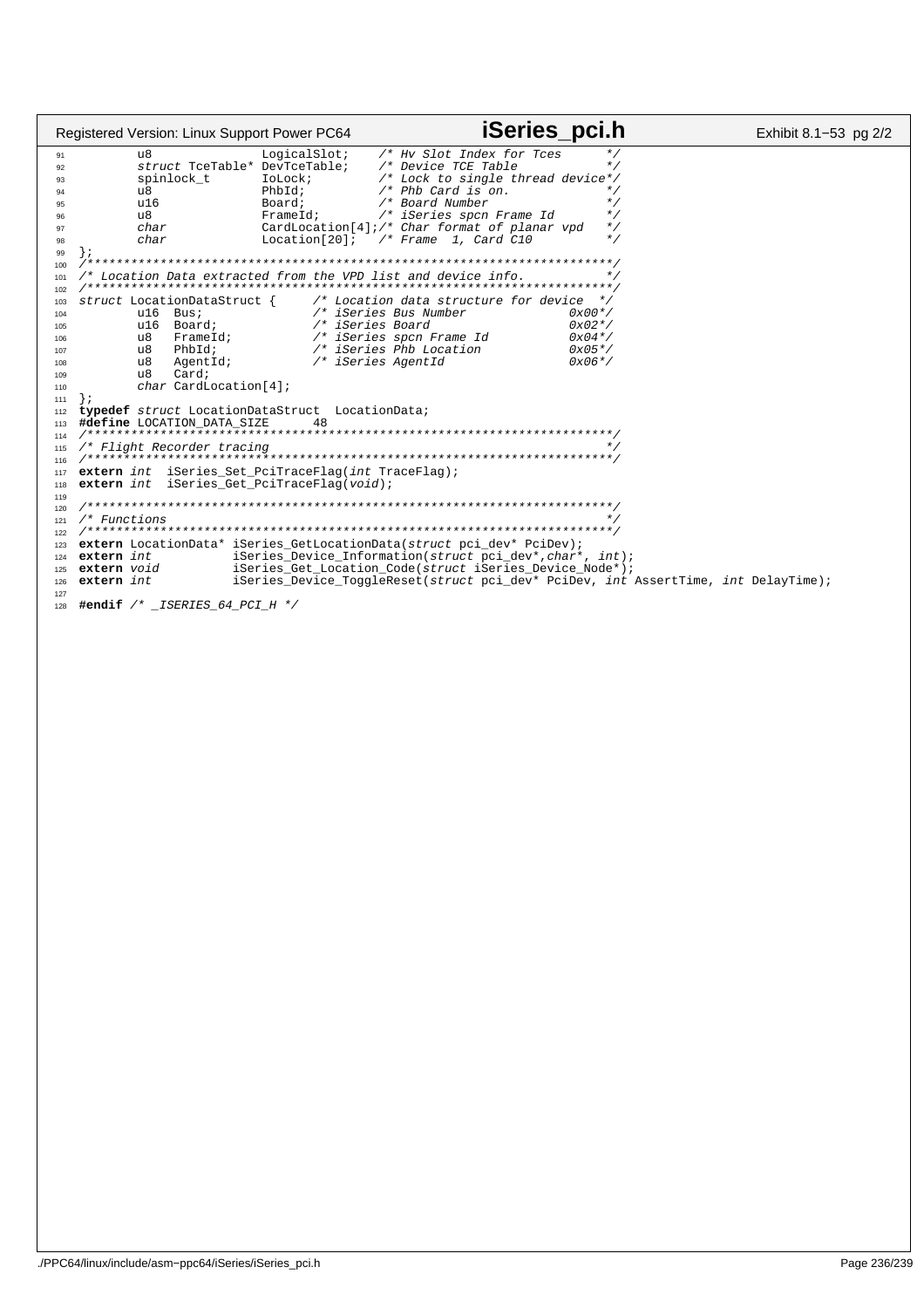```c
        u8              LogicalSlot;    /* Hv Slot Index for Tces       */
        struct TceTable* DevTceTable;   /* Device TCE Table             */
        spinlock_t      IoLock;         /* Lock to single thread device*/
        u8              PhbId;          /* Phb Card is on.              */
        u16             Board;          /* Board Number                 */
        u8              FrameId;        /* iSeries spcn Frame Id        */
        char            CardLocation[4];/* Char format of planar vpd   */
        char            Location[20];   /* Frame  1, Card C10           */
};
/************************************************************************/
/* Location Data extracted from the VPD list and device info.          */
/************************************************************************/
struct LocationDataStruct {     /* Location data structure for device  */
        u16  Bus;               /* iSeries Bus Number           0x00*/
        u16  Board;             /* iSeries Board                0x02*/
        u8   FrameId;           /* iSeries spcn Frame Id        0x04*/
        u8   PhbId;             /* iSeries Phb Location         0x05*/
        u8   AgentId;           /* iSeries AgentId              0x06*/
        u8   Card;
        char CardLocation[4];
};
typedef struct LocationDataStruct  LocationData;
#define LOCATION_DATA_SIZE      48
/************************************************************************/
/* Flight Recorder tracing                                              */
/************************************************************************/
extern int  iSeries_Set_PciTraceFlag(int TraceFlag);
extern int  iSeries_Get_PciTraceFlag(void);

/************************************************************************/
/* Functions                                                            */
/************************************************************************/
extern LocationData* iSeries_GetLocationData(struct pci_dev* PciDev);
extern int           iSeries_Device_Information(struct pci_dev*,char*, int);
extern void          iSeries_Get_Location_Code(struct iSeries_Device_Node*);
extern int           iSeries_Device_ToggleReset(struct pci_dev* PciDev, int AssertTime, int DelayTime);

#endif /* _ISERIES_64_PCI_H */
```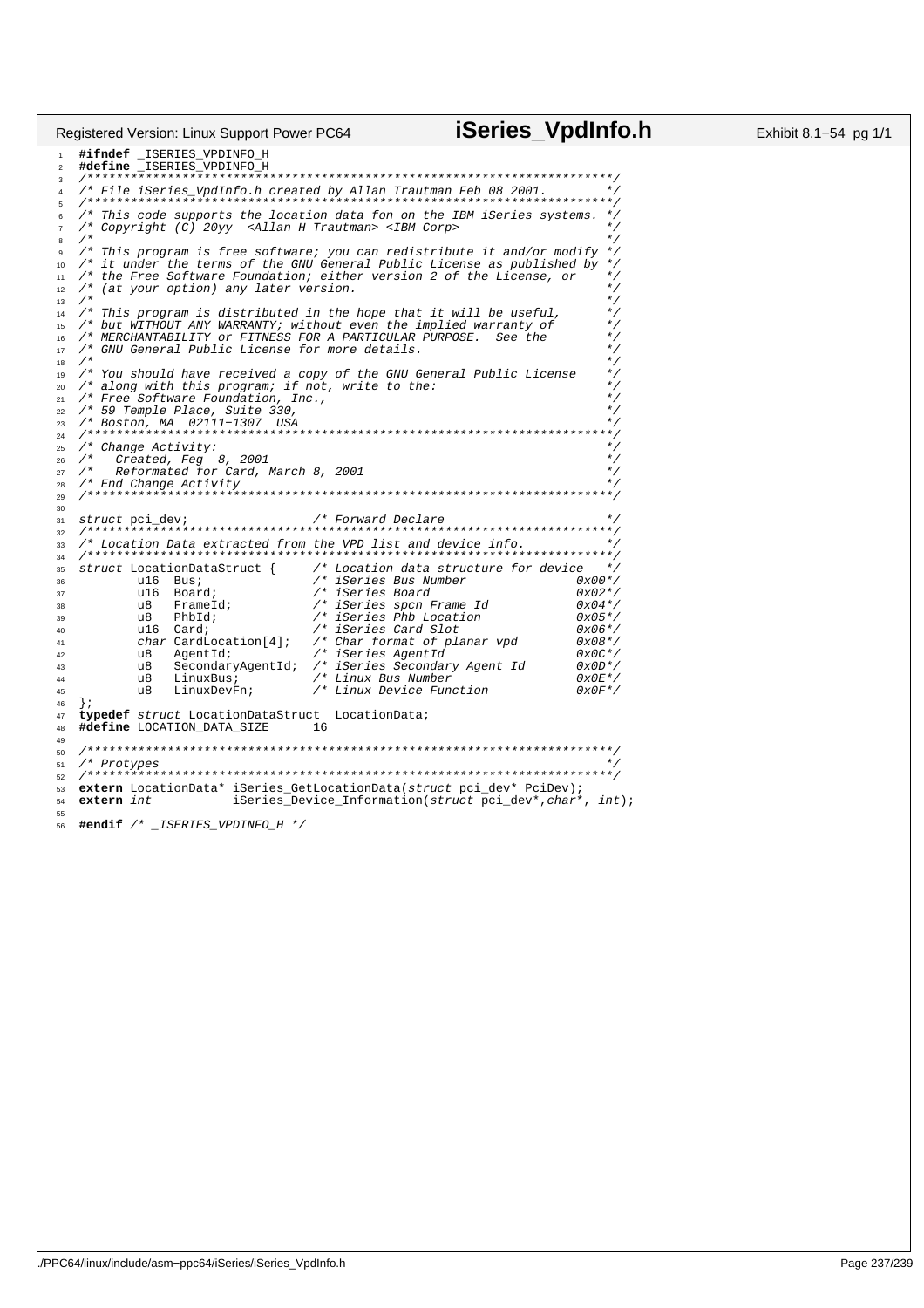```c
#ifndef _ISERIES_VPDINFO_H
#define _ISERIES_VPDINFO_H
/************************************************************************/
/* File iSeries_VpdInfo.h created by Allan Trautman Feb 08 2001.        */
/************************************************************************/
/* This code supports the location data fon on the IBM iSeries systems. */
/* Copyright (C) 20yy  <Allan H Trautman> <IBM Corp>                    */
/*                                                                      */
/* This program is free software; you can redistribute it and/or modify */
/* it under the terms of the GNU General Public License as published by */
/* the Free Software Foundation; either version 2 of the License, or    */
/* (at your option) any later version.                                  */
/*                                                                      */
/* This program is distributed in the hope that it will be useful,      */
/* but WITHOUT ANY WARRANTY; without even the implied warranty of       */
/* MERCHANTABILITY or FITNESS FOR A PARTICULAR PURPOSE.  See the        */
/* GNU General Public License for more details.                         */
/*                                                                      */
/* You should have received a copy of the GNU General Public License    */
/* along with this program; if not, write to the:                       */
/* Free Software Foundation, Inc.,                                      */
/* 59 Temple Place, Suite 330,                                          */
/* Boston, MA  02111-1307  USA                                          */
/************************************************************************/
/* Change Activity:                                                     */
/*   Created, Feg  8, 2001                                              */
/*   Reformated for Card, March 8, 2001                                 */
/* End Change Activity                                                  */
/************************************************************************/

struct pci_dev;                 /* Forward Declare                      */
/************************************************************************/
/* Location Data extracted from the VPD list and device info.           */
/************************************************************************/
struct LocationDataStruct {     /* Location data structure for device   */
        u16  Bus;               /* iSeries Bus Number              0x00*/
        u16  Board;             /* iSeries Board                   0x02*/
        u8   FrameId;           /* iSeries spcn Frame Id           0x04*/
        u8   PhbId;             /* iSeries Phb Location            0x05*/
        u16  Card;              /* iSeries Card Slot               0x06*/
        char CardLocation[4];   /* Char format of planar vpd       0x08*/
        u8   AgentId;           /* iSeries AgentId                 0x0C*/
        u8   SecondaryAgentId;  /* iSeries Secondary Agent Id      0x0D*/
        u8   LinuxBus;          /* Linux Bus Number                0x0E*/
        u8   LinuxDevFn;        /* Linux Device Function           0x0F*/
};
typedef struct LocationDataStruct  LocationData;
#define LOCATION_DATA_SIZE      16

/************************************************************************/
/* Protypes                                                             */
/************************************************************************/
extern LocationData* iSeries_GetLocationData(struct pci_dev* PciDev);
extern int           iSeries_Device_Information(struct pci_dev*,char*, int);

#endif /* _ISERIES_VPDINFO_H */
```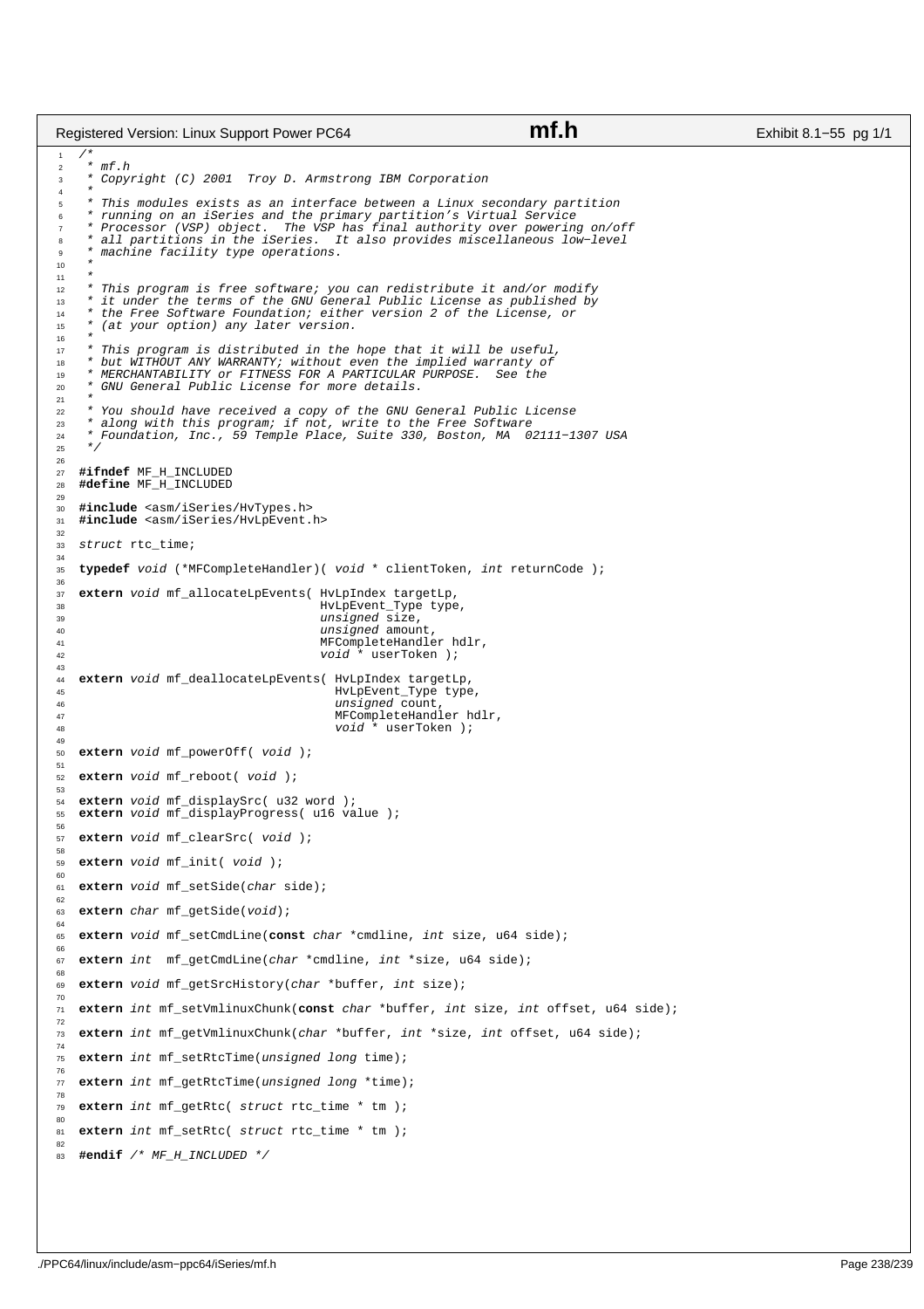```c
/*
 * mf.h
 * Copyright (C) 2001  Troy D. Armstrong IBM Corporation
 *
 * This modules exists as an interface between a Linux secondary partition
 * running on an iSeries and the primary partition's Virtual Service
 * Processor (VSP) object.  The VSP has final authority over powering on/off
 * all partitions in the iSeries.  It also provides miscellaneous low-level
 * machine facility type operations.
 *
 *
 * This program is free software; you can redistribute it and/or modify
 * it under the terms of the GNU General Public License as published by
 * the Free Software Foundation; either version 2 of the License, or
 * (at your option) any later version.
 *
 * This program is distributed in the hope that it will be useful,
 * but WITHOUT ANY WARRANTY; without even the implied warranty of
 * MERCHANTABILITY or FITNESS FOR A PARTICULAR PURPOSE.  See the
 * GNU General Public License for more details.
 *
 * You should have received a copy of the GNU General Public License
 * along with this program; if not, write to the Free Software
 * Foundation, Inc., 59 Temple Place, Suite 330, Boston, MA  02111-1307 USA
 */

#ifndef MF_H_INCLUDED
#define MF_H_INCLUDED

#include <asm/iSeries/HvTypes.h>
#include <asm/iSeries/HvLpEvent.h>

struct rtc_time;

typedef void (*MFCompleteHandler)( void * clientToken, int returnCode );

extern void mf_allocateLpEvents( HvLpIndex targetLp,
                                 HvLpEvent_Type type,
                                 unsigned size,
                                 unsigned amount,
                                 MFCompleteHandler hdlr,
                                 void * userToken );

extern void mf_deallocateLpEvents( HvLpIndex targetLp,
                                   HvLpEvent_Type type,
                                   unsigned count,
                                   MFCompleteHandler hdlr,
                                   void * userToken );

extern void mf_powerOff( void );

extern void mf_reboot( void );

extern void mf_displaySrc( u32 word );
extern void mf_displayProgress( u16 value );

extern void mf_clearSrc( void );

extern void mf_init( void );

extern void mf_setSide(char side);

extern char mf_getSide(void);

extern void mf_setCmdLine(const char *cmdline, int size, u64 side);

extern int  mf_getCmdLine(char *cmdline, int *size, u64 side);

extern void mf_getSrcHistory(char *buffer, int size);

extern int mf_setVmlinuxChunk(const char *buffer, int size, int offset, u64 side);

extern int mf_getVmlinuxChunk(char *buffer, int *size, int offset, u64 side);

extern int mf_setRtcTime(unsigned long time);

extern int mf_getRtcTime(unsigned long *time);

extern int mf_getRtc( struct rtc_time * tm );

extern int mf_setRtc( struct rtc_time * tm );

#endif /* MF_H_INCLUDED */
```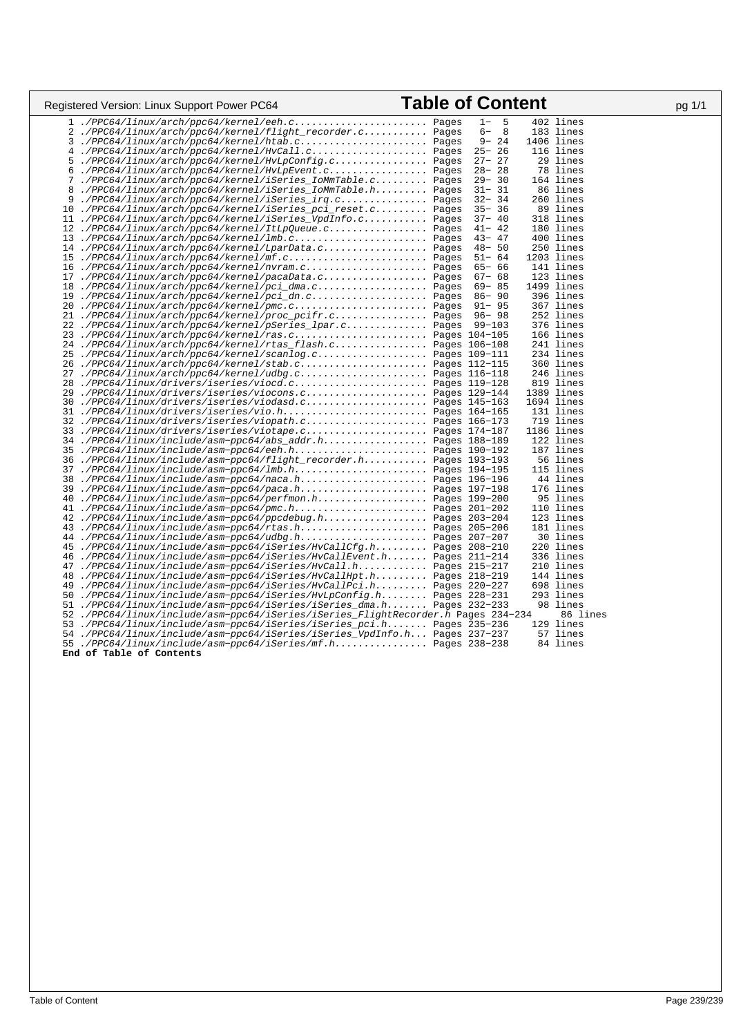# Table of Content

| | File | Pages | Lines |
|---|---|---|---|
| 1 | ./PPC64/linux/arch/ppc64/kernel/eeh.c | 1– 5 | 402 lines |
| 2 | ./PPC64/linux/arch/ppc64/kernel/flight_recorder.c | 6– 8 | 183 lines |
| 3 | ./PPC64/linux/arch/ppc64/kernel/htab.c | 9– 24 | 1406 lines |
| 4 | ./PPC64/linux/arch/ppc64/kernel/HvCall.c | 25– 26 | 116 lines |
| 5 | ./PPC64/linux/arch/ppc64/kernel/HvLpConfig.c | 27– 27 | 29 lines |
| 6 | ./PPC64/linux/arch/ppc64/kernel/HvLpEvent.c | 28– 28 | 78 lines |
| 7 | ./PPC64/linux/arch/ppc64/kernel/iSeries_IoMmTable.c | 29– 30 | 164 lines |
| 8 | ./PPC64/linux/arch/ppc64/kernel/iSeries_IoMmTable.h | 31– 31 | 86 lines |
| 9 | ./PPC64/linux/arch/ppc64/kernel/iSeries_irq.c | 32– 34 | 260 lines |
| 10 | ./PPC64/linux/arch/ppc64/kernel/iSeries_pci_reset.c | 35– 36 | 89 lines |
| 11 | ./PPC64/linux/arch/ppc64/kernel/iSeries_VpdInfo.c | 37– 40 | 318 lines |
| 12 | ./PPC64/linux/arch/ppc64/kernel/ItLpQueue.c | 41– 42 | 180 lines |
| 13 | ./PPC64/linux/arch/ppc64/kernel/lmb.c | 43– 47 | 400 lines |
| 14 | ./PPC64/linux/arch/ppc64/kernel/LparData.c | 48– 50 | 250 lines |
| 15 | ./PPC64/linux/arch/ppc64/kernel/mf.c | 51– 64 | 1203 lines |
| 16 | ./PPC64/linux/arch/ppc64/kernel/nvram.c | 65– 66 | 141 lines |
| 17 | ./PPC64/linux/arch/ppc64/kernel/pacaData.c | 67– 68 | 123 lines |
| 18 | ./PPC64/linux/arch/ppc64/kernel/pci_dma.c | 69– 85 | 1499 lines |
| 19 | ./PPC64/linux/arch/ppc64/kernel/pci_dn.c | 86– 90 | 396 lines |
| 20 | ./PPC64/linux/arch/ppc64/kernel/pmc.c | 91– 95 | 367 lines |
| 21 | ./PPC64/linux/arch/ppc64/kernel/proc_pcifr.c | 96– 98 | 252 lines |
| 22 | ./PPC64/linux/arch/ppc64/kernel/pSeries_lpar.c | 99–103 | 376 lines |
| 23 | ./PPC64/linux/arch/ppc64/kernel/ras.c | 104–105 | 166 lines |
| 24 | ./PPC64/linux/arch/ppc64/kernel/rtas_flash.c | 106–108 | 241 lines |
| 25 | ./PPC64/linux/arch/ppc64/kernel/scanlog.c | 109–111 | 234 lines |
| 26 | ./PPC64/linux/arch/ppc64/kernel/stab.c | 112–115 | 360 lines |
| 27 | ./PPC64/linux/arch/ppc64/kernel/udbg.c | 116–118 | 246 lines |
| 28 | ./PPC64/linux/drivers/iseries/viocd.c | 119–128 | 819 lines |
| 29 | ./PPC64/linux/drivers/iseries/viocons.c | 129–144 | 1389 lines |
| 30 | ./PPC64/linux/drivers/iseries/viodasd.c | 145–163 | 1694 lines |
| 31 | ./PPC64/linux/drivers/iseries/vio.h | 164–165 | 131 lines |
| 32 | ./PPC64/linux/drivers/iseries/viopath.c | 166–173 | 719 lines |
| 33 | ./PPC64/linux/drivers/iseries/viotape.c | 174–187 | 1186 lines |
| 34 | ./PPC64/linux/include/asm-ppc64/abs_addr.h | 188–189 | 122 lines |
| 35 | ./PPC64/linux/include/asm-ppc64/eeh.h | 190–192 | 187 lines |
| 36 | ./PPC64/linux/include/asm-ppc64/flight_recorder.h | 193–193 | 56 lines |
| 37 | ./PPC64/linux/include/asm-ppc64/lmb.h | 194–195 | 115 lines |
| 38 | ./PPC64/linux/include/asm-ppc64/naca.h | 196–196 | 44 lines |
| 39 | ./PPC64/linux/include/asm-ppc64/paca.h | 197–198 | 176 lines |
| 40 | ./PPC64/linux/include/asm-ppc64/perfmon.h | 199–200 | 95 lines |
| 41 | ./PPC64/linux/include/asm-ppc64/pmc.h | 201–202 | 110 lines |
| 42 | ./PPC64/linux/include/asm-ppc64/ppcdebug.h | 203–204 | 123 lines |
| 43 | ./PPC64/linux/include/asm-ppc64/rtas.h | 205–206 | 181 lines |
| 44 | ./PPC64/linux/include/asm-ppc64/udbg.h | 207–207 | 30 lines |
| 45 | ./PPC64/linux/include/asm-ppc64/iSeries/HvCallCfg.h | 208–210 | 220 lines |
| 46 | ./PPC64/linux/include/asm-ppc64/iSeries/HvCallEvent.h | 211–214 | 336 lines |
| 47 | ./PPC64/linux/include/asm-ppc64/iSeries/HvCall.h | 215–217 | 210 lines |
| 48 | ./PPC64/linux/include/asm-ppc64/iSeries/HvCallHpt.h | 218–219 | 144 lines |
| 49 | ./PPC64/linux/include/asm-ppc64/iSeries/HvCallPci.h | 220–227 | 698 lines |
| 50 | ./PPC64/linux/include/asm-ppc64/iSeries/HvLpConfig.h | 228–231 | 293 lines |
| 51 | ./PPC64/linux/include/asm-ppc64/iSeries/iSeries_dma.h | 232–233 | 98 lines |
| 52 | ./PPC64/linux/include/asm-ppc64/iSeries/iSeries_FlightRecorder.h | 234–234 | 86 lines |
| 53 | ./PPC64/linux/include/asm-ppc64/iSeries/iSeries_pci.h | 235–236 | 129 lines |
| 54 | ./PPC64/linux/include/asm-ppc64/iSeries/iSeries_VpdInfo.h | 237–237 | 57 lines |
| 55 | ./PPC64/linux/include/asm-ppc64/iSeries/mf.h | 238–238 | 84 lines |

**End of Table of Contents**